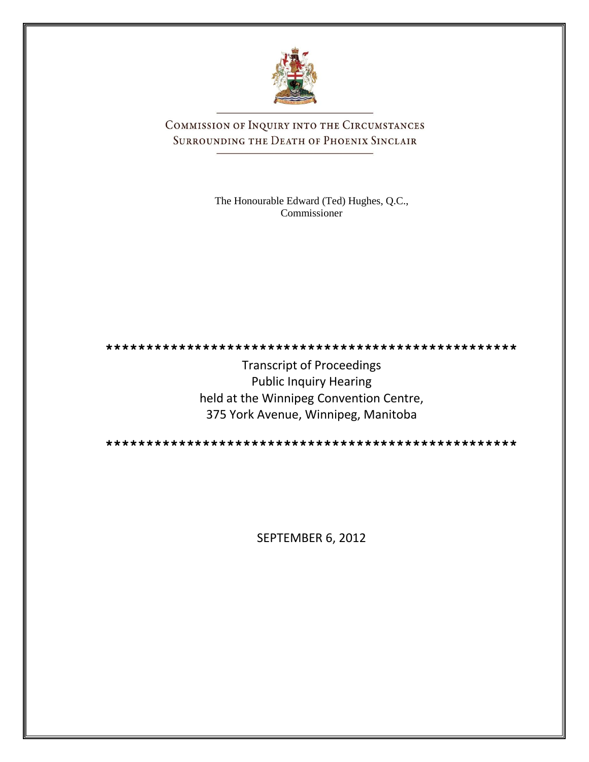# Commission of Inquiry into the Circumstances Surrounding the Death of Phoenix Sinclair

The Honourable Edward (Ted) Hughes, Q.C.,
Commissioner

*****************************************************

Transcript of Proceedings
Public Inquiry Hearing
held at the Winnipeg Convention Centre,
375 York Avenue, Winnipeg, Manitoba

*****************************************************

SEPTEMBER 6, 2012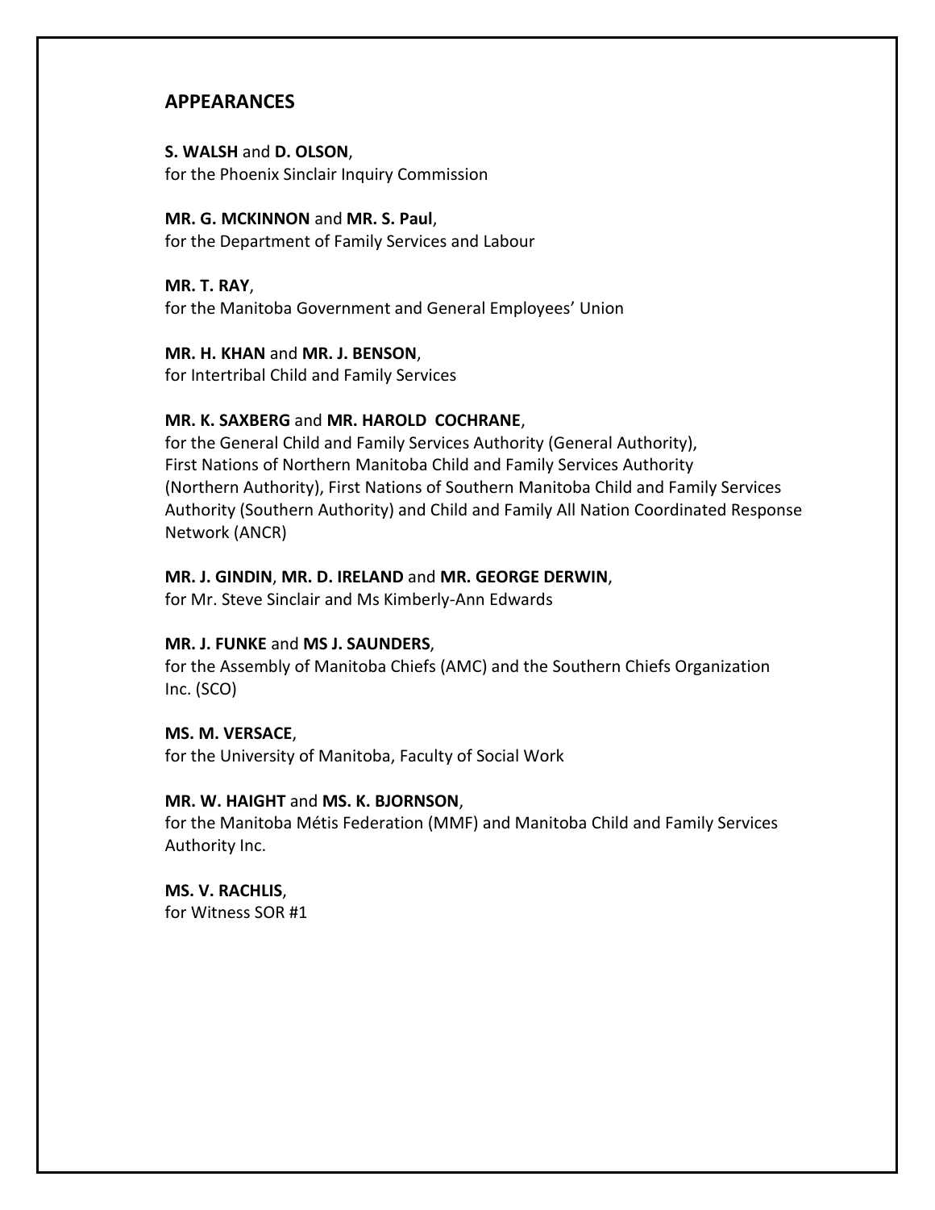## APPEARANCES

**S. WALSH** and **D. OLSON**,
for the Phoenix Sinclair Inquiry Commission

**MR. G. MCKINNON** and **MR. S. Paul**,
for the Department of Family Services and Labour

**MR. T. RAY**,
for the Manitoba Government and General Employees' Union

**MR. H. KHAN** and **MR. J. BENSON**,
for Intertribal Child and Family Services

**MR. K. SAXBERG** and **MR. HAROLD COCHRANE**,
for the General Child and Family Services Authority (General Authority), First Nations of Northern Manitoba Child and Family Services Authority (Northern Authority), First Nations of Southern Manitoba Child and Family Services Authority (Southern Authority) and Child and Family All Nation Coordinated Response Network (ANCR)

**MR. J. GINDIN**, **MR. D. IRELAND** and **MR. GEORGE DERWIN**,
for Mr. Steve Sinclair and Ms Kimberly-Ann Edwards

**MR. J. FUNKE** and **MS J. SAUNDERS**,
for the Assembly of Manitoba Chiefs (AMC) and the Southern Chiefs Organization Inc. (SCO)

**MS. M. VERSACE**,
for the University of Manitoba, Faculty of Social Work

**MR. W. HAIGHT** and **MS. K. BJORNSON**,
for the Manitoba Métis Federation (MMF) and Manitoba Child and Family Services Authority Inc.

**MS. V. RACHLIS**,
for Witness SOR #1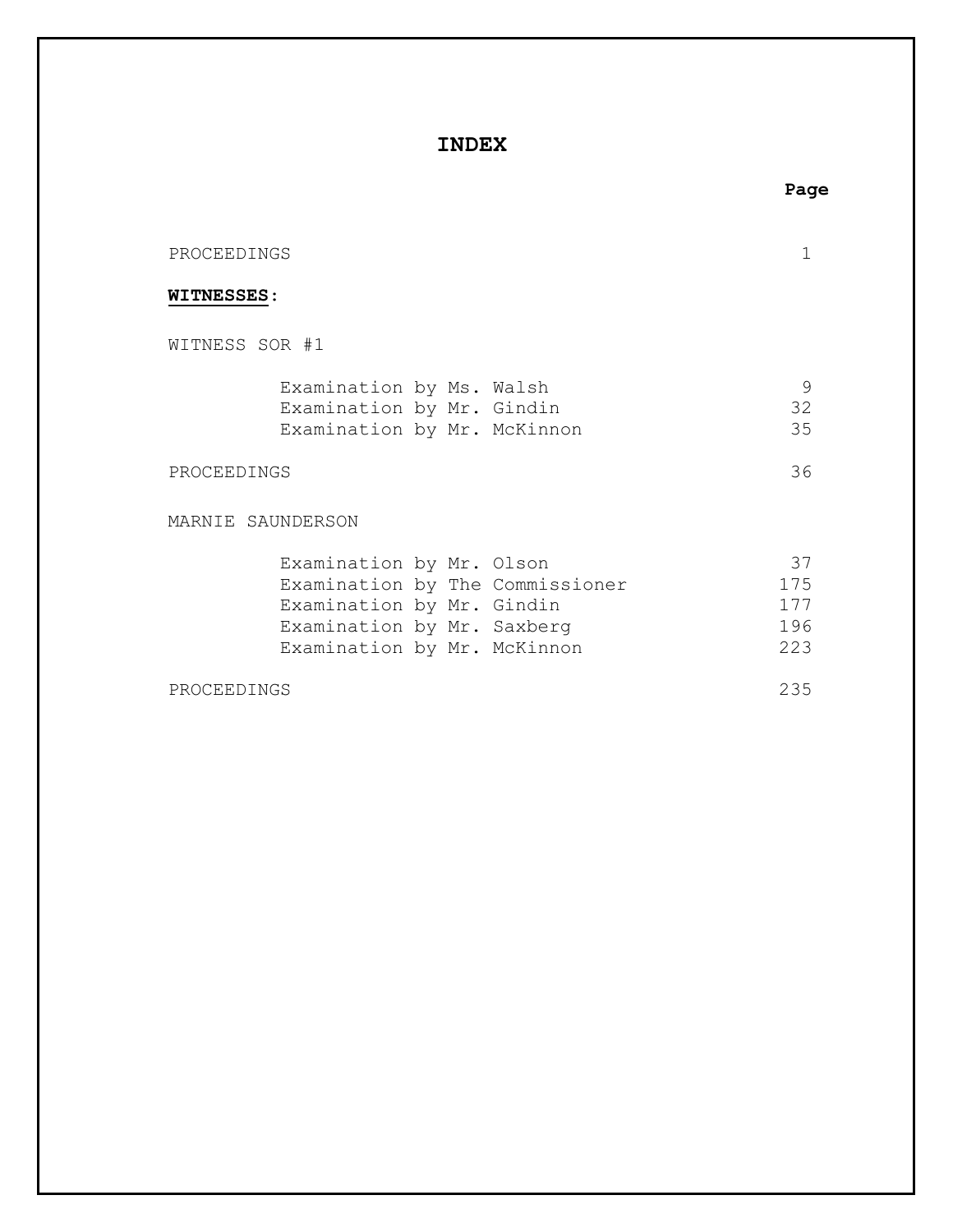# INDEX

| | Page |
|---|---|
| PROCEEDINGS | 1 |
| **WITNESSES**: | |
| WITNESS SOR #1 | |
| Examination by Ms. Walsh | 9 |
| Examination by Mr. Gindin | 32 |
| Examination by Mr. McKinnon | 35 |
| PROCEEDINGS | 36 |
| MARNIE SAUNDERSON | |
| Examination by Mr. Olson | 37 |
| Examination by The Commissioner | 175 |
| Examination by Mr. Gindin | 177 |
| Examination by Mr. Saxberg | 196 |
| Examination by Mr. McKinnon | 223 |
| PROCEEDINGS | 235 |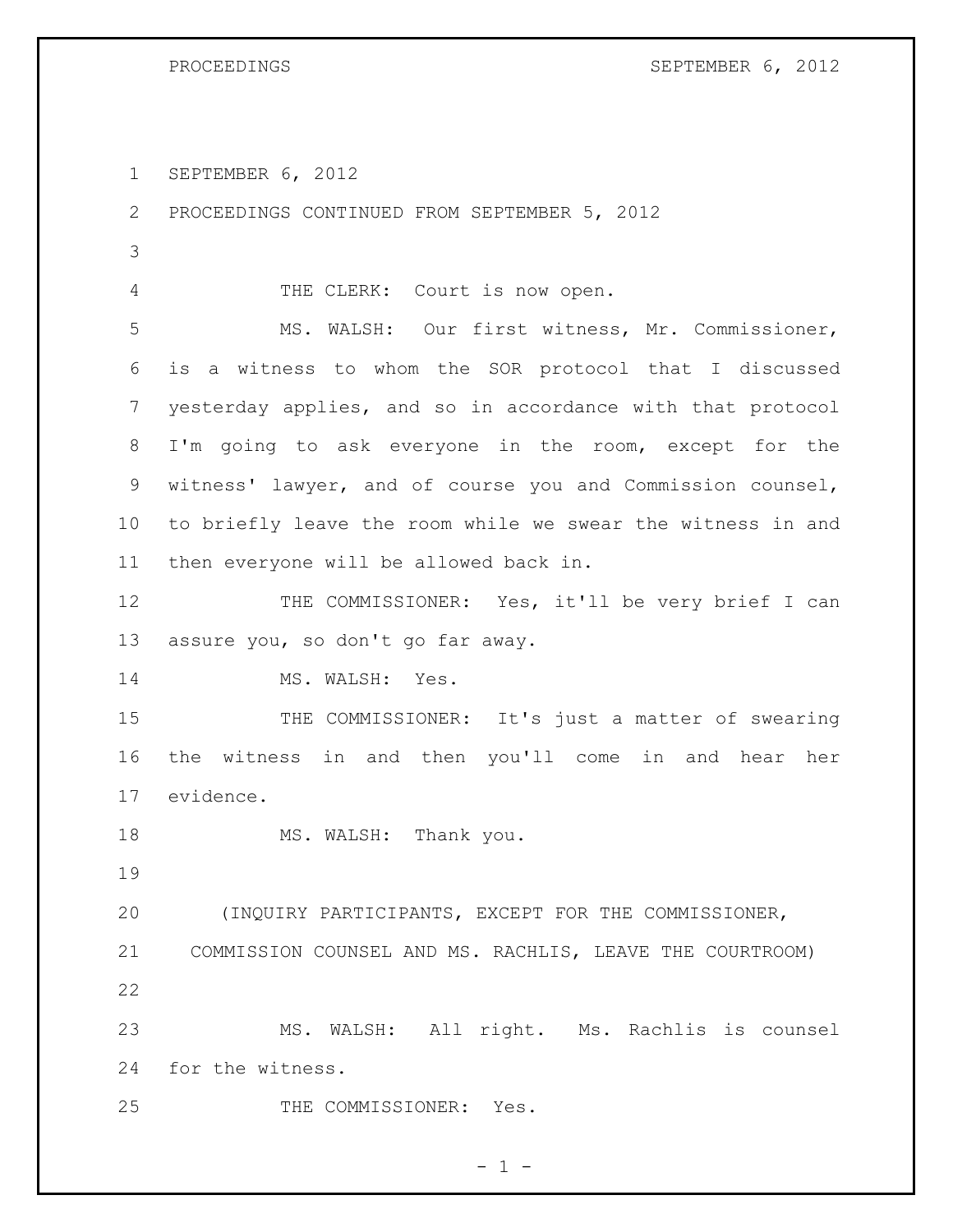SEPTEMBER 6, 2012

PROCEEDINGS CONTINUED FROM SEPTEMBER 5, 2012

THE CLERK: Court is now open.

MS. WALSH: Our first witness, Mr. Commissioner, is a witness to whom the SOR protocol that I discussed yesterday applies, and so in accordance with that protocol I'm going to ask everyone in the room, except for the witness' lawyer, and of course you and Commission counsel, to briefly leave the room while we swear the witness in and then everyone will be allowed back in.

THE COMMISSIONER: Yes, it'll be very brief I can assure you, so don't go far away.

MS. WALSH: Yes.

THE COMMISSIONER: It's just a matter of swearing the witness in and then you'll come in and hear her evidence.

MS. WALSH: Thank you.

(INQUIRY PARTICIPANTS, EXCEPT FOR THE COMMISSIONER, COMMISSION COUNSEL AND MS. RACHLIS, LEAVE THE COURTROOM)

MS. WALSH: All right. Ms. Rachlis is counsel for the witness.

THE COMMISSIONER: Yes.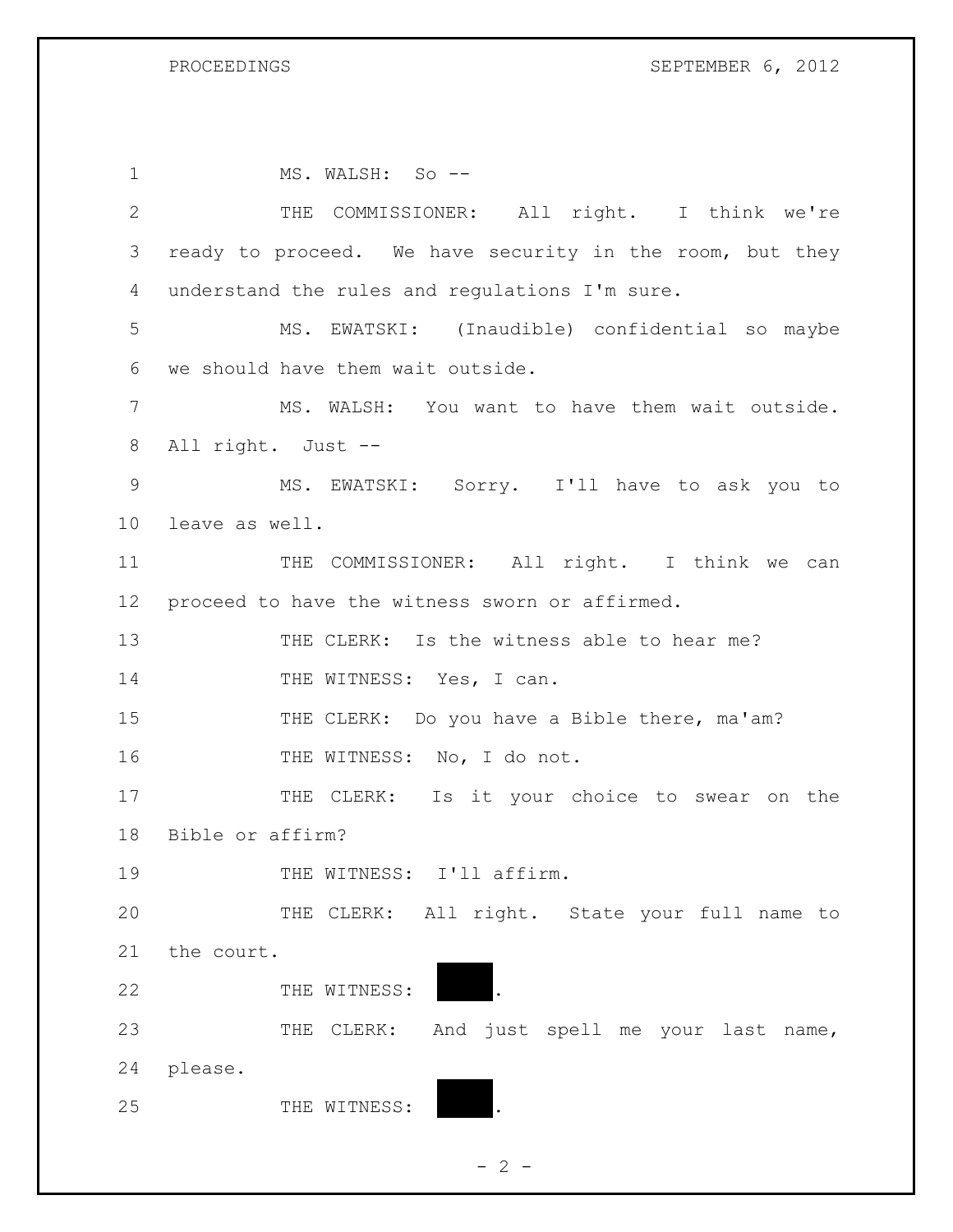MS. WALSH: So --

THE COMMISSIONER: All right. I think we're ready to proceed. We have security in the room, but they understand the rules and regulations I'm sure.

MS. EWATSKI: (Inaudible) confidential so maybe we should have them wait outside.

MS. WALSH: You want to have them wait outside. All right. Just --

MS. EWATSKI: Sorry. I'll have to ask you to leave as well.

THE COMMISSIONER: All right. I think we can proceed to have the witness sworn or affirmed.

THE CLERK: Is the witness able to hear me?

THE WITNESS: Yes, I can.

THE CLERK: Do you have a Bible there, ma'am?

THE WITNESS: No, I do not.

THE CLERK: Is it your choice to swear on the Bible or affirm?

THE WITNESS: I'll affirm.

THE CLERK: All right. State your full name to the court.

THE WITNESS: ███.

THE CLERK: And just spell me your last name, please.

THE WITNESS: ███.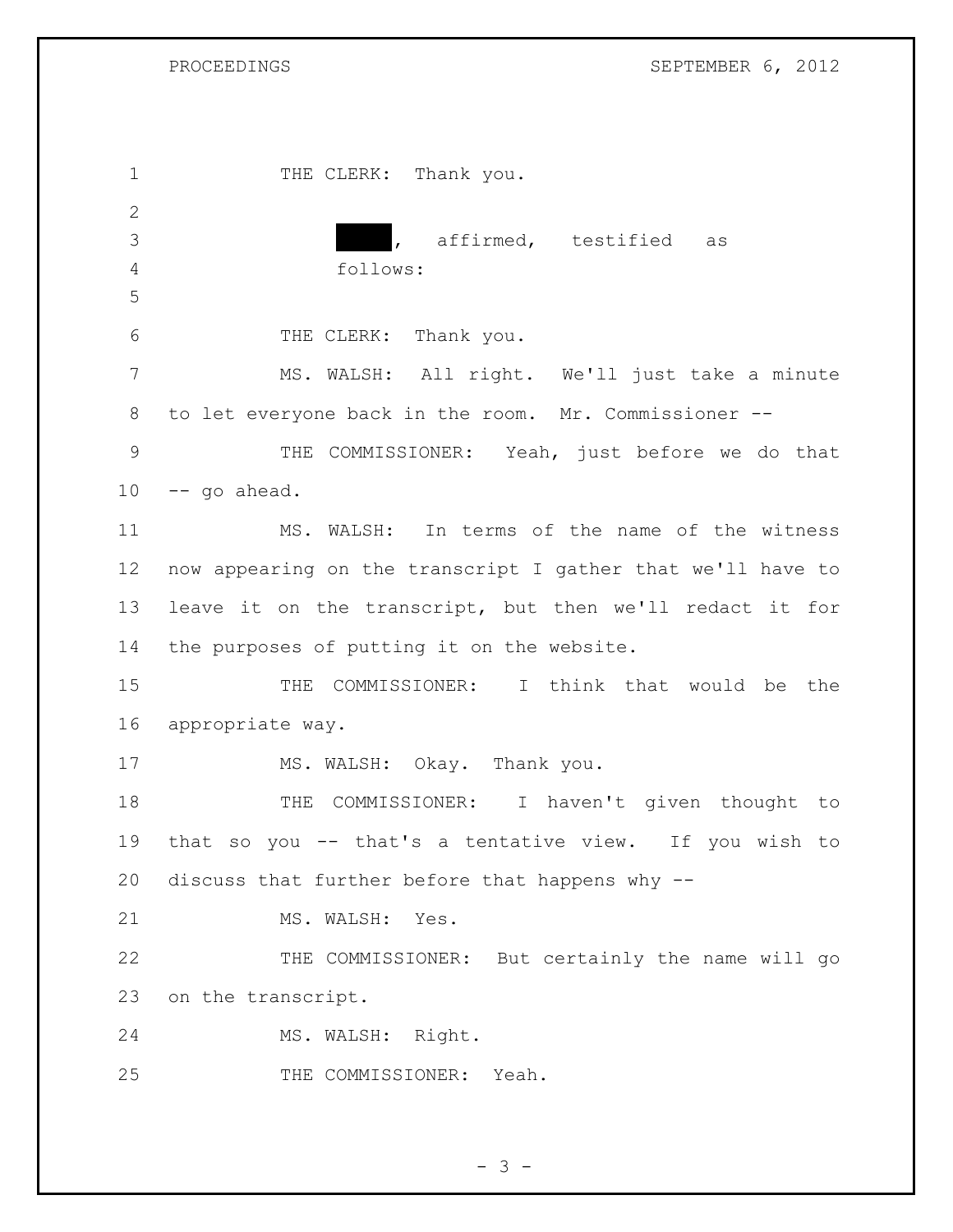THE CLERK: Thank you.

████, affirmed, testified as follows:

THE CLERK: Thank you.

MS. WALSH: All right. We'll just take a minute to let everyone back in the room. Mr. Commissioner --

THE COMMISSIONER: Yeah, just before we do that -- go ahead.

MS. WALSH: In terms of the name of the witness now appearing on the transcript I gather that we'll have to leave it on the transcript, but then we'll redact it for the purposes of putting it on the website.

THE COMMISSIONER: I think that would be the appropriate way.

MS. WALSH: Okay. Thank you.

THE COMMISSIONER: I haven't given thought to that so you -- that's a tentative view. If you wish to discuss that further before that happens why --

MS. WALSH: Yes.

THE COMMISSIONER: But certainly the name will go on the transcript.

MS. WALSH: Right.

THE COMMISSIONER: Yeah.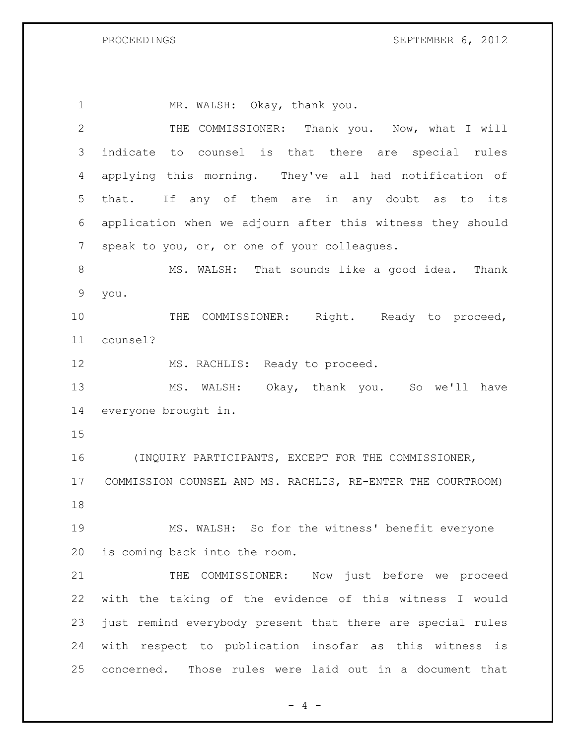MR. WALSH: Okay, thank you.

THE COMMISSIONER: Thank you. Now, what I will indicate to counsel is that there are special rules applying this morning. They've all had notification of that. If any of them are in any doubt as to its application when we adjourn after this witness they should speak to you, or, or one of your colleagues.

MS. WALSH: That sounds like a good idea. Thank you.

THE COMMISSIONER: Right. Ready to proceed, counsel?

MS. RACHLIS: Ready to proceed.

MS. WALSH: Okay, thank you. So we'll have everyone brought in.

(INQUIRY PARTICIPANTS, EXCEPT FOR THE COMMISSIONER, COMMISSION COUNSEL AND MS. RACHLIS, RE-ENTER THE COURTROOM)

MS. WALSH: So for the witness' benefit everyone is coming back into the room.

THE COMMISSIONER: Now just before we proceed with the taking of the evidence of this witness I would just remind everybody present that there are special rules with respect to publication insofar as this witness is concerned. Those rules were laid out in a document that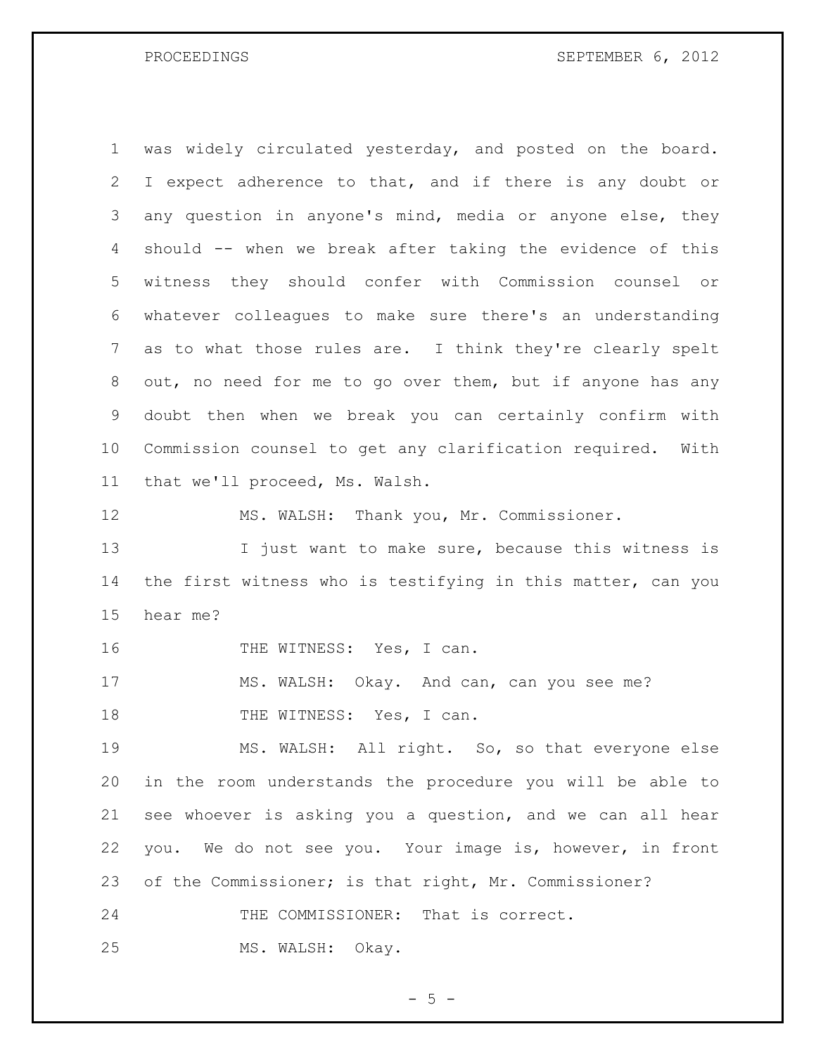was widely circulated yesterday, and posted on the board. I expect adherence to that, and if there is any doubt or any question in anyone's mind, media or anyone else, they should -- when we break after taking the evidence of this witness they should confer with Commission counsel or whatever colleagues to make sure there's an understanding as to what those rules are. I think they're clearly spelt out, no need for me to go over them, but if anyone has any doubt then when we break you can certainly confirm with Commission counsel to get any clarification required. With that we'll proceed, Ms. Walsh.

MS. WALSH: Thank you, Mr. Commissioner.

I just want to make sure, because this witness is the first witness who is testifying in this matter, can you hear me?

THE WITNESS: Yes, I can.

MS. WALSH: Okay. And can, can you see me?

THE WITNESS: Yes, I can.

MS. WALSH: All right. So, so that everyone else in the room understands the procedure you will be able to see whoever is asking you a question, and we can all hear you. We do not see you. Your image is, however, in front of the Commissioner; is that right, Mr. Commissioner?

THE COMMISSIONER: That is correct.

MS. WALSH: Okay.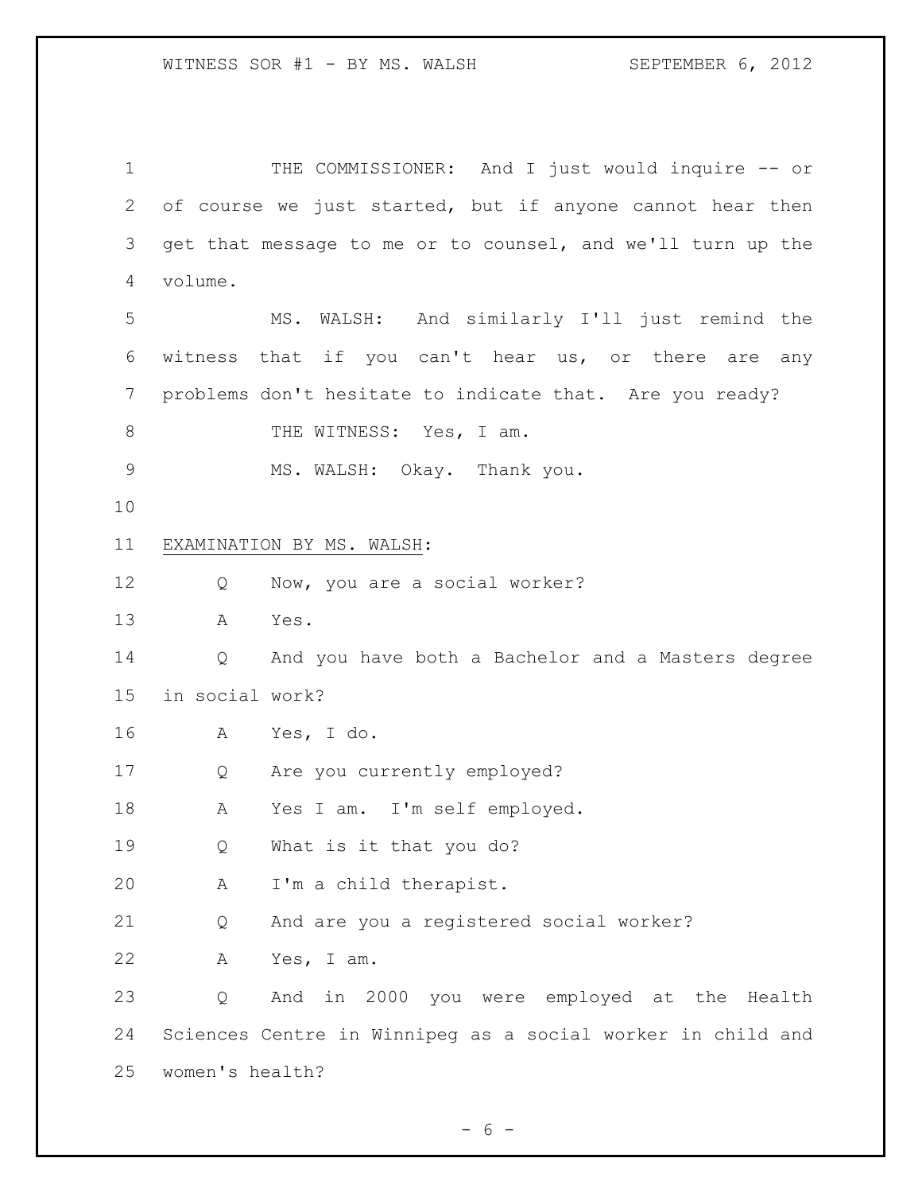THE COMMISSIONER: And I just would inquire -- or of course we just started, but if anyone cannot hear then get that message to me or to counsel, and we'll turn up the volume.

MS. WALSH: And similarly I'll just remind the witness that if you can't hear us, or there are any problems don't hesitate to indicate that. Are you ready?

THE WITNESS: Yes, I am.

MS. WALSH: Okay. Thank you.

EXAMINATION BY MS. WALSH:

Q Now, you are a social worker?

A Yes.

Q And you have both a Bachelor and a Masters degree in social work?

A Yes, I do.

Q Are you currently employed?

A Yes I am. I'm self employed.

Q What is it that you do?

A I'm a child therapist.

Q And are you a registered social worker?

A Yes, I am.

Q And in 2000 you were employed at the Health Sciences Centre in Winnipeg as a social worker in child and women's health?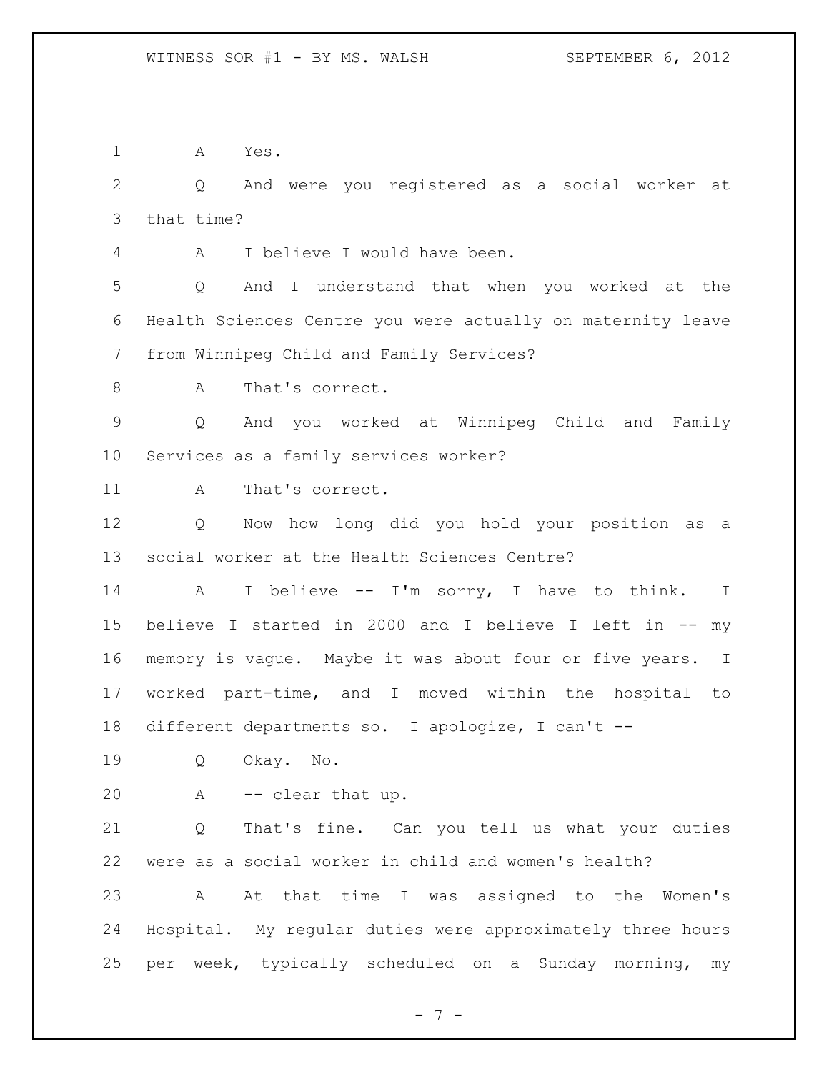A Yes.

Q And were you registered as a social worker at that time?

A I believe I would have been.

Q And I understand that when you worked at the Health Sciences Centre you were actually on maternity leave from Winnipeg Child and Family Services?

A That's correct.

Q And you worked at Winnipeg Child and Family Services as a family services worker?

A That's correct.

Q Now how long did you hold your position as a social worker at the Health Sciences Centre?

A I believe -- I'm sorry, I have to think. I believe I started in 2000 and I believe I left in -- my memory is vague. Maybe it was about four or five years. I worked part-time, and I moved within the hospital to different departments so. I apologize, I can't --

Q Okay. No.

A -- clear that up.

Q That's fine. Can you tell us what your duties were as a social worker in child and women's health?

A At that time I was assigned to the Women's Hospital. My regular duties were approximately three hours per week, typically scheduled on a Sunday morning, my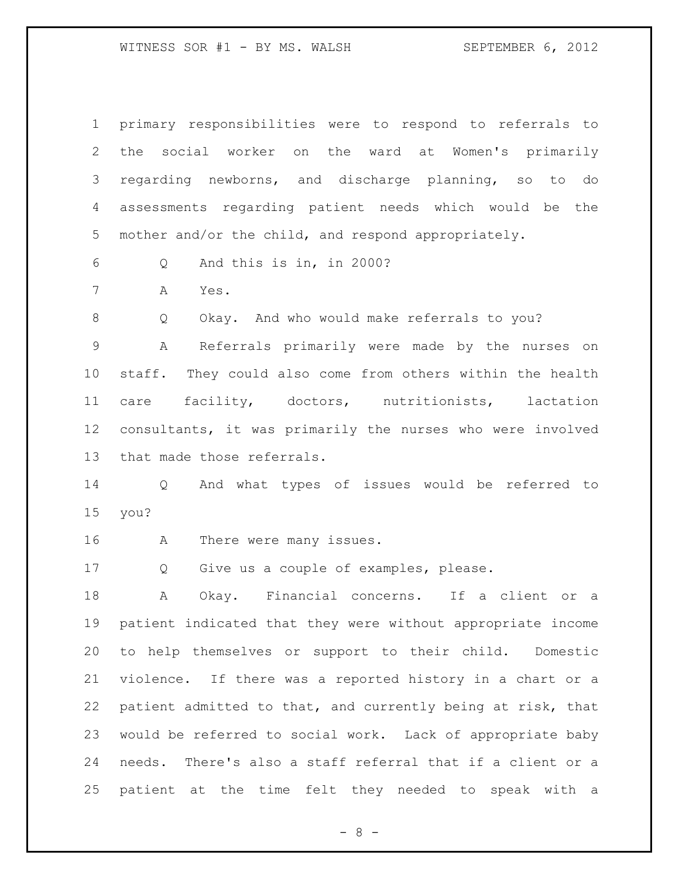primary responsibilities were to respond to referrals to the social worker on the ward at Women's primarily regarding newborns, and discharge planning, so to do assessments regarding patient needs which would be the mother and/or the child, and respond appropriately.

Q And this is in, in 2000?

A Yes.

Q Okay. And who would make referrals to you?

A Referrals primarily were made by the nurses on staff. They could also come from others within the health care facility, doctors, nutritionists, lactation consultants, it was primarily the nurses who were involved that made those referrals.

Q And what types of issues would be referred to you?

A There were many issues.

Q Give us a couple of examples, please.

A Okay. Financial concerns. If a client or a patient indicated that they were without appropriate income to help themselves or support to their child. Domestic violence. If there was a reported history in a chart or a patient admitted to that, and currently being at risk, that would be referred to social work. Lack of appropriate baby needs. There's also a staff referral that if a client or a patient at the time felt they needed to speak with a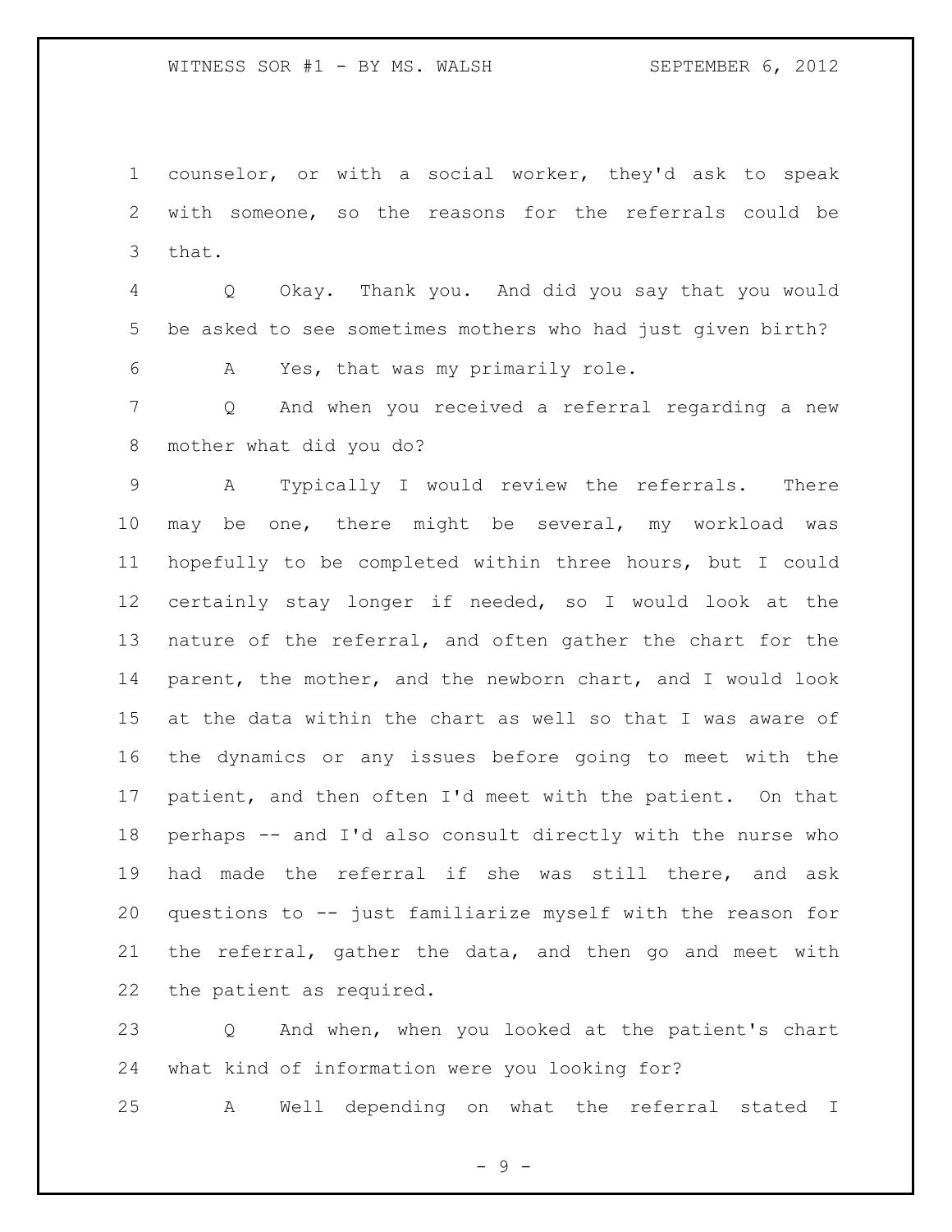counselor, or with a social worker, they'd ask to speak with someone, so the reasons for the referrals could be that.

Q Okay. Thank you. And did you say that you would be asked to see sometimes mothers who had just given birth?

A Yes, that was my primarily role.

Q And when you received a referral regarding a new mother what did you do?

A Typically I would review the referrals. There may be one, there might be several, my workload was hopefully to be completed within three hours, but I could certainly stay longer if needed, so I would look at the nature of the referral, and often gather the chart for the parent, the mother, and the newborn chart, and I would look at the data within the chart as well so that I was aware of the dynamics or any issues before going to meet with the patient, and then often I'd meet with the patient. On that perhaps -- and I'd also consult directly with the nurse who had made the referral if she was still there, and ask questions to -- just familiarize myself with the reason for the referral, gather the data, and then go and meet with the patient as required.

Q And when, when you looked at the patient's chart what kind of information were you looking for?

A Well depending on what the referral stated I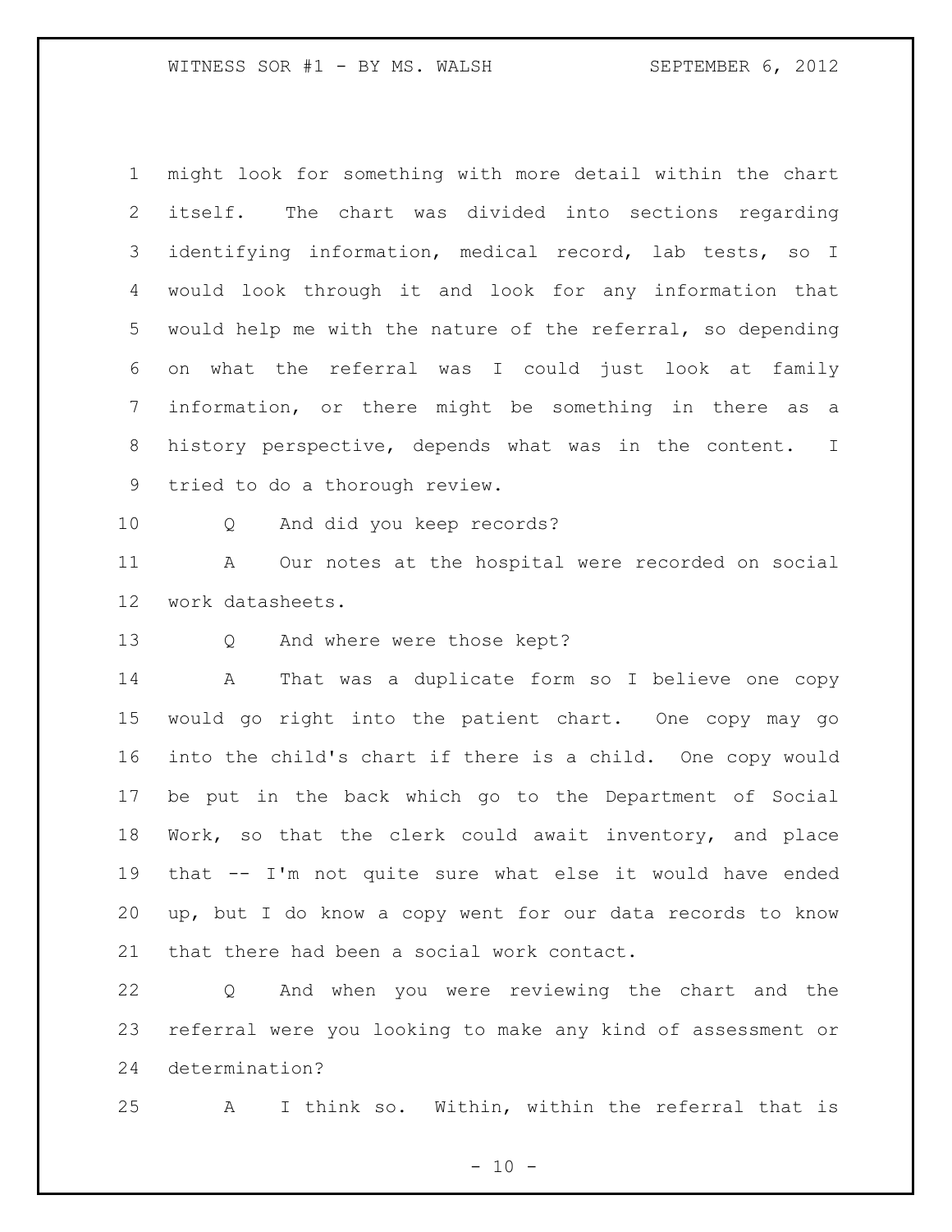might look for something with more detail within the chart itself. The chart was divided into sections regarding identifying information, medical record, lab tests, so I would look through it and look for any information that would help me with the nature of the referral, so depending on what the referral was I could just look at family information, or there might be something in there as a history perspective, depends what was in the content. I tried to do a thorough review.

Q And did you keep records?

A Our notes at the hospital were recorded on social work datasheets.

Q And where were those kept?

A That was a duplicate form so I believe one copy would go right into the patient chart. One copy may go into the child's chart if there is a child. One copy would be put in the back which go to the Department of Social Work, so that the clerk could await inventory, and place that -- I'm not quite sure what else it would have ended up, but I do know a copy went for our data records to know that there had been a social work contact.

Q And when you were reviewing the chart and the referral were you looking to make any kind of assessment or determination?

A I think so. Within, within the referral that is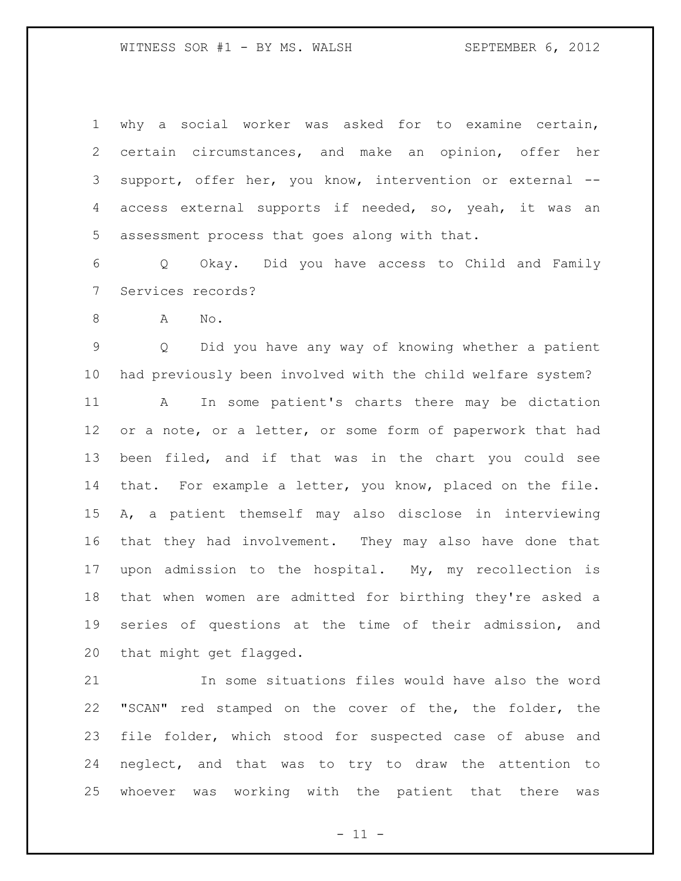why a social worker was asked for to examine certain, certain circumstances, and make an opinion, offer her support, offer her, you know, intervention or external -- access external supports if needed, so, yeah, it was an assessment process that goes along with that.

Q Okay. Did you have access to Child and Family Services records?

A No.

Q Did you have any way of knowing whether a patient had previously been involved with the child welfare system?

A In some patient's charts there may be dictation or a note, or a letter, or some form of paperwork that had been filed, and if that was in the chart you could see that. For example a letter, you know, placed on the file. A, a patient themself may also disclose in interviewing that they had involvement. They may also have done that upon admission to the hospital. My, my recollection is that when women are admitted for birthing they're asked a series of questions at the time of their admission, and that might get flagged.

In some situations files would have also the word "SCAN" red stamped on the cover of the, the folder, the file folder, which stood for suspected case of abuse and neglect, and that was to try to draw the attention to whoever was working with the patient that there was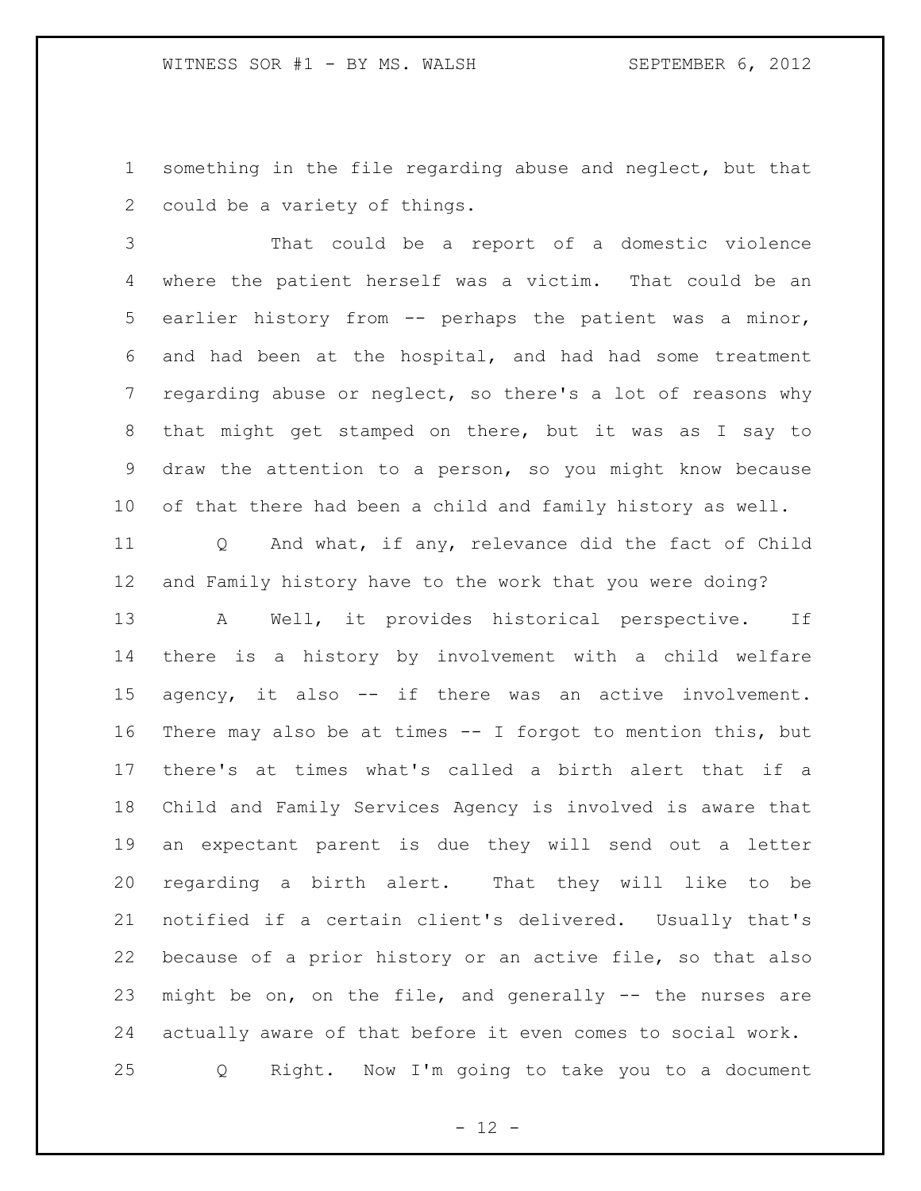something in the file regarding abuse and neglect, but that could be a variety of things.

That could be a report of a domestic violence where the patient herself was a victim. That could be an earlier history from -- perhaps the patient was a minor, and had been at the hospital, and had had some treatment regarding abuse or neglect, so there's a lot of reasons why that might get stamped on there, but it was as I say to draw the attention to a person, so you might know because of that there had been a child and family history as well.

Q And what, if any, relevance did the fact of Child and Family history have to the work that you were doing?

A Well, it provides historical perspective. If there is a history by involvement with a child welfare agency, it also -- if there was an active involvement. There may also be at times -- I forgot to mention this, but there's at times what's called a birth alert that if a Child and Family Services Agency is involved is aware that an expectant parent is due they will send out a letter regarding a birth alert. That they will like to be notified if a certain client's delivered. Usually that's because of a prior history or an active file, so that also might be on, on the file, and generally -- the nurses are actually aware of that before it even comes to social work.

Q Right. Now I'm going to take you to a document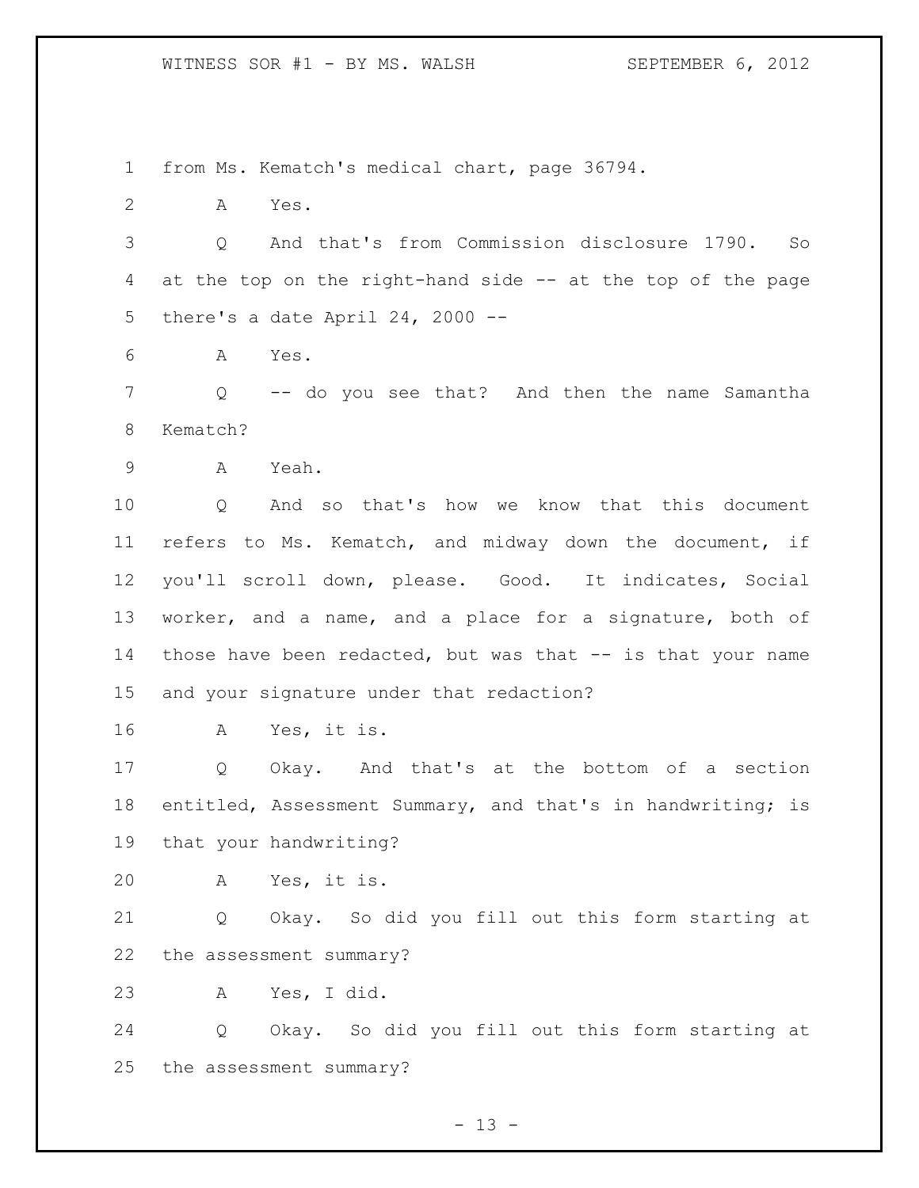1 from Ms. Kematch's medical chart, page 36794.

2 A Yes.

3 Q And that's from Commission disclosure 1790. So

4 at the top on the right-hand side -- at the top of the page

5 there's a date April 24, 2000 --

6 A Yes.

7 Q -- do you see that? And then the name Samantha

8 Kematch?

9 A Yeah.

10 Q And so that's how we know that this document

11 refers to Ms. Kematch, and midway down the document, if

12 you'll scroll down, please. Good. It indicates, Social

13 worker, and a name, and a place for a signature, both of

14 those have been redacted, but was that -- is that your name

15 and your signature under that redaction?

16 A Yes, it is.

17 Q Okay. And that's at the bottom of a section

18 entitled, Assessment Summary, and that's in handwriting; is

19 that your handwriting?

20 A Yes, it is.

21 Q Okay. So did you fill out this form starting at

22 the assessment summary?

23 A Yes, I did.

24 Q Okay. So did you fill out this form starting at

25 the assessment summary?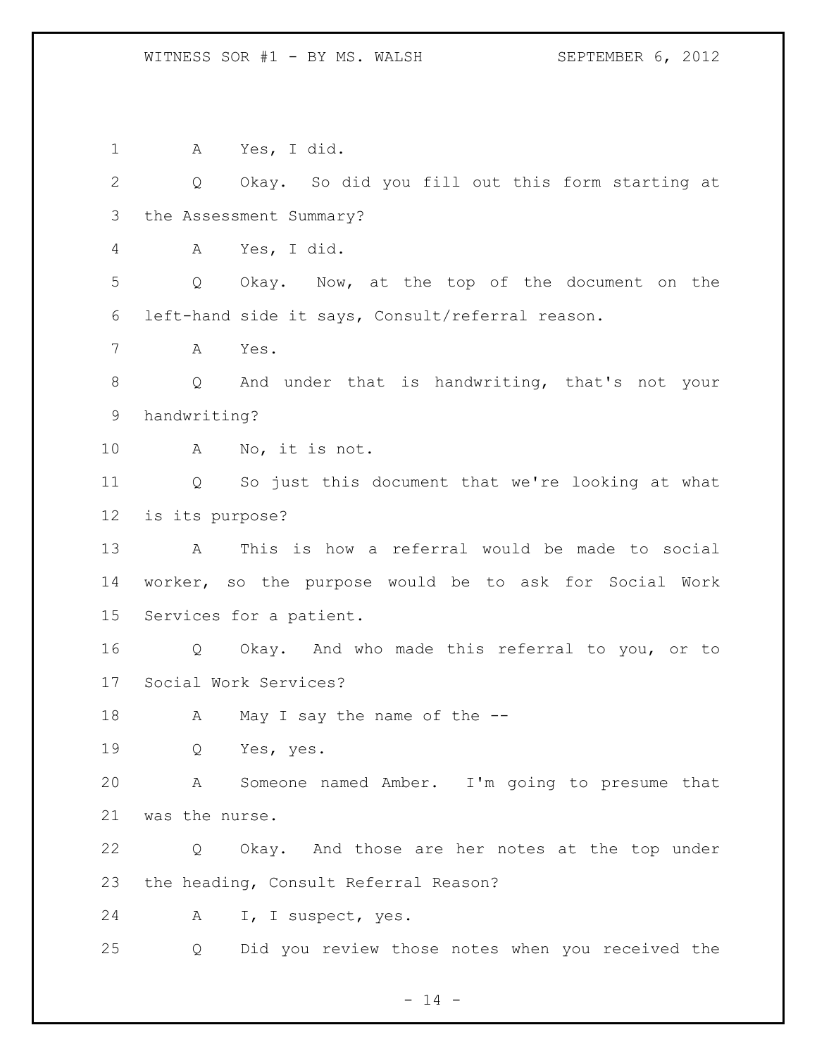A Yes, I did.

Q Okay. So did you fill out this form starting at the Assessment Summary?

A Yes, I did.

Q Okay. Now, at the top of the document on the left-hand side it says, Consult/referral reason.

A Yes.

Q And under that is handwriting, that's not your handwriting?

A No, it is not.

Q So just this document that we're looking at what is its purpose?

A This is how a referral would be made to social worker, so the purpose would be to ask for Social Work Services for a patient.

Q Okay. And who made this referral to you, or to Social Work Services?

A May I say the name of the --

Q Yes, yes.

A Someone named Amber. I'm going to presume that was the nurse.

Q Okay. And those are her notes at the top under the heading, Consult Referral Reason?

A I, I suspect, yes.

Q Did you review those notes when you received the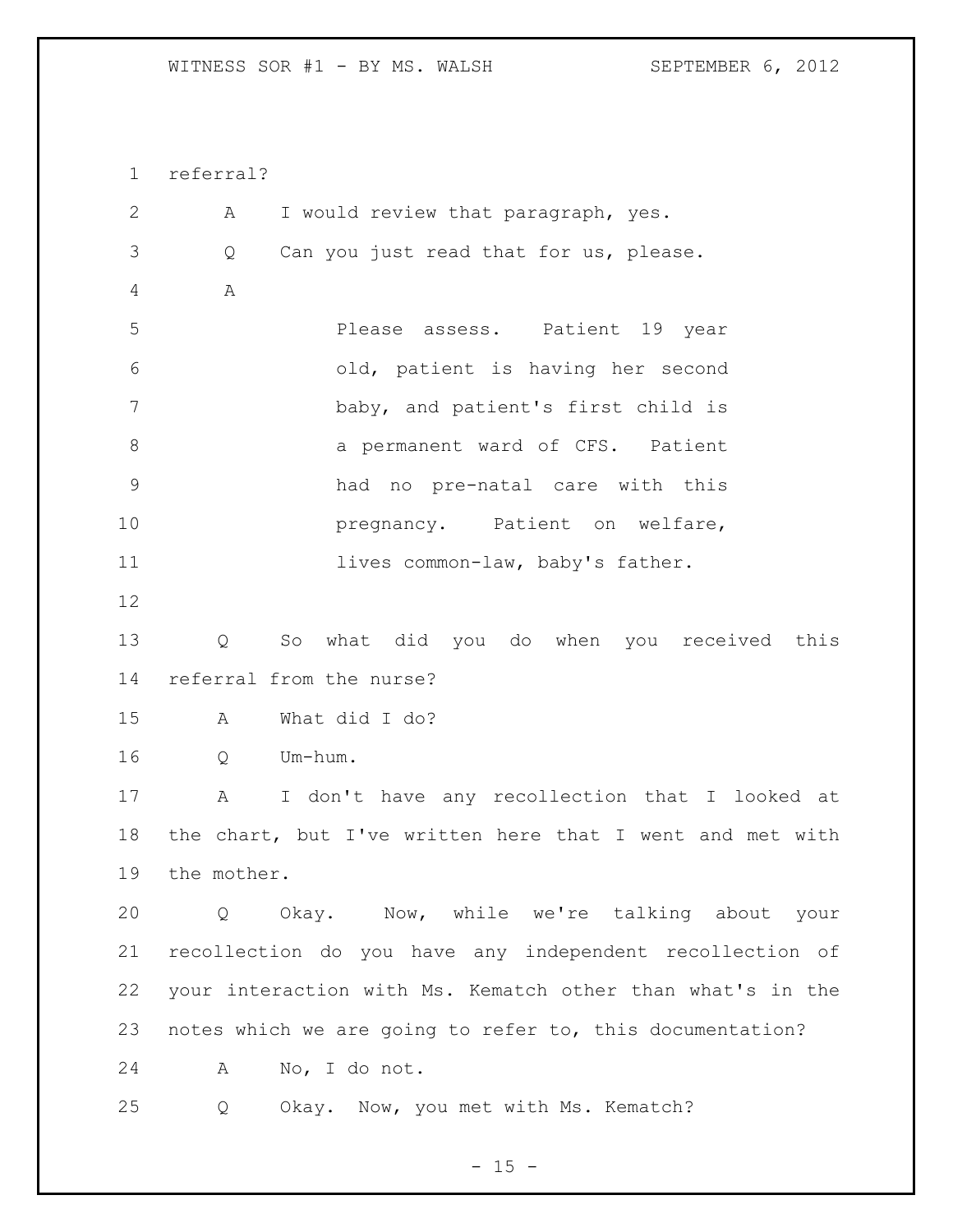referral?

A I would review that paragraph, yes.

Q Can you just read that for us, please.

A

> Please assess. Patient 19 year old, patient is having her second baby, and patient's first child is a permanent ward of CFS. Patient had no pre-natal care with this pregnancy. Patient on welfare, lives common-law, baby's father.

Q So what did you do when you received this referral from the nurse?

A What did I do?

Q Um-hum.

A I don't have any recollection that I looked at the chart, but I've written here that I went and met with the mother.

Q Okay. Now, while we're talking about your recollection do you have any independent recollection of your interaction with Ms. Kematch other than what's in the notes which we are going to refer to, this documentation?

A No, I do not.

Q Okay. Now, you met with Ms. Kematch?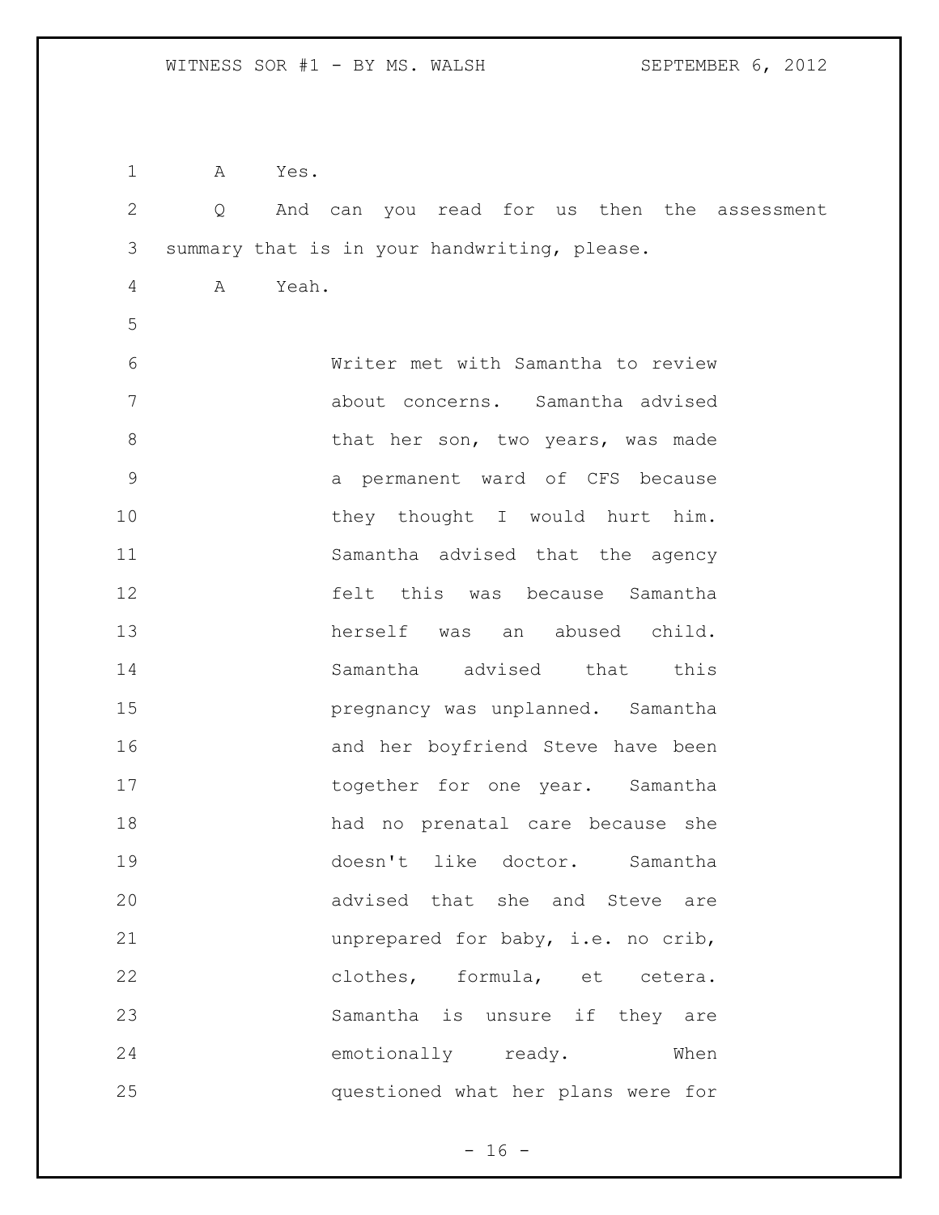A Yes.

Q And can you read for us then the assessment summary that is in your handwriting, please.

A Yeah.

> Writer met with Samantha to review about concerns. Samantha advised that her son, two years, was made a permanent ward of CFS because they thought I would hurt him. Samantha advised that the agency felt this was because Samantha herself was an abused child. Samantha advised that this pregnancy was unplanned. Samantha and her boyfriend Steve have been together for one year. Samantha had no prenatal care because she doesn't like doctor. Samantha advised that she and Steve are unprepared for baby, i.e. no crib, clothes, formula, et cetera. Samantha is unsure if they are emotionally ready. When questioned what her plans were for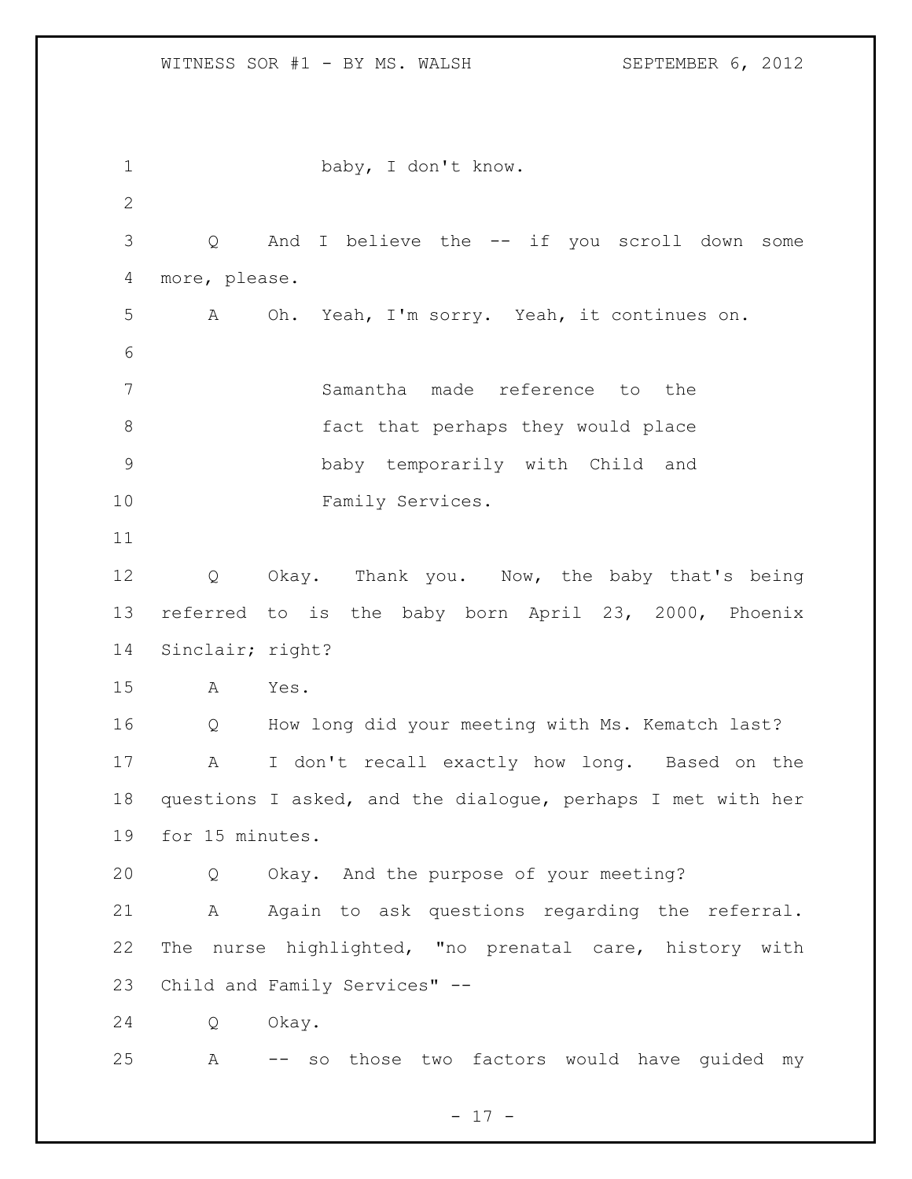baby, I don't know.

Q And I believe the -- if you scroll down some more, please.

A Oh. Yeah, I'm sorry. Yeah, it continues on.

> Samantha made reference to the fact that perhaps they would place baby temporarily with Child and Family Services.

Q Okay. Thank you. Now, the baby that's being referred to is the baby born April 23, 2000, Phoenix Sinclair; right?

A Yes.

Q How long did your meeting with Ms. Kematch last?

A I don't recall exactly how long. Based on the questions I asked, and the dialogue, perhaps I met with her for 15 minutes.

Q Okay. And the purpose of your meeting?

A Again to ask questions regarding the referral. The nurse highlighted, "no prenatal care, history with Child and Family Services" --

Q Okay.

A -- so those two factors would have guided my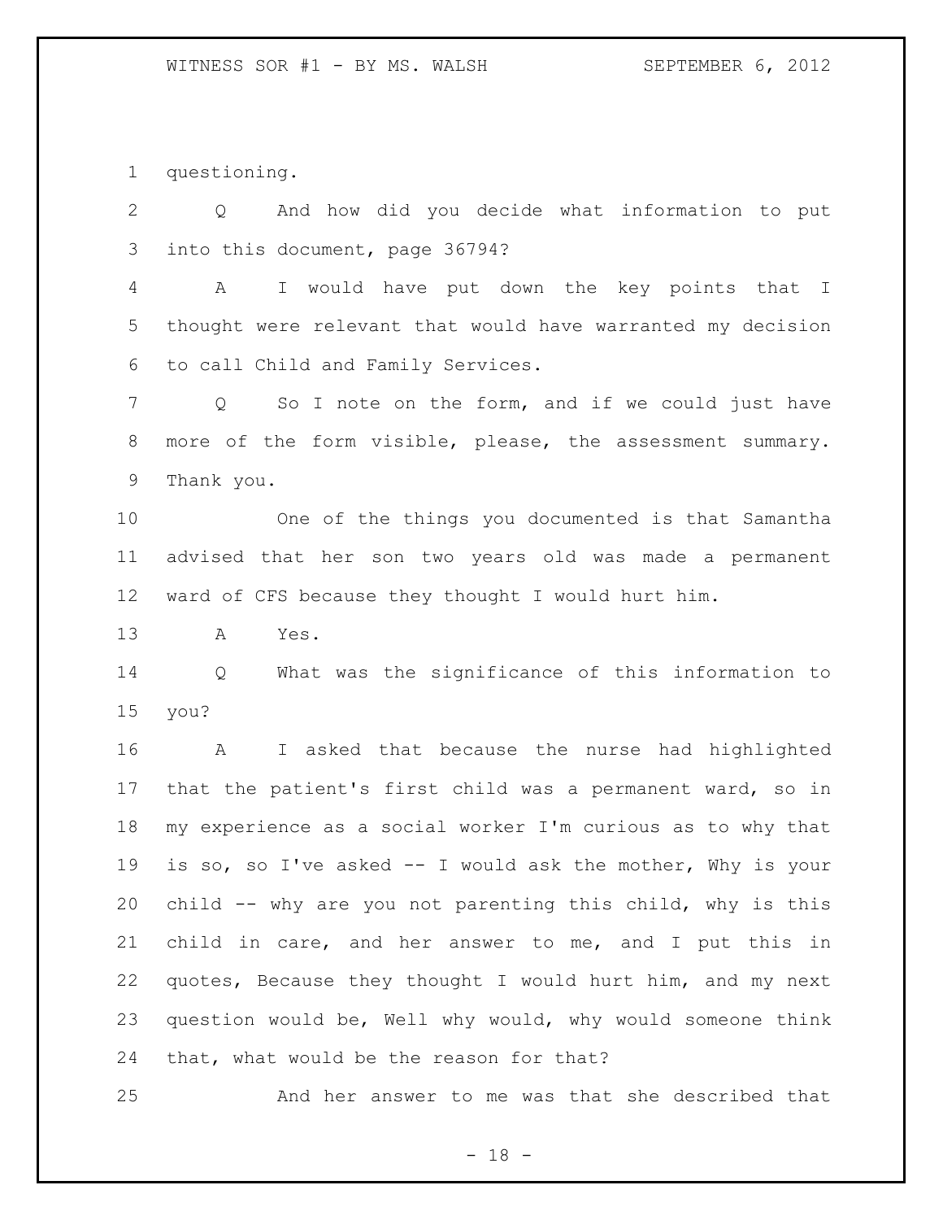questioning.

Q And how did you decide what information to put into this document, page 36794?

A I would have put down the key points that I thought were relevant that would have warranted my decision to call Child and Family Services.

Q So I note on the form, and if we could just have more of the form visible, please, the assessment summary. Thank you.

One of the things you documented is that Samantha advised that her son two years old was made a permanent ward of CFS because they thought I would hurt him.

A Yes.

Q What was the significance of this information to you?

A I asked that because the nurse had highlighted that the patient's first child was a permanent ward, so in my experience as a social worker I'm curious as to why that is so, so I've asked -- I would ask the mother, Why is your child -- why are you not parenting this child, why is this child in care, and her answer to me, and I put this in quotes, Because they thought I would hurt him, and my next question would be, Well why would, why would someone think that, what would be the reason for that?

And her answer to me was that she described that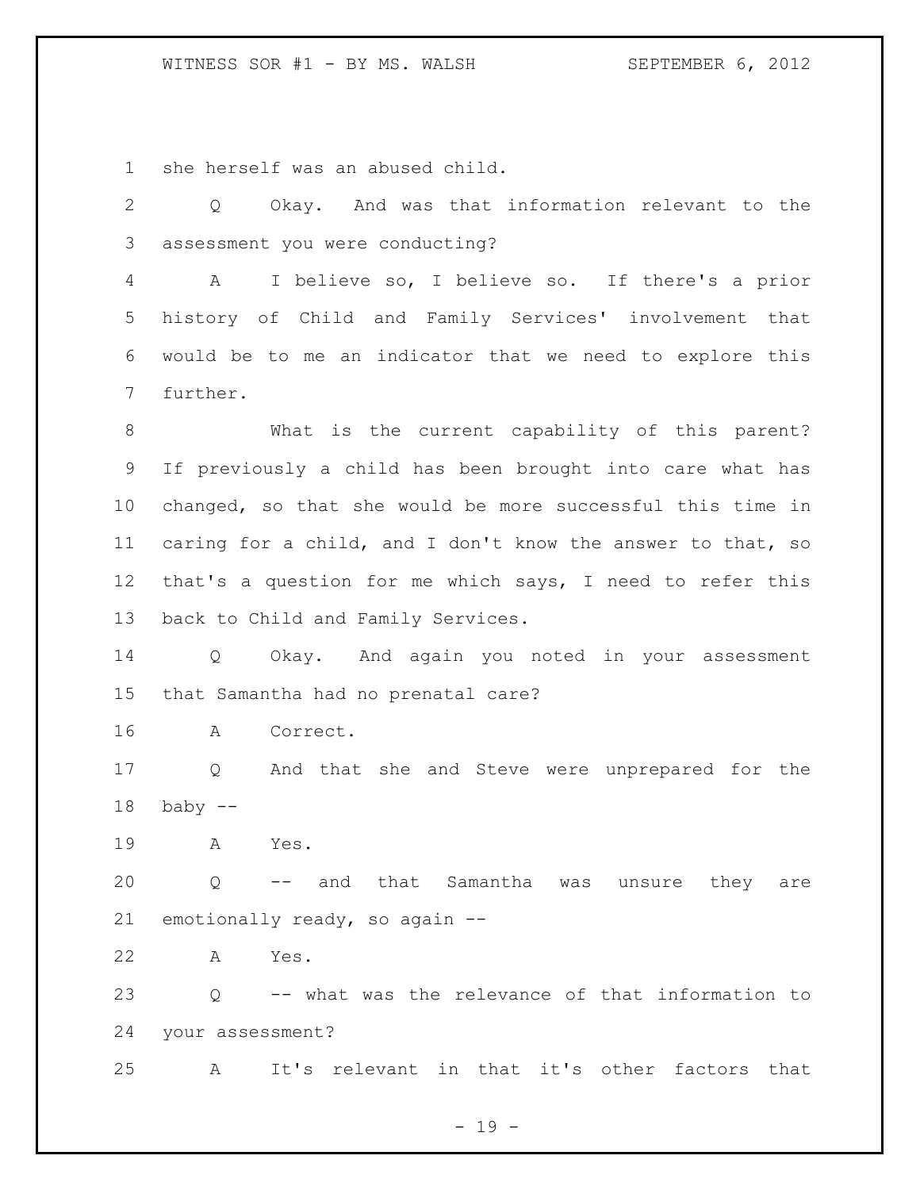she herself was an abused child.

Q Okay. And was that information relevant to the assessment you were conducting?

A I believe so, I believe so. If there's a prior history of Child and Family Services' involvement that would be to me an indicator that we need to explore this further.

What is the current capability of this parent? If previously a child has been brought into care what has changed, so that she would be more successful this time in caring for a child, and I don't know the answer to that, so that's a question for me which says, I need to refer this back to Child and Family Services.

Q Okay. And again you noted in your assessment that Samantha had no prenatal care?

A Correct.

Q And that she and Steve were unprepared for the baby --

A Yes.

Q -- and that Samantha was unsure they are emotionally ready, so again --

A Yes.

Q -- what was the relevance of that information to your assessment?

A It's relevant in that it's other factors that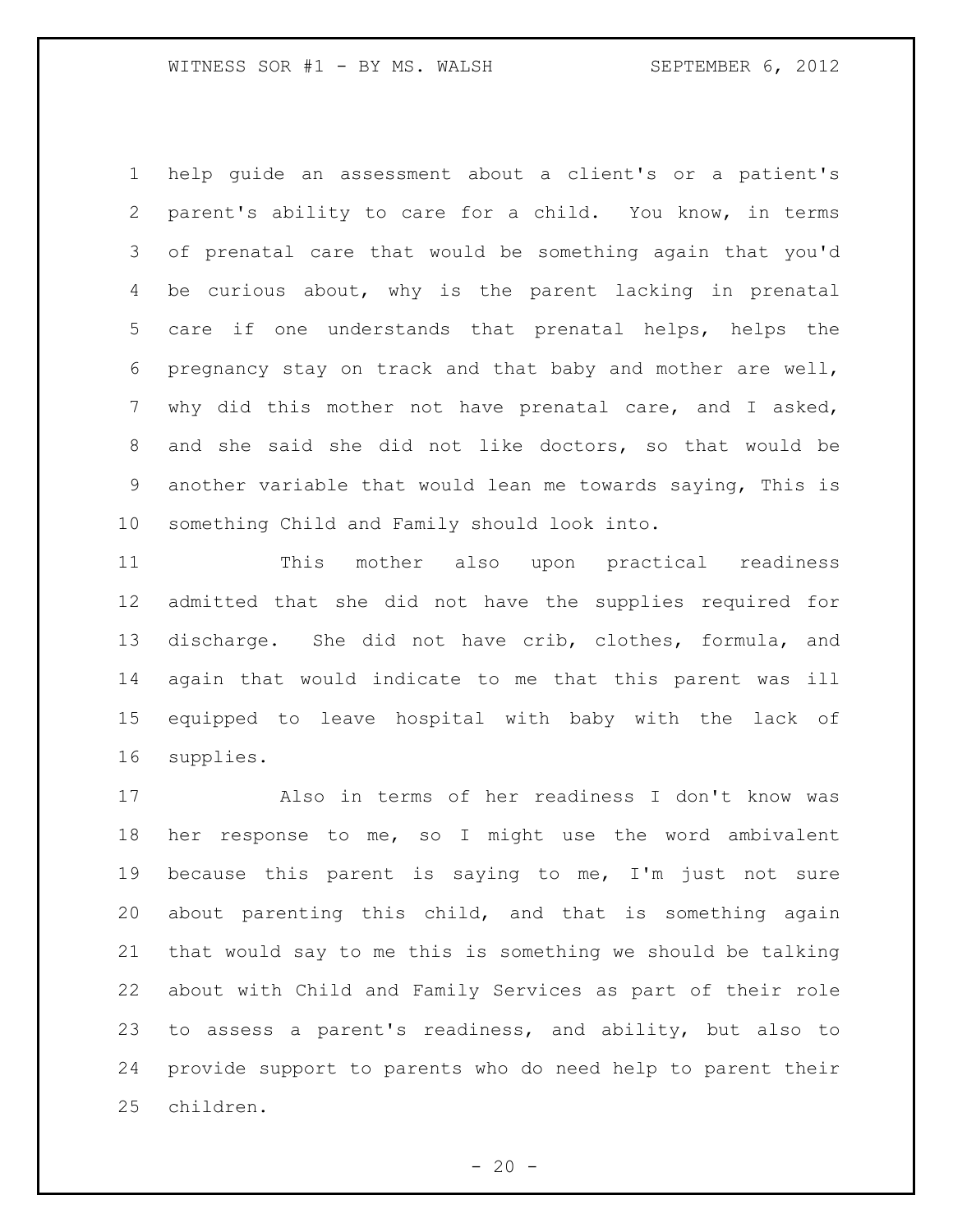help guide an assessment about a client's or a patient's parent's ability to care for a child. You know, in terms of prenatal care that would be something again that you'd be curious about, why is the parent lacking in prenatal care if one understands that prenatal helps, helps the pregnancy stay on track and that baby and mother are well, why did this mother not have prenatal care, and I asked, and she said she did not like doctors, so that would be another variable that would lean me towards saying, This is something Child and Family should look into.

This mother also upon practical readiness admitted that she did not have the supplies required for discharge. She did not have crib, clothes, formula, and again that would indicate to me that this parent was ill equipped to leave hospital with baby with the lack of supplies.

Also in terms of her readiness I don't know was her response to me, so I might use the word ambivalent because this parent is saying to me, I'm just not sure about parenting this child, and that is something again that would say to me this is something we should be talking about with Child and Family Services as part of their role to assess a parent's readiness, and ability, but also to provide support to parents who do need help to parent their children.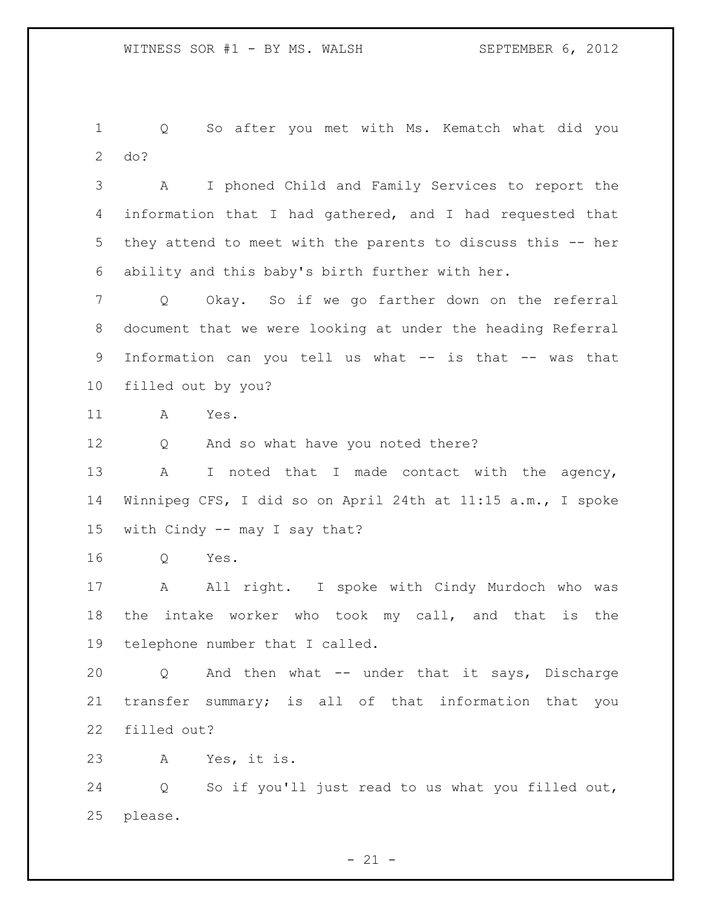Q So after you met with Ms. Kematch what did you do?

A I phoned Child and Family Services to report the information that I had gathered, and I had requested that they attend to meet with the parents to discuss this -- her ability and this baby's birth further with her.

Q Okay. So if we go farther down on the referral document that we were looking at under the heading Referral Information can you tell us what -- is that -- was that filled out by you?

A Yes.

Q And so what have you noted there?

A I noted that I made contact with the agency, Winnipeg CFS, I did so on April 24th at 11:15 a.m., I spoke with Cindy -- may I say that?

Q Yes.

A All right. I spoke with Cindy Murdoch who was the intake worker who took my call, and that is the telephone number that I called.

Q And then what -- under that it says, Discharge transfer summary; is all of that information that you filled out?

A Yes, it is.

Q So if you'll just read to us what you filled out, please.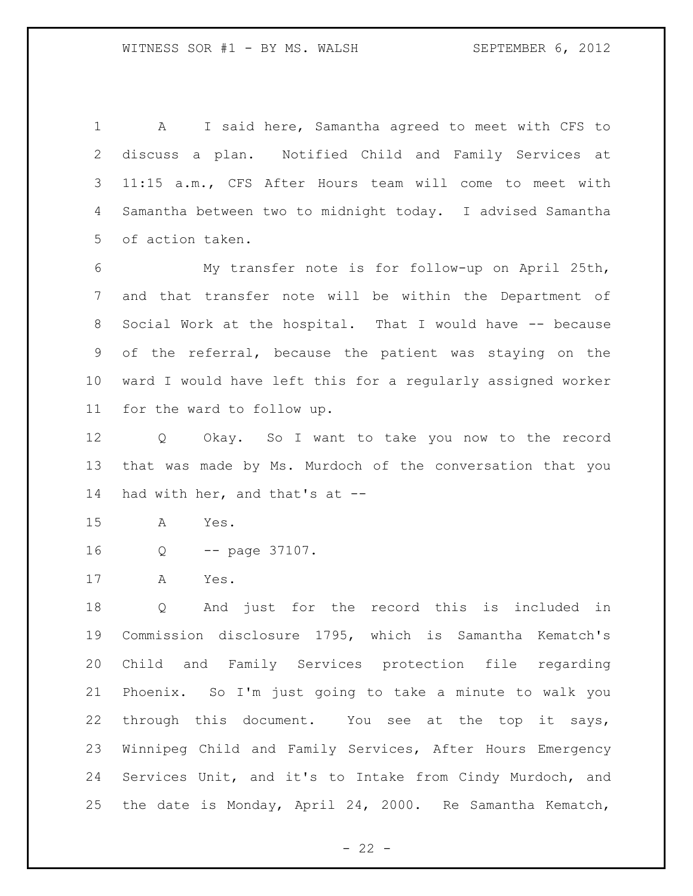A I said here, Samantha agreed to meet with CFS to discuss a plan. Notified Child and Family Services at 11:15 a.m., CFS After Hours team will come to meet with Samantha between two to midnight today. I advised Samantha of action taken.

My transfer note is for follow-up on April 25th, and that transfer note will be within the Department of Social Work at the hospital. That I would have -- because of the referral, because the patient was staying on the ward I would have left this for a regularly assigned worker for the ward to follow up.

Q Okay. So I want to take you now to the record that was made by Ms. Murdoch of the conversation that you had with her, and that's at --

A Yes.

Q -- page 37107.

A Yes.

Q And just for the record this is included in Commission disclosure 1795, which is Samantha Kematch's Child and Family Services protection file regarding Phoenix. So I'm just going to take a minute to walk you through this document. You see at the top it says, Winnipeg Child and Family Services, After Hours Emergency Services Unit, and it's to Intake from Cindy Murdoch, and the date is Monday, April 24, 2000. Re Samantha Kematch,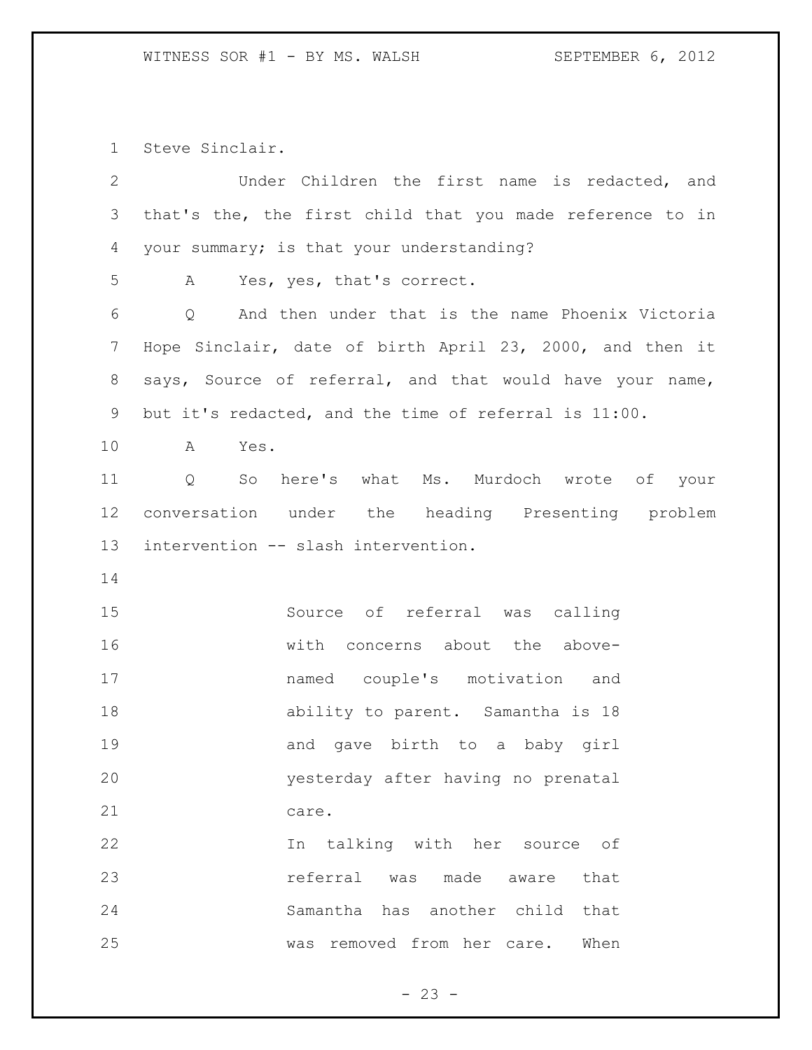Steve Sinclair.

Under Children the first name is redacted, and that's the, the first child that you made reference to in your summary; is that your understanding?

A Yes, yes, that's correct.

Q And then under that is the name Phoenix Victoria Hope Sinclair, date of birth April 23, 2000, and then it says, Source of referral, and that would have your name, but it's redacted, and the time of referral is 11:00.

A Yes.

Q So here's what Ms. Murdoch wrote of your conversation under the heading Presenting problem intervention -- slash intervention.

> Source of referral was calling with concerns about the above-named couple's motivation and ability to parent. Samantha is 18 and gave birth to a baby girl yesterday after having no prenatal care.
>
> In talking with her source of referral was made aware that Samantha has another child that was removed from her care. When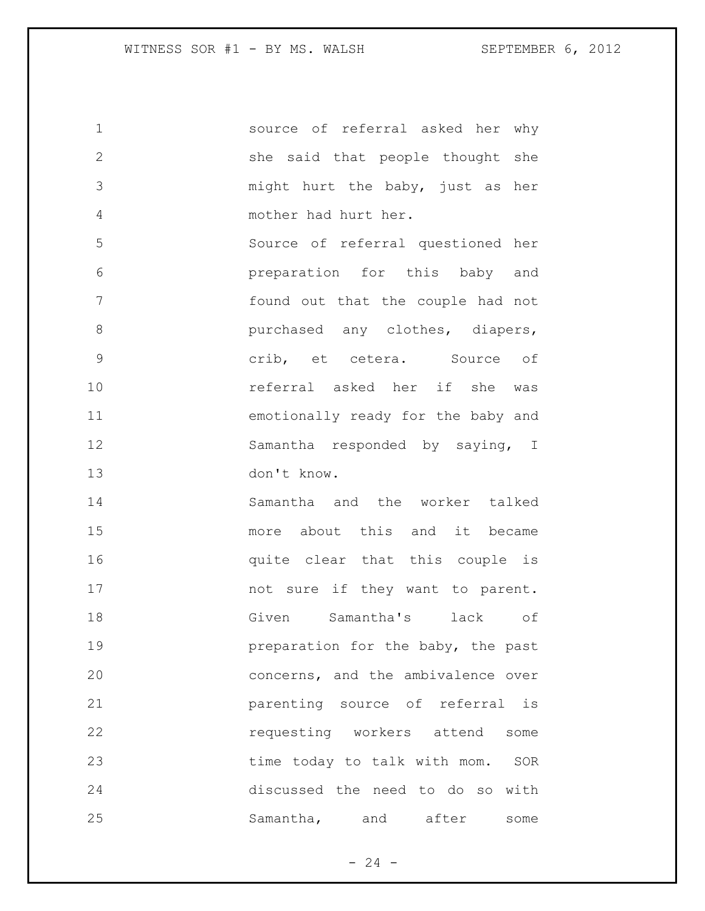source of referral asked her why she said that people thought she might hurt the baby, just as her mother had hurt her.

Source of referral questioned her preparation for this baby and found out that the couple had not purchased any clothes, diapers, crib, et cetera. Source of referral asked her if she was emotionally ready for the baby and Samantha responded by saying, I don't know.

Samantha and the worker talked more about this and it became quite clear that this couple is not sure if they want to parent. Given Samantha's lack of preparation for the baby, the past concerns, and the ambivalence over parenting source of referral is requesting workers attend some time today to talk with mom. SOR discussed the need to do so with Samantha, and after some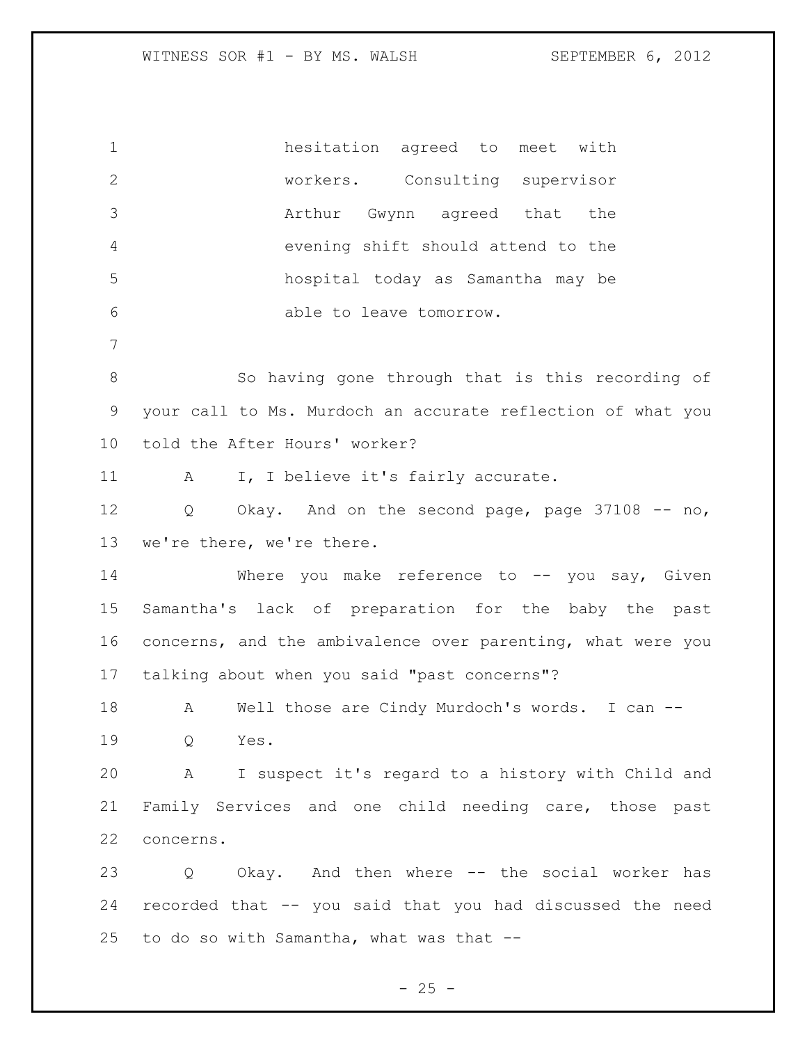hesitation agreed to meet with workers. Consulting supervisor Arthur Gwynn agreed that the evening shift should attend to the hospital today as Samantha may be able to leave tomorrow.

So having gone through that is this recording of your call to Ms. Murdoch an accurate reflection of what you told the After Hours' worker?

A I, I believe it's fairly accurate.

Q Okay. And on the second page, page 37108 -- no, we're there, we're there.

Where you make reference to -- you say, Given Samantha's lack of preparation for the baby the past concerns, and the ambivalence over parenting, what were you talking about when you said "past concerns"?

A Well those are Cindy Murdoch's words. I can --

Q Yes.

A I suspect it's regard to a history with Child and Family Services and one child needing care, those past concerns.

Q Okay. And then where -- the social worker has recorded that -- you said that you had discussed the need to do so with Samantha, what was that --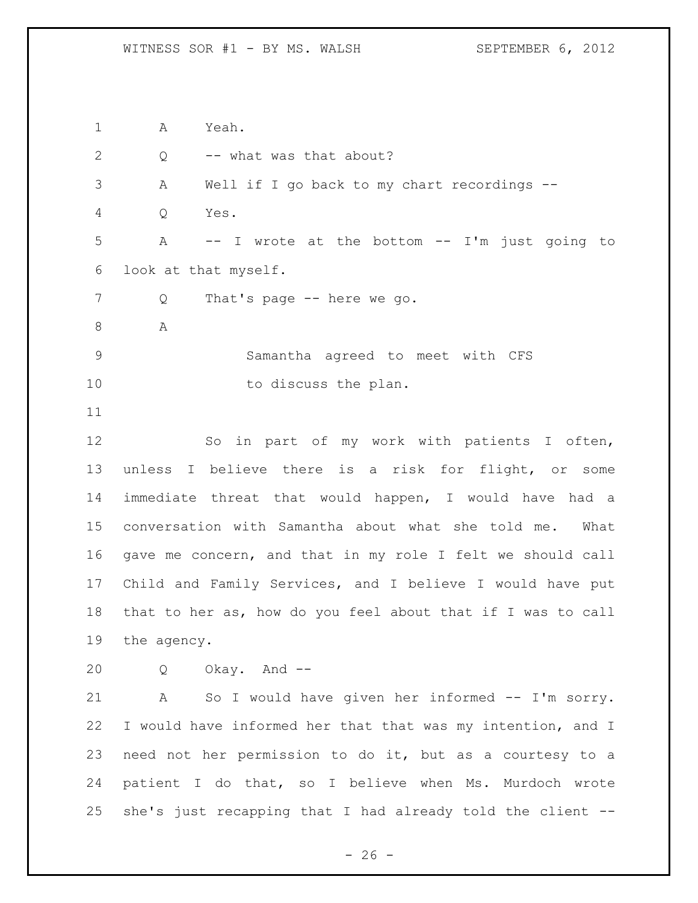A Yeah.

Q -- what was that about?

A Well if I go back to my chart recordings --

Q Yes.

A -- I wrote at the bottom -- I'm just going to look at that myself.

Q That's page -- here we go.

A

> Samantha agreed to meet with CFS to discuss the plan.

So in part of my work with patients I often, unless I believe there is a risk for flight, or some immediate threat that would happen, I would have had a conversation with Samantha about what she told me. What gave me concern, and that in my role I felt we should call Child and Family Services, and I believe I would have put that to her as, how do you feel about that if I was to call the agency.

Q Okay. And --

A So I would have given her informed -- I'm sorry. I would have informed her that that was my intention, and I need not her permission to do it, but as a courtesy to a patient I do that, so I believe when Ms. Murdoch wrote she's just recapping that I had already told the client --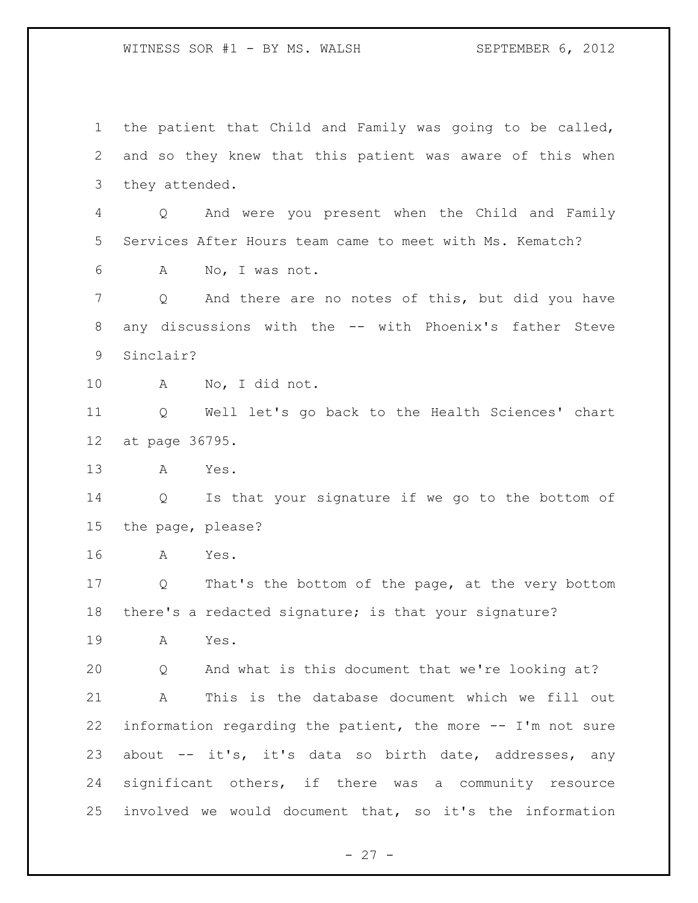the patient that Child and Family was going to be called, and so they knew that this patient was aware of this when they attended.

Q And were you present when the Child and Family Services After Hours team came to meet with Ms. Kematch?

A No, I was not.

Q And there are no notes of this, but did you have any discussions with the -- with Phoenix's father Steve Sinclair?

A No, I did not.

Q Well let's go back to the Health Sciences' chart at page 36795.

A Yes.

Q Is that your signature if we go to the bottom of the page, please?

A Yes.

Q That's the bottom of the page, at the very bottom there's a redacted signature; is that your signature?

A Yes.

Q And what is this document that we're looking at?

A This is the database document which we fill out information regarding the patient, the more -- I'm not sure about -- it's, it's data so birth date, addresses, any significant others, if there was a community resource involved we would document that, so it's the information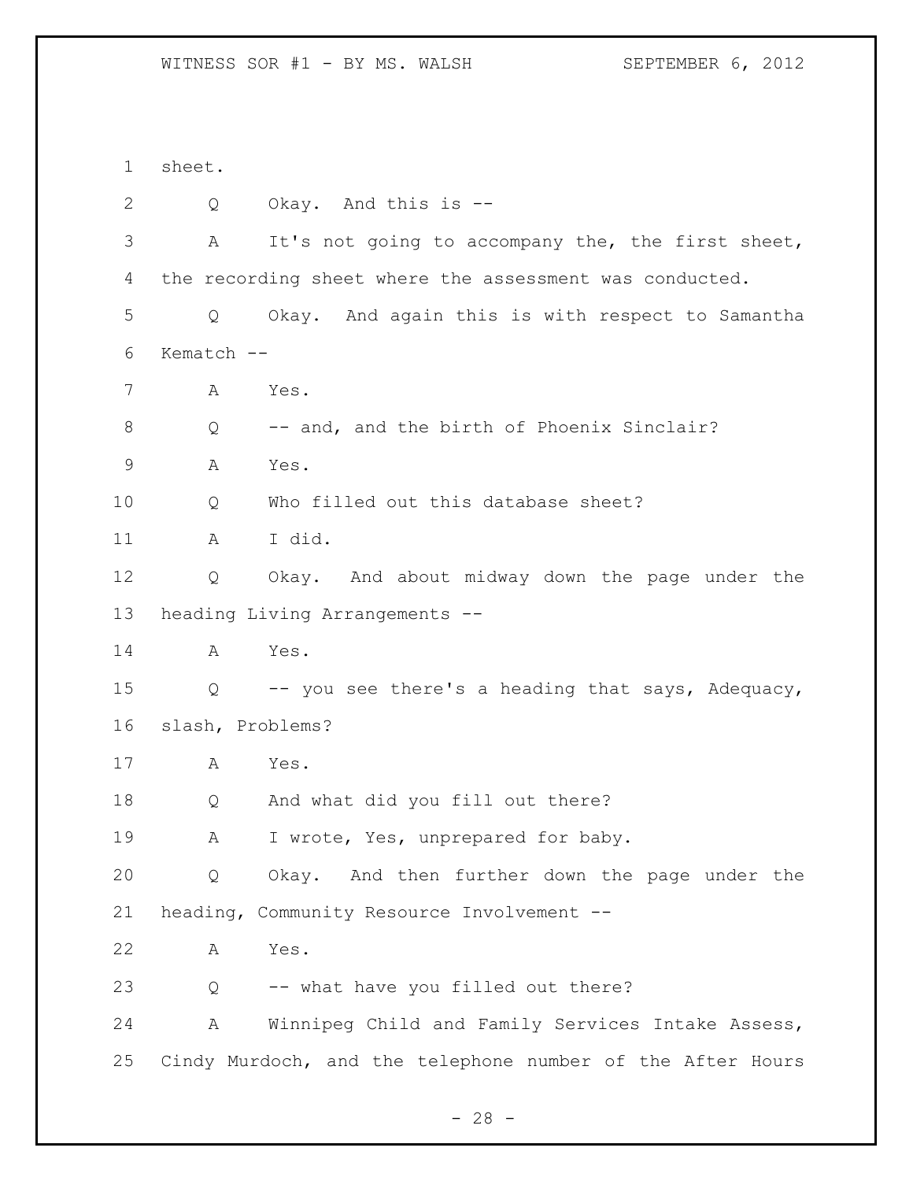sheet.

Q Okay. And this is --

A It's not going to accompany the, the first sheet, the recording sheet where the assessment was conducted.

Q Okay. And again this is with respect to Samantha Kematch --

A Yes.

Q -- and, and the birth of Phoenix Sinclair?

A Yes.

Q Who filled out this database sheet?

A I did.

Q Okay. And about midway down the page under the heading Living Arrangements --

A Yes.

Q -- you see there's a heading that says, Adequacy, slash, Problems?

A Yes.

Q And what did you fill out there?

A I wrote, Yes, unprepared for baby.

Q Okay. And then further down the page under the heading, Community Resource Involvement --

A Yes.

Q -- what have you filled out there?

A Winnipeg Child and Family Services Intake Assess, Cindy Murdoch, and the telephone number of the After Hours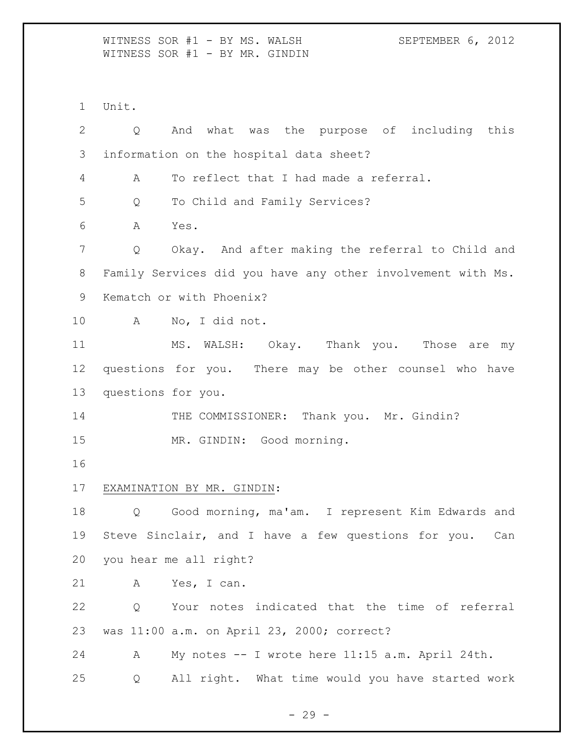Unit.

Q And what was the purpose of including this information on the hospital data sheet?

A To reflect that I had made a referral.

Q To Child and Family Services?

A Yes.

Q Okay. And after making the referral to Child and Family Services did you have any other involvement with Ms. Kematch or with Phoenix?

A No, I did not.

MS. WALSH: Okay. Thank you. Those are my questions for you. There may be other counsel who have questions for you.

THE COMMISSIONER: Thank you. Mr. Gindin?

MR. GINDIN: Good morning.

EXAMINATION BY MR. GINDIN:

Q Good morning, ma'am. I represent Kim Edwards and Steve Sinclair, and I have a few questions for you. Can you hear me all right?

A Yes, I can.

Q Your notes indicated that the time of referral was 11:00 a.m. on April 23, 2000; correct?

A My notes -- I wrote here 11:15 a.m. April 24th.

Q All right. What time would you have started work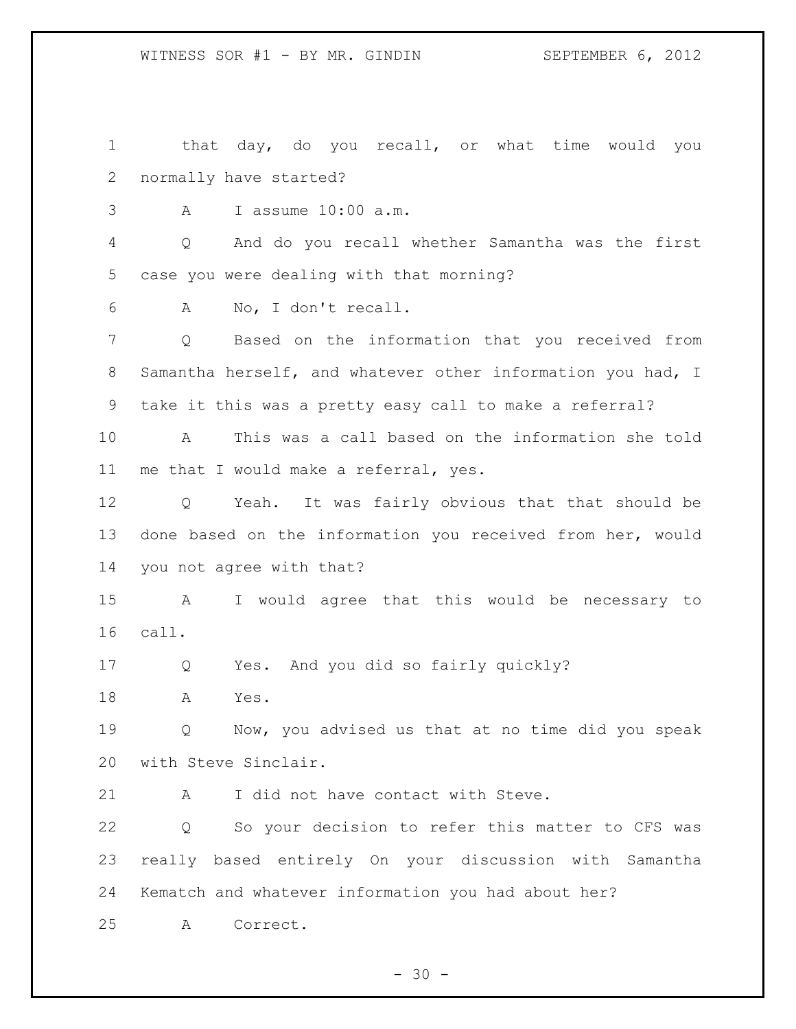that day, do you recall, or what time would you normally have started?

A I assume 10:00 a.m.

Q And do you recall whether Samantha was the first case you were dealing with that morning?

A No, I don't recall.

Q Based on the information that you received from Samantha herself, and whatever other information you had, I take it this was a pretty easy call to make a referral?

A This was a call based on the information she told me that I would make a referral, yes.

Q Yeah. It was fairly obvious that that should be done based on the information you received from her, would you not agree with that?

A I would agree that this would be necessary to call.

Q Yes. And you did so fairly quickly?

A Yes.

Q Now, you advised us that at no time did you speak with Steve Sinclair.

A I did not have contact with Steve.

Q So your decision to refer this matter to CFS was really based entirely On your discussion with Samantha Kematch and whatever information you had about her?

A Correct.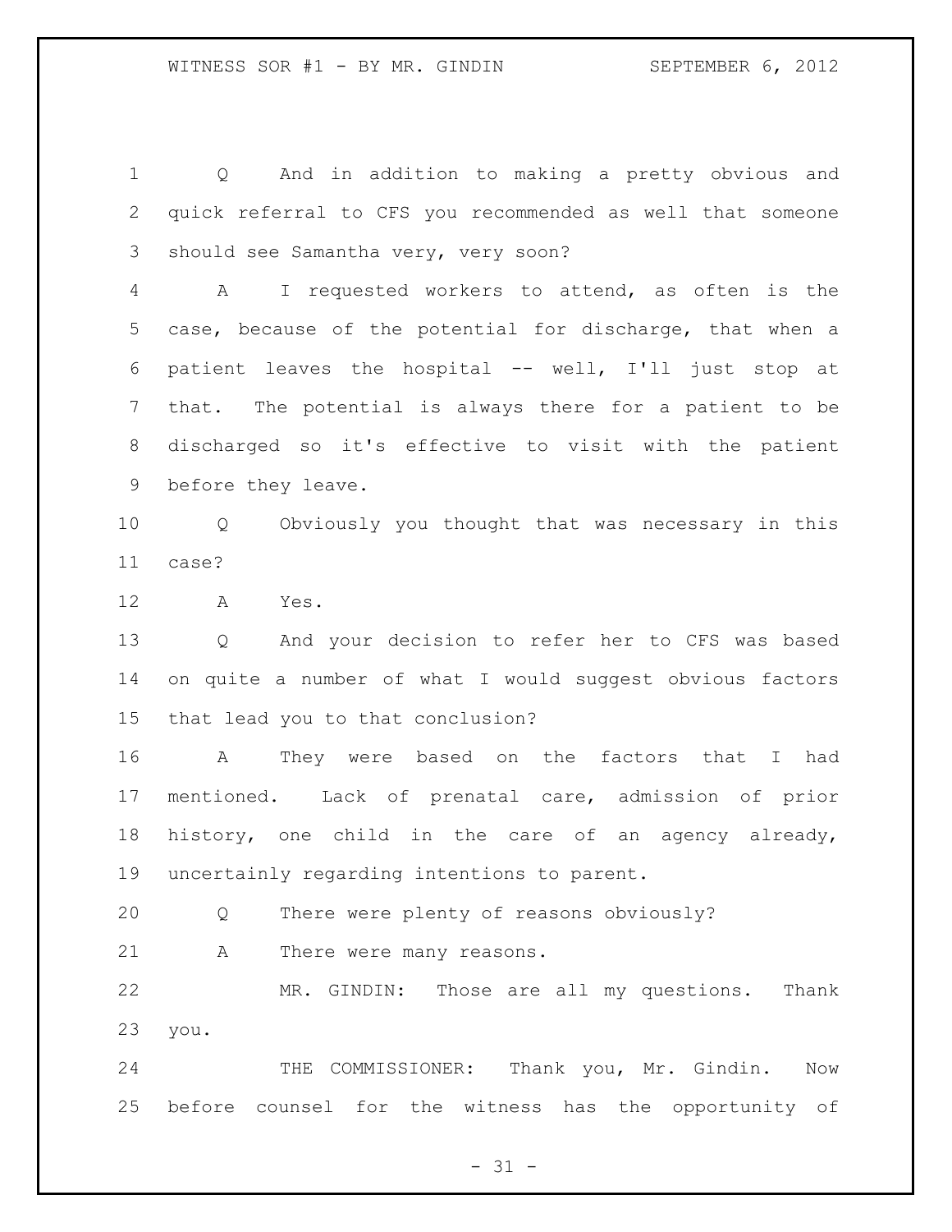Q And in addition to making a pretty obvious and quick referral to CFS you recommended as well that someone should see Samantha very, very soon?

A I requested workers to attend, as often is the case, because of the potential for discharge, that when a patient leaves the hospital -- well, I'll just stop at that. The potential is always there for a patient to be discharged so it's effective to visit with the patient before they leave.

Q Obviously you thought that was necessary in this case?

A Yes.

Q And your decision to refer her to CFS was based on quite a number of what I would suggest obvious factors that lead you to that conclusion?

A They were based on the factors that I had mentioned. Lack of prenatal care, admission of prior history, one child in the care of an agency already, uncertainly regarding intentions to parent.

Q There were plenty of reasons obviously?

A There were many reasons.

MR. GINDIN: Those are all my questions. Thank you.

THE COMMISSIONER: Thank you, Mr. Gindin. Now before counsel for the witness has the opportunity of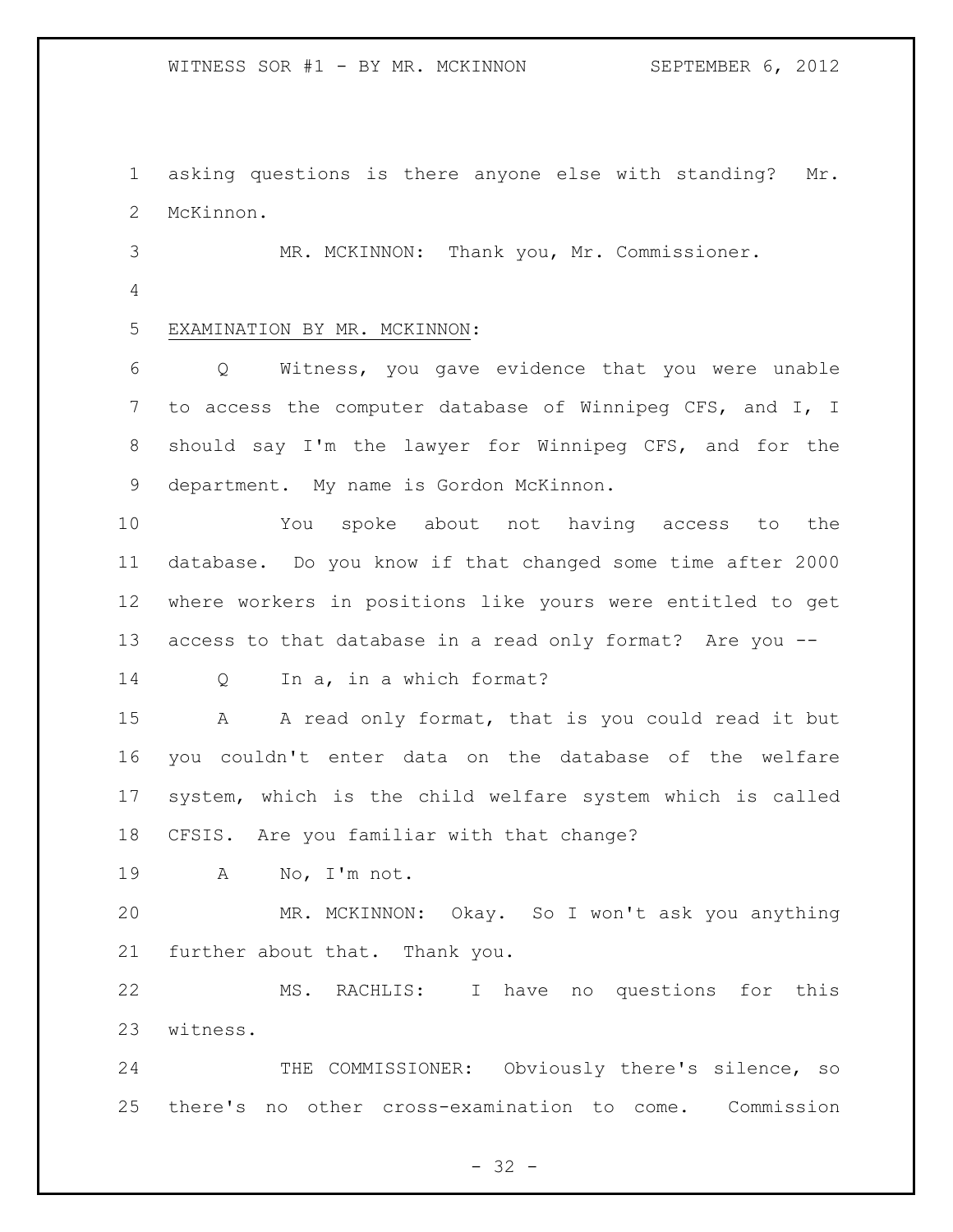asking questions is there anyone else with standing? Mr. McKinnon.

MR. MCKINNON: Thank you, Mr. Commissioner.

EXAMINATION BY MR. MCKINNON:

Q Witness, you gave evidence that you were unable to access the computer database of Winnipeg CFS, and I, I should say I'm the lawyer for Winnipeg CFS, and for the department. My name is Gordon McKinnon.

You spoke about not having access to the database. Do you know if that changed some time after 2000 where workers in positions like yours were entitled to get access to that database in a read only format? Are you --

Q In a, in a which format?

A A read only format, that is you could read it but you couldn't enter data on the database of the welfare system, which is the child welfare system which is called CFSIS. Are you familiar with that change?

A No, I'm not.

MR. MCKINNON: Okay. So I won't ask you anything further about that. Thank you.

MS. RACHLIS: I have no questions for this witness.

THE COMMISSIONER: Obviously there's silence, so there's no other cross-examination to come. Commission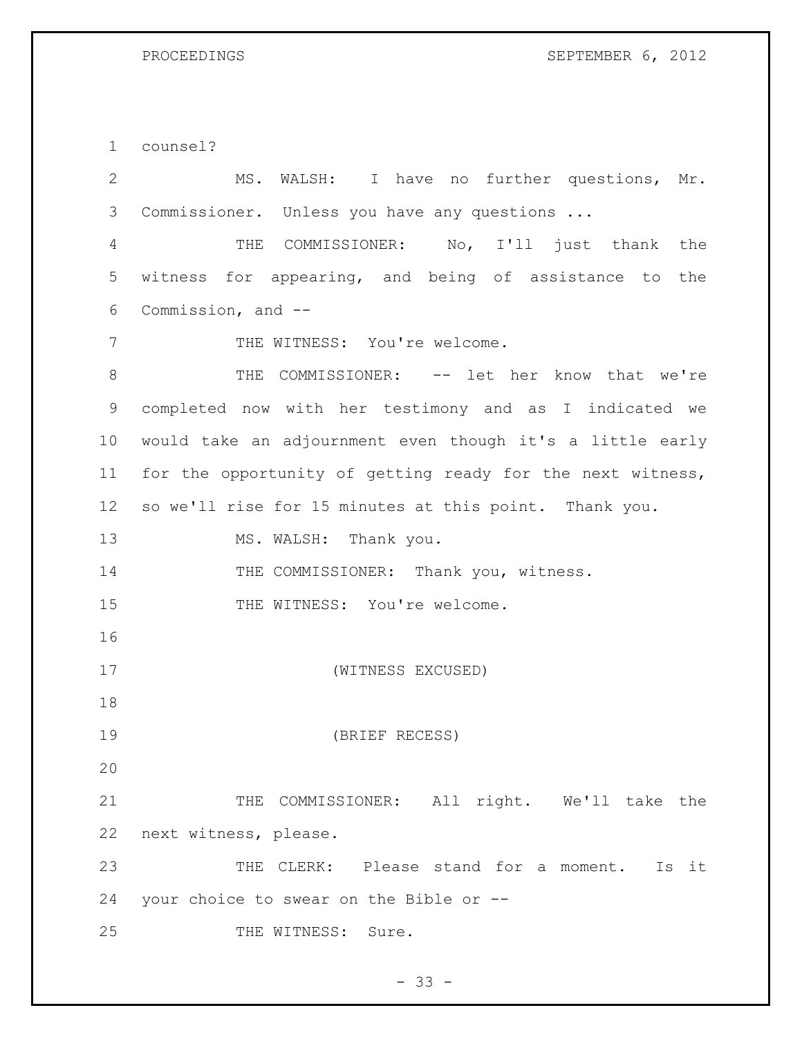counsel?

MS. WALSH: I have no further questions, Mr. Commissioner. Unless you have any questions ...

THE COMMISSIONER: No, I'll just thank the witness for appearing, and being of assistance to the Commission, and --

THE WITNESS: You're welcome.

THE COMMISSIONER: -- let her know that we're completed now with her testimony and as I indicated we would take an adjournment even though it's a little early for the opportunity of getting ready for the next witness, so we'll rise for 15 minutes at this point. Thank you.

MS. WALSH: Thank you.

THE COMMISSIONER: Thank you, witness.

THE WITNESS: You're welcome.

(WITNESS EXCUSED)

(BRIEF RECESS)

THE COMMISSIONER: All right. We'll take the next witness, please.

THE CLERK: Please stand for a moment. Is it your choice to swear on the Bible or --

THE WITNESS: Sure.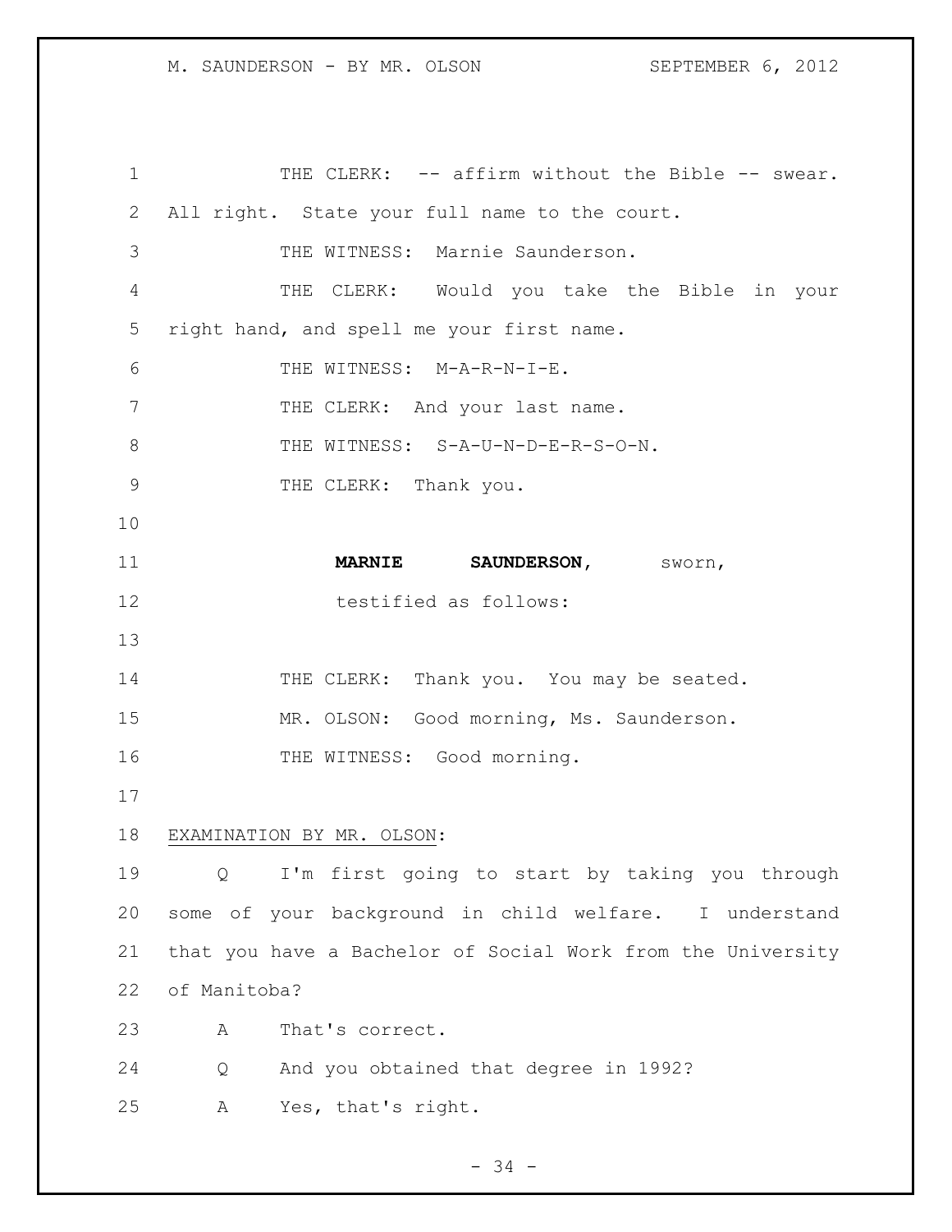THE CLERK: -- affirm without the Bible -- swear. All right. State your full name to the court.

THE WITNESS: Marnie Saunderson.

THE CLERK: Would you take the Bible in your right hand, and spell me your first name.

THE WITNESS: M-A-R-N-I-E.

THE CLERK: And your last name.

THE WITNESS: S-A-U-N-D-E-R-S-O-N.

THE CLERK: Thank you.

**MARNIE SAUNDERSON**, sworn, testified as follows:

THE CLERK: Thank you. You may be seated.

MR. OLSON: Good morning, Ms. Saunderson.

THE WITNESS: Good morning.

EXAMINATION BY MR. OLSON:

Q I'm first going to start by taking you through some of your background in child welfare. I understand that you have a Bachelor of Social Work from the University of Manitoba?

A That's correct.

Q And you obtained that degree in 1992?

A Yes, that's right.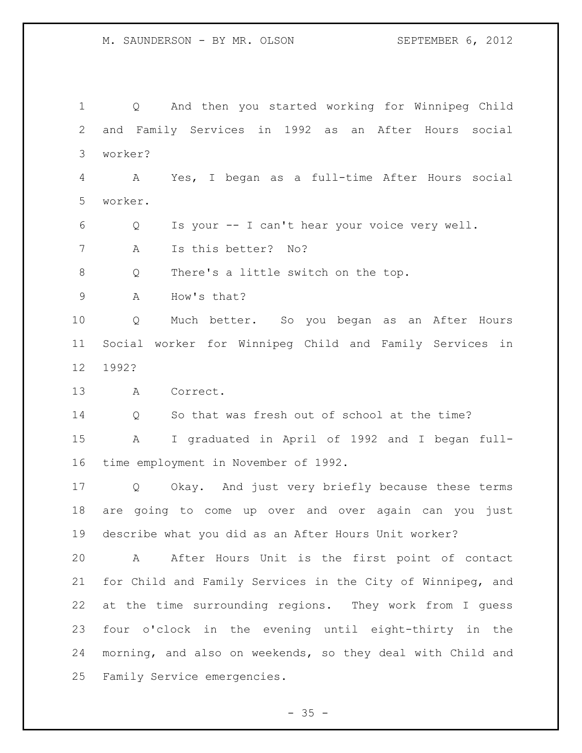Q And then you started working for Winnipeg Child and Family Services in 1992 as an After Hours social worker?

A Yes, I began as a full-time After Hours social worker.

Q Is your -- I can't hear your voice very well.

A Is this better? No?

Q There's a little switch on the top.

A How's that?

Q Much better. So you began as an After Hours Social worker for Winnipeg Child and Family Services in 1992?

A Correct.

Q So that was fresh out of school at the time?

A I graduated in April of 1992 and I began full-time employment in November of 1992.

Q Okay. And just very briefly because these terms are going to come up over and over again can you just describe what you did as an After Hours Unit worker?

A After Hours Unit is the first point of contact for Child and Family Services in the City of Winnipeg, and at the time surrounding regions. They work from I guess four o'clock in the evening until eight-thirty in the morning, and also on weekends, so they deal with Child and Family Service emergencies.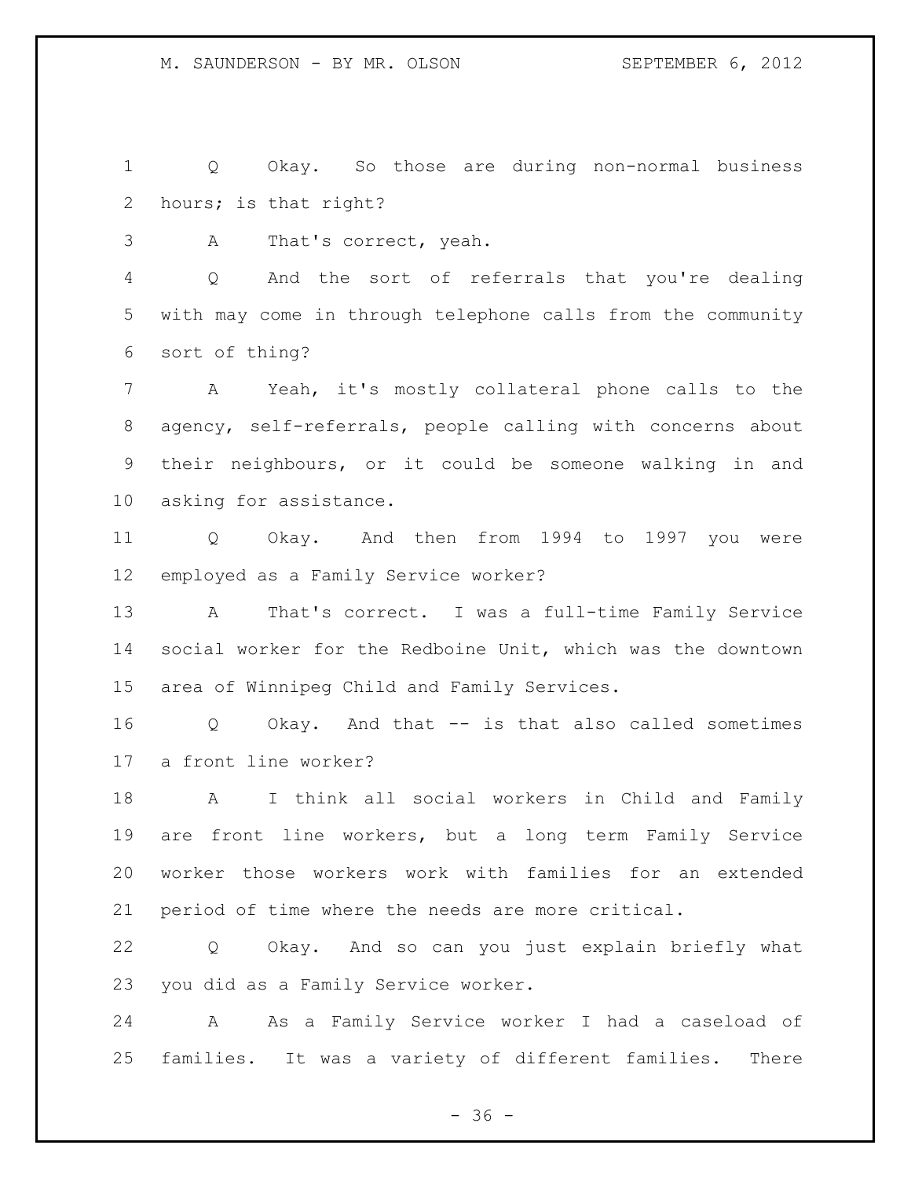Q Okay. So those are during non-normal business hours; is that right?

A That's correct, yeah.

Q And the sort of referrals that you're dealing with may come in through telephone calls from the community sort of thing?

A Yeah, it's mostly collateral phone calls to the agency, self-referrals, people calling with concerns about their neighbours, or it could be someone walking in and asking for assistance.

Q Okay. And then from 1994 to 1997 you were employed as a Family Service worker?

A That's correct. I was a full-time Family Service social worker for the Redboine Unit, which was the downtown area of Winnipeg Child and Family Services.

Q Okay. And that -- is that also called sometimes a front line worker?

A I think all social workers in Child and Family are front line workers, but a long term Family Service worker those workers work with families for an extended period of time where the needs are more critical.

Q Okay. And so can you just explain briefly what you did as a Family Service worker.

A As a Family Service worker I had a caseload of families. It was a variety of different families. There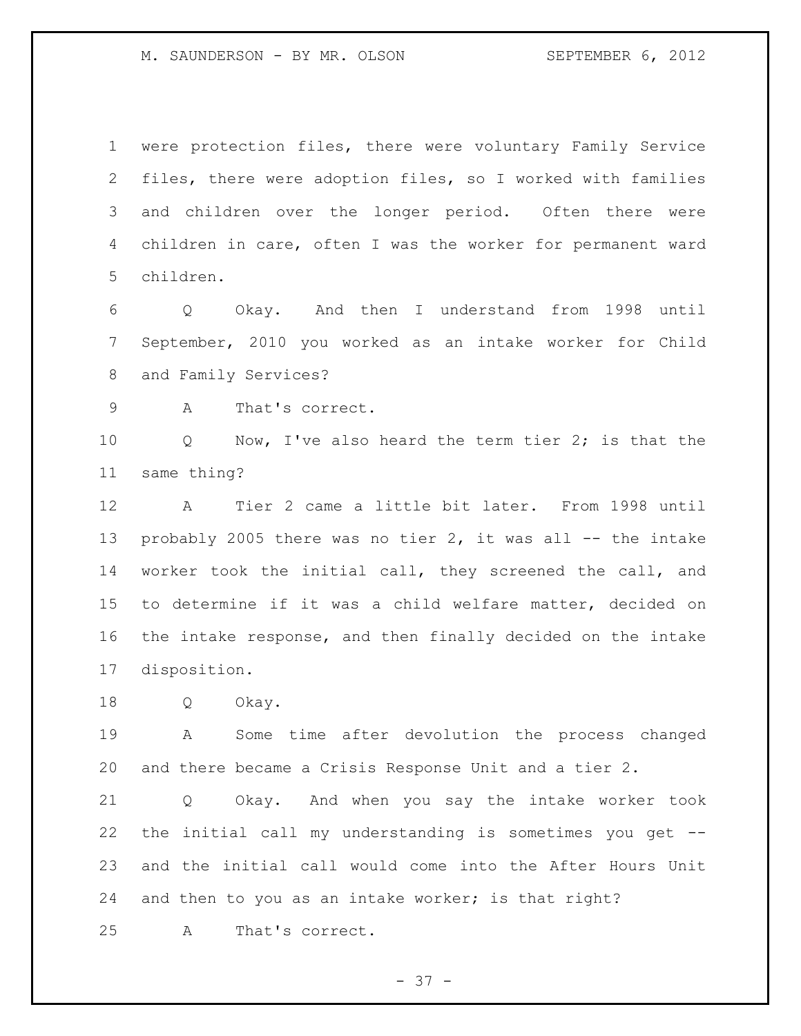were protection files, there were voluntary Family Service files, there were adoption files, so I worked with families and children over the longer period. Often there were children in care, often I was the worker for permanent ward children.

Q Okay. And then I understand from 1998 until September, 2010 you worked as an intake worker for Child and Family Services?

A That's correct.

Q Now, I've also heard the term tier 2; is that the same thing?

A Tier 2 came a little bit later. From 1998 until probably 2005 there was no tier 2, it was all -- the intake worker took the initial call, they screened the call, and to determine if it was a child welfare matter, decided on the intake response, and then finally decided on the intake disposition.

Q Okay.

A Some time after devolution the process changed and there became a Crisis Response Unit and a tier 2.

Q Okay. And when you say the intake worker took the initial call my understanding is sometimes you get -- and the initial call would come into the After Hours Unit and then to you as an intake worker; is that right?

A That's correct.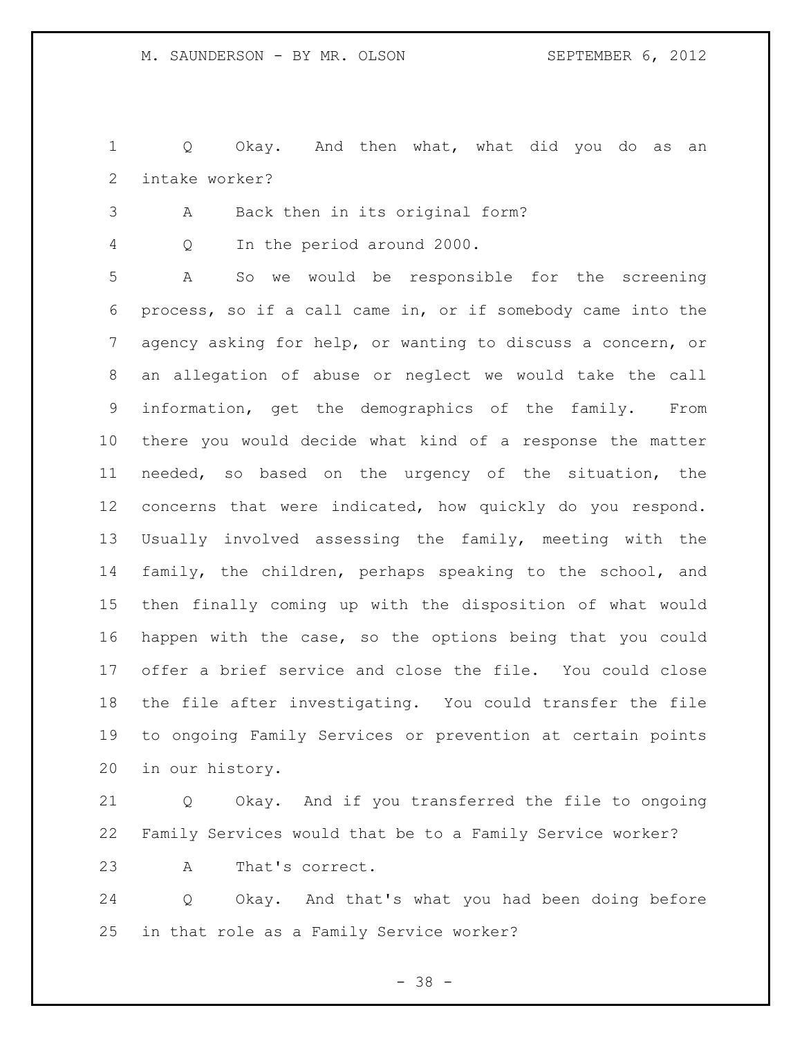Q Okay. And then what, what did you do as an intake worker?

A Back then in its original form?

Q In the period around 2000.

A So we would be responsible for the screening process, so if a call came in, or if somebody came into the agency asking for help, or wanting to discuss a concern, or an allegation of abuse or neglect we would take the call information, get the demographics of the family. From there you would decide what kind of a response the matter needed, so based on the urgency of the situation, the concerns that were indicated, how quickly do you respond. Usually involved assessing the family, meeting with the family, the children, perhaps speaking to the school, and then finally coming up with the disposition of what would happen with the case, so the options being that you could offer a brief service and close the file. You could close the file after investigating. You could transfer the file to ongoing Family Services or prevention at certain points in our history.

Q Okay. And if you transferred the file to ongoing Family Services would that be to a Family Service worker?

A That's correct.

Q Okay. And that's what you had been doing before in that role as a Family Service worker?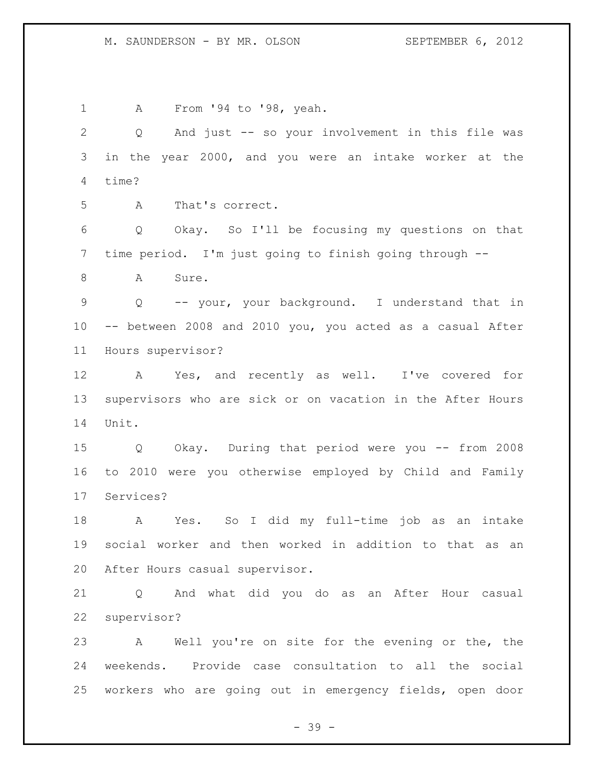A From '94 to '98, yeah.

Q And just -- so your involvement in this file was in the year 2000, and you were an intake worker at the time?

A That's correct.

Q Okay. So I'll be focusing my questions on that time period. I'm just going to finish going through --

A Sure.

Q -- your, your background. I understand that in -- between 2008 and 2010 you, you acted as a casual After Hours supervisor?

A Yes, and recently as well. I've covered for supervisors who are sick or on vacation in the After Hours Unit.

Q Okay. During that period were you -- from 2008 to 2010 were you otherwise employed by Child and Family Services?

A Yes. So I did my full-time job as an intake social worker and then worked in addition to that as an After Hours casual supervisor.

Q And what did you do as an After Hour casual supervisor?

A Well you're on site for the evening or the, the weekends. Provide case consultation to all the social workers who are going out in emergency fields, open door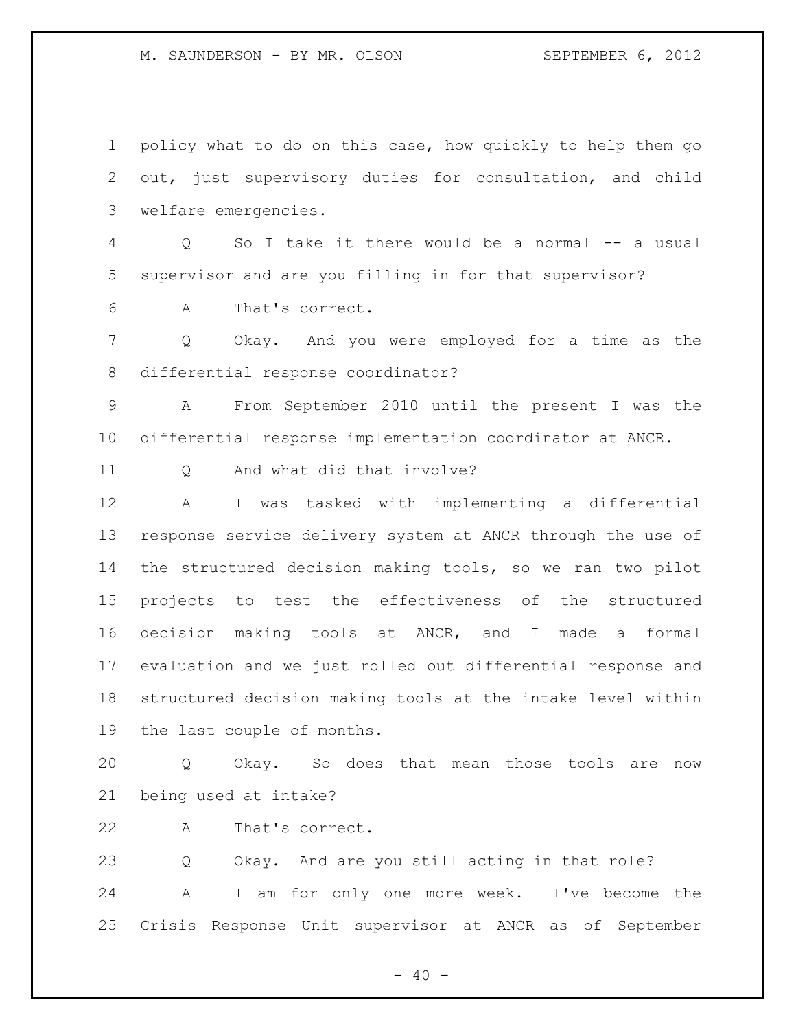policy what to do on this case, how quickly to help them go out, just supervisory duties for consultation, and child welfare emergencies.

Q So I take it there would be a normal -- a usual supervisor and are you filling in for that supervisor?

A That's correct.

Q Okay. And you were employed for a time as the differential response coordinator?

A From September 2010 until the present I was the differential response implementation coordinator at ANCR.

Q And what did that involve?

A I was tasked with implementing a differential response service delivery system at ANCR through the use of the structured decision making tools, so we ran two pilot projects to test the effectiveness of the structured decision making tools at ANCR, and I made a formal evaluation and we just rolled out differential response and structured decision making tools at the intake level within the last couple of months.

Q Okay. So does that mean those tools are now being used at intake?

A That's correct.

Q Okay. And are you still acting in that role?

A I am for only one more week. I've become the Crisis Response Unit supervisor at ANCR as of September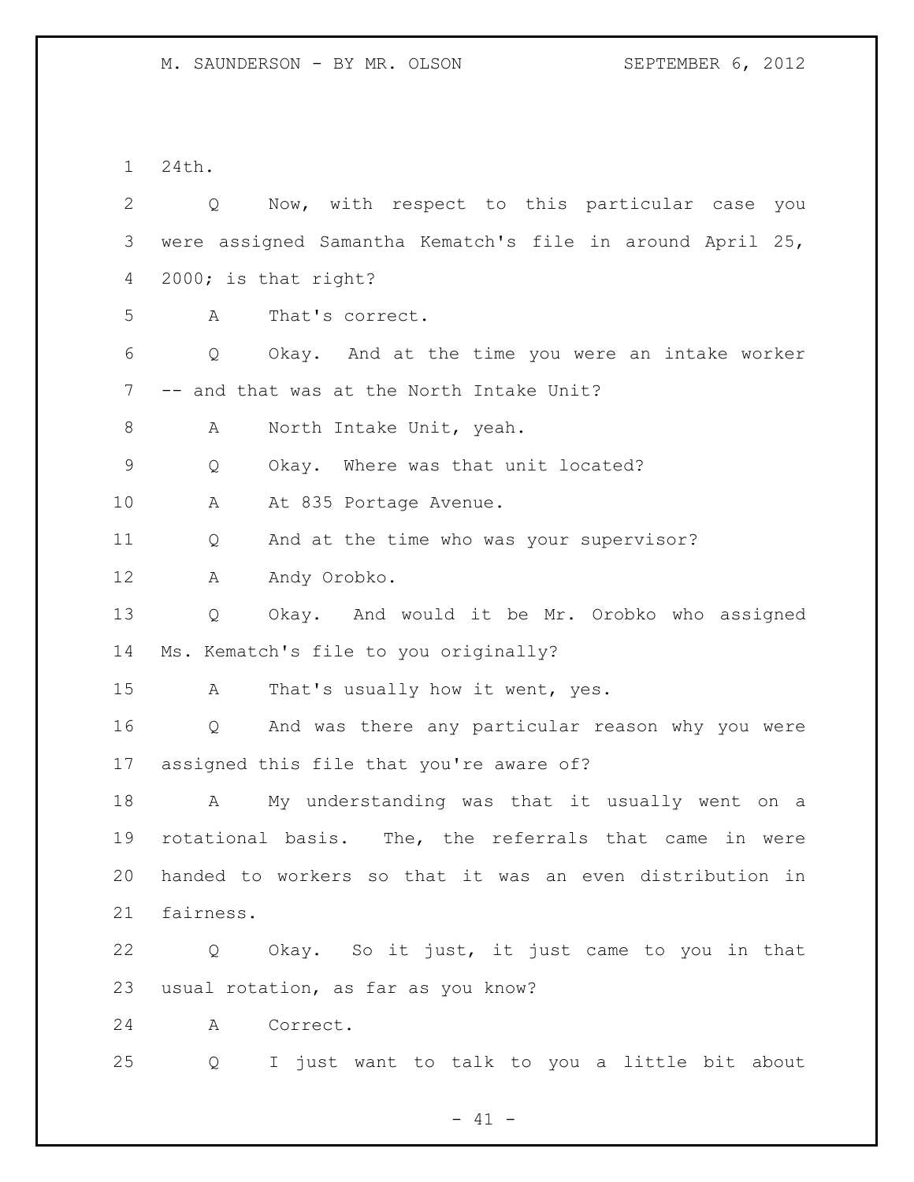24th.

Q Now, with respect to this particular case you were assigned Samantha Kematch's file in around April 25, 2000; is that right?

A That's correct.

Q Okay. And at the time you were an intake worker -- and that was at the North Intake Unit?

A North Intake Unit, yeah.

Q Okay. Where was that unit located?

A At 835 Portage Avenue.

Q And at the time who was your supervisor?

A Andy Orobko.

Q Okay. And would it be Mr. Orobko who assigned Ms. Kematch's file to you originally?

A That's usually how it went, yes.

Q And was there any particular reason why you were assigned this file that you're aware of?

A My understanding was that it usually went on a rotational basis. The, the referrals that came in were handed to workers so that it was an even distribution in fairness.

Q Okay. So it just, it just came to you in that usual rotation, as far as you know?

A Correct.

Q I just want to talk to you a little bit about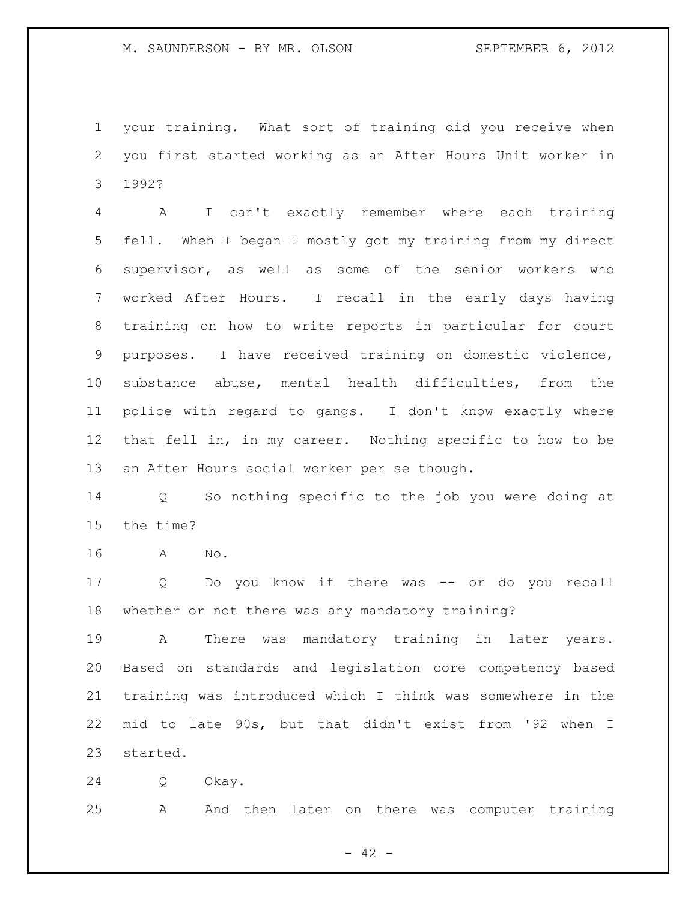your training. What sort of training did you receive when you first started working as an After Hours Unit worker in 1992?

A I can't exactly remember where each training fell. When I began I mostly got my training from my direct supervisor, as well as some of the senior workers who worked After Hours. I recall in the early days having training on how to write reports in particular for court purposes. I have received training on domestic violence, substance abuse, mental health difficulties, from the police with regard to gangs. I don't know exactly where that fell in, in my career. Nothing specific to how to be an After Hours social worker per se though.

Q So nothing specific to the job you were doing at the time?

A No.

Q Do you know if there was -- or do you recall whether or not there was any mandatory training?

A There was mandatory training in later years. Based on standards and legislation core competency based training was introduced which I think was somewhere in the mid to late 90s, but that didn't exist from '92 when I started.

Q Okay.

A And then later on there was computer training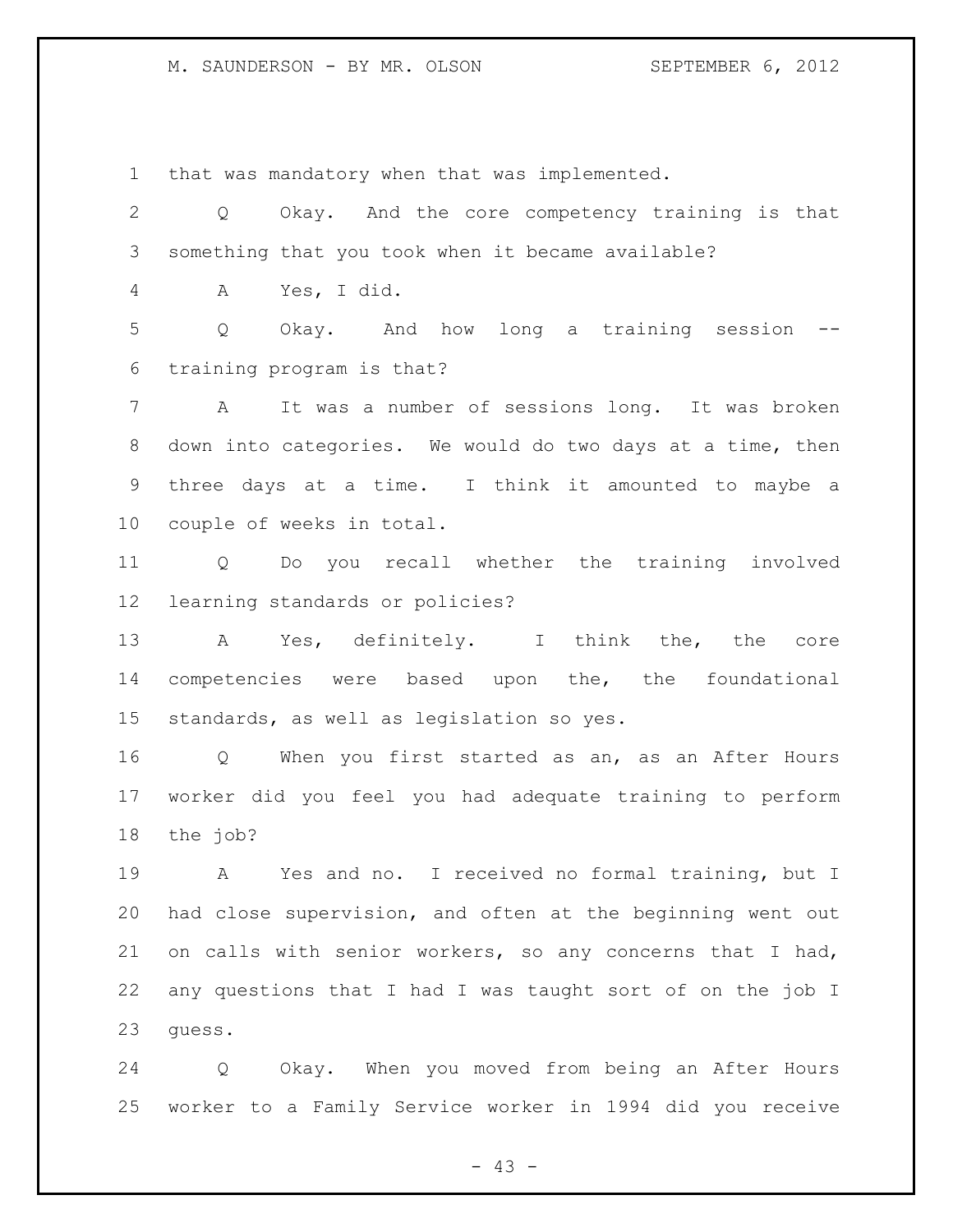that was mandatory when that was implemented.

Q Okay. And the core competency training is that something that you took when it became available?

A Yes, I did.

Q Okay. And how long a training session -- training program is that?

A It was a number of sessions long. It was broken down into categories. We would do two days at a time, then three days at a time. I think it amounted to maybe a couple of weeks in total.

Q Do you recall whether the training involved learning standards or policies?

A Yes, definitely. I think the, the core competencies were based upon the, the foundational standards, as well as legislation so yes.

Q When you first started as an, as an After Hours worker did you feel you had adequate training to perform the job?

A Yes and no. I received no formal training, but I had close supervision, and often at the beginning went out on calls with senior workers, so any concerns that I had, any questions that I had I was taught sort of on the job I guess.

Q Okay. When you moved from being an After Hours worker to a Family Service worker in 1994 did you receive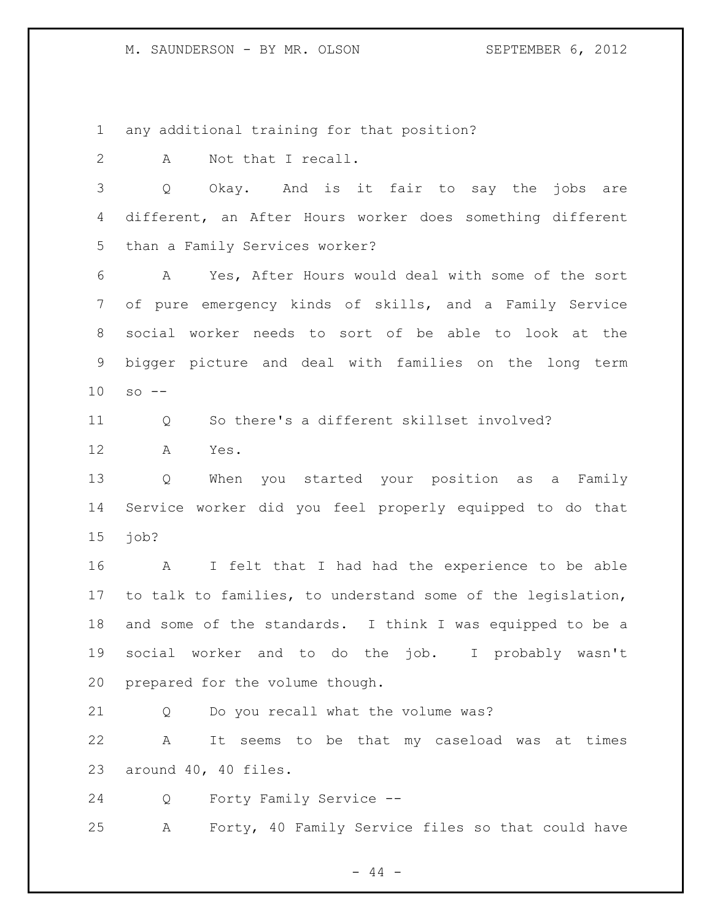any additional training for that position?

A Not that I recall.

Q Okay. And is it fair to say the jobs are different, an After Hours worker does something different than a Family Services worker?

A Yes, After Hours would deal with some of the sort of pure emergency kinds of skills, and a Family Service social worker needs to sort of be able to look at the bigger picture and deal with families on the long term so --

Q So there's a different skillset involved?

A Yes.

Q When you started your position as a Family Service worker did you feel properly equipped to do that job?

A I felt that I had had the experience to be able to talk to families, to understand some of the legislation, and some of the standards. I think I was equipped to be a social worker and to do the job. I probably wasn't prepared for the volume though.

Q Do you recall what the volume was?

A It seems to be that my caseload was at times around 40, 40 files.

Q Forty Family Service --

A Forty, 40 Family Service files so that could have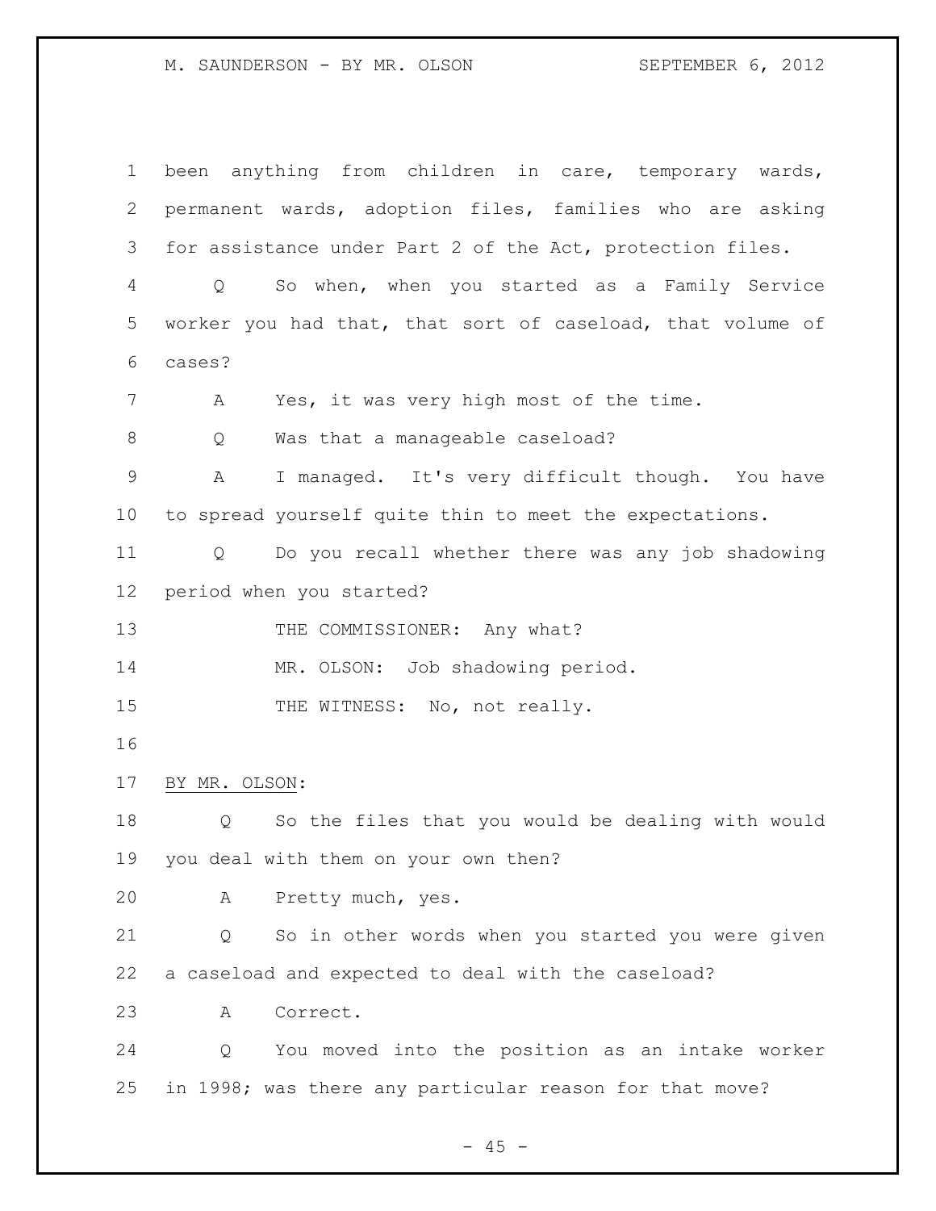been anything from children in care, temporary wards, permanent wards, adoption files, families who are asking for assistance under Part 2 of the Act, protection files.

Q So when, when you started as a Family Service worker you had that, that sort of caseload, that volume of cases?

A Yes, it was very high most of the time.

Q Was that a manageable caseload?

A I managed. It's very difficult though. You have to spread yourself quite thin to meet the expectations.

Q Do you recall whether there was any job shadowing period when you started?

THE COMMISSIONER: Any what?

MR. OLSON: Job shadowing period.

THE WITNESS: No, not really.

BY MR. OLSON:

Q So the files that you would be dealing with would you deal with them on your own then?

A Pretty much, yes.

Q So in other words when you started you were given a caseload and expected to deal with the caseload?

A Correct.

Q You moved into the position as an intake worker in 1998; was there any particular reason for that move?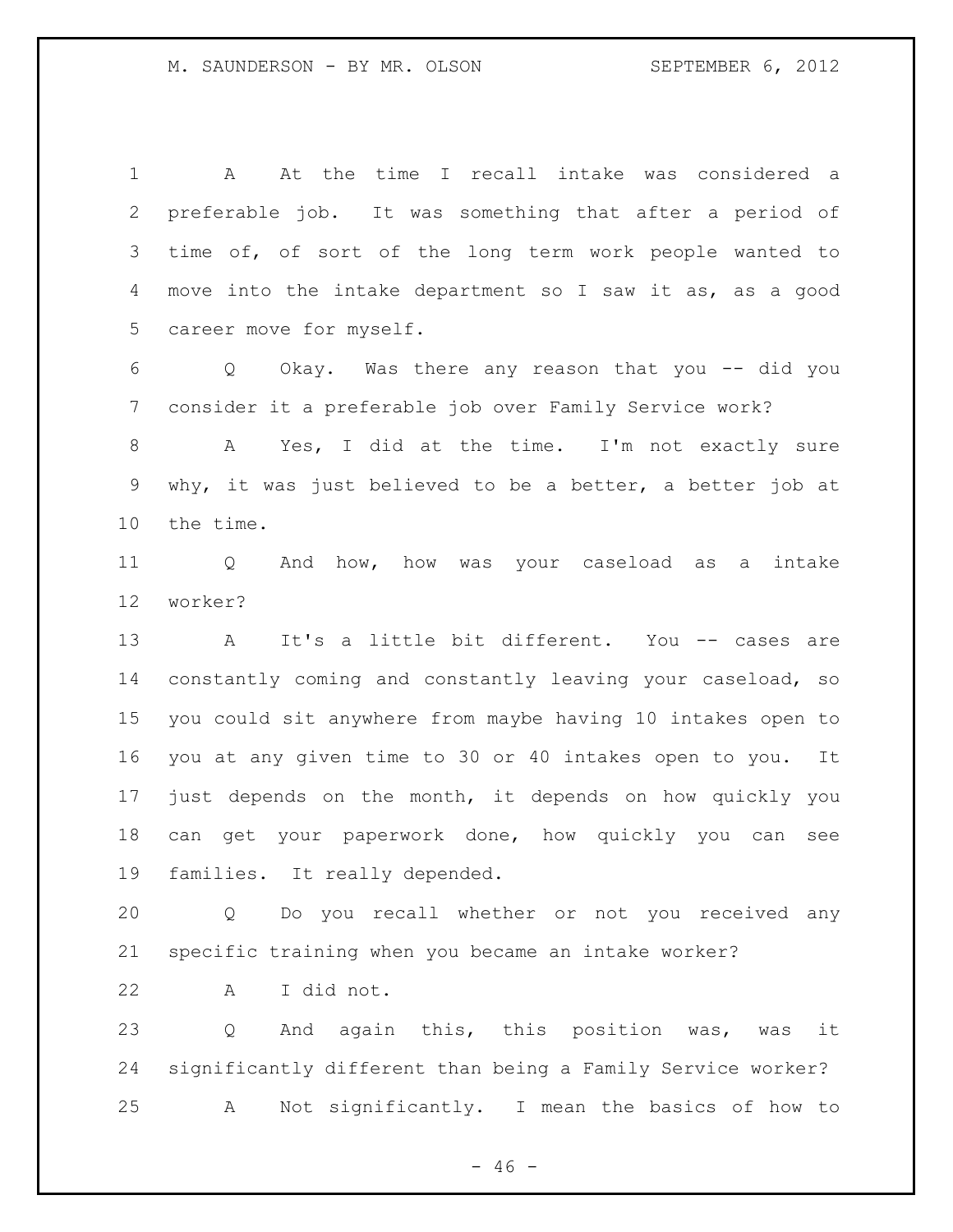A At the time I recall intake was considered a preferable job. It was something that after a period of time of, of sort of the long term work people wanted to move into the intake department so I saw it as, as a good career move for myself.

Q Okay. Was there any reason that you -- did you consider it a preferable job over Family Service work?

A Yes, I did at the time. I'm not exactly sure why, it was just believed to be a better, a better job at the time.

Q And how, how was your caseload as a intake worker?

A It's a little bit different. You -- cases are constantly coming and constantly leaving your caseload, so you could sit anywhere from maybe having 10 intakes open to you at any given time to 30 or 40 intakes open to you. It just depends on the month, it depends on how quickly you can get your paperwork done, how quickly you can see families. It really depended.

Q Do you recall whether or not you received any specific training when you became an intake worker?

A I did not.

Q And again this, this position was, was it significantly different than being a Family Service worker?

A Not significantly. I mean the basics of how to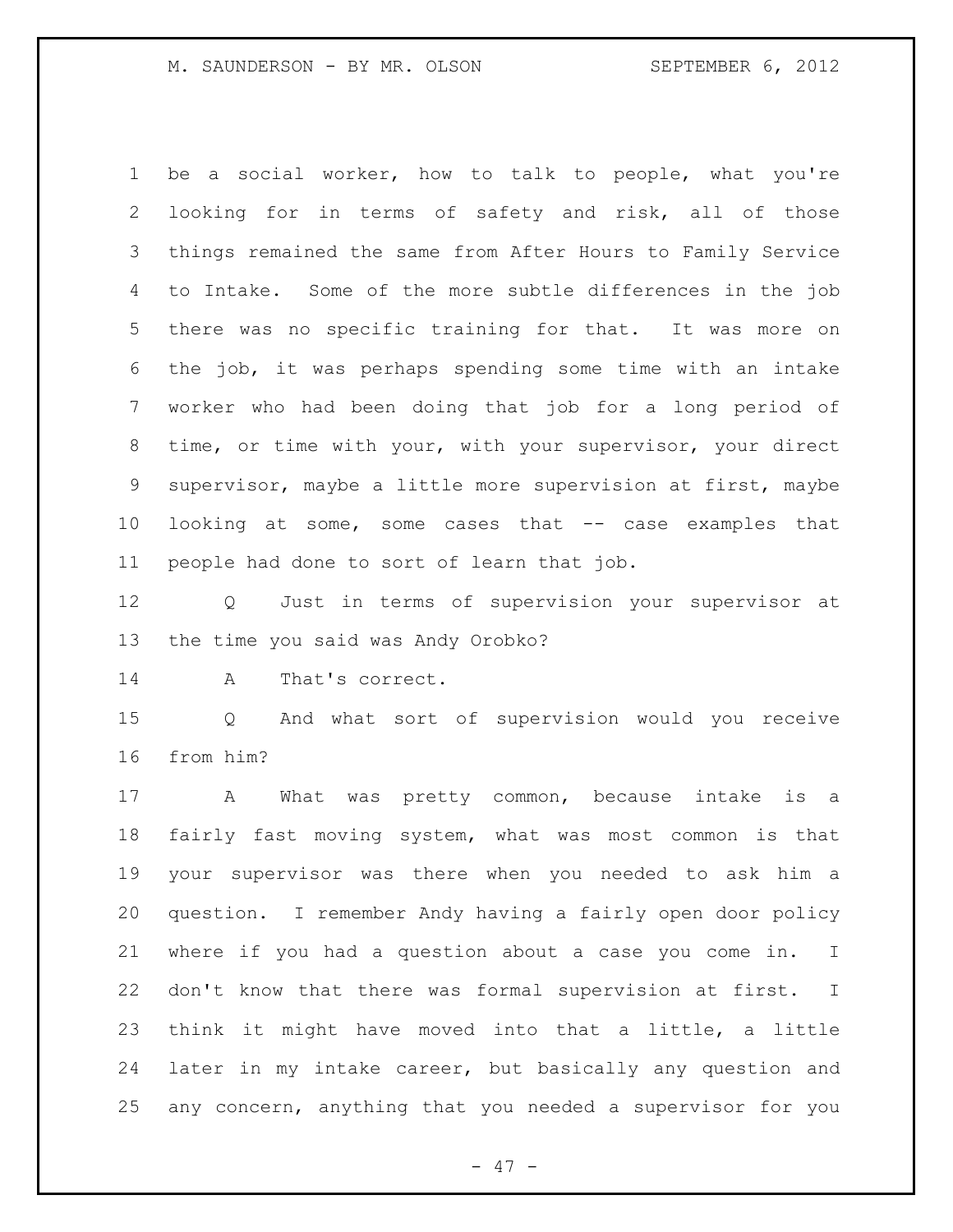be a social worker, how to talk to people, what you're looking for in terms of safety and risk, all of those things remained the same from After Hours to Family Service to Intake. Some of the more subtle differences in the job there was no specific training for that. It was more on the job, it was perhaps spending some time with an intake worker who had been doing that job for a long period of time, or time with your, with your supervisor, your direct supervisor, maybe a little more supervision at first, maybe looking at some, some cases that -- case examples that people had done to sort of learn that job.

Q Just in terms of supervision your supervisor at the time you said was Andy Orobko?

A That's correct.

Q And what sort of supervision would you receive from him?

A What was pretty common, because intake is a fairly fast moving system, what was most common is that your supervisor was there when you needed to ask him a question. I remember Andy having a fairly open door policy where if you had a question about a case you come in. I don't know that there was formal supervision at first. I think it might have moved into that a little, a little later in my intake career, but basically any question and any concern, anything that you needed a supervisor for you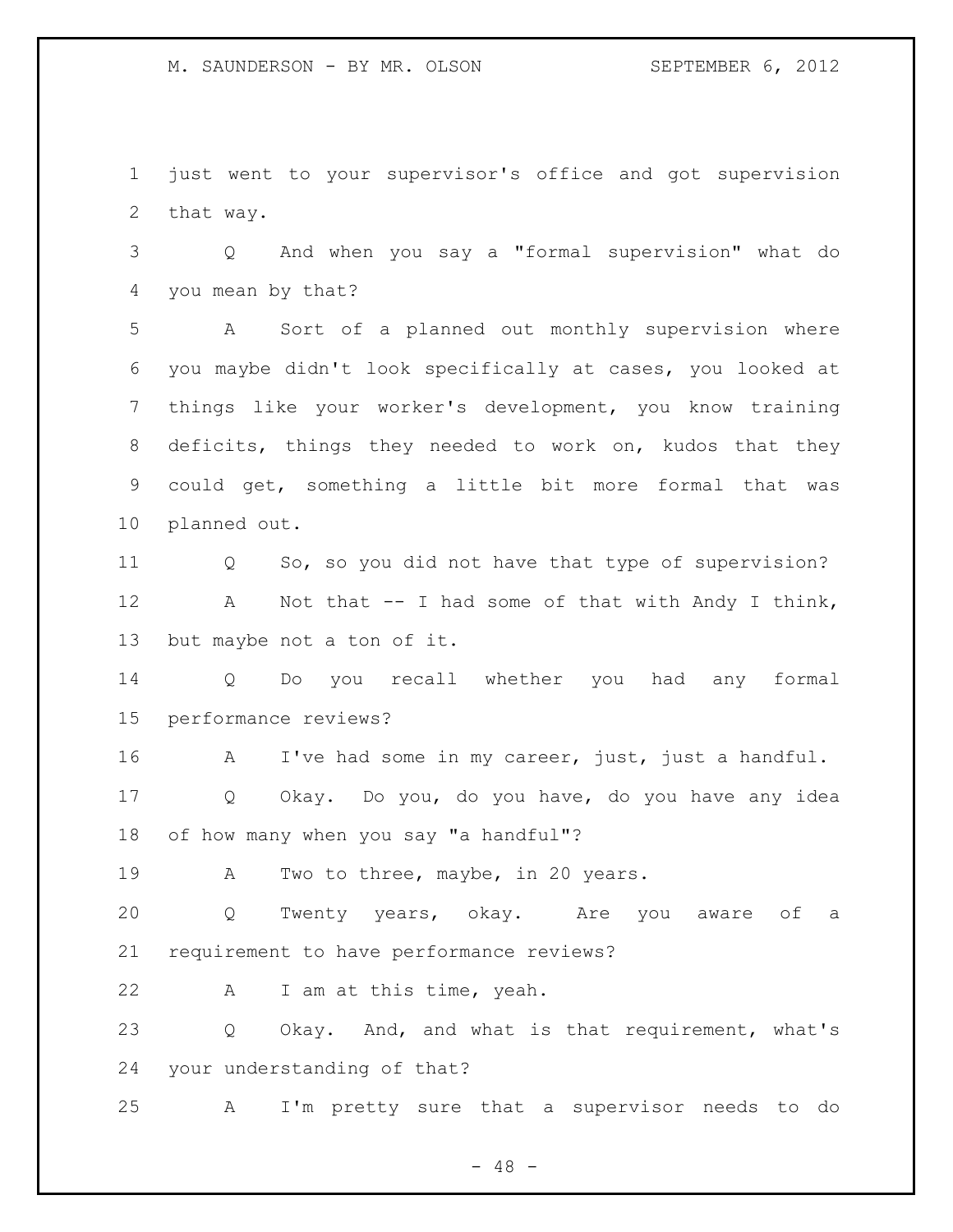just went to your supervisor's office and got supervision that way.

Q And when you say a "formal supervision" what do you mean by that?

A Sort of a planned out monthly supervision where you maybe didn't look specifically at cases, you looked at things like your worker's development, you know training deficits, things they needed to work on, kudos that they could get, something a little bit more formal that was planned out.

Q So, so you did not have that type of supervision?

A Not that -- I had some of that with Andy I think, but maybe not a ton of it.

Q Do you recall whether you had any formal performance reviews?

A I've had some in my career, just, just a handful.

Q Okay. Do you, do you have, do you have any idea of how many when you say "a handful"?

A Two to three, maybe, in 20 years.

Q Twenty years, okay. Are you aware of a requirement to have performance reviews?

A I am at this time, yeah.

Q Okay. And, and what is that requirement, what's your understanding of that?

A I'm pretty sure that a supervisor needs to do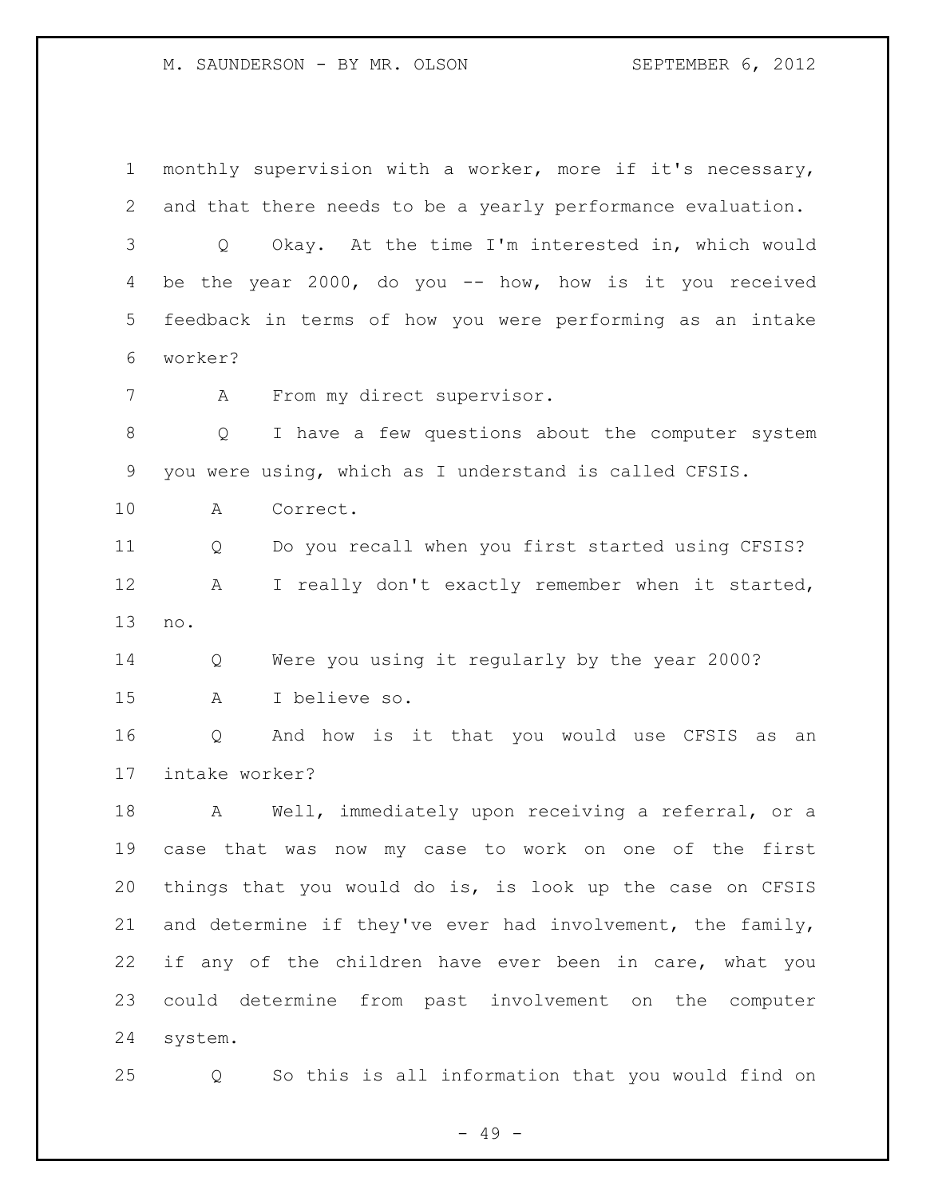monthly supervision with a worker, more if it's necessary, and that there needs to be a yearly performance evaluation.

Q Okay. At the time I'm interested in, which would be the year 2000, do you -- how, how is it you received feedback in terms of how you were performing as an intake worker?

A From my direct supervisor.

Q I have a few questions about the computer system you were using, which as I understand is called CFSIS.

A Correct.

Q Do you recall when you first started using CFSIS?

A I really don't exactly remember when it started, no.

Q Were you using it regularly by the year 2000?

A I believe so.

Q And how is it that you would use CFSIS as an intake worker?

A Well, immediately upon receiving a referral, or a case that was now my case to work on one of the first things that you would do is, is look up the case on CFSIS and determine if they've ever had involvement, the family, if any of the children have ever been in care, what you could determine from past involvement on the computer system.

Q So this is all information that you would find on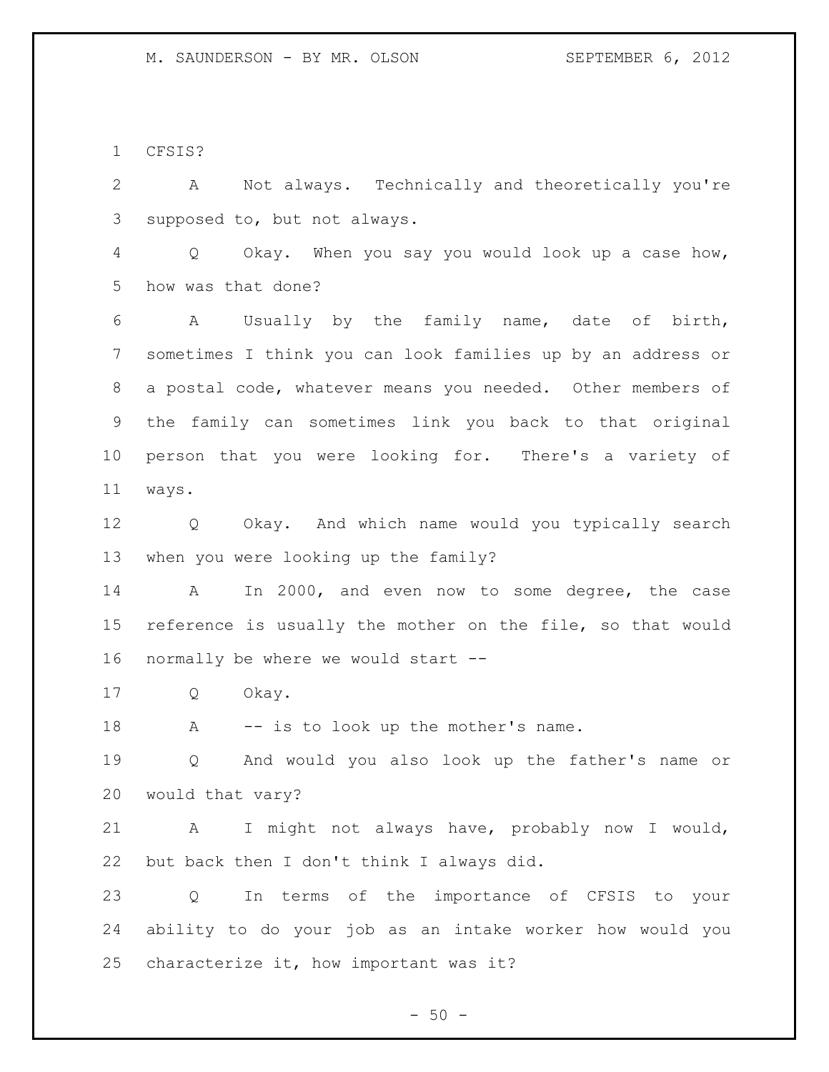CFSIS?

A Not always. Technically and theoretically you're supposed to, but not always.

Q Okay. When you say you would look up a case how, how was that done?

A Usually by the family name, date of birth, sometimes I think you can look families up by an address or a postal code, whatever means you needed. Other members of the family can sometimes link you back to that original person that you were looking for. There's a variety of ways.

Q Okay. And which name would you typically search when you were looking up the family?

A In 2000, and even now to some degree, the case reference is usually the mother on the file, so that would normally be where we would start --

Q Okay.

A -- is to look up the mother's name.

Q And would you also look up the father's name or would that vary?

A I might not always have, probably now I would, but back then I don't think I always did.

Q In terms of the importance of CFSIS to your ability to do your job as an intake worker how would you characterize it, how important was it?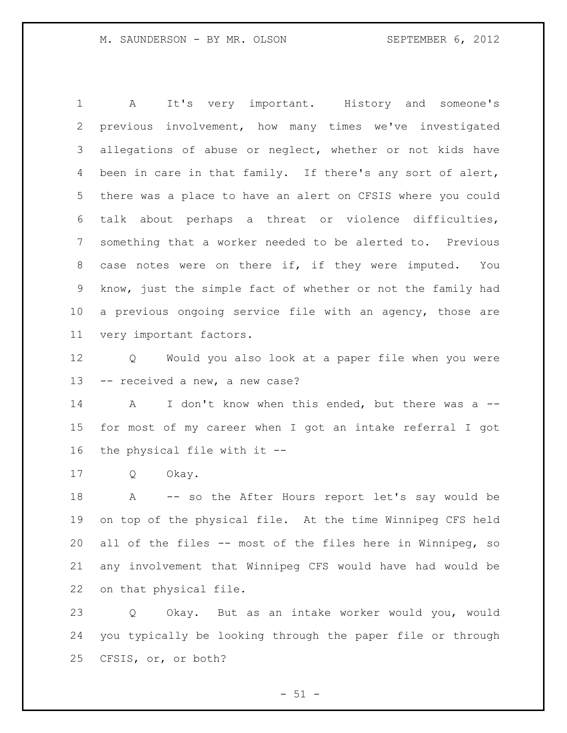A It's very important. History and someone's previous involvement, how many times we've investigated allegations of abuse or neglect, whether or not kids have been in care in that family. If there's any sort of alert, there was a place to have an alert on CFSIS where you could talk about perhaps a threat or violence difficulties, something that a worker needed to be alerted to. Previous case notes were on there if, if they were imputed. You know, just the simple fact of whether or not the family had a previous ongoing service file with an agency, those are very important factors.

Q Would you also look at a paper file when you were -- received a new, a new case?

A I don't know when this ended, but there was a -- for most of my career when I got an intake referral I got the physical file with it --

Q Okay.

A -- so the After Hours report let's say would be on top of the physical file. At the time Winnipeg CFS held all of the files -- most of the files here in Winnipeg, so any involvement that Winnipeg CFS would have had would be on that physical file.

Q Okay. But as an intake worker would you, would you typically be looking through the paper file or through CFSIS, or, or both?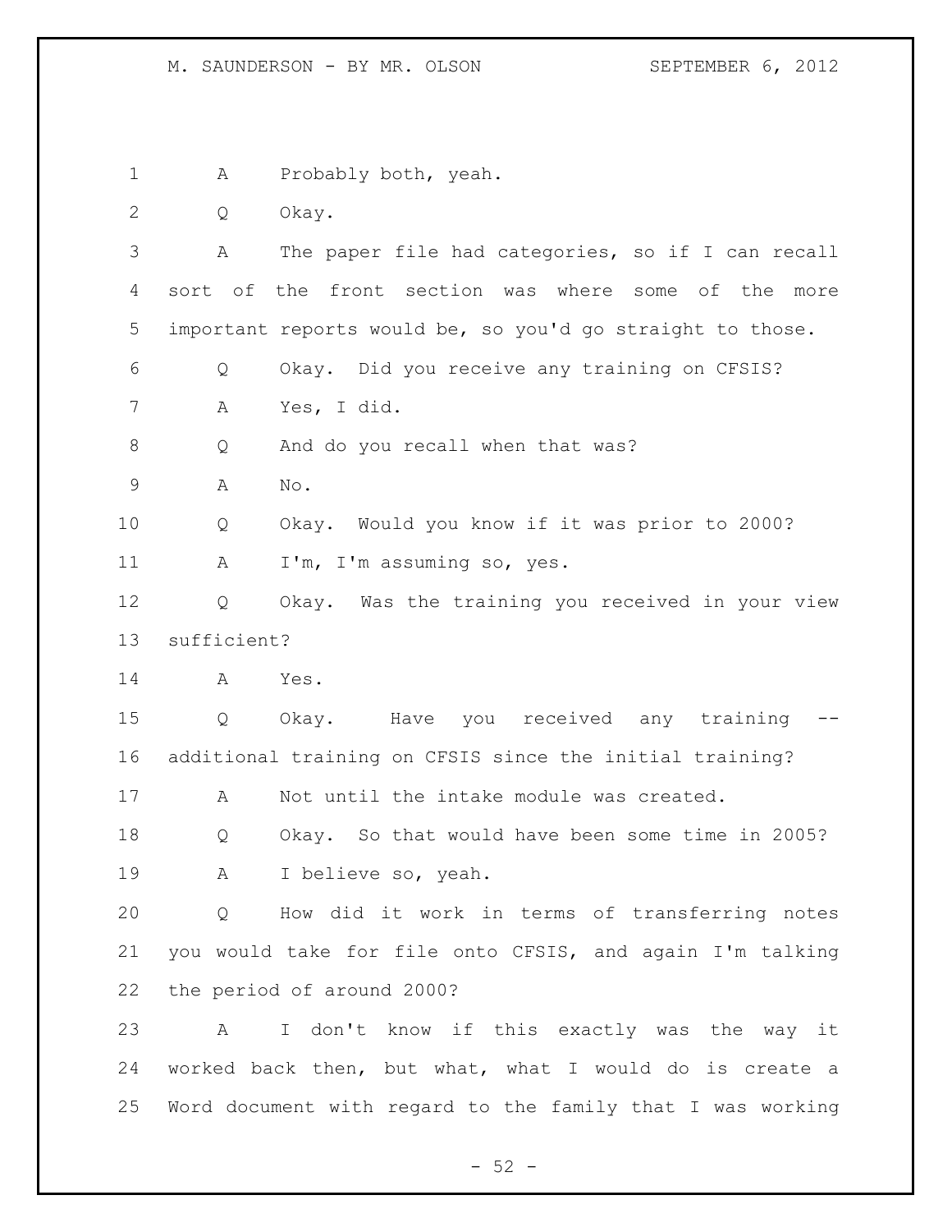A Probably both, yeah.

Q Okay.

A The paper file had categories, so if I can recall sort of the front section was where some of the more important reports would be, so you'd go straight to those.

Q Okay. Did you receive any training on CFSIS?

A Yes, I did.

Q And do you recall when that was?

A No.

Q Okay. Would you know if it was prior to 2000?

A I'm, I'm assuming so, yes.

Q Okay. Was the training you received in your view sufficient?

A Yes.

Q Okay. Have you received any training -- additional training on CFSIS since the initial training?

A Not until the intake module was created.

Q Okay. So that would have been some time in 2005?

A I believe so, yeah.

Q How did it work in terms of transferring notes you would take for file onto CFSIS, and again I'm talking the period of around 2000?

A I don't know if this exactly was the way it worked back then, but what, what I would do is create a Word document with regard to the family that I was working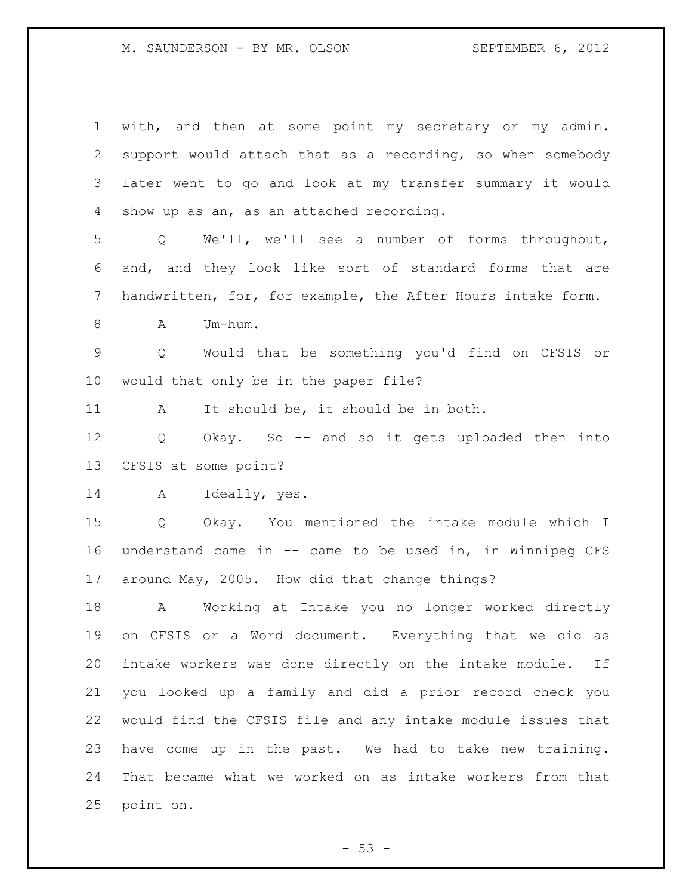with, and then at some point my secretary or my admin. support would attach that as a recording, so when somebody later went to go and look at my transfer summary it would show up as an, as an attached recording.

Q We'll, we'll see a number of forms throughout, and, and they look like sort of standard forms that are handwritten, for, for example, the After Hours intake form.

A Um-hum.

Q Would that be something you'd find on CFSIS or would that only be in the paper file?

A It should be, it should be in both.

Q Okay. So -- and so it gets uploaded then into CFSIS at some point?

A Ideally, yes.

Q Okay. You mentioned the intake module which I understand came in -- came to be used in, in Winnipeg CFS around May, 2005. How did that change things?

A Working at Intake you no longer worked directly on CFSIS or a Word document. Everything that we did as intake workers was done directly on the intake module. If you looked up a family and did a prior record check you would find the CFSIS file and any intake module issues that have come up in the past. We had to take new training. That became what we worked on as intake workers from that point on.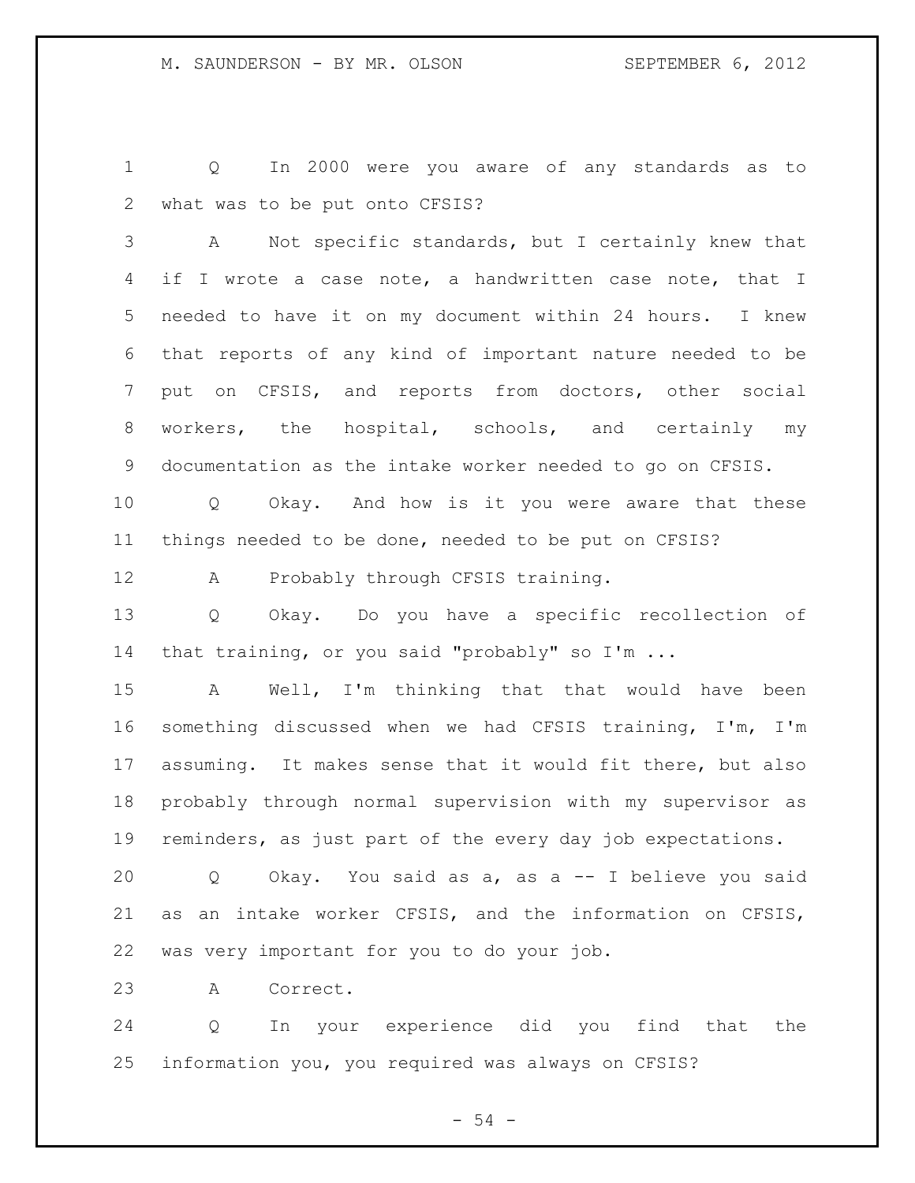Q In 2000 were you aware of any standards as to what was to be put onto CFSIS?

A Not specific standards, but I certainly knew that if I wrote a case note, a handwritten case note, that I needed to have it on my document within 24 hours. I knew that reports of any kind of important nature needed to be put on CFSIS, and reports from doctors, other social workers, the hospital, schools, and certainly my documentation as the intake worker needed to go on CFSIS.

Q Okay. And how is it you were aware that these things needed to be done, needed to be put on CFSIS?

A Probably through CFSIS training.

Q Okay. Do you have a specific recollection of that training, or you said "probably" so I'm ...

A Well, I'm thinking that that would have been something discussed when we had CFSIS training, I'm, I'm assuming. It makes sense that it would fit there, but also probably through normal supervision with my supervisor as reminders, as just part of the every day job expectations.

Q Okay. You said as a, as a -- I believe you said as an intake worker CFSIS, and the information on CFSIS, was very important for you to do your job.

A Correct.

Q In your experience did you find that the information you, you required was always on CFSIS?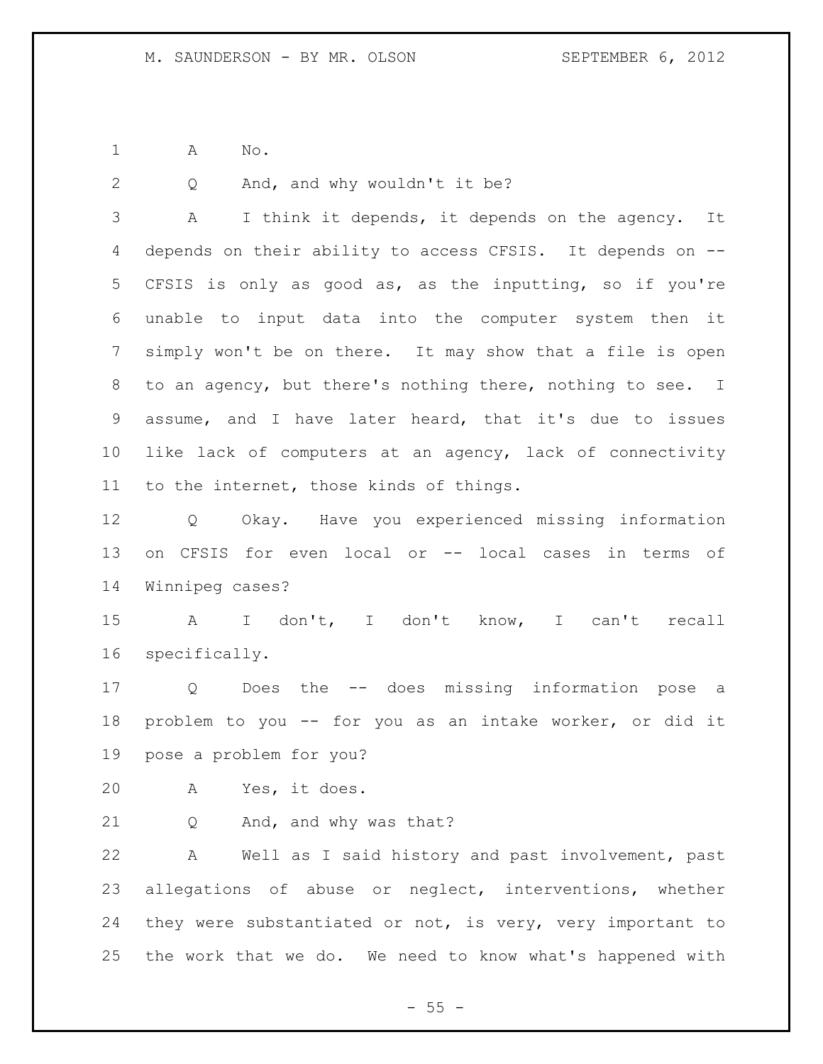A No.

Q And, and why wouldn't it be?

A I think it depends, it depends on the agency. It depends on their ability to access CFSIS. It depends on -- CFSIS is only as good as, as the inputting, so if you're unable to input data into the computer system then it simply won't be on there. It may show that a file is open to an agency, but there's nothing there, nothing to see. I assume, and I have later heard, that it's due to issues like lack of computers at an agency, lack of connectivity to the internet, those kinds of things.

Q Okay. Have you experienced missing information on CFSIS for even local or -- local cases in terms of Winnipeg cases?

A I don't, I don't know, I can't recall specifically.

Q Does the -- does missing information pose a problem to you -- for you as an intake worker, or did it pose a problem for you?

A Yes, it does.

Q And, and why was that?

A Well as I said history and past involvement, past allegations of abuse or neglect, interventions, whether they were substantiated or not, is very, very important to the work that we do. We need to know what's happened with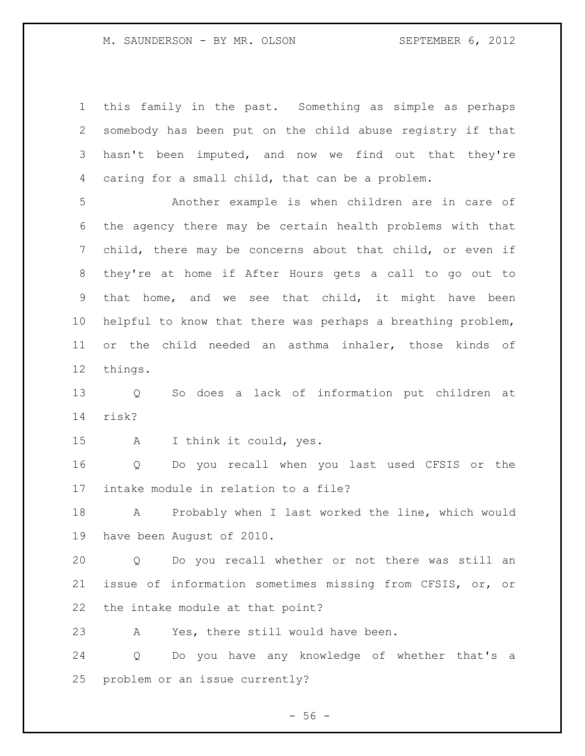this family in the past. Something as simple as perhaps somebody has been put on the child abuse registry if that hasn't been imputed, and now we find out that they're caring for a small child, that can be a problem.

Another example is when children are in care of the agency there may be certain health problems with that child, there may be concerns about that child, or even if they're at home if After Hours gets a call to go out to that home, and we see that child, it might have been helpful to know that there was perhaps a breathing problem, or the child needed an asthma inhaler, those kinds of things.

Q So does a lack of information put children at risk?

A I think it could, yes.

Q Do you recall when you last used CFSIS or the intake module in relation to a file?

A Probably when I last worked the line, which would have been August of 2010.

Q Do you recall whether or not there was still an issue of information sometimes missing from CFSIS, or, or the intake module at that point?

A Yes, there still would have been.

Q Do you have any knowledge of whether that's a problem or an issue currently?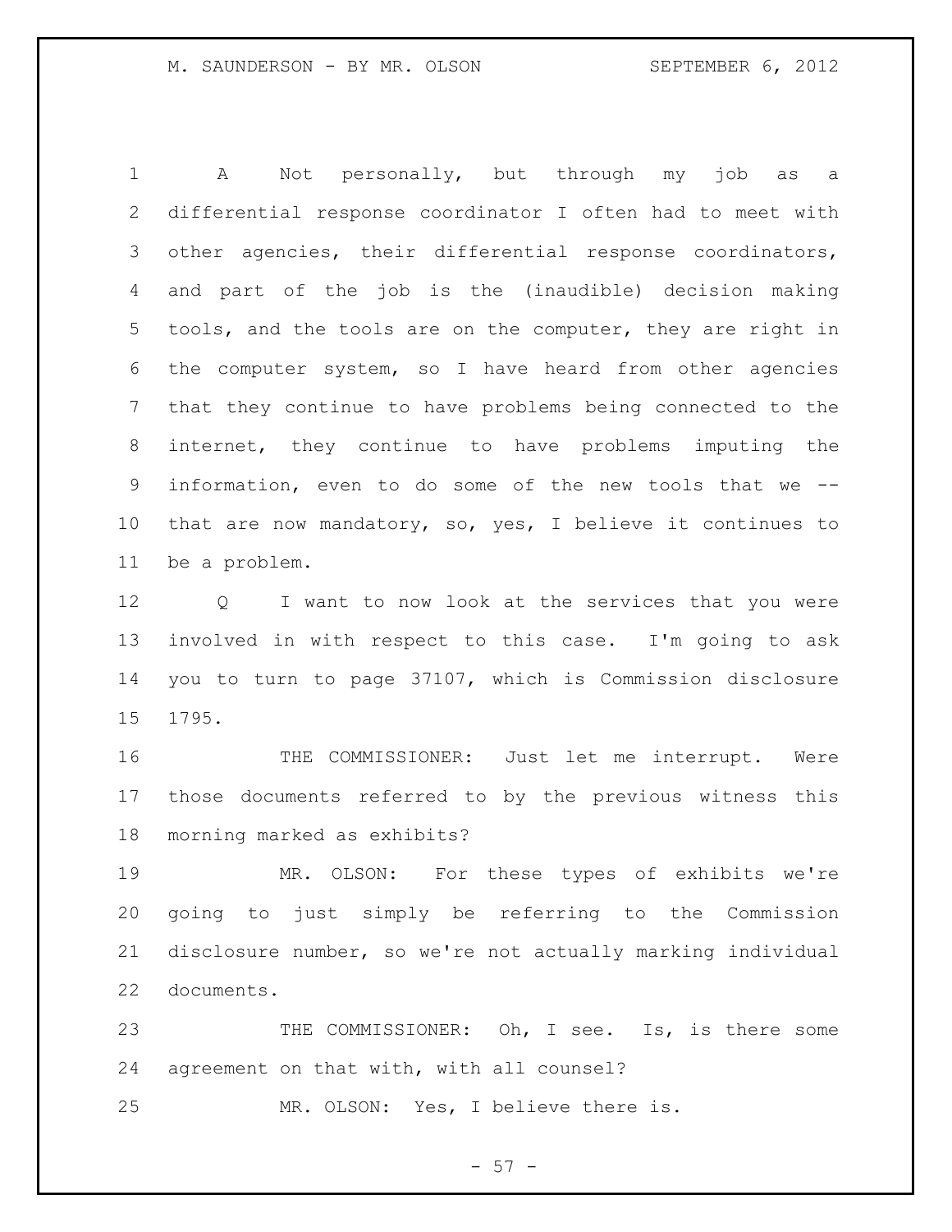A Not personally, but through my job as a differential response coordinator I often had to meet with other agencies, their differential response coordinators, and part of the job is the (inaudible) decision making tools, and the tools are on the computer, they are right in the computer system, so I have heard from other agencies that they continue to have problems being connected to the internet, they continue to have problems imputing the information, even to do some of the new tools that we -- that are now mandatory, so, yes, I believe it continues to be a problem.

Q I want to now look at the services that you were involved in with respect to this case. I'm going to ask you to turn to page 37107, which is Commission disclosure 1795.

THE COMMISSIONER: Just let me interrupt. Were those documents referred to by the previous witness this morning marked as exhibits?

MR. OLSON: For these types of exhibits we're going to just simply be referring to the Commission disclosure number, so we're not actually marking individual documents.

THE COMMISSIONER: Oh, I see. Is, is there some agreement on that with, with all counsel?

MR. OLSON: Yes, I believe there is.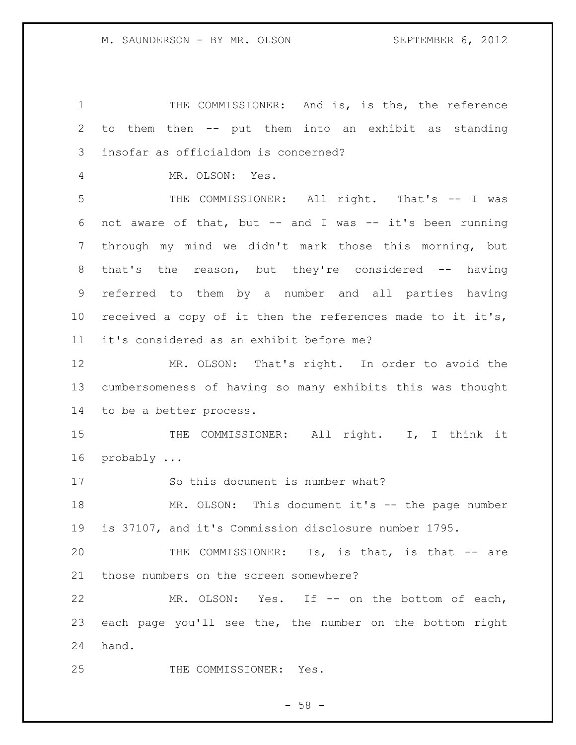THE COMMISSIONER: And is, is the, the reference to them then -- put them into an exhibit as standing insofar as officialdom is concerned?

MR. OLSON: Yes.

THE COMMISSIONER: All right. That's -- I was not aware of that, but -- and I was -- it's been running through my mind we didn't mark those this morning, but that's the reason, but they're considered -- having referred to them by a number and all parties having received a copy of it then the references made to it it's, it's considered as an exhibit before me?

MR. OLSON: That's right. In order to avoid the cumbersomeness of having so many exhibits this was thought to be a better process.

THE COMMISSIONER: All right. I, I think it probably ...

So this document is number what?

MR. OLSON: This document it's -- the page number is 37107, and it's Commission disclosure number 1795.

THE COMMISSIONER: Is, is that, is that -- are those numbers on the screen somewhere?

MR. OLSON: Yes. If -- on the bottom of each, each page you'll see the, the number on the bottom right hand.

THE COMMISSIONER: Yes.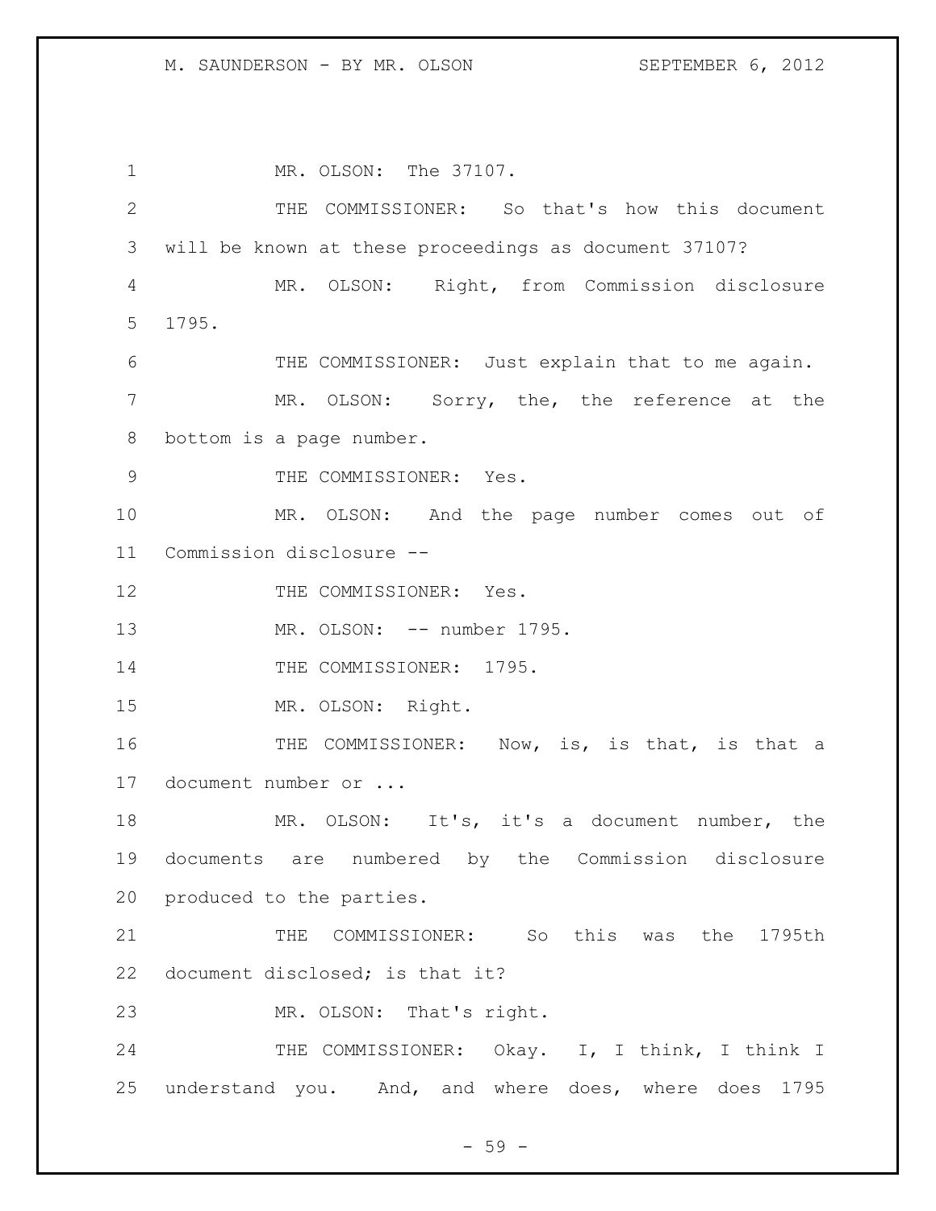MR. OLSON: The 37107.

THE COMMISSIONER: So that's how this document will be known at these proceedings as document 37107?

MR. OLSON: Right, from Commission disclosure 1795.

THE COMMISSIONER: Just explain that to me again.

MR. OLSON: Sorry, the, the reference at the bottom is a page number.

THE COMMISSIONER: Yes.

MR. OLSON: And the page number comes out of Commission disclosure --

THE COMMISSIONER: Yes.

MR. OLSON: -- number 1795.

THE COMMISSIONER: 1795.

MR. OLSON: Right.

THE COMMISSIONER: Now, is, is that, is that a document number or ...

MR. OLSON: It's, it's a document number, the documents are numbered by the Commission disclosure produced to the parties.

THE COMMISSIONER: So this was the 1795th document disclosed; is that it?

MR. OLSON: That's right.

THE COMMISSIONER: Okay. I, I think, I think I understand you. And, and where does, where does 1795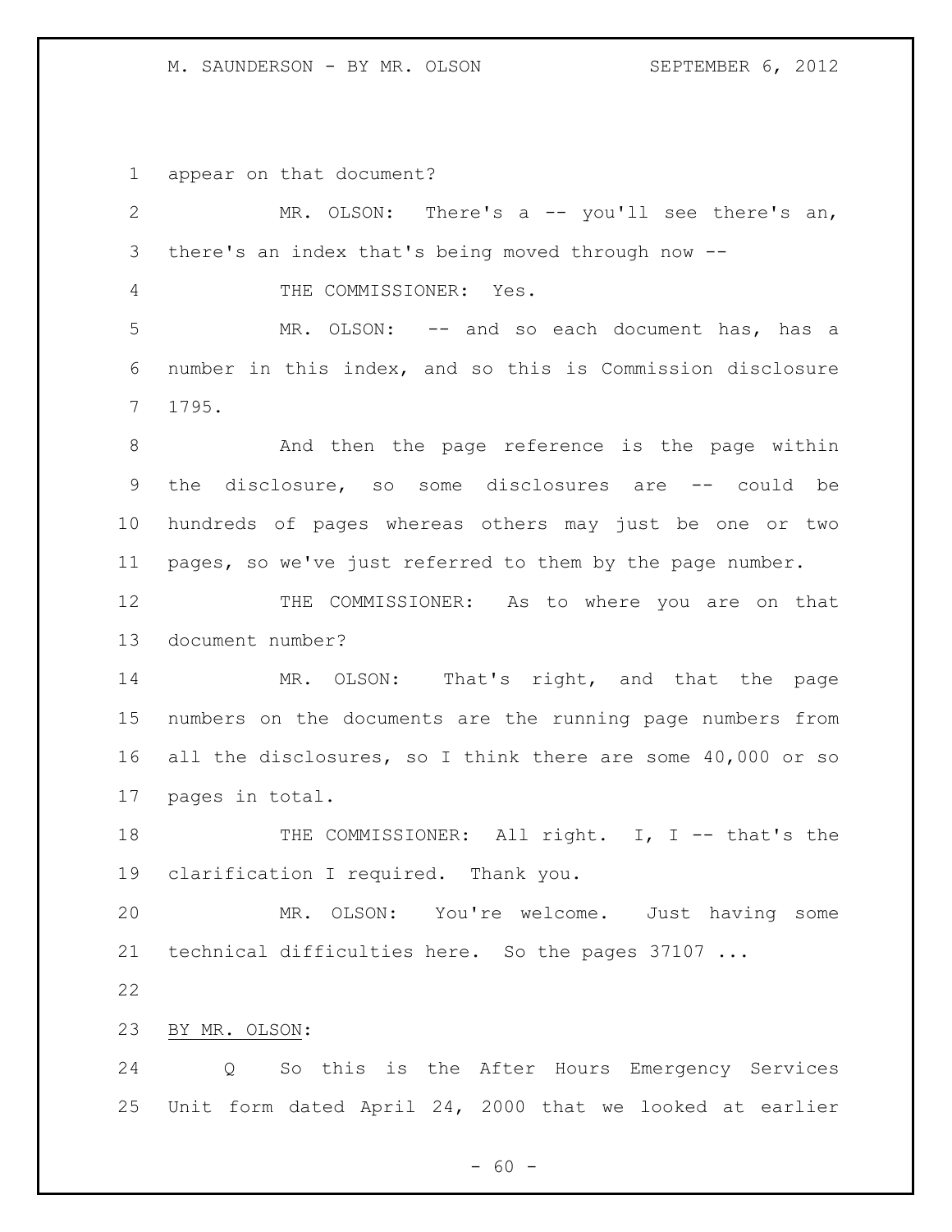appear on that document?

MR. OLSON: There's a -- you'll see there's an, there's an index that's being moved through now --

THE COMMISSIONER: Yes.

MR. OLSON: -- and so each document has, has a number in this index, and so this is Commission disclosure 1795.

And then the page reference is the page within the disclosure, so some disclosures are -- could be hundreds of pages whereas others may just be one or two pages, so we've just referred to them by the page number.

THE COMMISSIONER: As to where you are on that document number?

MR. OLSON: That's right, and that the page numbers on the documents are the running page numbers from all the disclosures, so I think there are some 40,000 or so pages in total.

THE COMMISSIONER: All right. I, I -- that's the clarification I required. Thank you.

MR. OLSON: You're welcome. Just having some technical difficulties here. So the pages 37107 ...

BY MR. OLSON:

Q So this is the After Hours Emergency Services Unit form dated April 24, 2000 that we looked at earlier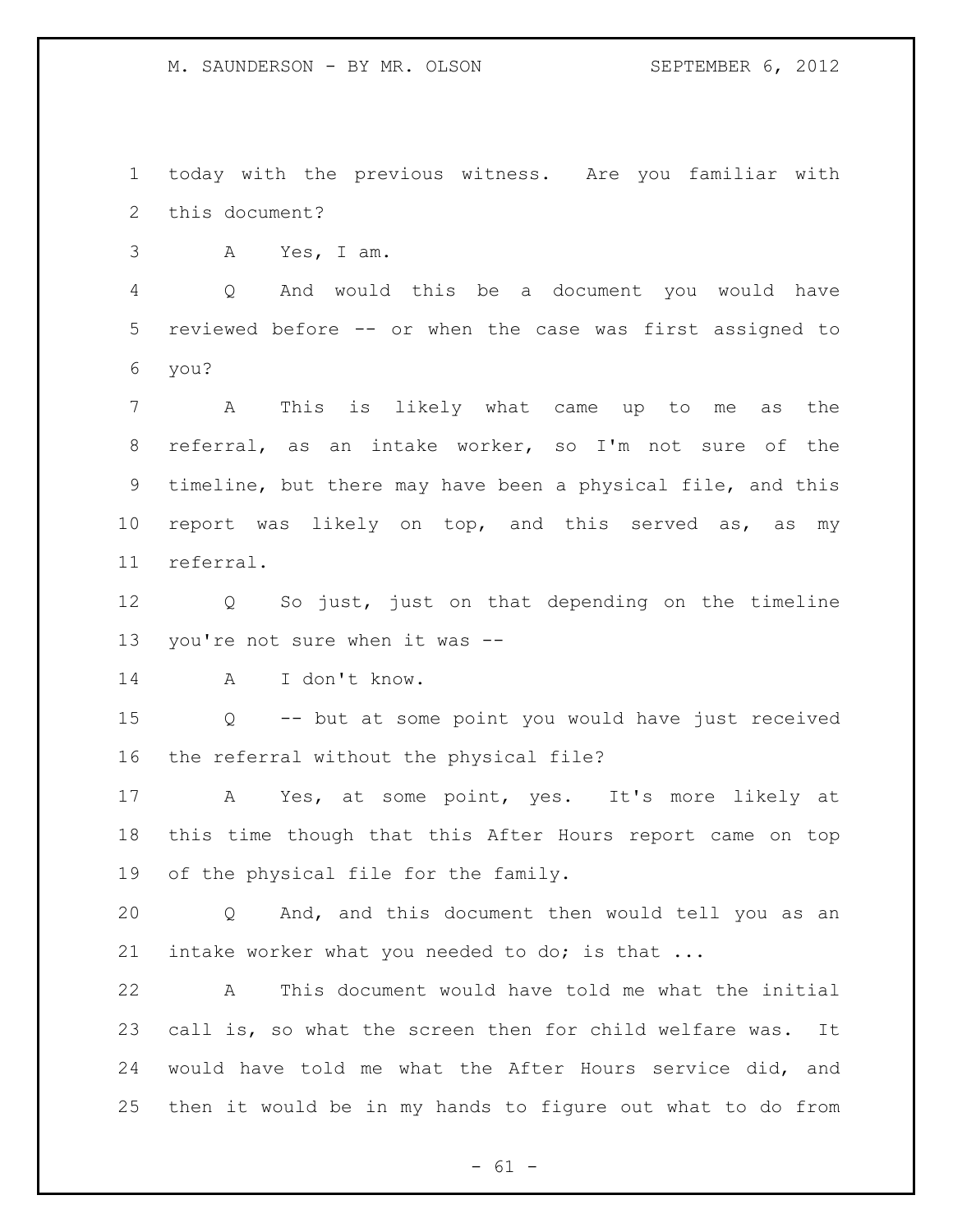today with the previous witness. Are you familiar with this document?

A Yes, I am.

Q And would this be a document you would have reviewed before -- or when the case was first assigned to you?

A This is likely what came up to me as the referral, as an intake worker, so I'm not sure of the timeline, but there may have been a physical file, and this report was likely on top, and this served as, as my referral.

Q So just, just on that depending on the timeline you're not sure when it was --

A I don't know.

Q -- but at some point you would have just received the referral without the physical file?

A Yes, at some point, yes. It's more likely at this time though that this After Hours report came on top of the physical file for the family.

Q And, and this document then would tell you as an intake worker what you needed to do; is that ...

A This document would have told me what the initial call is, so what the screen then for child welfare was. It would have told me what the After Hours service did, and then it would be in my hands to figure out what to do from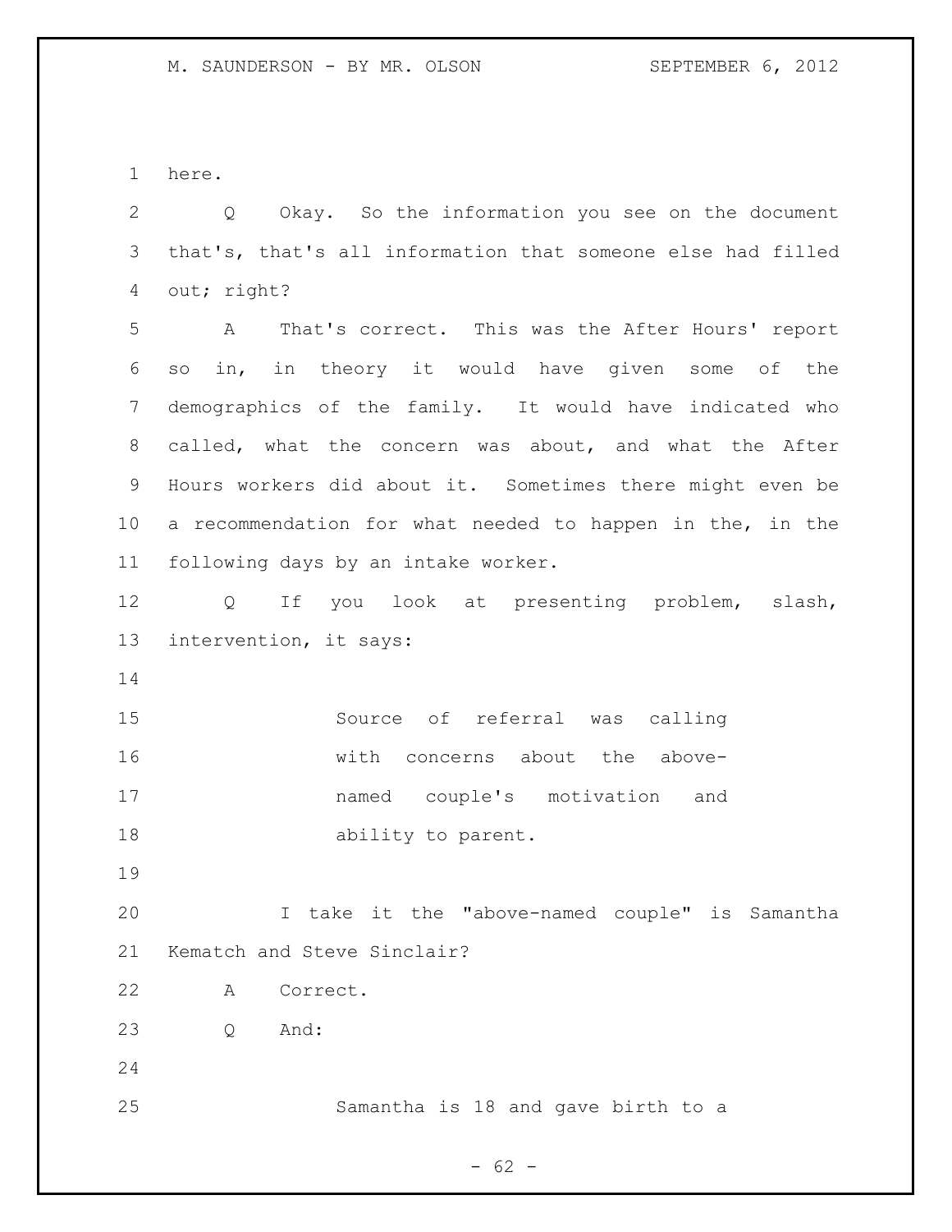here.

Q Okay. So the information you see on the document that's, that's all information that someone else had filled out; right?

A That's correct. This was the After Hours' report so in, in theory it would have given some of the demographics of the family. It would have indicated who called, what the concern was about, and what the After Hours workers did about it. Sometimes there might even be a recommendation for what needed to happen in the, in the following days by an intake worker.

Q If you look at presenting problem, slash, intervention, it says:

> Source of referral was calling with concerns about the above-named couple's motivation and ability to parent.

I take it the "above-named couple" is Samantha Kematch and Steve Sinclair?

A Correct.

Q And:

> Samantha is 18 and gave birth to a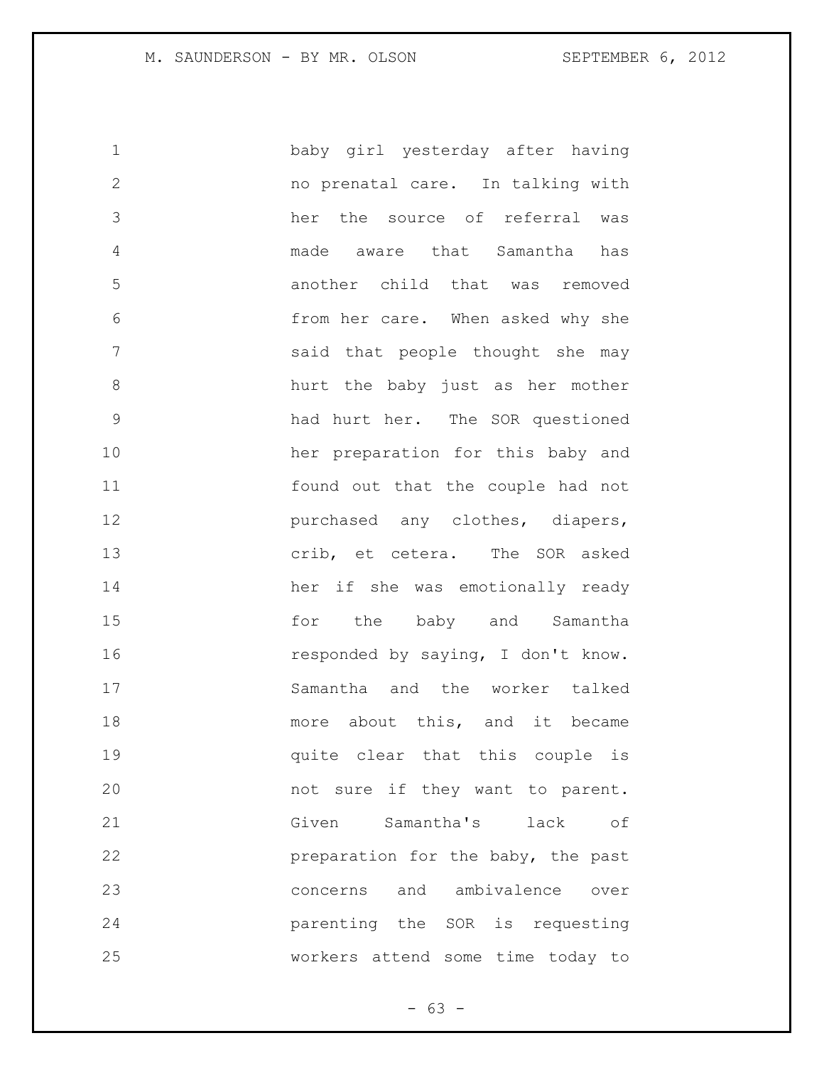baby girl yesterday after having no prenatal care. In talking with her the source of referral was made aware that Samantha has another child that was removed from her care. When asked why she said that people thought she may hurt the baby just as her mother had hurt her. The SOR questioned her preparation for this baby and found out that the couple had not purchased any clothes, diapers, crib, et cetera. The SOR asked her if she was emotionally ready for the baby and Samantha responded by saying, I don't know. Samantha and the worker talked more about this, and it became quite clear that this couple is not sure if they want to parent. Given Samantha's lack of preparation for the baby, the past concerns and ambivalence over parenting the SOR is requesting workers attend some time today to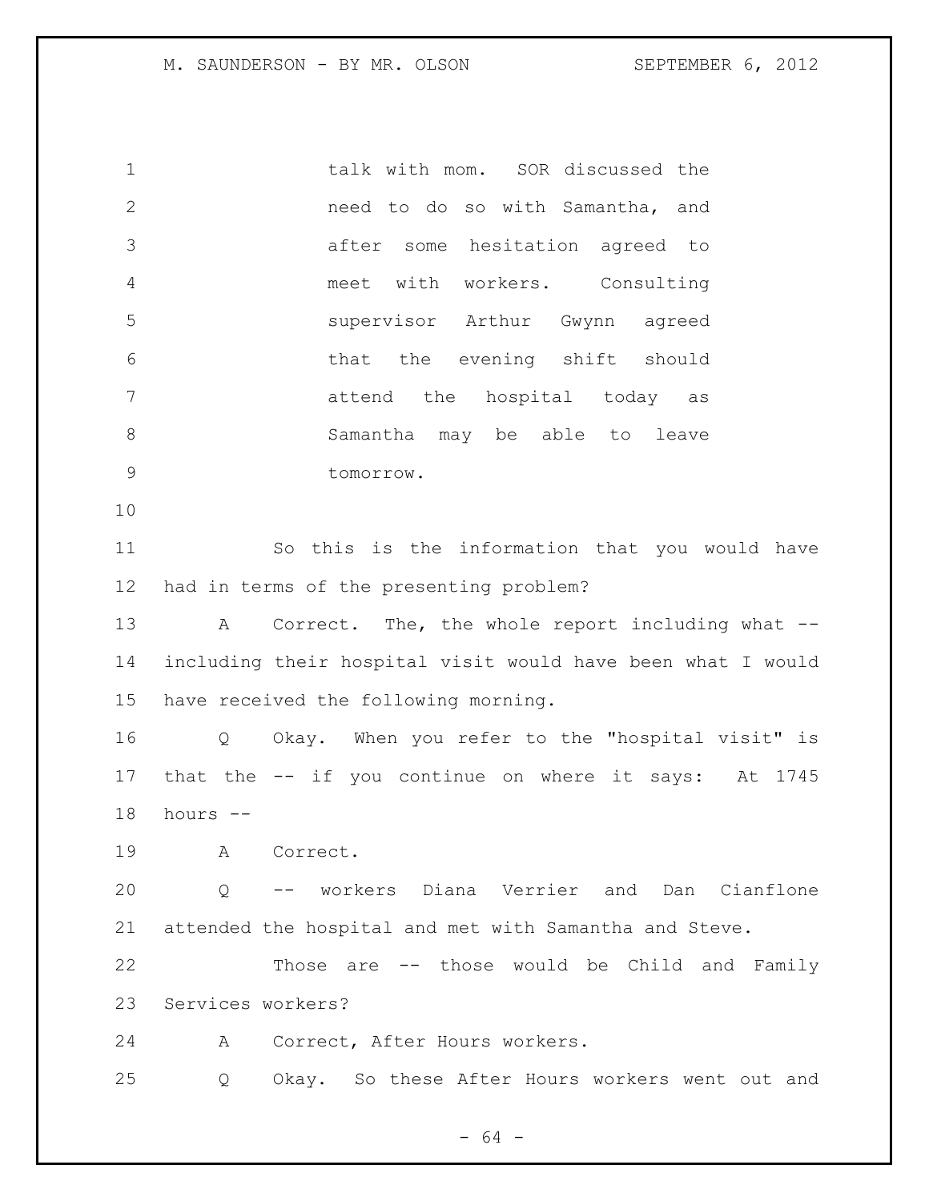talk with mom. SOR discussed the need to do so with Samantha, and after some hesitation agreed to meet with workers. Consulting supervisor Arthur Gwynn agreed that the evening shift should attend the hospital today as Samantha may be able to leave tomorrow.

So this is the information that you would have had in terms of the presenting problem?

A Correct. The, the whole report including what -- including their hospital visit would have been what I would have received the following morning.

Q Okay. When you refer to the "hospital visit" is that the -- if you continue on where it says: At 1745 hours --

A Correct.

Q -- workers Diana Verrier and Dan Cianflone attended the hospital and met with Samantha and Steve.

Those are -- those would be Child and Family Services workers?

A Correct, After Hours workers.

Q Okay. So these After Hours workers went out and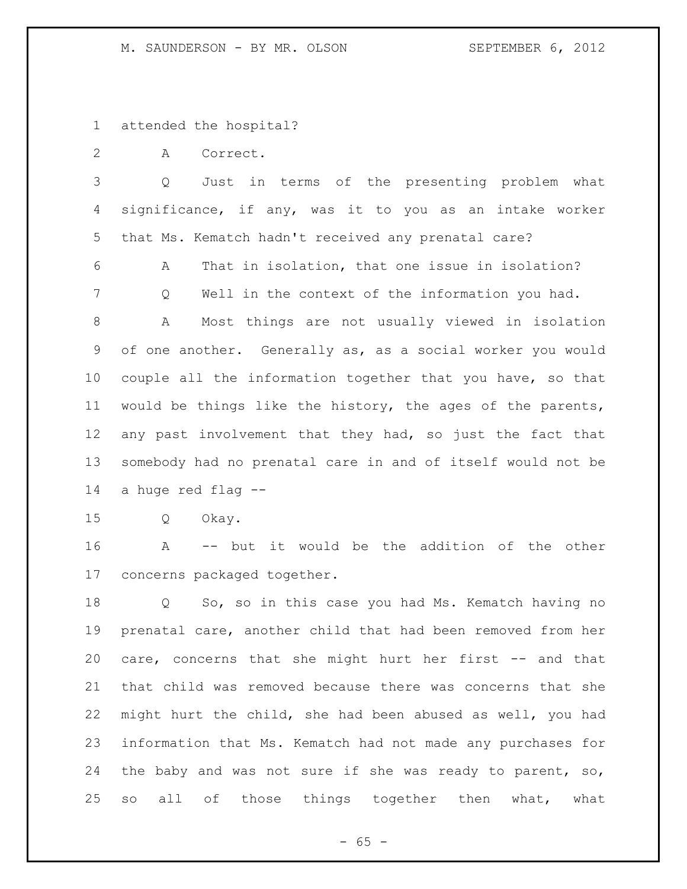attended the hospital?

A Correct.

Q Just in terms of the presenting problem what significance, if any, was it to you as an intake worker that Ms. Kematch hadn't received any prenatal care?

A That in isolation, that one issue in isolation?

Q Well in the context of the information you had.

A Most things are not usually viewed in isolation of one another. Generally as, as a social worker you would couple all the information together that you have, so that would be things like the history, the ages of the parents, any past involvement that they had, so just the fact that somebody had no prenatal care in and of itself would not be a huge red flag --

Q Okay.

A -- but it would be the addition of the other concerns packaged together.

Q So, so in this case you had Ms. Kematch having no prenatal care, another child that had been removed from her care, concerns that she might hurt her first -- and that that child was removed because there was concerns that she might hurt the child, she had been abused as well, you had information that Ms. Kematch had not made any purchases for the baby and was not sure if she was ready to parent, so, so all of those things together then what, what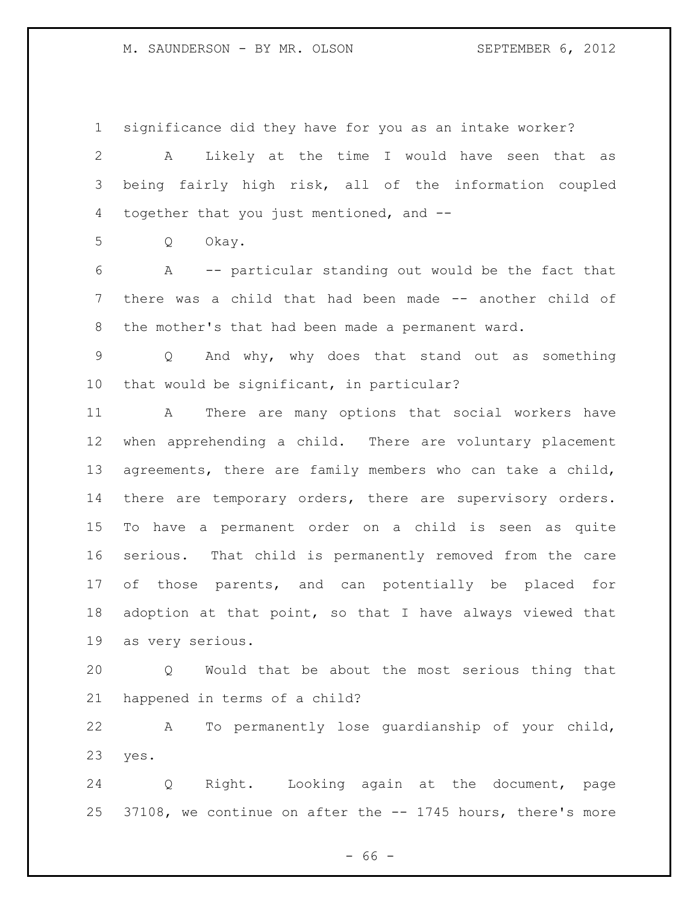significance did they have for you as an intake worker?

A Likely at the time I would have seen that as being fairly high risk, all of the information coupled together that you just mentioned, and --

Q Okay.

A -- particular standing out would be the fact that there was a child that had been made -- another child of the mother's that had been made a permanent ward.

Q And why, why does that stand out as something that would be significant, in particular?

A There are many options that social workers have when apprehending a child. There are voluntary placement agreements, there are family members who can take a child, there are temporary orders, there are supervisory orders. To have a permanent order on a child is seen as quite serious. That child is permanently removed from the care of those parents, and can potentially be placed for adoption at that point, so that I have always viewed that as very serious.

Q Would that be about the most serious thing that happened in terms of a child?

A To permanently lose guardianship of your child, yes.

Q Right. Looking again at the document, page 37108, we continue on after the -- 1745 hours, there's more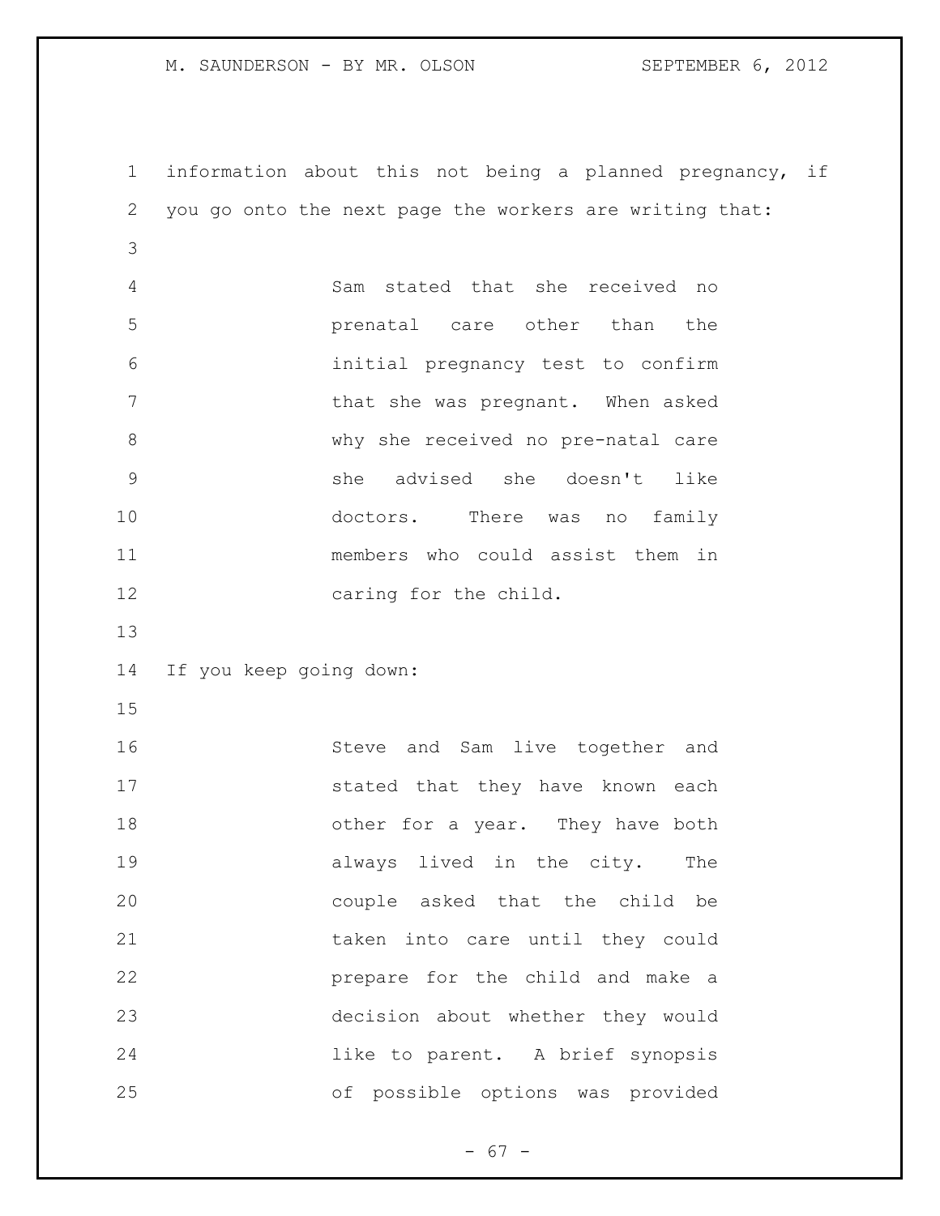information about this not being a planned pregnancy, if you go onto the next page the workers are writing that:

> Sam stated that she received no prenatal care other than the initial pregnancy test to confirm that she was pregnant. When asked why she received no pre-natal care she advised she doesn't like doctors. There was no family members who could assist them in caring for the child.

If you keep going down:

> Steve and Sam live together and stated that they have known each other for a year. They have both always lived in the city. The couple asked that the child be taken into care until they could prepare for the child and make a decision about whether they would like to parent. A brief synopsis of possible options was provided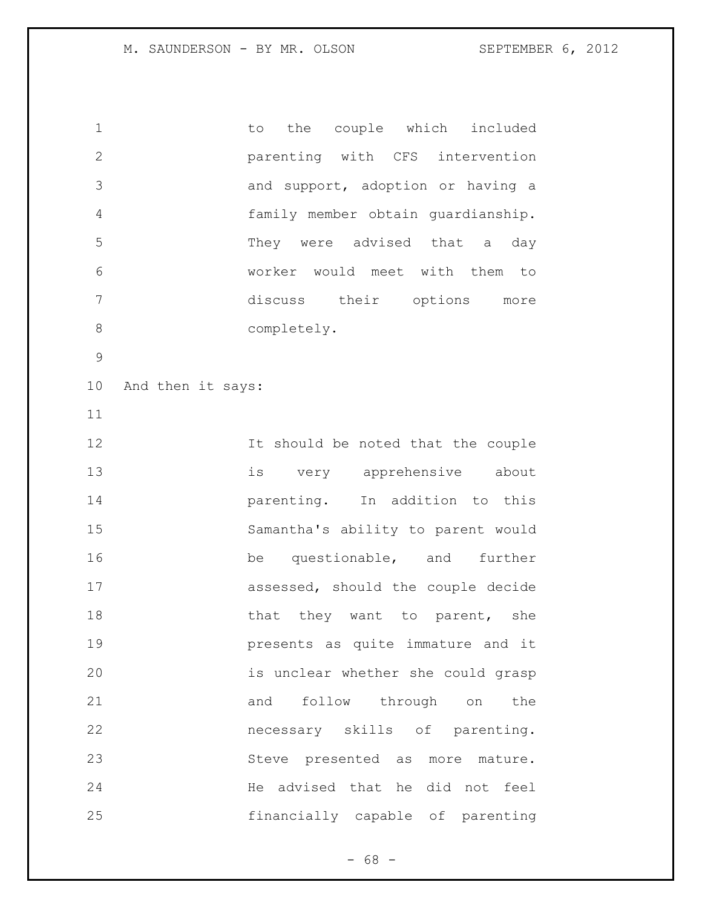> to the couple which included parenting with CFS intervention and support, adoption or having a family member obtain guardianship. They were advised that a day worker would meet with them to discuss their options more completely.

And then it says:

> It should be noted that the couple is very apprehensive about parenting. In addition to this Samantha's ability to parent would be questionable, and further assessed, should the couple decide that they want to parent, she presents as quite immature and it is unclear whether she could grasp and follow through on the necessary skills of parenting. Steve presented as more mature. He advised that he did not feel financially capable of parenting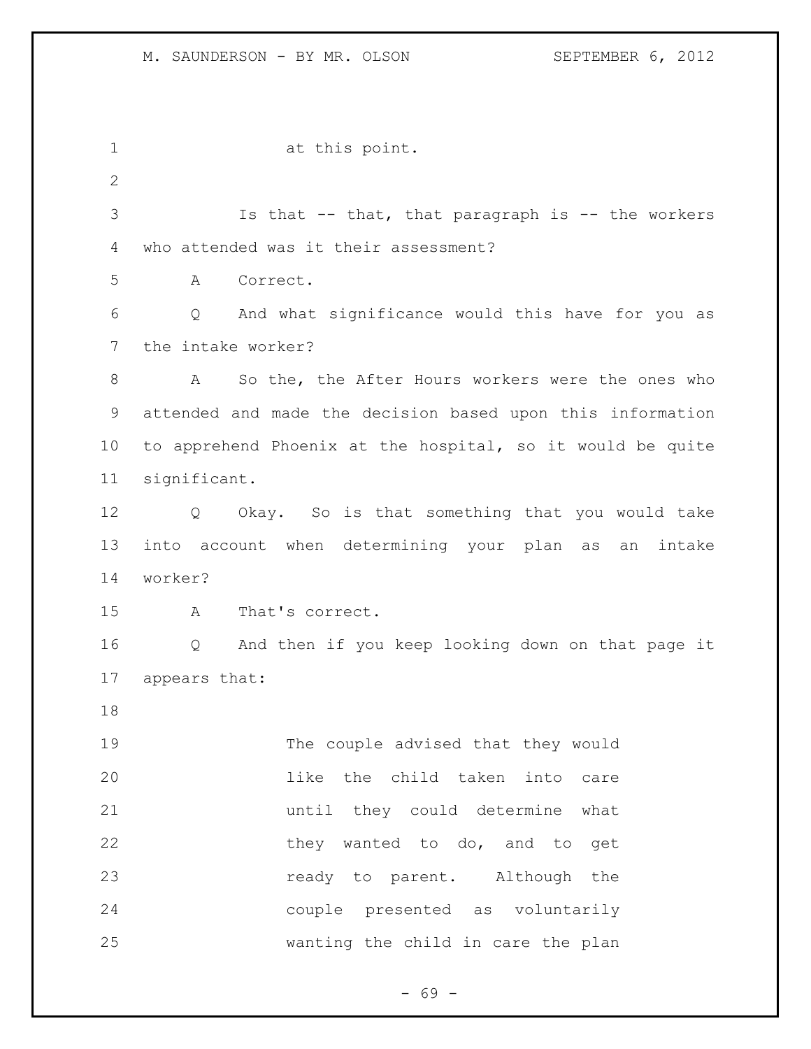at this point.

Is that -- that, that paragraph is -- the workers who attended was it their assessment?

A Correct.

Q And what significance would this have for you as the intake worker?

A So the, the After Hours workers were the ones who attended and made the decision based upon this information to apprehend Phoenix at the hospital, so it would be quite significant.

Q Okay. So is that something that you would take into account when determining your plan as an intake worker?

A That's correct.

Q And then if you keep looking down on that page it appears that:

> The couple advised that they would like the child taken into care until they could determine what they wanted to do, and to get ready to parent. Although the couple presented as voluntarily wanting the child in care the plan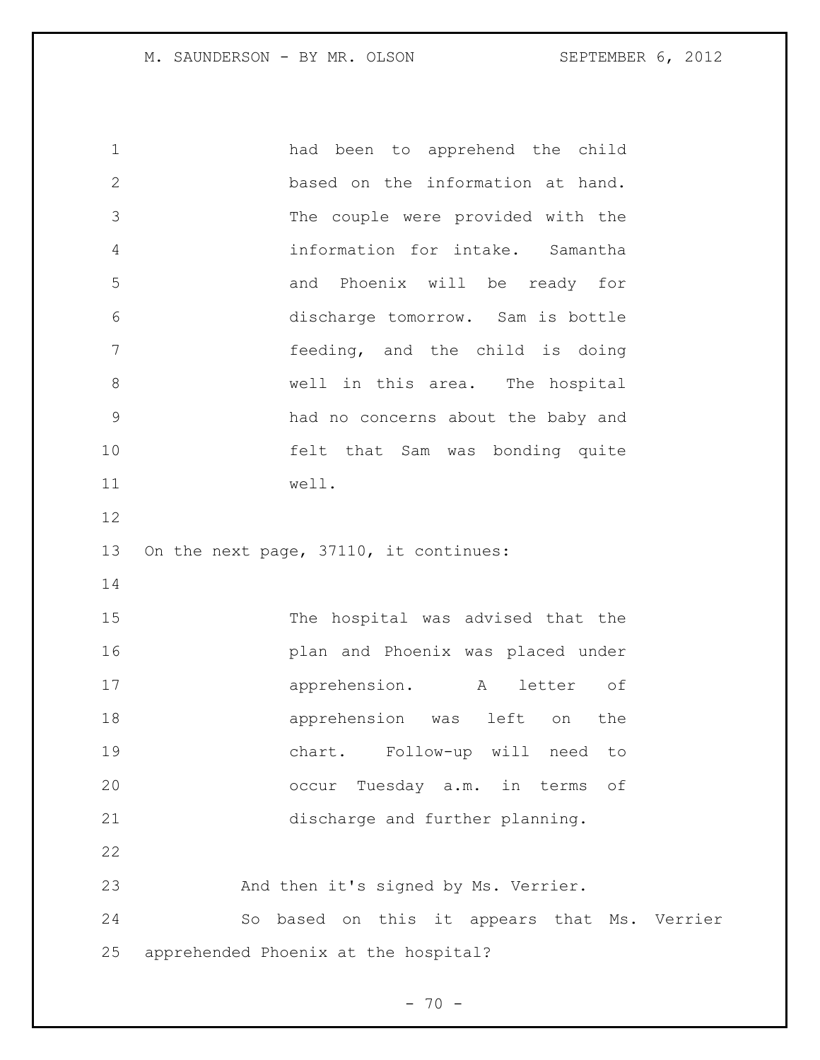had been to apprehend the child based on the information at hand. The couple were provided with the information for intake. Samantha and Phoenix will be ready for discharge tomorrow. Sam is bottle feeding, and the child is doing well in this area. The hospital had no concerns about the baby and felt that Sam was bonding quite well.

On the next page, 37110, it continues:

> The hospital was advised that the plan and Phoenix was placed under apprehension. A letter of apprehension was left on the chart. Follow-up will need to occur Tuesday a.m. in terms of discharge and further planning.

And then it's signed by Ms. Verrier.

So based on this it appears that Ms. Verrier apprehended Phoenix at the hospital?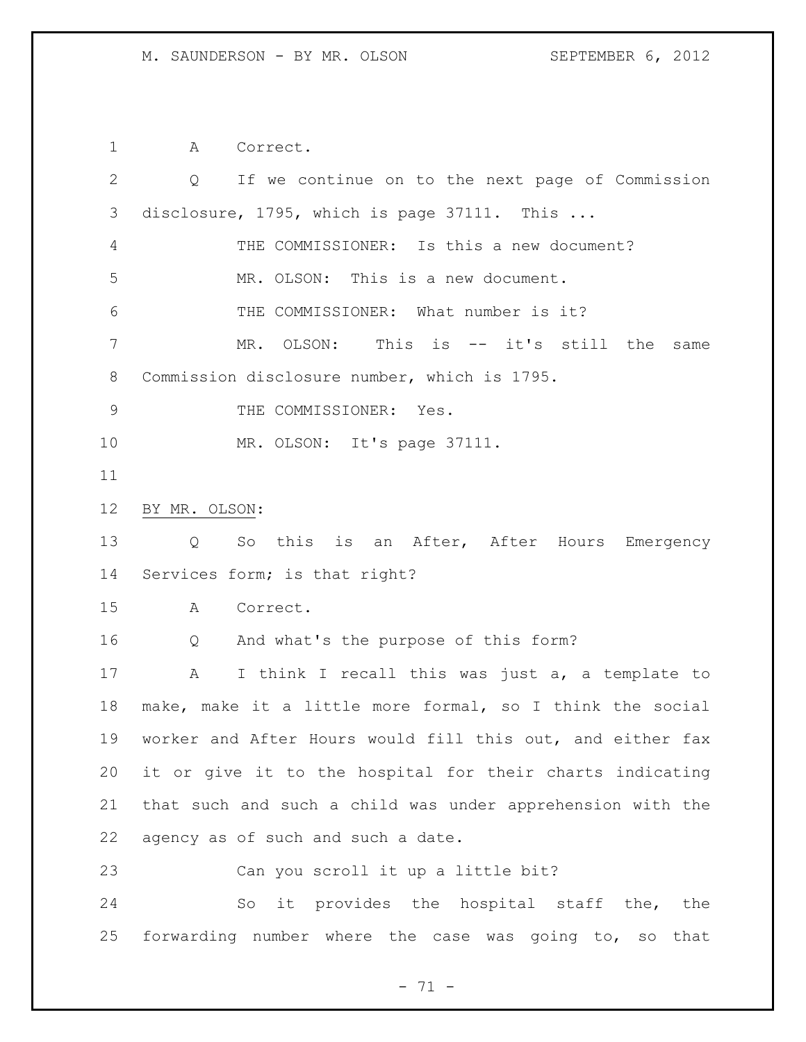A Correct.

Q If we continue on to the next page of Commission disclosure, 1795, which is page 37111. This ...

THE COMMISSIONER: Is this a new document?

MR. OLSON: This is a new document.

THE COMMISSIONER: What number is it?

MR. OLSON: This is -- it's still the same Commission disclosure number, which is 1795.

THE COMMISSIONER: Yes.

MR. OLSON: It's page 37111.

BY MR. OLSON:

Q So this is an After, After Hours Emergency Services form; is that right?

A Correct.

Q And what's the purpose of this form?

A I think I recall this was just a, a template to make, make it a little more formal, so I think the social worker and After Hours would fill this out, and either fax it or give it to the hospital for their charts indicating that such and such a child was under apprehension with the agency as of such and such a date.

Can you scroll it up a little bit?

So it provides the hospital staff the, the forwarding number where the case was going to, so that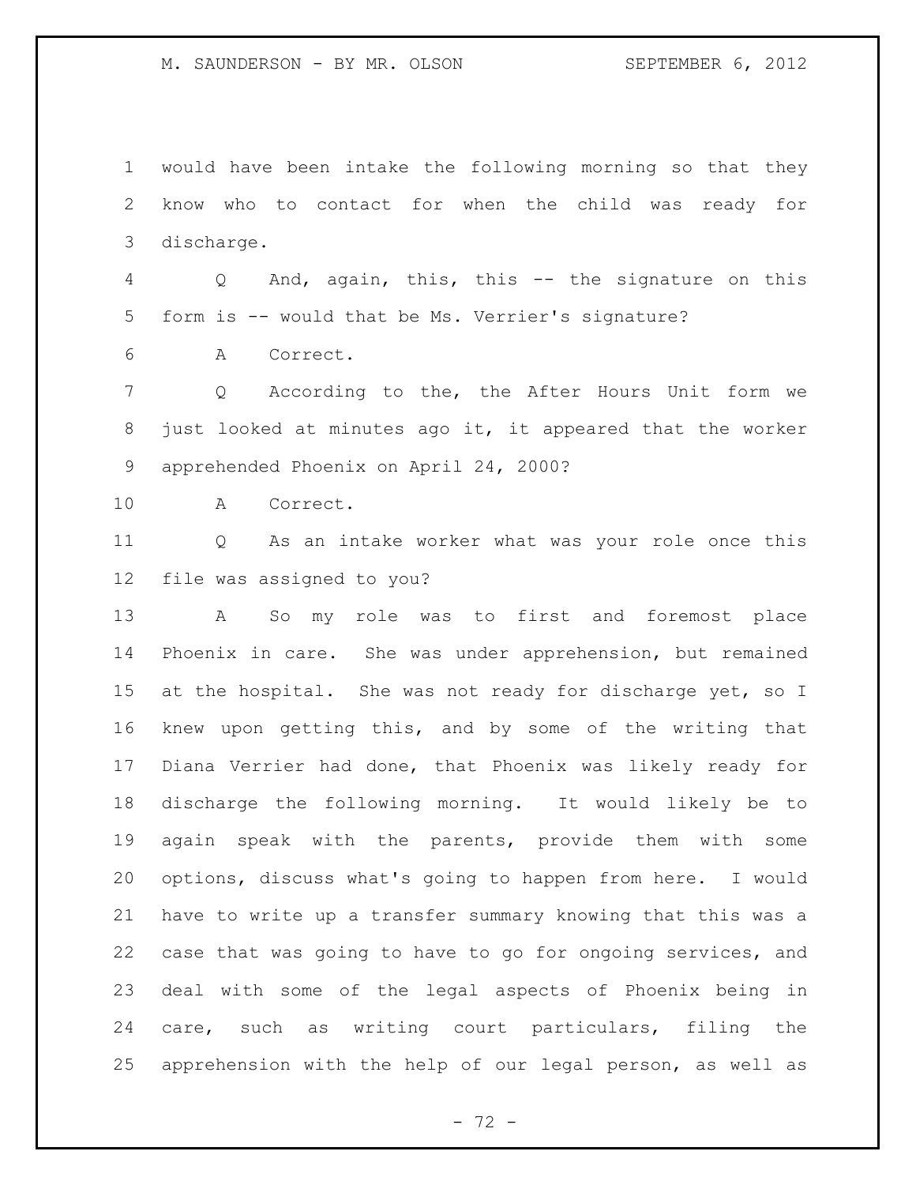would have been intake the following morning so that they know who to contact for when the child was ready for discharge.

Q And, again, this, this -- the signature on this form is -- would that be Ms. Verrier's signature?

A Correct.

Q According to the, the After Hours Unit form we just looked at minutes ago it, it appeared that the worker apprehended Phoenix on April 24, 2000?

A Correct.

Q As an intake worker what was your role once this file was assigned to you?

A So my role was to first and foremost place Phoenix in care. She was under apprehension, but remained at the hospital. She was not ready for discharge yet, so I knew upon getting this, and by some of the writing that Diana Verrier had done, that Phoenix was likely ready for discharge the following morning. It would likely be to again speak with the parents, provide them with some options, discuss what's going to happen from here. I would have to write up a transfer summary knowing that this was a case that was going to have to go for ongoing services, and deal with some of the legal aspects of Phoenix being in care, such as writing court particulars, filing the apprehension with the help of our legal person, as well as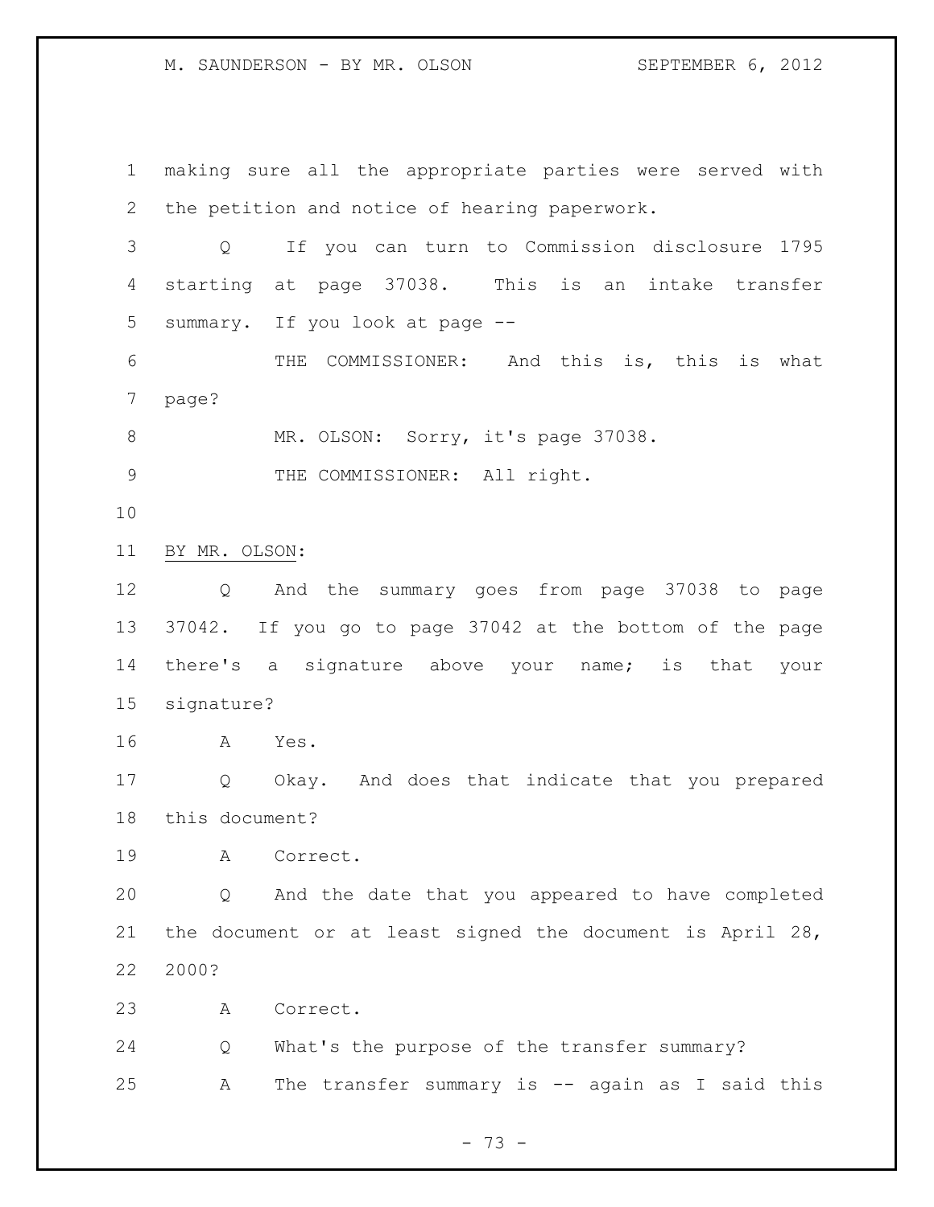making sure all the appropriate parties were served with the petition and notice of hearing paperwork.

Q If you can turn to Commission disclosure 1795 starting at page 37038. This is an intake transfer summary. If you look at page --

THE COMMISSIONER: And this is, this is what page?

MR. OLSON: Sorry, it's page 37038.

THE COMMISSIONER: All right.

BY MR. OLSON:

Q And the summary goes from page 37038 to page 37042. If you go to page 37042 at the bottom of the page there's a signature above your name; is that your signature?

A Yes.

Q Okay. And does that indicate that you prepared this document?

A Correct.

Q And the date that you appeared to have completed the document or at least signed the document is April 28, 2000?

A Correct.

Q What's the purpose of the transfer summary?

A The transfer summary is -- again as I said this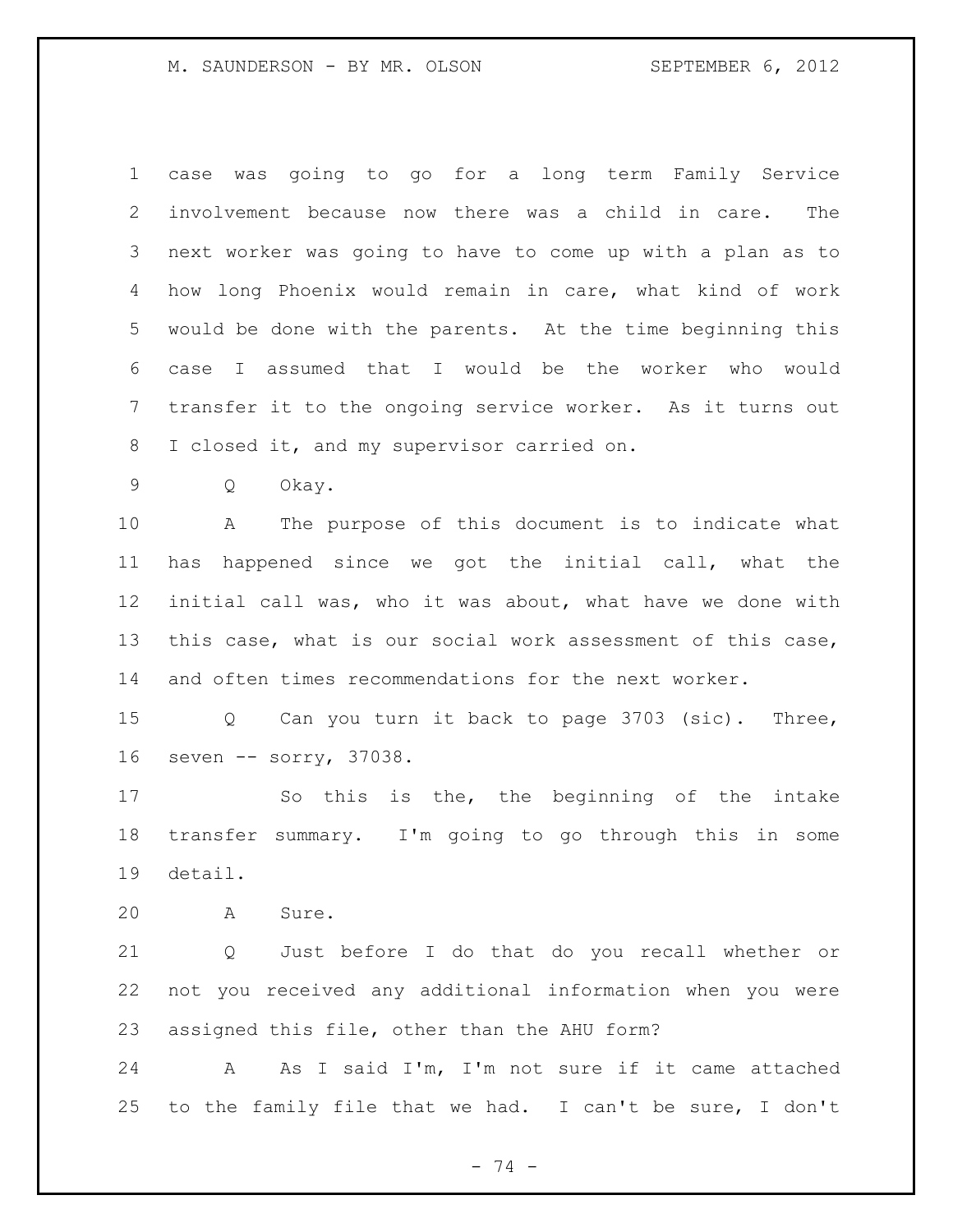case was going to go for a long term Family Service involvement because now there was a child in care. The next worker was going to have to come up with a plan as to how long Phoenix would remain in care, what kind of work would be done with the parents. At the time beginning this case I assumed that I would be the worker who would transfer it to the ongoing service worker. As it turns out I closed it, and my supervisor carried on.

Q Okay.

A The purpose of this document is to indicate what has happened since we got the initial call, what the initial call was, who it was about, what have we done with this case, what is our social work assessment of this case, and often times recommendations for the next worker.

Q Can you turn it back to page 3703 (sic). Three, seven -- sorry, 37038.

So this is the, the beginning of the intake transfer summary. I'm going to go through this in some detail.

A Sure.

Q Just before I do that do you recall whether or not you received any additional information when you were assigned this file, other than the AHU form?

A As I said I'm, I'm not sure if it came attached to the family file that we had. I can't be sure, I don't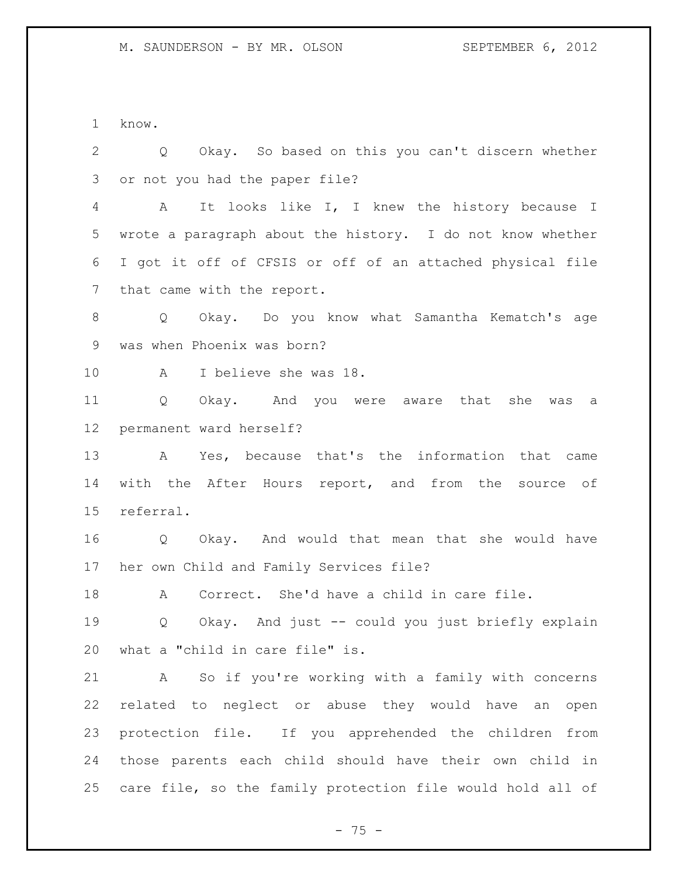know.

Q Okay. So based on this you can't discern whether or not you had the paper file?

A It looks like I, I knew the history because I wrote a paragraph about the history. I do not know whether I got it off of CFSIS or off of an attached physical file that came with the report.

Q Okay. Do you know what Samantha Kematch's age was when Phoenix was born?

A I believe she was 18.

Q Okay. And you were aware that she was a permanent ward herself?

A Yes, because that's the information that came with the After Hours report, and from the source of referral.

Q Okay. And would that mean that she would have her own Child and Family Services file?

A Correct. She'd have a child in care file.

Q Okay. And just -- could you just briefly explain what a "child in care file" is.

A So if you're working with a family with concerns related to neglect or abuse they would have an open protection file. If you apprehended the children from those parents each child should have their own child in care file, so the family protection file would hold all of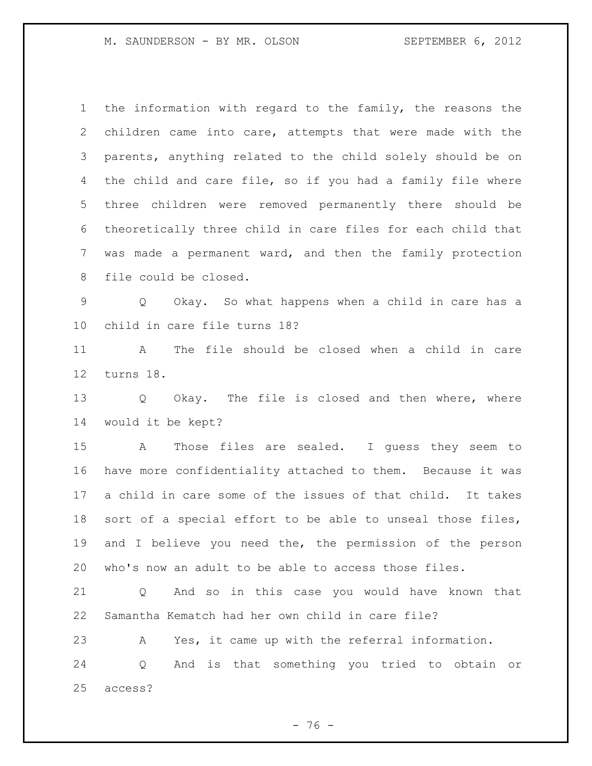the information with regard to the family, the reasons the children came into care, attempts that were made with the parents, anything related to the child solely should be on the child and care file, so if you had a family file where three children were removed permanently there should be theoretically three child in care files for each child that was made a permanent ward, and then the family protection file could be closed.

Q Okay. So what happens when a child in care has a child in care file turns 18?

A The file should be closed when a child in care turns 18.

Q Okay. The file is closed and then where, where would it be kept?

A Those files are sealed. I guess they seem to have more confidentiality attached to them. Because it was a child in care some of the issues of that child. It takes sort of a special effort to be able to unseal those files, and I believe you need the, the permission of the person who's now an adult to be able to access those files.

Q And so in this case you would have known that Samantha Kematch had her own child in care file?

A Yes, it came up with the referral information.

Q And is that something you tried to obtain or access?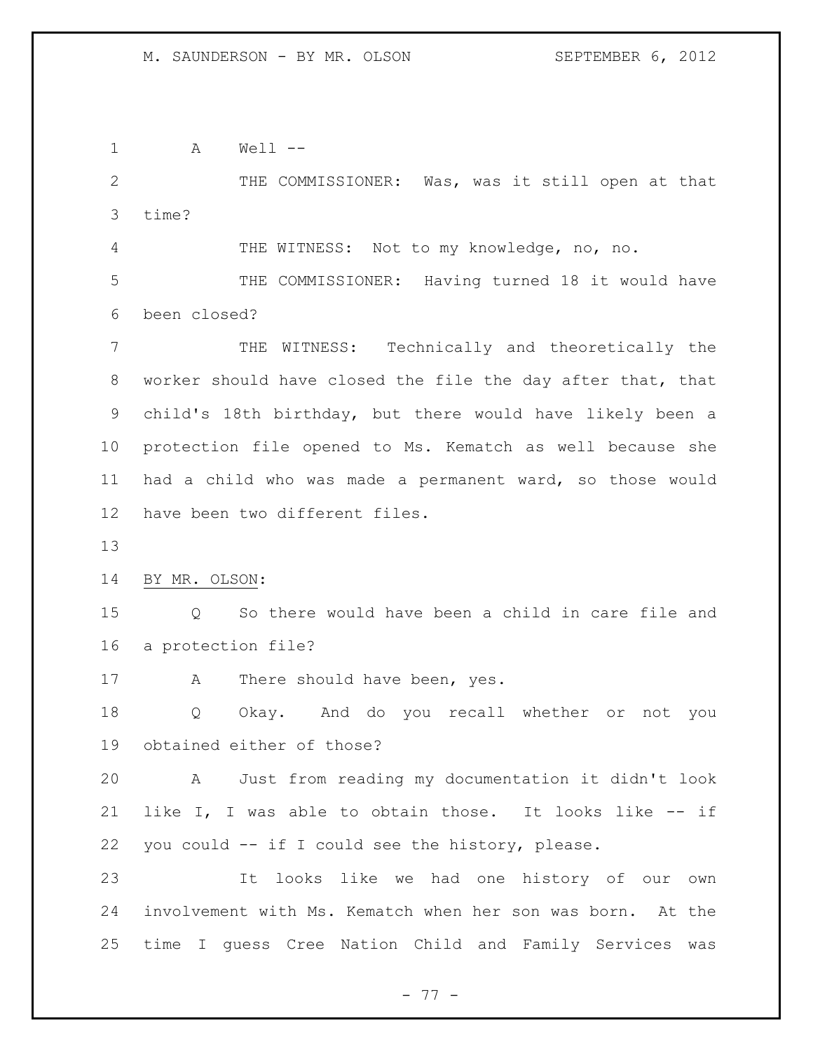A Well --

THE COMMISSIONER: Was, was it still open at that time?

THE WITNESS: Not to my knowledge, no, no.

THE COMMISSIONER: Having turned 18 it would have been closed?

THE WITNESS: Technically and theoretically the worker should have closed the file the day after that, that child's 18th birthday, but there would have likely been a protection file opened to Ms. Kematch as well because she had a child who was made a permanent ward, so those would have been two different files.

BY MR. OLSON:

Q So there would have been a child in care file and a protection file?

A There should have been, yes.

Q Okay. And do you recall whether or not you obtained either of those?

A Just from reading my documentation it didn't look like I, I was able to obtain those. It looks like -- if you could -- if I could see the history, please.

It looks like we had one history of our own involvement with Ms. Kematch when her son was born. At the time I guess Cree Nation Child and Family Services was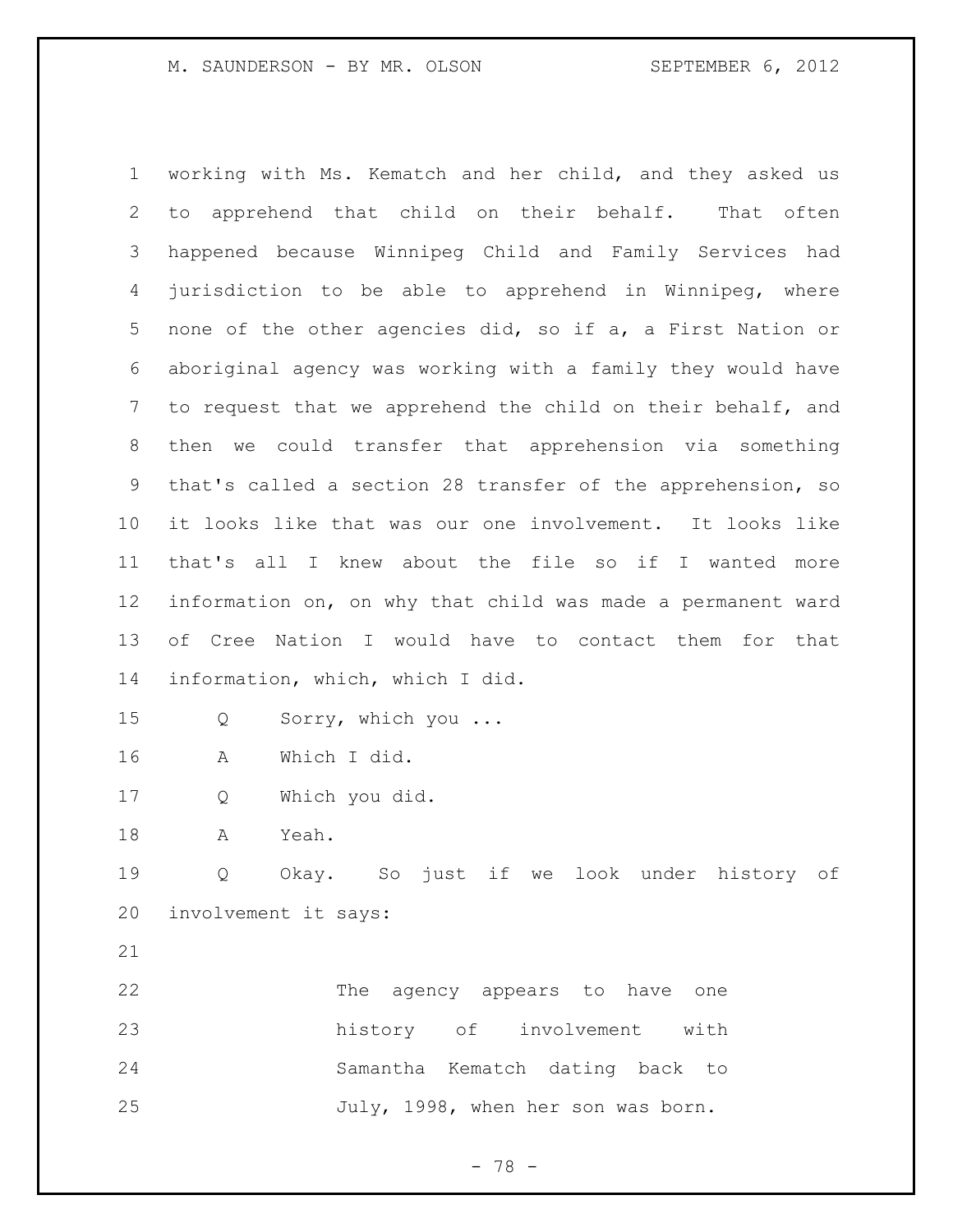working with Ms. Kematch and her child, and they asked us to apprehend that child on their behalf. That often happened because Winnipeg Child and Family Services had jurisdiction to be able to apprehend in Winnipeg, where none of the other agencies did, so if a, a First Nation or aboriginal agency was working with a family they would have to request that we apprehend the child on their behalf, and then we could transfer that apprehension via something that's called a section 28 transfer of the apprehension, so it looks like that was our one involvement. It looks like that's all I knew about the file so if I wanted more information on, on why that child was made a permanent ward of Cree Nation I would have to contact them for that information, which, which I did.

Q Sorry, which you ...

A Which I did.

Q Which you did.

A Yeah.

Q Okay. So just if we look under history of involvement it says:

> The agency appears to have one history of involvement with Samantha Kematch dating back to July, 1998, when her son was born.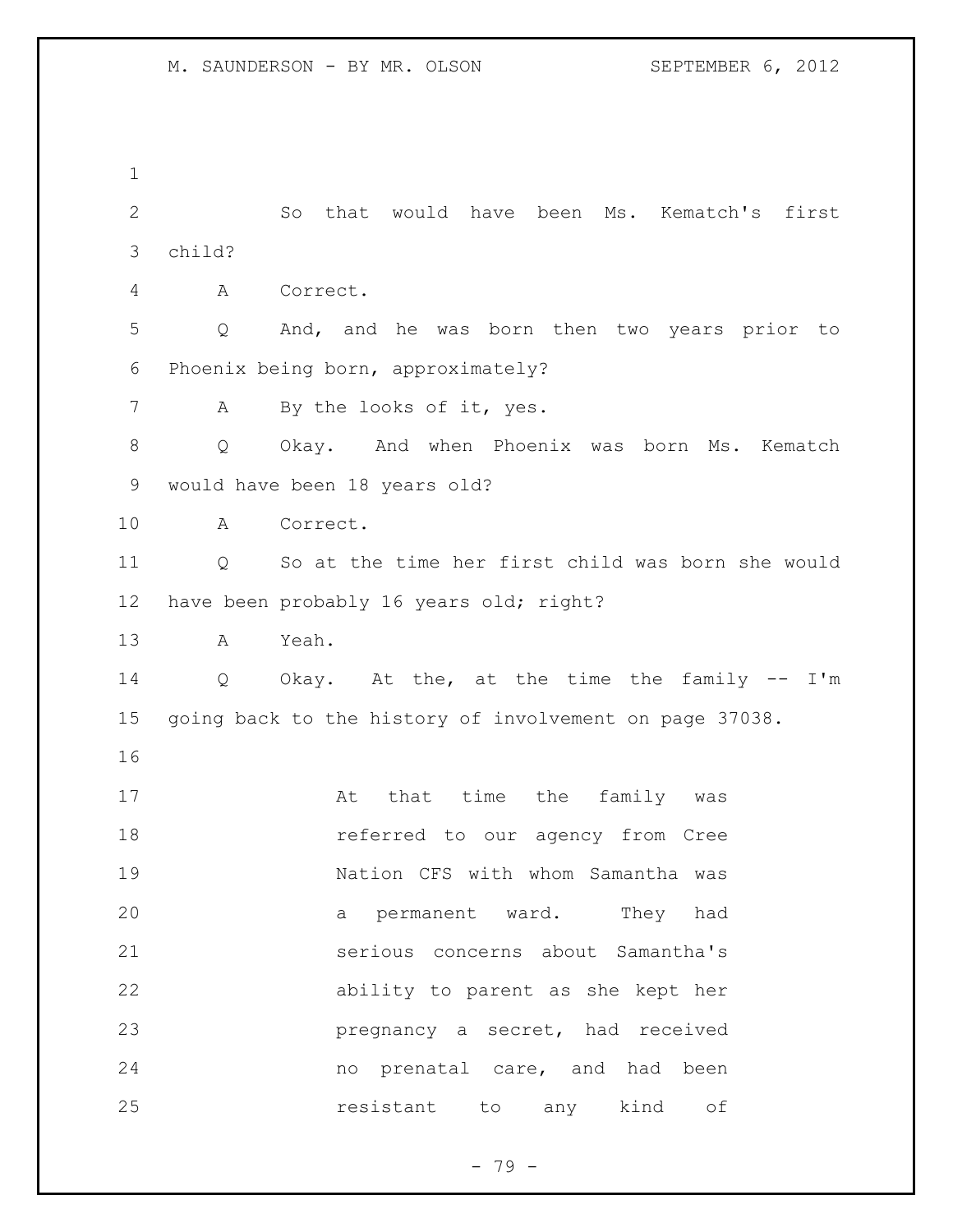So that would have been Ms. Kematch's first child?

A Correct.

Q And, and he was born then two years prior to Phoenix being born, approximately?

A By the looks of it, yes.

Q Okay. And when Phoenix was born Ms. Kematch would have been 18 years old?

A Correct.

Q So at the time her first child was born she would have been probably 16 years old; right?

A Yeah.

Q Okay. At the, at the time the family -- I'm going back to the history of involvement on page 37038.

> At that time the family was referred to our agency from Cree Nation CFS with whom Samantha was a permanent ward. They had serious concerns about Samantha's ability to parent as she kept her pregnancy a secret, had received no prenatal care, and had been resistant to any kind of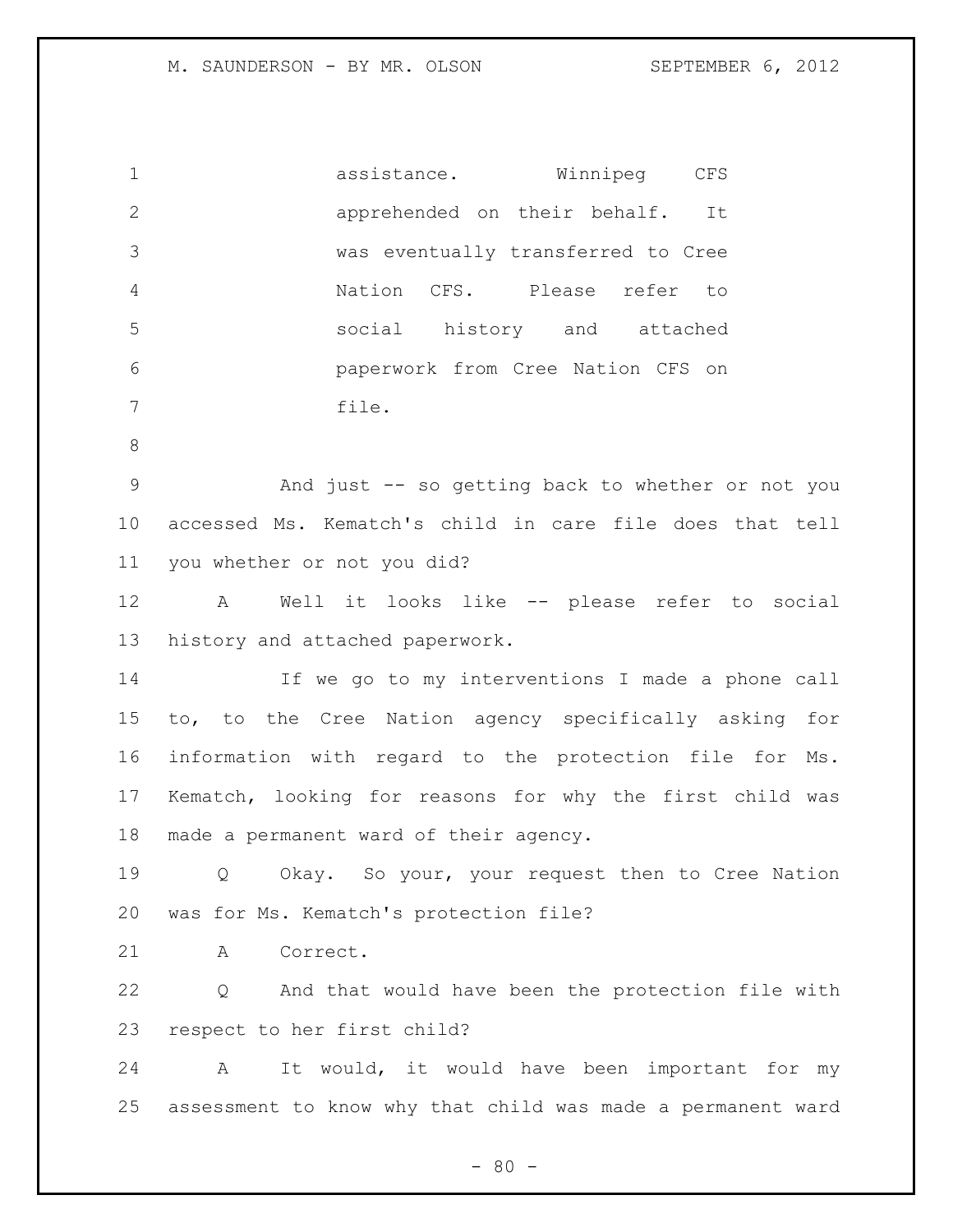> assistance. Winnipeg CFS apprehended on their behalf. It was eventually transferred to Cree Nation CFS. Please refer to social history and attached paperwork from Cree Nation CFS on file.

And just -- so getting back to whether or not you accessed Ms. Kematch's child in care file does that tell you whether or not you did?

A Well it looks like -- please refer to social history and attached paperwork.

If we go to my interventions I made a phone call to, to the Cree Nation agency specifically asking for information with regard to the protection file for Ms. Kematch, looking for reasons for why the first child was made a permanent ward of their agency.

Q Okay. So your, your request then to Cree Nation was for Ms. Kematch's protection file?

A Correct.

Q And that would have been the protection file with respect to her first child?

A It would, it would have been important for my assessment to know why that child was made a permanent ward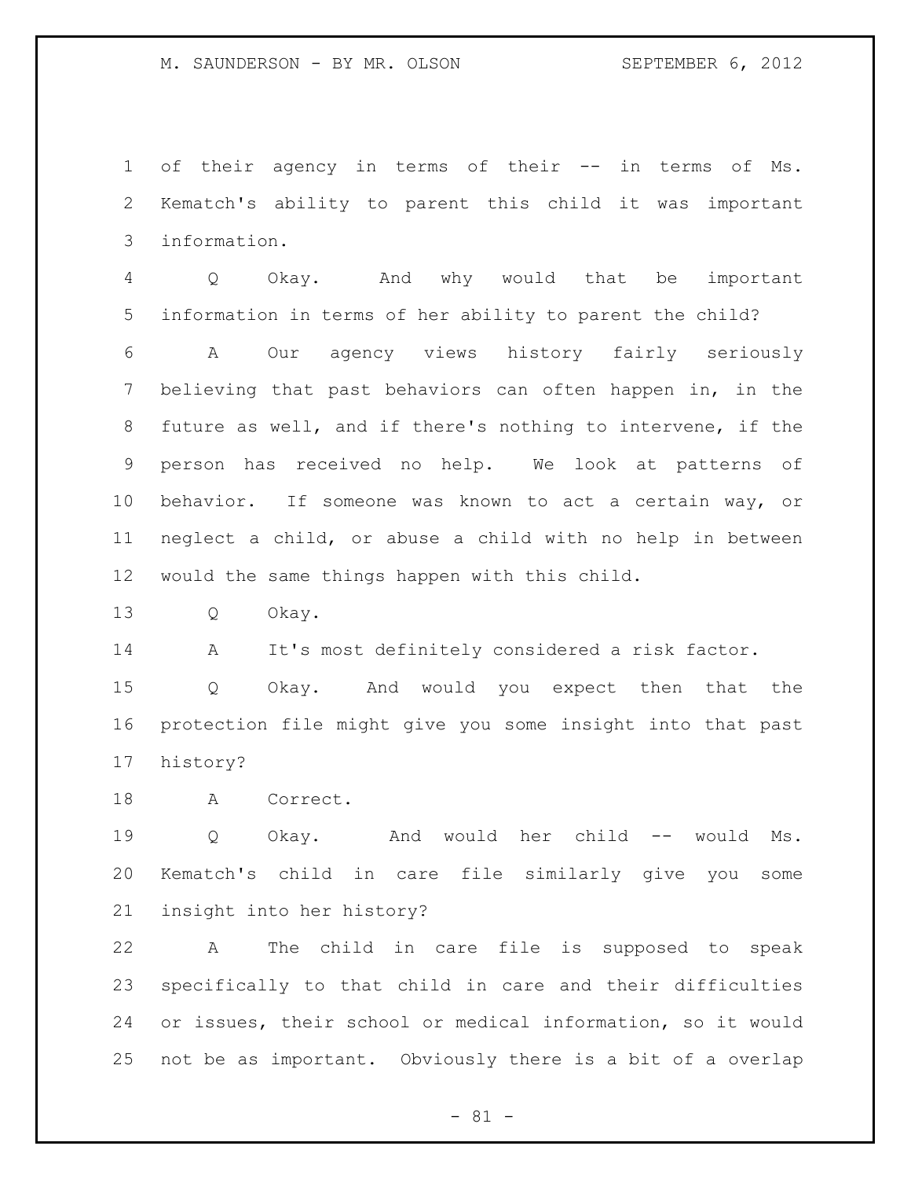of their agency in terms of their -- in terms of Ms. Kematch's ability to parent this child it was important information.

Q Okay. And why would that be important information in terms of her ability to parent the child?

A Our agency views history fairly seriously believing that past behaviors can often happen in, in the future as well, and if there's nothing to intervene, if the person has received no help. We look at patterns of behavior. If someone was known to act a certain way, or neglect a child, or abuse a child with no help in between would the same things happen with this child.

Q Okay.

A It's most definitely considered a risk factor.

Q Okay. And would you expect then that the protection file might give you some insight into that past history?

A Correct.

Q Okay. And would her child -- would Ms. Kematch's child in care file similarly give you some insight into her history?

A The child in care file is supposed to speak specifically to that child in care and their difficulties or issues, their school or medical information, so it would not be as important. Obviously there is a bit of a overlap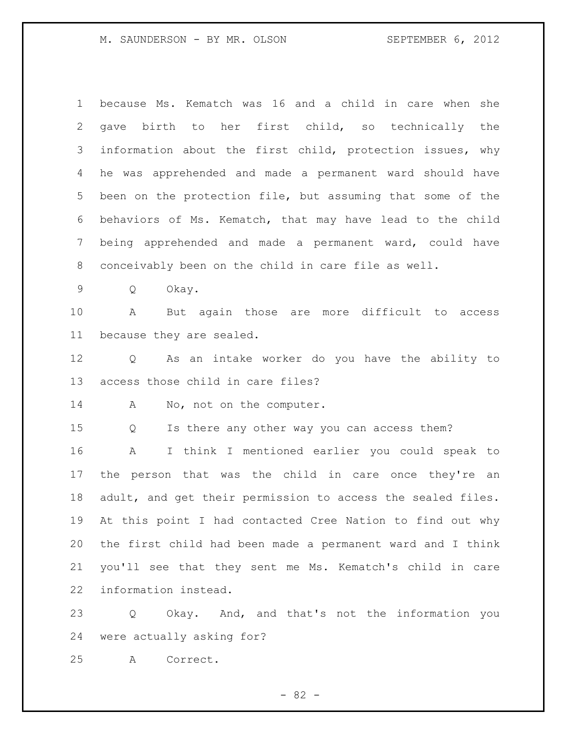because Ms. Kematch was 16 and a child in care when she gave birth to her first child, so technically the information about the first child, protection issues, why he was apprehended and made a permanent ward should have been on the protection file, but assuming that some of the behaviors of Ms. Kematch, that may have lead to the child being apprehended and made a permanent ward, could have conceivably been on the child in care file as well.

Q Okay.

A But again those are more difficult to access because they are sealed.

Q As an intake worker do you have the ability to access those child in care files?

A No, not on the computer.

Q Is there any other way you can access them?

A I think I mentioned earlier you could speak to the person that was the child in care once they're an adult, and get their permission to access the sealed files. At this point I had contacted Cree Nation to find out why the first child had been made a permanent ward and I think you'll see that they sent me Ms. Kematch's child in care information instead.

Q Okay. And, and that's not the information you were actually asking for?

A Correct.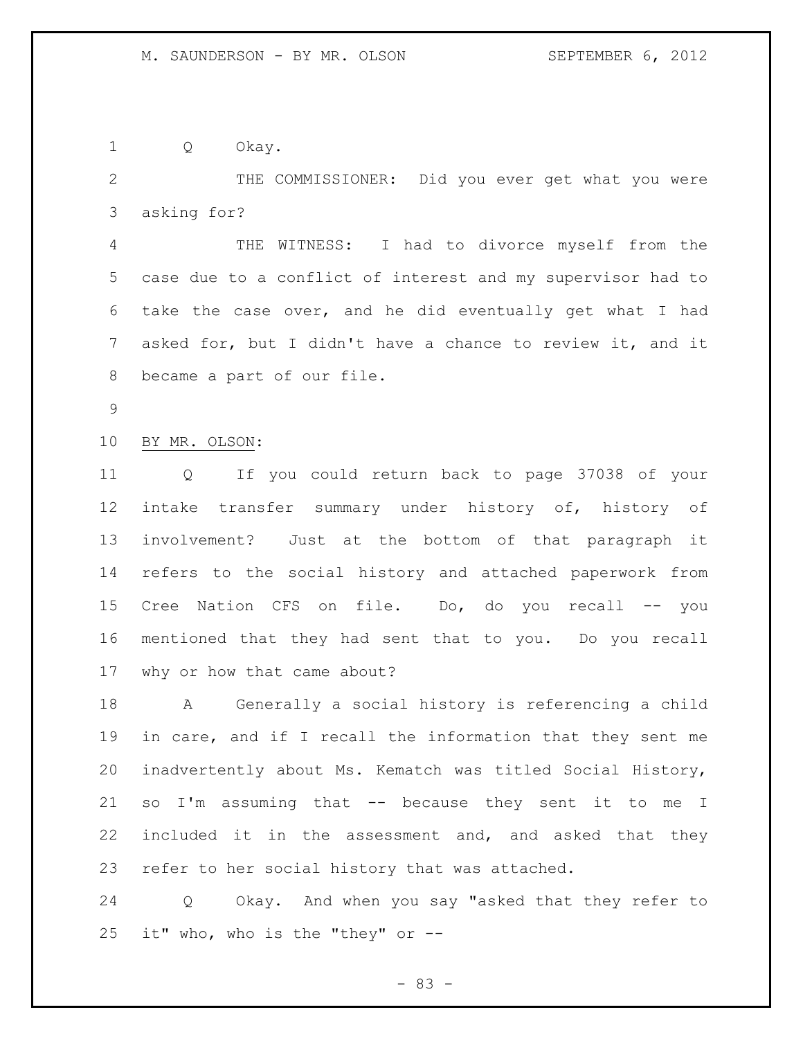Q Okay.

THE COMMISSIONER: Did you ever get what you were asking for?

THE WITNESS: I had to divorce myself from the case due to a conflict of interest and my supervisor had to take the case over, and he did eventually get what I had asked for, but I didn't have a chance to review it, and it became a part of our file.

BY MR. OLSON:

Q If you could return back to page 37038 of your intake transfer summary under history of, history of involvement? Just at the bottom of that paragraph it refers to the social history and attached paperwork from Cree Nation CFS on file. Do, do you recall -- you mentioned that they had sent that to you. Do you recall why or how that came about?

A Generally a social history is referencing a child in care, and if I recall the information that they sent me inadvertently about Ms. Kematch was titled Social History, so I'm assuming that -- because they sent it to me I included it in the assessment and, and asked that they refer to her social history that was attached.

Q Okay. And when you say "asked that they refer to it" who, who is the "they" or --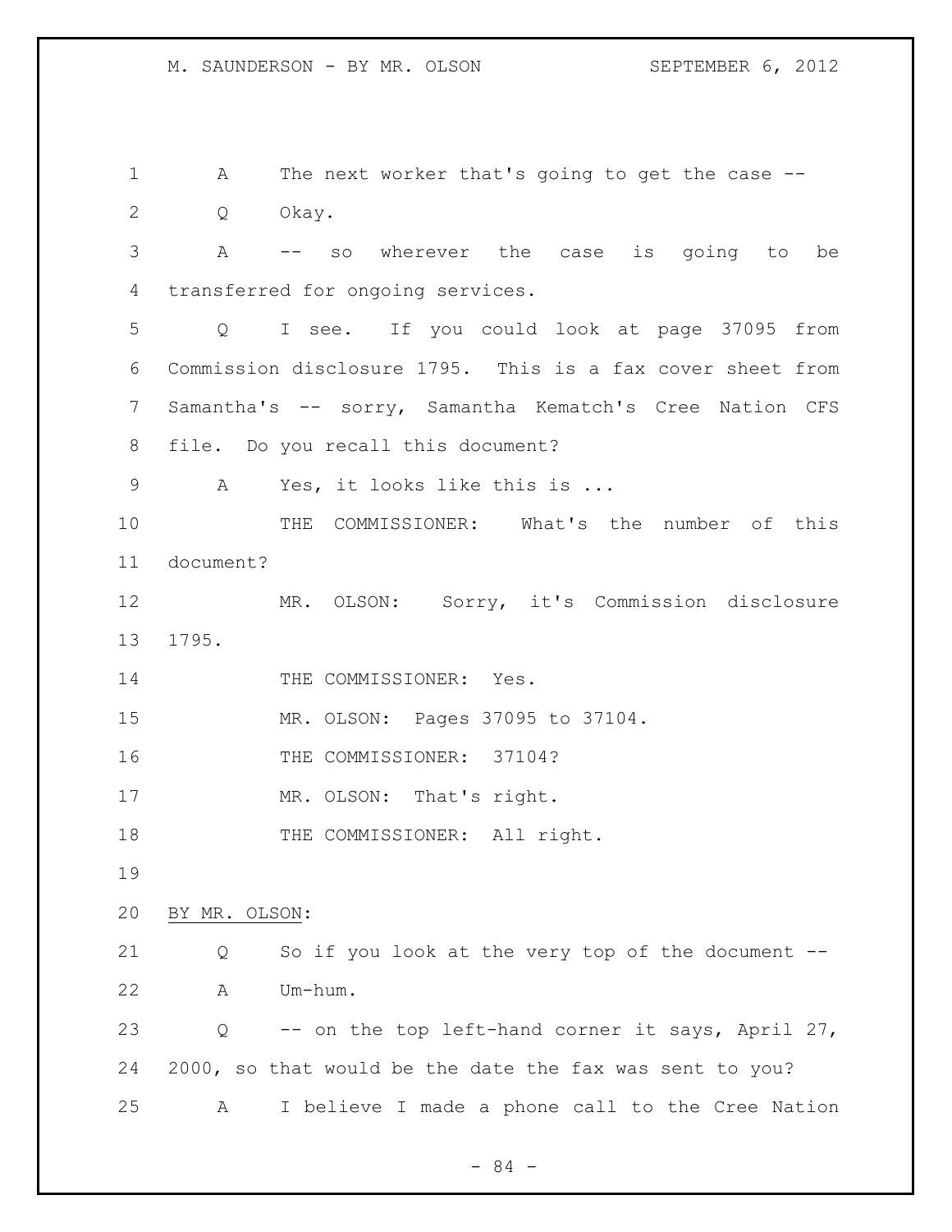A The next worker that's going to get the case --

Q Okay.

A -- so wherever the case is going to be transferred for ongoing services.

Q I see. If you could look at page 37095 from Commission disclosure 1795. This is a fax cover sheet from Samantha's -- sorry, Samantha Kematch's Cree Nation CFS file. Do you recall this document?

A Yes, it looks like this is ...

THE COMMISSIONER: What's the number of this document?

MR. OLSON: Sorry, it's Commission disclosure 1795.

THE COMMISSIONER: Yes.

MR. OLSON: Pages 37095 to 37104.

THE COMMISSIONER: 37104?

MR. OLSON: That's right.

THE COMMISSIONER: All right.

BY MR. OLSON:

Q So if you look at the very top of the document --

A Um-hum.

Q -- on the top left-hand corner it says, April 27, 2000, so that would be the date the fax was sent to you?

A I believe I made a phone call to the Cree Nation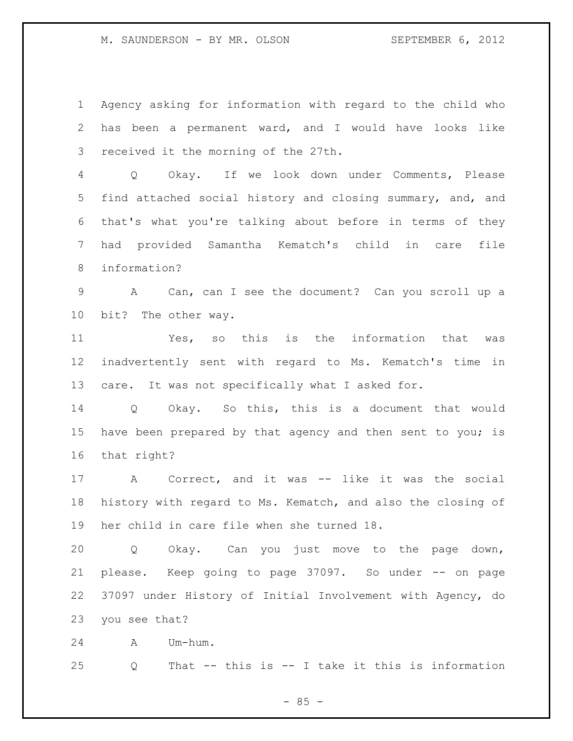1 Agency asking for information with regard to the child who
2 has been a permanent ward, and I would have looks like
3 received it the morning of the 27th.

4 Q Okay. If we look down under Comments, Please
5 find attached social history and closing summary, and, and
6 that's what you're talking about before in terms of they
7 had provided Samantha Kematch's child in care file
8 information?

9 A Can, can I see the document? Can you scroll up a
10 bit? The other way.

11 Yes, so this is the information that was
12 inadvertently sent with regard to Ms. Kematch's time in
13 care. It was not specifically what I asked for.

14 Q Okay. So this, this is a document that would
15 have been prepared by that agency and then sent to you; is
16 that right?

17 A Correct, and it was -- like it was the social
18 history with regard to Ms. Kematch, and also the closing of
19 her child in care file when she turned 18.

20 Q Okay. Can you just move to the page down,
21 please. Keep going to page 37097. So under -- on page
22 37097 under History of Initial Involvement with Agency, do
23 you see that?

24 A Um-hum.

25 Q That -- this is -- I take it this is information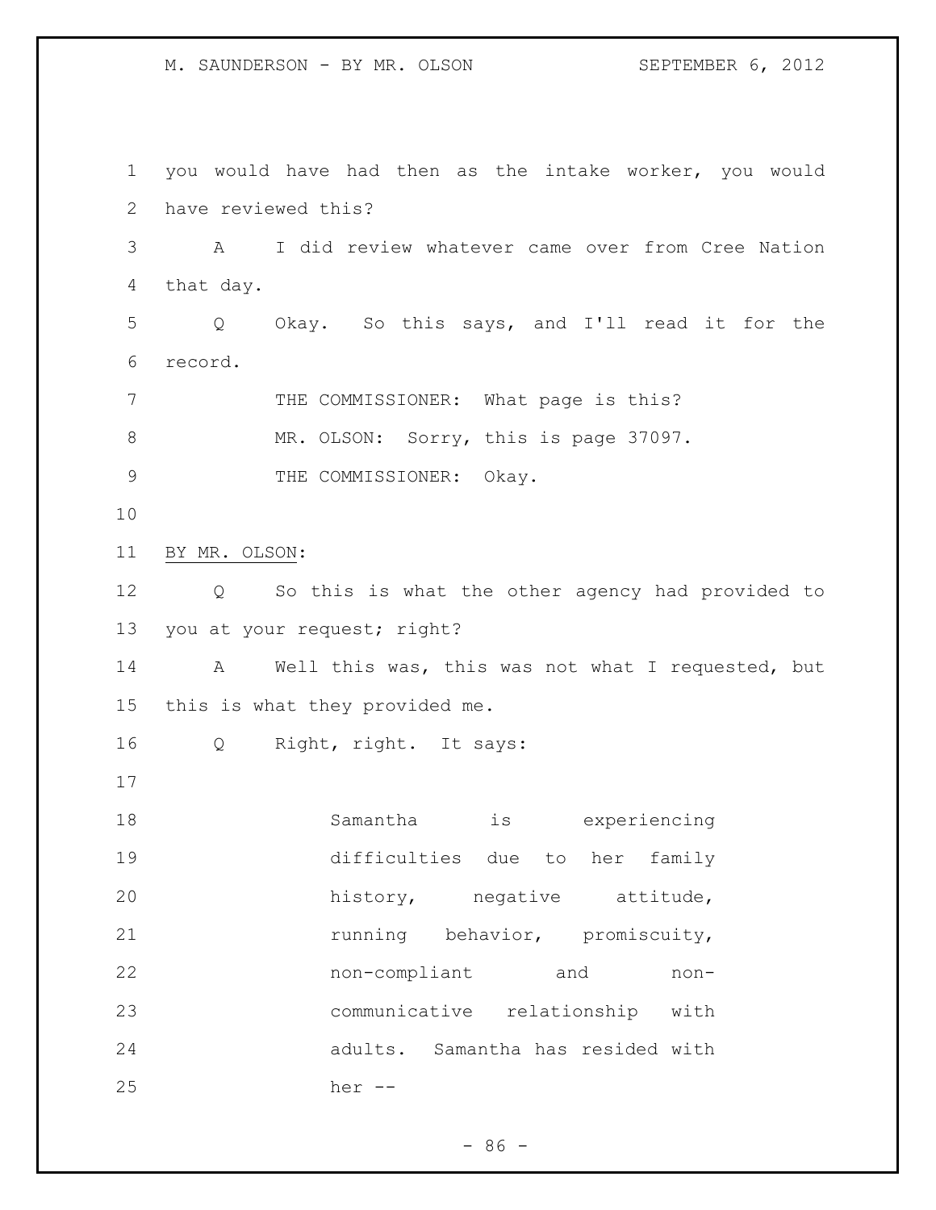you would have had then as the intake worker, you would have reviewed this?

A I did review whatever came over from Cree Nation that day.

Q Okay. So this says, and I'll read it for the record.

THE COMMISSIONER: What page is this?

MR. OLSON: Sorry, this is page 37097.

THE COMMISSIONER: Okay.

BY MR. OLSON:

Q So this is what the other agency had provided to you at your request; right?

A Well this was, this was not what I requested, but this is what they provided me.

Q Right, right. It says:

> Samantha is experiencing difficulties due to her family history, negative attitude, running behavior, promiscuity, non-compliant and non-communicative relationship with adults. Samantha has resided with her --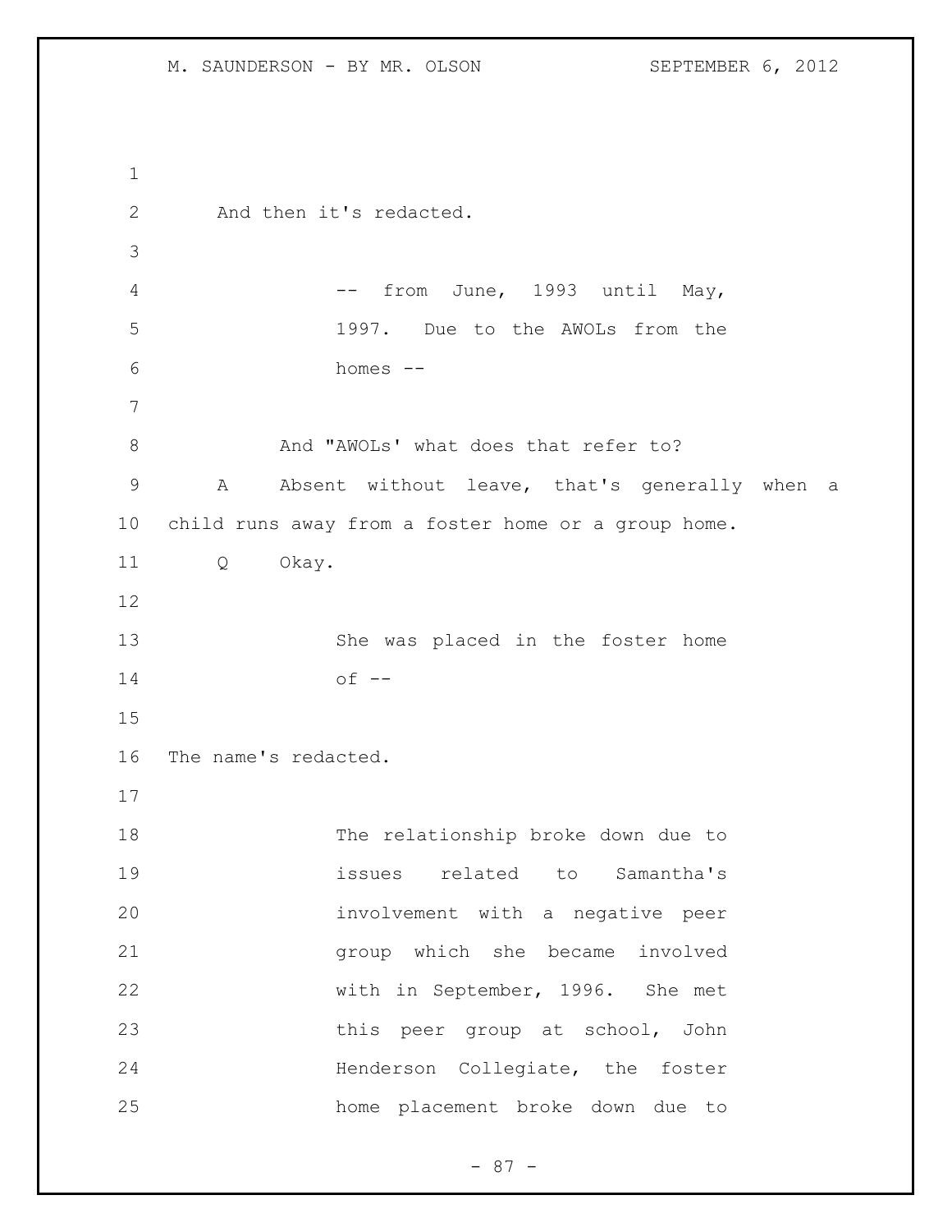And then it's redacted.

> -- from June, 1993 until May, 1997. Due to the AWOLs from the homes --

And "AWOLs' what does that refer to?

A Absent without leave, that's generally when a child runs away from a foster home or a group home.

Q Okay.

> She was placed in the foster home of --

The name's redacted.

> The relationship broke down due to issues related to Samantha's involvement with a negative peer group which she became involved with in September, 1996. She met this peer group at school, John Henderson Collegiate, the foster home placement broke down due to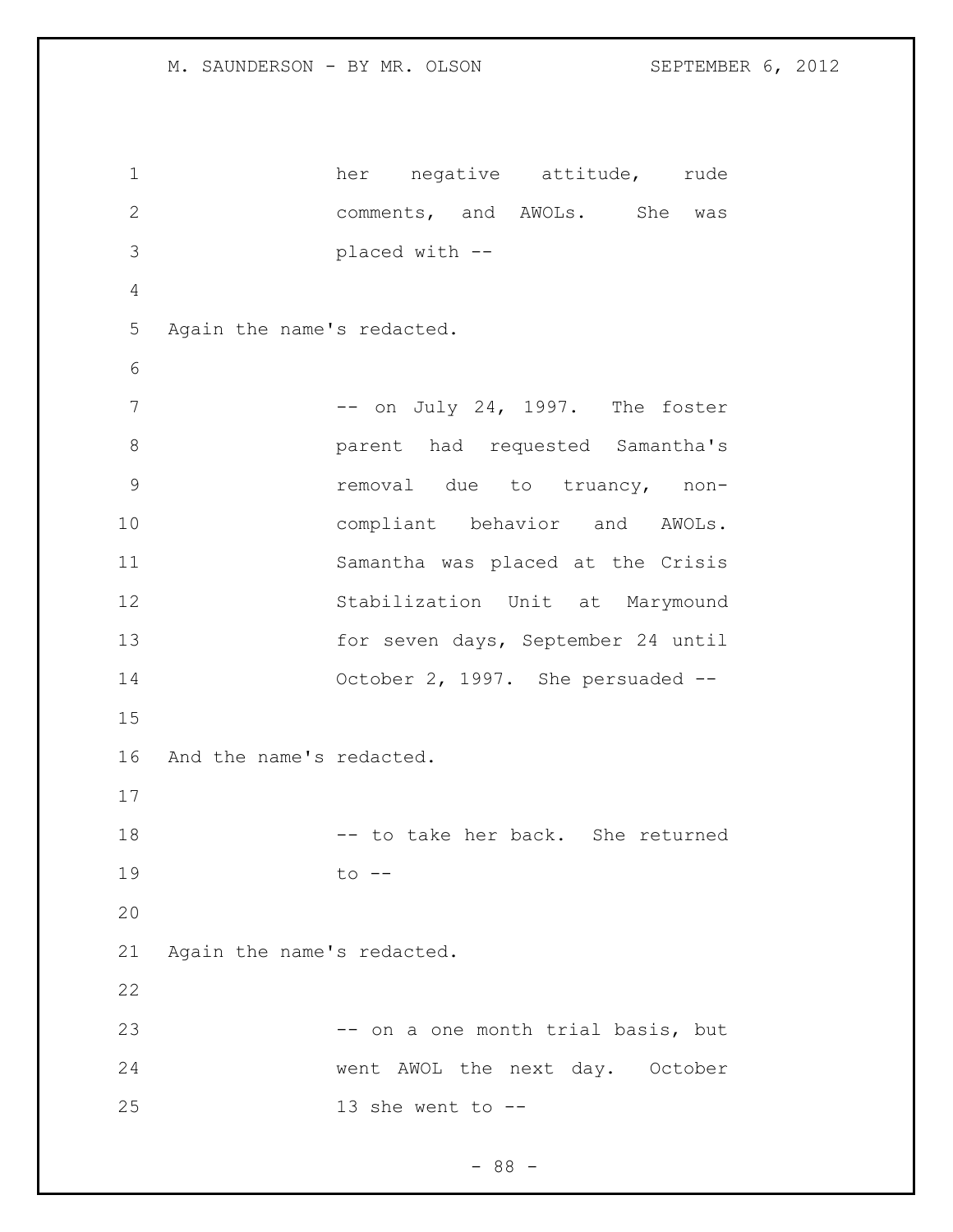her negative attitude, rude comments, and AWOLs. She was placed with --

Again the name's redacted.

-- on July 24, 1997. The foster parent had requested Samantha's removal due to truancy, non-compliant behavior and AWOLs. Samantha was placed at the Crisis Stabilization Unit at Marymound for seven days, September 24 until October 2, 1997. She persuaded --

And the name's redacted.

-- to take her back. She returned to --

Again the name's redacted.

-- on a one month trial basis, but went AWOL the next day. October 13 she went to --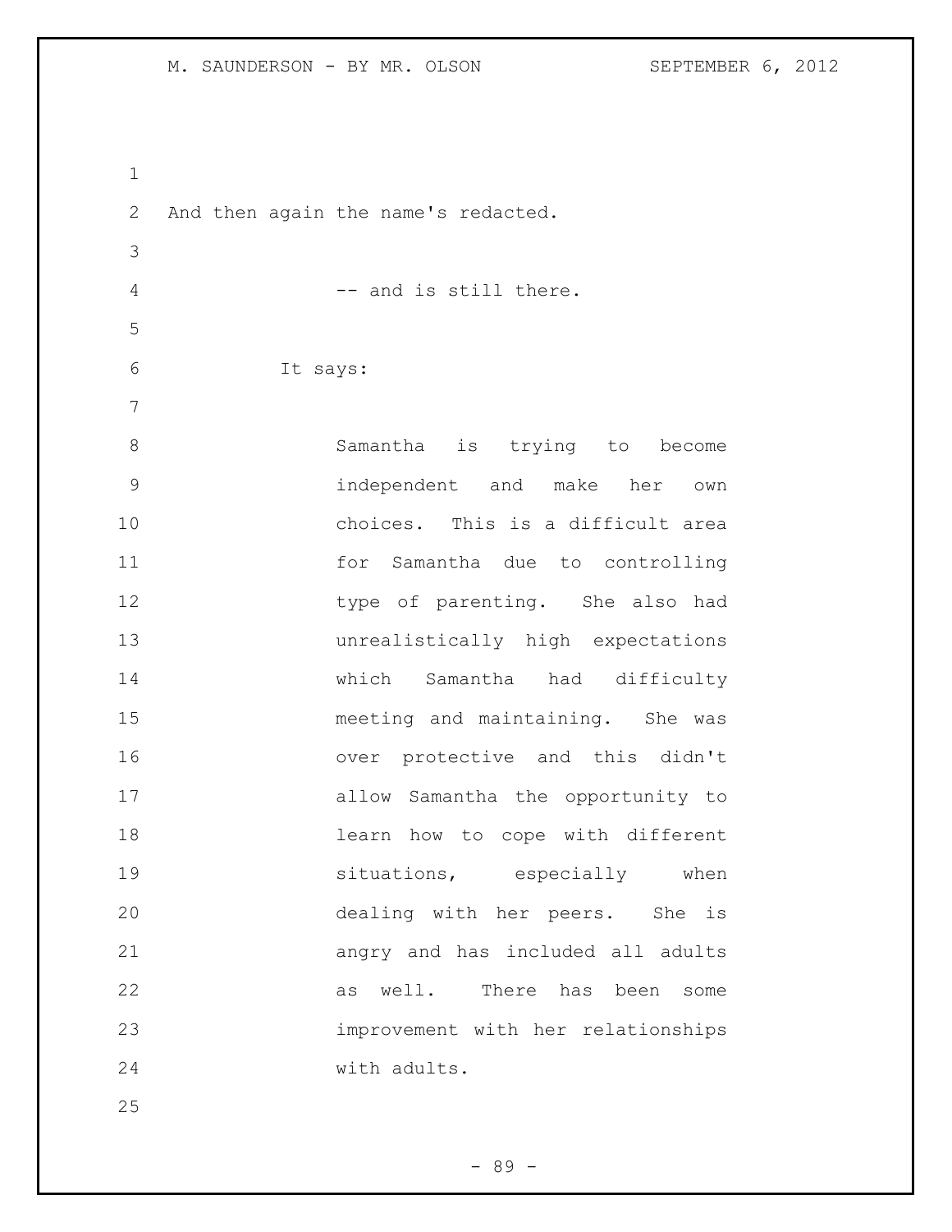And then again the name's redacted.

-- and is still there.

It says:

> Samantha is trying to become independent and make her own choices. This is a difficult area for Samantha due to controlling type of parenting. She also had unrealistically high expectations which Samantha had difficulty meeting and maintaining. She was over protective and this didn't allow Samantha the opportunity to learn how to cope with different situations, especially when dealing with her peers. She is angry and has included all adults as well. There has been some improvement with her relationships with adults.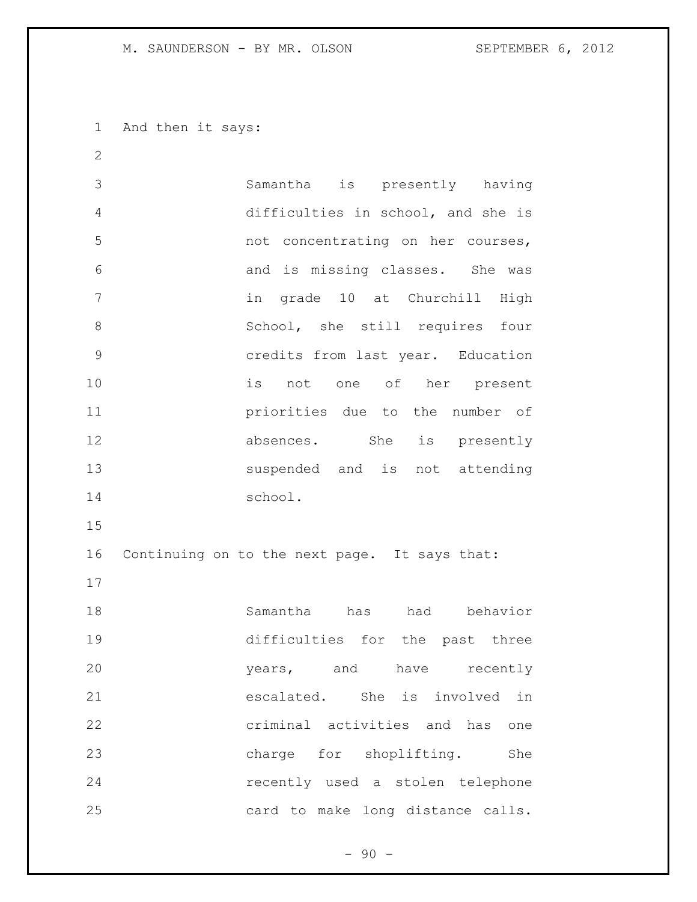And then it says:

> Samantha is presently having difficulties in school, and she is not concentrating on her courses, and is missing classes. She was in grade 10 at Churchill High School, she still requires four credits from last year. Education is not one of her present priorities due to the number of absences. She is presently suspended and is not attending school.

Continuing on to the next page. It says that:

> Samantha has had behavior difficulties for the past three years, and have recently escalated. She is involved in criminal activities and has one charge for shoplifting. She recently used a stolen telephone card to make long distance calls.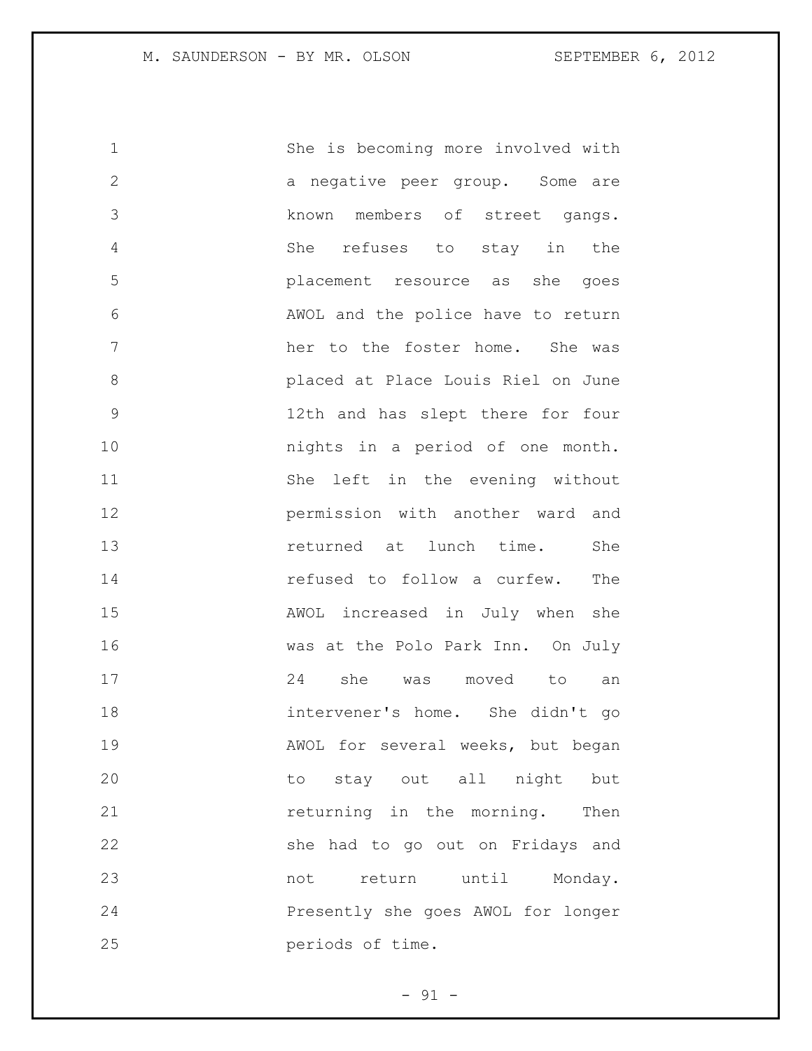She is becoming more involved with a negative peer group. Some are known members of street gangs. She refuses to stay in the placement resource as she goes AWOL and the police have to return her to the foster home. She was placed at Place Louis Riel on June 12th and has slept there for four nights in a period of one month. She left in the evening without permission with another ward and returned at lunch time. She refused to follow a curfew. The AWOL increased in July when she was at the Polo Park Inn. On July 24 she was moved to an intervener's home. She didn't go AWOL for several weeks, but began to stay out all night but returning in the morning. Then she had to go out on Fridays and not return until Monday. Presently she goes AWOL for longer periods of time.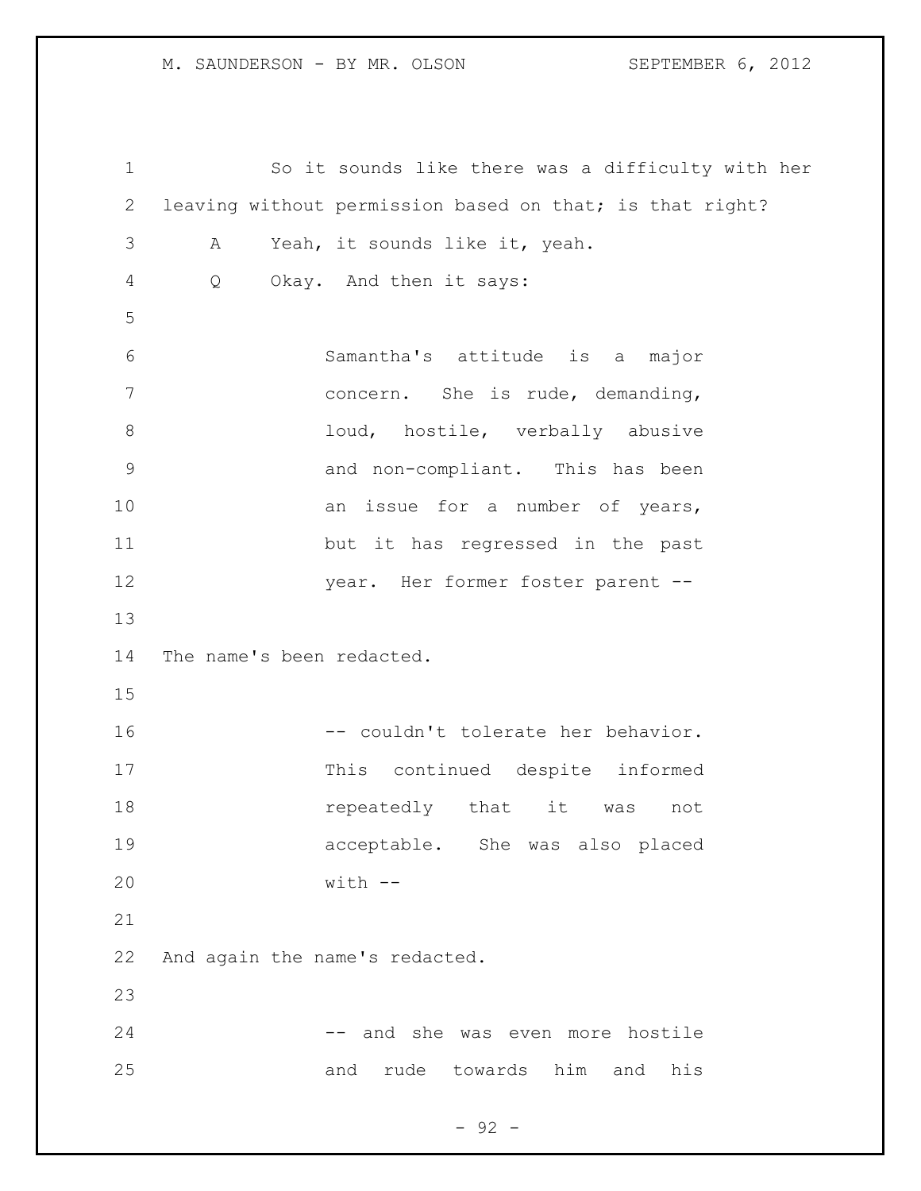So it sounds like there was a difficulty with her leaving without permission based on that; is that right?

A Yeah, it sounds like it, yeah.

Q Okay. And then it says:

> Samantha's attitude is a major concern. She is rude, demanding, loud, hostile, verbally abusive and non-compliant. This has been an issue for a number of years, but it has regressed in the past year. Her former foster parent --

The name's been redacted.

> -- couldn't tolerate her behavior. This continued despite informed repeatedly that it was not acceptable. She was also placed with --

And again the name's redacted.

> -- and she was even more hostile and rude towards him and his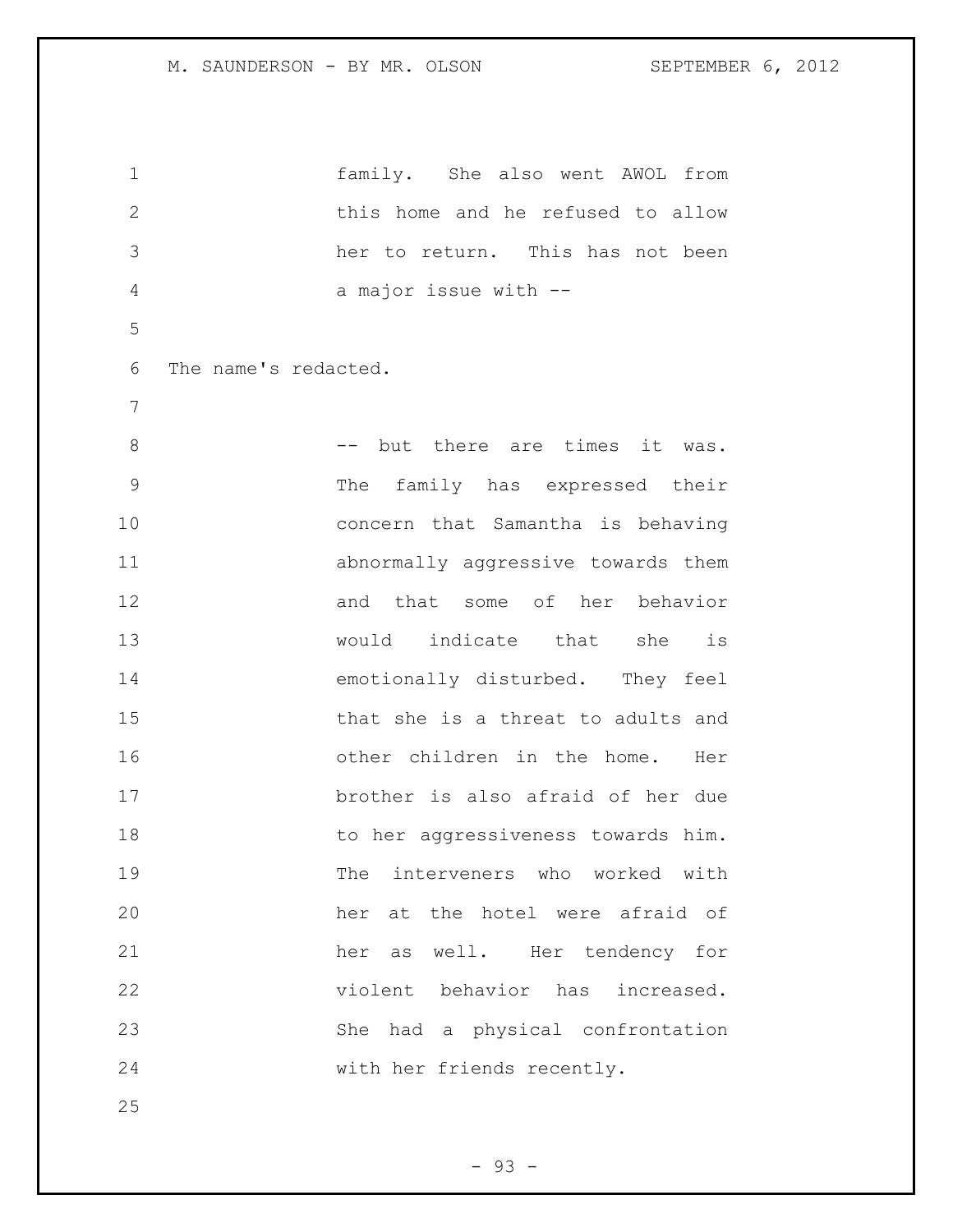family. She also went AWOL from this home and he refused to allow her to return. This has not been a major issue with --

The name's redacted.

-- but there are times it was. The family has expressed their concern that Samantha is behaving abnormally aggressive towards them and that some of her behavior would indicate that she is emotionally disturbed. They feel that she is a threat to adults and other children in the home. Her brother is also afraid of her due to her aggressiveness towards him. The interveners who worked with her at the hotel were afraid of her as well. Her tendency for violent behavior has increased. She had a physical confrontation with her friends recently.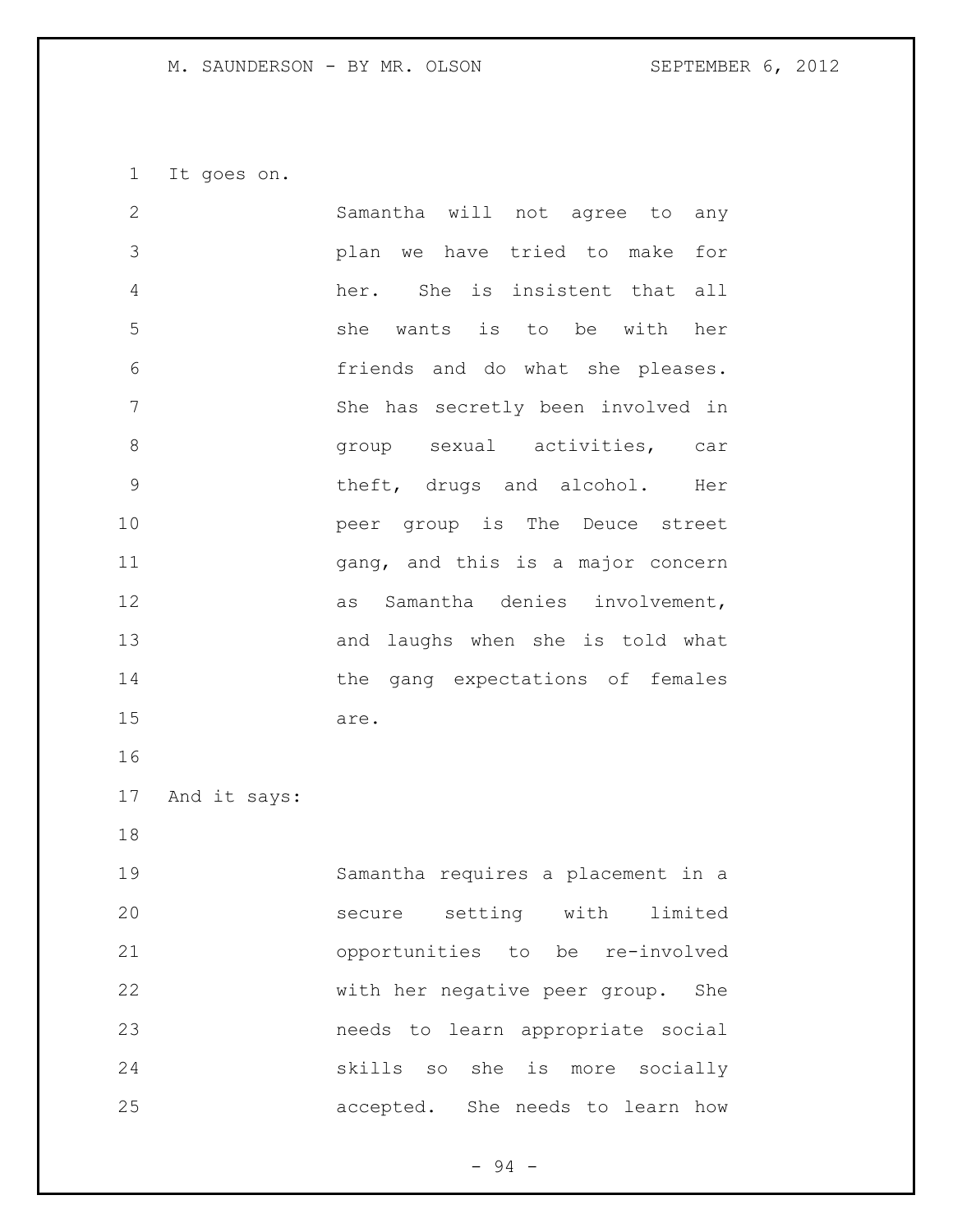It goes on.

> Samantha will not agree to any plan we have tried to make for her. She is insistent that all she wants is to be with her friends and do what she pleases. She has secretly been involved in group sexual activities, car theft, drugs and alcohol. Her peer group is The Deuce street gang, and this is a major concern as Samantha denies involvement, and laughs when she is told what the gang expectations of females are.

And it says:

> Samantha requires a placement in a secure setting with limited opportunities to be re-involved with her negative peer group. She needs to learn appropriate social skills so she is more socially accepted. She needs to learn how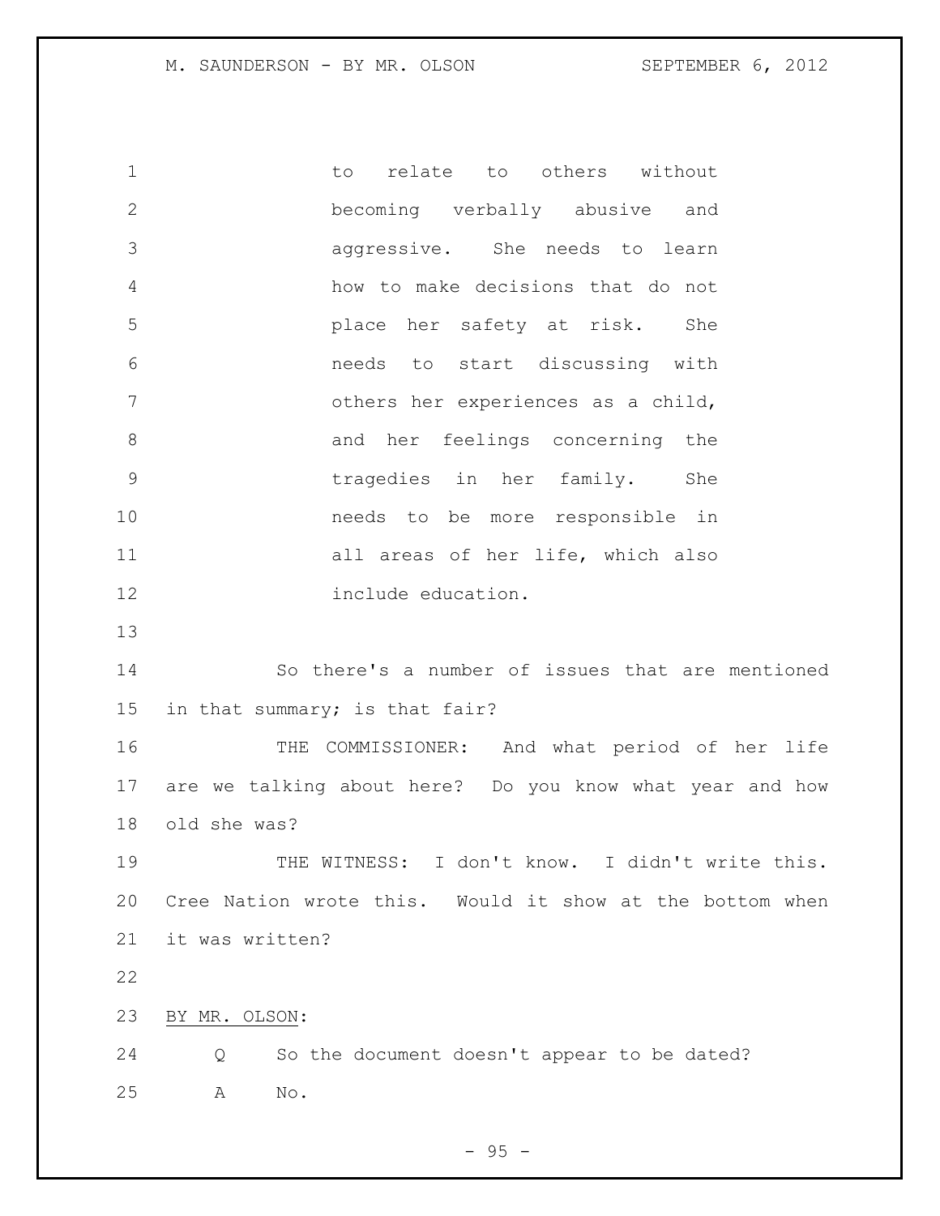> to relate to others without becoming verbally abusive and aggressive. She needs to learn how to make decisions that do not place her safety at risk. She needs to start discussing with others her experiences as a child, and her feelings concerning the tragedies in her family. She needs to be more responsible in all areas of her life, which also include education.

So there's a number of issues that are mentioned in that summary; is that fair?

THE COMMISSIONER: And what period of her life are we talking about here? Do you know what year and how old she was?

THE WITNESS: I don't know. I didn't write this. Cree Nation wrote this. Would it show at the bottom when it was written?

BY MR. OLSON:

Q So the document doesn't appear to be dated?

A No.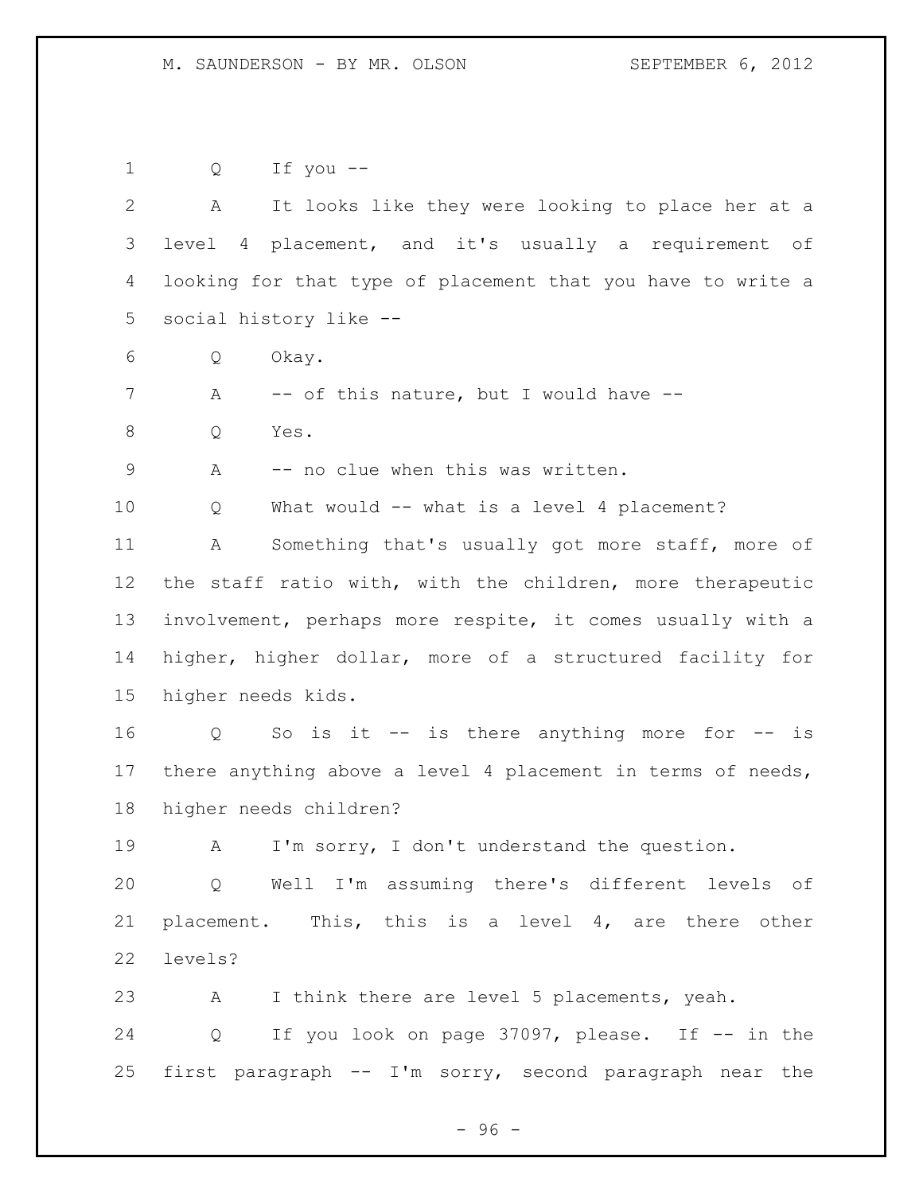Q If you --

A It looks like they were looking to place her at a level 4 placement, and it's usually a requirement of looking for that type of placement that you have to write a social history like --

Q Okay.

A -- of this nature, but I would have --

Q Yes.

A -- no clue when this was written.

Q What would -- what is a level 4 placement?

A Something that's usually got more staff, more of the staff ratio with, with the children, more therapeutic involvement, perhaps more respite, it comes usually with a higher, higher dollar, more of a structured facility for higher needs kids.

Q So is it -- is there anything more for -- is there anything above a level 4 placement in terms of needs, higher needs children?

A I'm sorry, I don't understand the question.

Q Well I'm assuming there's different levels of placement. This, this is a level 4, are there other levels?

A I think there are level 5 placements, yeah.

Q If you look on page 37097, please. If -- in the first paragraph -- I'm sorry, second paragraph near the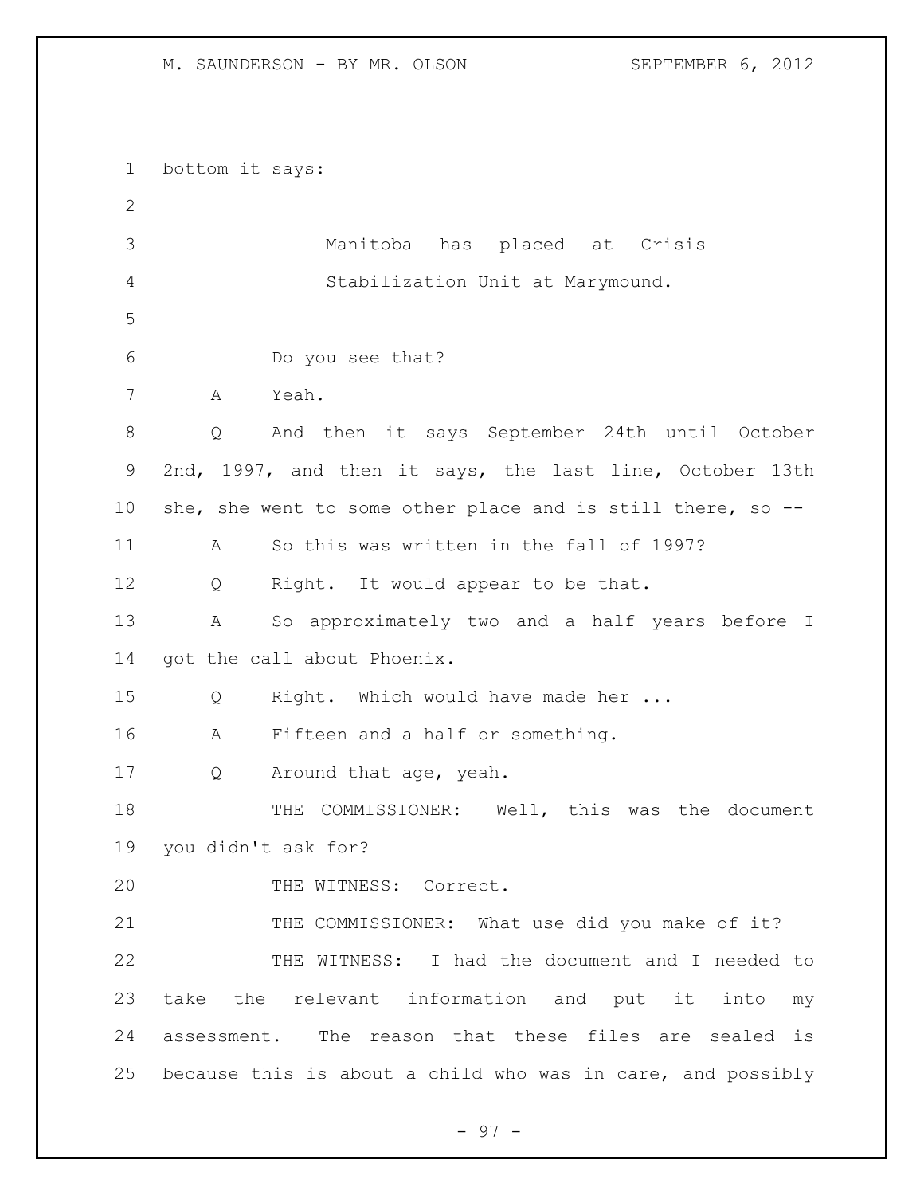bottom it says:

> Manitoba has placed at Crisis Stabilization Unit at Marymound.

Do you see that?

A Yeah.

Q And then it says September 24th until October 2nd, 1997, and then it says, the last line, October 13th she, she went to some other place and is still there, so --

A So this was written in the fall of 1997?

Q Right. It would appear to be that.

A So approximately two and a half years before I got the call about Phoenix.

Q Right. Which would have made her ...

A Fifteen and a half or something.

Q Around that age, yeah.

THE COMMISSIONER: Well, this was the document you didn't ask for?

THE WITNESS: Correct.

THE COMMISSIONER: What use did you make of it?

THE WITNESS: I had the document and I needed to take the relevant information and put it into my assessment. The reason that these files are sealed is because this is about a child who was in care, and possibly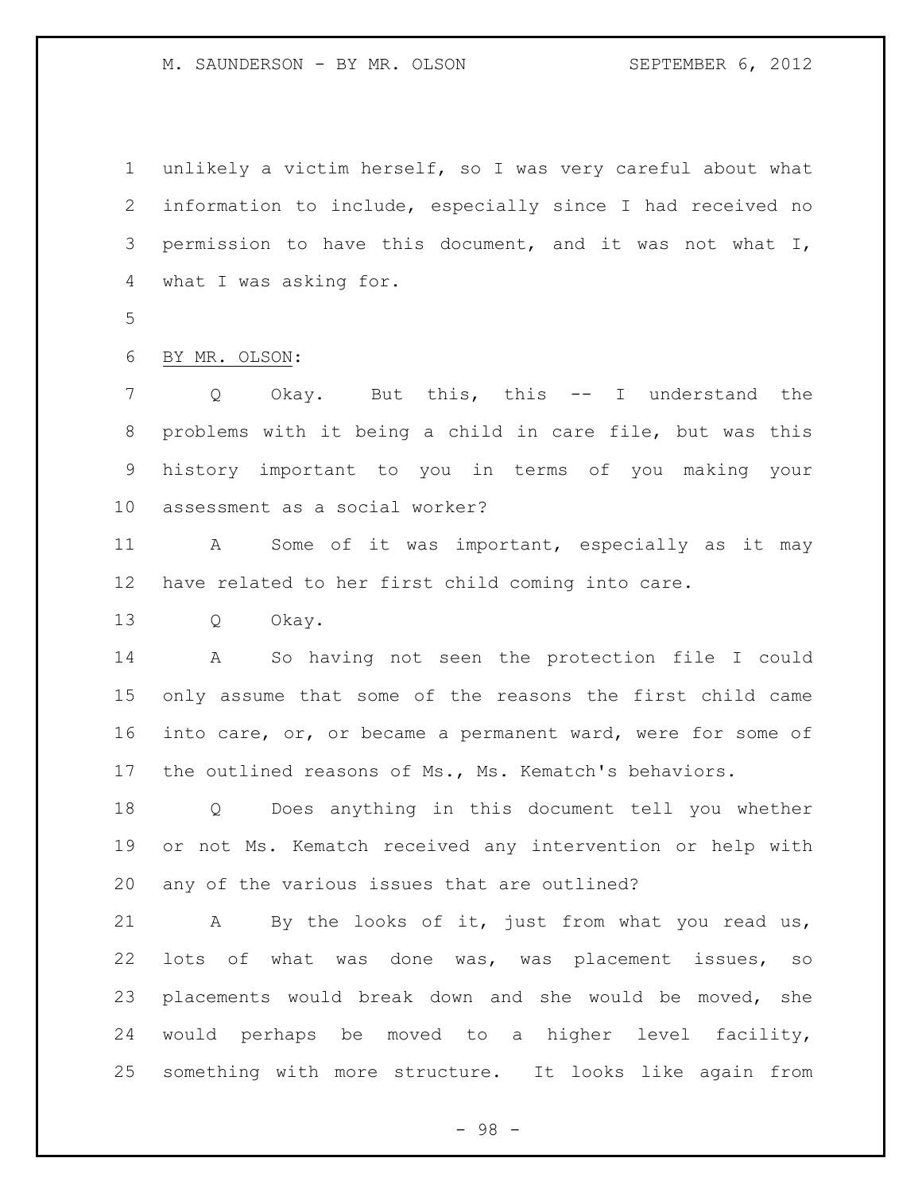unlikely a victim herself, so I was very careful about what information to include, especially since I had received no permission to have this document, and it was not what I, what I was asking for.

BY MR. OLSON:

Q Okay. But this, this -- I understand the problems with it being a child in care file, but was this history important to you in terms of you making your assessment as a social worker?

A Some of it was important, especially as it may have related to her first child coming into care.

Q Okay.

A So having not seen the protection file I could only assume that some of the reasons the first child came into care, or, or became a permanent ward, were for some of the outlined reasons of Ms., Ms. Kematch's behaviors.

Q Does anything in this document tell you whether or not Ms. Kematch received any intervention or help with any of the various issues that are outlined?

A By the looks of it, just from what you read us, lots of what was done was, was placement issues, so placements would break down and she would be moved, she would perhaps be moved to a higher level facility, something with more structure. It looks like again from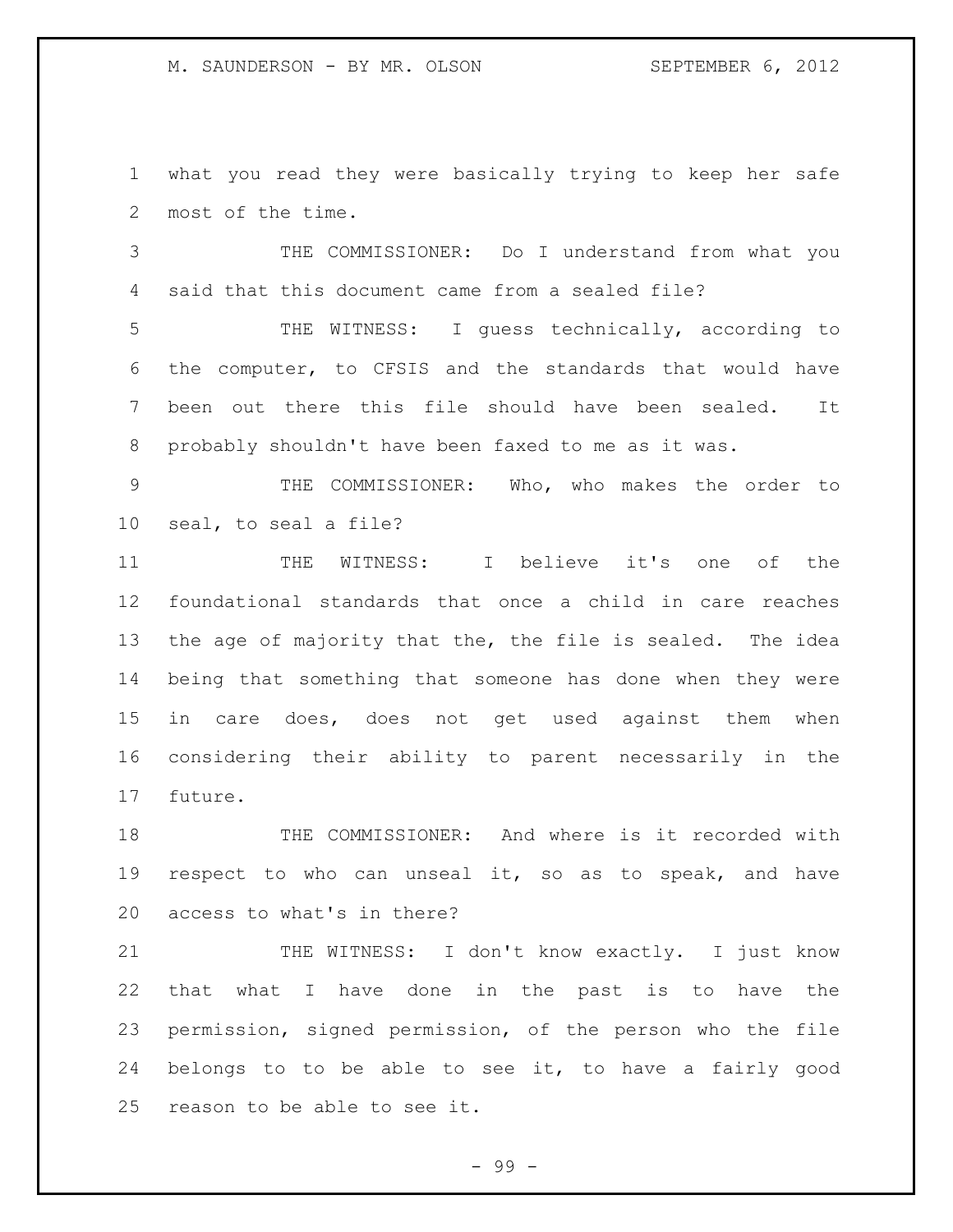what you read they were basically trying to keep her safe most of the time.

THE COMMISSIONER: Do I understand from what you said that this document came from a sealed file?

THE WITNESS: I guess technically, according to the computer, to CFSIS and the standards that would have been out there this file should have been sealed. It probably shouldn't have been faxed to me as it was.

THE COMMISSIONER: Who, who makes the order to seal, to seal a file?

THE WITNESS: I believe it's one of the foundational standards that once a child in care reaches the age of majority that the, the file is sealed. The idea being that something that someone has done when they were in care does, does not get used against them when considering their ability to parent necessarily in the future.

THE COMMISSIONER: And where is it recorded with respect to who can unseal it, so as to speak, and have access to what's in there?

THE WITNESS: I don't know exactly. I just know that what I have done in the past is to have the permission, signed permission, of the person who the file belongs to to be able to see it, to have a fairly good reason to be able to see it.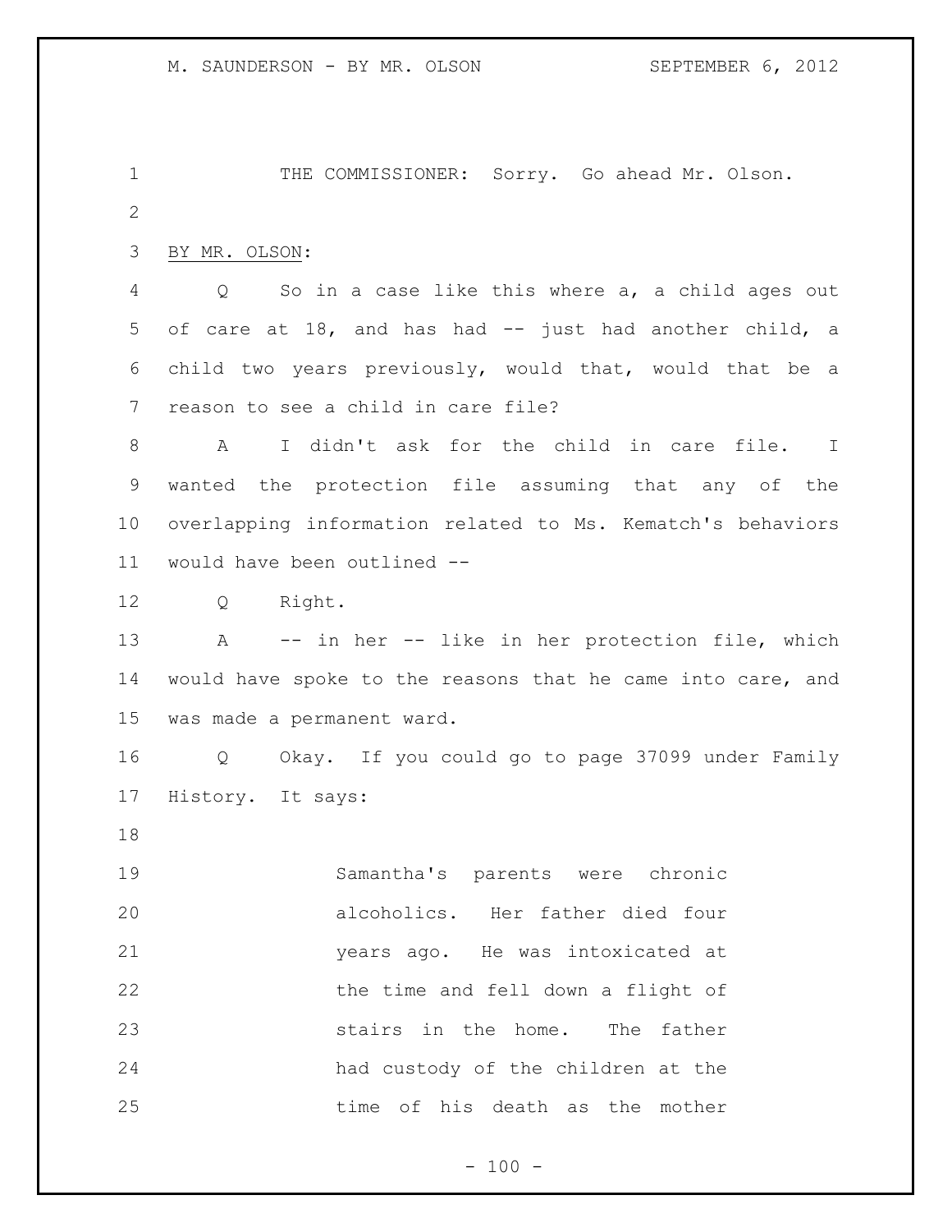THE COMMISSIONER: Sorry. Go ahead Mr. Olson.

BY MR. OLSON:

Q So in a case like this where a, a child ages out of care at 18, and has had -- just had another child, a child two years previously, would that, would that be a reason to see a child in care file?

A I didn't ask for the child in care file. I wanted the protection file assuming that any of the overlapping information related to Ms. Kematch's behaviors would have been outlined --

Q Right.

A -- in her -- like in her protection file, which would have spoke to the reasons that he came into care, and was made a permanent ward.

Q Okay. If you could go to page 37099 under Family History. It says:

> Samantha's parents were chronic alcoholics. Her father died four years ago. He was intoxicated at the time and fell down a flight of stairs in the home. The father had custody of the children at the time of his death as the mother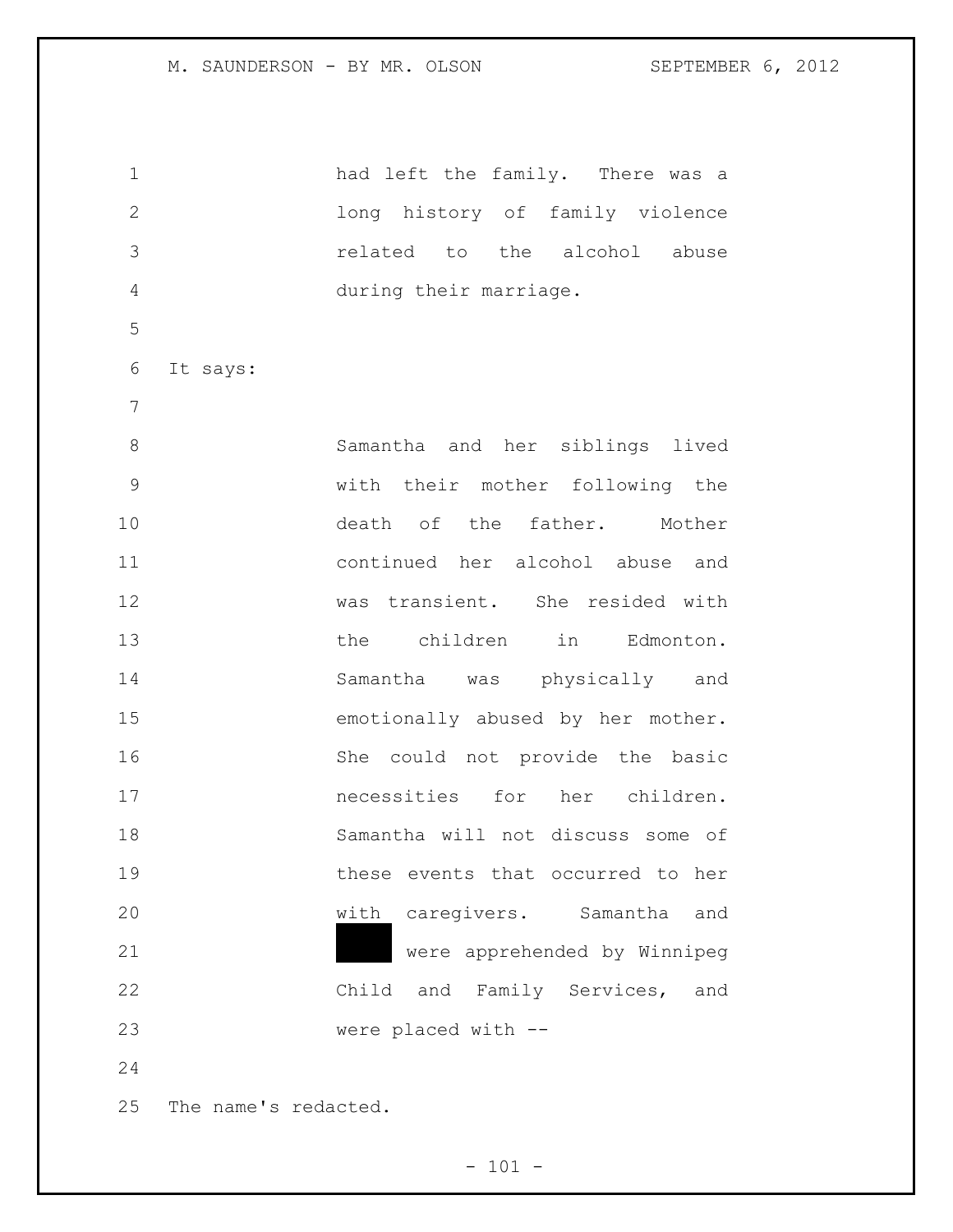> had left the family. There was a long history of family violence related to the alcohol abuse during their marriage.

It says:

> Samantha and her siblings lived with their mother following the death of the father. Mother continued her alcohol abuse and was transient. She resided with the children in Edmonton. Samantha was physically and emotionally abused by her mother. She could not provide the basic necessities for her children. Samantha will not discuss some of these events that occurred to her with caregivers. Samantha and ████ were apprehended by Winnipeg Child and Family Services, and were placed with --

The name's redacted.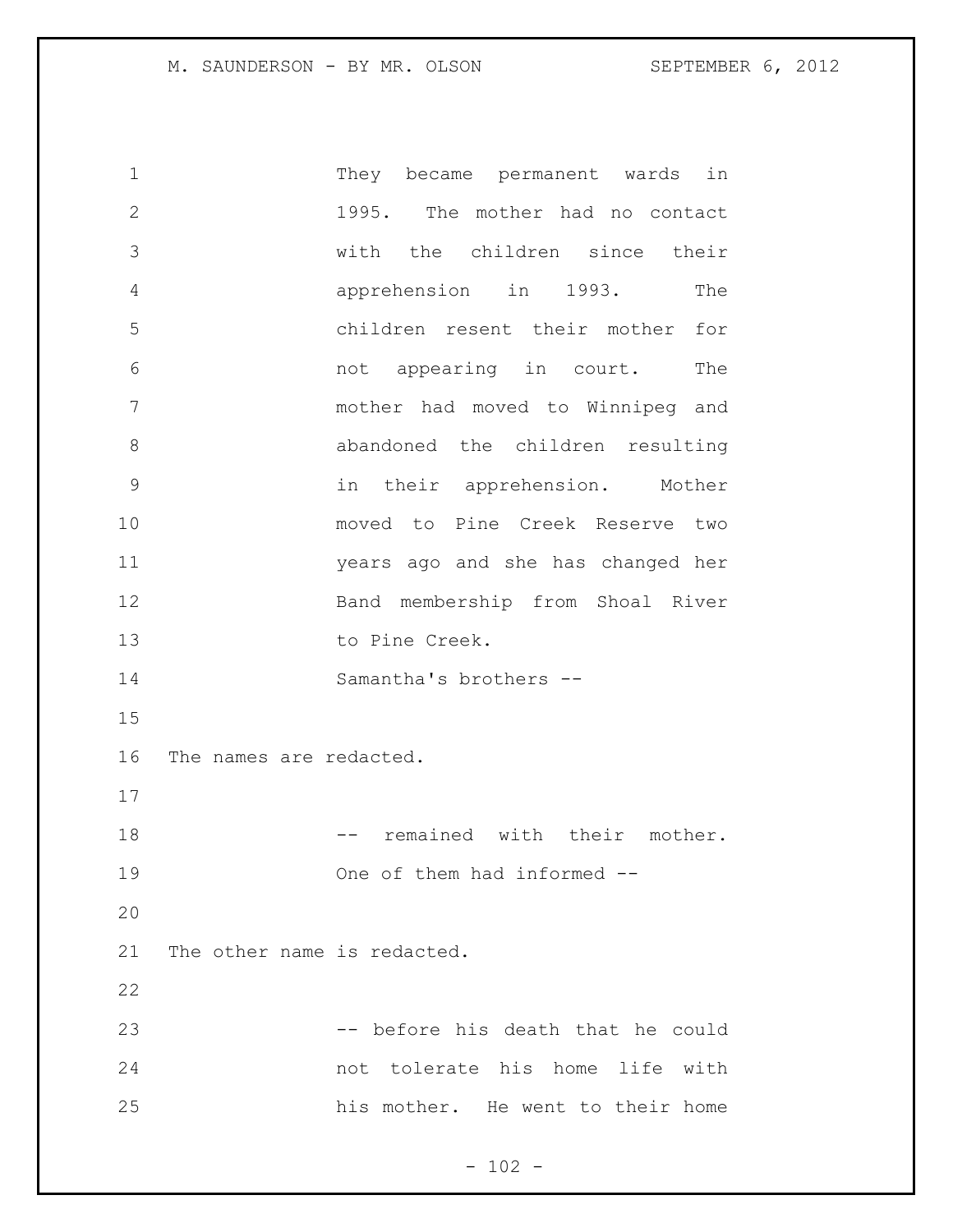They became permanent wards in 1995. The mother had no contact with the children since their apprehension in 1993. The children resent their mother for not appearing in court. The mother had moved to Winnipeg and abandoned the children resulting in their apprehension. Mother moved to Pine Creek Reserve two years ago and she has changed her Band membership from Shoal River to Pine Creek.

Samantha's brothers --

The names are redacted.

-- remained with their mother. One of them had informed --

The other name is redacted.

-- before his death that he could not tolerate his home life with his mother. He went to their home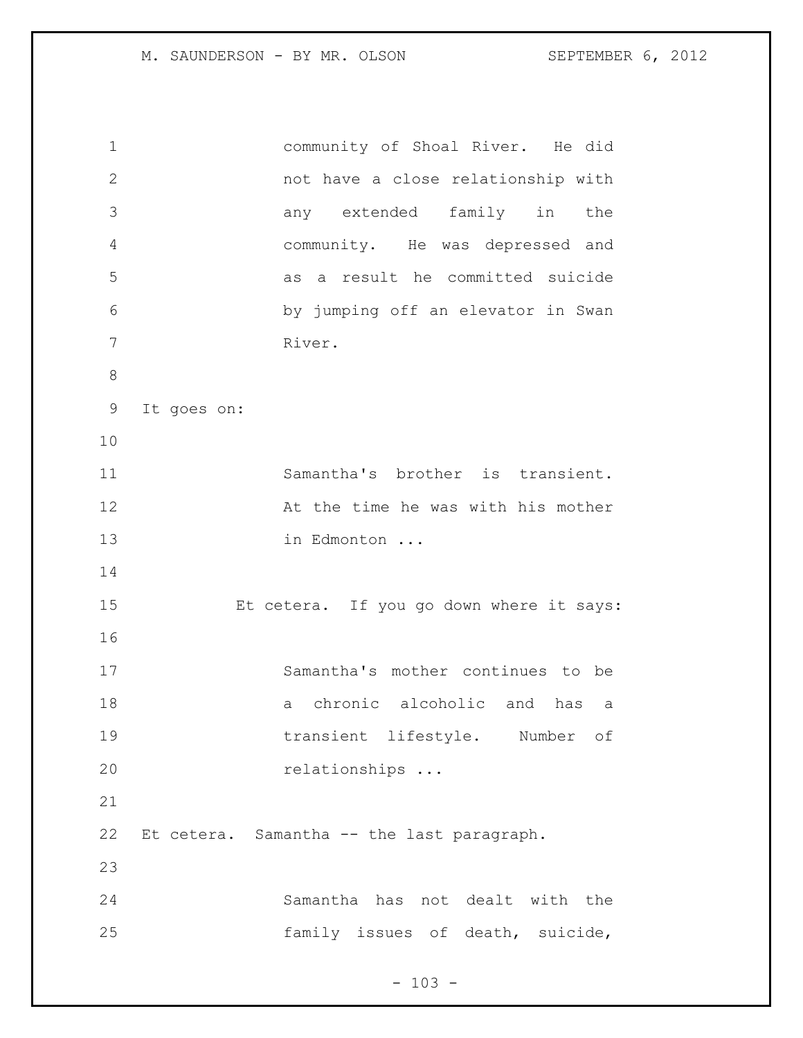> community of Shoal River. He did not have a close relationship with any extended family in the community. He was depressed and as a result he committed suicide by jumping off an elevator in Swan River.

It goes on:

> Samantha's brother is transient. At the time he was with his mother in Edmonton ...

Et cetera. If you go down where it says:

> Samantha's mother continues to be a chronic alcoholic and has a transient lifestyle. Number of relationships ...

Et cetera. Samantha -- the last paragraph.

> Samantha has not dealt with the family issues of death, suicide,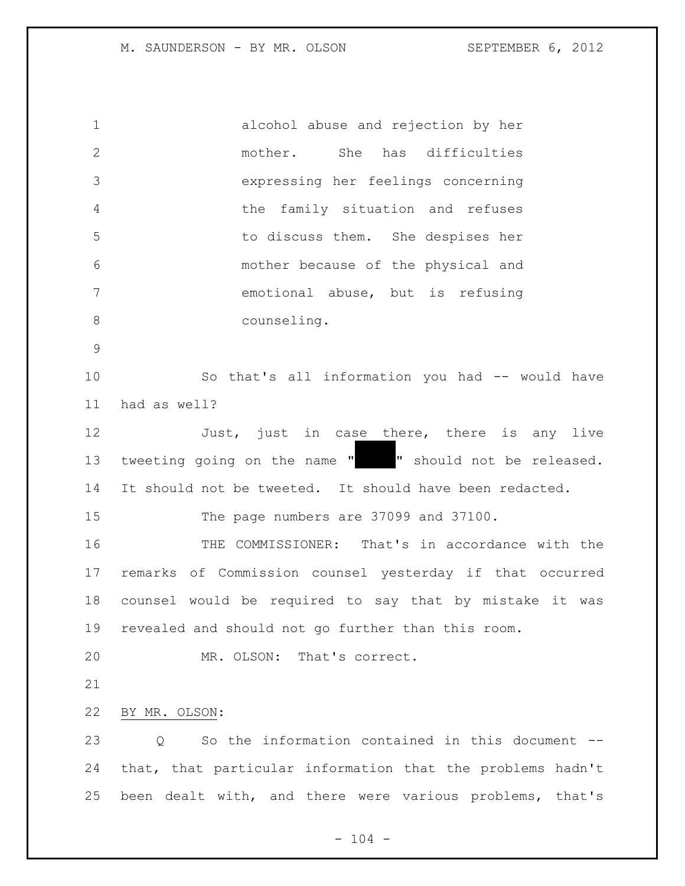> alcohol abuse and rejection by her mother. She has difficulties expressing her feelings concerning the family situation and refuses to discuss them. She despises her mother because of the physical and emotional abuse, but is refusing counseling.

So that's all information you had -- would have had as well?

Just, just in case there, there is any live tweeting going on the name "█████" should not be released. It should not be tweeted. It should have been redacted.

The page numbers are 37099 and 37100.

THE COMMISSIONER: That's in accordance with the remarks of Commission counsel yesterday if that occurred counsel would be required to say that by mistake it was revealed and should not go further than this room.

MR. OLSON: That's correct.

BY MR. OLSON:

Q So the information contained in this document -- that, that particular information that the problems hadn't been dealt with, and there were various problems, that's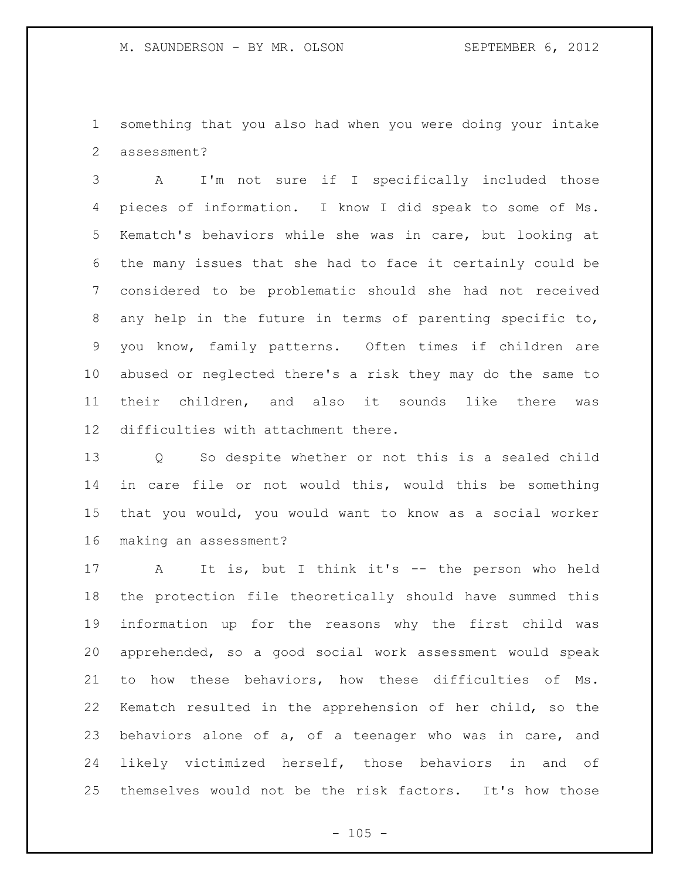something that you also had when you were doing your intake assessment?

A I'm not sure if I specifically included those pieces of information. I know I did speak to some of Ms. Kematch's behaviors while she was in care, but looking at the many issues that she had to face it certainly could be considered to be problematic should she had not received any help in the future in terms of parenting specific to, you know, family patterns. Often times if children are abused or neglected there's a risk they may do the same to their children, and also it sounds like there was difficulties with attachment there.

Q So despite whether or not this is a sealed child in care file or not would this, would this be something that you would, you would want to know as a social worker making an assessment?

A It is, but I think it's -- the person who held the protection file theoretically should have summed this information up for the reasons why the first child was apprehended, so a good social work assessment would speak to how these behaviors, how these difficulties of Ms. Kematch resulted in the apprehension of her child, so the behaviors alone of a, of a teenager who was in care, and likely victimized herself, those behaviors in and of themselves would not be the risk factors. It's how those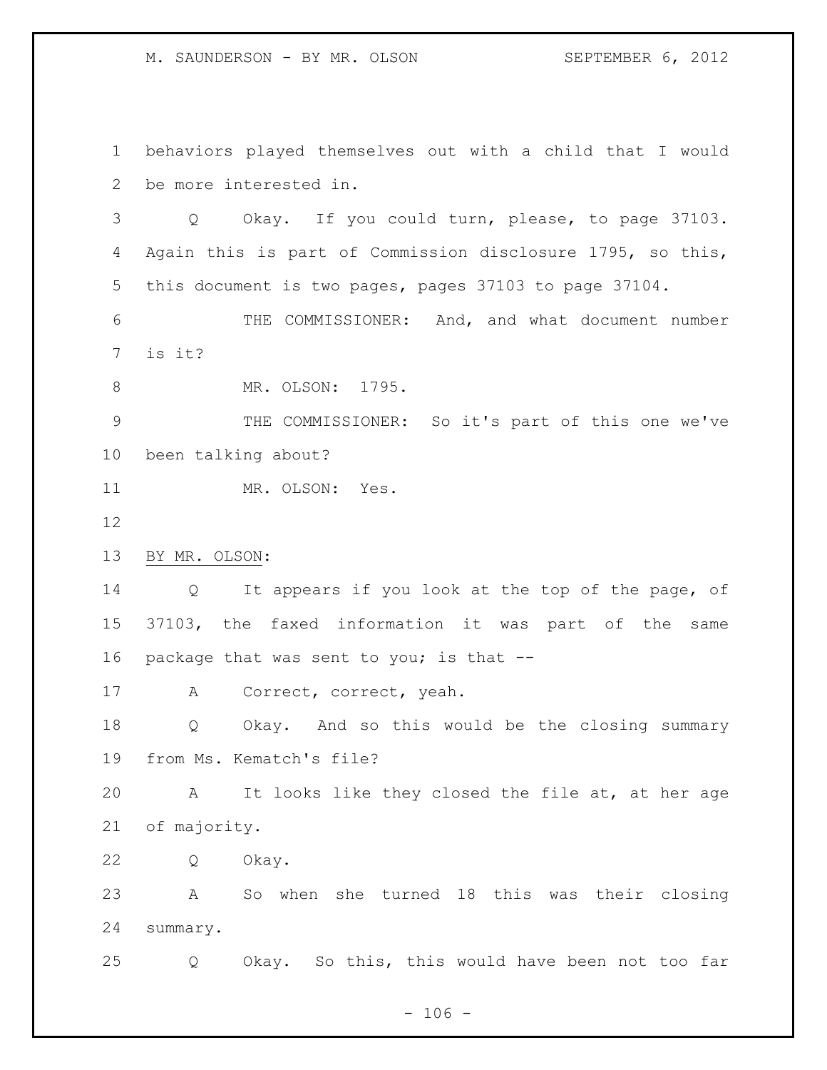behaviors played themselves out with a child that I would be more interested in.

Q Okay. If you could turn, please, to page 37103. Again this is part of Commission disclosure 1795, so this, this document is two pages, pages 37103 to page 37104.

THE COMMISSIONER: And, and what document number is it?

MR. OLSON: 1795.

THE COMMISSIONER: So it's part of this one we've been talking about?

MR. OLSON: Yes.

BY MR. OLSON:

Q It appears if you look at the top of the page, of 37103, the faxed information it was part of the same package that was sent to you; is that --

A Correct, correct, yeah.

Q Okay. And so this would be the closing summary from Ms. Kematch's file?

A It looks like they closed the file at, at her age of majority.

Q Okay.

A So when she turned 18 this was their closing summary.

Q Okay. So this, this would have been not too far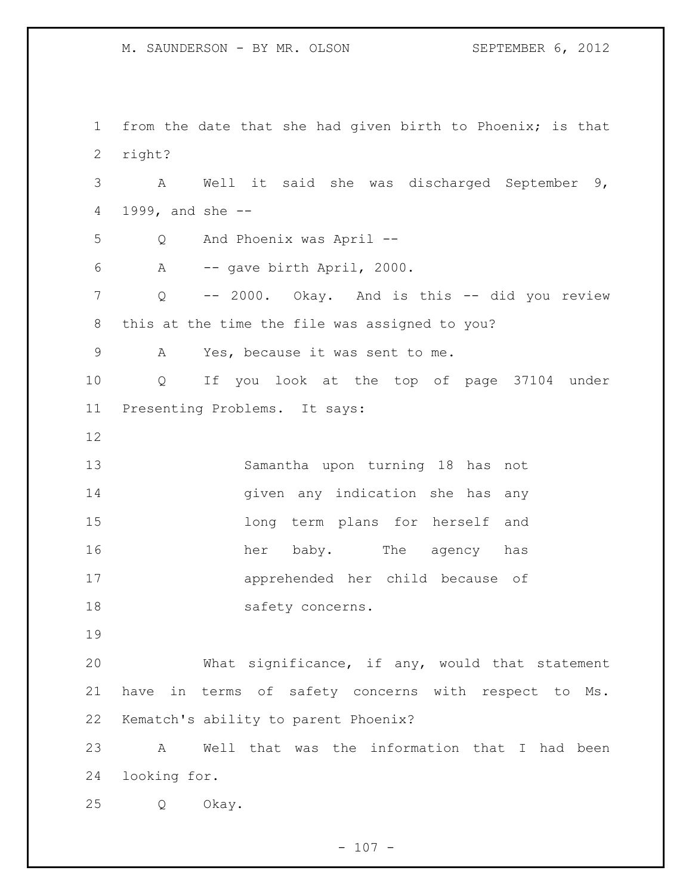from the date that she had given birth to Phoenix; is that right?

A Well it said she was discharged September 9, 1999, and she --

Q And Phoenix was April --

A -- gave birth April, 2000.

Q -- 2000. Okay. And is this -- did you review this at the time the file was assigned to you?

A Yes, because it was sent to me.

Q If you look at the top of page 37104 under Presenting Problems. It says:

> Samantha upon turning 18 has not given any indication she has any long term plans for herself and her baby. The agency has apprehended her child because of safety concerns.

What significance, if any, would that statement have in terms of safety concerns with respect to Ms. Kematch's ability to parent Phoenix?

A Well that was the information that I had been looking for.

Q Okay.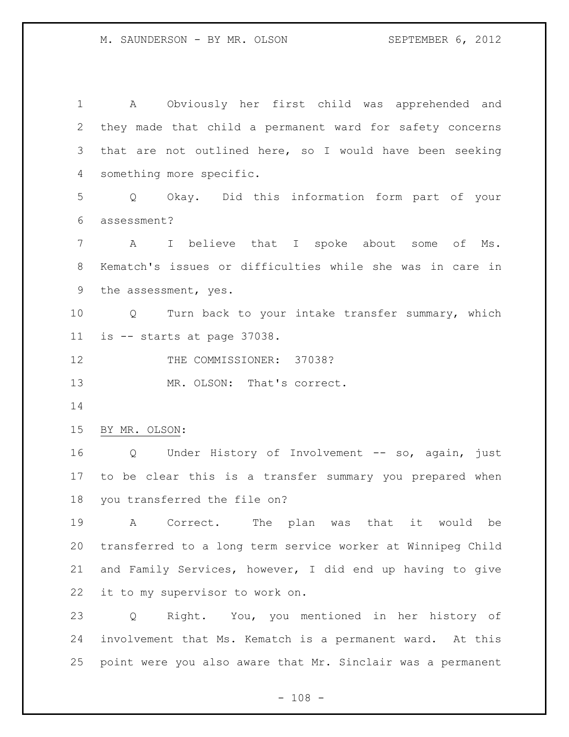A Obviously her first child was apprehended and they made that child a permanent ward for safety concerns that are not outlined here, so I would have been seeking something more specific.

Q Okay. Did this information form part of your assessment?

A I believe that I spoke about some of Ms. Kematch's issues or difficulties while she was in care in the assessment, yes.

Q Turn back to your intake transfer summary, which is -- starts at page 37038.

THE COMMISSIONER: 37038?

MR. OLSON: That's correct.

BY MR. OLSON:

Q Under History of Involvement -- so, again, just to be clear this is a transfer summary you prepared when you transferred the file on?

A Correct. The plan was that it would be transferred to a long term service worker at Winnipeg Child and Family Services, however, I did end up having to give it to my supervisor to work on.

Q Right. You, you mentioned in her history of involvement that Ms. Kematch is a permanent ward. At this point were you also aware that Mr. Sinclair was a permanent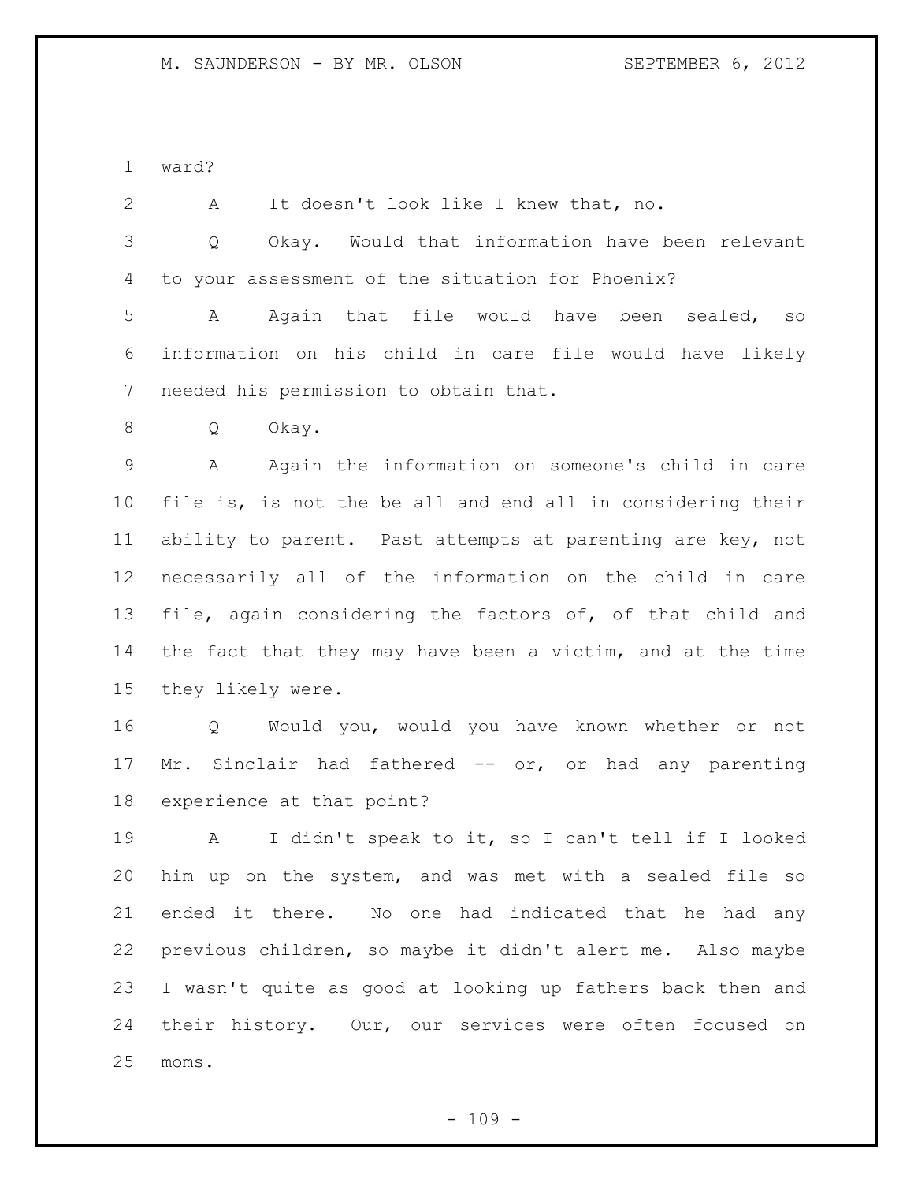ward?

A It doesn't look like I knew that, no.

Q Okay. Would that information have been relevant to your assessment of the situation for Phoenix?

A Again that file would have been sealed, so information on his child in care file would have likely needed his permission to obtain that.

Q Okay.

A Again the information on someone's child in care file is, is not the be all and end all in considering their ability to parent. Past attempts at parenting are key, not necessarily all of the information on the child in care file, again considering the factors of, of that child and the fact that they may have been a victim, and at the time they likely were.

Q Would you, would you have known whether or not Mr. Sinclair had fathered -- or, or had any parenting experience at that point?

A I didn't speak to it, so I can't tell if I looked him up on the system, and was met with a sealed file so ended it there. No one had indicated that he had any previous children, so maybe it didn't alert me. Also maybe I wasn't quite as good at looking up fathers back then and their history. Our, our services were often focused on moms.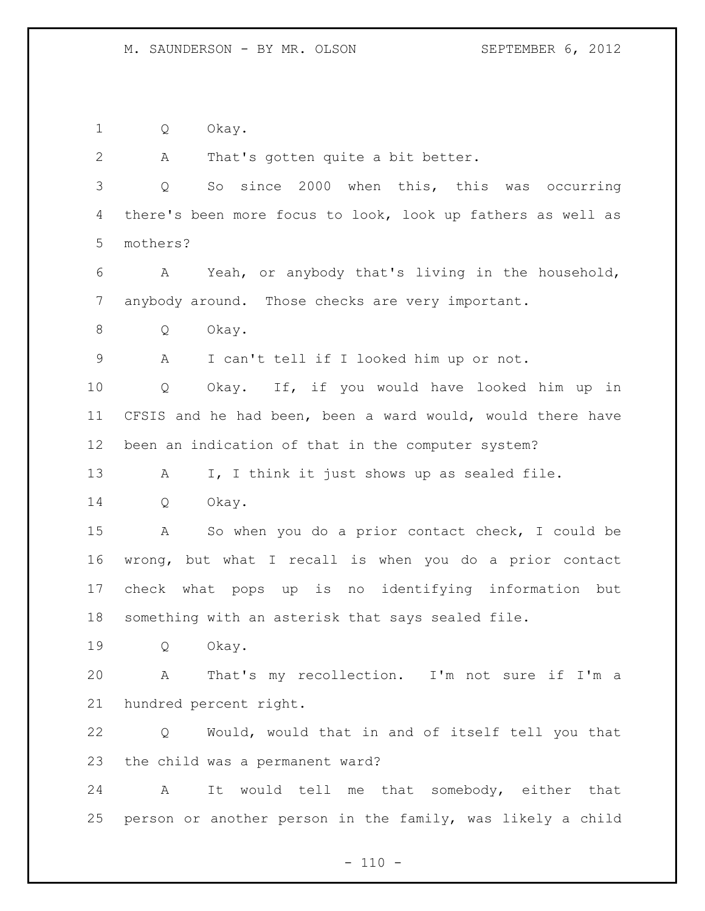Q Okay.

A That's gotten quite a bit better.

Q So since 2000 when this, this was occurring there's been more focus to look, look up fathers as well as mothers?

A Yeah, or anybody that's living in the household, anybody around. Those checks are very important.

Q Okay.

A I can't tell if I looked him up or not.

Q Okay. If, if you would have looked him up in CFSIS and he had been, been a ward would, would there have been an indication of that in the computer system?

A I, I think it just shows up as sealed file.

Q Okay.

A So when you do a prior contact check, I could be wrong, but what I recall is when you do a prior contact check what pops up is no identifying information but something with an asterisk that says sealed file.

Q Okay.

A That's my recollection. I'm not sure if I'm a hundred percent right.

Q Would, would that in and of itself tell you that the child was a permanent ward?

A It would tell me that somebody, either that person or another person in the family, was likely a child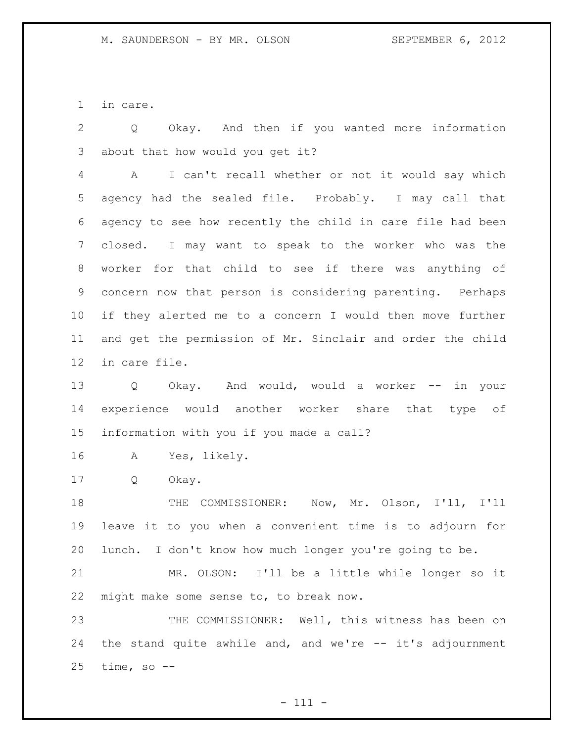in care.

Q Okay. And then if you wanted more information about that how would you get it?

A I can't recall whether or not it would say which agency had the sealed file. Probably. I may call that agency to see how recently the child in care file had been closed. I may want to speak to the worker who was the worker for that child to see if there was anything of concern now that person is considering parenting. Perhaps if they alerted me to a concern I would then move further and get the permission of Mr. Sinclair and order the child in care file.

Q Okay. And would, would a worker -- in your experience would another worker share that type of information with you if you made a call?

A Yes, likely.

Q Okay.

THE COMMISSIONER: Now, Mr. Olson, I'll, I'll leave it to you when a convenient time is to adjourn for lunch. I don't know how much longer you're going to be.

MR. OLSON: I'll be a little while longer so it might make some sense to, to break now.

THE COMMISSIONER: Well, this witness has been on the stand quite awhile and, and we're -- it's adjournment time, so --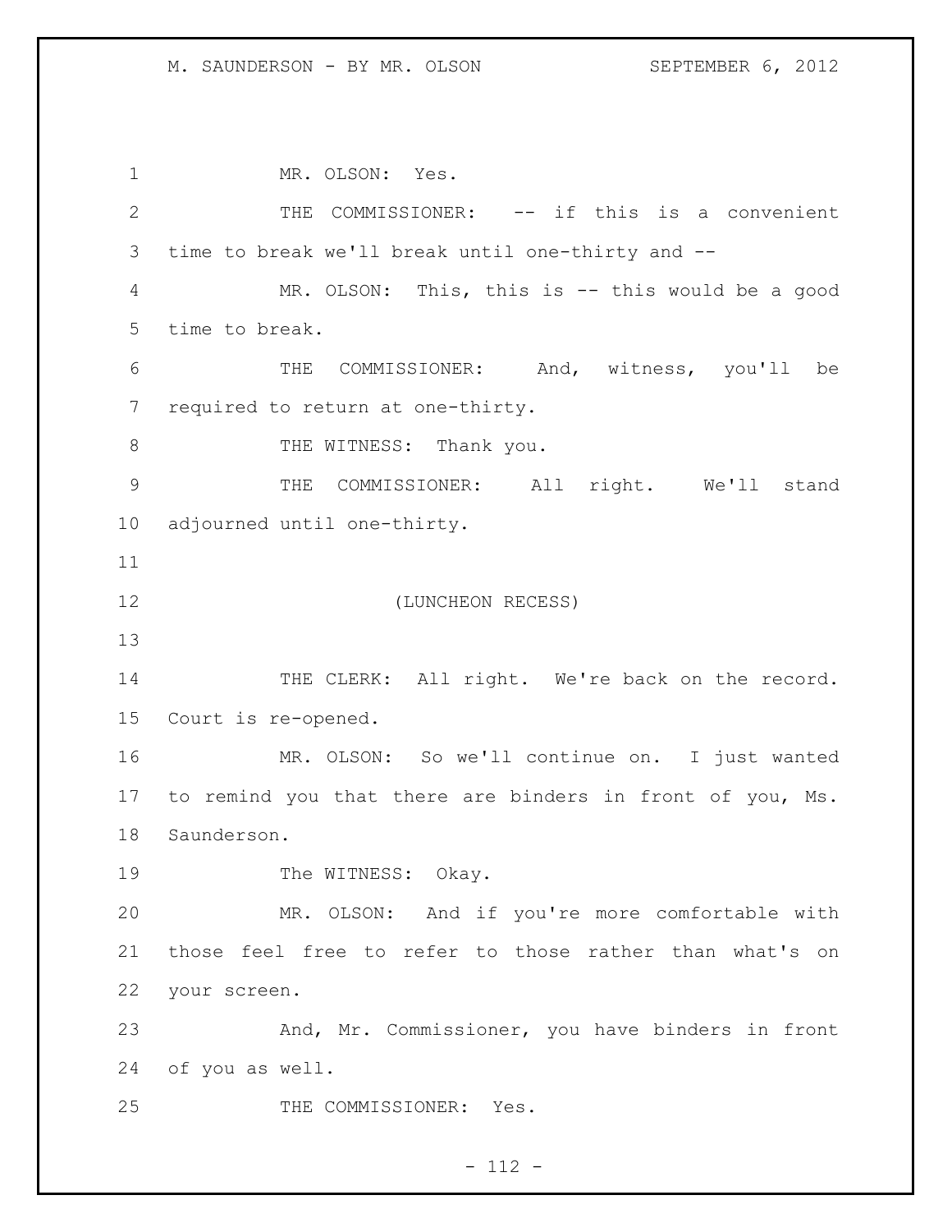MR. OLSON: Yes.

THE COMMISSIONER: -- if this is a convenient time to break we'll break until one-thirty and --

MR. OLSON: This, this is -- this would be a good time to break.

THE COMMISSIONER: And, witness, you'll be required to return at one-thirty.

THE WITNESS: Thank you.

THE COMMISSIONER: All right. We'll stand adjourned until one-thirty.

(LUNCHEON RECESS)

THE CLERK: All right. We're back on the record. Court is re-opened.

MR. OLSON: So we'll continue on. I just wanted to remind you that there are binders in front of you, Ms. Saunderson.

The WITNESS: Okay.

MR. OLSON: And if you're more comfortable with those feel free to refer to those rather than what's on your screen.

And, Mr. Commissioner, you have binders in front of you as well.

THE COMMISSIONER: Yes.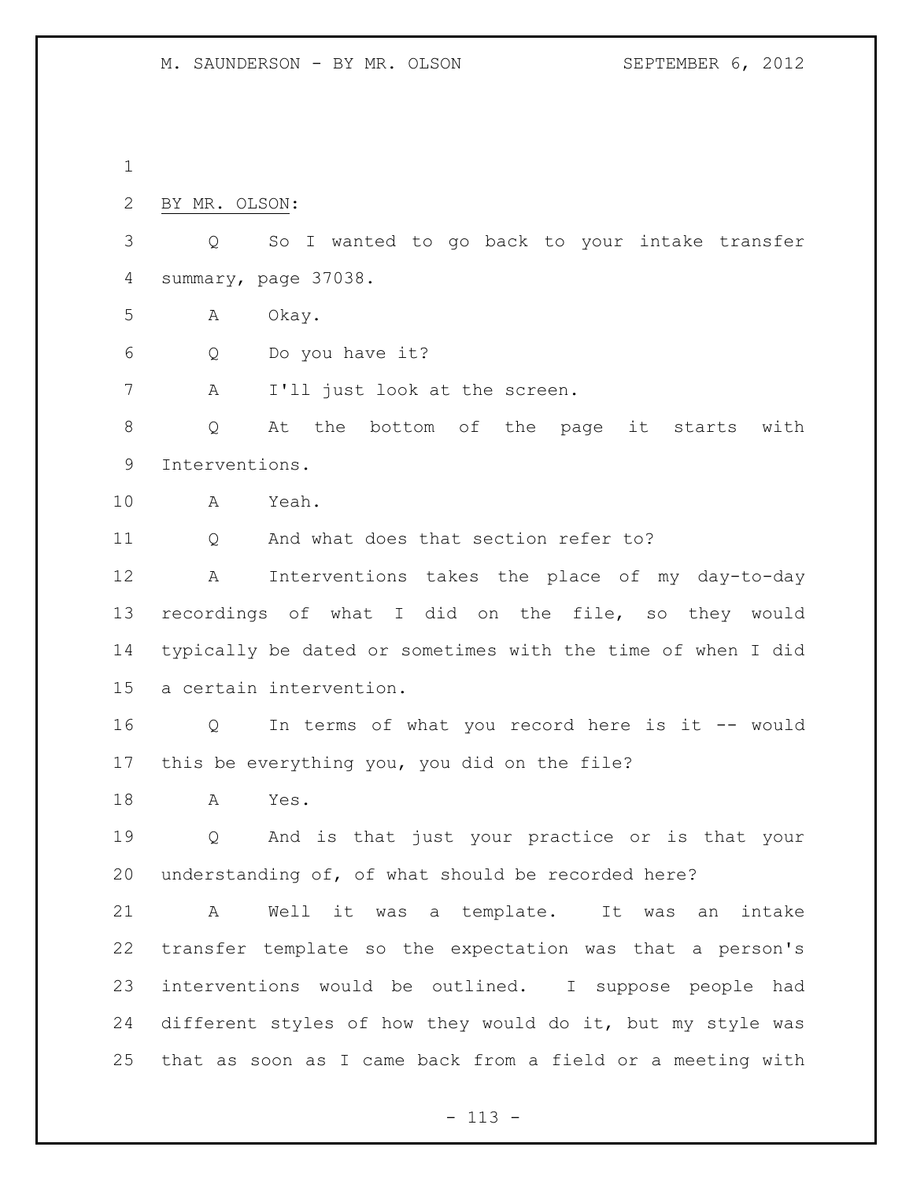BY MR. OLSON:

Q So I wanted to go back to your intake transfer summary, page 37038.

A Okay.

Q Do you have it?

A I'll just look at the screen.

Q At the bottom of the page it starts with Interventions.

A Yeah.

Q And what does that section refer to?

A Interventions takes the place of my day-to-day recordings of what I did on the file, so they would typically be dated or sometimes with the time of when I did a certain intervention.

Q In terms of what you record here is it -- would this be everything you, you did on the file?

A Yes.

Q And is that just your practice or is that your understanding of, of what should be recorded here?

A Well it was a template. It was an intake transfer template so the expectation was that a person's interventions would be outlined. I suppose people had different styles of how they would do it, but my style was that as soon as I came back from a field or a meeting with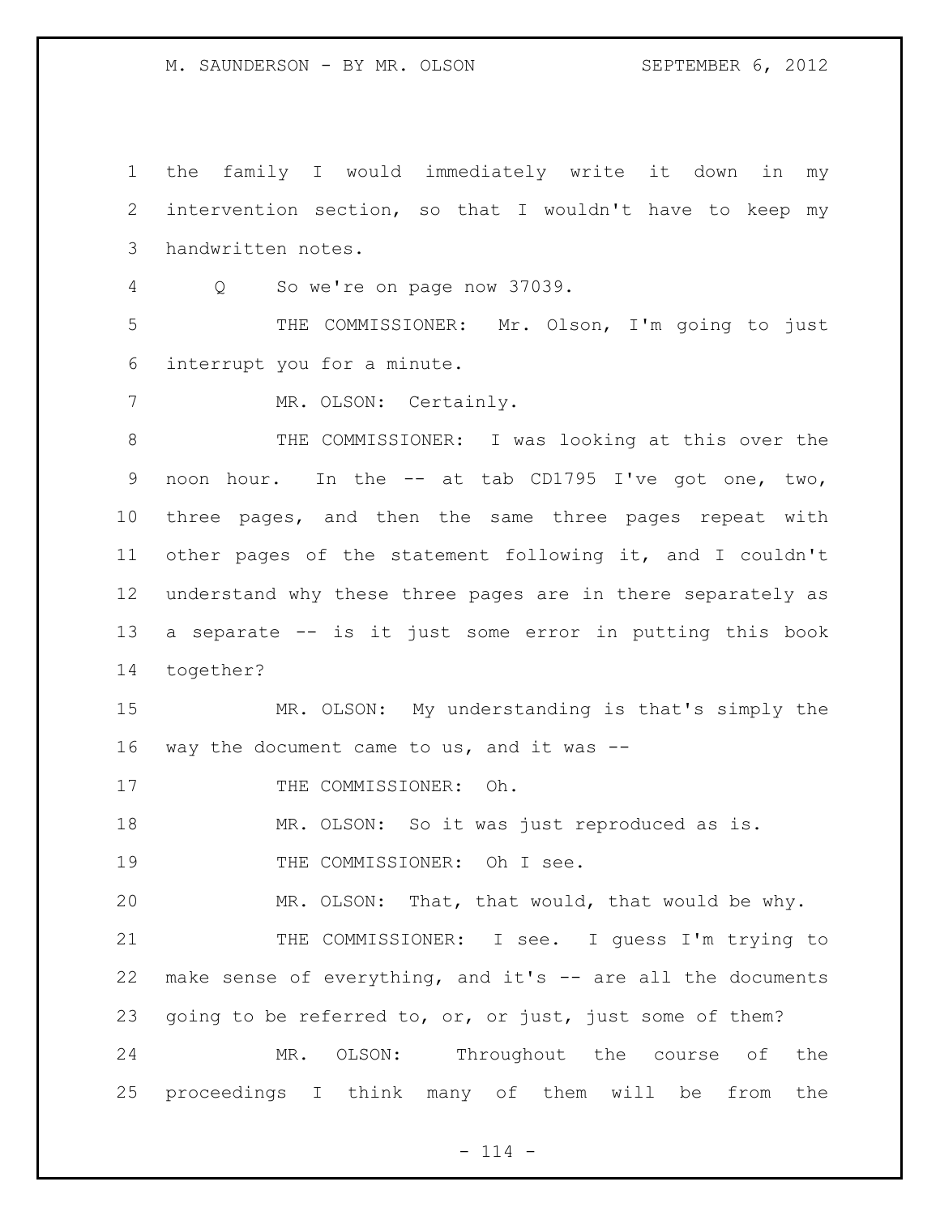the family I would immediately write it down in my intervention section, so that I wouldn't have to keep my handwritten notes.

Q So we're on page now 37039.

THE COMMISSIONER: Mr. Olson, I'm going to just interrupt you for a minute.

MR. OLSON: Certainly.

THE COMMISSIONER: I was looking at this over the noon hour. In the -- at tab CD1795 I've got one, two, three pages, and then the same three pages repeat with other pages of the statement following it, and I couldn't understand why these three pages are in there separately as a separate -- is it just some error in putting this book together?

MR. OLSON: My understanding is that's simply the way the document came to us, and it was --

THE COMMISSIONER: Oh.

MR. OLSON: So it was just reproduced as is.

THE COMMISSIONER: Oh I see.

MR. OLSON: That, that would, that would be why.

THE COMMISSIONER: I see. I guess I'm trying to make sense of everything, and it's -- are all the documents going to be referred to, or, or just, just some of them?

MR. OLSON: Throughout the course of the proceedings I think many of them will be from the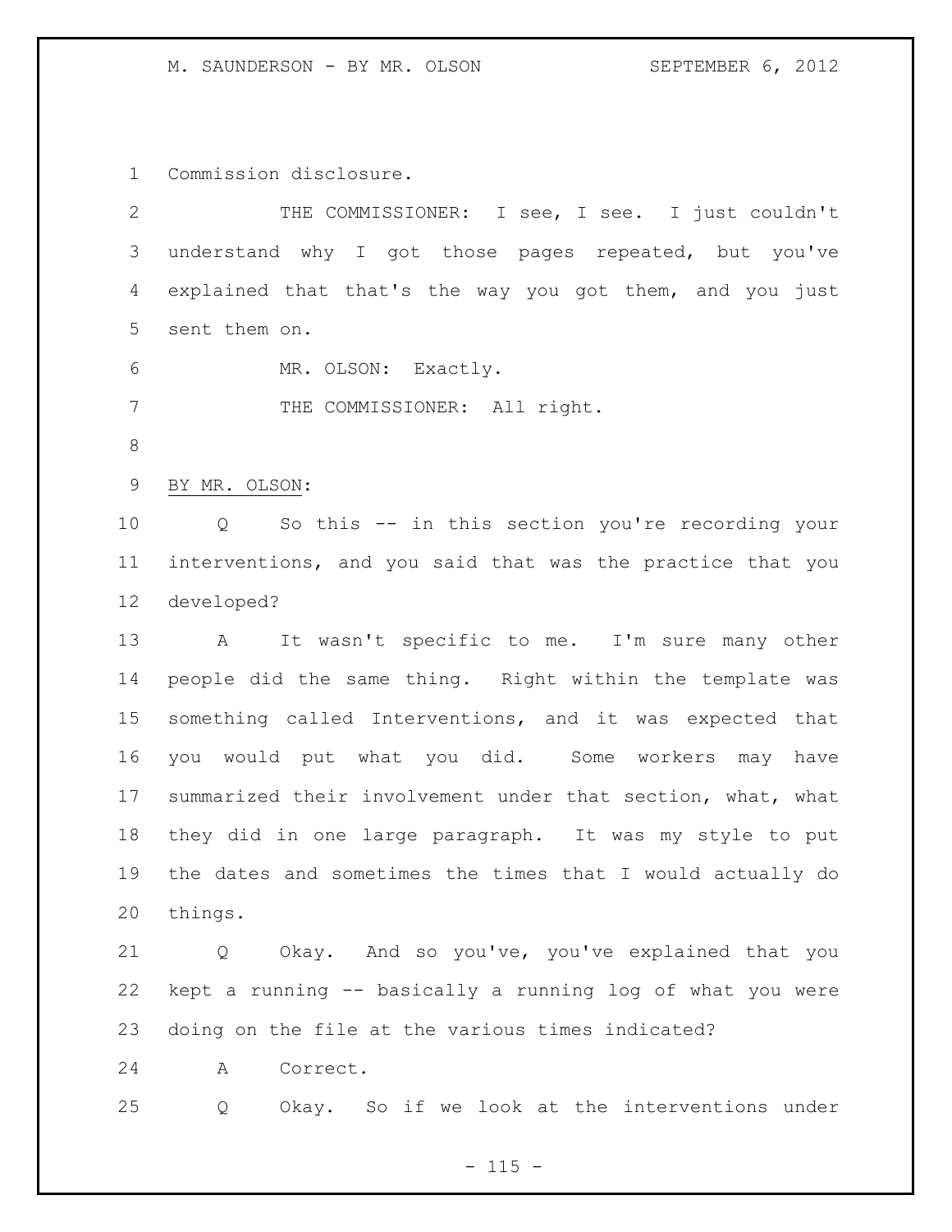Commission disclosure.

THE COMMISSIONER: I see, I see. I just couldn't understand why I got those pages repeated, but you've explained that that's the way you got them, and you just sent them on.

MR. OLSON: Exactly.

THE COMMISSIONER: All right.

BY MR. OLSON:

Q So this -- in this section you're recording your interventions, and you said that was the practice that you developed?

A It wasn't specific to me. I'm sure many other people did the same thing. Right within the template was something called Interventions, and it was expected that you would put what you did. Some workers may have summarized their involvement under that section, what, what they did in one large paragraph. It was my style to put the dates and sometimes the times that I would actually do things.

Q Okay. And so you've, you've explained that you kept a running -- basically a running log of what you were doing on the file at the various times indicated?

A Correct.

Q Okay. So if we look at the interventions under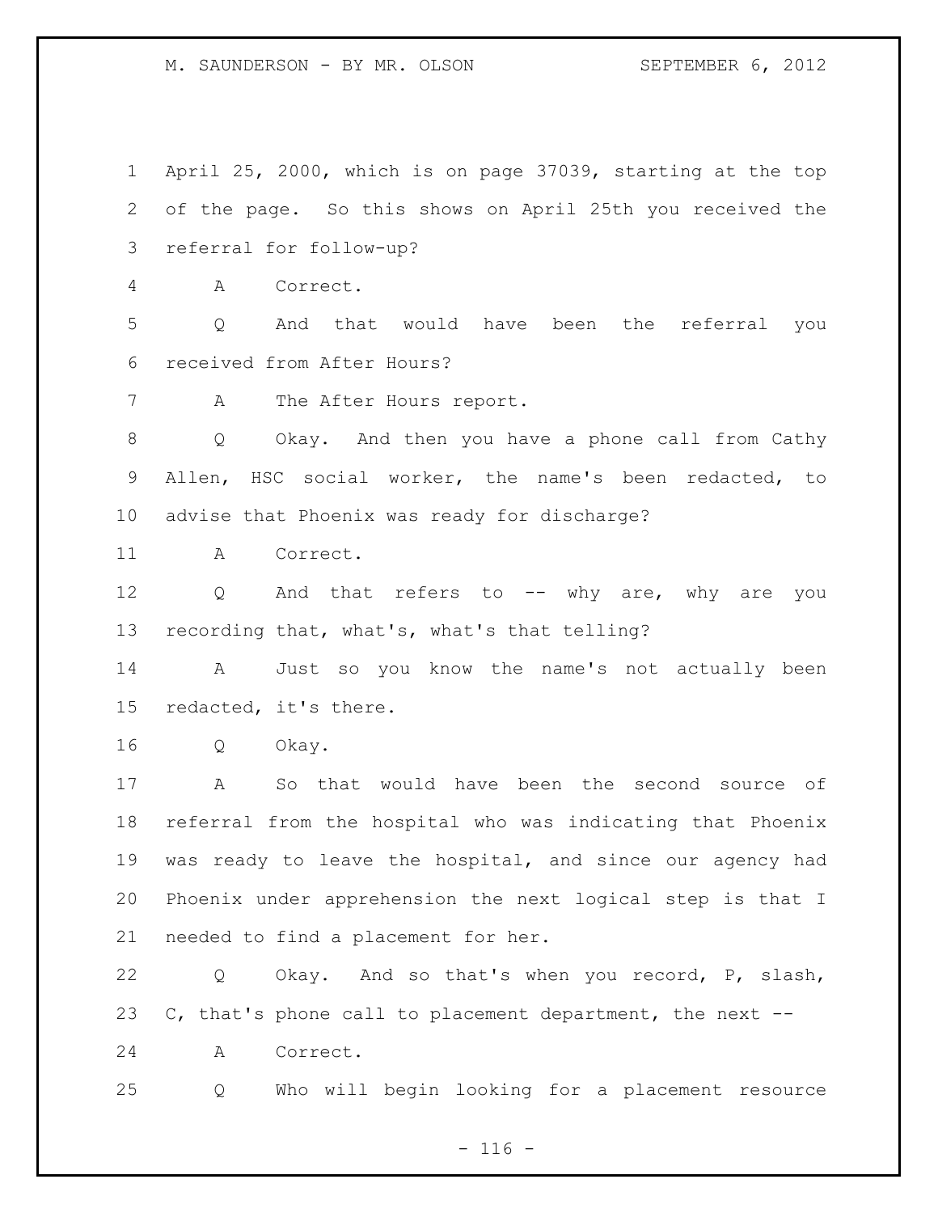April 25, 2000, which is on page 37039, starting at the top of the page. So this shows on April 25th you received the referral for follow-up?

A Correct.

Q And that would have been the referral you received from After Hours?

A The After Hours report.

Q Okay. And then you have a phone call from Cathy Allen, HSC social worker, the name's been redacted, to advise that Phoenix was ready for discharge?

A Correct.

Q And that refers to -- why are, why are you recording that, what's, what's that telling?

A Just so you know the name's not actually been redacted, it's there.

Q Okay.

A So that would have been the second source of referral from the hospital who was indicating that Phoenix was ready to leave the hospital, and since our agency had Phoenix under apprehension the next logical step is that I needed to find a placement for her.

Q Okay. And so that's when you record, P, slash, C, that's phone call to placement department, the next --

A Correct.

Q Who will begin looking for a placement resource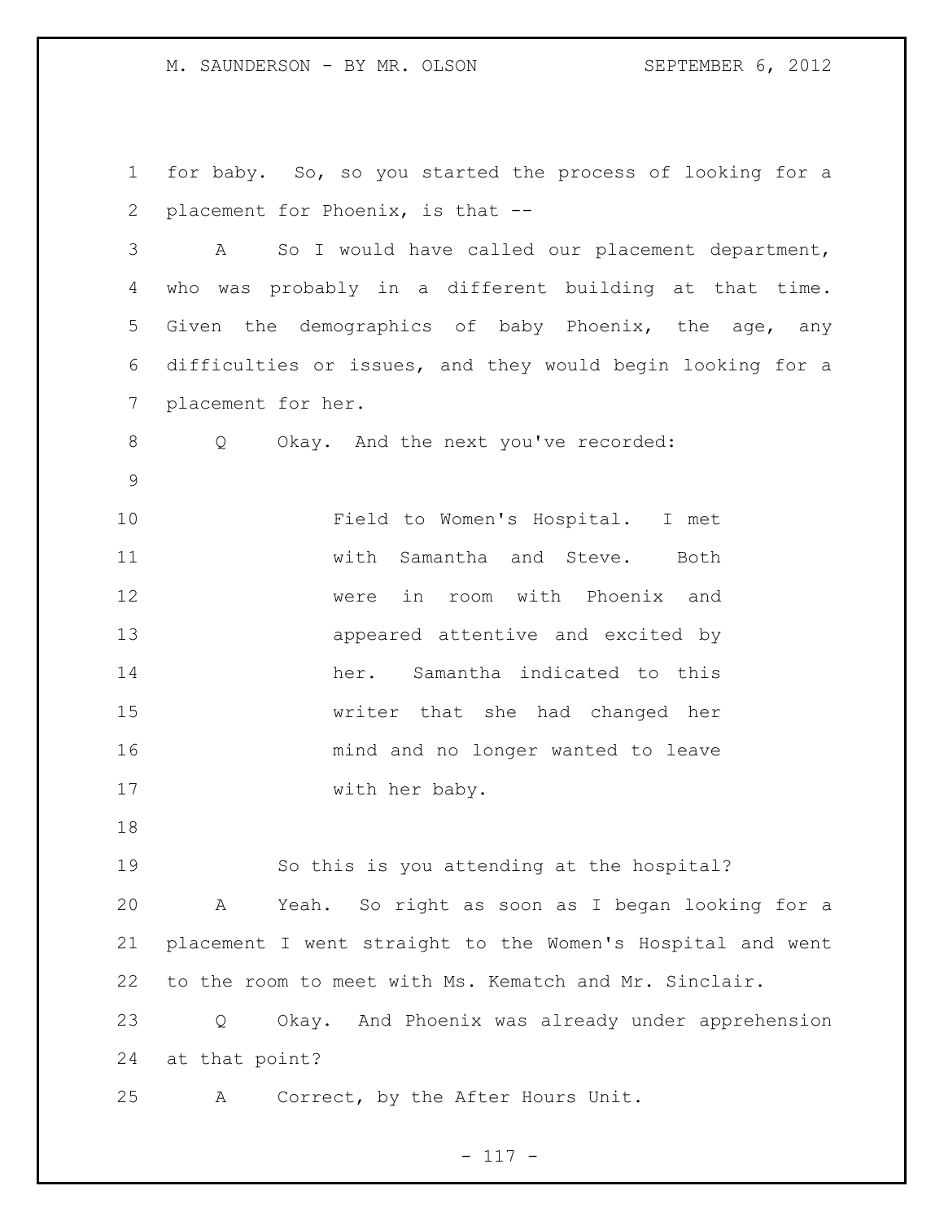for baby. So, so you started the process of looking for a placement for Phoenix, is that --

A So I would have called our placement department, who was probably in a different building at that time. Given the demographics of baby Phoenix, the age, any difficulties or issues, and they would begin looking for a placement for her.

Q Okay. And the next you've recorded:

> Field to Women's Hospital. I met with Samantha and Steve. Both were in room with Phoenix and appeared attentive and excited by her. Samantha indicated to this writer that she had changed her mind and no longer wanted to leave with her baby.

So this is you attending at the hospital?

A Yeah. So right as soon as I began looking for a placement I went straight to the Women's Hospital and went to the room to meet with Ms. Kematch and Mr. Sinclair.

Q Okay. And Phoenix was already under apprehension at that point?

A Correct, by the After Hours Unit.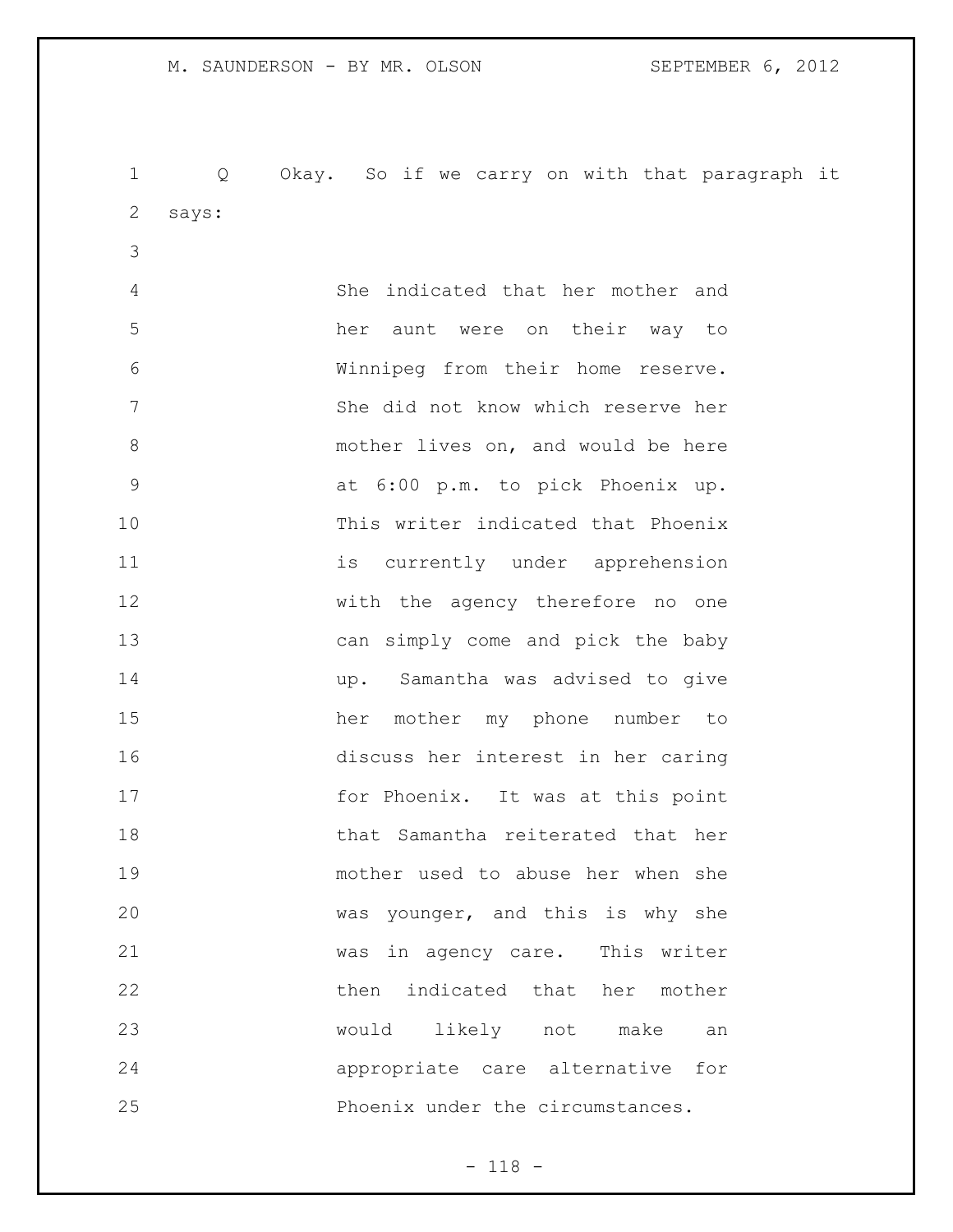Q Okay. So if we carry on with that paragraph it says:

> She indicated that her mother and her aunt were on their way to Winnipeg from their home reserve. She did not know which reserve her mother lives on, and would be here at 6:00 p.m. to pick Phoenix up. This writer indicated that Phoenix is currently under apprehension with the agency therefore no one can simply come and pick the baby up. Samantha was advised to give her mother my phone number to discuss her interest in her caring for Phoenix. It was at this point that Samantha reiterated that her mother used to abuse her when she was younger, and this is why she was in agency care. This writer then indicated that her mother would likely not make an appropriate care alternative for Phoenix under the circumstances.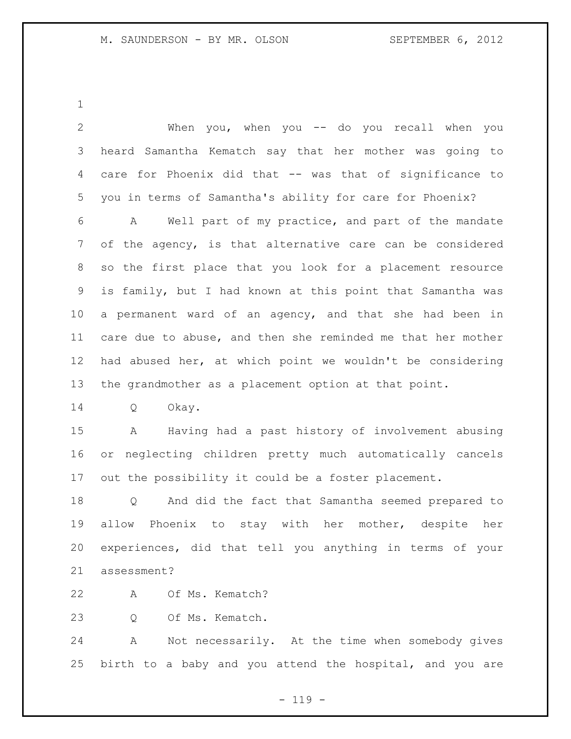When you, when you -- do you recall when you heard Samantha Kematch say that her mother was going to care for Phoenix did that -- was that of significance to you in terms of Samantha's ability for care for Phoenix?

A Well part of my practice, and part of the mandate of the agency, is that alternative care can be considered so the first place that you look for a placement resource is family, but I had known at this point that Samantha was a permanent ward of an agency, and that she had been in care due to abuse, and then she reminded me that her mother had abused her, at which point we wouldn't be considering the grandmother as a placement option at that point.

Q Okay.

A Having had a past history of involvement abusing or neglecting children pretty much automatically cancels out the possibility it could be a foster placement.

Q And did the fact that Samantha seemed prepared to allow Phoenix to stay with her mother, despite her experiences, did that tell you anything in terms of your assessment?

A Of Ms. Kematch?

Q Of Ms. Kematch.

A Not necessarily. At the time when somebody gives birth to a baby and you attend the hospital, and you are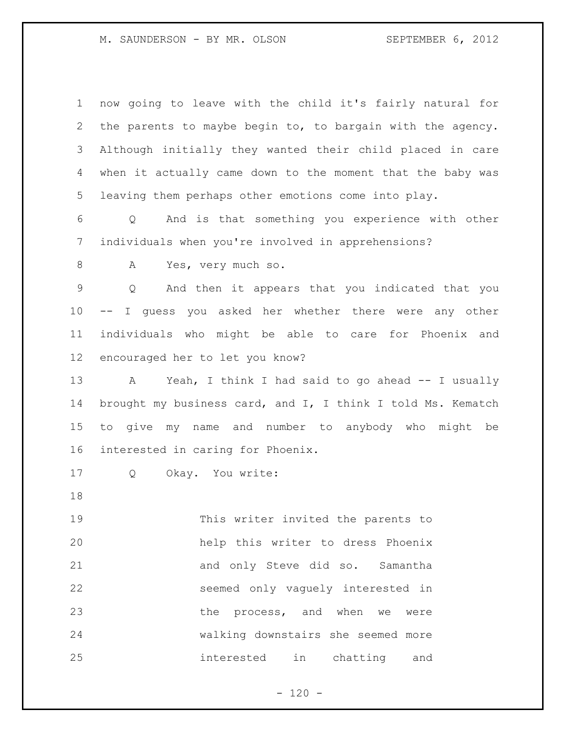now going to leave with the child it's fairly natural for the parents to maybe begin to, to bargain with the agency. Although initially they wanted their child placed in care when it actually came down to the moment that the baby was leaving them perhaps other emotions come into play.

Q And is that something you experience with other individuals when you're involved in apprehensions?

A Yes, very much so.

Q And then it appears that you indicated that you -- I guess you asked her whether there were any other individuals who might be able to care for Phoenix and encouraged her to let you know?

A Yeah, I think I had said to go ahead -- I usually brought my business card, and I, I think I told Ms. Kematch to give my name and number to anybody who might be interested in caring for Phoenix.

Q Okay. You write:

> This writer invited the parents to help this writer to dress Phoenix and only Steve did so. Samantha seemed only vaguely interested in the process, and when we were walking downstairs she seemed more interested in chatting and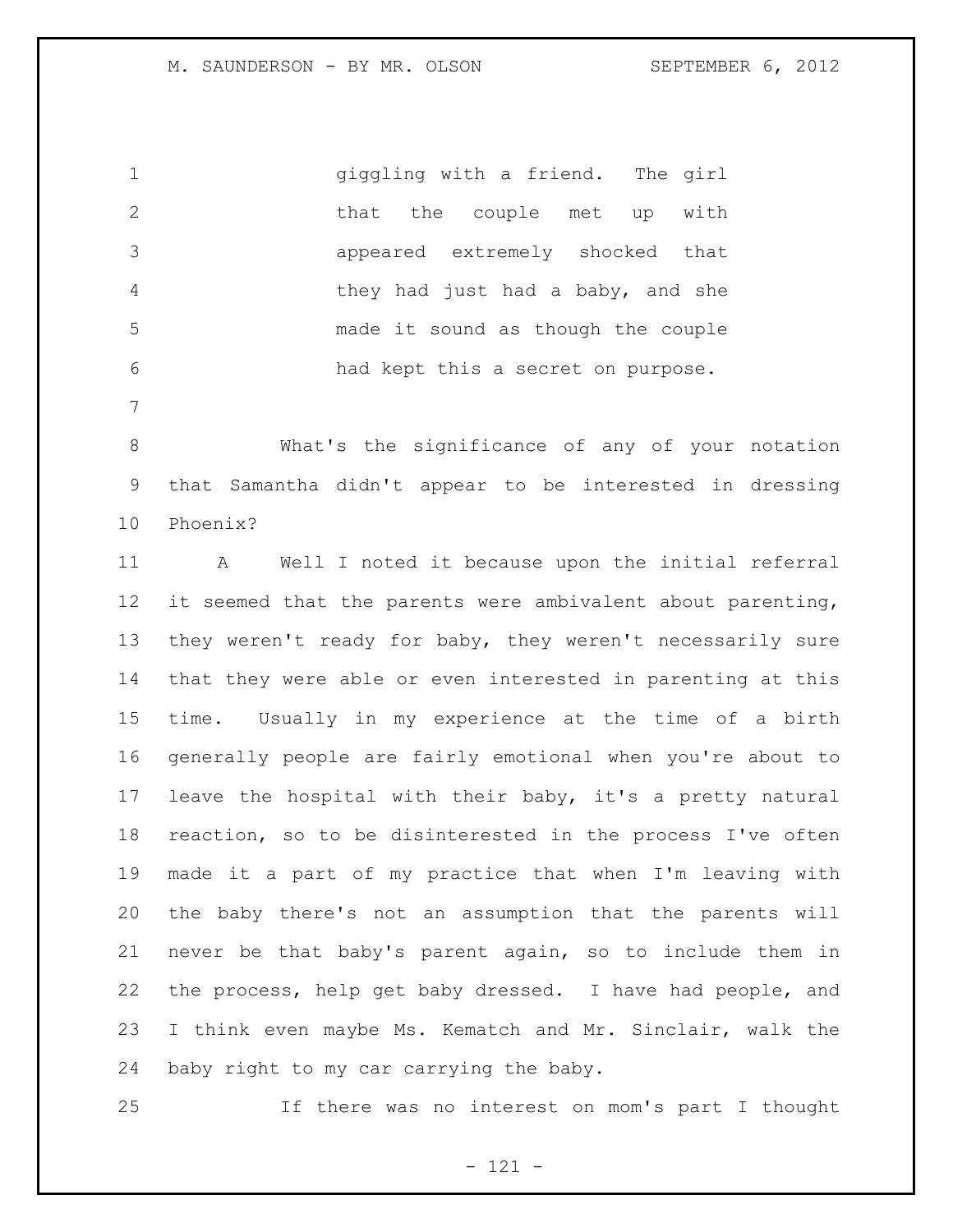giggling with a friend. The girl that the couple met up with appeared extremely shocked that they had just had a baby, and she made it sound as though the couple had kept this a secret on purpose.

What's the significance of any of your notation that Samantha didn't appear to be interested in dressing Phoenix?

A Well I noted it because upon the initial referral it seemed that the parents were ambivalent about parenting, they weren't ready for baby, they weren't necessarily sure that they were able or even interested in parenting at this time. Usually in my experience at the time of a birth generally people are fairly emotional when you're about to leave the hospital with their baby, it's a pretty natural reaction, so to be disinterested in the process I've often made it a part of my practice that when I'm leaving with the baby there's not an assumption that the parents will never be that baby's parent again, so to include them in the process, help get baby dressed. I have had people, and I think even maybe Ms. Kematch and Mr. Sinclair, walk the baby right to my car carrying the baby.

If there was no interest on mom's part I thought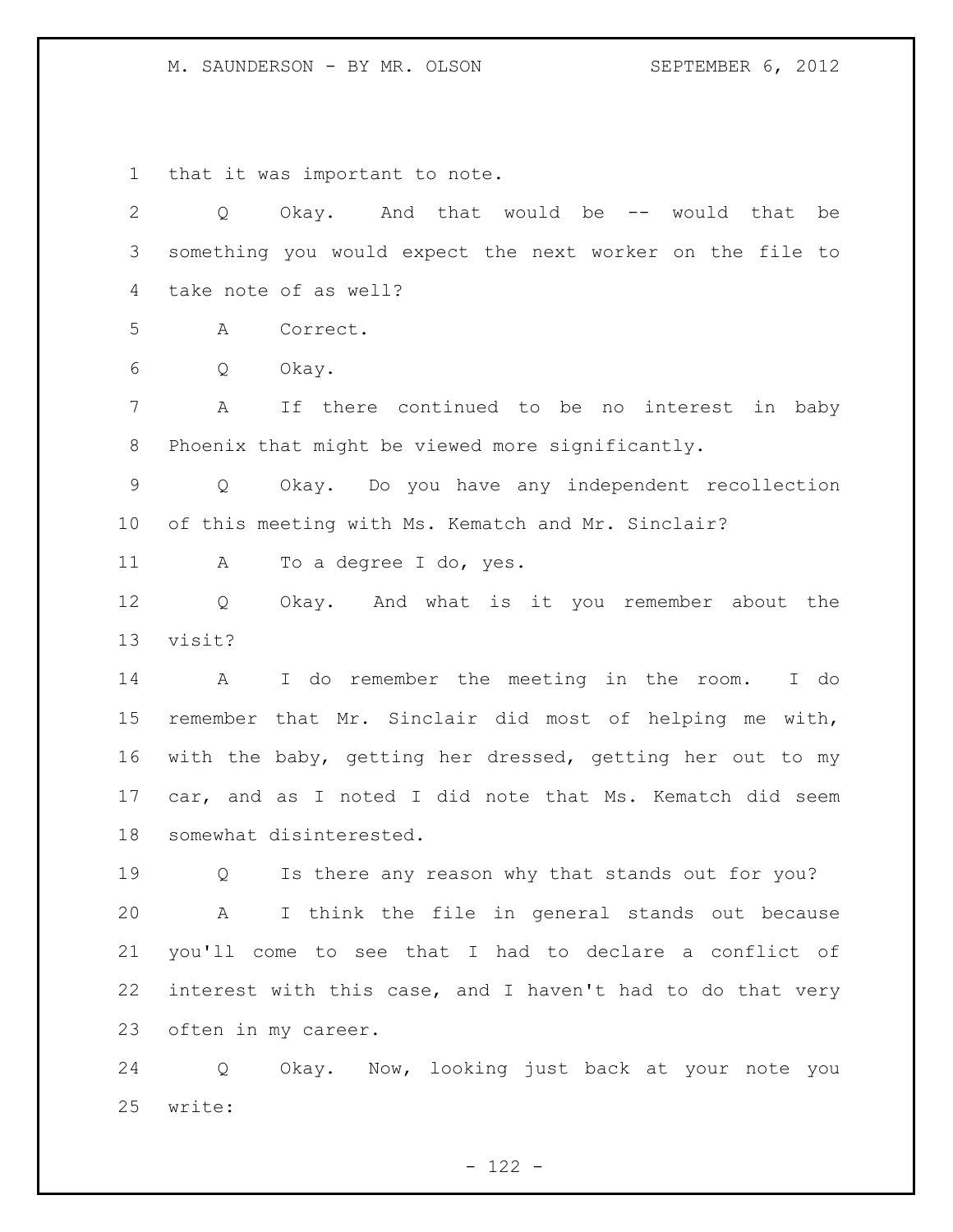that it was important to note.

Q Okay. And that would be -- would that be something you would expect the next worker on the file to take note of as well?

A Correct.

Q Okay.

A If there continued to be no interest in baby Phoenix that might be viewed more significantly.

Q Okay. Do you have any independent recollection of this meeting with Ms. Kematch and Mr. Sinclair?

A To a degree I do, yes.

Q Okay. And what is it you remember about the visit?

A I do remember the meeting in the room. I do remember that Mr. Sinclair did most of helping me with, with the baby, getting her dressed, getting her out to my car, and as I noted I did note that Ms. Kematch did seem somewhat disinterested.

Q Is there any reason why that stands out for you?

A I think the file in general stands out because you'll come to see that I had to declare a conflict of interest with this case, and I haven't had to do that very often in my career.

Q Okay. Now, looking just back at your note you write: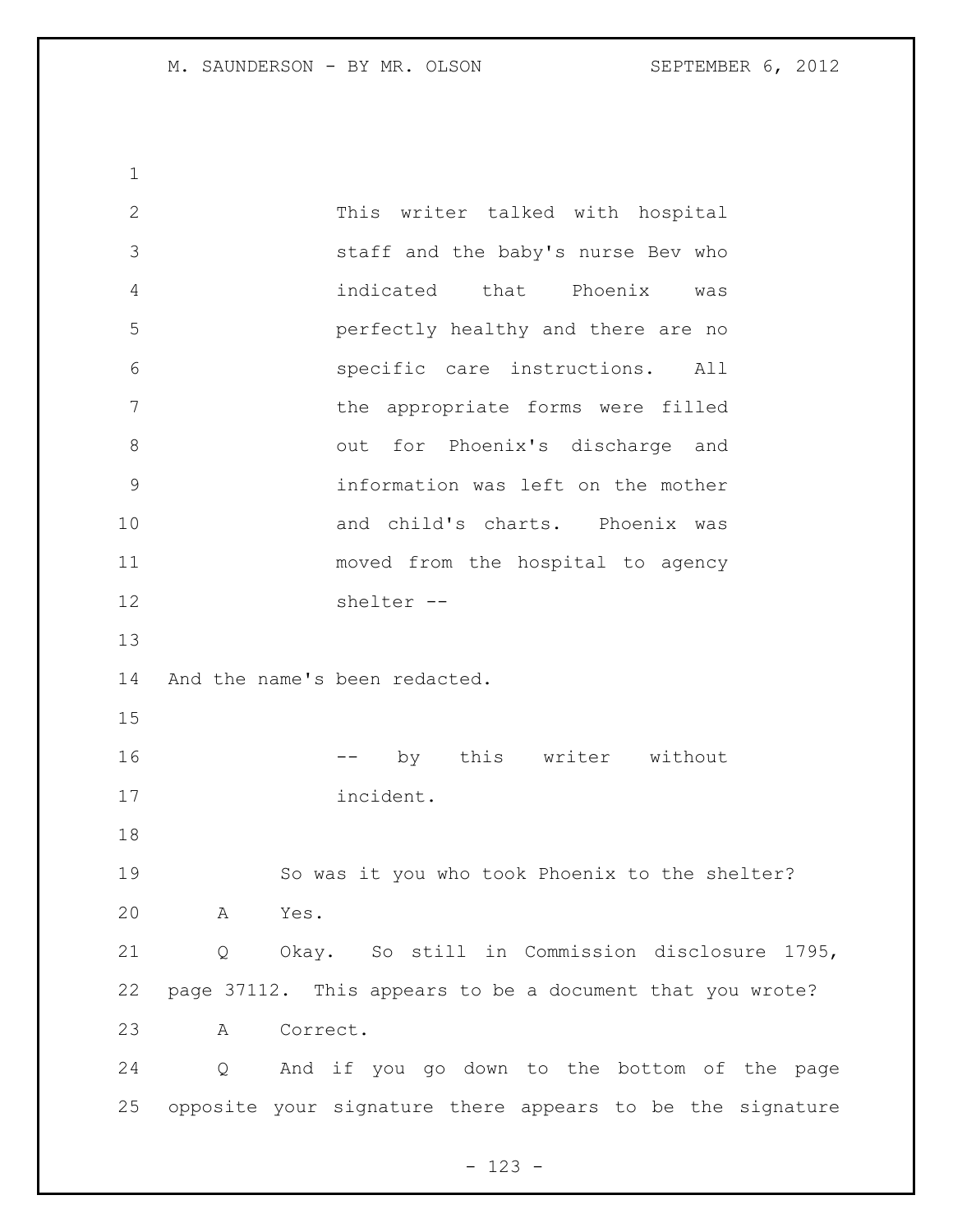> This writer talked with hospital staff and the baby's nurse Bev who indicated that Phoenix was perfectly healthy and there are no specific care instructions. All the appropriate forms were filled out for Phoenix's discharge and information was left on the mother and child's charts. Phoenix was moved from the hospital to agency shelter --

And the name's been redacted.

> -- by this writer without incident.

So was it you who took Phoenix to the shelter?

A Yes.

Q Okay. So still in Commission disclosure 1795, page 37112. This appears to be a document that you wrote?

A Correct.

Q And if you go down to the bottom of the page opposite your signature there appears to be the signature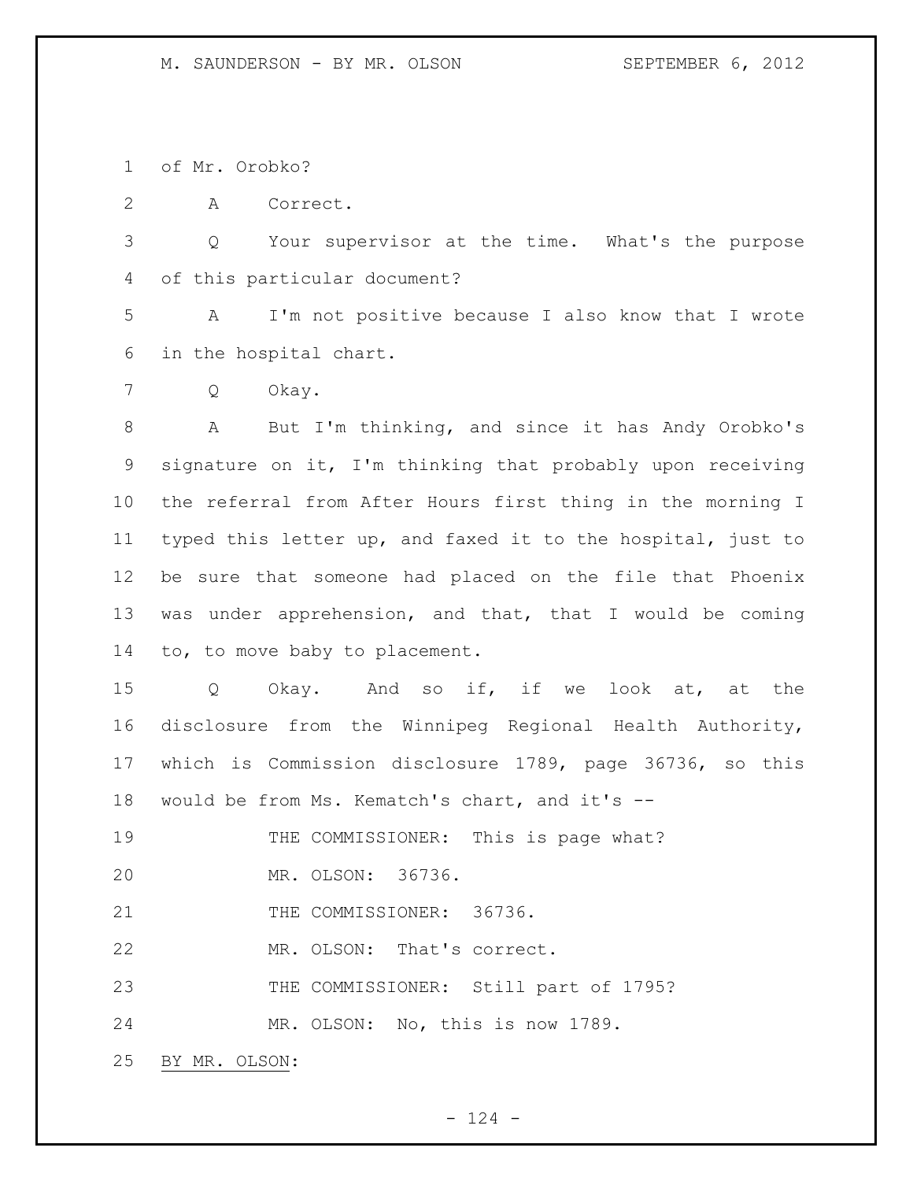of Mr. Orobko?

A Correct.

Q Your supervisor at the time. What's the purpose of this particular document?

A I'm not positive because I also know that I wrote in the hospital chart.

Q Okay.

A But I'm thinking, and since it has Andy Orobko's signature on it, I'm thinking that probably upon receiving the referral from After Hours first thing in the morning I typed this letter up, and faxed it to the hospital, just to be sure that someone had placed on the file that Phoenix was under apprehension, and that, that I would be coming to, to move baby to placement.

Q Okay. And so if, if we look at, at the disclosure from the Winnipeg Regional Health Authority, which is Commission disclosure 1789, page 36736, so this would be from Ms. Kematch's chart, and it's --

THE COMMISSIONER: This is page what?

MR. OLSON: 36736.

THE COMMISSIONER: 36736.

MR. OLSON: That's correct.

THE COMMISSIONER: Still part of 1795?

MR. OLSON: No, this is now 1789.

BY MR. OLSON: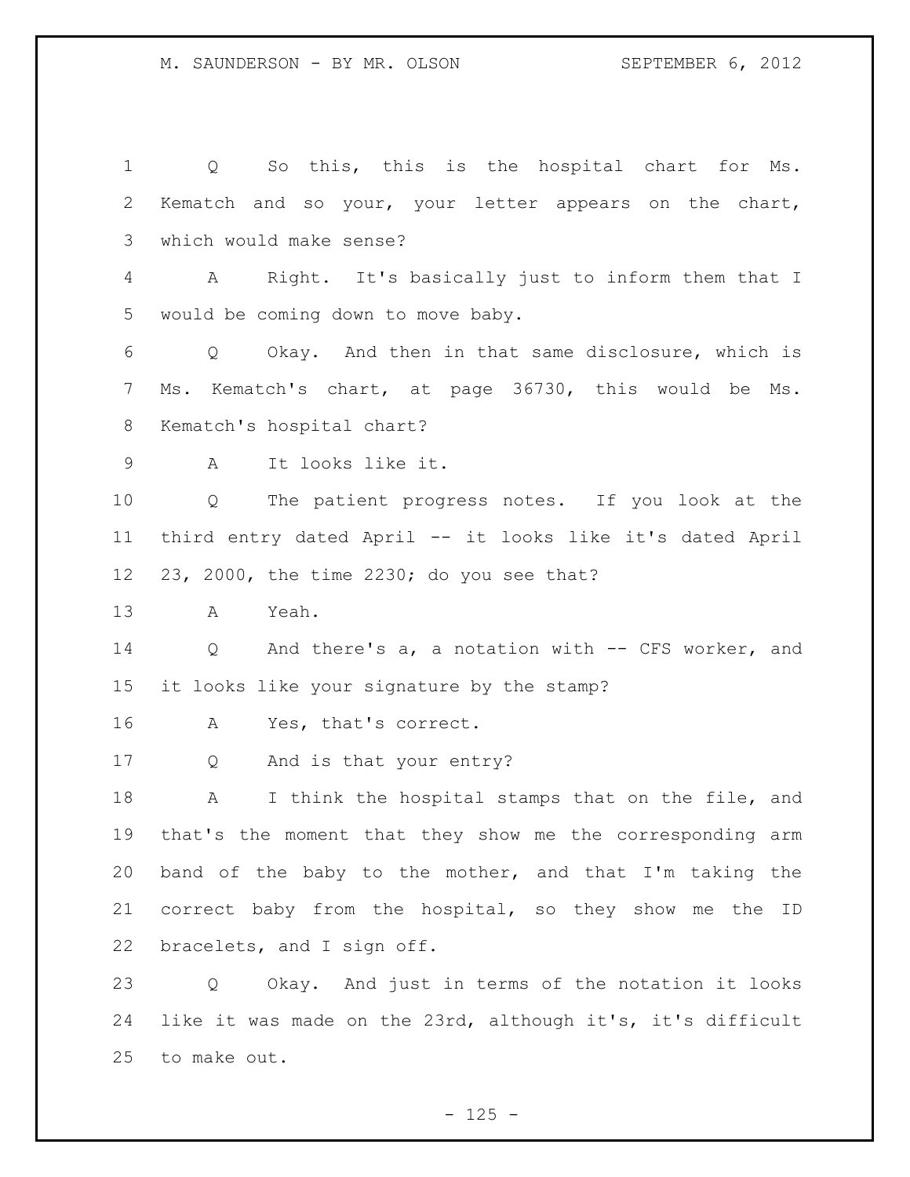Q So this, this is the hospital chart for Ms. Kematch and so your, your letter appears on the chart, which would make sense?

A Right. It's basically just to inform them that I would be coming down to move baby.

Q Okay. And then in that same disclosure, which is Ms. Kematch's chart, at page 36730, this would be Ms. Kematch's hospital chart?

A It looks like it.

Q The patient progress notes. If you look at the third entry dated April -- it looks like it's dated April 23, 2000, the time 2230; do you see that?

A Yeah.

Q And there's a, a notation with -- CFS worker, and it looks like your signature by the stamp?

A Yes, that's correct.

Q And is that your entry?

A I think the hospital stamps that on the file, and that's the moment that they show me the corresponding arm band of the baby to the mother, and that I'm taking the correct baby from the hospital, so they show me the ID bracelets, and I sign off.

Q Okay. And just in terms of the notation it looks like it was made on the 23rd, although it's, it's difficult to make out.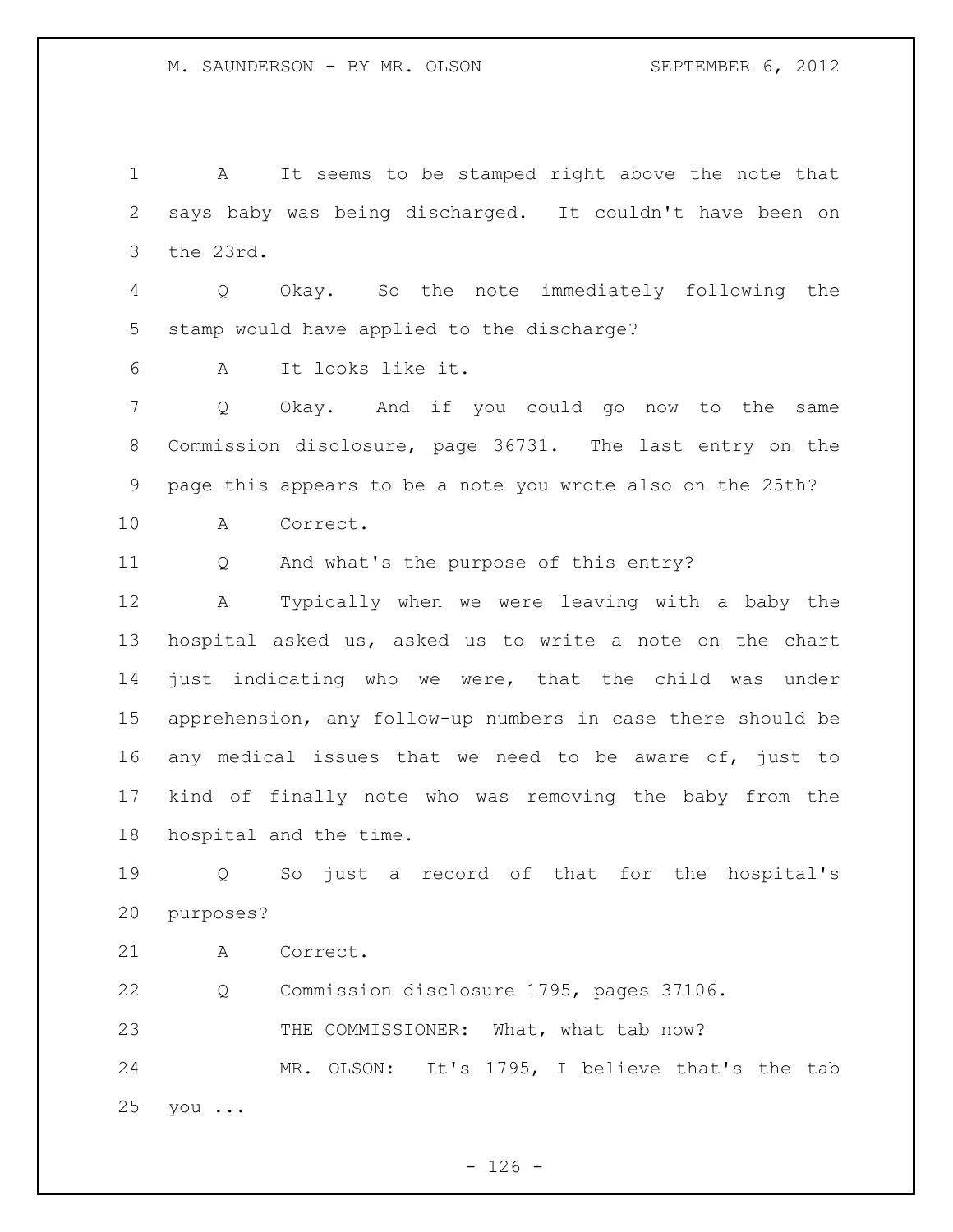A It seems to be stamped right above the note that says baby was being discharged. It couldn't have been on the 23rd.

Q Okay. So the note immediately following the stamp would have applied to the discharge?

A It looks like it.

Q Okay. And if you could go now to the same Commission disclosure, page 36731. The last entry on the page this appears to be a note you wrote also on the 25th?

A Correct.

Q And what's the purpose of this entry?

A Typically when we were leaving with a baby the hospital asked us, asked us to write a note on the chart just indicating who we were, that the child was under apprehension, any follow-up numbers in case there should be any medical issues that we need to be aware of, just to kind of finally note who was removing the baby from the hospital and the time.

Q So just a record of that for the hospital's purposes?

A Correct.

Q Commission disclosure 1795, pages 37106.

THE COMMISSIONER: What, what tab now?

MR. OLSON: It's 1795, I believe that's the tab you ...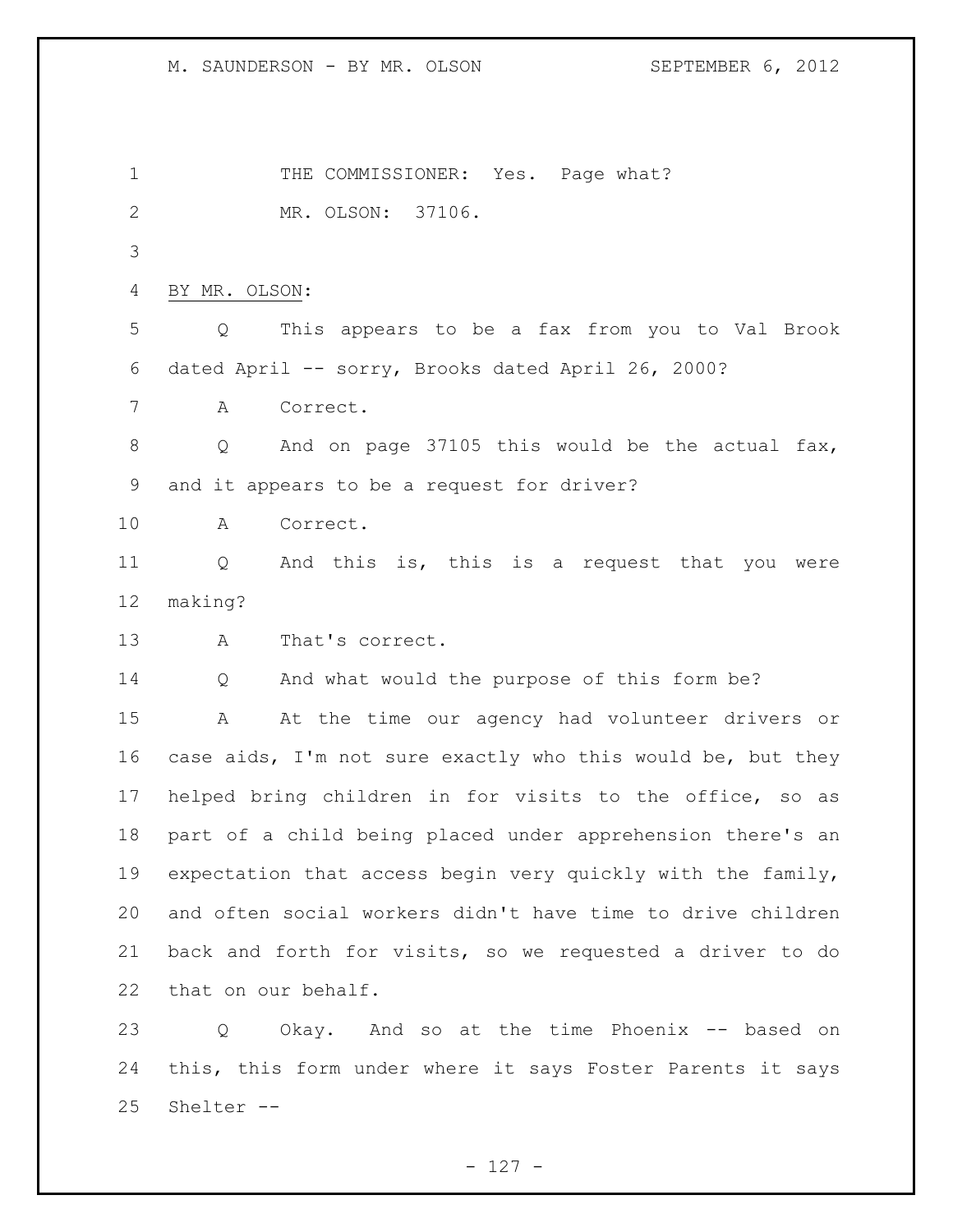THE COMMISSIONER: Yes. Page what?

MR. OLSON: 37106.

BY MR. OLSON:

Q This appears to be a fax from you to Val Brook dated April -- sorry, Brooks dated April 26, 2000?

A Correct.

Q And on page 37105 this would be the actual fax, and it appears to be a request for driver?

A Correct.

Q And this is, this is a request that you were making?

A That's correct.

Q And what would the purpose of this form be?

A At the time our agency had volunteer drivers or case aids, I'm not sure exactly who this would be, but they helped bring children in for visits to the office, so as part of a child being placed under apprehension there's an expectation that access begin very quickly with the family, and often social workers didn't have time to drive children back and forth for visits, so we requested a driver to do that on our behalf.

Q Okay. And so at the time Phoenix -- based on this, this form under where it says Foster Parents it says Shelter --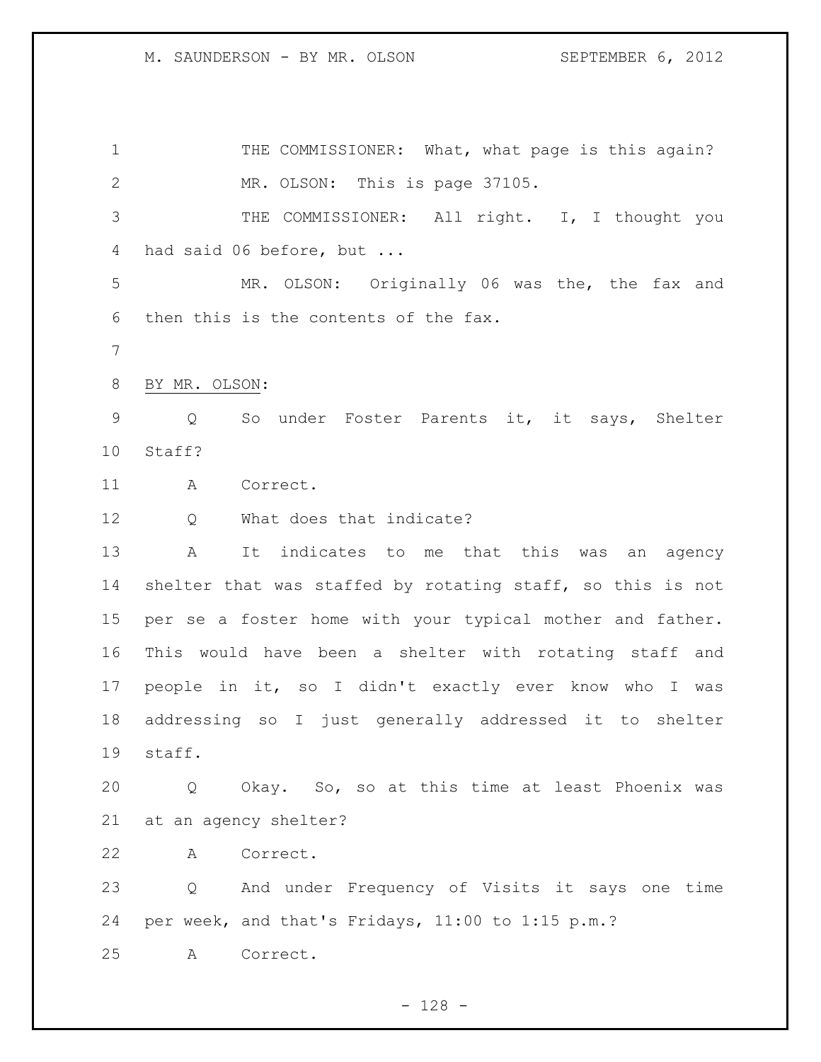THE COMMISSIONER: What, what page is this again?

MR. OLSON: This is page 37105.

THE COMMISSIONER: All right. I, I thought you had said 06 before, but ...

MR. OLSON: Originally 06 was the, the fax and then this is the contents of the fax.

BY MR. OLSON:

Q So under Foster Parents it, it says, Shelter Staff?

A Correct.

Q What does that indicate?

A It indicates to me that this was an agency shelter that was staffed by rotating staff, so this is not per se a foster home with your typical mother and father. This would have been a shelter with rotating staff and people in it, so I didn't exactly ever know who I was addressing so I just generally addressed it to shelter staff.

Q Okay. So, so at this time at least Phoenix was at an agency shelter?

A Correct.

Q And under Frequency of Visits it says one time per week, and that's Fridays, 11:00 to 1:15 p.m.?

A Correct.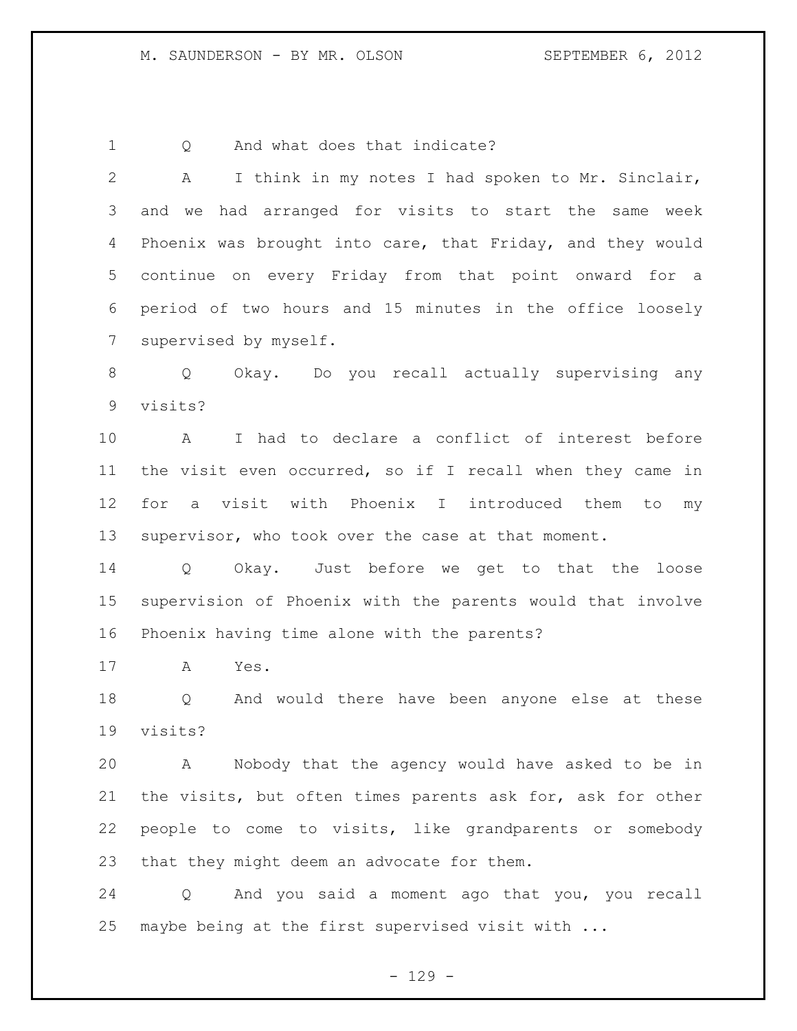Q And what does that indicate?

A I think in my notes I had spoken to Mr. Sinclair, and we had arranged for visits to start the same week Phoenix was brought into care, that Friday, and they would continue on every Friday from that point onward for a period of two hours and 15 minutes in the office loosely supervised by myself.

Q Okay. Do you recall actually supervising any visits?

A I had to declare a conflict of interest before the visit even occurred, so if I recall when they came in for a visit with Phoenix I introduced them to my supervisor, who took over the case at that moment.

Q Okay. Just before we get to that the loose supervision of Phoenix with the parents would that involve Phoenix having time alone with the parents?

A Yes.

Q And would there have been anyone else at these visits?

A Nobody that the agency would have asked to be in the visits, but often times parents ask for, ask for other people to come to visits, like grandparents or somebody that they might deem an advocate for them.

Q And you said a moment ago that you, you recall maybe being at the first supervised visit with ...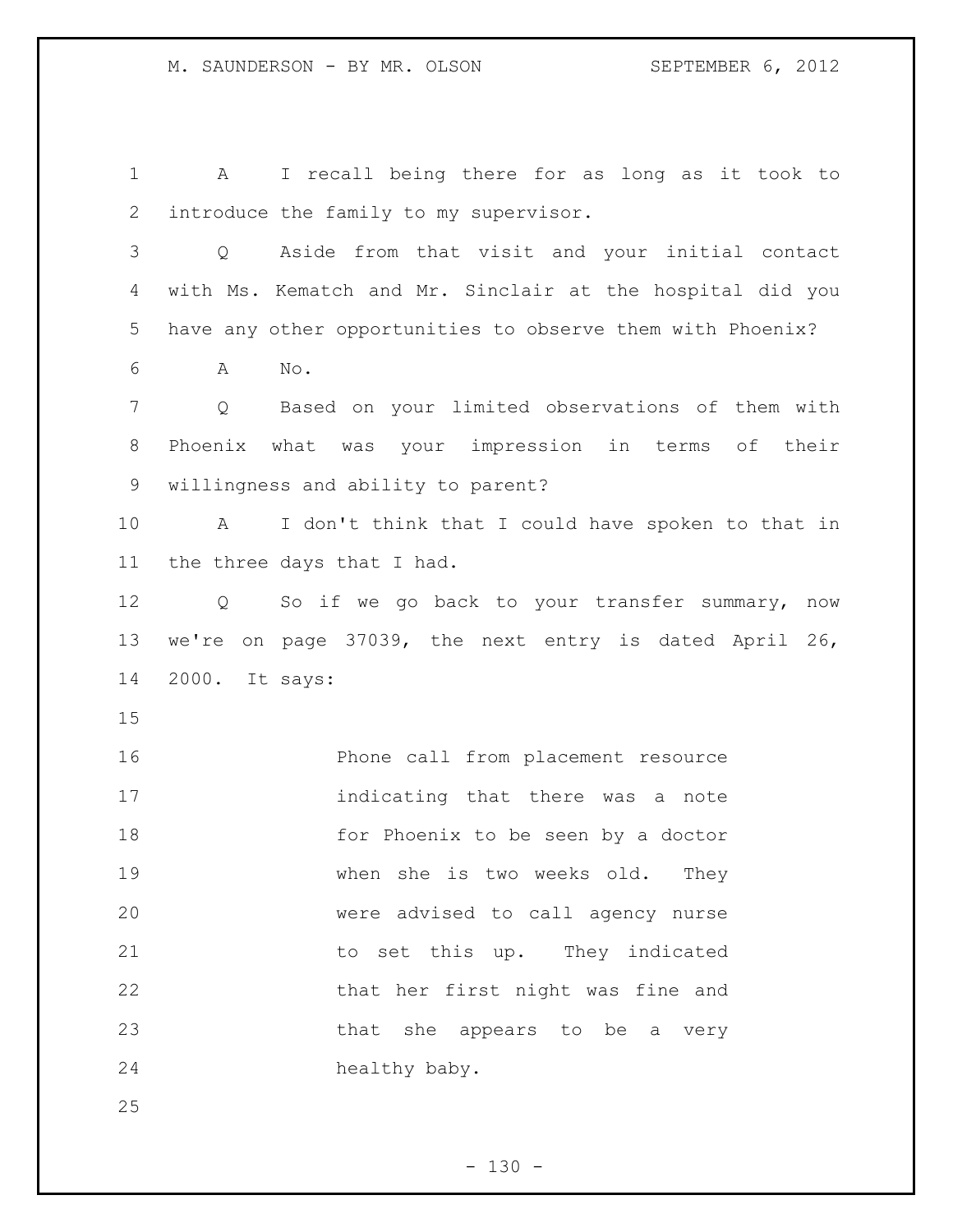A I recall being there for as long as it took to introduce the family to my supervisor.

Q Aside from that visit and your initial contact with Ms. Kematch and Mr. Sinclair at the hospital did you have any other opportunities to observe them with Phoenix?

A No.

Q Based on your limited observations of them with Phoenix what was your impression in terms of their willingness and ability to parent?

A I don't think that I could have spoken to that in the three days that I had.

Q So if we go back to your transfer summary, now we're on page 37039, the next entry is dated April 26, 2000. It says:

> Phone call from placement resource indicating that there was a note for Phoenix to be seen by a doctor when she is two weeks old. They were advised to call agency nurse to set this up. They indicated that her first night was fine and that she appears to be a very healthy baby.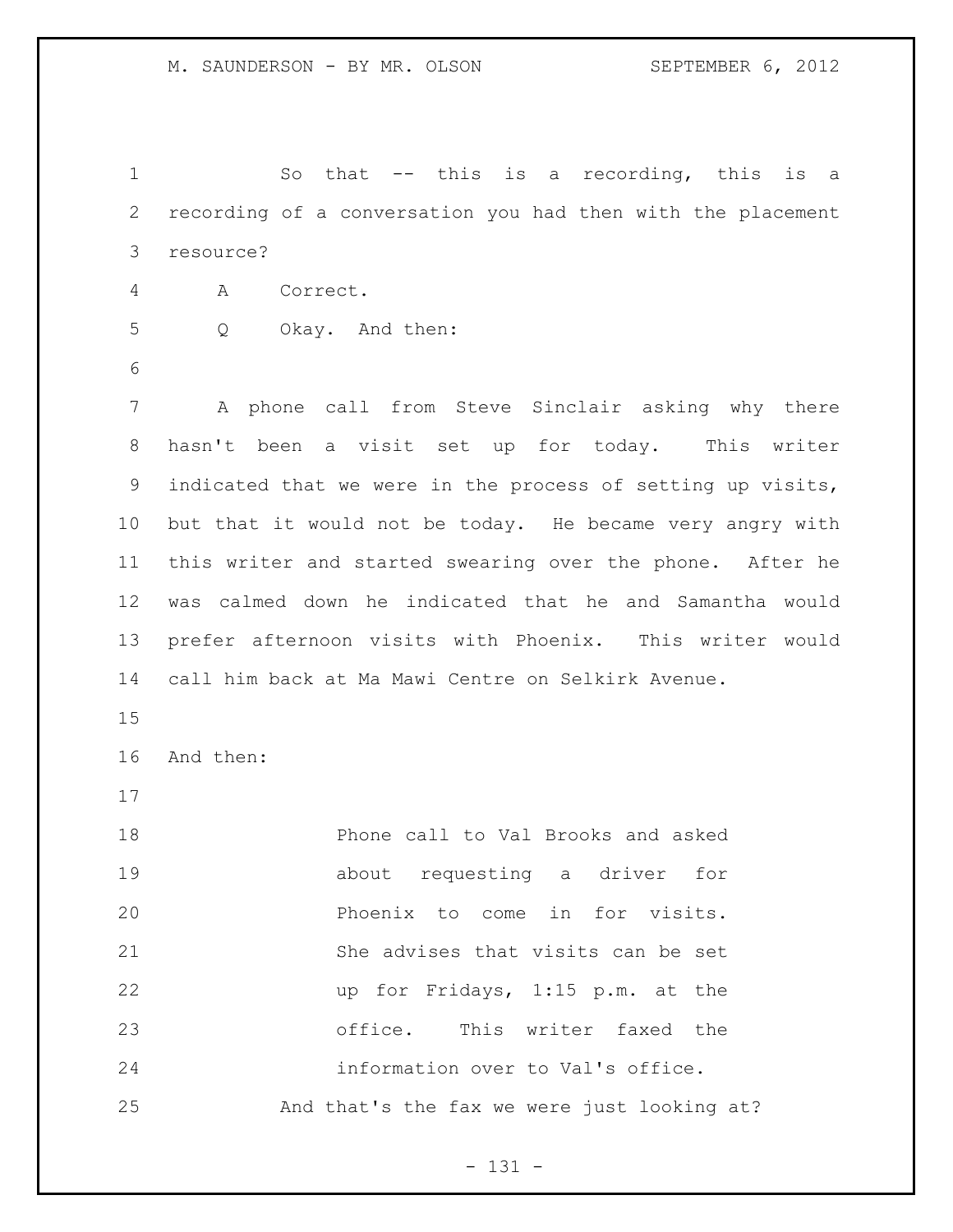So that -- this is a recording, this is a recording of a conversation you had then with the placement resource?

A Correct.

Q Okay. And then:

A phone call from Steve Sinclair asking why there hasn't been a visit set up for today. This writer indicated that we were in the process of setting up visits, but that it would not be today. He became very angry with this writer and started swearing over the phone. After he was calmed down he indicated that he and Samantha would prefer afternoon visits with Phoenix. This writer would call him back at Ma Mawi Centre on Selkirk Avenue.

And then:

> Phone call to Val Brooks and asked about requesting a driver for Phoenix to come in for visits. She advises that visits can be set up for Fridays, 1:15 p.m. at the office. This writer faxed the information over to Val's office.

And that's the fax we were just looking at?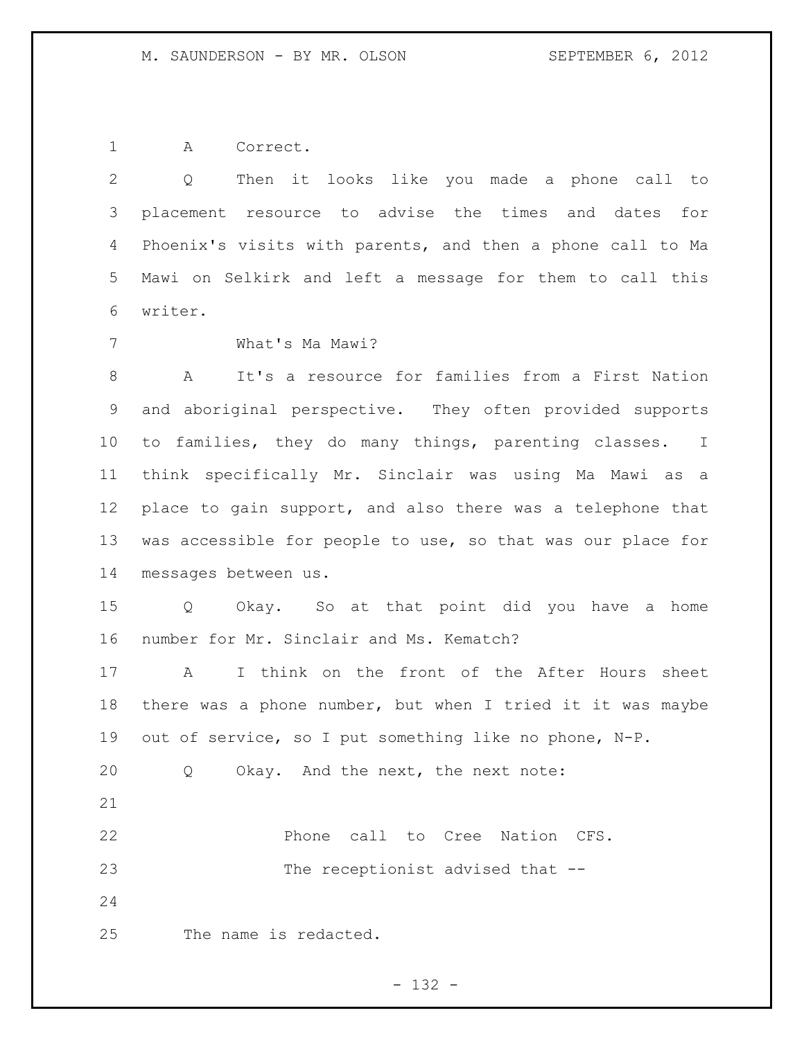A Correct.

Q Then it looks like you made a phone call to placement resource to advise the times and dates for Phoenix's visits with parents, and then a phone call to Ma Mawi on Selkirk and left a message for them to call this writer.

What's Ma Mawi?

A It's a resource for families from a First Nation and aboriginal perspective. They often provided supports to families, they do many things, parenting classes. I think specifically Mr. Sinclair was using Ma Mawi as a place to gain support, and also there was a telephone that was accessible for people to use, so that was our place for messages between us.

Q Okay. So at that point did you have a home number for Mr. Sinclair and Ms. Kematch?

A I think on the front of the After Hours sheet there was a phone number, but when I tried it it was maybe out of service, so I put something like no phone, N-P.

Q Okay. And the next, the next note:

> Phone call to Cree Nation CFS. The receptionist advised that --

The name is redacted.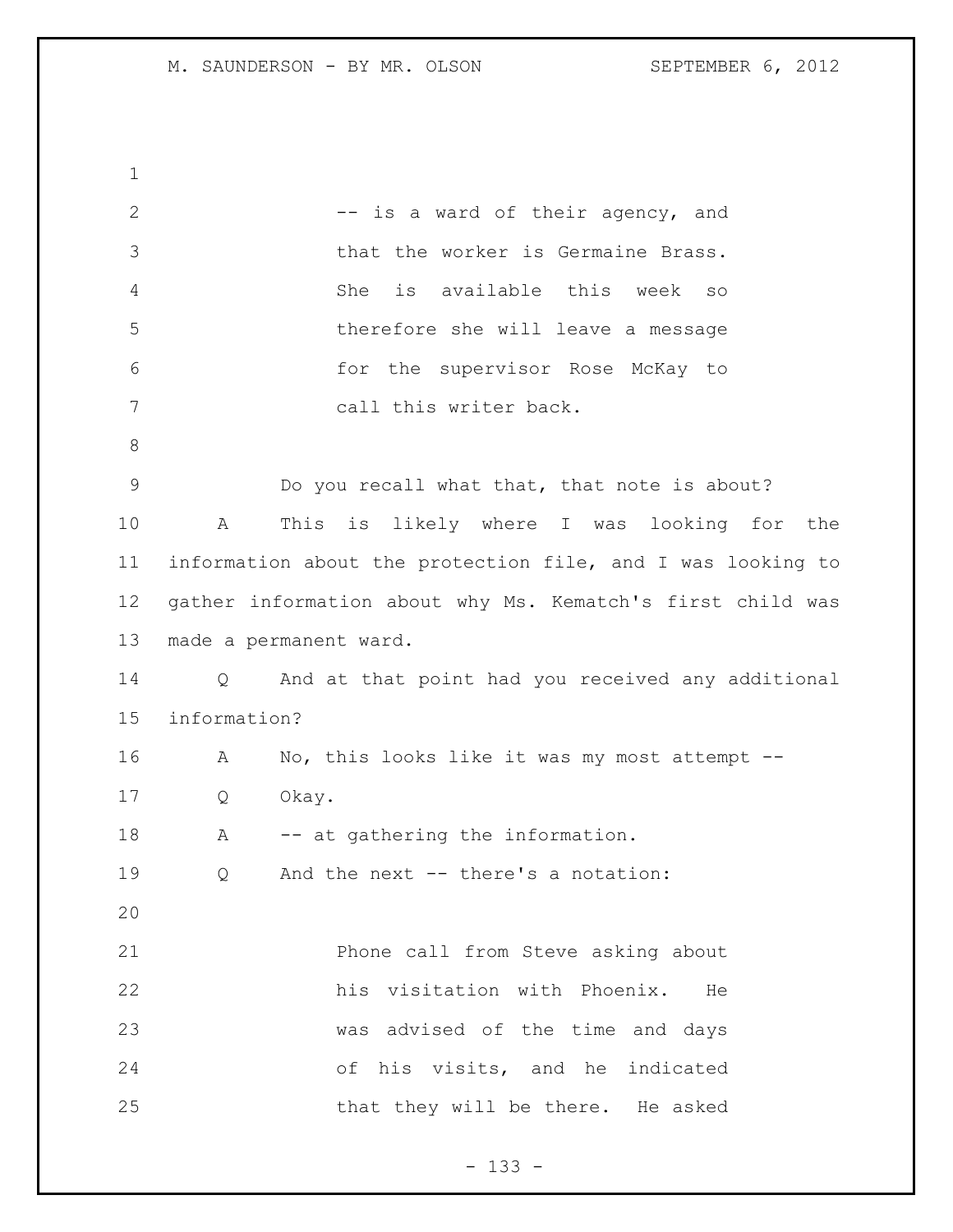-- is a ward of their agency, and that the worker is Germaine Brass. She is available this week so therefore she will leave a message for the supervisor Rose McKay to call this writer back.

Do you recall what that, that note is about?

A This is likely where I was looking for the information about the protection file, and I was looking to gather information about why Ms. Kematch's first child was made a permanent ward.

Q And at that point had you received any additional information?

A No, this looks like it was my most attempt --

Q Okay.

A -- at gathering the information.

Q And the next -- there's a notation:

Phone call from Steve asking about his visitation with Phoenix. He was advised of the time and days of his visits, and he indicated that they will be there. He asked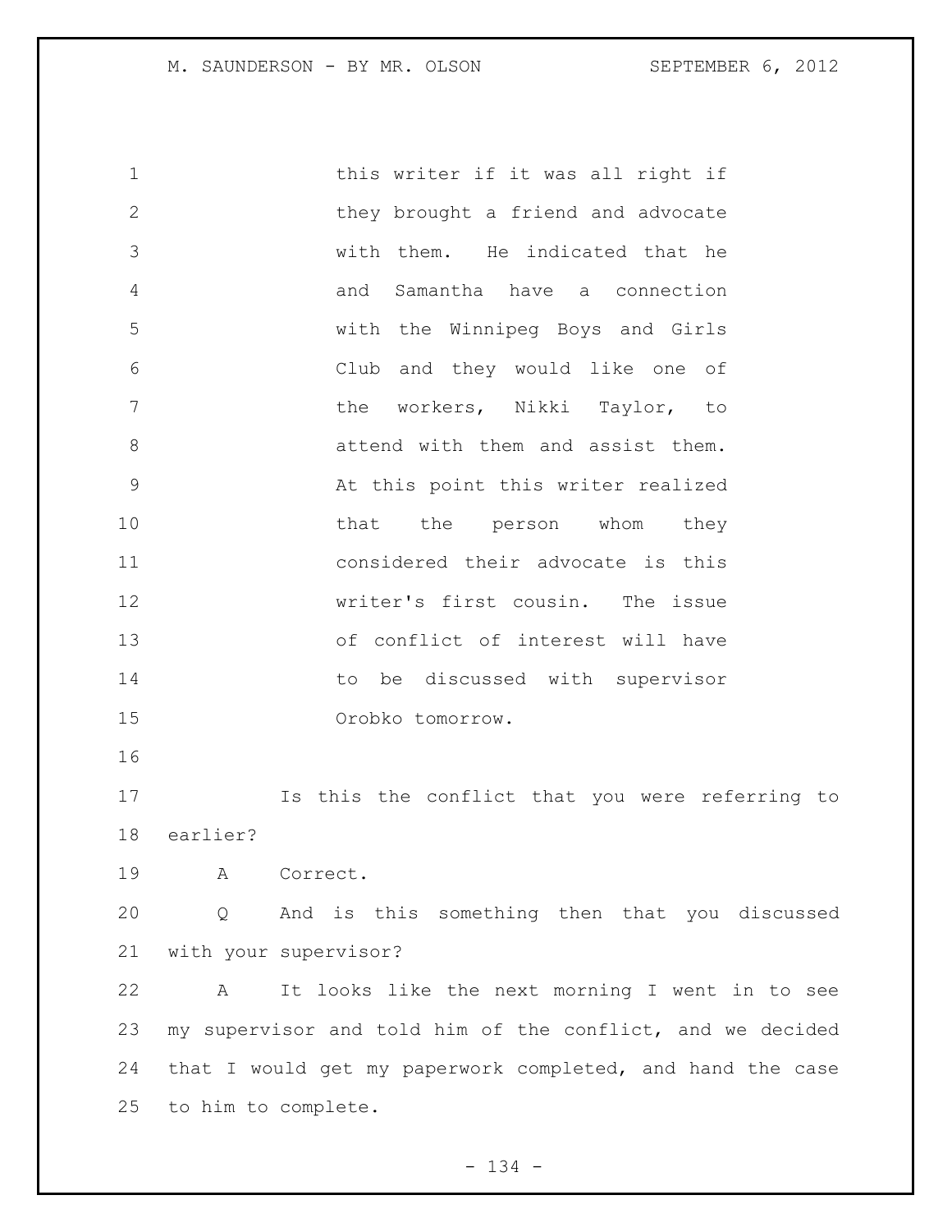this writer if it was all right if they brought a friend and advocate with them. He indicated that he and Samantha have a connection with the Winnipeg Boys and Girls Club and they would like one of the workers, Nikki Taylor, to attend with them and assist them. At this point this writer realized that the person whom they considered their advocate is this writer's first cousin. The issue of conflict of interest will have to be discussed with supervisor Orobko tomorrow.

Is this the conflict that you were referring to earlier?

A Correct.

Q And is this something then that you discussed with your supervisor?

A It looks like the next morning I went in to see my supervisor and told him of the conflict, and we decided that I would get my paperwork completed, and hand the case to him to complete.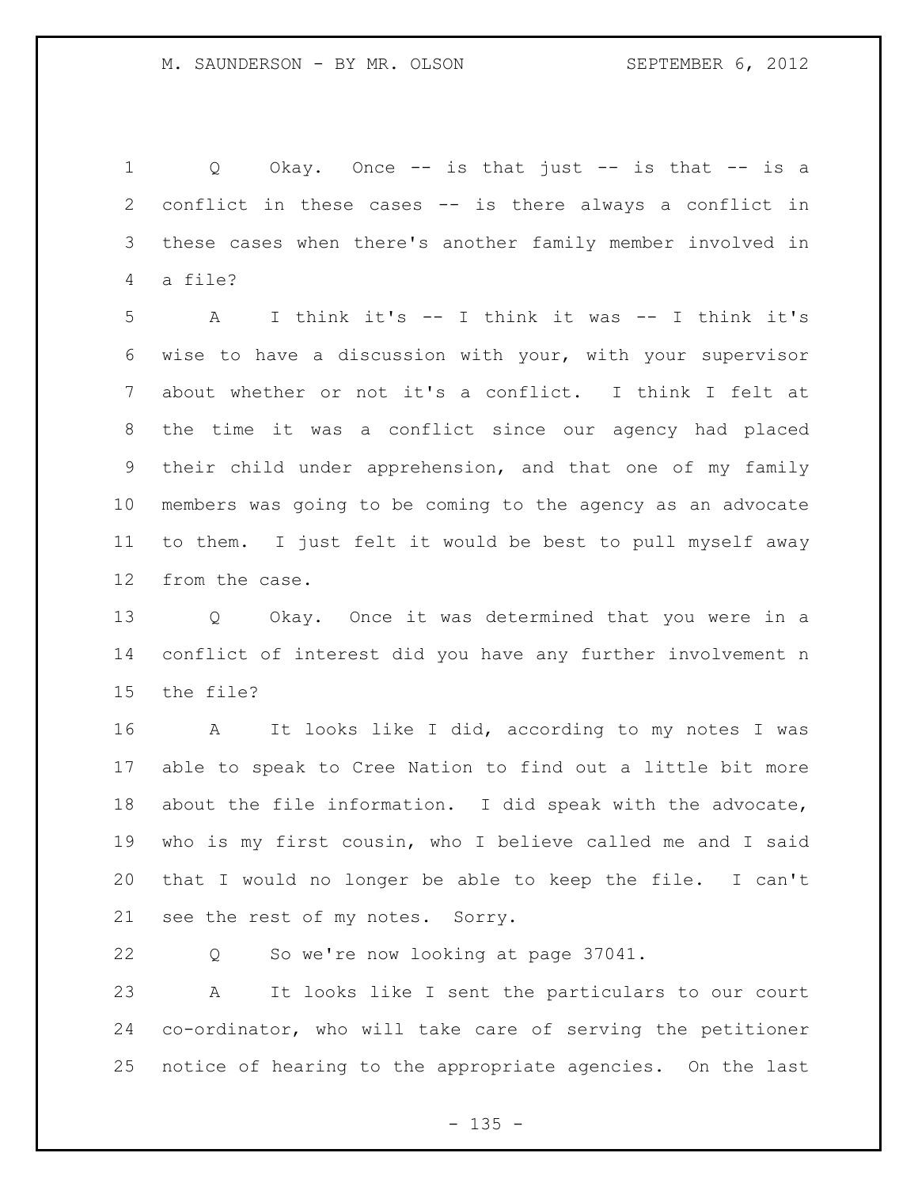Q Okay. Once -- is that just -- is that -- is a conflict in these cases -- is there always a conflict in these cases when there's another family member involved in a file?

A I think it's -- I think it was -- I think it's wise to have a discussion with your, with your supervisor about whether or not it's a conflict. I think I felt at the time it was a conflict since our agency had placed their child under apprehension, and that one of my family members was going to be coming to the agency as an advocate to them. I just felt it would be best to pull myself away from the case.

Q Okay. Once it was determined that you were in a conflict of interest did you have any further involvement n the file?

A It looks like I did, according to my notes I was able to speak to Cree Nation to find out a little bit more about the file information. I did speak with the advocate, who is my first cousin, who I believe called me and I said that I would no longer be able to keep the file. I can't see the rest of my notes. Sorry.

Q So we're now looking at page 37041.

A It looks like I sent the particulars to our court co-ordinator, who will take care of serving the petitioner notice of hearing to the appropriate agencies. On the last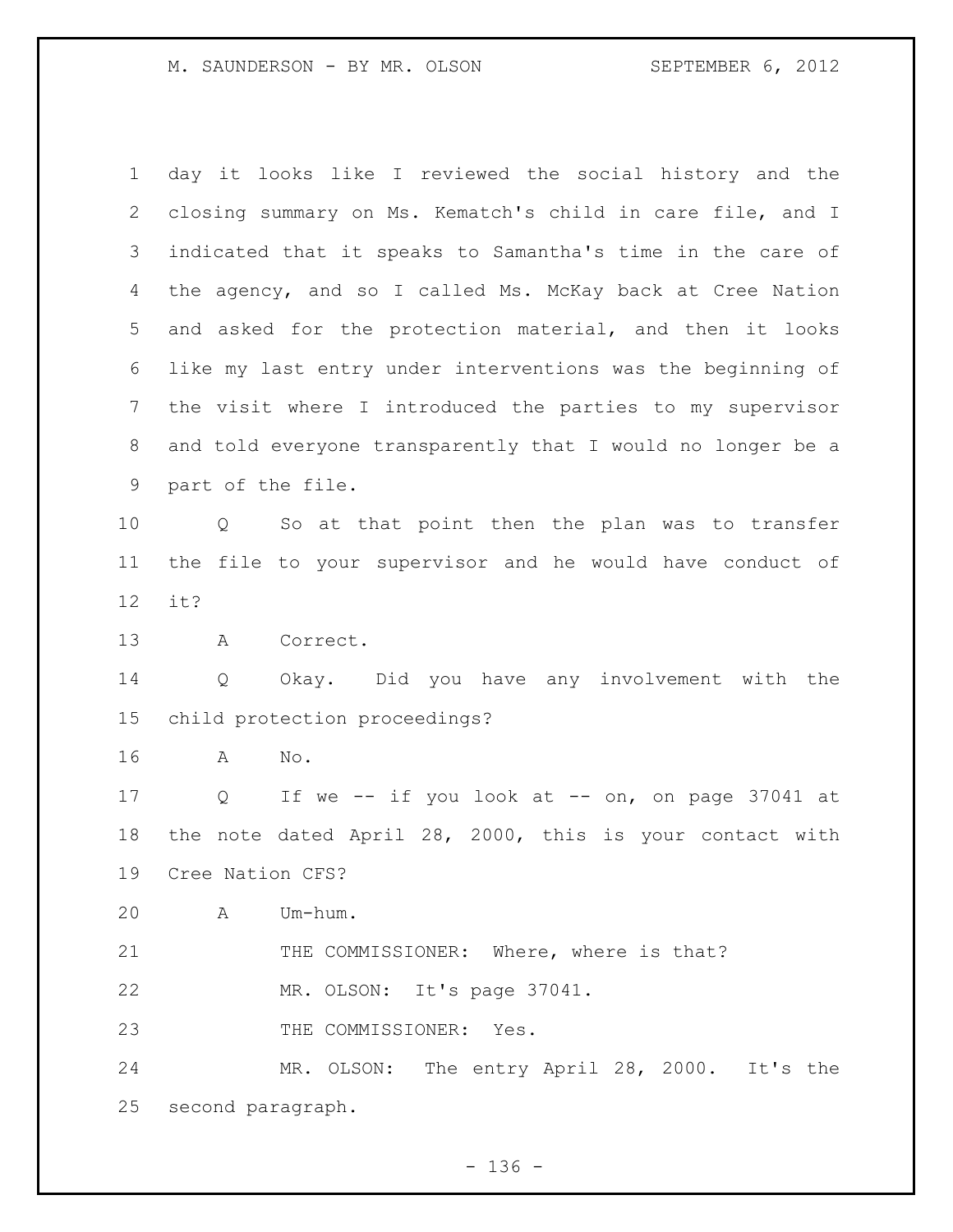day it looks like I reviewed the social history and the closing summary on Ms. Kematch's child in care file, and I indicated that it speaks to Samantha's time in the care of the agency, and so I called Ms. McKay back at Cree Nation and asked for the protection material, and then it looks like my last entry under interventions was the beginning of the visit where I introduced the parties to my supervisor and told everyone transparently that I would no longer be a part of the file.

Q So at that point then the plan was to transfer the file to your supervisor and he would have conduct of it?

A Correct.

Q Okay. Did you have any involvement with the child protection proceedings?

A No.

Q If we -- if you look at -- on, on page 37041 at the note dated April 28, 2000, this is your contact with Cree Nation CFS?

A Um-hum.

THE COMMISSIONER: Where, where is that?

MR. OLSON: It's page 37041.

THE COMMISSIONER: Yes.

MR. OLSON: The entry April 28, 2000. It's the second paragraph.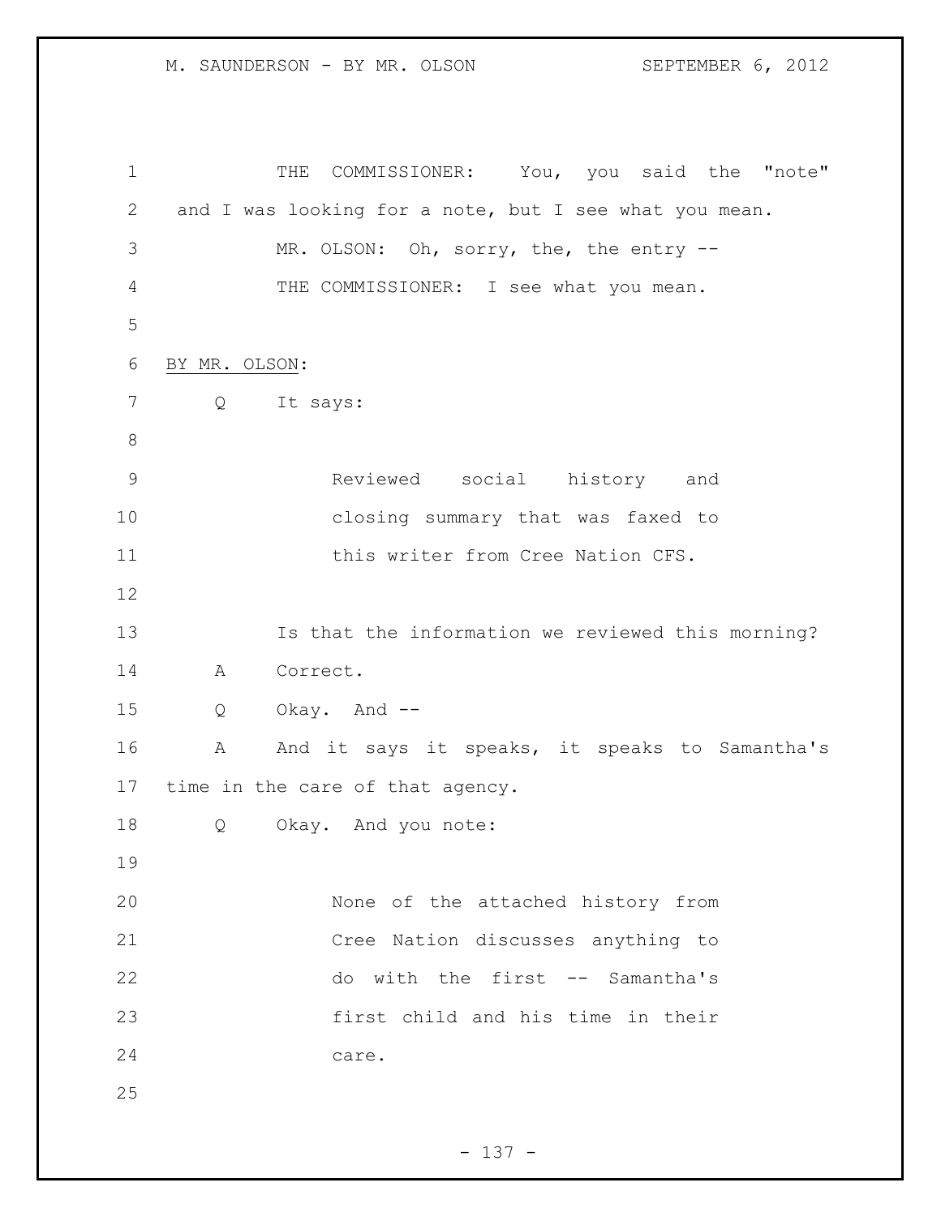THE COMMISSIONER: You, you said the "note" and I was looking for a note, but I see what you mean.

MR. OLSON: Oh, sorry, the, the entry --

THE COMMISSIONER: I see what you mean.

BY MR. OLSON:

Q It says:

> Reviewed social history and closing summary that was faxed to this writer from Cree Nation CFS.

Is that the information we reviewed this morning?

A Correct.

Q Okay. And --

A And it says it speaks, it speaks to Samantha's time in the care of that agency.

Q Okay. And you note:

> None of the attached history from Cree Nation discusses anything to do with the first -- Samantha's first child and his time in their care.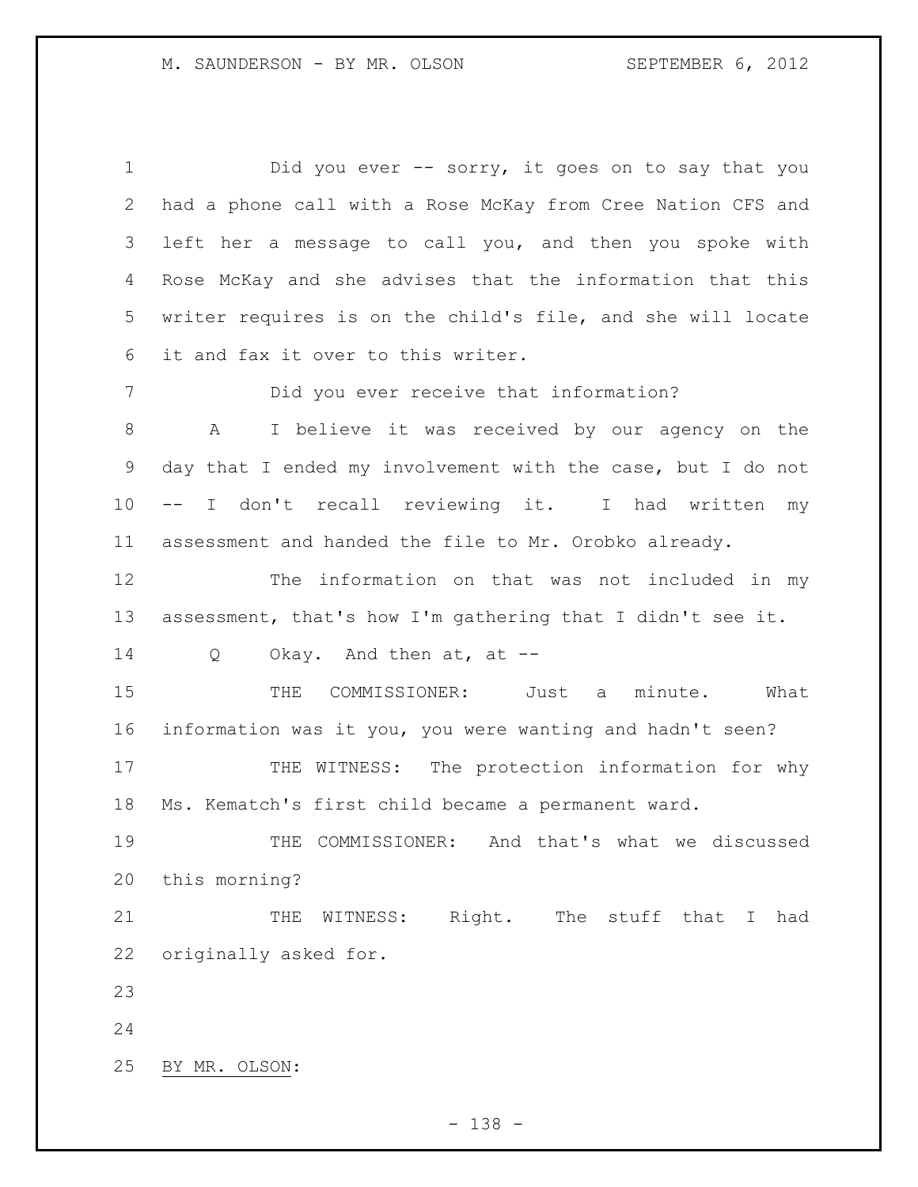Did you ever -- sorry, it goes on to say that you had a phone call with a Rose McKay from Cree Nation CFS and left her a message to call you, and then you spoke with Rose McKay and she advises that the information that this writer requires is on the child's file, and she will locate it and fax it over to this writer.

Did you ever receive that information?

A I believe it was received by our agency on the day that I ended my involvement with the case, but I do not -- I don't recall reviewing it. I had written my assessment and handed the file to Mr. Orobko already.

The information on that was not included in my assessment, that's how I'm gathering that I didn't see it.

Q Okay. And then at, at --

THE COMMISSIONER: Just a minute. What information was it you, you were wanting and hadn't seen?

THE WITNESS: The protection information for why Ms. Kematch's first child became a permanent ward.

THE COMMISSIONER: And that's what we discussed this morning?

THE WITNESS: Right. The stuff that I had originally asked for.

BY MR. OLSON: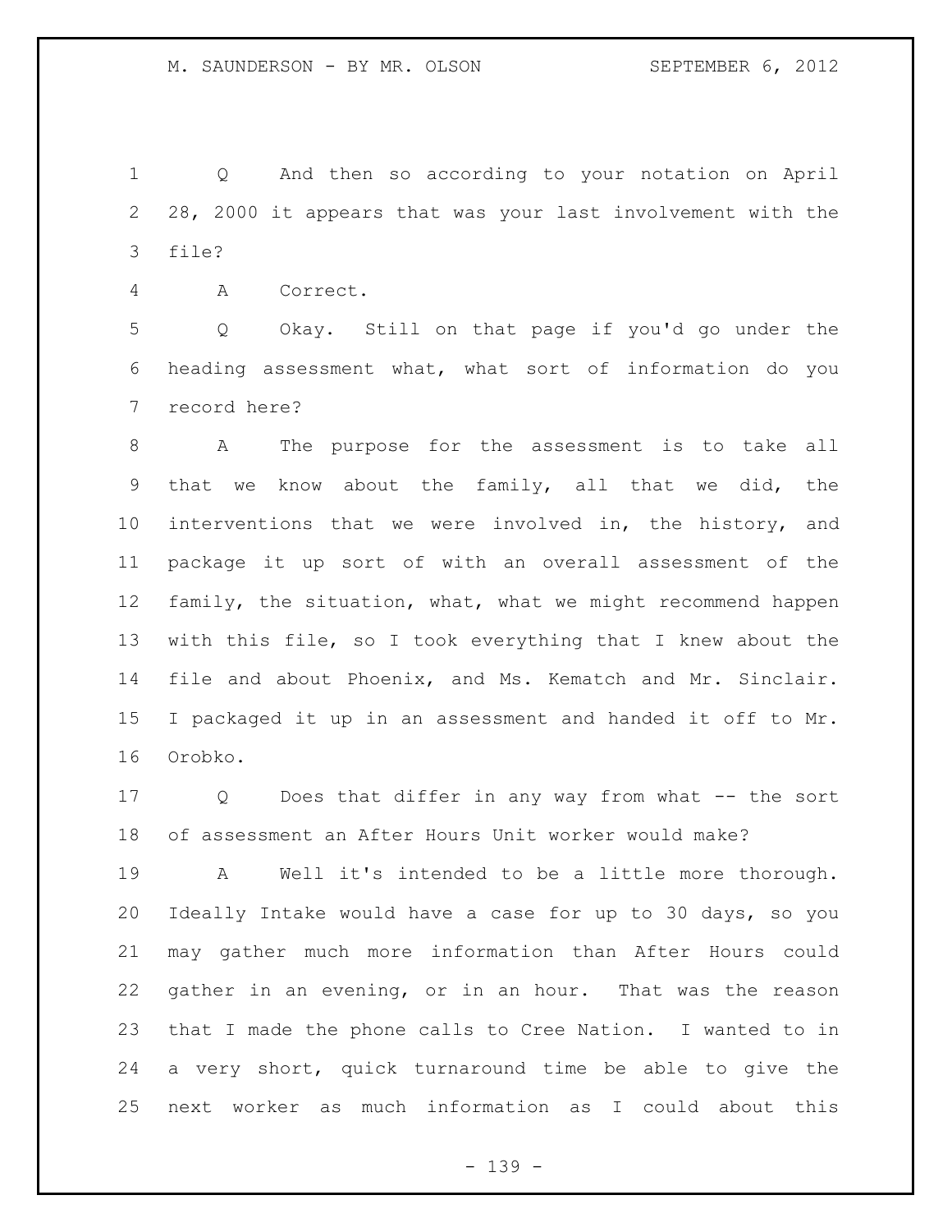Q And then so according to your notation on April 28, 2000 it appears that was your last involvement with the file?

A Correct.

Q Okay. Still on that page if you'd go under the heading assessment what, what sort of information do you record here?

A The purpose for the assessment is to take all that we know about the family, all that we did, the interventions that we were involved in, the history, and package it up sort of with an overall assessment of the family, the situation, what, what we might recommend happen with this file, so I took everything that I knew about the file and about Phoenix, and Ms. Kematch and Mr. Sinclair. I packaged it up in an assessment and handed it off to Mr. Orobko.

Q Does that differ in any way from what -- the sort of assessment an After Hours Unit worker would make?

A Well it's intended to be a little more thorough. Ideally Intake would have a case for up to 30 days, so you may gather much more information than After Hours could gather in an evening, or in an hour. That was the reason that I made the phone calls to Cree Nation. I wanted to in a very short, quick turnaround time be able to give the next worker as much information as I could about this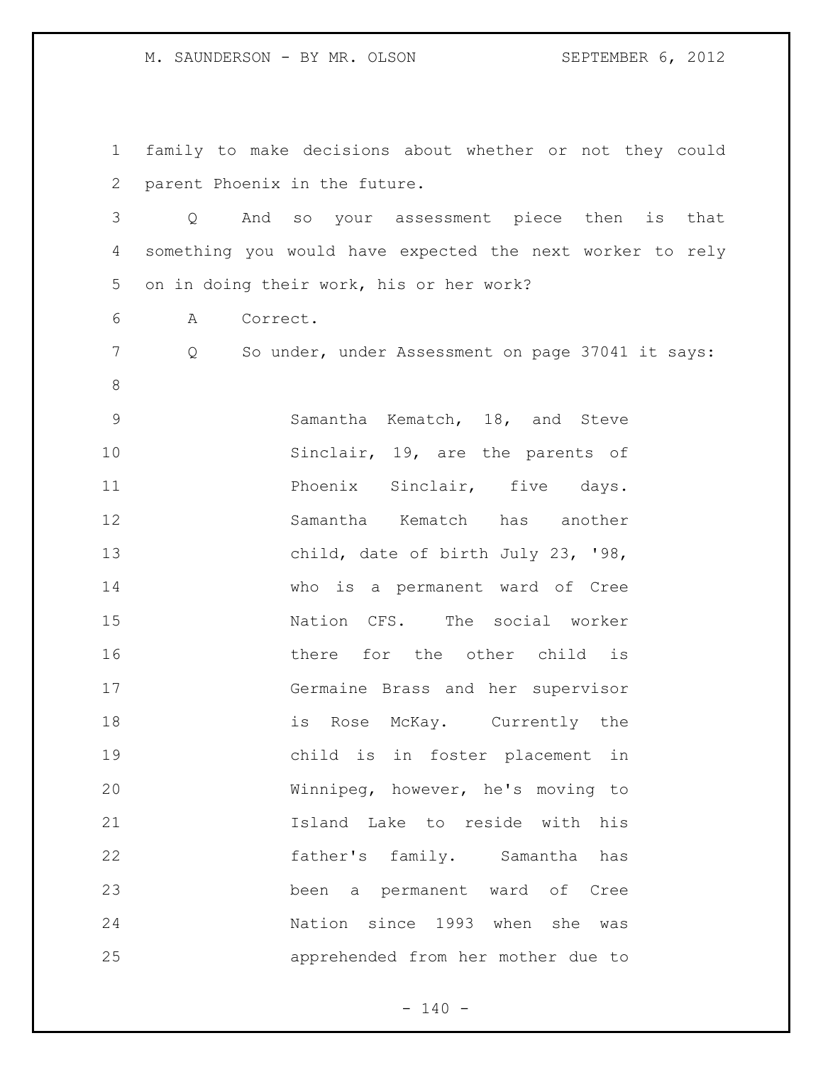family to make decisions about whether or not they could parent Phoenix in the future.

Q And so your assessment piece then is that something you would have expected the next worker to rely on in doing their work, his or her work?

A Correct.

Q So under, under Assessment on page 37041 it says:

> Samantha Kematch, 18, and Steve Sinclair, 19, are the parents of Phoenix Sinclair, five days. Samantha Kematch has another child, date of birth July 23, '98, who is a permanent ward of Cree Nation CFS. The social worker there for the other child is Germaine Brass and her supervisor is Rose McKay. Currently the child is in foster placement in Winnipeg, however, he's moving to Island Lake to reside with his father's family. Samantha has been a permanent ward of Cree Nation since 1993 when she was apprehended from her mother due to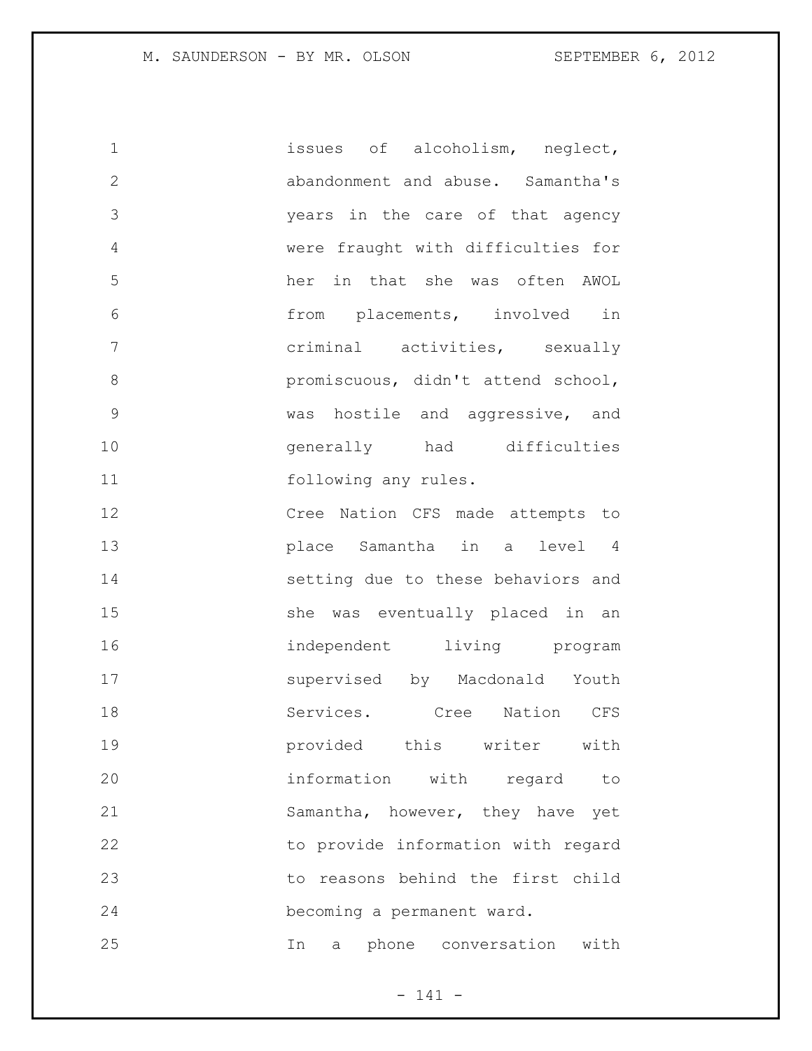issues of alcoholism, neglect, abandonment and abuse. Samantha's years in the care of that agency were fraught with difficulties for her in that she was often AWOL from placements, involved in criminal activities, sexually promiscuous, didn't attend school, was hostile and aggressive, and generally had difficulties following any rules.

Cree Nation CFS made attempts to place Samantha in a level 4 setting due to these behaviors and she was eventually placed in an independent living program supervised by Macdonald Youth Services. Cree Nation CFS provided this writer with information with regard to Samantha, however, they have yet to provide information with regard to reasons behind the first child becoming a permanent ward.

In a phone conversation with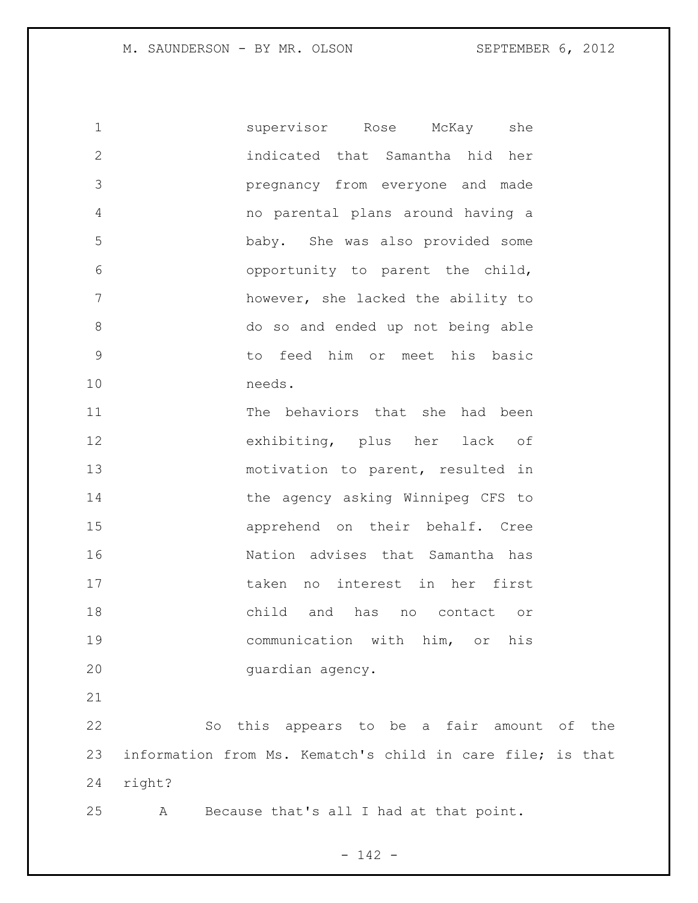> supervisor Rose McKay she indicated that Samantha hid her pregnancy from everyone and made no parental plans around having a baby. She was also provided some opportunity to parent the child, however, she lacked the ability to do so and ended up not being able to feed him or meet his basic needs.
>
> The behaviors that she had been exhibiting, plus her lack of motivation to parent, resulted in the agency asking Winnipeg CFS to apprehend on their behalf. Cree Nation advises that Samantha has taken no interest in her first child and has no contact or communication with him, or his guardian agency.

So this appears to be a fair amount of the information from Ms. Kematch's child in care file; is that right?

A Because that's all I had at that point.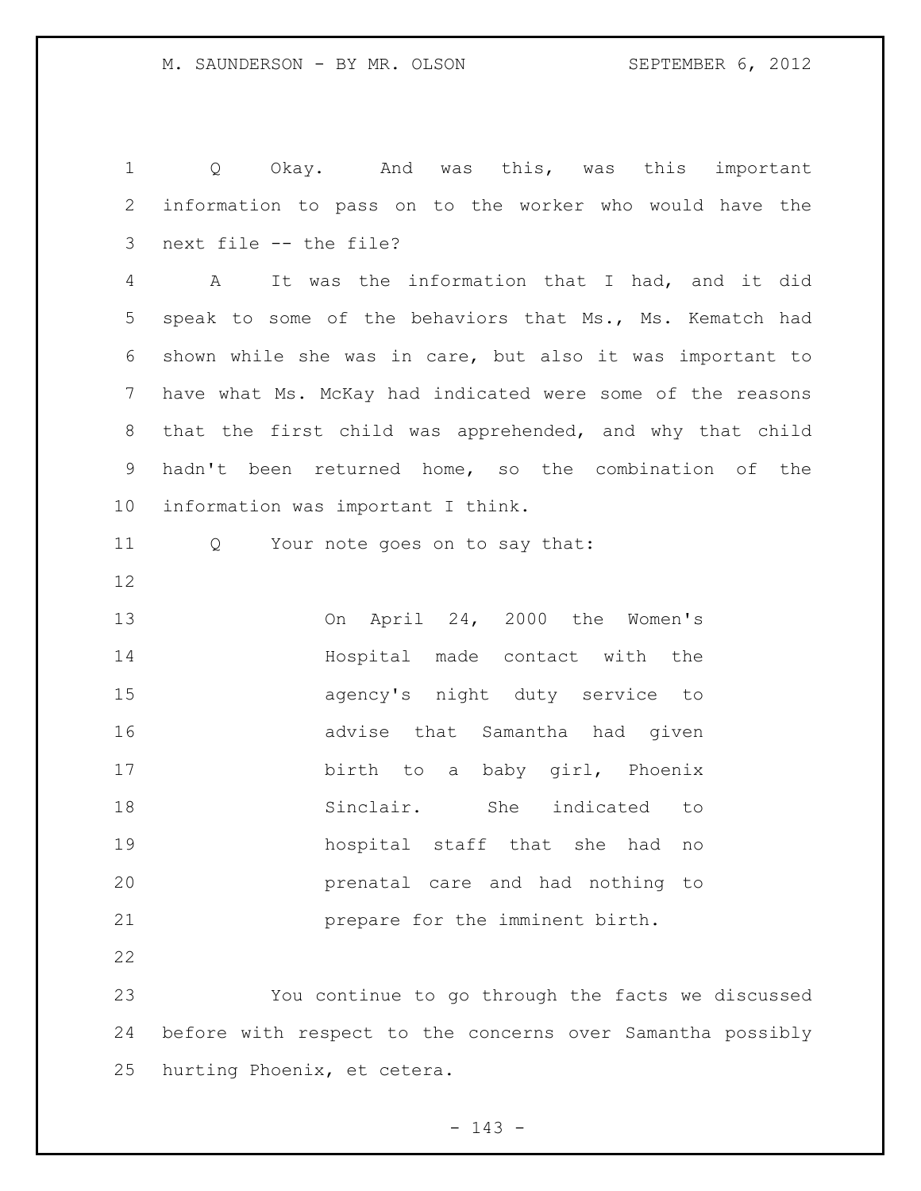Q Okay. And was this, was this important information to pass on to the worker who would have the next file -- the file?

A It was the information that I had, and it did speak to some of the behaviors that Ms., Ms. Kematch had shown while she was in care, but also it was important to have what Ms. McKay had indicated were some of the reasons that the first child was apprehended, and why that child hadn't been returned home, so the combination of the information was important I think.

Q Your note goes on to say that:

> On April 24, 2000 the Women's Hospital made contact with the agency's night duty service to advise that Samantha had given birth to a baby girl, Phoenix Sinclair. She indicated to hospital staff that she had no prenatal care and had nothing to prepare for the imminent birth.

You continue to go through the facts we discussed before with respect to the concerns over Samantha possibly hurting Phoenix, et cetera.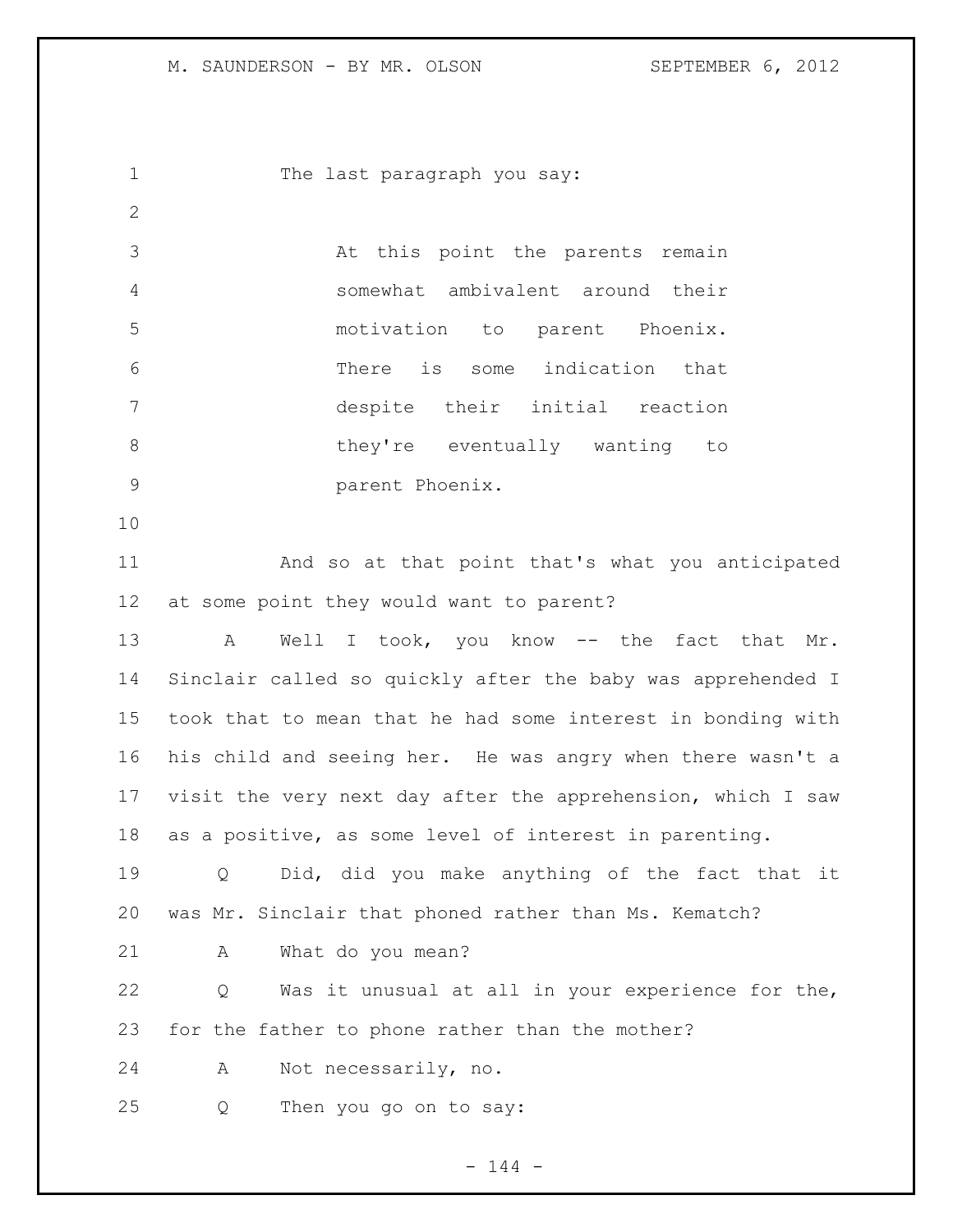The last paragraph you say:

> At this point the parents remain somewhat ambivalent around their motivation to parent Phoenix. There is some indication that despite their initial reaction they're eventually wanting to parent Phoenix.

And so at that point that's what you anticipated at some point they would want to parent?

A Well I took, you know -- the fact that Mr. Sinclair called so quickly after the baby was apprehended I took that to mean that he had some interest in bonding with his child and seeing her. He was angry when there wasn't a visit the very next day after the apprehension, which I saw as a positive, as some level of interest in parenting.

Q Did, did you make anything of the fact that it was Mr. Sinclair that phoned rather than Ms. Kematch?

A What do you mean?

Q Was it unusual at all in your experience for the, for the father to phone rather than the mother?

A Not necessarily, no.

Q Then you go on to say: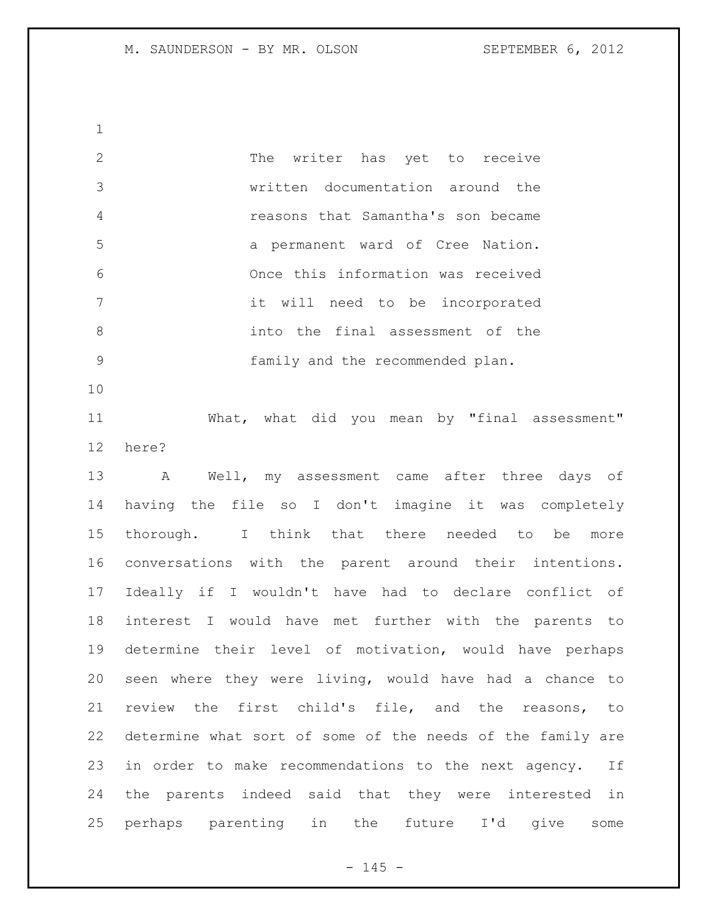> The writer has yet to receive written documentation around the reasons that Samantha's son became a permanent ward of Cree Nation. Once this information was received it will need to be incorporated into the final assessment of the family and the recommended plan.

What, what did you mean by "final assessment" here?

A Well, my assessment came after three days of having the file so I don't imagine it was completely thorough. I think that there needed to be more conversations with the parent around their intentions. Ideally if I wouldn't have had to declare conflict of interest I would have met further with the parents to determine their level of motivation, would have perhaps seen where they were living, would have had a chance to review the first child's file, and the reasons, to determine what sort of some of the needs of the family are in order to make recommendations to the next agency. If the parents indeed said that they were interested in perhaps parenting in the future I'd give some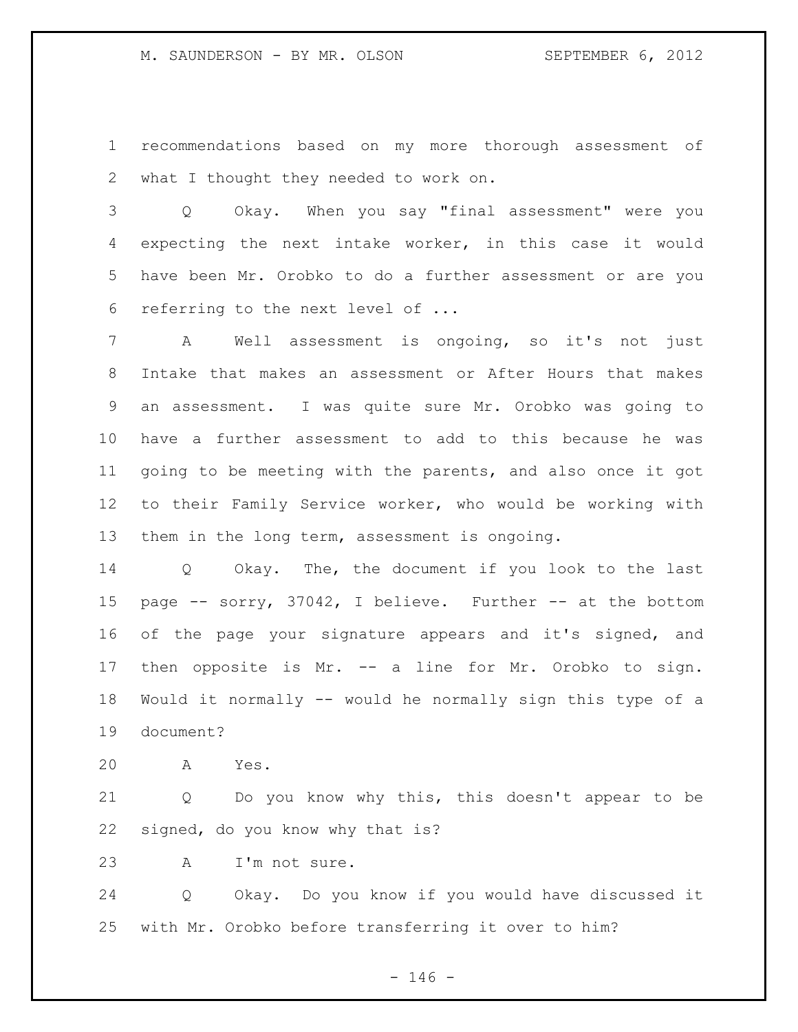recommendations based on my more thorough assessment of what I thought they needed to work on.

Q Okay. When you say "final assessment" were you expecting the next intake worker, in this case it would have been Mr. Orobko to do a further assessment or are you referring to the next level of ...

A Well assessment is ongoing, so it's not just Intake that makes an assessment or After Hours that makes an assessment. I was quite sure Mr. Orobko was going to have a further assessment to add to this because he was going to be meeting with the parents, and also once it got to their Family Service worker, who would be working with them in the long term, assessment is ongoing.

Q Okay. The, the document if you look to the last page -- sorry, 37042, I believe. Further -- at the bottom of the page your signature appears and it's signed, and then opposite is Mr. -- a line for Mr. Orobko to sign. Would it normally -- would he normally sign this type of a document?

A Yes.

Q Do you know why this, this doesn't appear to be signed, do you know why that is?

A I'm not sure.

Q Okay. Do you know if you would have discussed it with Mr. Orobko before transferring it over to him?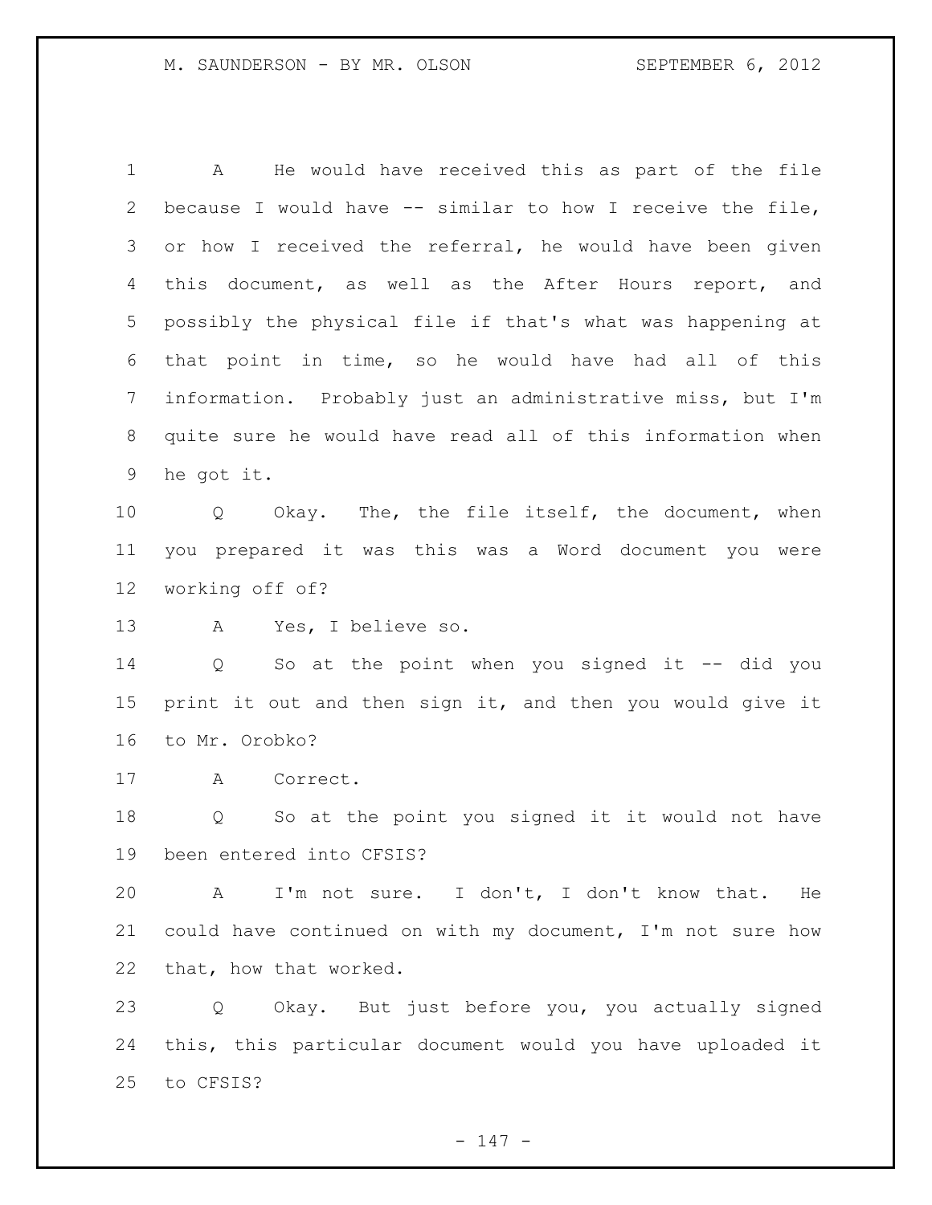A He would have received this as part of the file because I would have -- similar to how I receive the file, or how I received the referral, he would have been given this document, as well as the After Hours report, and possibly the physical file if that's what was happening at that point in time, so he would have had all of this information. Probably just an administrative miss, but I'm quite sure he would have read all of this information when he got it.

Q Okay. The, the file itself, the document, when you prepared it was this was a Word document you were working off of?

A Yes, I believe so.

Q So at the point when you signed it -- did you print it out and then sign it, and then you would give it to Mr. Orobko?

A Correct.

Q So at the point you signed it it would not have been entered into CFSIS?

A I'm not sure. I don't, I don't know that. He could have continued on with my document, I'm not sure how that, how that worked.

Q Okay. But just before you, you actually signed this, this particular document would you have uploaded it to CFSIS?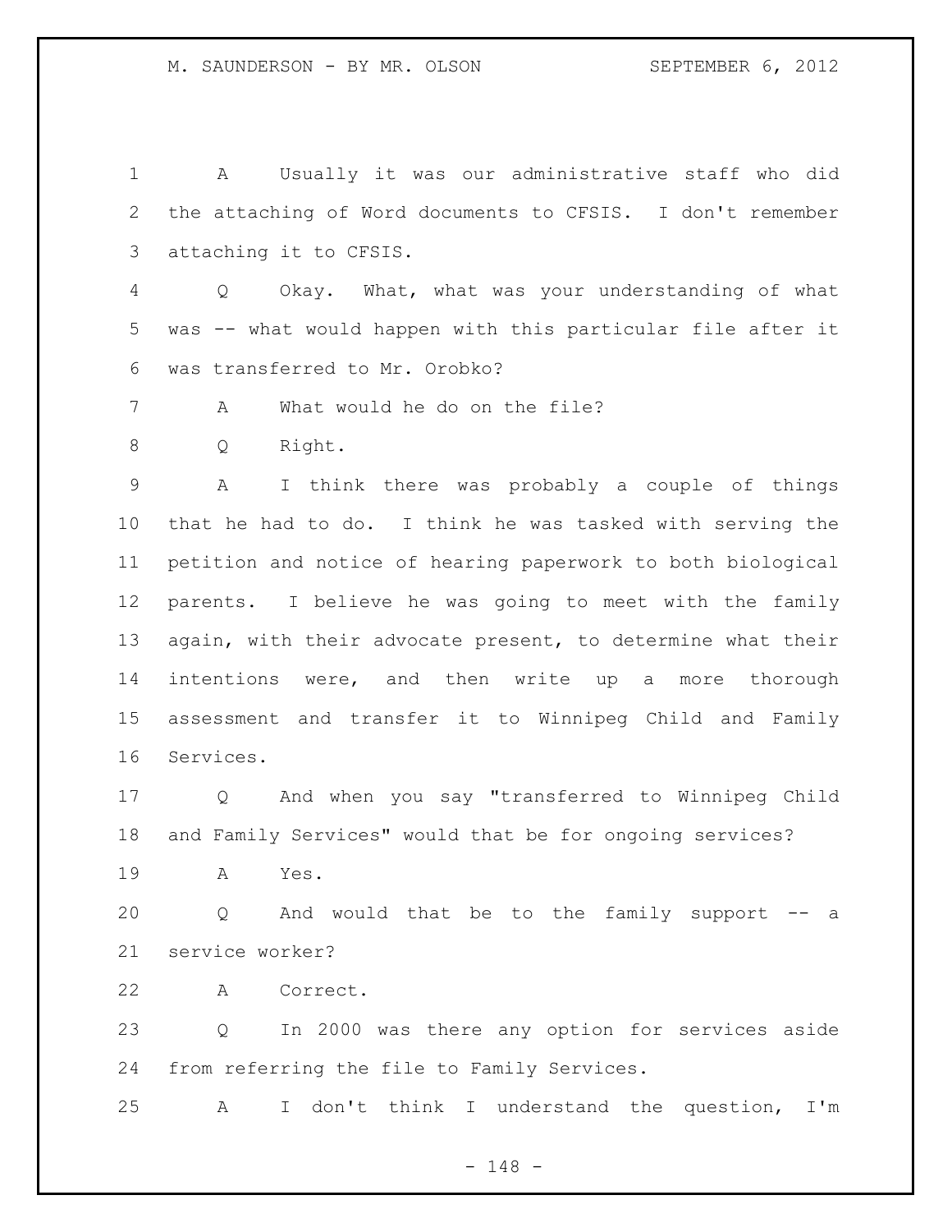A Usually it was our administrative staff who did the attaching of Word documents to CFSIS. I don't remember attaching it to CFSIS.

Q Okay. What, what was your understanding of what was -- what would happen with this particular file after it was transferred to Mr. Orobko?

A What would he do on the file?

Q Right.

A I think there was probably a couple of things that he had to do. I think he was tasked with serving the petition and notice of hearing paperwork to both biological parents. I believe he was going to meet with the family again, with their advocate present, to determine what their intentions were, and then write up a more thorough assessment and transfer it to Winnipeg Child and Family Services.

Q And when you say "transferred to Winnipeg Child and Family Services" would that be for ongoing services?

A Yes.

Q And would that be to the family support -- a service worker?

A Correct.

Q In 2000 was there any option for services aside from referring the file to Family Services.

A I don't think I understand the question, I'm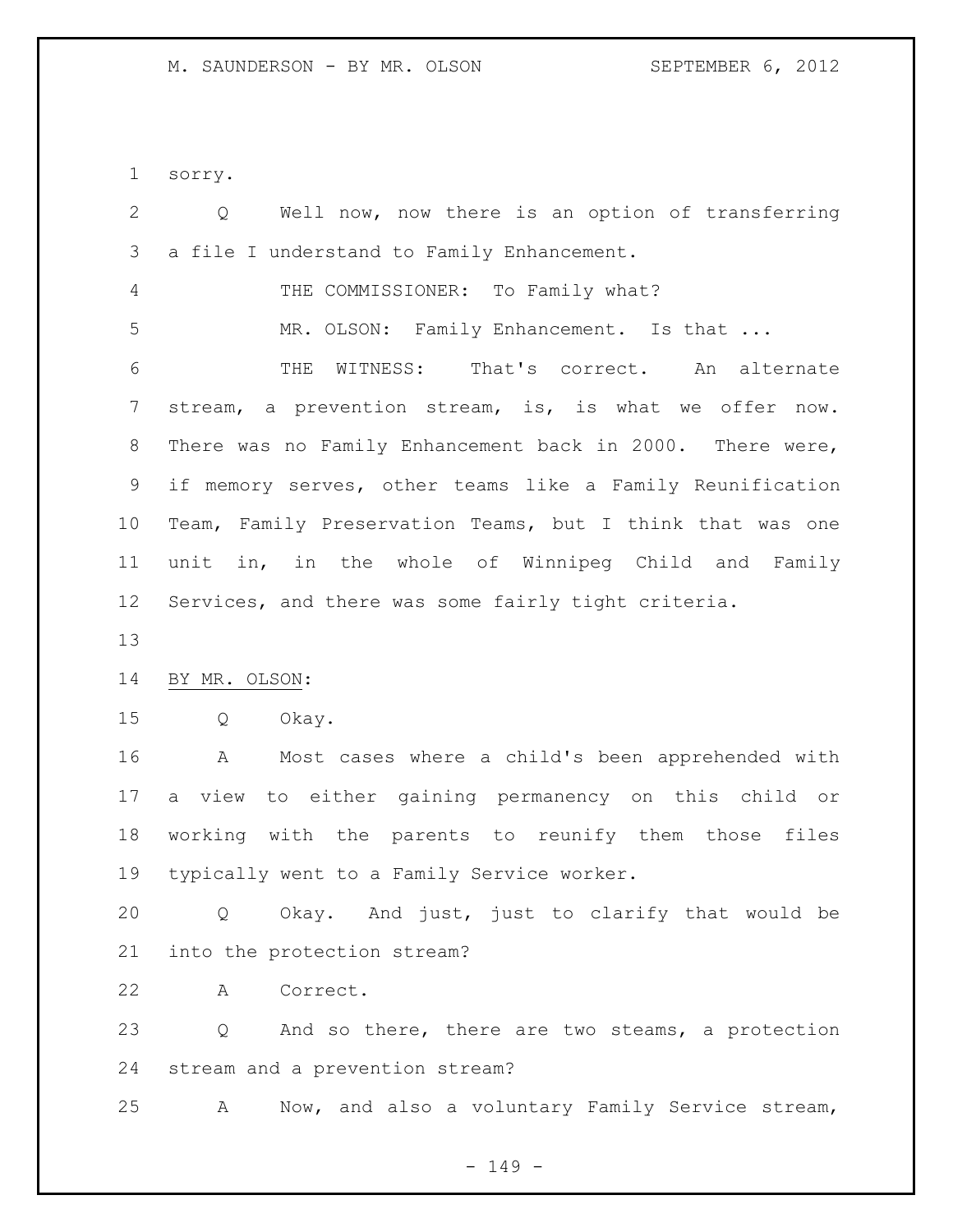sorry.

Q Well now, now there is an option of transferring a file I understand to Family Enhancement.

THE COMMISSIONER: To Family what?

MR. OLSON: Family Enhancement. Is that ...

THE WITNESS: That's correct. An alternate stream, a prevention stream, is, is what we offer now. There was no Family Enhancement back in 2000. There were, if memory serves, other teams like a Family Reunification Team, Family Preservation Teams, but I think that was one unit in, in the whole of Winnipeg Child and Family Services, and there was some fairly tight criteria.

BY MR. OLSON:

Q Okay.

A Most cases where a child's been apprehended with a view to either gaining permanency on this child or working with the parents to reunify them those files typically went to a Family Service worker.

Q Okay. And just, just to clarify that would be into the protection stream?

A Correct.

Q And so there, there are two steams, a protection stream and a prevention stream?

A Now, and also a voluntary Family Service stream,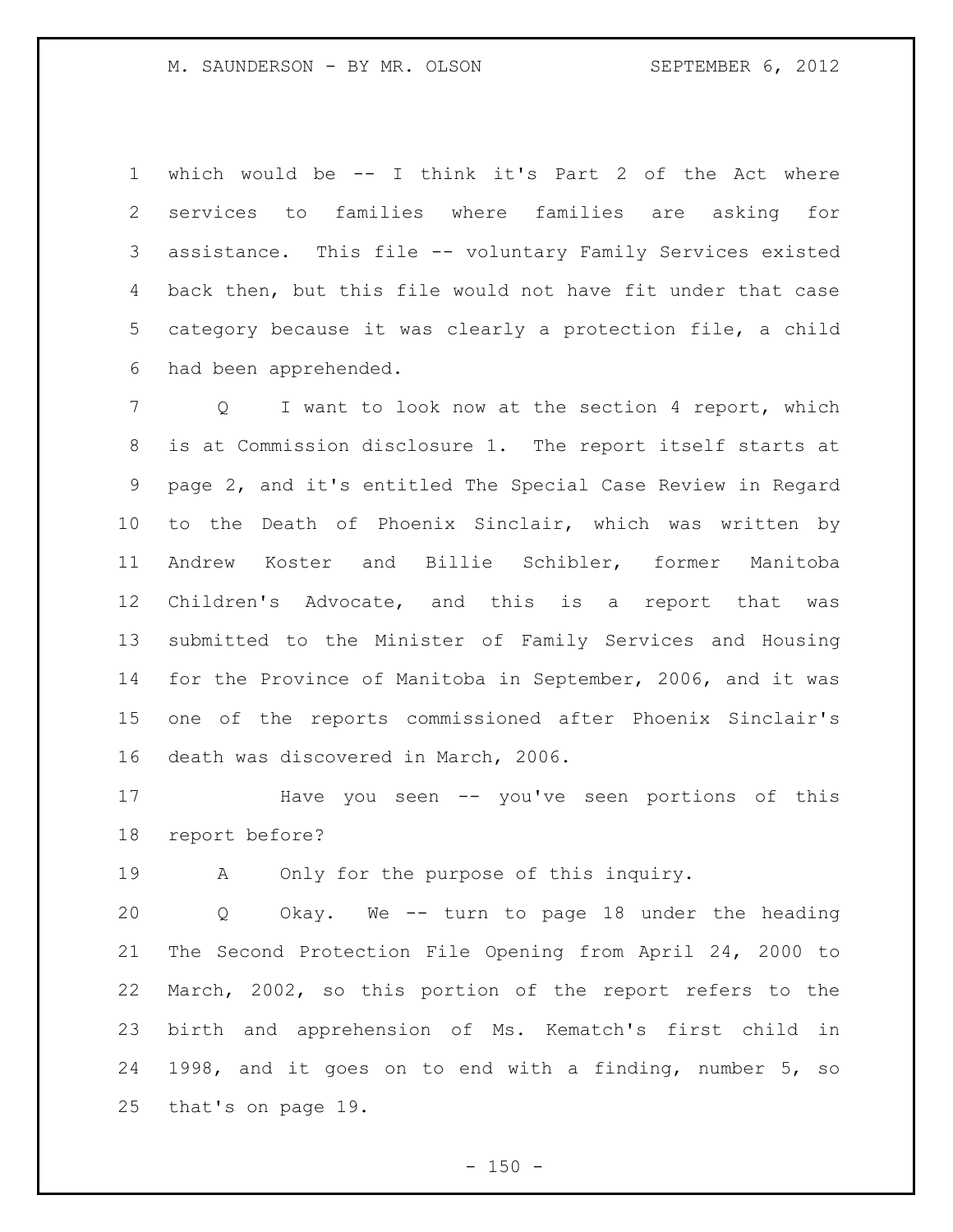which would be -- I think it's Part 2 of the Act where services to families where families are asking for assistance. This file -- voluntary Family Services existed back then, but this file would not have fit under that case category because it was clearly a protection file, a child had been apprehended.

Q I want to look now at the section 4 report, which is at Commission disclosure 1. The report itself starts at page 2, and it's entitled The Special Case Review in Regard to the Death of Phoenix Sinclair, which was written by Andrew Koster and Billie Schibler, former Manitoba Children's Advocate, and this is a report that was submitted to the Minister of Family Services and Housing for the Province of Manitoba in September, 2006, and it was one of the reports commissioned after Phoenix Sinclair's death was discovered in March, 2006.

Have you seen -- you've seen portions of this report before?

A Only for the purpose of this inquiry.

Q Okay. We -- turn to page 18 under the heading The Second Protection File Opening from April 24, 2000 to March, 2002, so this portion of the report refers to the birth and apprehension of Ms. Kematch's first child in 1998, and it goes on to end with a finding, number 5, so that's on page 19.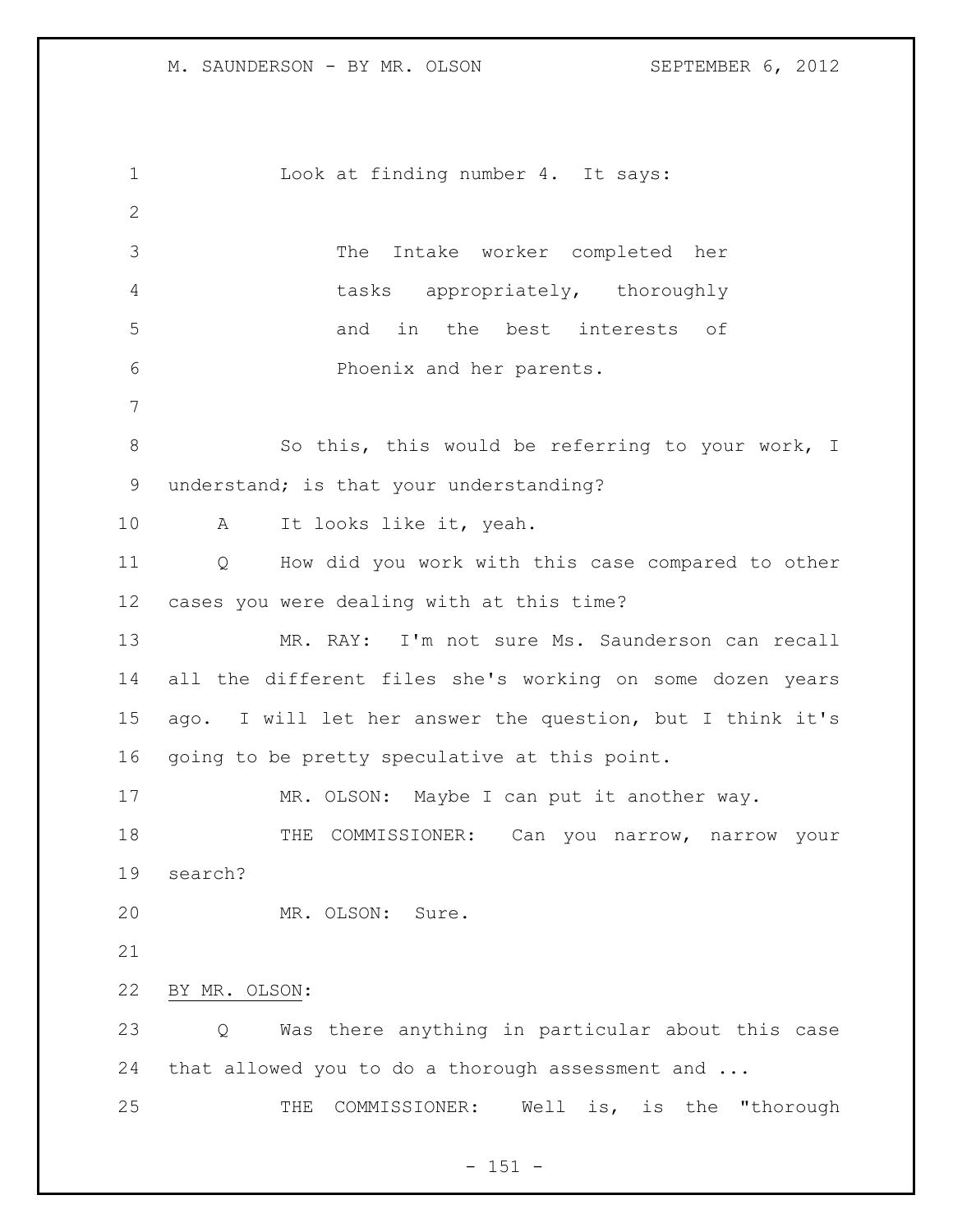Look at finding number 4. It says:

> The Intake worker completed her tasks appropriately, thoroughly and in the best interests of Phoenix and her parents.

So this, this would be referring to your work, I understand; is that your understanding?

A It looks like it, yeah.

Q How did you work with this case compared to other cases you were dealing with at this time?

MR. RAY: I'm not sure Ms. Saunderson can recall all the different files she's working on some dozen years ago. I will let her answer the question, but I think it's going to be pretty speculative at this point.

MR. OLSON: Maybe I can put it another way.

THE COMMISSIONER: Can you narrow, narrow your search?

MR. OLSON: Sure.

BY MR. OLSON:

Q Was there anything in particular about this case that allowed you to do a thorough assessment and ...

THE COMMISSIONER: Well is, is the "thorough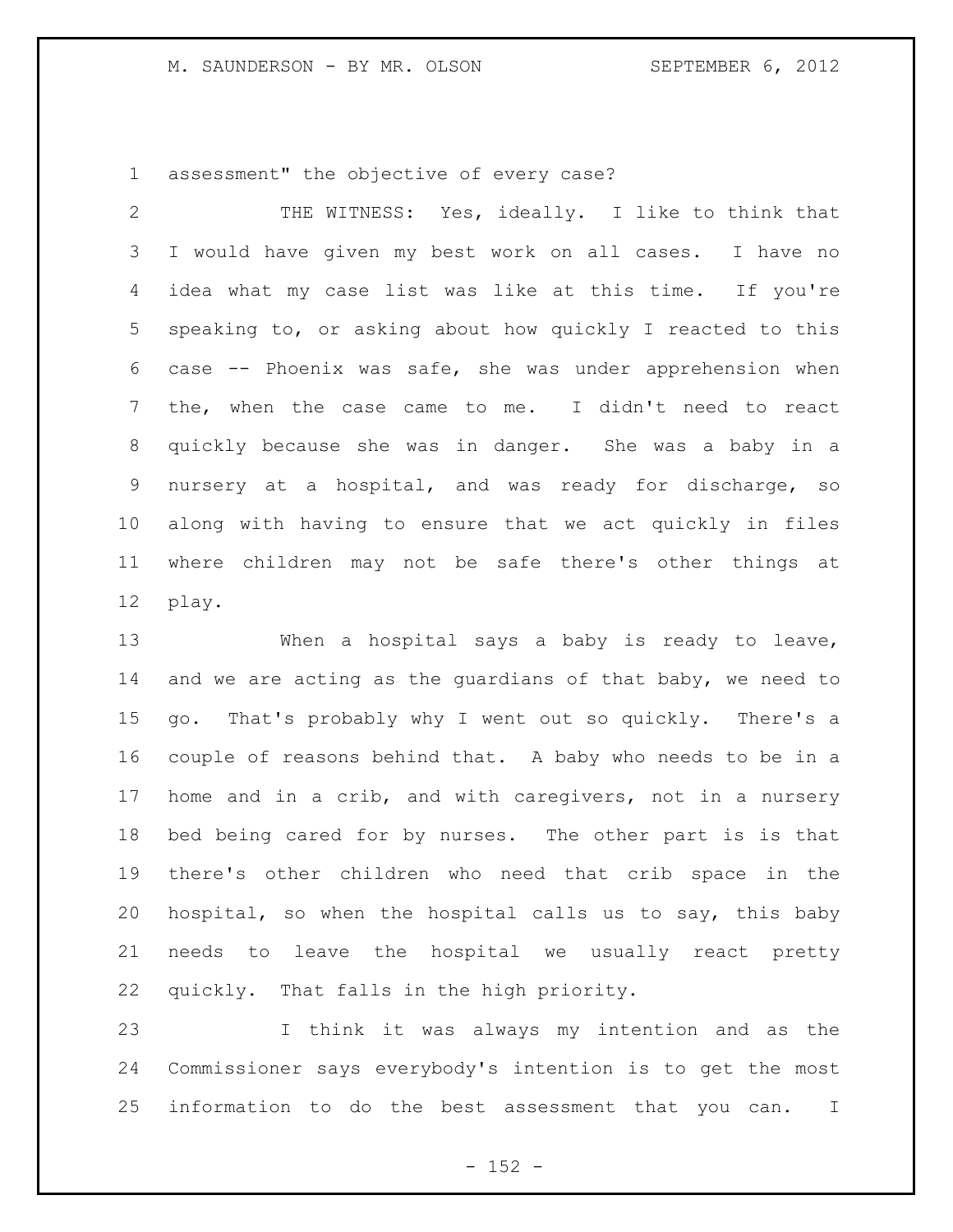assessment" the objective of every case?

THE WITNESS: Yes, ideally. I like to think that I would have given my best work on all cases. I have no idea what my case list was like at this time. If you're speaking to, or asking about how quickly I reacted to this case -- Phoenix was safe, she was under apprehension when the, when the case came to me. I didn't need to react quickly because she was in danger. She was a baby in a nursery at a hospital, and was ready for discharge, so along with having to ensure that we act quickly in files where children may not be safe there's other things at play.

When a hospital says a baby is ready to leave, and we are acting as the guardians of that baby, we need to go. That's probably why I went out so quickly. There's a couple of reasons behind that. A baby who needs to be in a home and in a crib, and with caregivers, not in a nursery bed being cared for by nurses. The other part is is that there's other children who need that crib space in the hospital, so when the hospital calls us to say, this baby needs to leave the hospital we usually react pretty quickly. That falls in the high priority.

I think it was always my intention and as the Commissioner says everybody's intention is to get the most information to do the best assessment that you can. I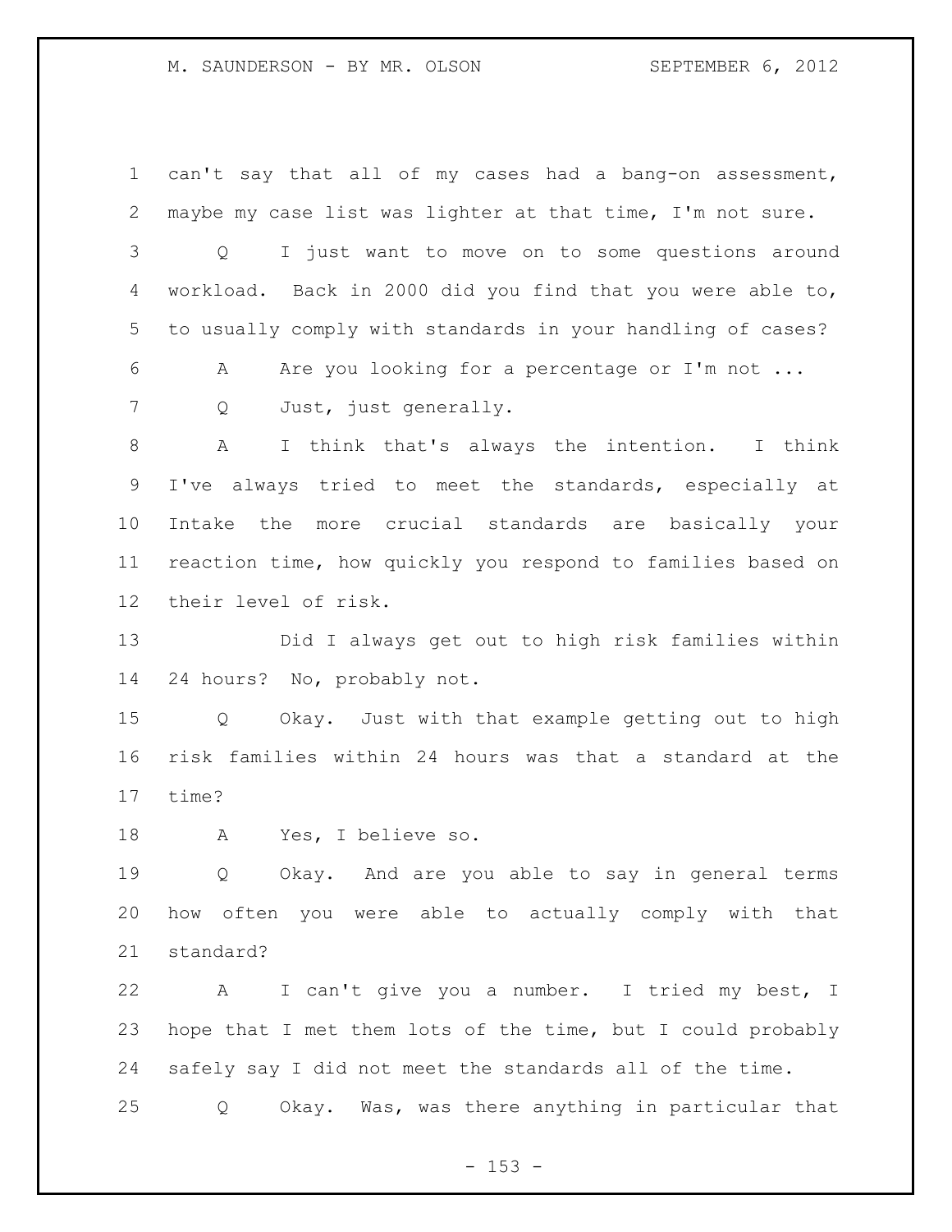can't say that all of my cases had a bang-on assessment, maybe my case list was lighter at that time, I'm not sure.

Q I just want to move on to some questions around workload. Back in 2000 did you find that you were able to, to usually comply with standards in your handling of cases?

A Are you looking for a percentage or I'm not ...

Q Just, just generally.

A I think that's always the intention. I think I've always tried to meet the standards, especially at Intake the more crucial standards are basically your reaction time, how quickly you respond to families based on their level of risk.

Did I always get out to high risk families within 24 hours? No, probably not.

Q Okay. Just with that example getting out to high risk families within 24 hours was that a standard at the time?

A Yes, I believe so.

Q Okay. And are you able to say in general terms how often you were able to actually comply with that standard?

A I can't give you a number. I tried my best, I hope that I met them lots of the time, but I could probably safely say I did not meet the standards all of the time.

Q Okay. Was, was there anything in particular that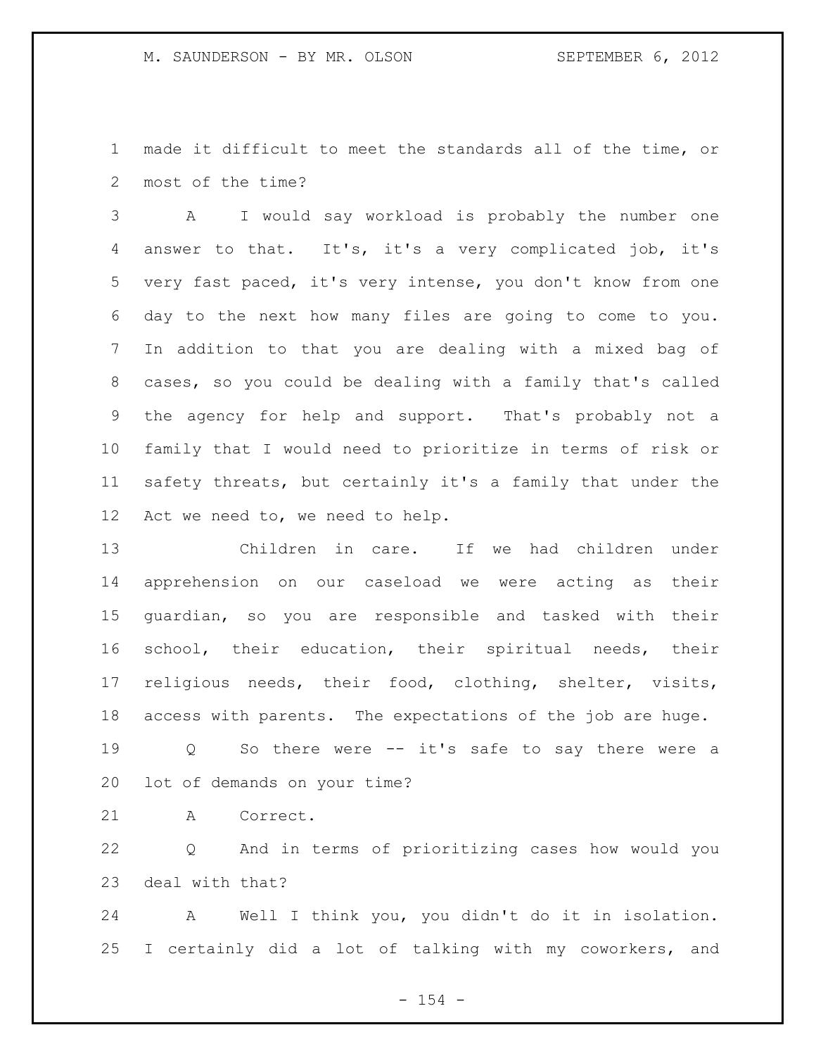made it difficult to meet the standards all of the time, or most of the time?

A I would say workload is probably the number one answer to that. It's, it's a very complicated job, it's very fast paced, it's very intense, you don't know from one day to the next how many files are going to come to you. In addition to that you are dealing with a mixed bag of cases, so you could be dealing with a family that's called the agency for help and support. That's probably not a family that I would need to prioritize in terms of risk or safety threats, but certainly it's a family that under the Act we need to, we need to help.

Children in care. If we had children under apprehension on our caseload we were acting as their guardian, so you are responsible and tasked with their school, their education, their spiritual needs, their religious needs, their food, clothing, shelter, visits, access with parents. The expectations of the job are huge.

Q So there were -- it's safe to say there were a lot of demands on your time?

A Correct.

Q And in terms of prioritizing cases how would you deal with that?

A Well I think you, you didn't do it in isolation. I certainly did a lot of talking with my coworkers, and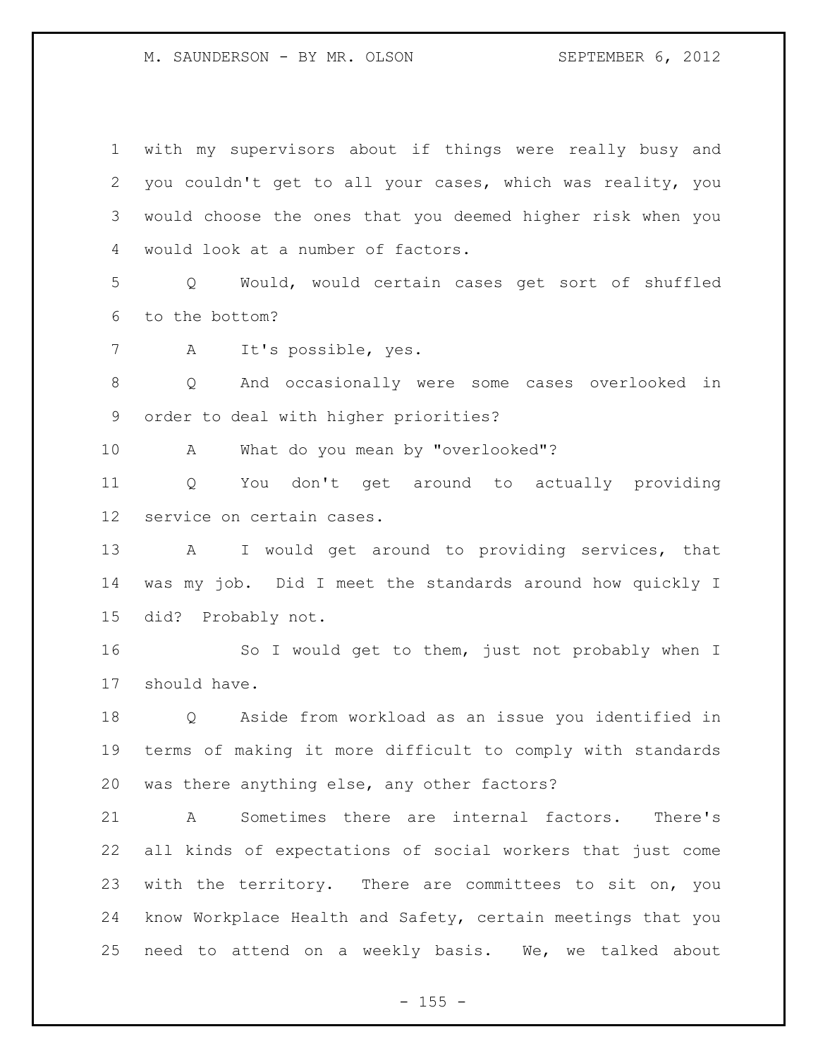with my supervisors about if things were really busy and you couldn't get to all your cases, which was reality, you would choose the ones that you deemed higher risk when you would look at a number of factors.

Q Would, would certain cases get sort of shuffled to the bottom?

A It's possible, yes.

Q And occasionally were some cases overlooked in order to deal with higher priorities?

A What do you mean by "overlooked"?

Q You don't get around to actually providing service on certain cases.

A I would get around to providing services, that was my job. Did I meet the standards around how quickly I did? Probably not.

So I would get to them, just not probably when I should have.

Q Aside from workload as an issue you identified in terms of making it more difficult to comply with standards was there anything else, any other factors?

A Sometimes there are internal factors. There's all kinds of expectations of social workers that just come with the territory. There are committees to sit on, you know Workplace Health and Safety, certain meetings that you need to attend on a weekly basis. We, we talked about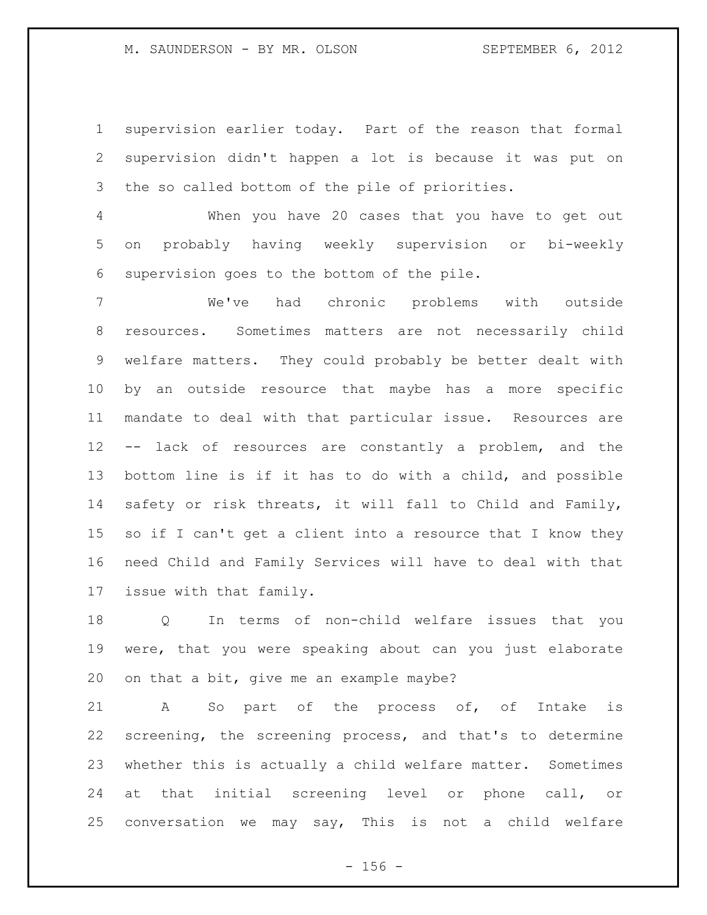supervision earlier today. Part of the reason that formal supervision didn't happen a lot is because it was put on the so called bottom of the pile of priorities.

When you have 20 cases that you have to get out on probably having weekly supervision or bi-weekly supervision goes to the bottom of the pile.

We've had chronic problems with outside resources. Sometimes matters are not necessarily child welfare matters. They could probably be better dealt with by an outside resource that maybe has a more specific mandate to deal with that particular issue. Resources are -- lack of resources are constantly a problem, and the bottom line is if it has to do with a child, and possible safety or risk threats, it will fall to Child and Family, so if I can't get a client into a resource that I know they need Child and Family Services will have to deal with that issue with that family.

Q In terms of non-child welfare issues that you were, that you were speaking about can you just elaborate on that a bit, give me an example maybe?

A So part of the process of, of Intake is screening, the screening process, and that's to determine whether this is actually a child welfare matter. Sometimes at that initial screening level or phone call, or conversation we may say, This is not a child welfare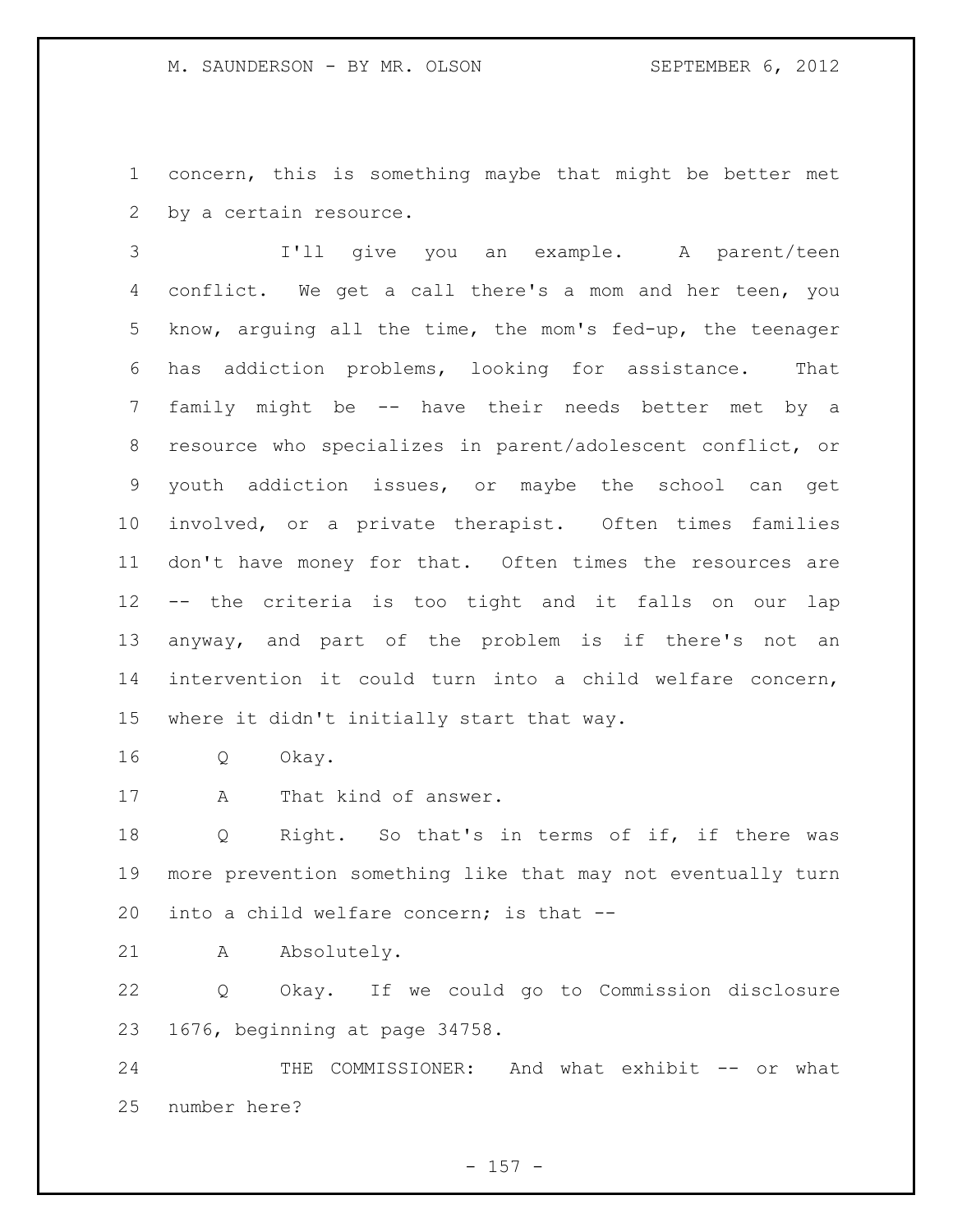concern, this is something maybe that might be better met by a certain resource.

I'll give you an example. A parent/teen conflict. We get a call there's a mom and her teen, you know, arguing all the time, the mom's fed-up, the teenager has addiction problems, looking for assistance. That family might be -- have their needs better met by a resource who specializes in parent/adolescent conflict, or youth addiction issues, or maybe the school can get involved, or a private therapist. Often times families don't have money for that. Often times the resources are -- the criteria is too tight and it falls on our lap anyway, and part of the problem is if there's not an intervention it could turn into a child welfare concern, where it didn't initially start that way.

Q Okay.

A That kind of answer.

Q Right. So that's in terms of if, if there was more prevention something like that may not eventually turn into a child welfare concern; is that --

A Absolutely.

Q Okay. If we could go to Commission disclosure 1676, beginning at page 34758.

THE COMMISSIONER: And what exhibit -- or what number here?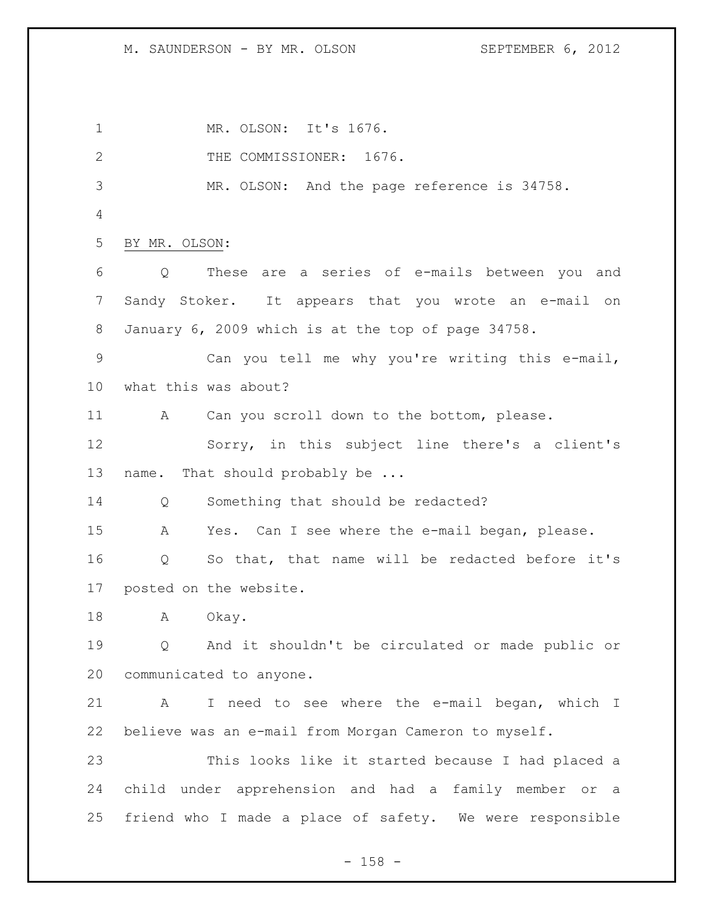MR. OLSON: It's 1676.

THE COMMISSIONER: 1676.

MR. OLSON: And the page reference is 34758.

BY MR. OLSON:

Q These are a series of e-mails between you and Sandy Stoker. It appears that you wrote an e-mail on January 6, 2009 which is at the top of page 34758.

Can you tell me why you're writing this e-mail, what this was about?

A Can you scroll down to the bottom, please.

Sorry, in this subject line there's a client's name. That should probably be ...

Q Something that should be redacted?

A Yes. Can I see where the e-mail began, please.

Q So that, that name will be redacted before it's posted on the website.

A Okay.

Q And it shouldn't be circulated or made public or communicated to anyone.

A I need to see where the e-mail began, which I believe was an e-mail from Morgan Cameron to myself.

This looks like it started because I had placed a child under apprehension and had a family member or a friend who I made a place of safety. We were responsible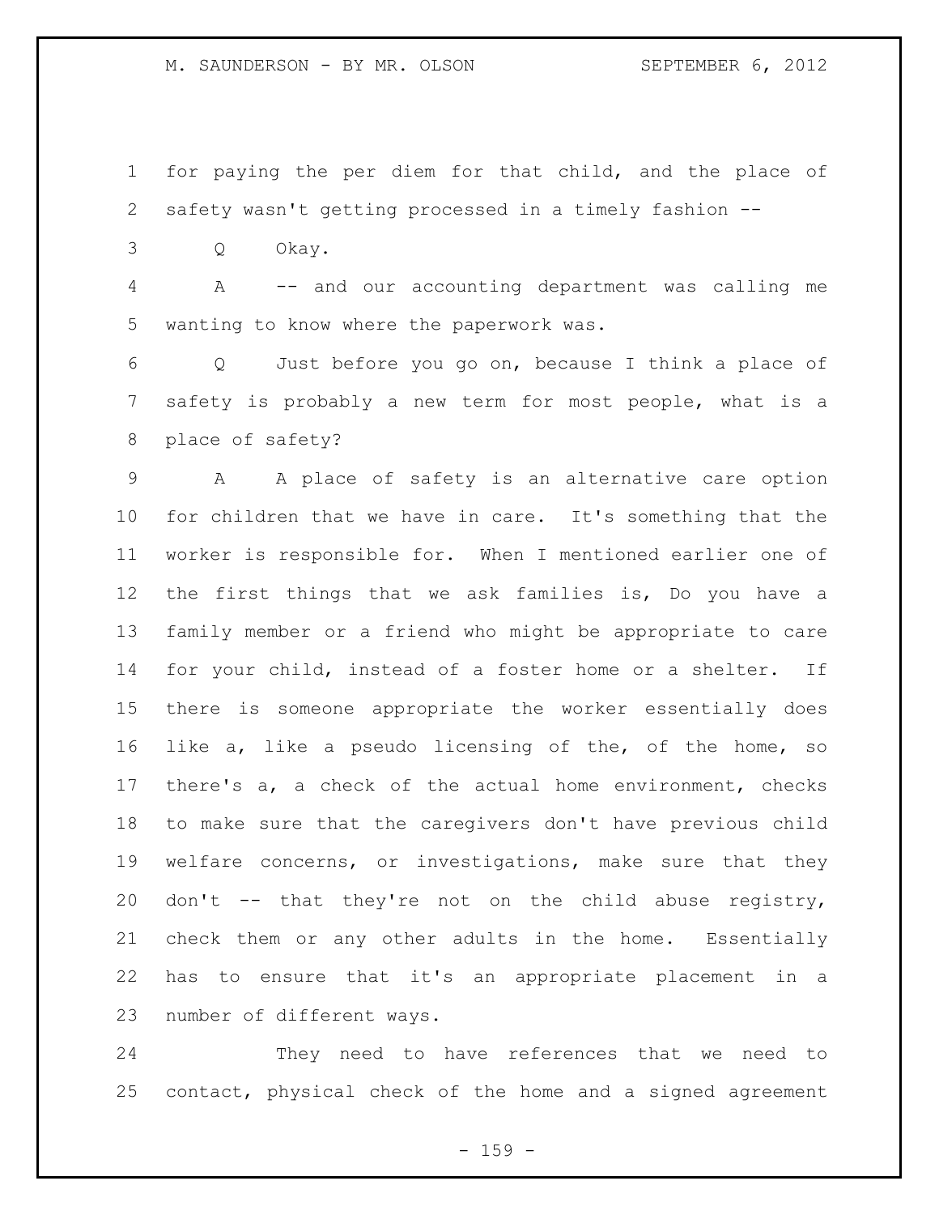for paying the per diem for that child, and the place of safety wasn't getting processed in a timely fashion --

Q Okay.

A -- and our accounting department was calling me wanting to know where the paperwork was.

Q Just before you go on, because I think a place of safety is probably a new term for most people, what is a place of safety?

A A place of safety is an alternative care option for children that we have in care. It's something that the worker is responsible for. When I mentioned earlier one of the first things that we ask families is, Do you have a family member or a friend who might be appropriate to care for your child, instead of a foster home or a shelter. If there is someone appropriate the worker essentially does like a, like a pseudo licensing of the, of the home, so there's a, a check of the actual home environment, checks to make sure that the caregivers don't have previous child welfare concerns, or investigations, make sure that they don't -- that they're not on the child abuse registry, check them or any other adults in the home. Essentially has to ensure that it's an appropriate placement in a number of different ways.

They need to have references that we need to contact, physical check of the home and a signed agreement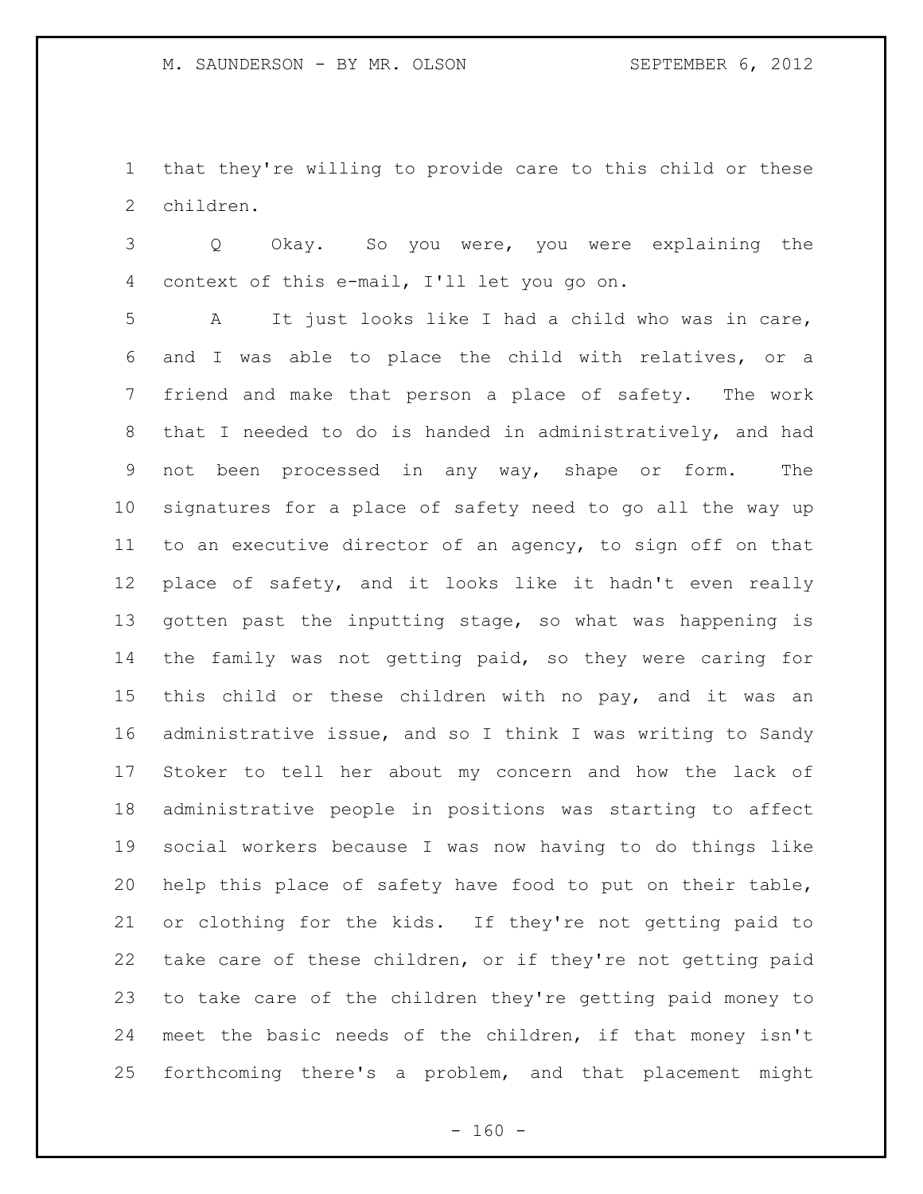that they're willing to provide care to this child or these children.

Q Okay. So you were, you were explaining the context of this e-mail, I'll let you go on.

A It just looks like I had a child who was in care, and I was able to place the child with relatives, or a friend and make that person a place of safety. The work that I needed to do is handed in administratively, and had not been processed in any way, shape or form. The signatures for a place of safety need to go all the way up to an executive director of an agency, to sign off on that place of safety, and it looks like it hadn't even really gotten past the inputting stage, so what was happening is the family was not getting paid, so they were caring for this child or these children with no pay, and it was an administrative issue, and so I think I was writing to Sandy Stoker to tell her about my concern and how the lack of administrative people in positions was starting to affect social workers because I was now having to do things like help this place of safety have food to put on their table, or clothing for the kids. If they're not getting paid to take care of these children, or if they're not getting paid to take care of the children they're getting paid money to meet the basic needs of the children, if that money isn't forthcoming there's a problem, and that placement might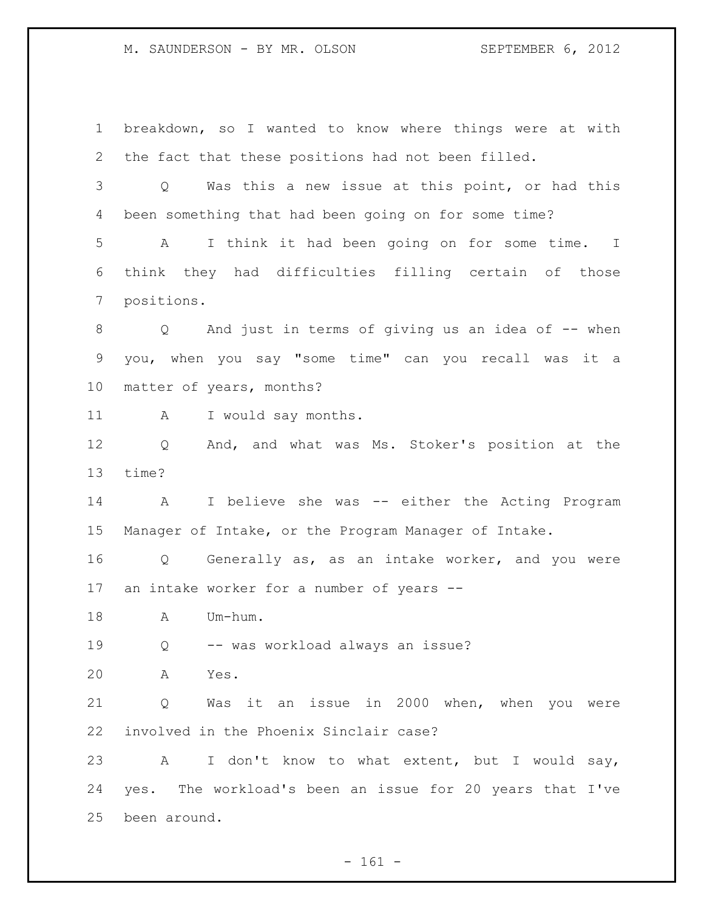breakdown, so I wanted to know where things were at with the fact that these positions had not been filled.

Q Was this a new issue at this point, or had this been something that had been going on for some time?

A I think it had been going on for some time. I think they had difficulties filling certain of those positions.

Q And just in terms of giving us an idea of -- when you, when you say "some time" can you recall was it a matter of years, months?

A I would say months.

Q And, and what was Ms. Stoker's position at the time?

A I believe she was -- either the Acting Program Manager of Intake, or the Program Manager of Intake.

Q Generally as, as an intake worker, and you were an intake worker for a number of years --

A Um-hum.

Q -- was workload always an issue?

A Yes.

Q Was it an issue in 2000 when, when you were involved in the Phoenix Sinclair case?

A I don't know to what extent, but I would say, yes. The workload's been an issue for 20 years that I've been around.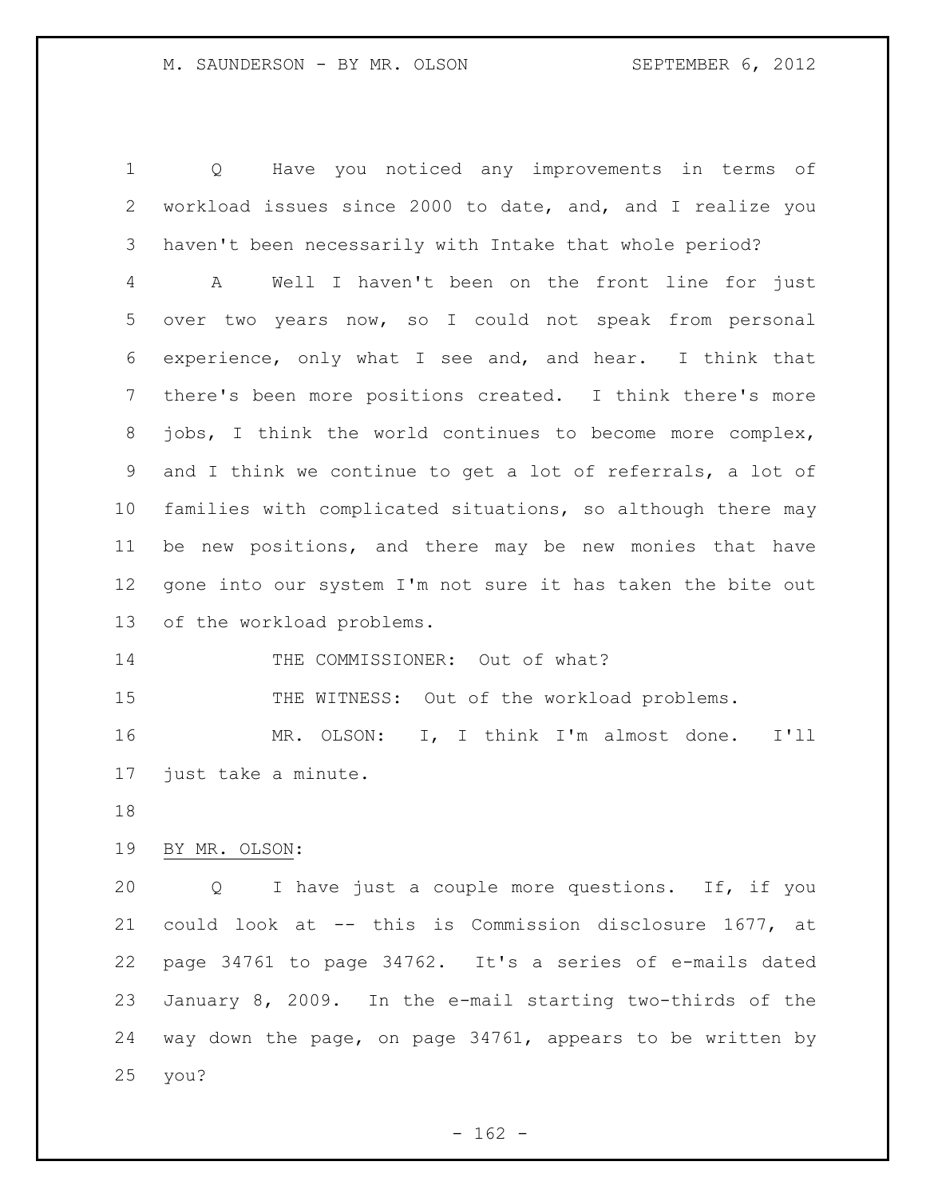Q Have you noticed any improvements in terms of workload issues since 2000 to date, and, and I realize you haven't been necessarily with Intake that whole period?

A Well I haven't been on the front line for just over two years now, so I could not speak from personal experience, only what I see and, and hear. I think that there's been more positions created. I think there's more jobs, I think the world continues to become more complex, and I think we continue to get a lot of referrals, a lot of families with complicated situations, so although there may be new positions, and there may be new monies that have gone into our system I'm not sure it has taken the bite out of the workload problems.

THE COMMISSIONER: Out of what?

THE WITNESS: Out of the workload problems.

MR. OLSON: I, I think I'm almost done. I'll just take a minute.

BY MR. OLSON:

Q I have just a couple more questions. If, if you could look at -- this is Commission disclosure 1677, at page 34761 to page 34762. It's a series of e-mails dated January 8, 2009. In the e-mail starting two-thirds of the way down the page, on page 34761, appears to be written by you?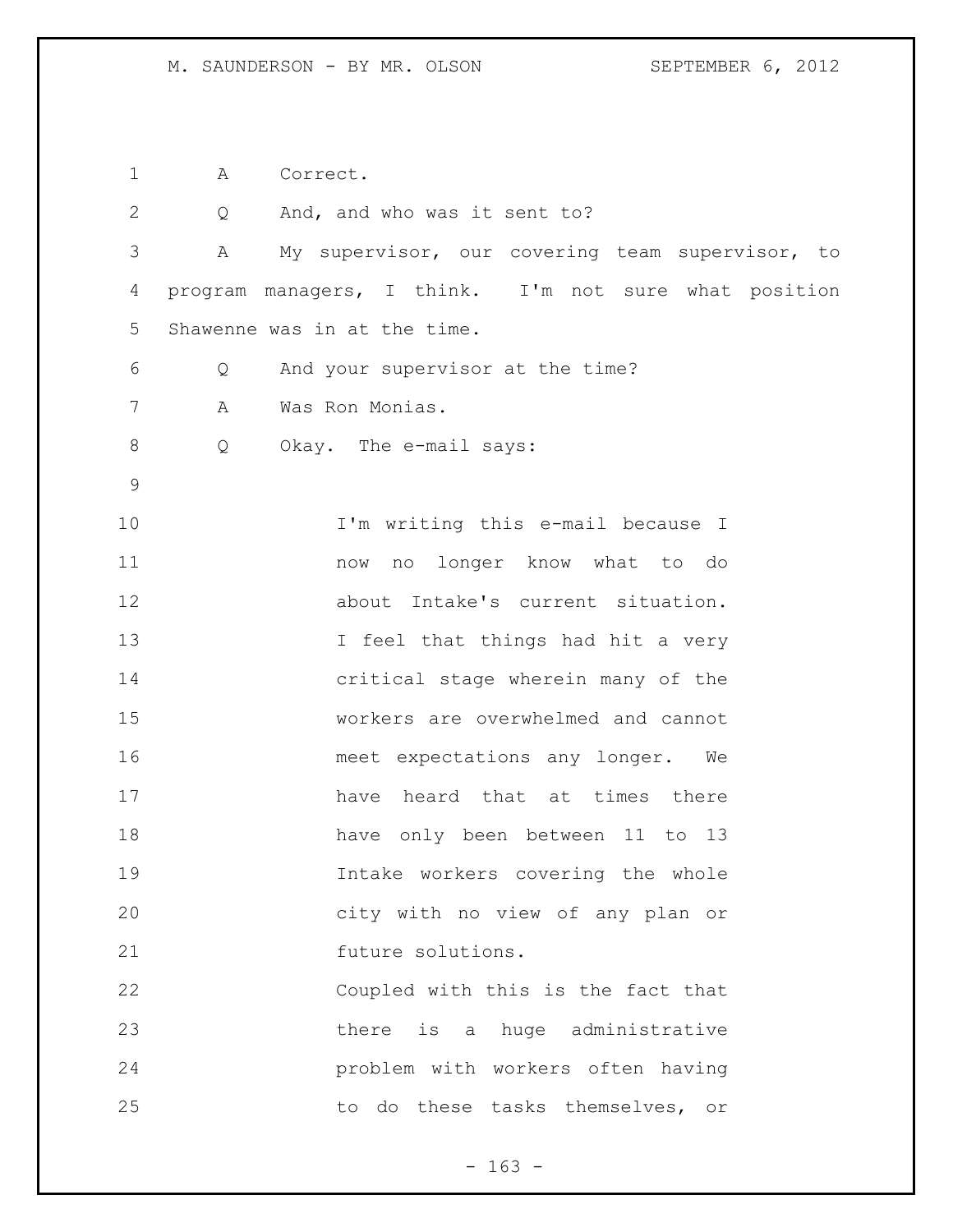A Correct.

Q And, and who was it sent to?

A My supervisor, our covering team supervisor, to program managers, I think. I'm not sure what position Shawenne was in at the time.

Q And your supervisor at the time?

A Was Ron Monias.

Q Okay. The e-mail says:

> I'm writing this e-mail because I now no longer know what to do about Intake's current situation. I feel that things had hit a very critical stage wherein many of the workers are overwhelmed and cannot meet expectations any longer. We have heard that at times there have only been between 11 to 13 Intake workers covering the whole city with no view of any plan or future solutions.
>
> Coupled with this is the fact that there is a huge administrative problem with workers often having to do these tasks themselves, or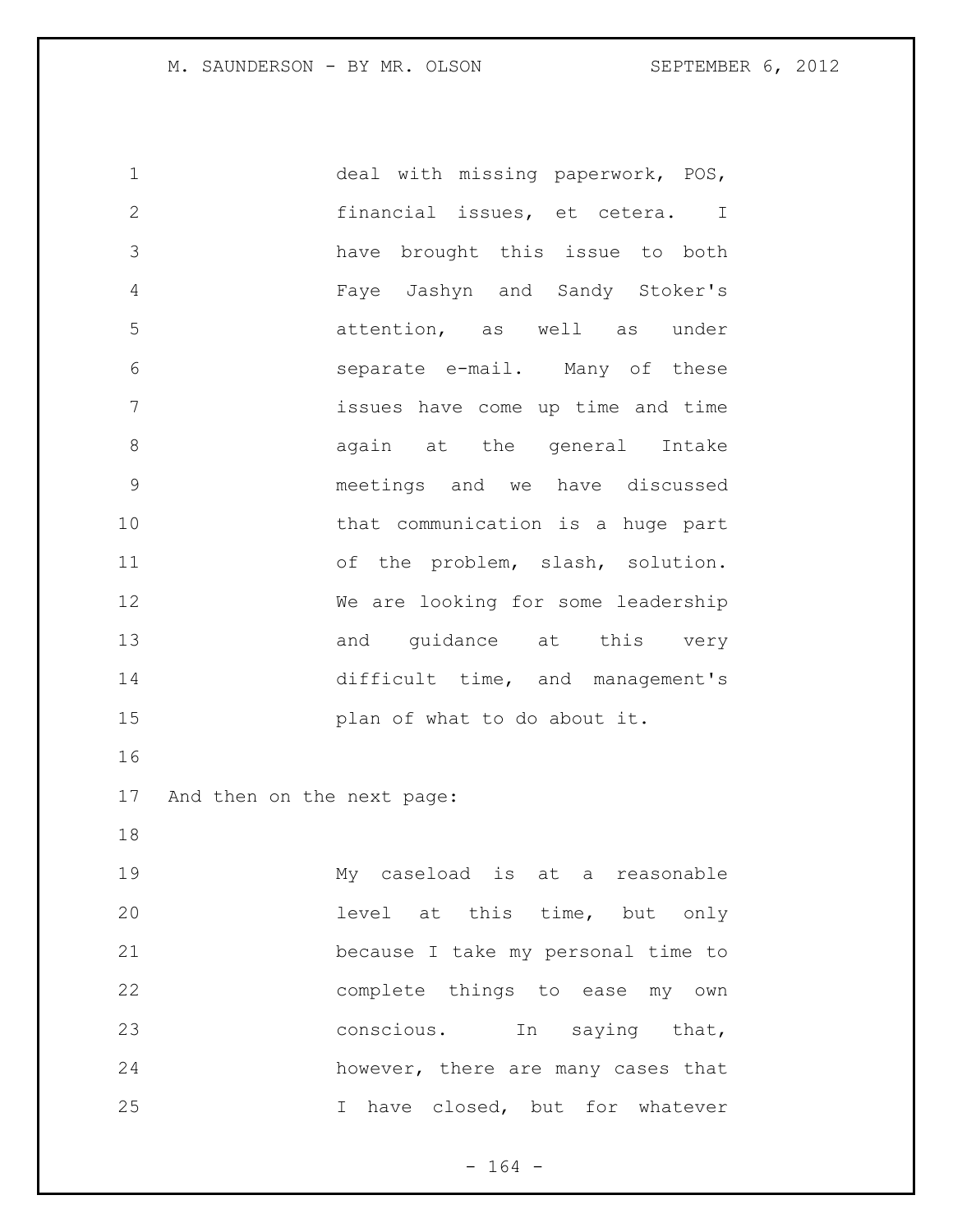deal with missing paperwork, POS, financial issues, et cetera. I have brought this issue to both Faye Jashyn and Sandy Stoker's attention, as well as under separate e-mail. Many of these issues have come up time and time again at the general Intake meetings and we have discussed that communication is a huge part of the problem, slash, solution. We are looking for some leadership and guidance at this very difficult time, and management's plan of what to do about it.

And then on the next page:

My caseload is at a reasonable level at this time, but only because I take my personal time to complete things to ease my own conscious. In saying that, however, there are many cases that I have closed, but for whatever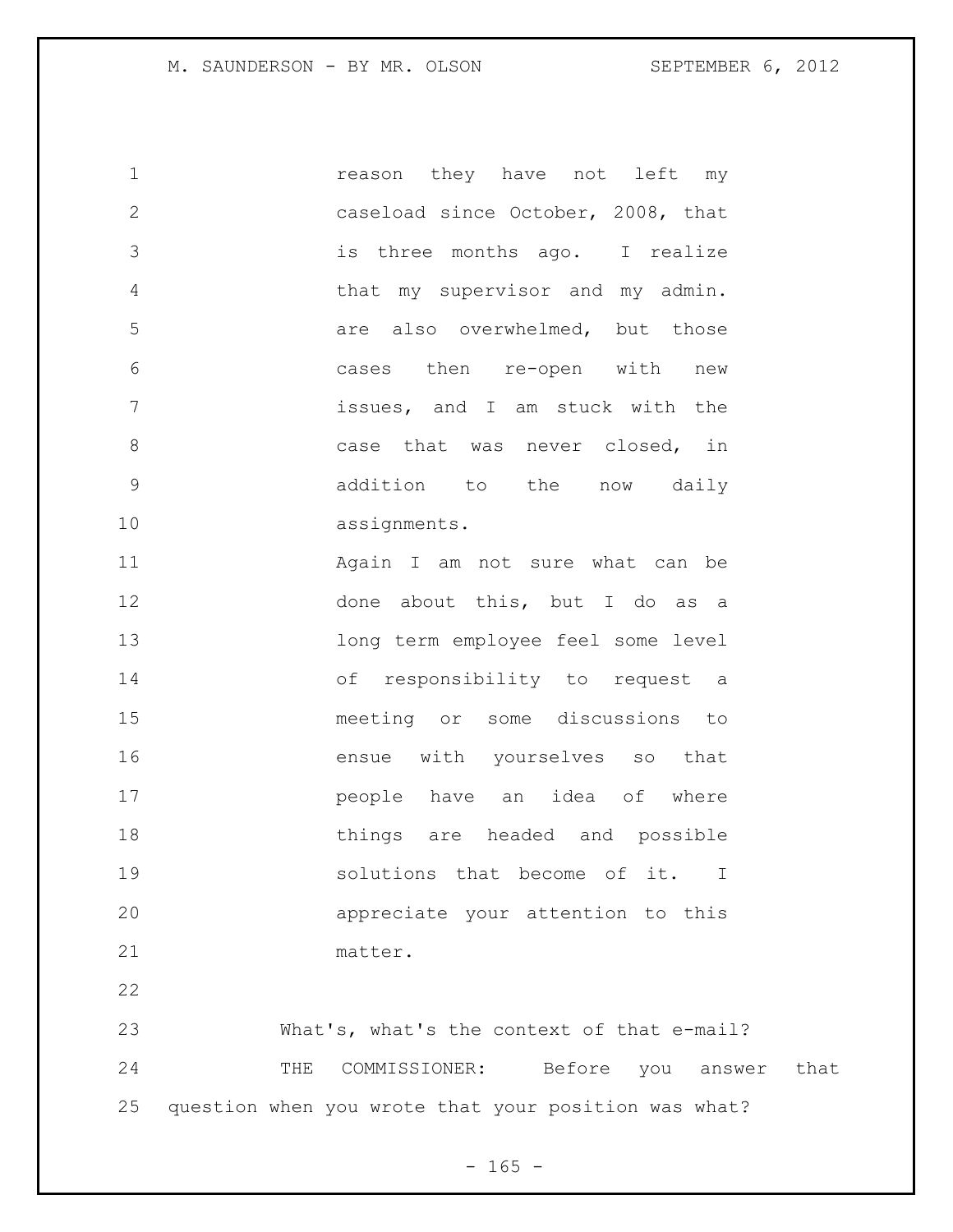reason they have not left my caseload since October, 2008, that is three months ago. I realize that my supervisor and my admin. are also overwhelmed, but those cases then re-open with new issues, and I am stuck with the case that was never closed, in addition to the now daily assignments.

Again I am not sure what can be done about this, but I do as a long term employee feel some level of responsibility to request a meeting or some discussions to ensue with yourselves so that people have an idea of where things are headed and possible solutions that become of it. I appreciate your attention to this matter.

What's, what's the context of that e-mail?

THE COMMISSIONER: Before you answer that question when you wrote that your position was what?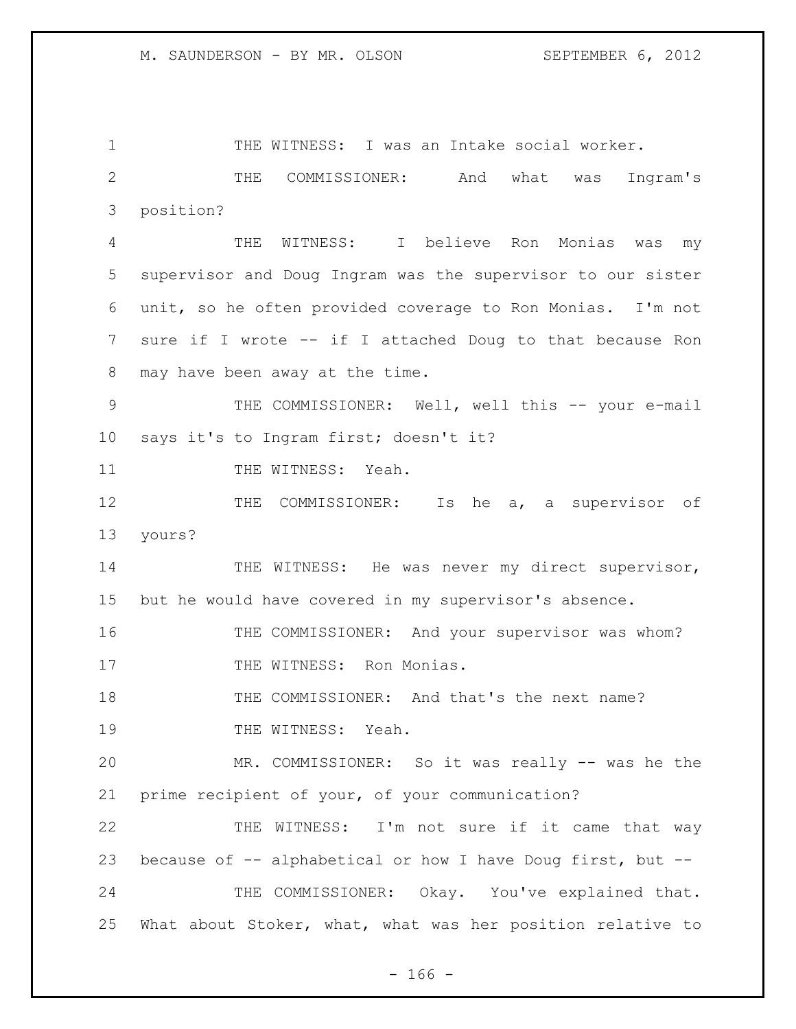THE WITNESS: I was an Intake social worker.

THE COMMISSIONER: And what was Ingram's position?

THE WITNESS: I believe Ron Monias was my supervisor and Doug Ingram was the supervisor to our sister unit, so he often provided coverage to Ron Monias. I'm not sure if I wrote -- if I attached Doug to that because Ron may have been away at the time.

THE COMMISSIONER: Well, well this -- your e-mail says it's to Ingram first; doesn't it?

THE WITNESS: Yeah.

THE COMMISSIONER: Is he a, a supervisor of yours?

THE WITNESS: He was never my direct supervisor, but he would have covered in my supervisor's absence.

THE COMMISSIONER: And your supervisor was whom?

THE WITNESS: Ron Monias.

THE COMMISSIONER: And that's the next name?

THE WITNESS: Yeah.

MR. COMMISSIONER: So it was really -- was he the prime recipient of your, of your communication?

THE WITNESS: I'm not sure if it came that way because of -- alphabetical or how I have Doug first, but --

THE COMMISSIONER: Okay. You've explained that. What about Stoker, what, what was her position relative to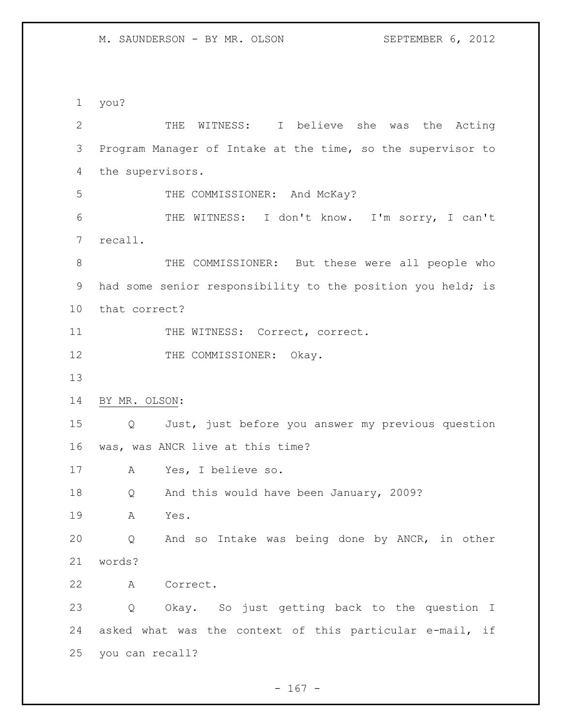you?

THE WITNESS: I believe she was the Acting Program Manager of Intake at the time, so the supervisor to the supervisors.

THE COMMISSIONER: And McKay?

THE WITNESS: I don't know. I'm sorry, I can't recall.

THE COMMISSIONER: But these were all people who had some senior responsibility to the position you held; is that correct?

THE WITNESS: Correct, correct.

THE COMMISSIONER: Okay.

BY MR. OLSON:

Q Just, just before you answer my previous question was, was ANCR live at this time?

A Yes, I believe so.

Q And this would have been January, 2009?

A Yes.

Q And so Intake was being done by ANCR, in other words?

A Correct.

Q Okay. So just getting back to the question I asked what was the context of this particular e-mail, if you can recall?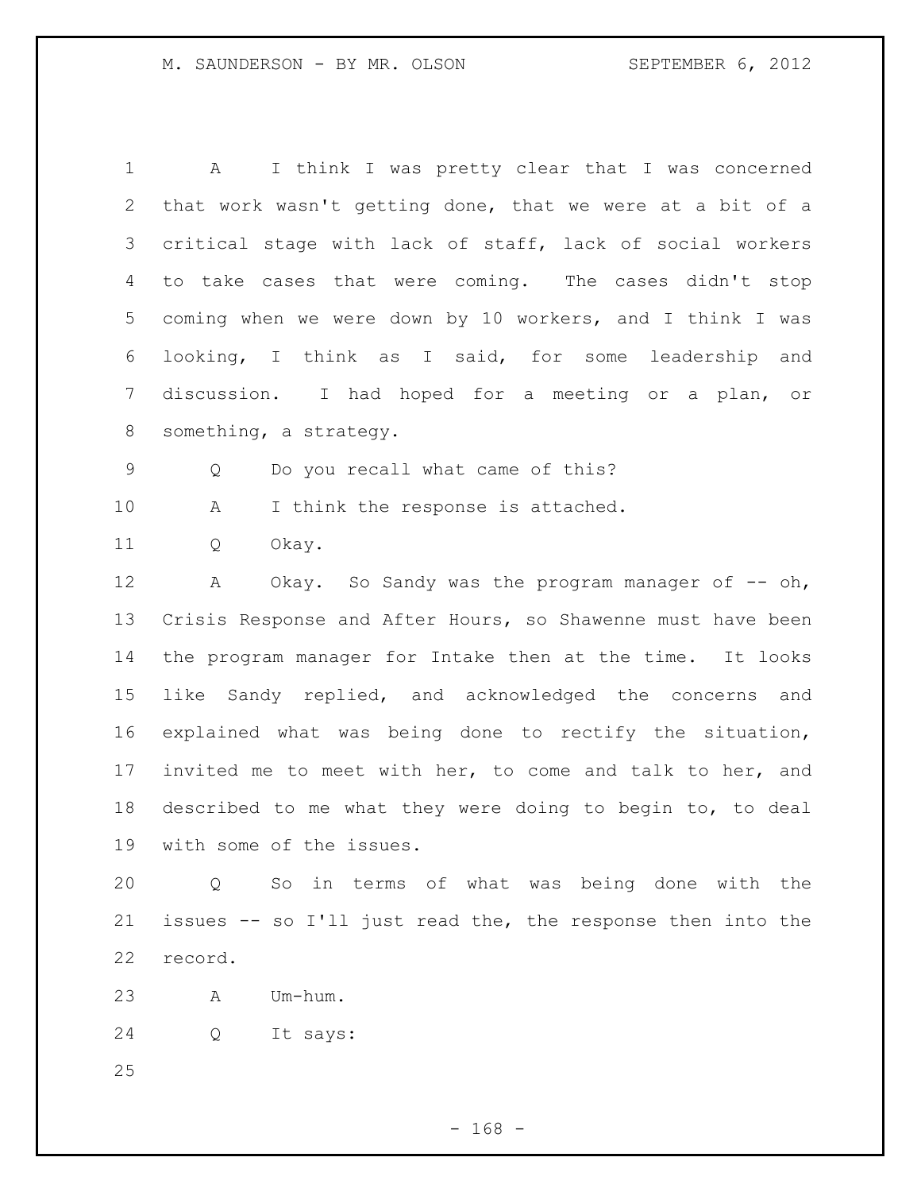A I think I was pretty clear that I was concerned that work wasn't getting done, that we were at a bit of a critical stage with lack of staff, lack of social workers to take cases that were coming. The cases didn't stop coming when we were down by 10 workers, and I think I was looking, I think as I said, for some leadership and discussion. I had hoped for a meeting or a plan, or something, a strategy.

Q Do you recall what came of this?

A I think the response is attached.

Q Okay.

A Okay. So Sandy was the program manager of -- oh, Crisis Response and After Hours, so Shawenne must have been the program manager for Intake then at the time. It looks like Sandy replied, and acknowledged the concerns and explained what was being done to rectify the situation, invited me to meet with her, to come and talk to her, and described to me what they were doing to begin to, to deal with some of the issues.

Q So in terms of what was being done with the issues -- so I'll just read the, the response then into the record.

A Um-hum.

Q It says: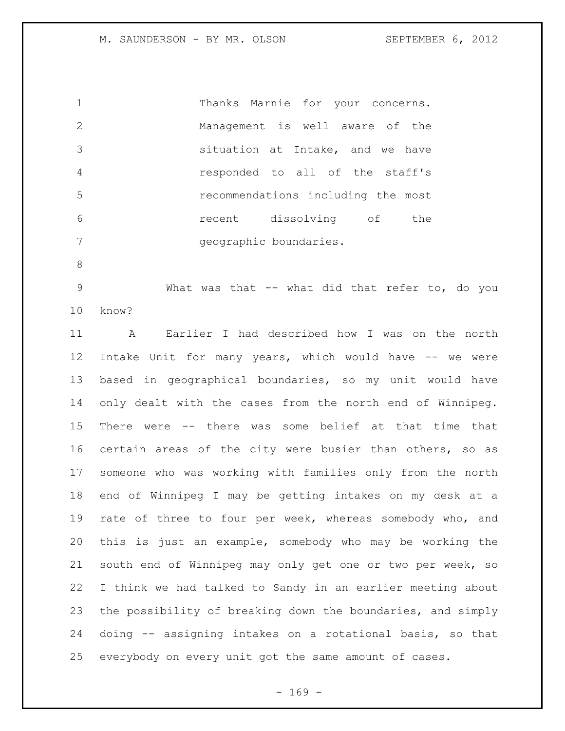> Thanks Marnie for your concerns. Management is well aware of the situation at Intake, and we have responded to all of the staff's recommendations including the most recent dissolving of the geographic boundaries.

What was that -- what did that refer to, do you know?

A Earlier I had described how I was on the north Intake Unit for many years, which would have -- we were based in geographical boundaries, so my unit would have only dealt with the cases from the north end of Winnipeg. There were -- there was some belief at that time that certain areas of the city were busier than others, so as someone who was working with families only from the north end of Winnipeg I may be getting intakes on my desk at a rate of three to four per week, whereas somebody who, and this is just an example, somebody who may be working the south end of Winnipeg may only get one or two per week, so I think we had talked to Sandy in an earlier meeting about the possibility of breaking down the boundaries, and simply doing -- assigning intakes on a rotational basis, so that everybody on every unit got the same amount of cases.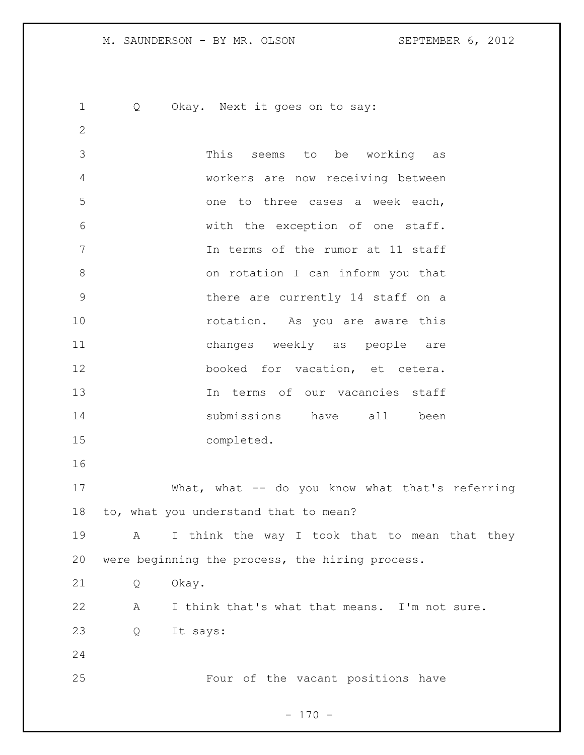Q Okay. Next it goes on to say:

> This seems to be working as workers are now receiving between one to three cases a week each, with the exception of one staff. In terms of the rumor at 11 staff on rotation I can inform you that there are currently 14 staff on a rotation. As you are aware this changes weekly as people are booked for vacation, et cetera. In terms of our vacancies staff submissions have all been completed.

What, what -- do you know what that's referring to, what you understand that to mean?

A I think the way I took that to mean that they were beginning the process, the hiring process.

Q Okay.

A I think that's what that means. I'm not sure.

Q It says:

> Four of the vacant positions have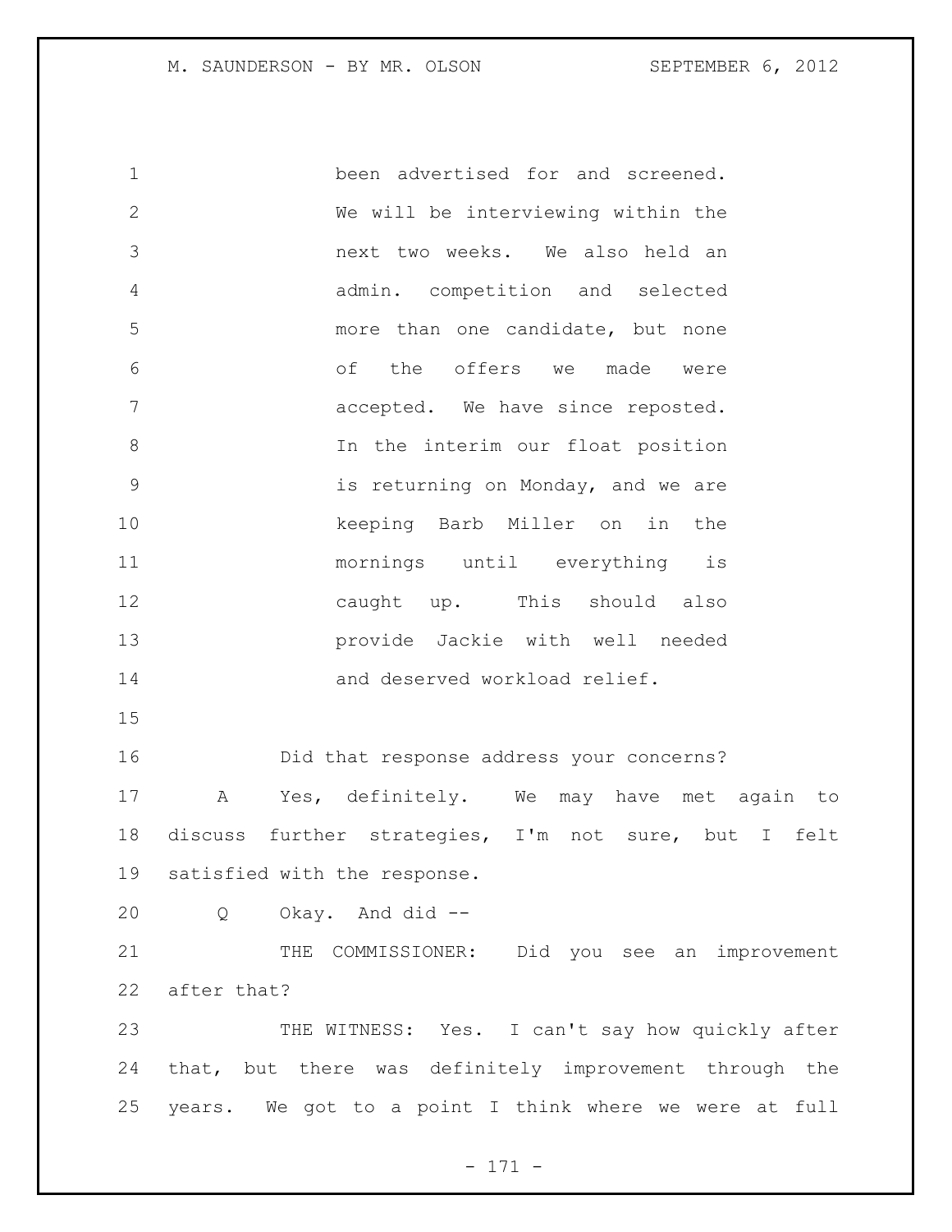been advertised for and screened. We will be interviewing within the next two weeks. We also held an admin. competition and selected more than one candidate, but none of the offers we made were accepted. We have since reposted. In the interim our float position is returning on Monday, and we are keeping Barb Miller on in the mornings until everything is caught up. This should also provide Jackie with well needed and deserved workload relief.

Did that response address your concerns?

A Yes, definitely. We may have met again to discuss further strategies, I'm not sure, but I felt satisfied with the response.

Q Okay. And did --

THE COMMISSIONER: Did you see an improvement after that?

THE WITNESS: Yes. I can't say how quickly after that, but there was definitely improvement through the years. We got to a point I think where we were at full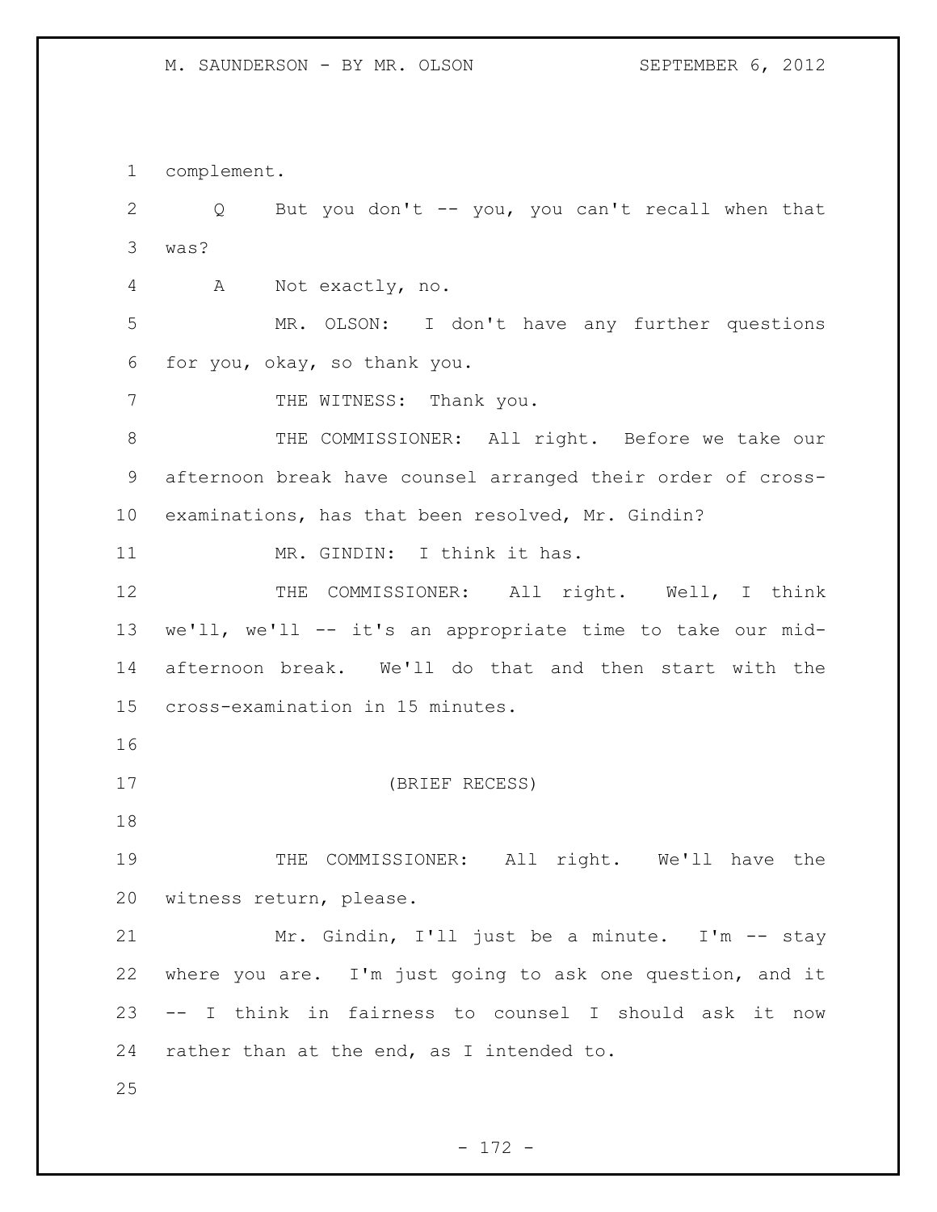complement.

Q But you don't -- you, you can't recall when that was?

A Not exactly, no.

MR. OLSON: I don't have any further questions for you, okay, so thank you.

THE WITNESS: Thank you.

THE COMMISSIONER: All right. Before we take our afternoon break have counsel arranged their order of cross-examinations, has that been resolved, Mr. Gindin?

MR. GINDIN: I think it has.

THE COMMISSIONER: All right. Well, I think we'll, we'll -- it's an appropriate time to take our mid-afternoon break. We'll do that and then start with the cross-examination in 15 minutes.

(BRIEF RECESS)

THE COMMISSIONER: All right. We'll have the witness return, please.

Mr. Gindin, I'll just be a minute. I'm -- stay where you are. I'm just going to ask one question, and it -- I think in fairness to counsel I should ask it now rather than at the end, as I intended to.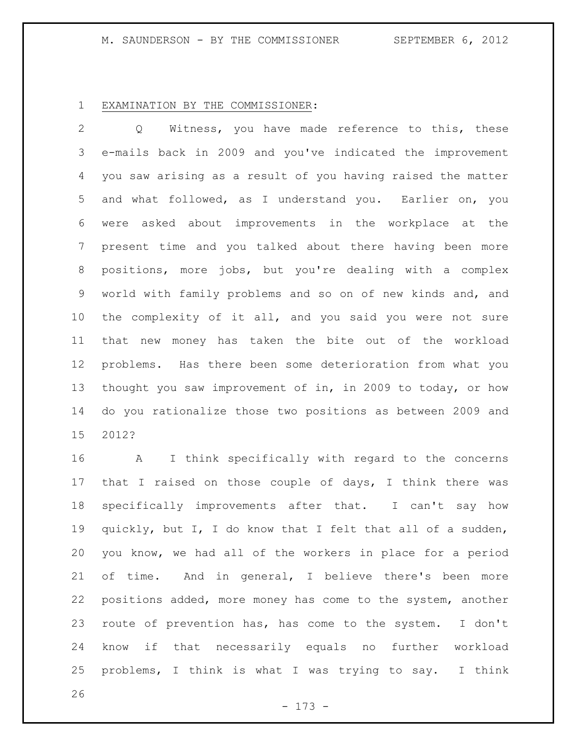EXAMINATION BY THE COMMISSIONER:

Q Witness, you have made reference to this, these e-mails back in 2009 and you've indicated the improvement you saw arising as a result of you having raised the matter and what followed, as I understand you. Earlier on, you were asked about improvements in the workplace at the present time and you talked about there having been more positions, more jobs, but you're dealing with a complex world with family problems and so on of new kinds and, and the complexity of it all, and you said you were not sure that new money has taken the bite out of the workload problems. Has there been some deterioration from what you thought you saw improvement of in, in 2009 to today, or how do you rationalize those two positions as between 2009 and 2012?

A I think specifically with regard to the concerns that I raised on those couple of days, I think there was specifically improvements after that. I can't say how quickly, but I, I do know that I felt that all of a sudden, you know, we had all of the workers in place for a period of time. And in general, I believe there's been more positions added, more money has come to the system, another route of prevention has, has come to the system. I don't know if that necessarily equals no further workload problems, I think is what I was trying to say. I think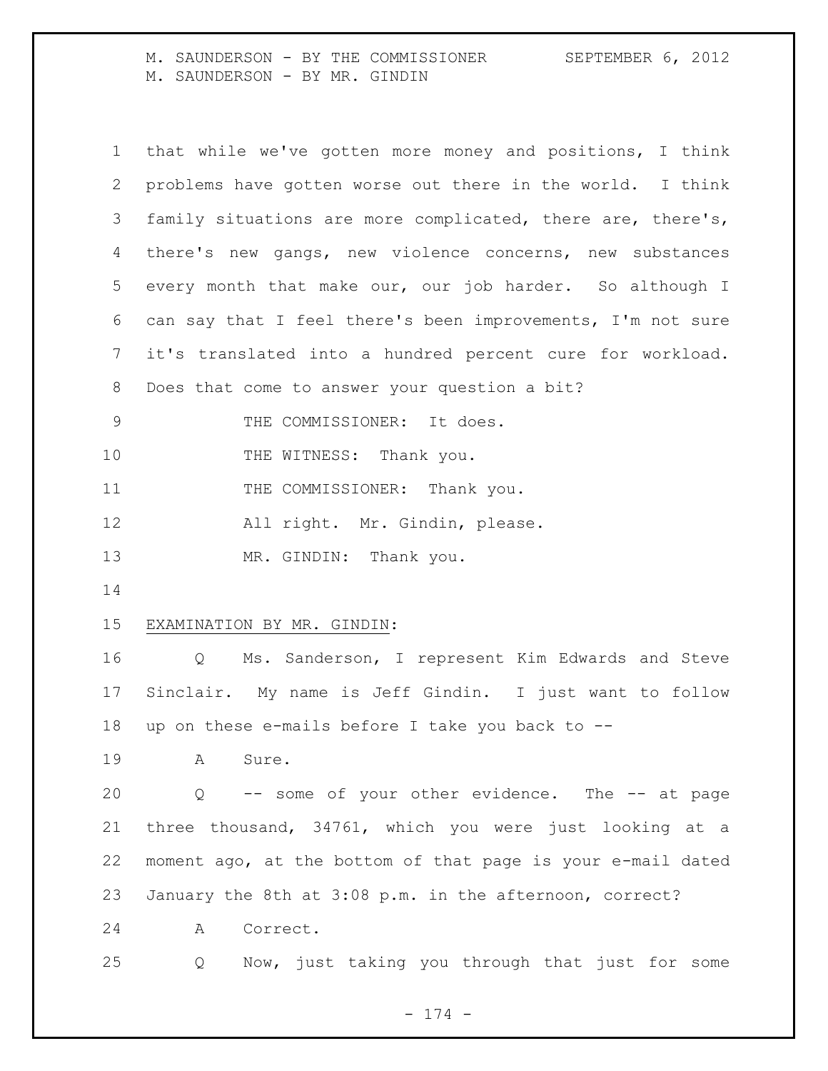that while we've gotten more money and positions, I think problems have gotten worse out there in the world. I think family situations are more complicated, there are, there's, there's new gangs, new violence concerns, new substances every month that make our, our job harder. So although I can say that I feel there's been improvements, I'm not sure it's translated into a hundred percent cure for workload. Does that come to answer your question a bit?

THE COMMISSIONER: It does.

THE WITNESS: Thank you.

THE COMMISSIONER: Thank you.

All right. Mr. Gindin, please.

MR. GINDIN: Thank you.

EXAMINATION BY MR. GINDIN:

Q Ms. Sanderson, I represent Kim Edwards and Steve Sinclair. My name is Jeff Gindin. I just want to follow up on these e-mails before I take you back to --

A Sure.

Q -- some of your other evidence. The -- at page three thousand, 34761, which you were just looking at a moment ago, at the bottom of that page is your e-mail dated January the 8th at 3:08 p.m. in the afternoon, correct?

A Correct.

Q Now, just taking you through that just for some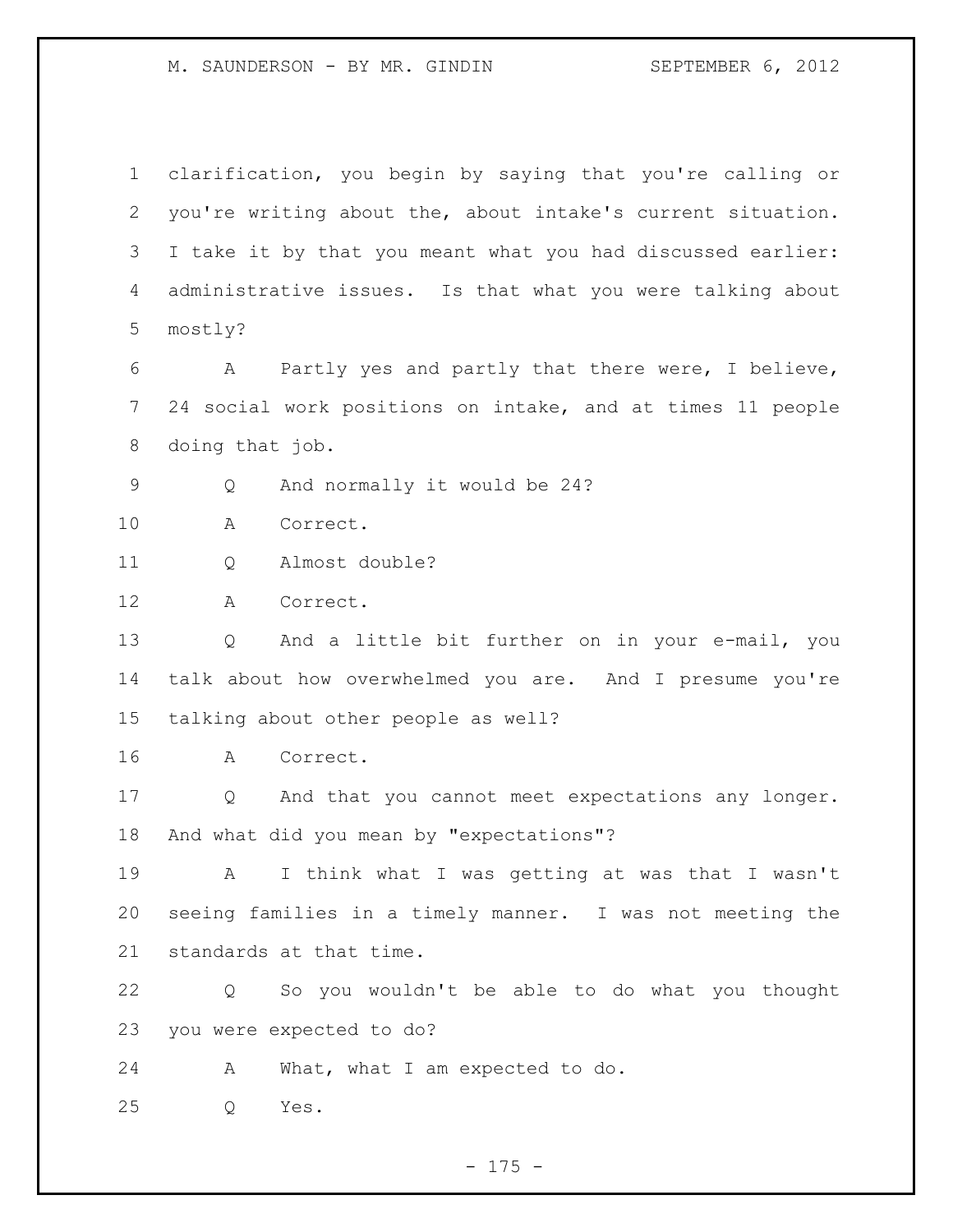clarification, you begin by saying that you're calling or you're writing about the, about intake's current situation. I take it by that you meant what you had discussed earlier: administrative issues. Is that what you were talking about mostly?

A Partly yes and partly that there were, I believe, 24 social work positions on intake, and at times 11 people doing that job.

Q And normally it would be 24?

A Correct.

Q Almost double?

A Correct.

Q And a little bit further on in your e-mail, you talk about how overwhelmed you are. And I presume you're talking about other people as well?

A Correct.

Q And that you cannot meet expectations any longer. And what did you mean by "expectations"?

A I think what I was getting at was that I wasn't seeing families in a timely manner. I was not meeting the standards at that time.

Q So you wouldn't be able to do what you thought you were expected to do?

A What, what I am expected to do.

Q Yes.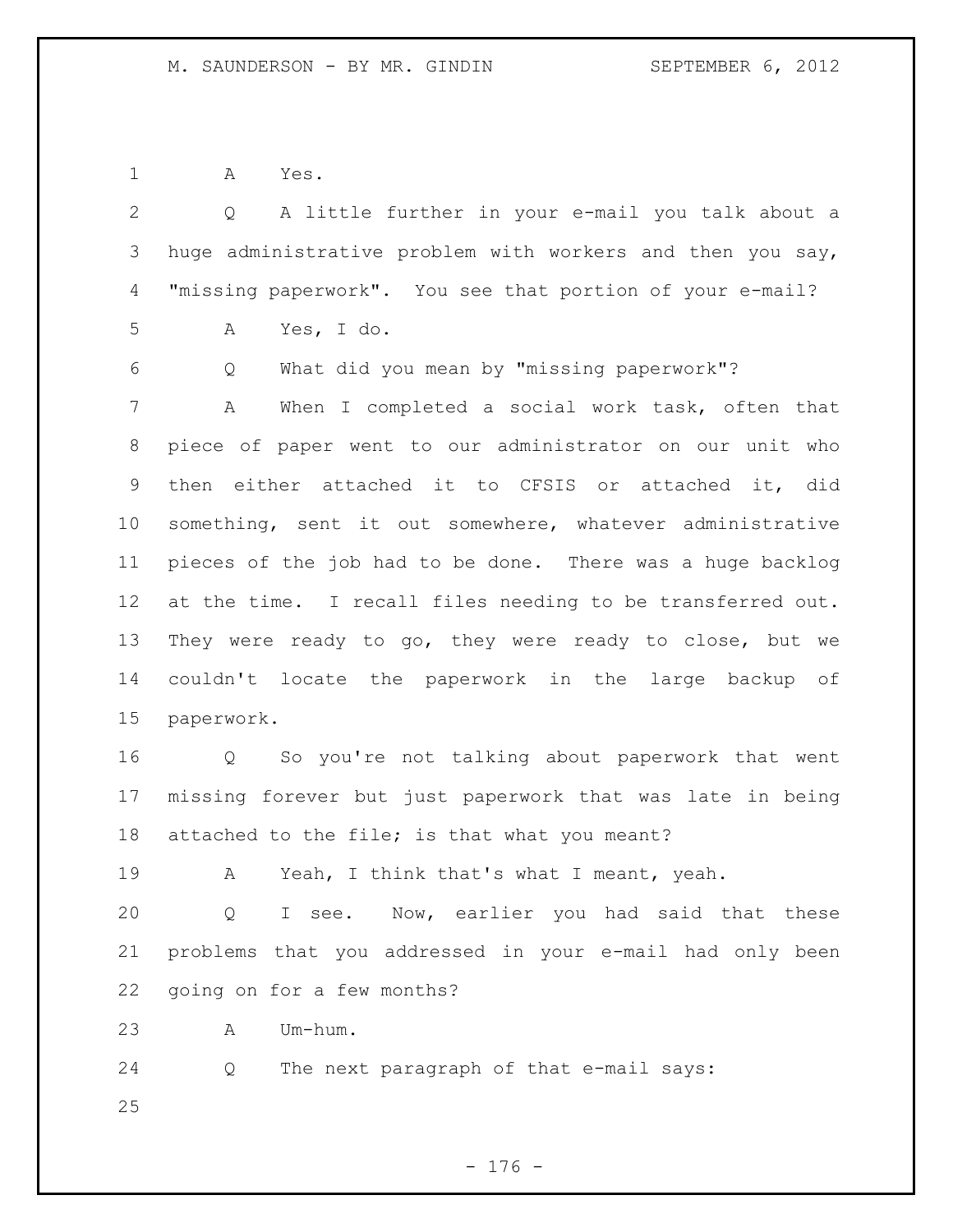A Yes.

Q A little further in your e-mail you talk about a huge administrative problem with workers and then you say, "missing paperwork". You see that portion of your e-mail?

A Yes, I do.

Q What did you mean by "missing paperwork"?

A When I completed a social work task, often that piece of paper went to our administrator on our unit who then either attached it to CFSIS or attached it, did something, sent it out somewhere, whatever administrative pieces of the job had to be done. There was a huge backlog at the time. I recall files needing to be transferred out. They were ready to go, they were ready to close, but we couldn't locate the paperwork in the large backup of paperwork.

Q So you're not talking about paperwork that went missing forever but just paperwork that was late in being attached to the file; is that what you meant?

A Yeah, I think that's what I meant, yeah.

Q I see. Now, earlier you had said that these problems that you addressed in your e-mail had only been going on for a few months?

A Um-hum.

Q The next paragraph of that e-mail says: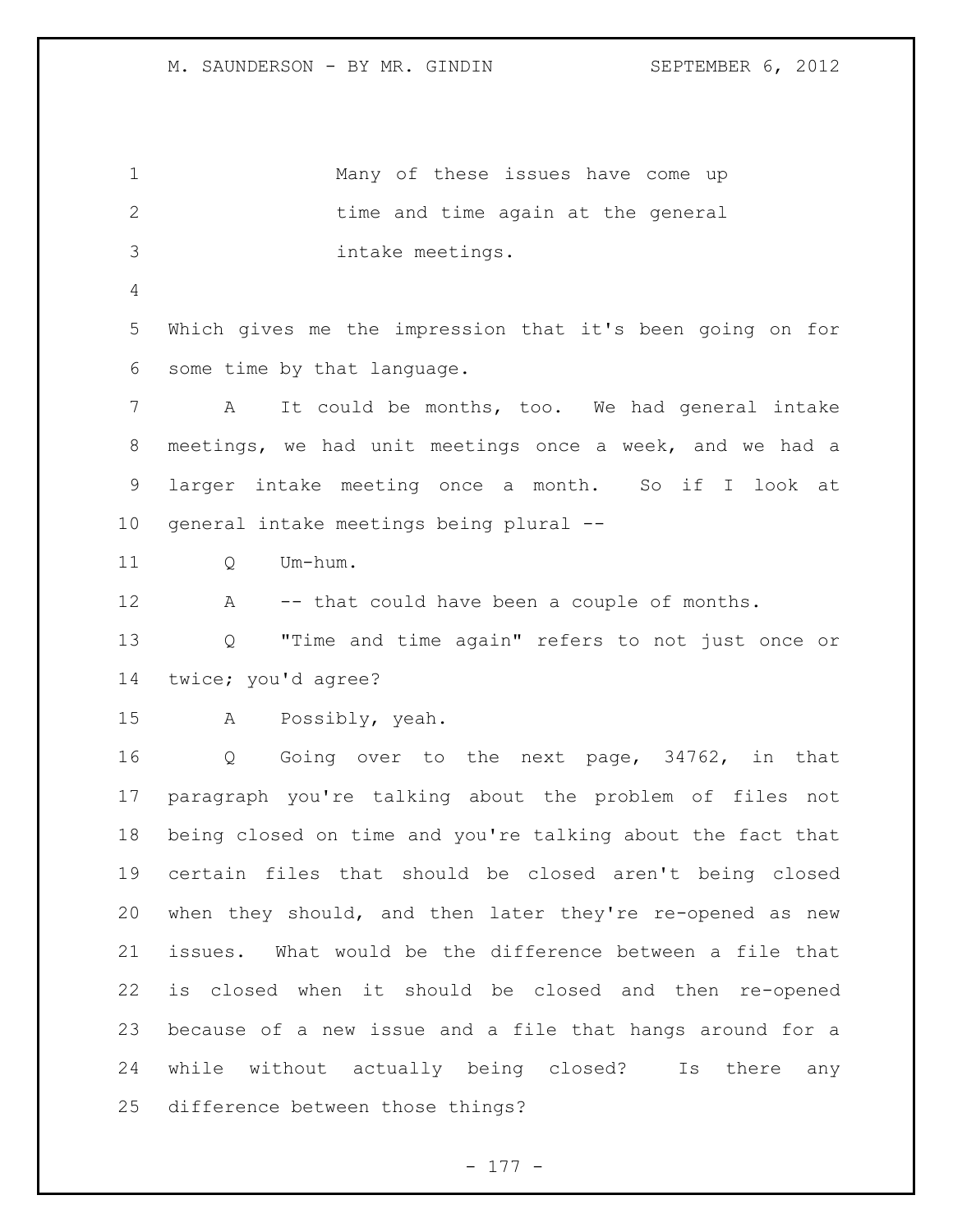Many of these issues have come up time and time again at the general intake meetings.

Which gives me the impression that it's been going on for some time by that language.

A It could be months, too. We had general intake meetings, we had unit meetings once a week, and we had a larger intake meeting once a month. So if I look at general intake meetings being plural --

Q Um-hum.

A -- that could have been a couple of months.

Q "Time and time again" refers to not just once or twice; you'd agree?

A Possibly, yeah.

Q Going over to the next page, 34762, in that paragraph you're talking about the problem of files not being closed on time and you're talking about the fact that certain files that should be closed aren't being closed when they should, and then later they're re-opened as new issues. What would be the difference between a file that is closed when it should be closed and then re-opened because of a new issue and a file that hangs around for a while without actually being closed? Is there any difference between those things?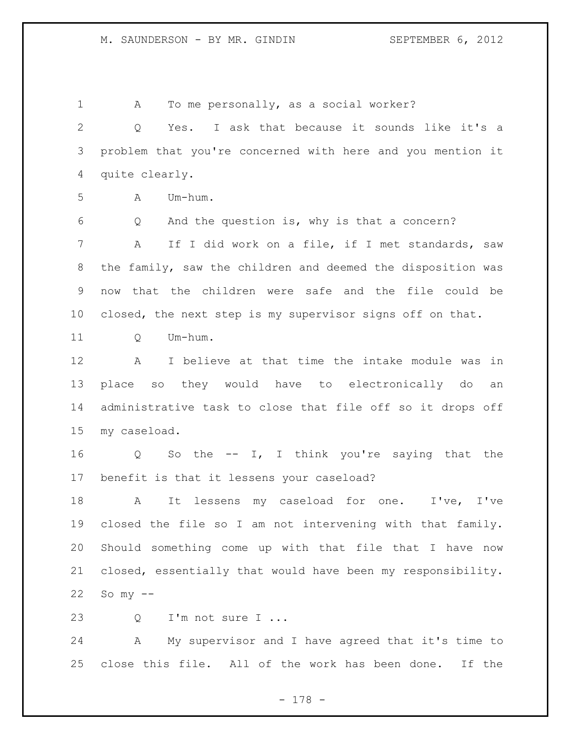A To me personally, as a social worker?

Q Yes. I ask that because it sounds like it's a problem that you're concerned with here and you mention it quite clearly.

A Um-hum.

Q And the question is, why is that a concern?

A If I did work on a file, if I met standards, saw the family, saw the children and deemed the disposition was now that the children were safe and the file could be closed, the next step is my supervisor signs off on that.

Q Um-hum.

A I believe at that time the intake module was in place so they would have to electronically do an administrative task to close that file off so it drops off my caseload.

Q So the -- I, I think you're saying that the benefit is that it lessens your caseload?

A It lessens my caseload for one. I've, I've closed the file so I am not intervening with that family. Should something come up with that file that I have now closed, essentially that would have been my responsibility. So my --

Q I'm not sure I ...

A My supervisor and I have agreed that it's time to close this file. All of the work has been done. If the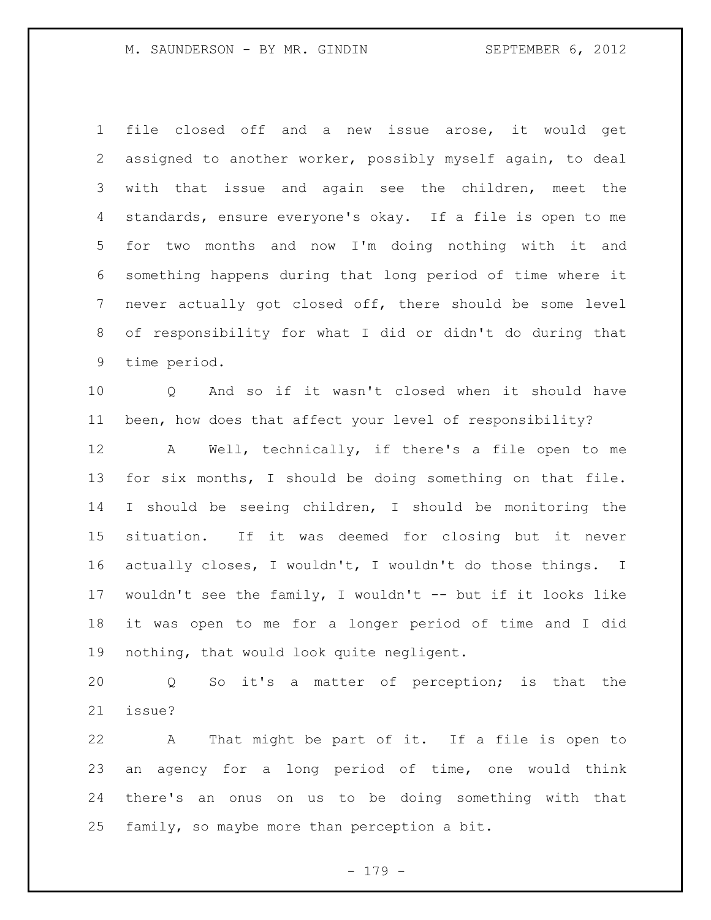file closed off and a new issue arose, it would get assigned to another worker, possibly myself again, to deal with that issue and again see the children, meet the standards, ensure everyone's okay. If a file is open to me for two months and now I'm doing nothing with it and something happens during that long period of time where it never actually got closed off, there should be some level of responsibility for what I did or didn't do during that time period.

Q And so if it wasn't closed when it should have been, how does that affect your level of responsibility?

A Well, technically, if there's a file open to me for six months, I should be doing something on that file. I should be seeing children, I should be monitoring the situation. If it was deemed for closing but it never actually closes, I wouldn't, I wouldn't do those things. I wouldn't see the family, I wouldn't -- but if it looks like it was open to me for a longer period of time and I did nothing, that would look quite negligent.

Q So it's a matter of perception; is that the issue?

A That might be part of it. If a file is open to an agency for a long period of time, one would think there's an onus on us to be doing something with that family, so maybe more than perception a bit.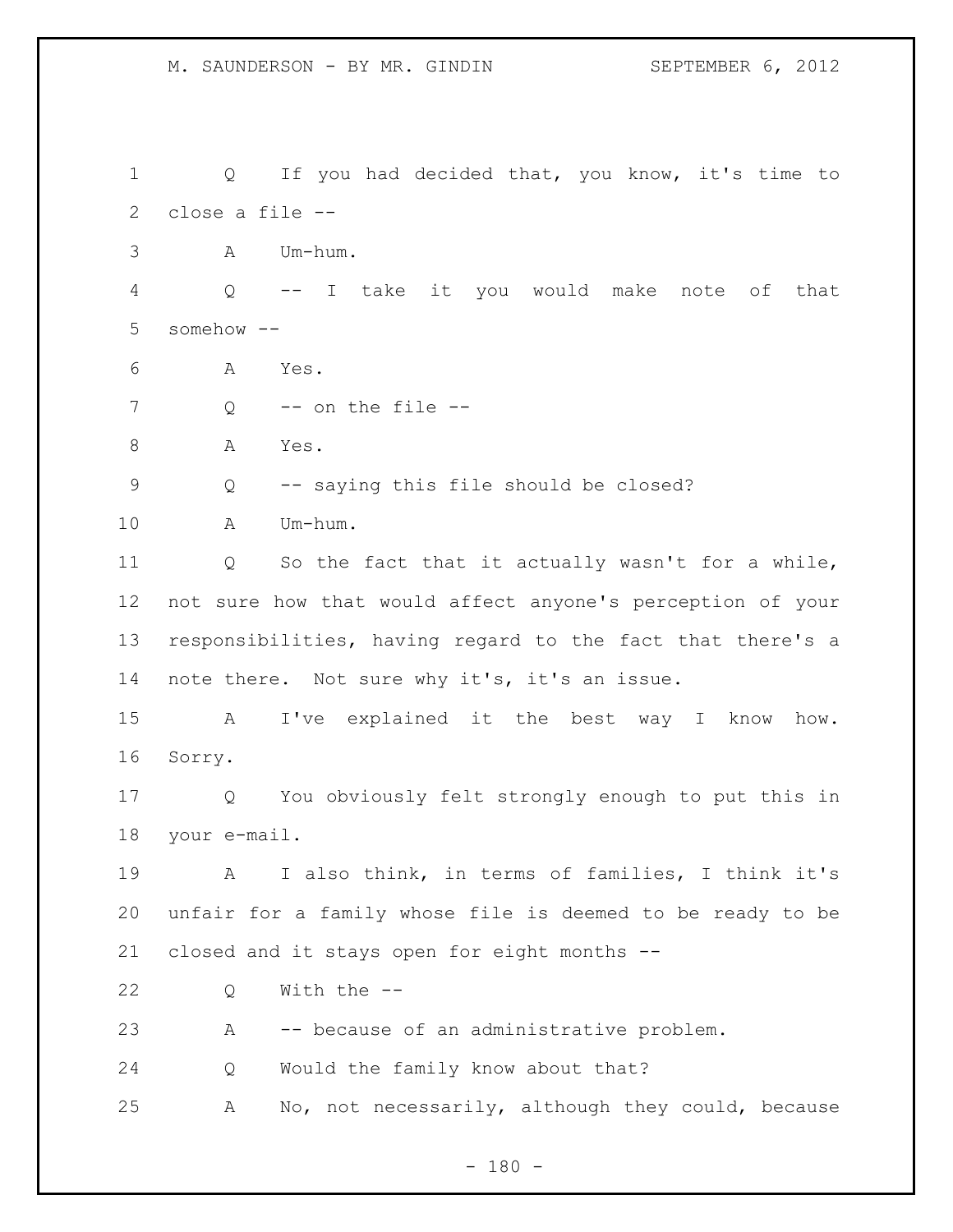Q If you had decided that, you know, it's time to close a file --

A Um-hum.

Q -- I take it you would make note of that somehow --

A Yes.

Q -- on the file --

A Yes.

Q -- saying this file should be closed?

A Um-hum.

Q So the fact that it actually wasn't for a while, not sure how that would affect anyone's perception of your responsibilities, having regard to the fact that there's a note there. Not sure why it's, it's an issue.

A I've explained it the best way I know how. Sorry.

Q You obviously felt strongly enough to put this in your e-mail.

A I also think, in terms of families, I think it's unfair for a family whose file is deemed to be ready to be closed and it stays open for eight months --

Q With the --

A -- because of an administrative problem.

Q Would the family know about that?

A No, not necessarily, although they could, because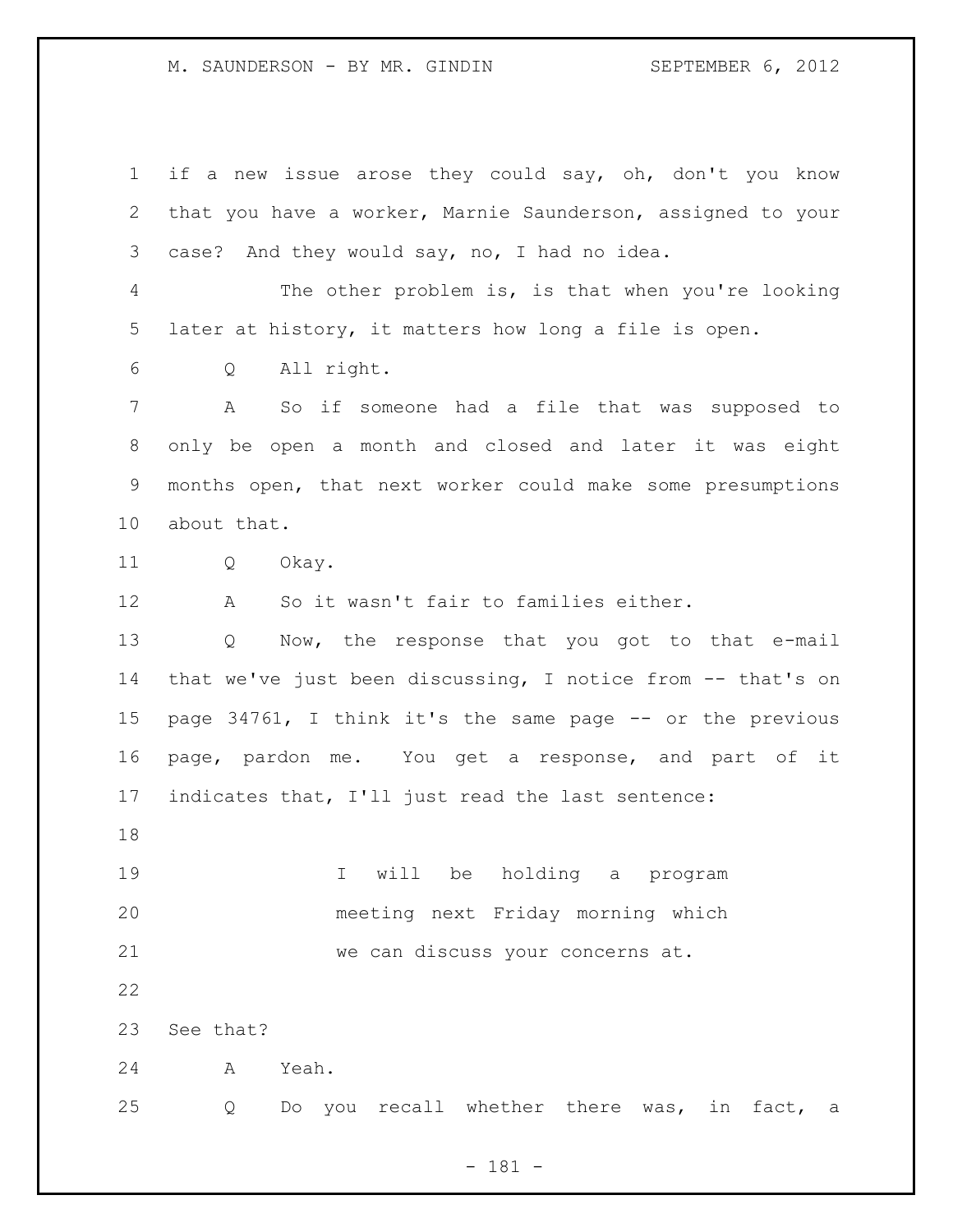if a new issue arose they could say, oh, don't you know that you have a worker, Marnie Saunderson, assigned to your case? And they would say, no, I had no idea.

The other problem is, is that when you're looking later at history, it matters how long a file is open.

Q All right.

A So if someone had a file that was supposed to only be open a month and closed and later it was eight months open, that next worker could make some presumptions about that.

Q Okay.

A So it wasn't fair to families either.

Q Now, the response that you got to that e-mail that we've just been discussing, I notice from -- that's on page 34761, I think it's the same page -- or the previous page, pardon me. You get a response, and part of it indicates that, I'll just read the last sentence:

> I will be holding a program meeting next Friday morning which we can discuss your concerns at.

See that?

A Yeah.

Q Do you recall whether there was, in fact, a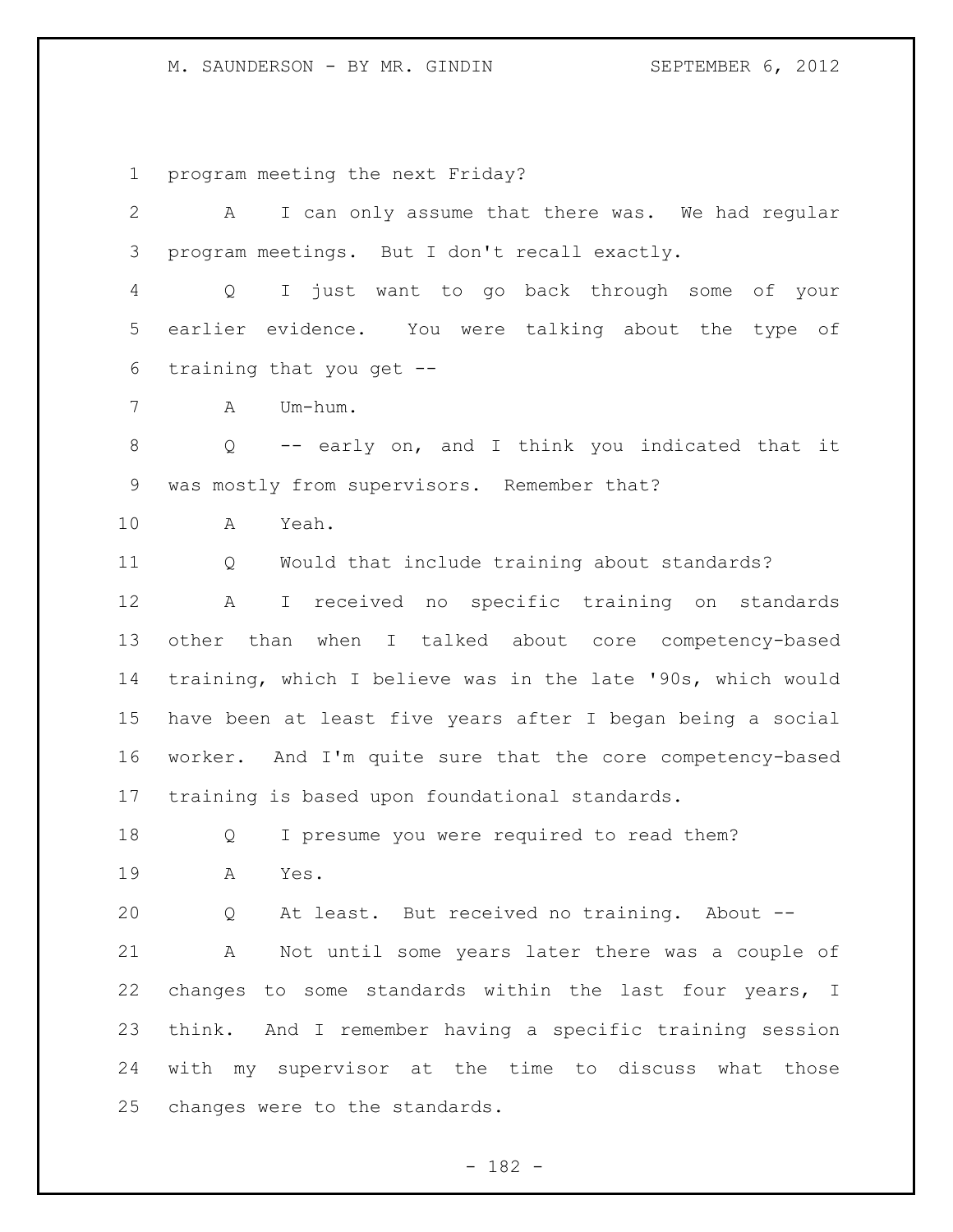program meeting the next Friday?

A I can only assume that there was. We had regular program meetings. But I don't recall exactly.

Q I just want to go back through some of your earlier evidence. You were talking about the type of training that you get --

A Um-hum.

Q -- early on, and I think you indicated that it was mostly from supervisors. Remember that?

A Yeah.

Q Would that include training about standards?

A I received no specific training on standards other than when I talked about core competency-based training, which I believe was in the late '90s, which would have been at least five years after I began being a social worker. And I'm quite sure that the core competency-based training is based upon foundational standards.

Q I presume you were required to read them?

A Yes.

Q At least. But received no training. About --

A Not until some years later there was a couple of changes to some standards within the last four years, I think. And I remember having a specific training session with my supervisor at the time to discuss what those changes were to the standards.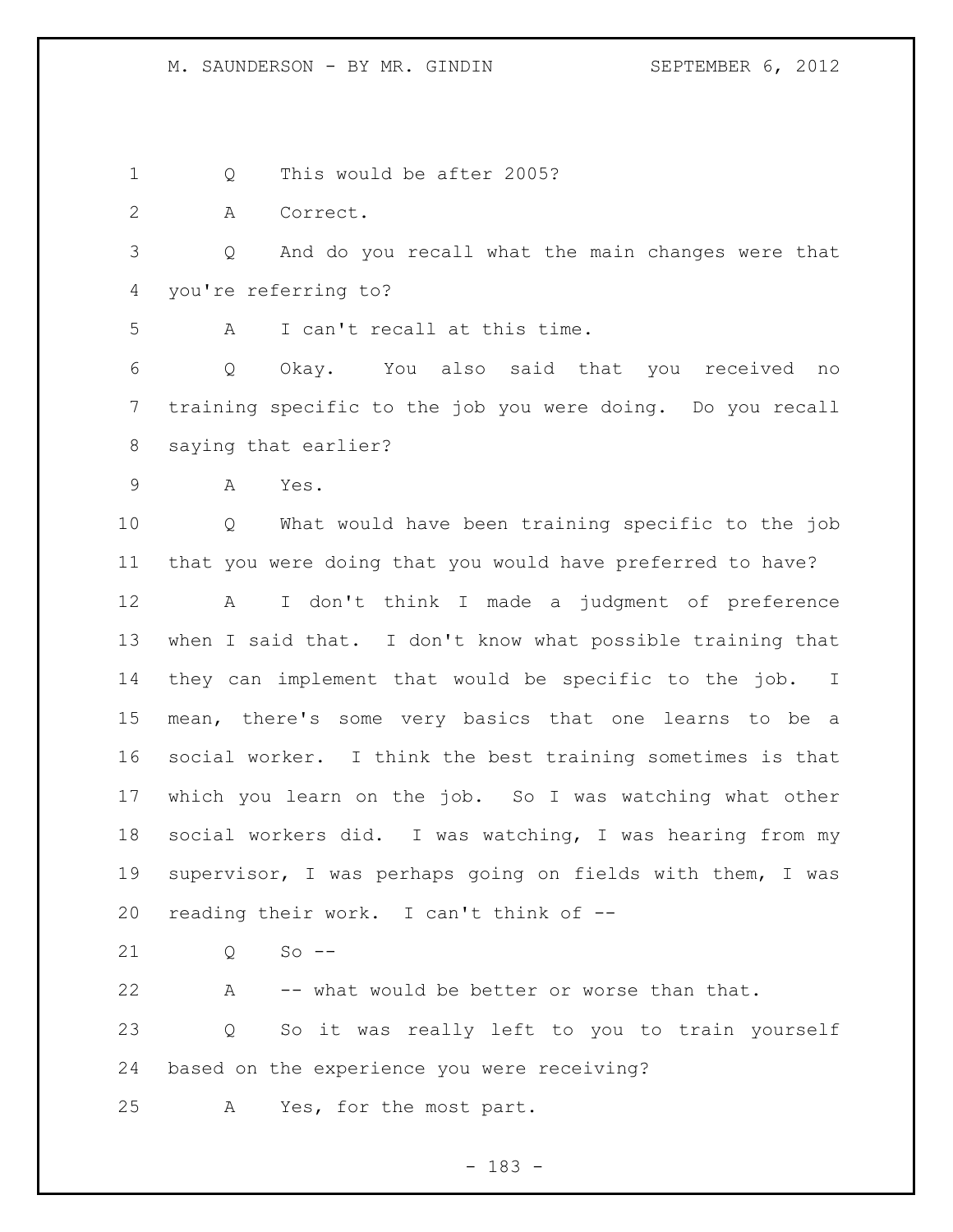Q This would be after 2005?

A Correct.

Q And do you recall what the main changes were that you're referring to?

A I can't recall at this time.

Q Okay. You also said that you received no training specific to the job you were doing. Do you recall saying that earlier?

A Yes.

Q What would have been training specific to the job that you were doing that you would have preferred to have?

A I don't think I made a judgment of preference when I said that. I don't know what possible training that they can implement that would be specific to the job. I mean, there's some very basics that one learns to be a social worker. I think the best training sometimes is that which you learn on the job. So I was watching what other social workers did. I was watching, I was hearing from my supervisor, I was perhaps going on fields with them, I was reading their work. I can't think of --

Q So --

A -- what would be better or worse than that.

Q So it was really left to you to train yourself based on the experience you were receiving?

A Yes, for the most part.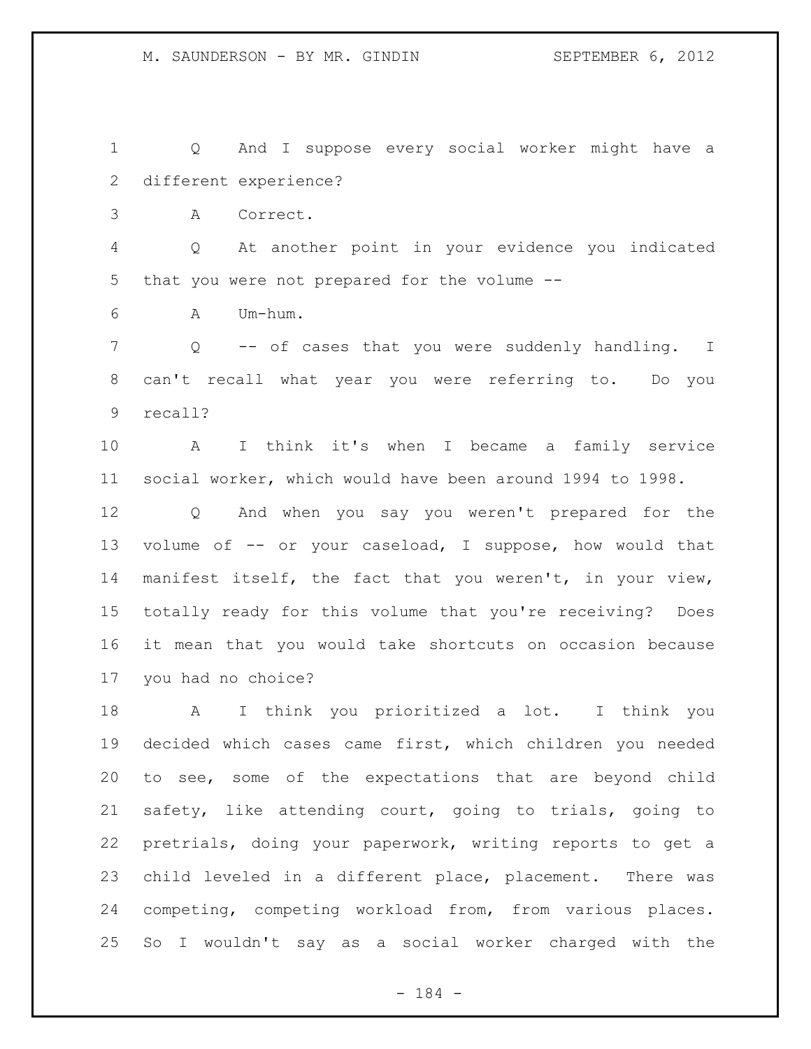Q And I suppose every social worker might have a different experience?

A Correct.

Q At another point in your evidence you indicated that you were not prepared for the volume --

A Um-hum.

Q -- of cases that you were suddenly handling. I can't recall what year you were referring to. Do you recall?

A I think it's when I became a family service social worker, which would have been around 1994 to 1998.

Q And when you say you weren't prepared for the volume of -- or your caseload, I suppose, how would that manifest itself, the fact that you weren't, in your view, totally ready for this volume that you're receiving? Does it mean that you would take shortcuts on occasion because you had no choice?

A I think you prioritized a lot. I think you decided which cases came first, which children you needed to see, some of the expectations that are beyond child safety, like attending court, going to trials, going to pretrials, doing your paperwork, writing reports to get a child leveled in a different place, placement. There was competing, competing workload from, from various places. So I wouldn't say as a social worker charged with the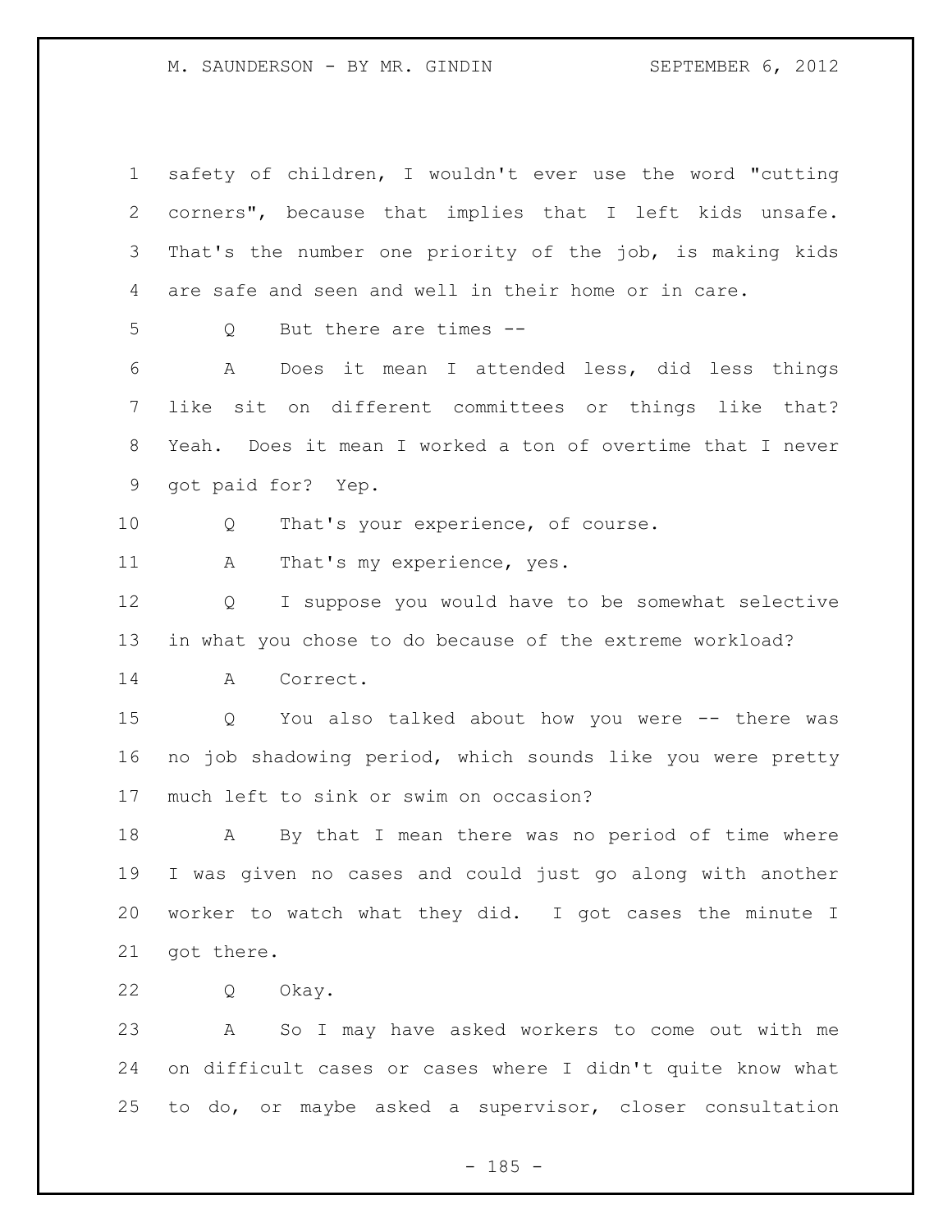safety of children, I wouldn't ever use the word "cutting corners", because that implies that I left kids unsafe. That's the number one priority of the job, is making kids are safe and seen and well in their home or in care.

Q But there are times --

A Does it mean I attended less, did less things like sit on different committees or things like that? Yeah. Does it mean I worked a ton of overtime that I never got paid for? Yep.

Q That's your experience, of course.

A That's my experience, yes.

Q I suppose you would have to be somewhat selective in what you chose to do because of the extreme workload?

A Correct.

Q You also talked about how you were -- there was no job shadowing period, which sounds like you were pretty much left to sink or swim on occasion?

A By that I mean there was no period of time where I was given no cases and could just go along with another worker to watch what they did. I got cases the minute I got there.

Q Okay.

A So I may have asked workers to come out with me on difficult cases or cases where I didn't quite know what to do, or maybe asked a supervisor, closer consultation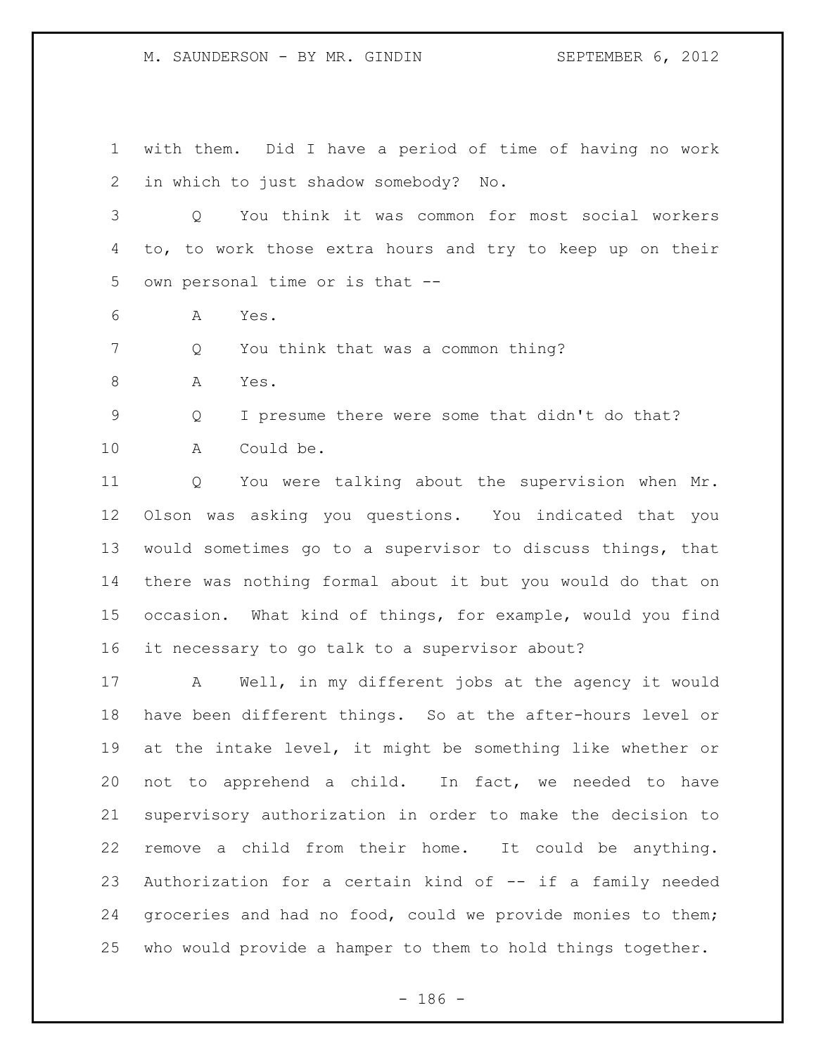with them. Did I have a period of time of having no work in which to just shadow somebody? No.

Q You think it was common for most social workers to, to work those extra hours and try to keep up on their own personal time or is that --

A Yes.

Q You think that was a common thing?

A Yes.

Q I presume there were some that didn't do that?

A Could be.

Q You were talking about the supervision when Mr. Olson was asking you questions. You indicated that you would sometimes go to a supervisor to discuss things, that there was nothing formal about it but you would do that on occasion. What kind of things, for example, would you find it necessary to go talk to a supervisor about?

A Well, in my different jobs at the agency it would have been different things. So at the after-hours level or at the intake level, it might be something like whether or not to apprehend a child. In fact, we needed to have supervisory authorization in order to make the decision to remove a child from their home. It could be anything. Authorization for a certain kind of -- if a family needed groceries and had no food, could we provide monies to them; who would provide a hamper to them to hold things together.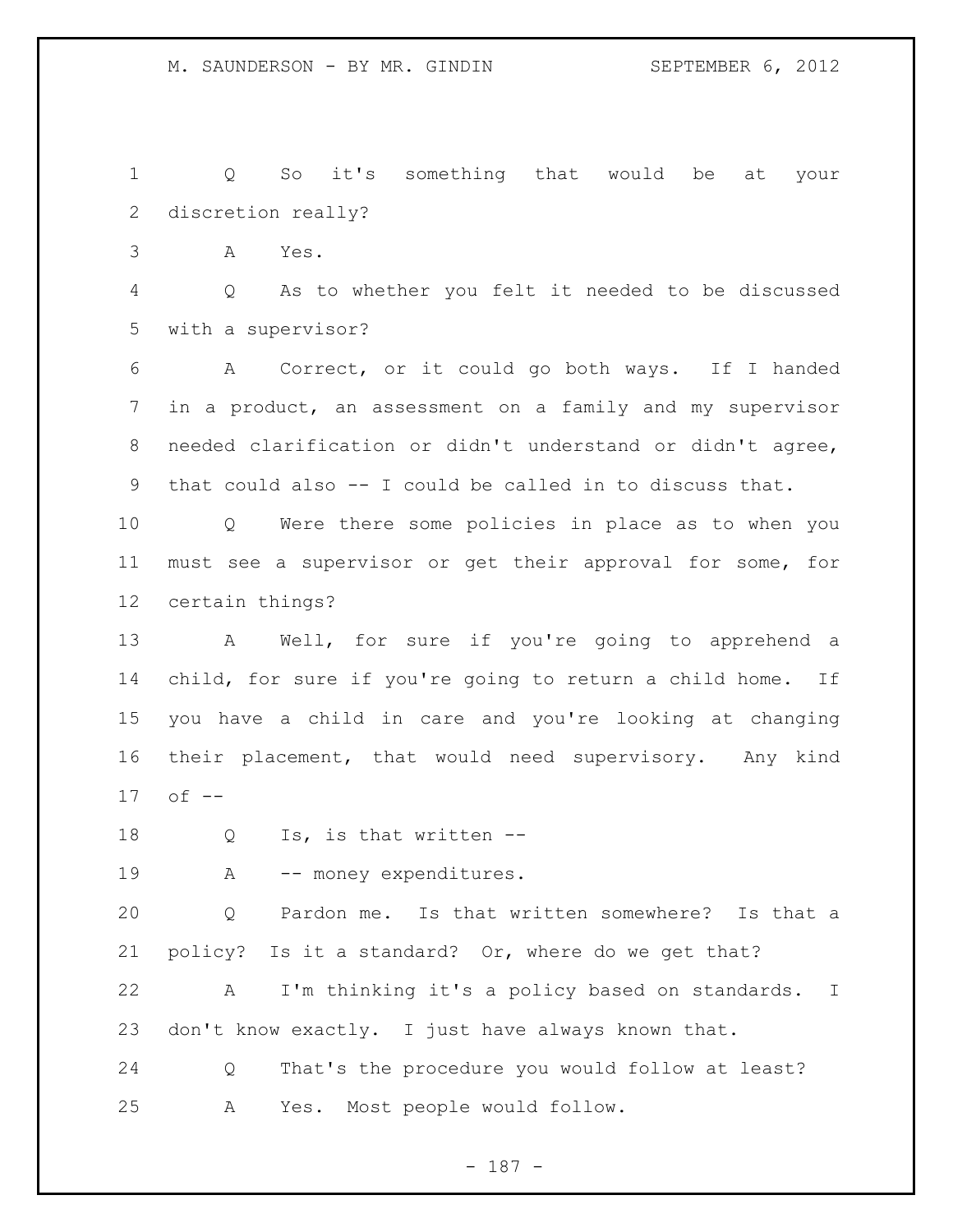Q So it's something that would be at your discretion really?

A Yes.

Q As to whether you felt it needed to be discussed with a supervisor?

A Correct, or it could go both ways. If I handed in a product, an assessment on a family and my supervisor needed clarification or didn't understand or didn't agree, that could also -- I could be called in to discuss that.

Q Were there some policies in place as to when you must see a supervisor or get their approval for some, for certain things?

A Well, for sure if you're going to apprehend a child, for sure if you're going to return a child home. If you have a child in care and you're looking at changing their placement, that would need supervisory. Any kind of --

Q Is, is that written --

A -- money expenditures.

Q Pardon me. Is that written somewhere? Is that a policy? Is it a standard? Or, where do we get that?

A I'm thinking it's a policy based on standards. I don't know exactly. I just have always known that.

Q That's the procedure you would follow at least?

A Yes. Most people would follow.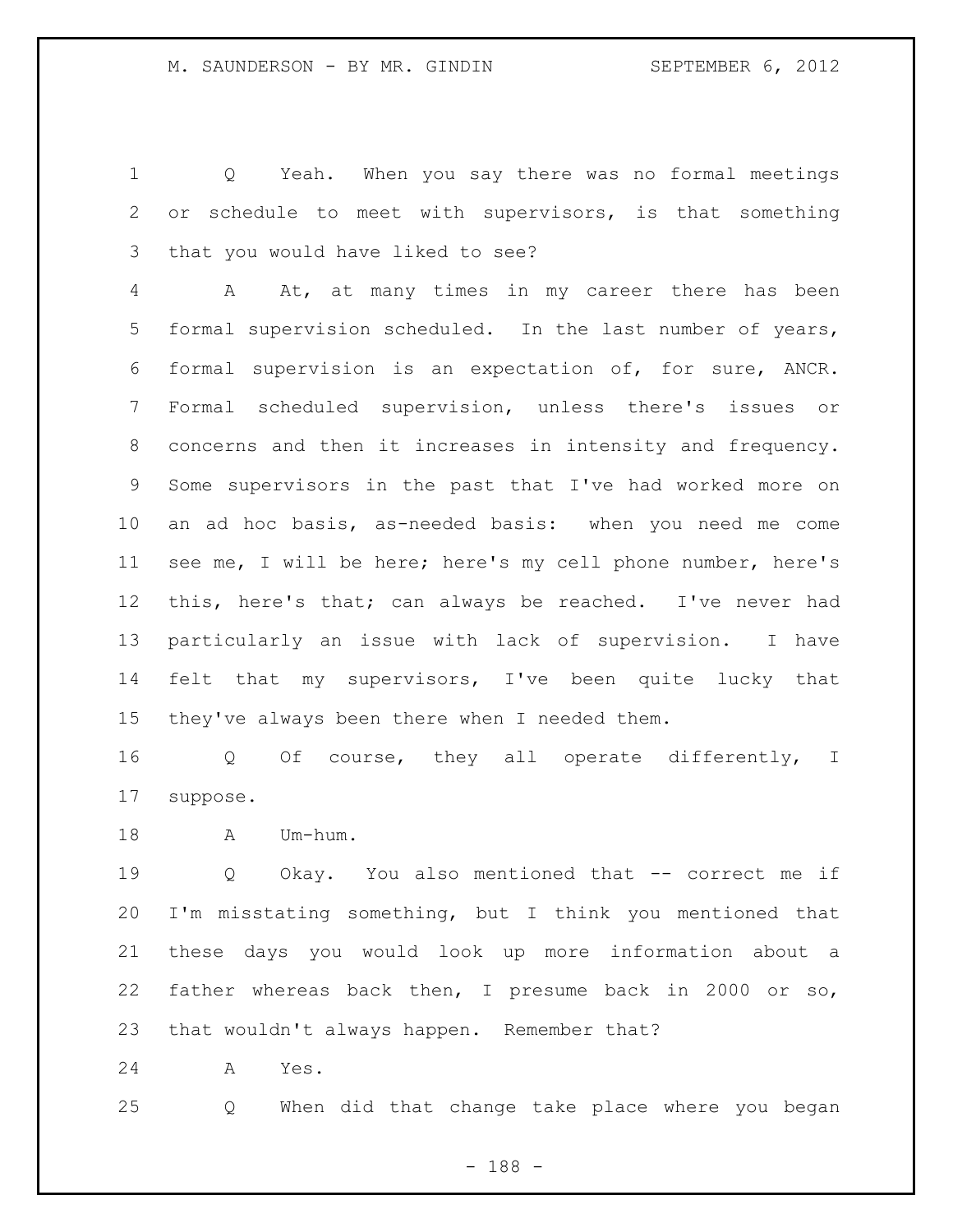Q Yeah. When you say there was no formal meetings or schedule to meet with supervisors, is that something that you would have liked to see?

A At, at many times in my career there has been formal supervision scheduled. In the last number of years, formal supervision is an expectation of, for sure, ANCR. Formal scheduled supervision, unless there's issues or concerns and then it increases in intensity and frequency. Some supervisors in the past that I've had worked more on an ad hoc basis, as-needed basis: when you need me come see me, I will be here; here's my cell phone number, here's this, here's that; can always be reached. I've never had particularly an issue with lack of supervision. I have felt that my supervisors, I've been quite lucky that they've always been there when I needed them.

Q Of course, they all operate differently, I suppose.

A Um-hum.

Q Okay. You also mentioned that -- correct me if I'm misstating something, but I think you mentioned that these days you would look up more information about a father whereas back then, I presume back in 2000 or so, that wouldn't always happen. Remember that?

A Yes.

Q When did that change take place where you began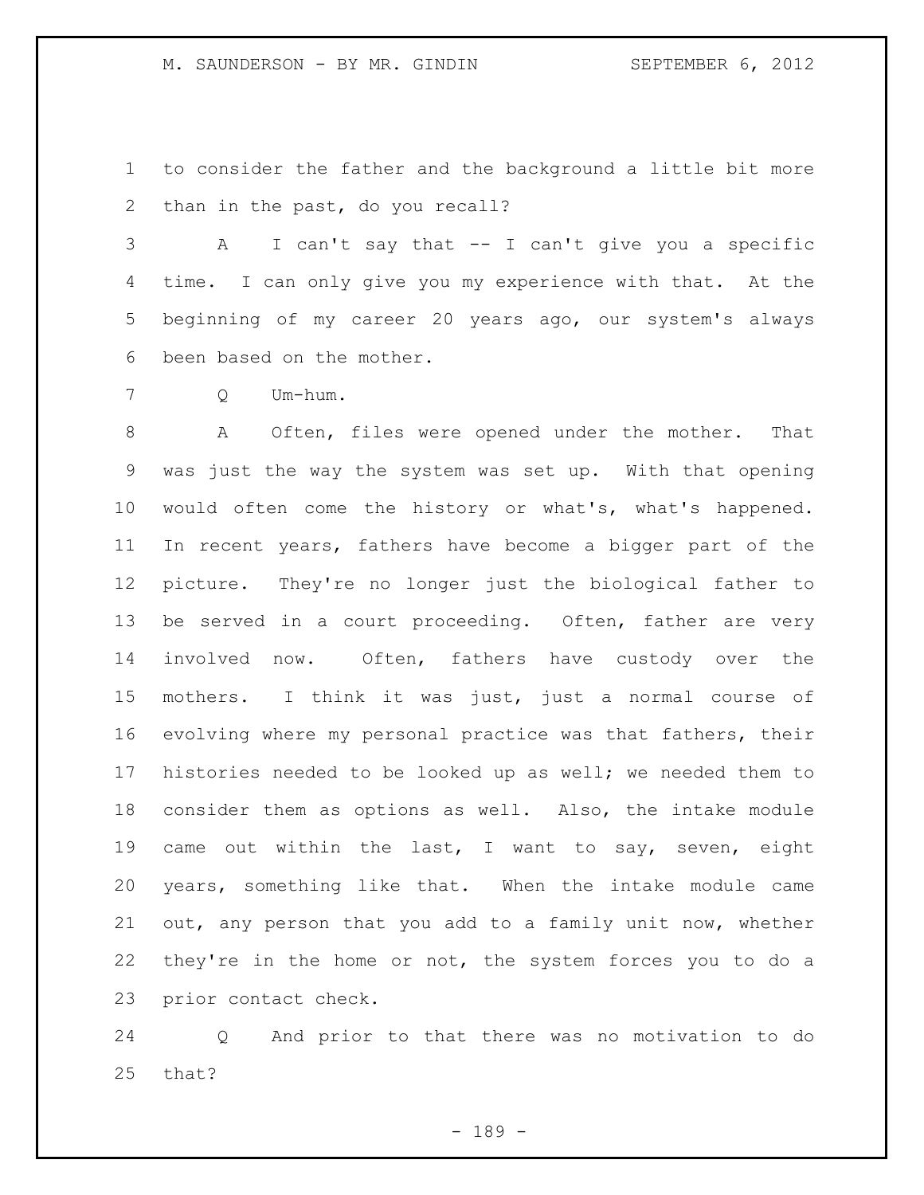to consider the father and the background a little bit more than in the past, do you recall?

A I can't say that -- I can't give you a specific time. I can only give you my experience with that. At the beginning of my career 20 years ago, our system's always been based on the mother.

Q Um-hum.

A Often, files were opened under the mother. That was just the way the system was set up. With that opening would often come the history or what's, what's happened. In recent years, fathers have become a bigger part of the picture. They're no longer just the biological father to be served in a court proceeding. Often, father are very involved now. Often, fathers have custody over the mothers. I think it was just, just a normal course of evolving where my personal practice was that fathers, their histories needed to be looked up as well; we needed them to consider them as options as well. Also, the intake module came out within the last, I want to say, seven, eight years, something like that. When the intake module came out, any person that you add to a family unit now, whether they're in the home or not, the system forces you to do a prior contact check.

Q And prior to that there was no motivation to do that?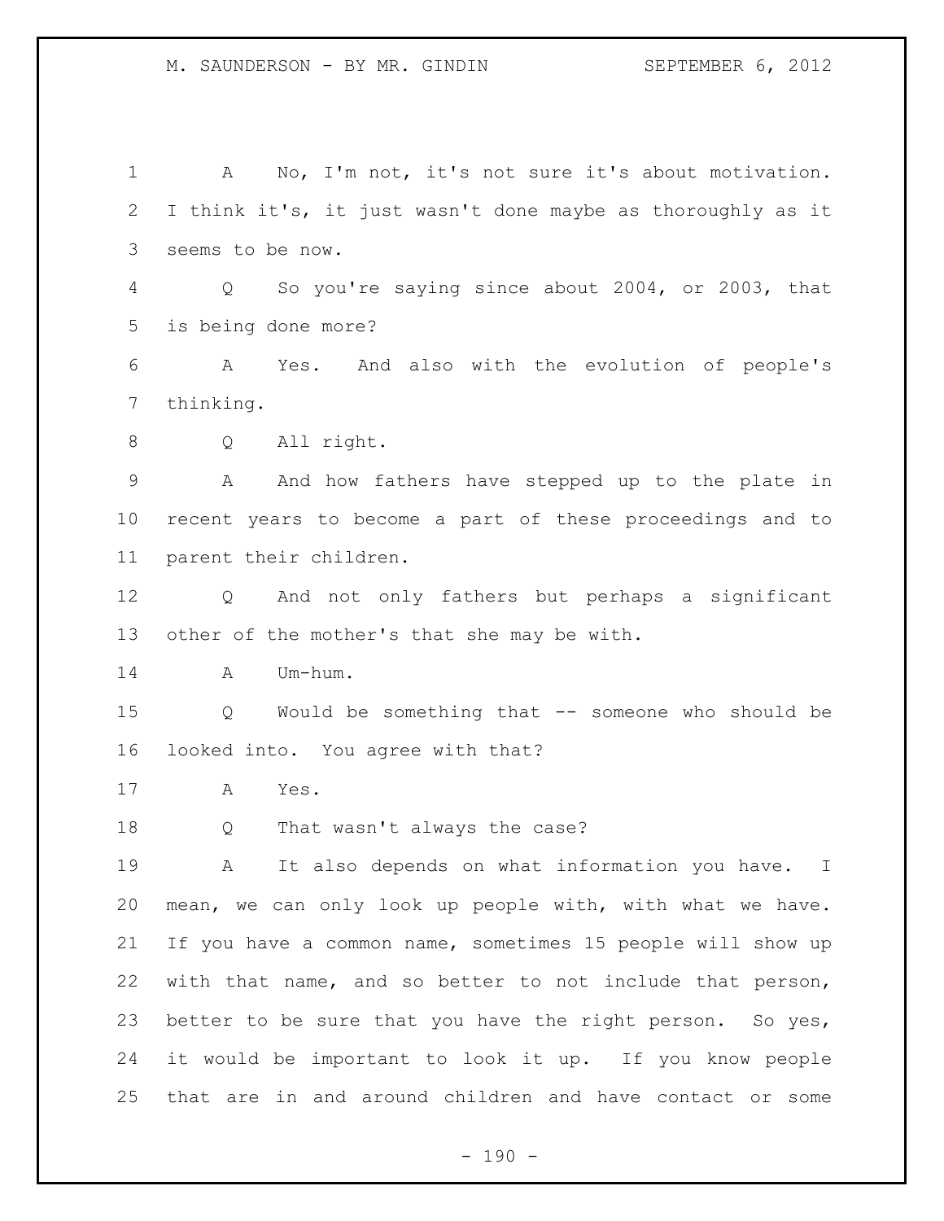A No, I'm not, it's not sure it's about motivation. I think it's, it just wasn't done maybe as thoroughly as it seems to be now.

Q So you're saying since about 2004, or 2003, that is being done more?

A Yes. And also with the evolution of people's thinking.

Q All right.

A And how fathers have stepped up to the plate in recent years to become a part of these proceedings and to parent their children.

Q And not only fathers but perhaps a significant other of the mother's that she may be with.

A Um-hum.

Q Would be something that -- someone who should be looked into. You agree with that?

A Yes.

Q That wasn't always the case?

A It also depends on what information you have. I mean, we can only look up people with, with what we have. If you have a common name, sometimes 15 people will show up with that name, and so better to not include that person, better to be sure that you have the right person. So yes, it would be important to look it up. If you know people that are in and around children and have contact or some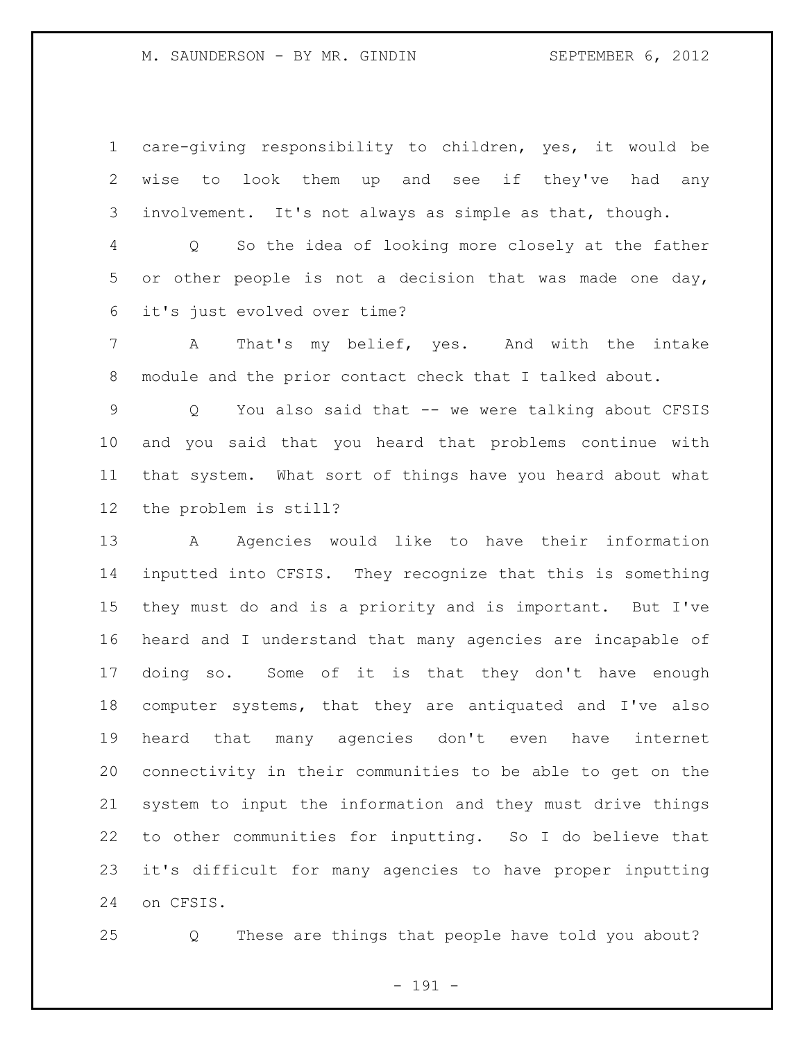care-giving responsibility to children, yes, it would be wise to look them up and see if they've had any involvement. It's not always as simple as that, though.

Q So the idea of looking more closely at the father or other people is not a decision that was made one day, it's just evolved over time?

A That's my belief, yes. And with the intake module and the prior contact check that I talked about.

Q You also said that -- we were talking about CFSIS and you said that you heard that problems continue with that system. What sort of things have you heard about what the problem is still?

A Agencies would like to have their information inputted into CFSIS. They recognize that this is something they must do and is a priority and is important. But I've heard and I understand that many agencies are incapable of doing so. Some of it is that they don't have enough computer systems, that they are antiquated and I've also heard that many agencies don't even have internet connectivity in their communities to be able to get on the system to input the information and they must drive things to other communities for inputting. So I do believe that it's difficult for many agencies to have proper inputting on CFSIS.

Q These are things that people have told you about?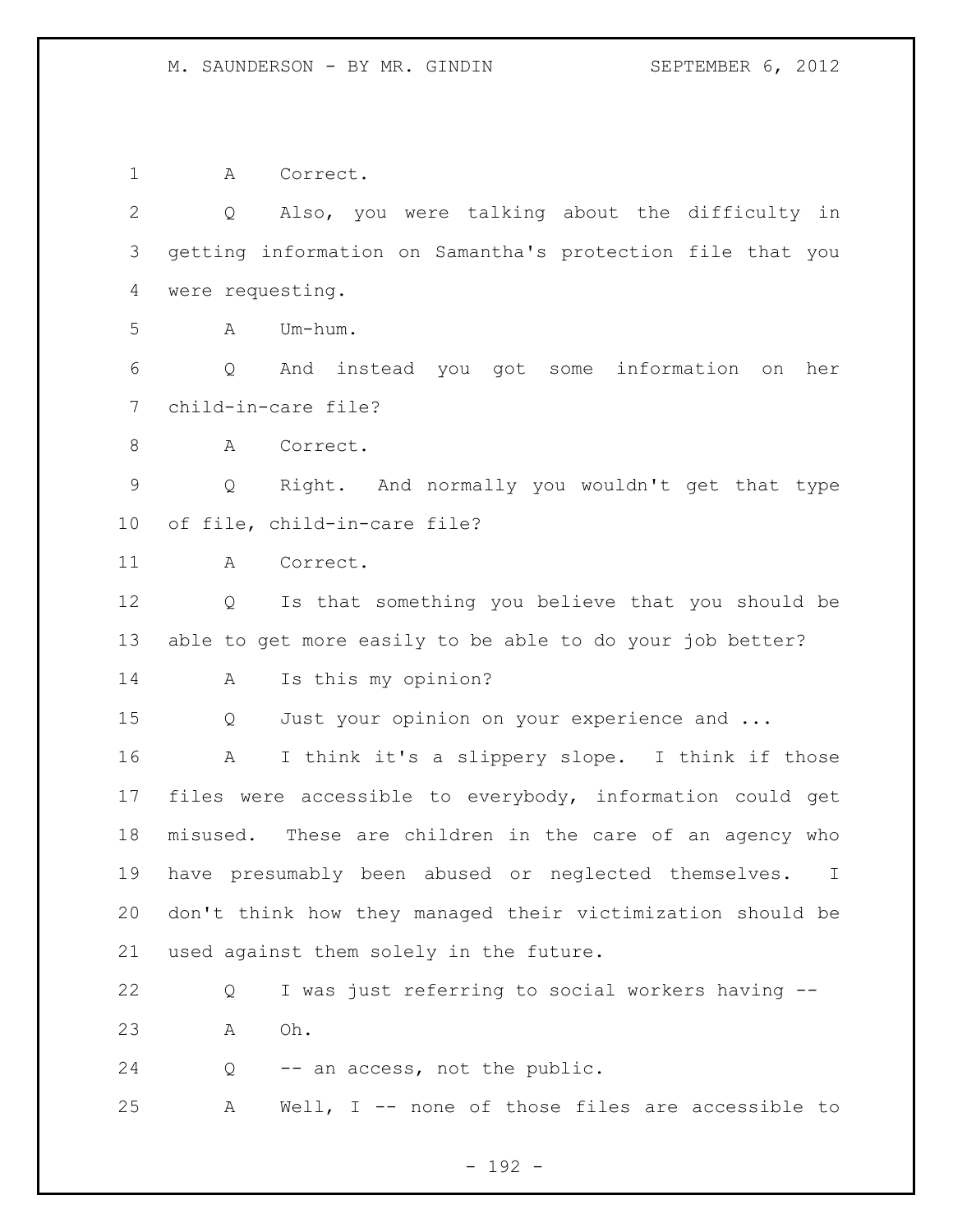A Correct.

Q Also, you were talking about the difficulty in getting information on Samantha's protection file that you were requesting.

A Um-hum.

Q And instead you got some information on her child-in-care file?

A Correct.

Q Right. And normally you wouldn't get that type of file, child-in-care file?

A Correct.

Q Is that something you believe that you should be able to get more easily to be able to do your job better?

A Is this my opinion?

Q Just your opinion on your experience and ...

A I think it's a slippery slope. I think if those files were accessible to everybody, information could get misused. These are children in the care of an agency who have presumably been abused or neglected themselves. I don't think how they managed their victimization should be used against them solely in the future.

Q I was just referring to social workers having --

A Oh.

Q -- an access, not the public.

A Well, I -- none of those files are accessible to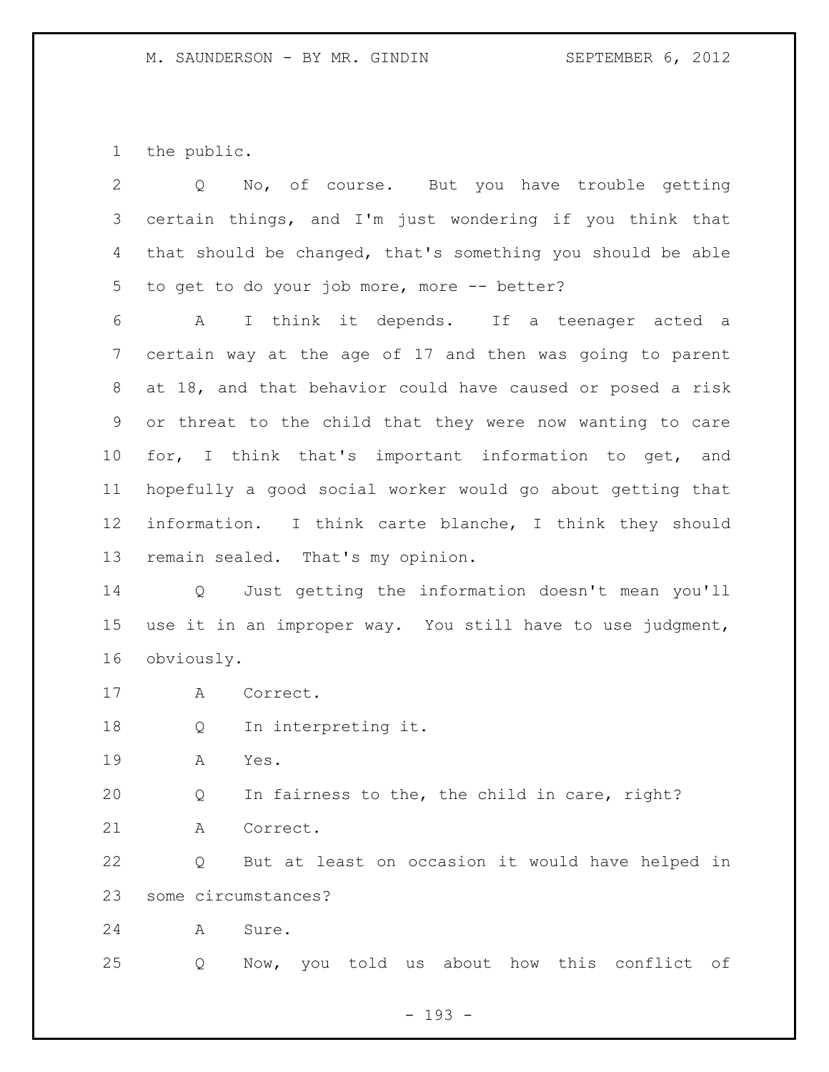the public.

Q No, of course. But you have trouble getting certain things, and I'm just wondering if you think that that should be changed, that's something you should be able to get to do your job more, more -- better?

A I think it depends. If a teenager acted a certain way at the age of 17 and then was going to parent at 18, and that behavior could have caused or posed a risk or threat to the child that they were now wanting to care for, I think that's important information to get, and hopefully a good social worker would go about getting that information. I think carte blanche, I think they should remain sealed. That's my opinion.

Q Just getting the information doesn't mean you'll use it in an improper way. You still have to use judgment, obviously.

A Correct.

Q In interpreting it.

A Yes.

Q In fairness to the, the child in care, right?

A Correct.

Q But at least on occasion it would have helped in some circumstances?

A Sure.

Q Now, you told us about how this conflict of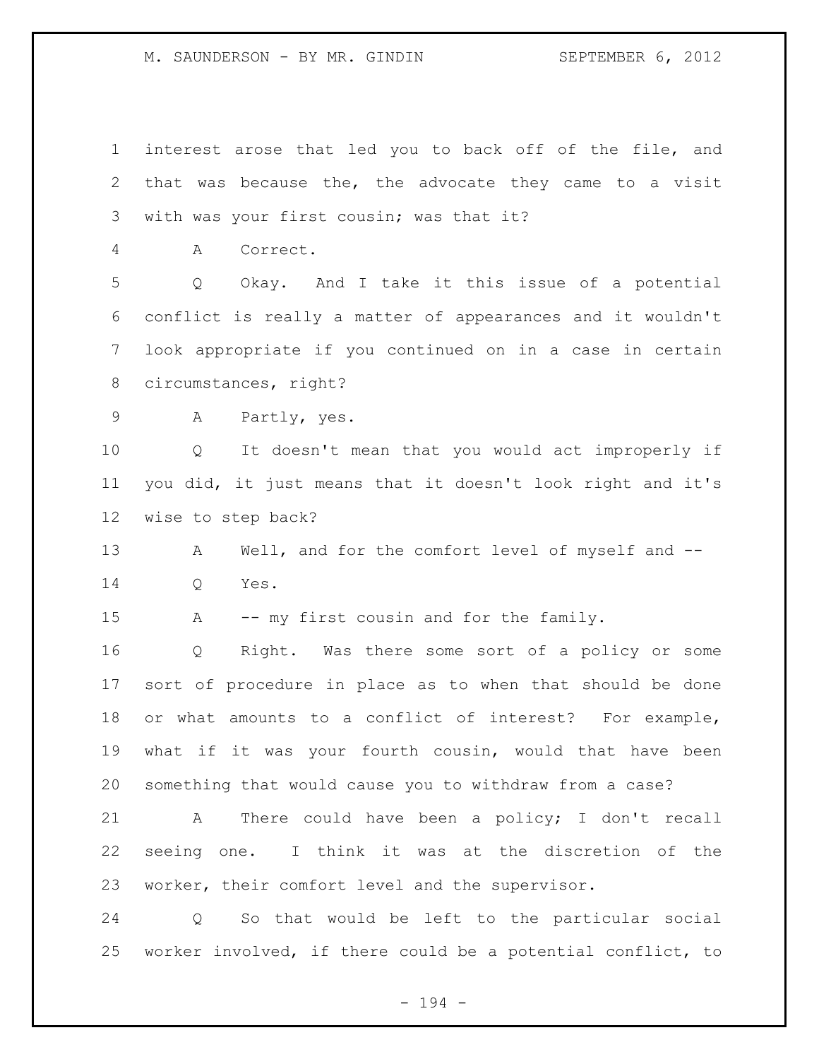interest arose that led you to back off of the file, and that was because the, the advocate they came to a visit with was your first cousin; was that it?

A Correct.

Q Okay. And I take it this issue of a potential conflict is really a matter of appearances and it wouldn't look appropriate if you continued on in a case in certain circumstances, right?

A Partly, yes.

Q It doesn't mean that you would act improperly if you did, it just means that it doesn't look right and it's wise to step back?

A Well, and for the comfort level of myself and --

Q Yes.

A -- my first cousin and for the family.

Q Right. Was there some sort of a policy or some sort of procedure in place as to when that should be done or what amounts to a conflict of interest? For example, what if it was your fourth cousin, would that have been something that would cause you to withdraw from a case?

A There could have been a policy; I don't recall seeing one. I think it was at the discretion of the worker, their comfort level and the supervisor.

Q So that would be left to the particular social worker involved, if there could be a potential conflict, to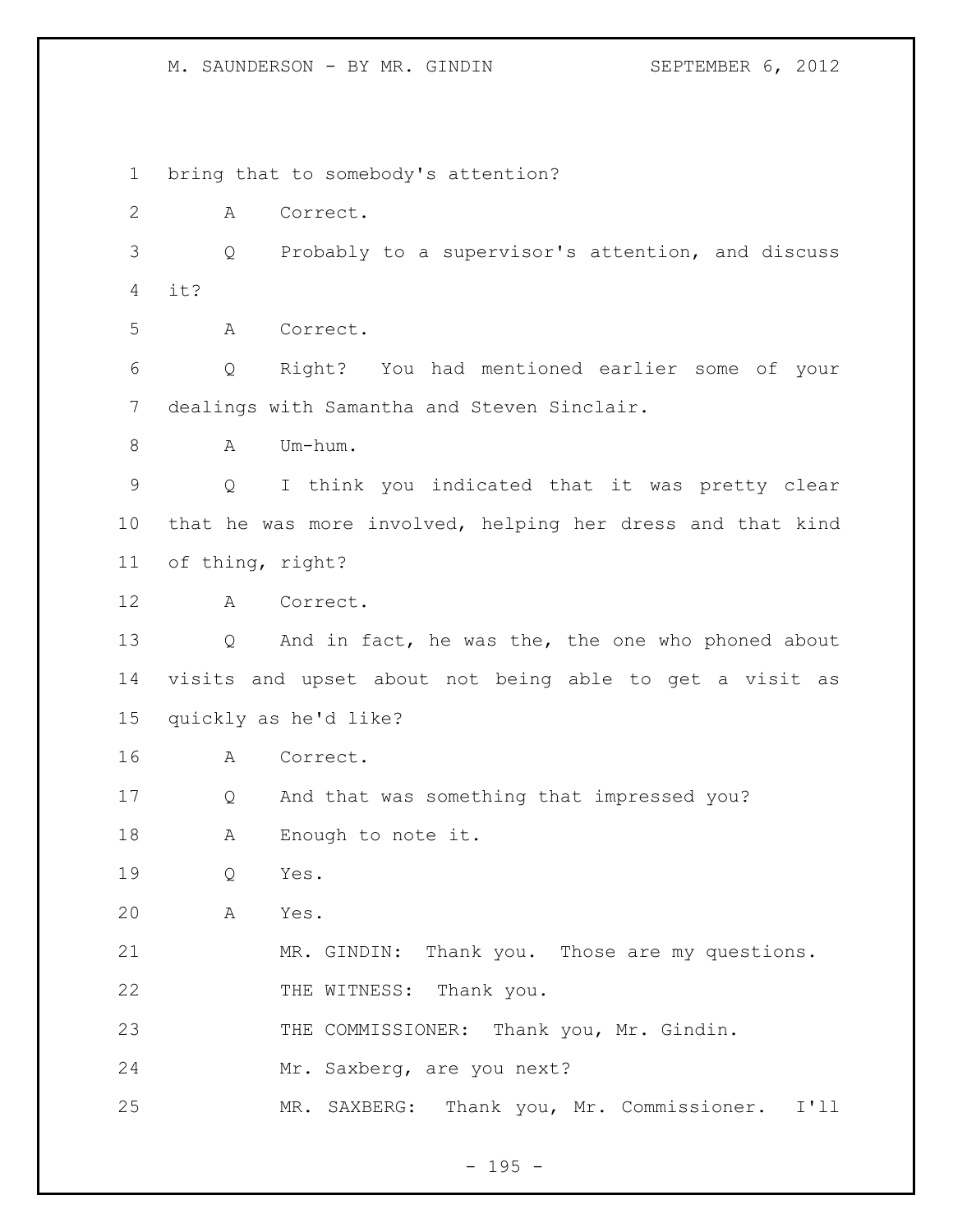bring that to somebody's attention?

A Correct.

Q Probably to a supervisor's attention, and discuss it?

A Correct.

Q Right? You had mentioned earlier some of your dealings with Samantha and Steven Sinclair.

A Um-hum.

Q I think you indicated that it was pretty clear that he was more involved, helping her dress and that kind of thing, right?

A Correct.

Q And in fact, he was the, the one who phoned about visits and upset about not being able to get a visit as quickly as he'd like?

A Correct.

Q And that was something that impressed you?

A Enough to note it.

Q Yes.

A Yes.

MR. GINDIN: Thank you. Those are my questions.

THE WITNESS: Thank you.

THE COMMISSIONER: Thank you, Mr. Gindin.

Mr. Saxberg, are you next?

MR. SAXBERG: Thank you, Mr. Commissioner. I'll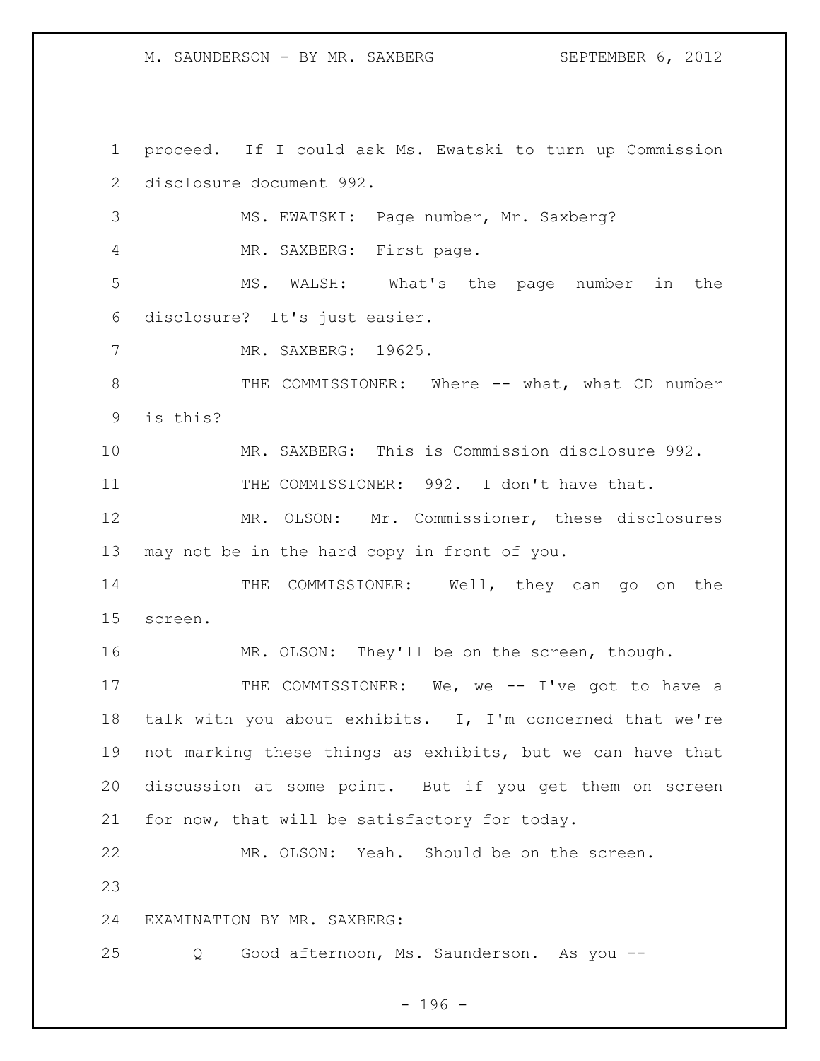proceed. If I could ask Ms. Ewatski to turn up Commission disclosure document 992.

MS. EWATSKI: Page number, Mr. Saxberg?

MR. SAXBERG: First page.

MS. WALSH: What's the page number in the disclosure? It's just easier.

MR. SAXBERG: 19625.

THE COMMISSIONER: Where -- what, what CD number is this?

MR. SAXBERG: This is Commission disclosure 992.

THE COMMISSIONER: 992. I don't have that.

MR. OLSON: Mr. Commissioner, these disclosures may not be in the hard copy in front of you.

THE COMMISSIONER: Well, they can go on the screen.

MR. OLSON: They'll be on the screen, though.

THE COMMISSIONER: We, we -- I've got to have a talk with you about exhibits. I, I'm concerned that we're not marking these things as exhibits, but we can have that discussion at some point. But if you get them on screen for now, that will be satisfactory for today.

MR. OLSON: Yeah. Should be on the screen.

<u>EXAMINATION BY MR. SAXBERG</u>:

Q Good afternoon, Ms. Saunderson. As you --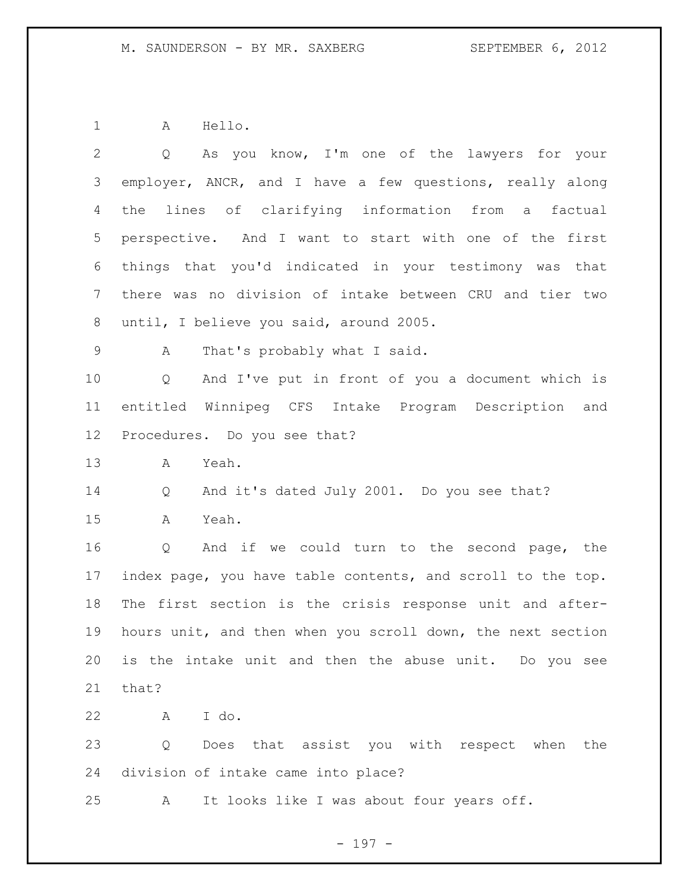A Hello.

Q As you know, I'm one of the lawyers for your employer, ANCR, and I have a few questions, really along the lines of clarifying information from a factual perspective. And I want to start with one of the first things that you'd indicated in your testimony was that there was no division of intake between CRU and tier two until, I believe you said, around 2005.

A That's probably what I said.

Q And I've put in front of you a document which is entitled Winnipeg CFS Intake Program Description and Procedures. Do you see that?

A Yeah.

Q And it's dated July 2001. Do you see that?

A Yeah.

Q And if we could turn to the second page, the index page, you have table contents, and scroll to the top. The first section is the crisis response unit and after-hours unit, and then when you scroll down, the next section is the intake unit and then the abuse unit. Do you see that?

A I do.

Q Does that assist you with respect when the division of intake came into place?

A It looks like I was about four years off.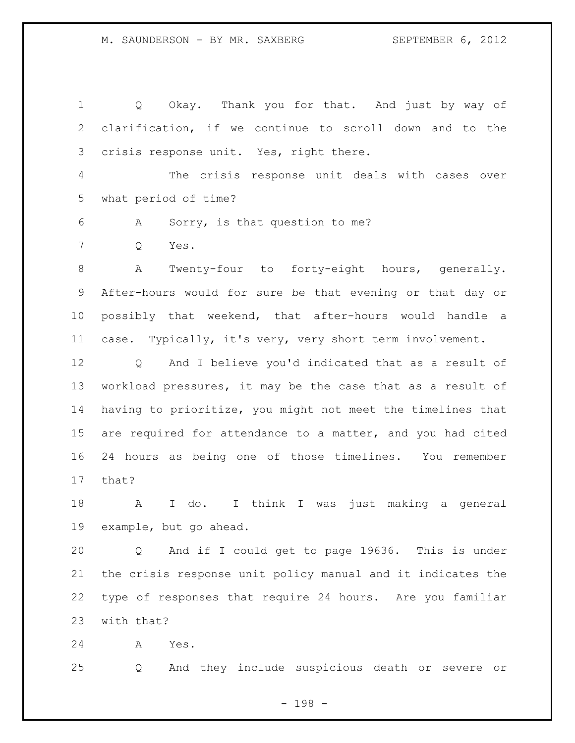Q Okay. Thank you for that. And just by way of clarification, if we continue to scroll down and to the crisis response unit. Yes, right there.

The crisis response unit deals with cases over what period of time?

A Sorry, is that question to me?

Q Yes.

A Twenty-four to forty-eight hours, generally. After-hours would for sure be that evening or that day or possibly that weekend, that after-hours would handle a case. Typically, it's very, very short term involvement.

Q And I believe you'd indicated that as a result of workload pressures, it may be the case that as a result of having to prioritize, you might not meet the timelines that are required for attendance to a matter, and you had cited 24 hours as being one of those timelines. You remember that?

A I do. I think I was just making a general example, but go ahead.

Q And if I could get to page 19636. This is under the crisis response unit policy manual and it indicates the type of responses that require 24 hours. Are you familiar with that?

A Yes.

Q And they include suspicious death or severe or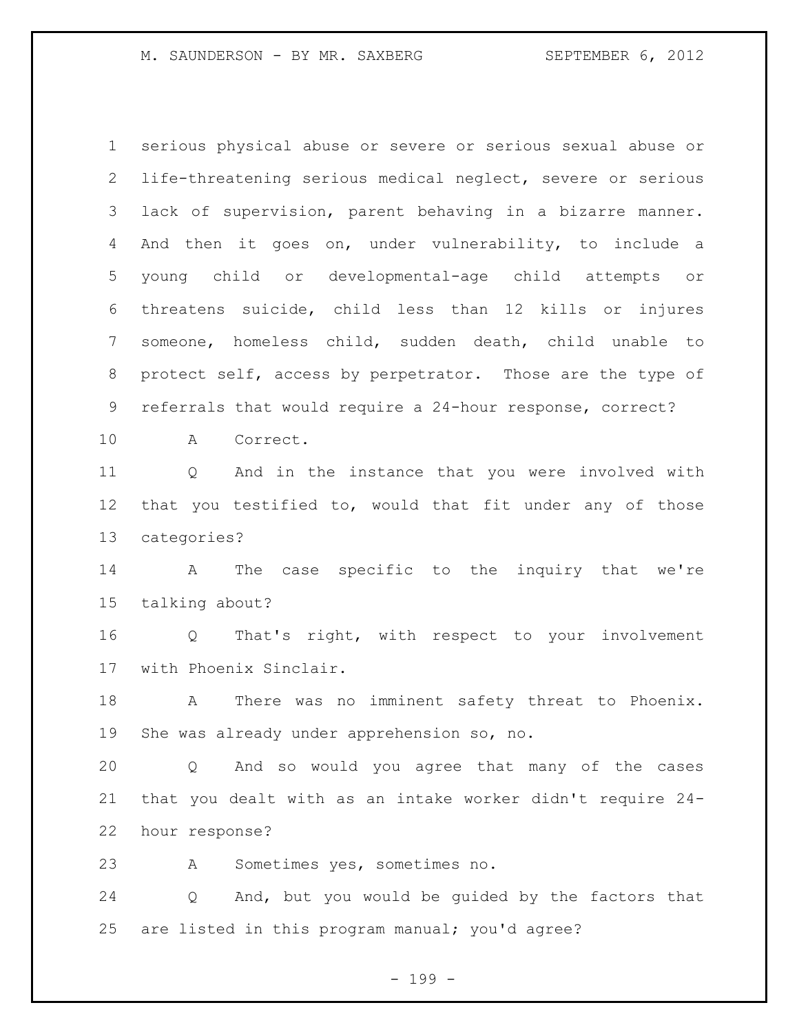serious physical abuse or severe or serious sexual abuse or life-threatening serious medical neglect, severe or serious lack of supervision, parent behaving in a bizarre manner. And then it goes on, under vulnerability, to include a young child or developmental-age child attempts or threatens suicide, child less than 12 kills or injures someone, homeless child, sudden death, child unable to protect self, access by perpetrator. Those are the type of referrals that would require a 24-hour response, correct?

A Correct.

Q And in the instance that you were involved with that you testified to, would that fit under any of those categories?

A The case specific to the inquiry that we're talking about?

Q That's right, with respect to your involvement with Phoenix Sinclair.

A There was no imminent safety threat to Phoenix. She was already under apprehension so, no.

Q And so would you agree that many of the cases that you dealt with as an intake worker didn't require 24-hour response?

A Sometimes yes, sometimes no.

Q And, but you would be guided by the factors that are listed in this program manual; you'd agree?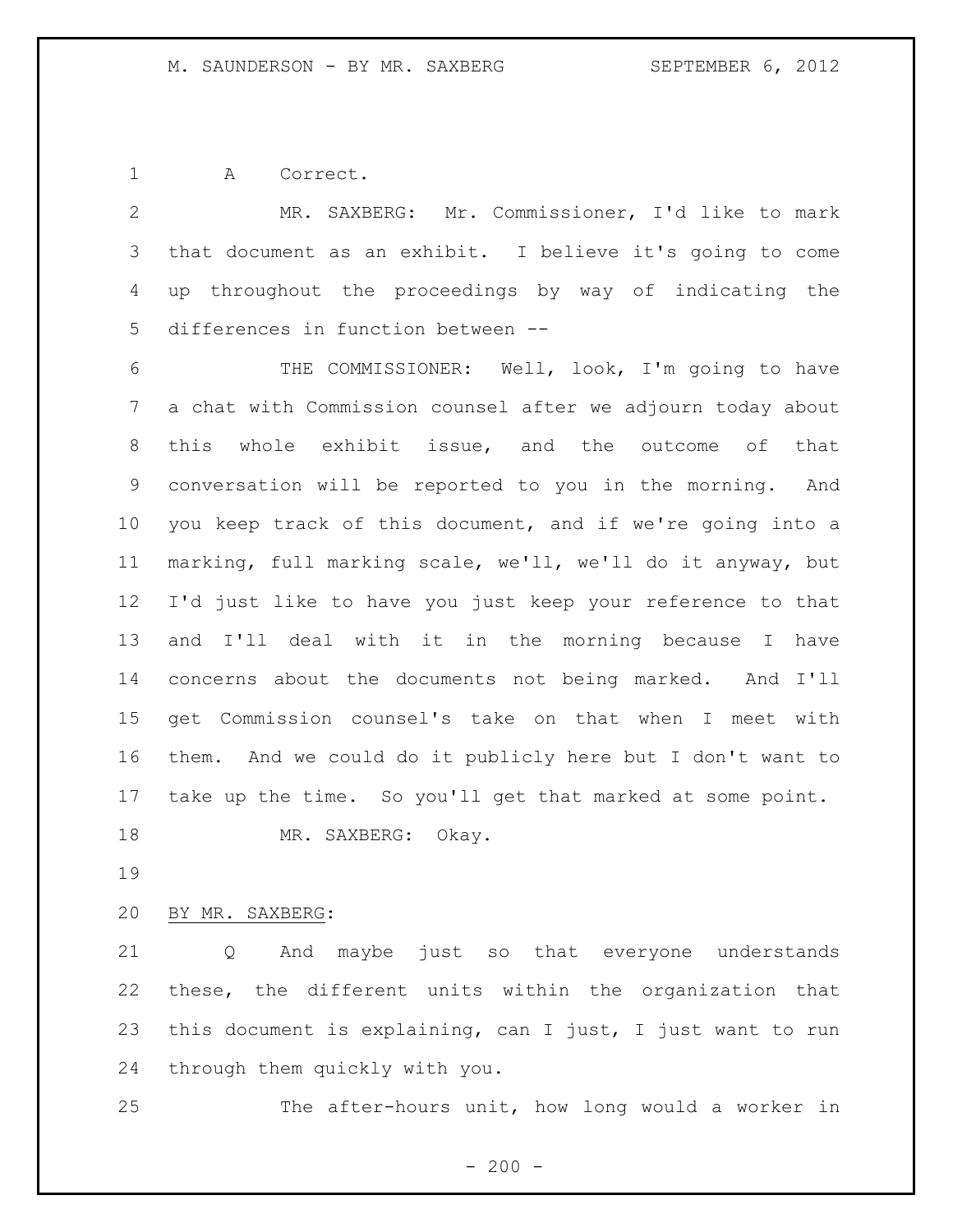A Correct.

MR. SAXBERG: Mr. Commissioner, I'd like to mark that document as an exhibit. I believe it's going to come up throughout the proceedings by way of indicating the differences in function between --

THE COMMISSIONER: Well, look, I'm going to have a chat with Commission counsel after we adjourn today about this whole exhibit issue, and the outcome of that conversation will be reported to you in the morning. And you keep track of this document, and if we're going into a marking, full marking scale, we'll, we'll do it anyway, but I'd just like to have you just keep your reference to that and I'll deal with it in the morning because I have concerns about the documents not being marked. And I'll get Commission counsel's take on that when I meet with them. And we could do it publicly here but I don't want to take up the time. So you'll get that marked at some point.

MR. SAXBERG: Okay.

BY MR. SAXBERG:

Q And maybe just so that everyone understands these, the different units within the organization that this document is explaining, can I just, I just want to run through them quickly with you.

The after-hours unit, how long would a worker in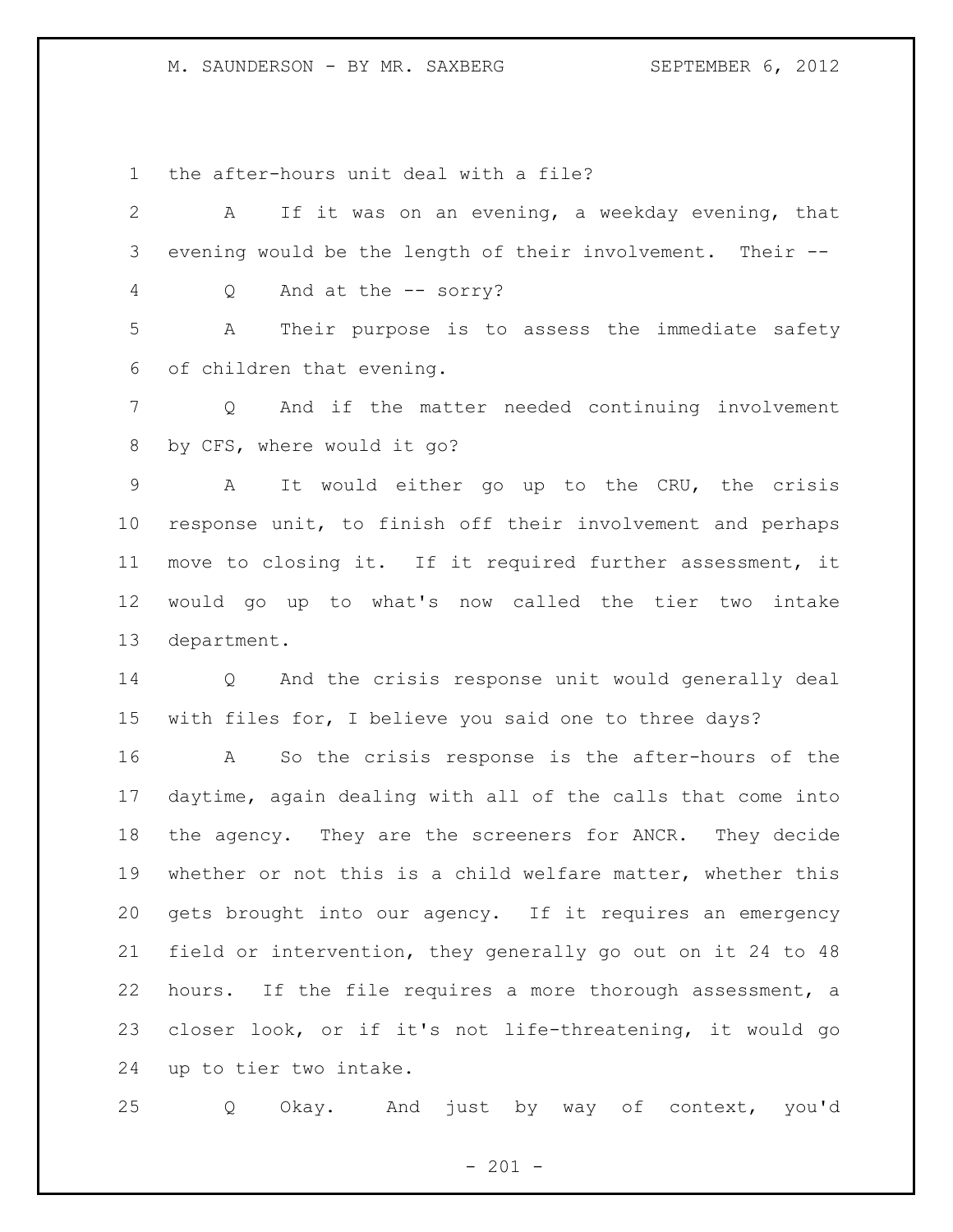the after-hours unit deal with a file?

A If it was on an evening, a weekday evening, that evening would be the length of their involvement. Their --

Q And at the -- sorry?

A Their purpose is to assess the immediate safety of children that evening.

Q And if the matter needed continuing involvement by CFS, where would it go?

A It would either go up to the CRU, the crisis response unit, to finish off their involvement and perhaps move to closing it. If it required further assessment, it would go up to what's now called the tier two intake department.

Q And the crisis response unit would generally deal with files for, I believe you said one to three days?

A So the crisis response is the after-hours of the daytime, again dealing with all of the calls that come into the agency. They are the screeners for ANCR. They decide whether or not this is a child welfare matter, whether this gets brought into our agency. If it requires an emergency field or intervention, they generally go out on it 24 to 48 hours. If the file requires a more thorough assessment, a closer look, or if it's not life-threatening, it would go up to tier two intake.

Q Okay. And just by way of context, you'd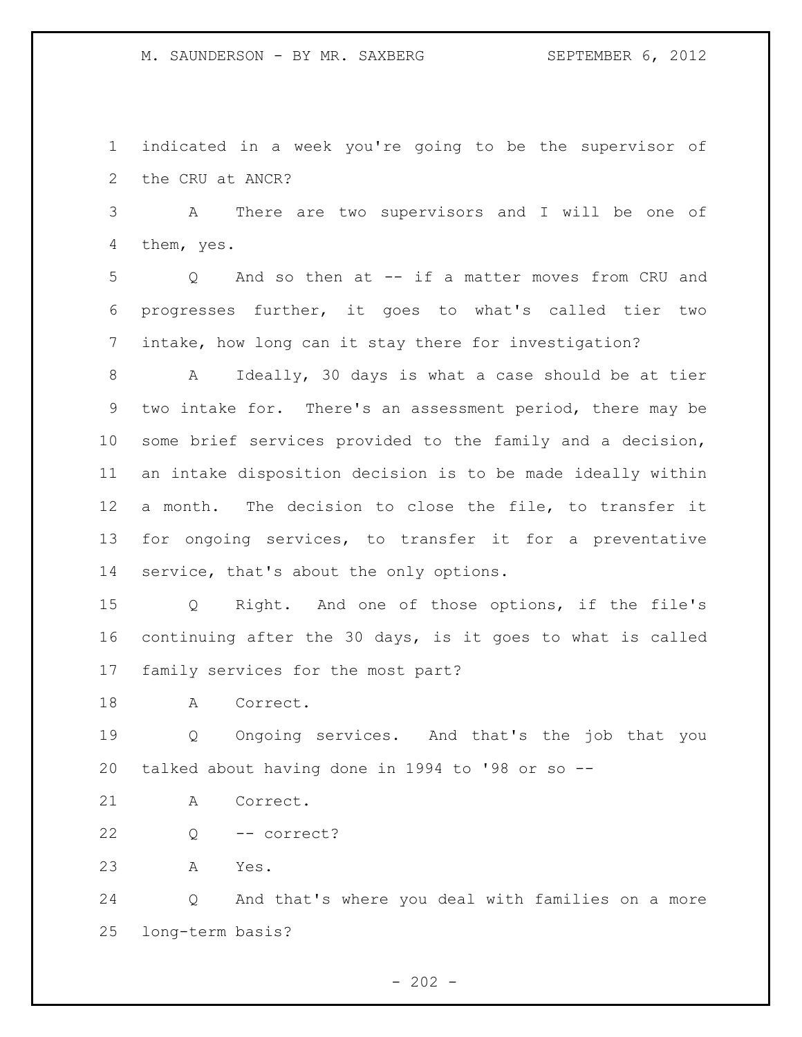indicated in a week you're going to be the supervisor of the CRU at ANCR?

A There are two supervisors and I will be one of them, yes.

Q And so then at -- if a matter moves from CRU and progresses further, it goes to what's called tier two intake, how long can it stay there for investigation?

A Ideally, 30 days is what a case should be at tier two intake for. There's an assessment period, there may be some brief services provided to the family and a decision, an intake disposition decision is to be made ideally within a month. The decision to close the file, to transfer it for ongoing services, to transfer it for a preventative service, that's about the only options.

Q Right. And one of those options, if the file's continuing after the 30 days, is it goes to what is called family services for the most part?

A Correct.

Q Ongoing services. And that's the job that you talked about having done in 1994 to '98 or so --

A Correct.

Q -- correct?

A Yes.

Q And that's where you deal with families on a more long-term basis?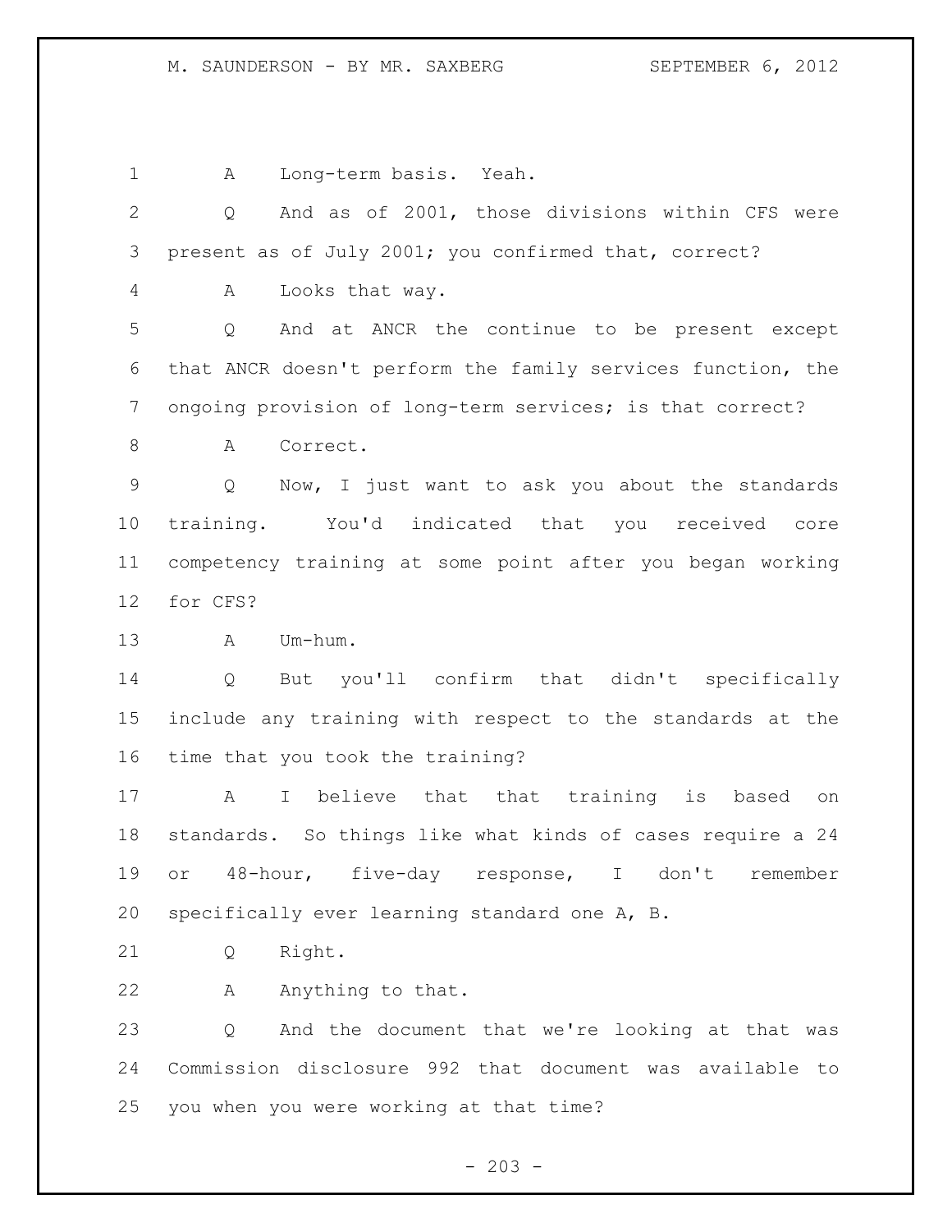A Long-term basis. Yeah.

Q And as of 2001, those divisions within CFS were present as of July 2001; you confirmed that, correct?

A Looks that way.

Q And at ANCR the continue to be present except that ANCR doesn't perform the family services function, the ongoing provision of long-term services; is that correct?

A Correct.

Q Now, I just want to ask you about the standards training. You'd indicated that you received core competency training at some point after you began working for CFS?

A Um-hum.

Q But you'll confirm that didn't specifically include any training with respect to the standards at the time that you took the training?

A I believe that that training is based on standards. So things like what kinds of cases require a 24 or 48-hour, five-day response, I don't remember specifically ever learning standard one A, B.

Q Right.

A Anything to that.

Q And the document that we're looking at that was Commission disclosure 992 that document was available to you when you were working at that time?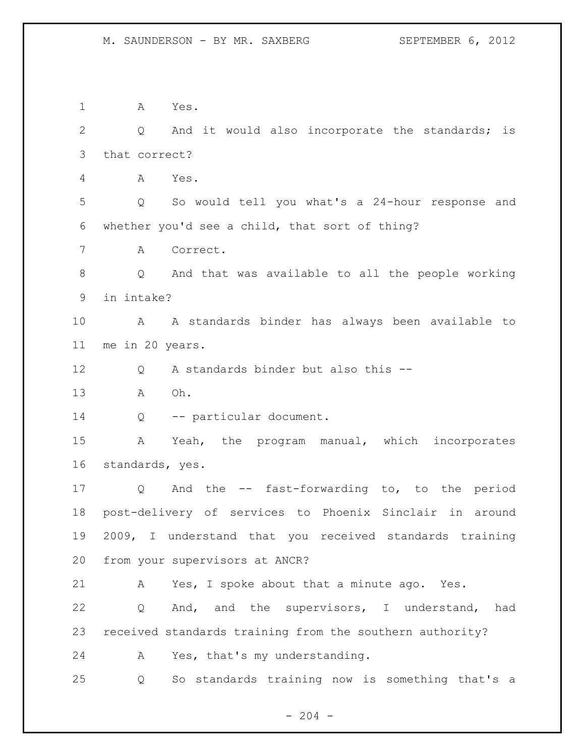A Yes.

Q And it would also incorporate the standards; is that correct?

A Yes.

Q So would tell you what's a 24-hour response and whether you'd see a child, that sort of thing?

A Correct.

Q And that was available to all the people working in intake?

A A standards binder has always been available to me in 20 years.

Q A standards binder but also this --

A Oh.

Q -- particular document.

A Yeah, the program manual, which incorporates standards, yes.

Q And the -- fast-forwarding to, to the period post-delivery of services to Phoenix Sinclair in around 2009, I understand that you received standards training from your supervisors at ANCR?

A Yes, I spoke about that a minute ago. Yes.

Q And, and the supervisors, I understand, had received standards training from the southern authority?

A Yes, that's my understanding.

Q So standards training now is something that's a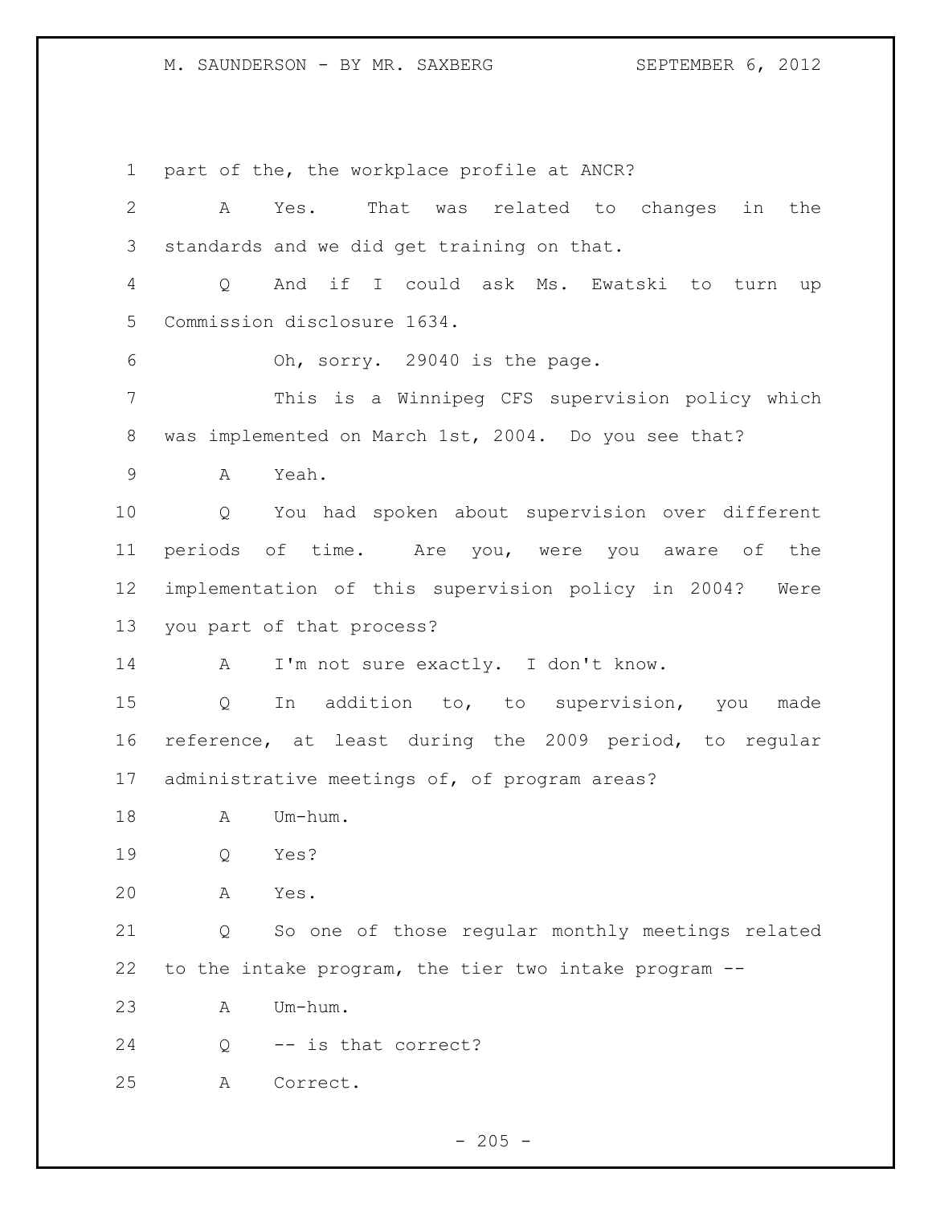part of the, the workplace profile at ANCR?

A Yes. That was related to changes in the standards and we did get training on that.

Q And if I could ask Ms. Ewatski to turn up Commission disclosure 1634.

Oh, sorry. 29040 is the page.

This is a Winnipeg CFS supervision policy which was implemented on March 1st, 2004. Do you see that?

A Yeah.

Q You had spoken about supervision over different periods of time. Are you, were you aware of the implementation of this supervision policy in 2004? Were you part of that process?

A I'm not sure exactly. I don't know.

Q In addition to, to supervision, you made reference, at least during the 2009 period, to regular administrative meetings of, of program areas?

A Um-hum.

Q Yes?

A Yes.

Q So one of those regular monthly meetings related to the intake program, the tier two intake program --

A Um-hum.

Q -- is that correct?

A Correct.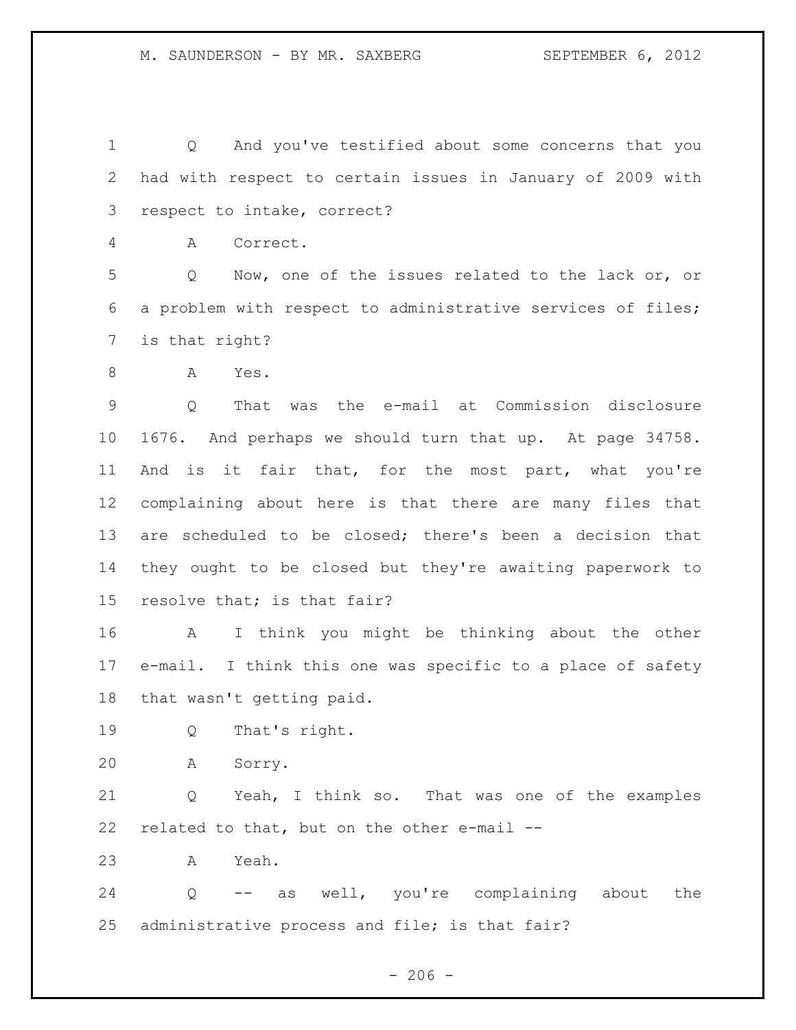Q And you've testified about some concerns that you had with respect to certain issues in January of 2009 with respect to intake, correct?

A Correct.

Q Now, one of the issues related to the lack or, or a problem with respect to administrative services of files; is that right?

A Yes.

Q That was the e-mail at Commission disclosure 1676. And perhaps we should turn that up. At page 34758. And is it fair that, for the most part, what you're complaining about here is that there are many files that are scheduled to be closed; there's been a decision that they ought to be closed but they're awaiting paperwork to resolve that; is that fair?

A I think you might be thinking about the other e-mail. I think this one was specific to a place of safety that wasn't getting paid.

Q That's right.

A Sorry.

Q Yeah, I think so. That was one of the examples related to that, but on the other e-mail --

A Yeah.

Q -- as well, you're complaining about the administrative process and file; is that fair?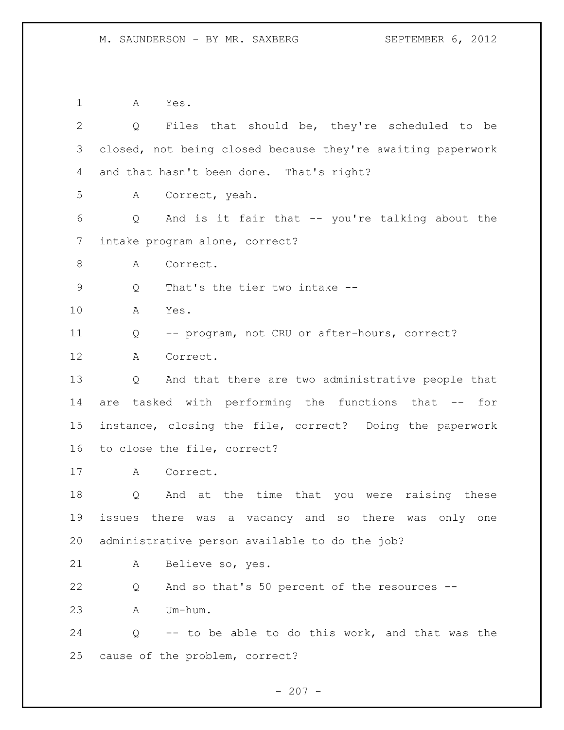A Yes.

Q Files that should be, they're scheduled to be closed, not being closed because they're awaiting paperwork and that hasn't been done. That's right?

A Correct, yeah.

Q And is it fair that -- you're talking about the intake program alone, correct?

A Correct.

Q That's the tier two intake --

A Yes.

Q -- program, not CRU or after-hours, correct?

A Correct.

Q And that there are two administrative people that are tasked with performing the functions that -- for instance, closing the file, correct? Doing the paperwork to close the file, correct?

A Correct.

Q And at the time that you were raising these issues there was a vacancy and so there was only one administrative person available to do the job?

A Believe so, yes.

Q And so that's 50 percent of the resources --

A Um-hum.

Q -- to be able to do this work, and that was the cause of the problem, correct?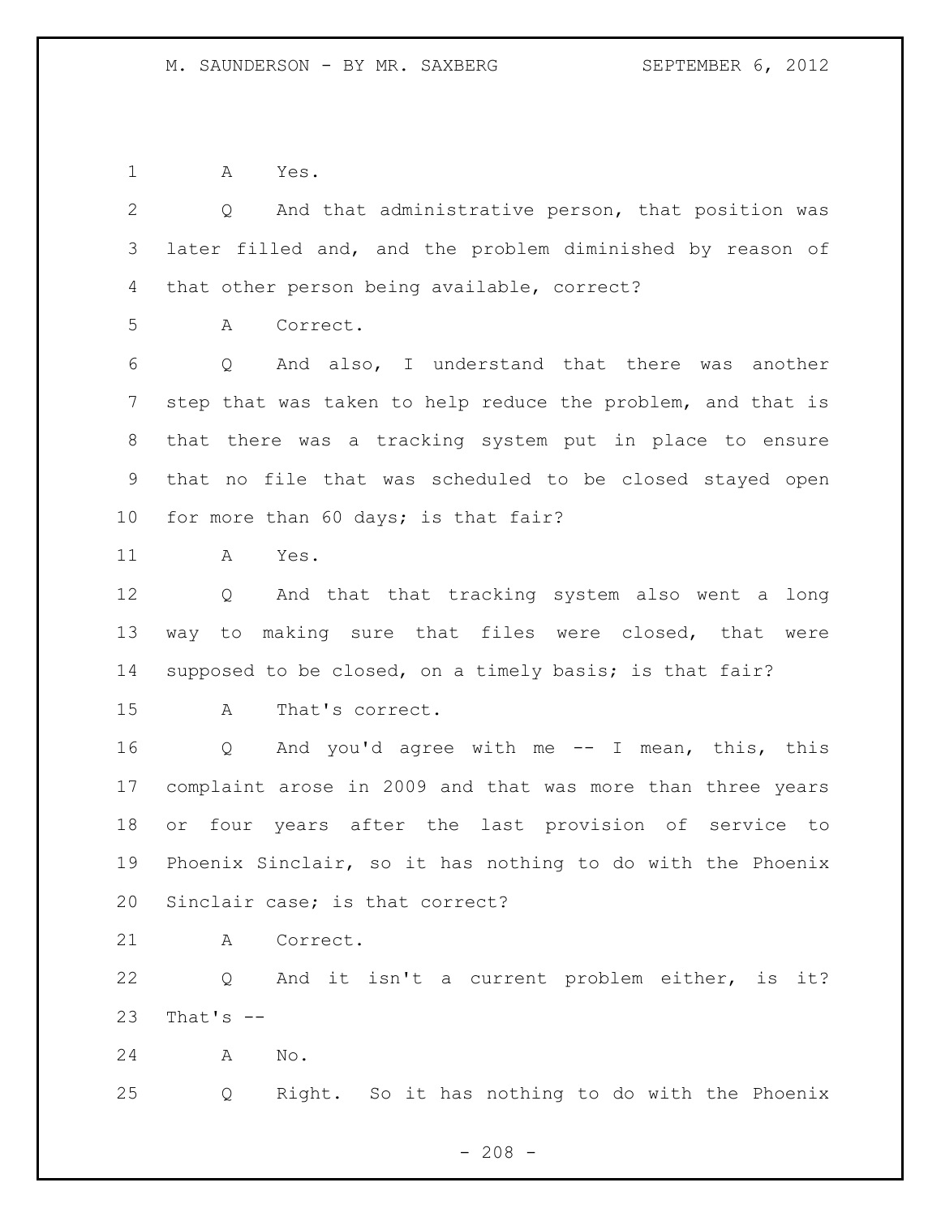A Yes.

Q And that administrative person, that position was later filled and, and the problem diminished by reason of that other person being available, correct?

A Correct.

Q And also, I understand that there was another step that was taken to help reduce the problem, and that is that there was a tracking system put in place to ensure that no file that was scheduled to be closed stayed open for more than 60 days; is that fair?

A Yes.

Q And that that tracking system also went a long way to making sure that files were closed, that were supposed to be closed, on a timely basis; is that fair?

A That's correct.

Q And you'd agree with me -- I mean, this, this complaint arose in 2009 and that was more than three years or four years after the last provision of service to Phoenix Sinclair, so it has nothing to do with the Phoenix Sinclair case; is that correct?

A Correct.

Q And it isn't a current problem either, is it? That's --

A No.

Q Right. So it has nothing to do with the Phoenix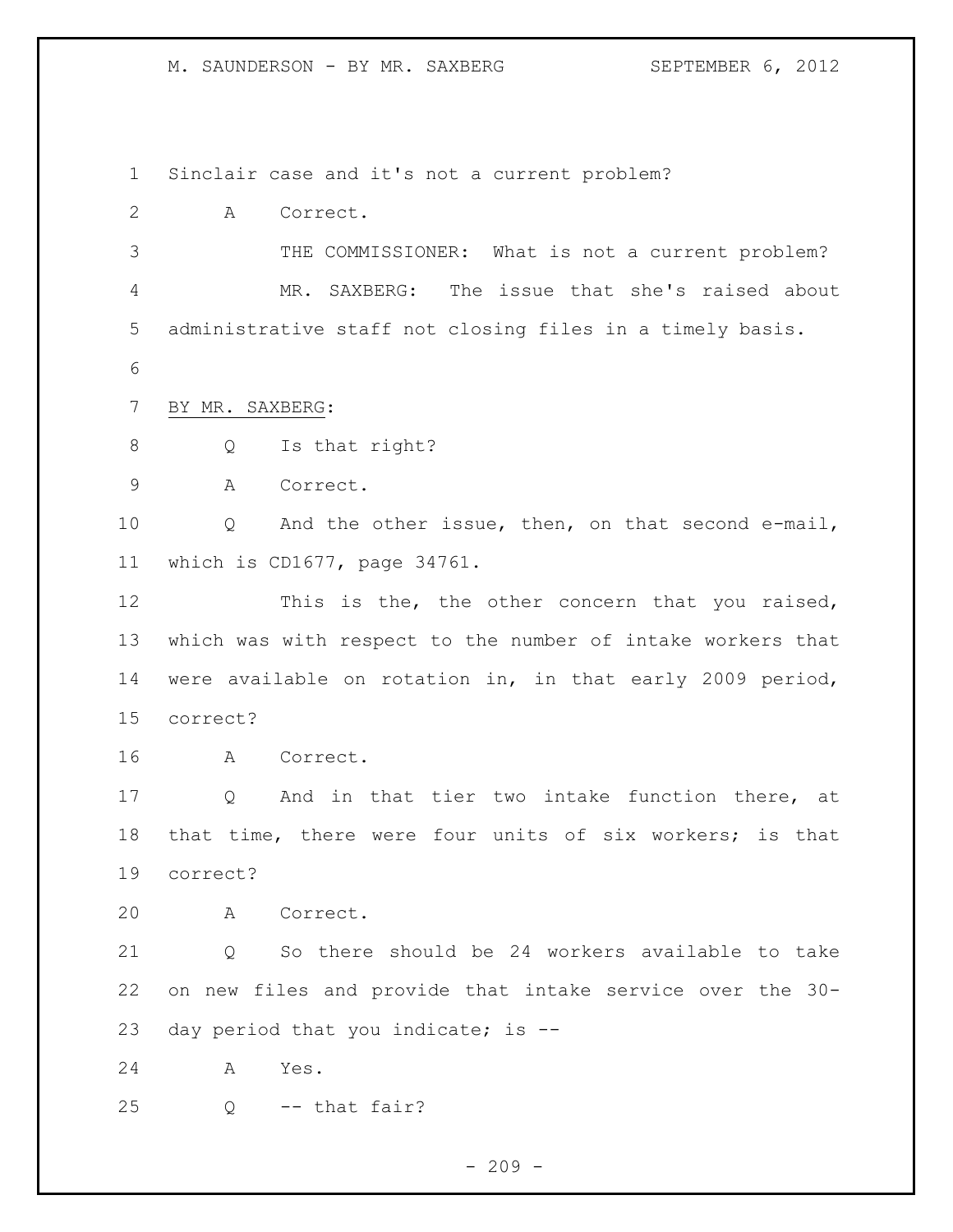Sinclair case and it's not a current problem?

A Correct.

THE COMMISSIONER: What is not a current problem?

MR. SAXBERG: The issue that she's raised about administrative staff not closing files in a timely basis.

BY MR. SAXBERG:

Q Is that right?

A Correct.

Q And the other issue, then, on that second e-mail, which is CD1677, page 34761.

This is the, the other concern that you raised, which was with respect to the number of intake workers that were available on rotation in, in that early 2009 period, correct?

A Correct.

Q And in that tier two intake function there, at that time, there were four units of six workers; is that correct?

A Correct.

Q So there should be 24 workers available to take on new files and provide that intake service over the 30-day period that you indicate; is --

A Yes.

Q -- that fair?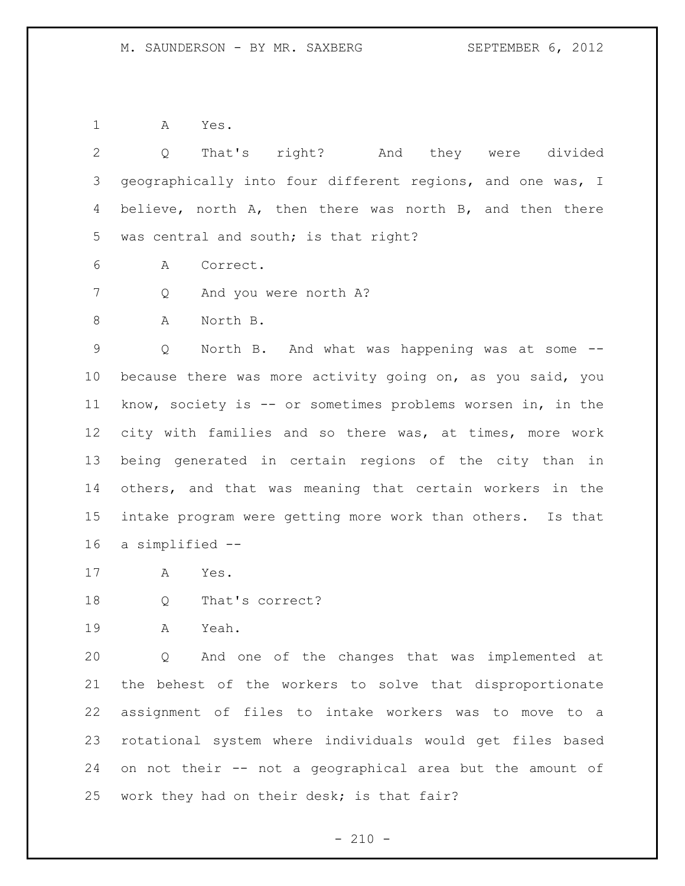A Yes.

Q That's right? And they were divided geographically into four different regions, and one was, I believe, north A, then there was north B, and then there was central and south; is that right?

A Correct.

Q And you were north A?

A North B.

Q North B. And what was happening was at some -- because there was more activity going on, as you said, you know, society is -- or sometimes problems worsen in, in the city with families and so there was, at times, more work being generated in certain regions of the city than in others, and that was meaning that certain workers in the intake program were getting more work than others. Is that a simplified --

A Yes.

Q That's correct?

A Yeah.

Q And one of the changes that was implemented at the behest of the workers to solve that disproportionate assignment of files to intake workers was to move to a rotational system where individuals would get files based on not their -- not a geographical area but the amount of work they had on their desk; is that fair?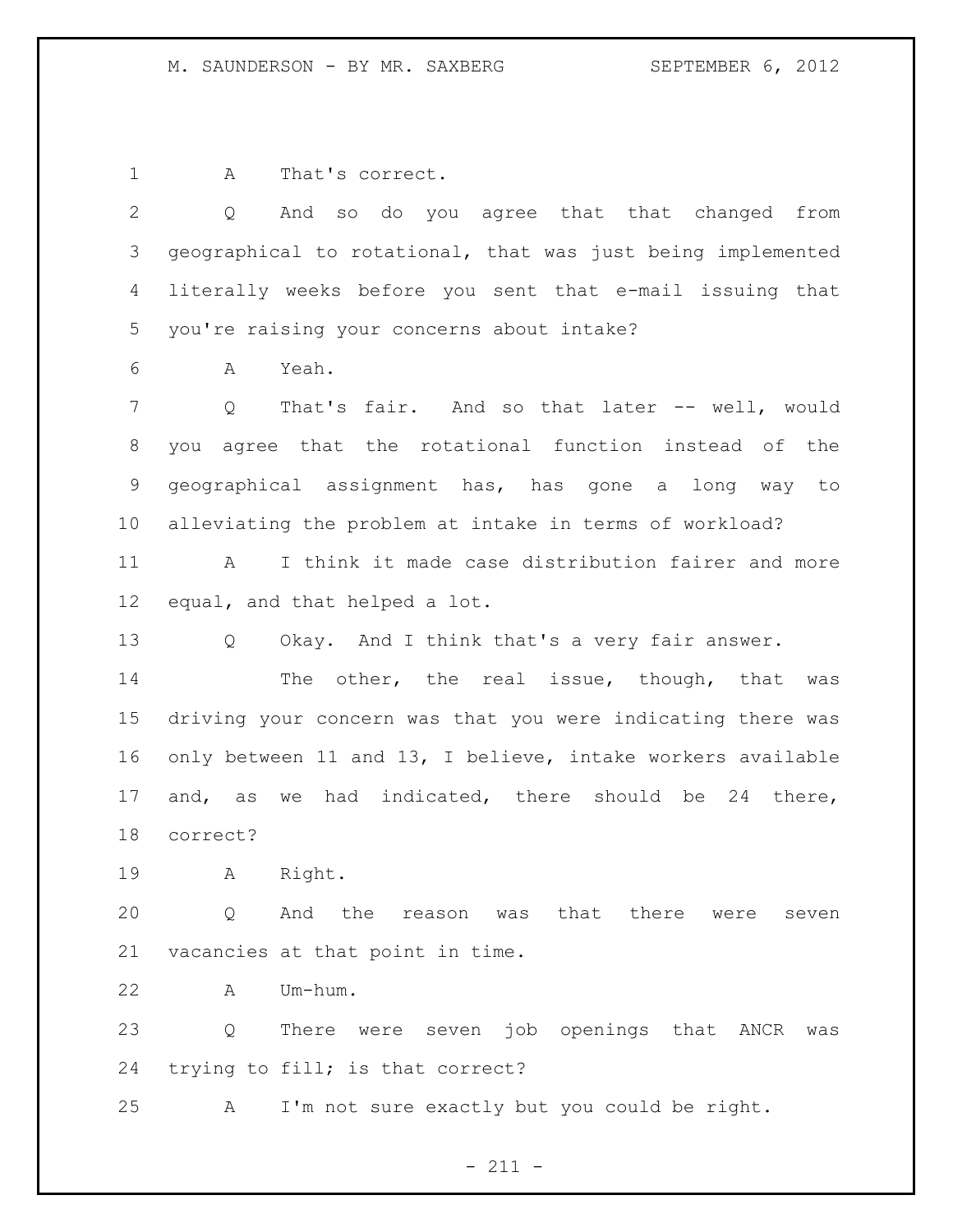A That's correct.

Q And so do you agree that that changed from geographical to rotational, that was just being implemented literally weeks before you sent that e-mail issuing that you're raising your concerns about intake?

A Yeah.

Q That's fair. And so that later -- well, would you agree that the rotational function instead of the geographical assignment has, has gone a long way to alleviating the problem at intake in terms of workload?

A I think it made case distribution fairer and more equal, and that helped a lot.

Q Okay. And I think that's a very fair answer.

The other, the real issue, though, that was driving your concern was that you were indicating there was only between 11 and 13, I believe, intake workers available and, as we had indicated, there should be 24 there, correct?

A Right.

Q And the reason was that there were seven vacancies at that point in time.

A Um-hum.

Q There were seven job openings that ANCR was trying to fill; is that correct?

A I'm not sure exactly but you could be right.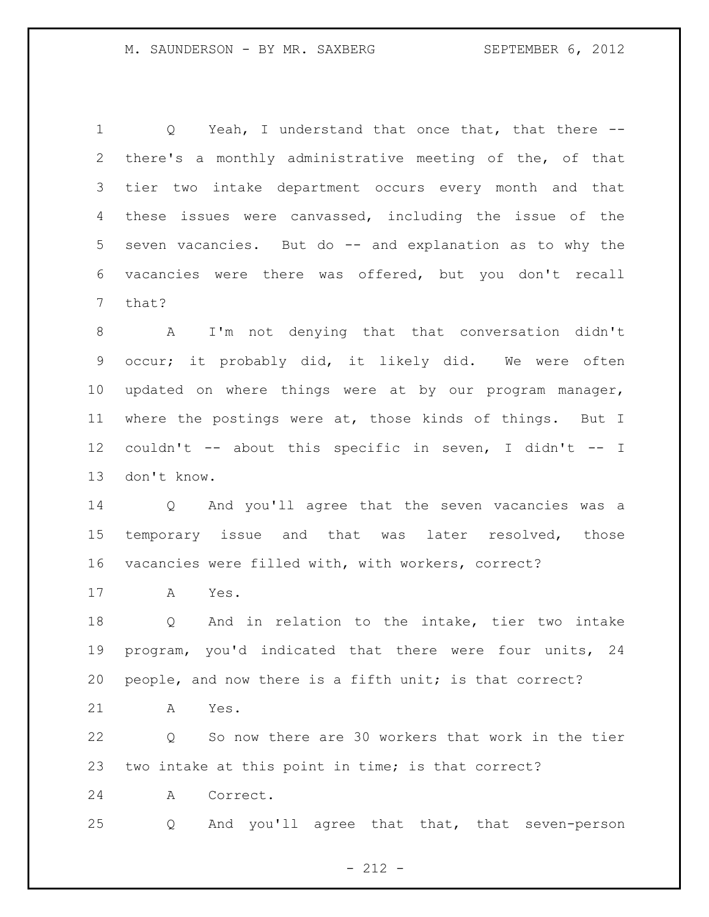Q Yeah, I understand that once that, that there -- there's a monthly administrative meeting of the, of that tier two intake department occurs every month and that these issues were canvassed, including the issue of the seven vacancies. But do -- and explanation as to why the vacancies were there was offered, but you don't recall that?

A I'm not denying that that conversation didn't occur; it probably did, it likely did. We were often updated on where things were at by our program manager, where the postings were at, those kinds of things. But I couldn't -- about this specific in seven, I didn't -- I don't know.

Q And you'll agree that the seven vacancies was a temporary issue and that was later resolved, those vacancies were filled with, with workers, correct?

A Yes.

Q And in relation to the intake, tier two intake program, you'd indicated that there were four units, 24 people, and now there is a fifth unit; is that correct?

A Yes.

Q So now there are 30 workers that work in the tier two intake at this point in time; is that correct?

A Correct.

Q And you'll agree that that, that seven-person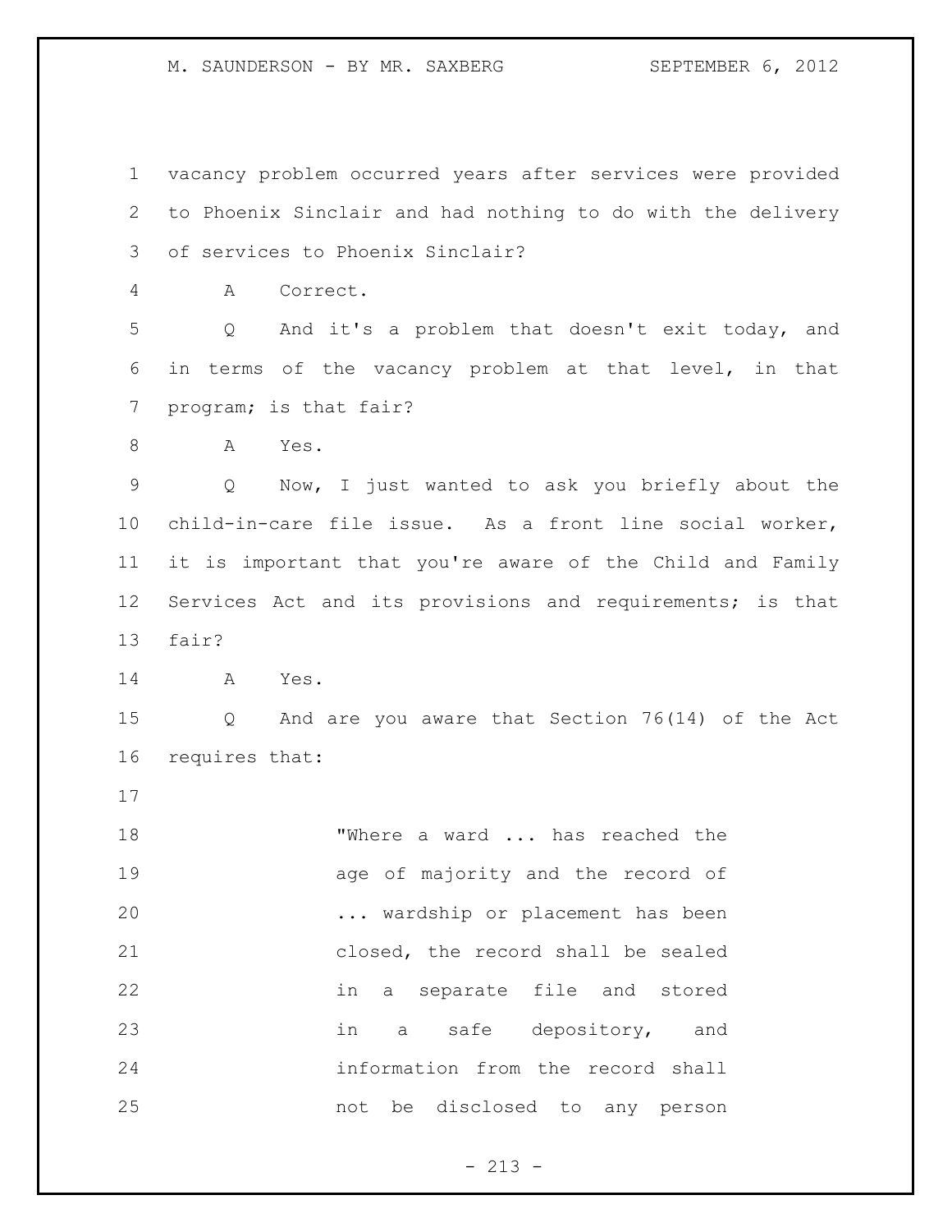vacancy problem occurred years after services were provided to Phoenix Sinclair and had nothing to do with the delivery of services to Phoenix Sinclair?

A Correct.

Q And it's a problem that doesn't exit today, and in terms of the vacancy problem at that level, in that program; is that fair?

A Yes.

Q Now, I just wanted to ask you briefly about the child-in-care file issue. As a front line social worker, it is important that you're aware of the Child and Family Services Act and its provisions and requirements; is that fair?

A Yes.

Q And are you aware that Section 76(14) of the Act requires that:

> "Where a ward ... has reached the age of majority and the record of ... wardship or placement has been closed, the record shall be sealed in a separate file and stored in a safe depository, and information from the record shall not be disclosed to any person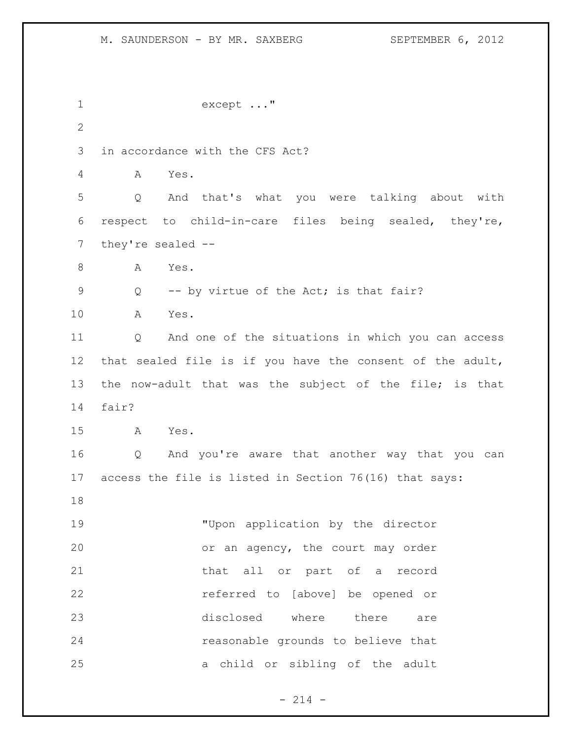except ..."

in accordance with the CFS Act?

A Yes.

Q And that's what you were talking about with respect to child-in-care files being sealed, they're, they're sealed --

A Yes.

Q -- by virtue of the Act; is that fair?

A Yes.

Q And one of the situations in which you can access that sealed file is if you have the consent of the adult, the now-adult that was the subject of the file; is that fair?

A Yes.

Q And you're aware that another way that you can access the file is listed in Section 76(16) that says:

> "Upon application by the director or an agency, the court may order that all or part of a record referred to [above] be opened or disclosed where there are reasonable grounds to believe that a child or sibling of the adult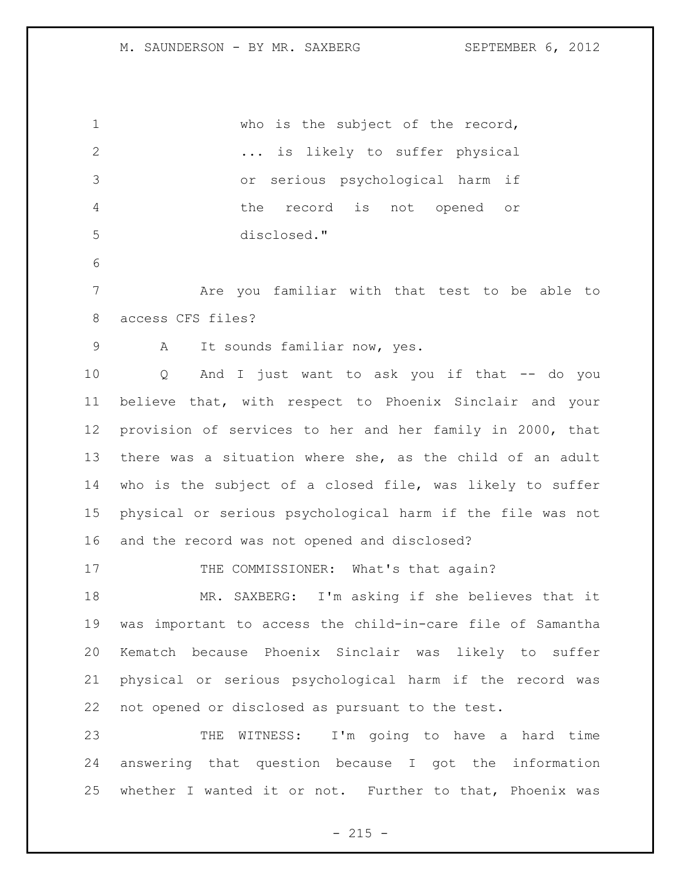who is the subject of the record, ... is likely to suffer physical or serious psychological harm if the record is not opened or disclosed."

Are you familiar with that test to be able to access CFS files?

A It sounds familiar now, yes.

Q And I just want to ask you if that -- do you believe that, with respect to Phoenix Sinclair and your provision of services to her and her family in 2000, that there was a situation where she, as the child of an adult who is the subject of a closed file, was likely to suffer physical or serious psychological harm if the file was not and the record was not opened and disclosed?

THE COMMISSIONER: What's that again?

MR. SAXBERG: I'm asking if she believes that it was important to access the child-in-care file of Samantha Kematch because Phoenix Sinclair was likely to suffer physical or serious psychological harm if the record was not opened or disclosed as pursuant to the test.

THE WITNESS: I'm going to have a hard time answering that question because I got the information whether I wanted it or not. Further to that, Phoenix was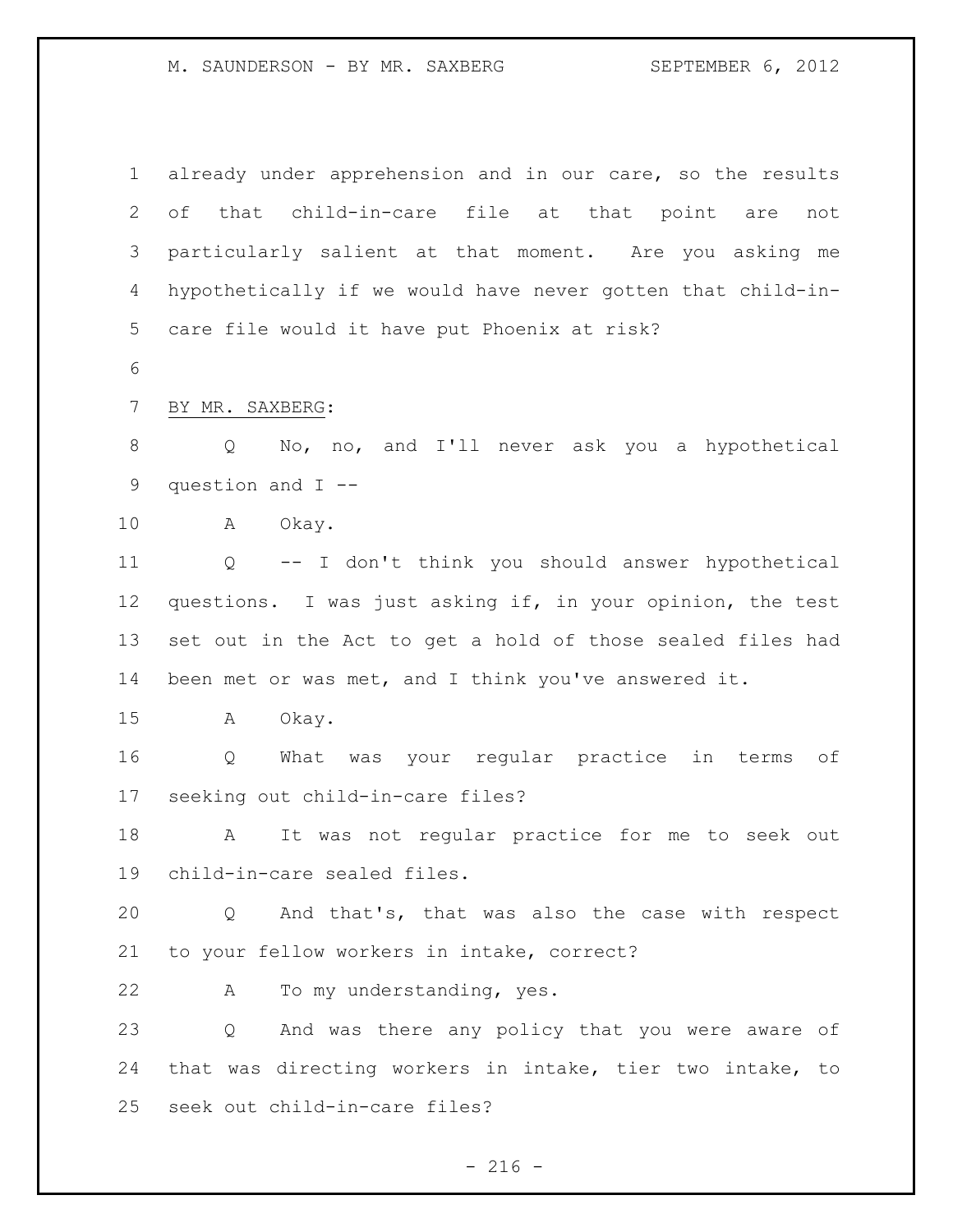already under apprehension and in our care, so the results of that child-in-care file at that point are not particularly salient at that moment. Are you asking me hypothetically if we would have never gotten that child-in-care file would it have put Phoenix at risk?

BY MR. SAXBERG:

Q No, no, and I'll never ask you a hypothetical question and I --

A Okay.

Q -- I don't think you should answer hypothetical questions. I was just asking if, in your opinion, the test set out in the Act to get a hold of those sealed files had been met or was met, and I think you've answered it.

A Okay.

Q What was your regular practice in terms of seeking out child-in-care files?

A It was not regular practice for me to seek out child-in-care sealed files.

Q And that's, that was also the case with respect to your fellow workers in intake, correct?

A To my understanding, yes.

Q And was there any policy that you were aware of that was directing workers in intake, tier two intake, to seek out child-in-care files?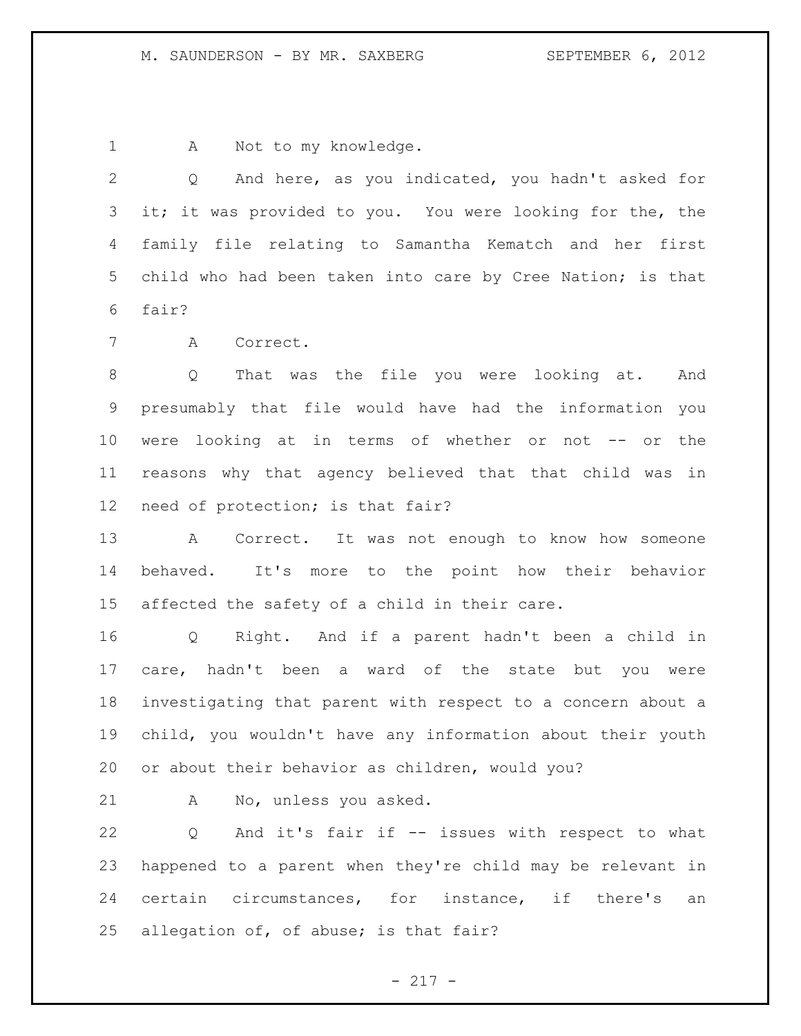A Not to my knowledge.

Q And here, as you indicated, you hadn't asked for it; it was provided to you. You were looking for the, the family file relating to Samantha Kematch and her first child who had been taken into care by Cree Nation; is that fair?

A Correct.

Q That was the file you were looking at. And presumably that file would have had the information you were looking at in terms of whether or not -- or the reasons why that agency believed that that child was in need of protection; is that fair?

A Correct. It was not enough to know how someone behaved. It's more to the point how their behavior affected the safety of a child in their care.

Q Right. And if a parent hadn't been a child in care, hadn't been a ward of the state but you were investigating that parent with respect to a concern about a child, you wouldn't have any information about their youth or about their behavior as children, would you?

A No, unless you asked.

Q And it's fair if -- issues with respect to what happened to a parent when they're child may be relevant in certain circumstances, for instance, if there's an allegation of, of abuse; is that fair?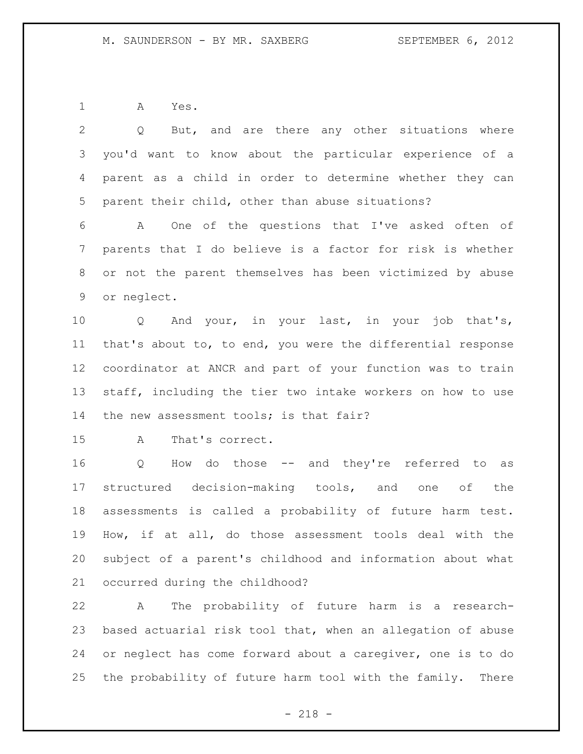A Yes.

Q But, and are there any other situations where you'd want to know about the particular experience of a parent as a child in order to determine whether they can parent their child, other than abuse situations?

A One of the questions that I've asked often of parents that I do believe is a factor for risk is whether or not the parent themselves has been victimized by abuse or neglect.

Q And your, in your last, in your job that's, that's about to, to end, you were the differential response coordinator at ANCR and part of your function was to train staff, including the tier two intake workers on how to use the new assessment tools; is that fair?

A That's correct.

Q How do those -- and they're referred to as structured decision-making tools, and one of the assessments is called a probability of future harm test. How, if at all, do those assessment tools deal with the subject of a parent's childhood and information about what occurred during the childhood?

A The probability of future harm is a research-based actuarial risk tool that, when an allegation of abuse or neglect has come forward about a caregiver, one is to do the probability of future harm tool with the family. There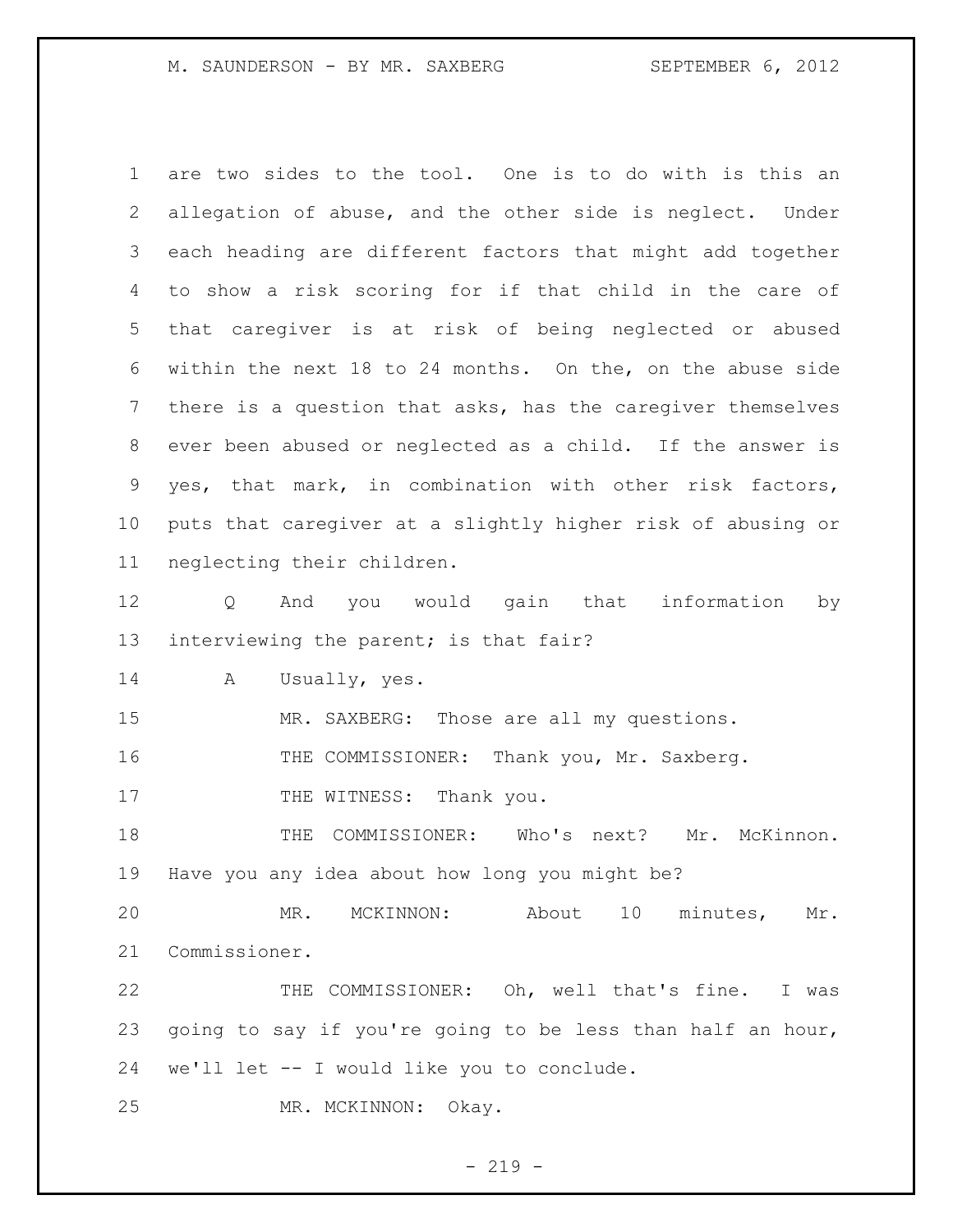are two sides to the tool. One is to do with is this an allegation of abuse, and the other side is neglect. Under each heading are different factors that might add together to show a risk scoring for if that child in the care of that caregiver is at risk of being neglected or abused within the next 18 to 24 months. On the, on the abuse side there is a question that asks, has the caregiver themselves ever been abused or neglected as a child. If the answer is yes, that mark, in combination with other risk factors, puts that caregiver at a slightly higher risk of abusing or neglecting their children.

Q And you would gain that information by interviewing the parent; is that fair?

A Usually, yes.

MR. SAXBERG: Those are all my questions.

THE COMMISSIONER: Thank you, Mr. Saxberg.

THE WITNESS: Thank you.

THE COMMISSIONER: Who's next? Mr. McKinnon. Have you any idea about how long you might be?

MR. MCKINNON: About 10 minutes, Mr. Commissioner.

THE COMMISSIONER: Oh, well that's fine. I was going to say if you're going to be less than half an hour, we'll let -- I would like you to conclude.

MR. MCKINNON: Okay.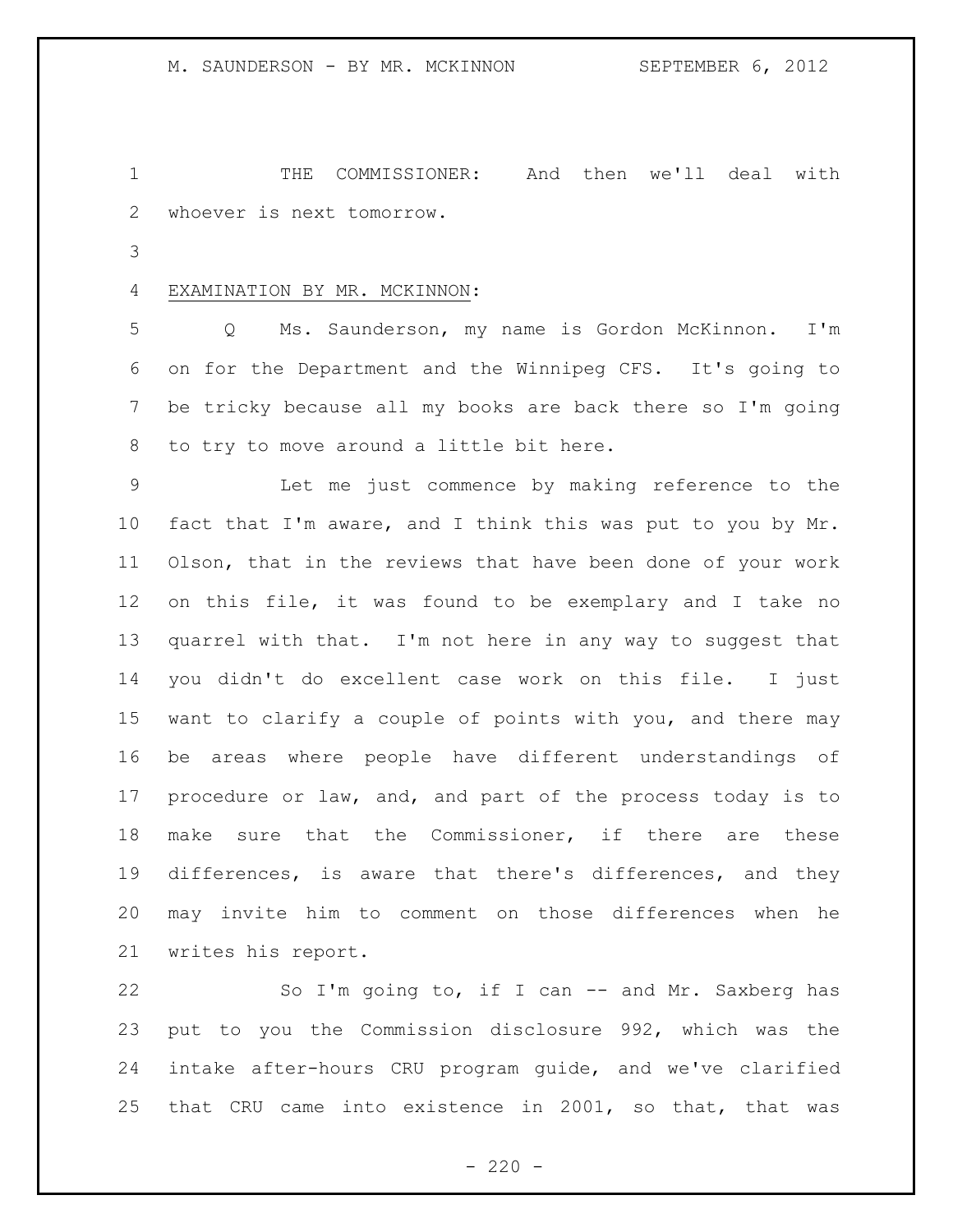THE COMMISSIONER: And then we'll deal with whoever is next tomorrow.

EXAMINATION BY MR. MCKINNON:

Q Ms. Saunderson, my name is Gordon McKinnon. I'm on for the Department and the Winnipeg CFS. It's going to be tricky because all my books are back there so I'm going to try to move around a little bit here.

Let me just commence by making reference to the fact that I'm aware, and I think this was put to you by Mr. Olson, that in the reviews that have been done of your work on this file, it was found to be exemplary and I take no quarrel with that. I'm not here in any way to suggest that you didn't do excellent case work on this file. I just want to clarify a couple of points with you, and there may be areas where people have different understandings of procedure or law, and, and part of the process today is to make sure that the Commissioner, if there are these differences, is aware that there's differences, and they may invite him to comment on those differences when he writes his report.

So I'm going to, if I can -- and Mr. Saxberg has put to you the Commission disclosure 992, which was the intake after-hours CRU program guide, and we've clarified that CRU came into existence in 2001, so that, that was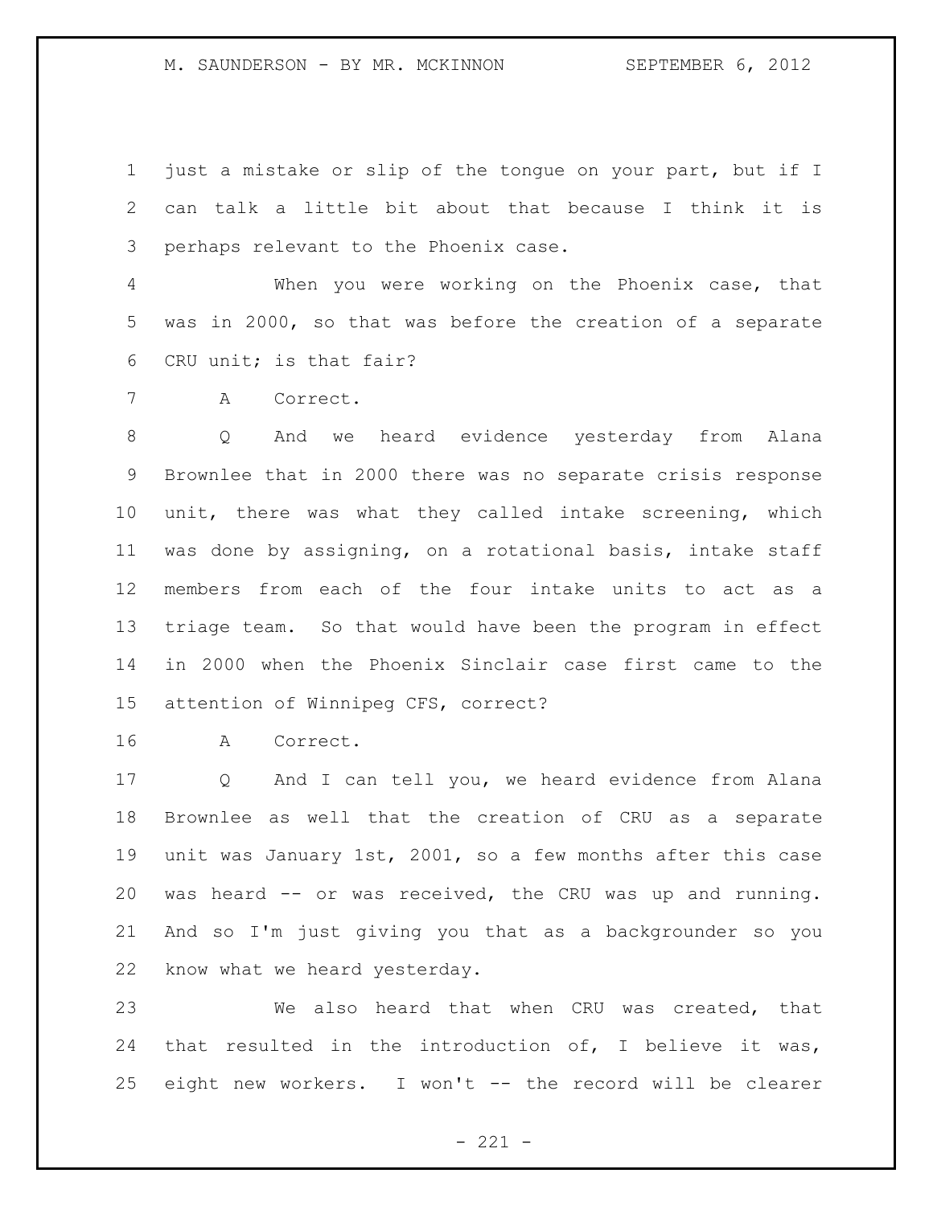just a mistake or slip of the tongue on your part, but if I can talk a little bit about that because I think it is perhaps relevant to the Phoenix case.

When you were working on the Phoenix case, that was in 2000, so that was before the creation of a separate CRU unit; is that fair?

A Correct.

Q And we heard evidence yesterday from Alana Brownlee that in 2000 there was no separate crisis response unit, there was what they called intake screening, which was done by assigning, on a rotational basis, intake staff members from each of the four intake units to act as a triage team. So that would have been the program in effect in 2000 when the Phoenix Sinclair case first came to the attention of Winnipeg CFS, correct?

A Correct.

Q And I can tell you, we heard evidence from Alana Brownlee as well that the creation of CRU as a separate unit was January 1st, 2001, so a few months after this case was heard -- or was received, the CRU was up and running. And so I'm just giving you that as a backgrounder so you know what we heard yesterday.

We also heard that when CRU was created, that that resulted in the introduction of, I believe it was, eight new workers. I won't -- the record will be clearer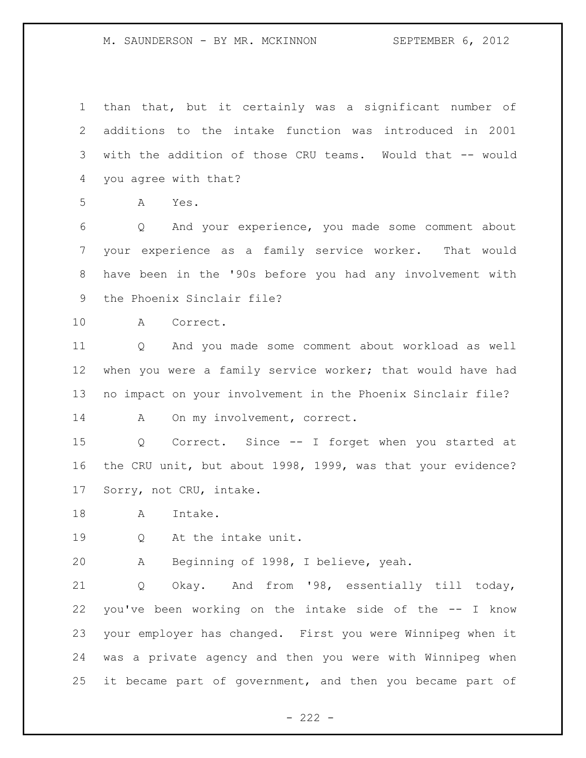than that, but it certainly was a significant number of additions to the intake function was introduced in 2001 with the addition of those CRU teams. Would that -- would you agree with that?

A Yes.

Q And your experience, you made some comment about your experience as a family service worker. That would have been in the '90s before you had any involvement with the Phoenix Sinclair file?

A Correct.

Q And you made some comment about workload as well when you were a family service worker; that would have had no impact on your involvement in the Phoenix Sinclair file?

A On my involvement, correct.

Q Correct. Since -- I forget when you started at the CRU unit, but about 1998, 1999, was that your evidence? Sorry, not CRU, intake.

A Intake.

Q At the intake unit.

A Beginning of 1998, I believe, yeah.

Q Okay. And from '98, essentially till today, you've been working on the intake side of the -- I know your employer has changed. First you were Winnipeg when it was a private agency and then you were with Winnipeg when it became part of government, and then you became part of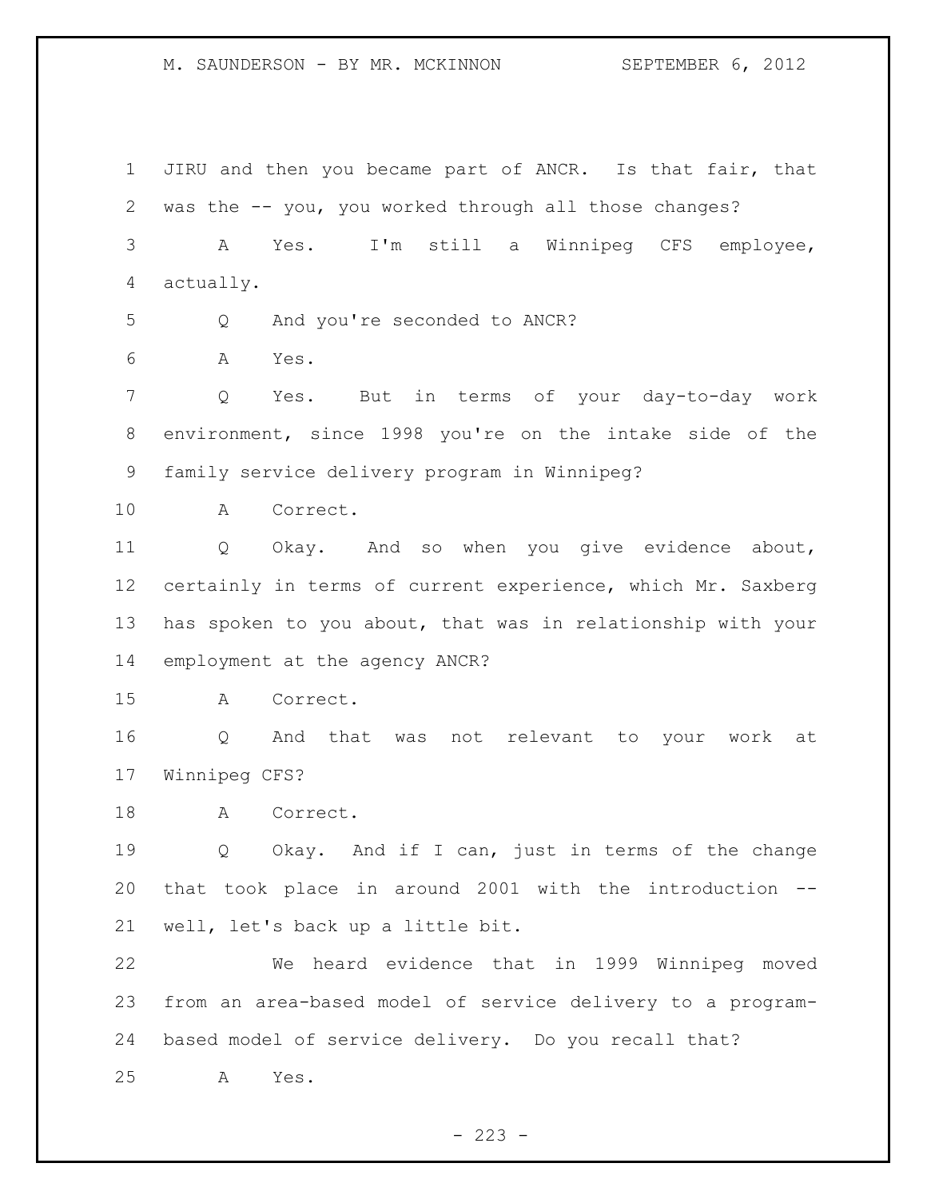JIRU and then you became part of ANCR. Is that fair, that was the -- you, you worked through all those changes?

A Yes. I'm still a Winnipeg CFS employee, actually.

Q And you're seconded to ANCR?

A Yes.

Q Yes. But in terms of your day-to-day work environment, since 1998 you're on the intake side of the family service delivery program in Winnipeg?

A Correct.

Q Okay. And so when you give evidence about, certainly in terms of current experience, which Mr. Saxberg has spoken to you about, that was in relationship with your employment at the agency ANCR?

A Correct.

Q And that was not relevant to your work at Winnipeg CFS?

A Correct.

Q Okay. And if I can, just in terms of the change that took place in around 2001 with the introduction -- well, let's back up a little bit.

We heard evidence that in 1999 Winnipeg moved from an area-based model of service delivery to a program-based model of service delivery. Do you recall that?

A Yes.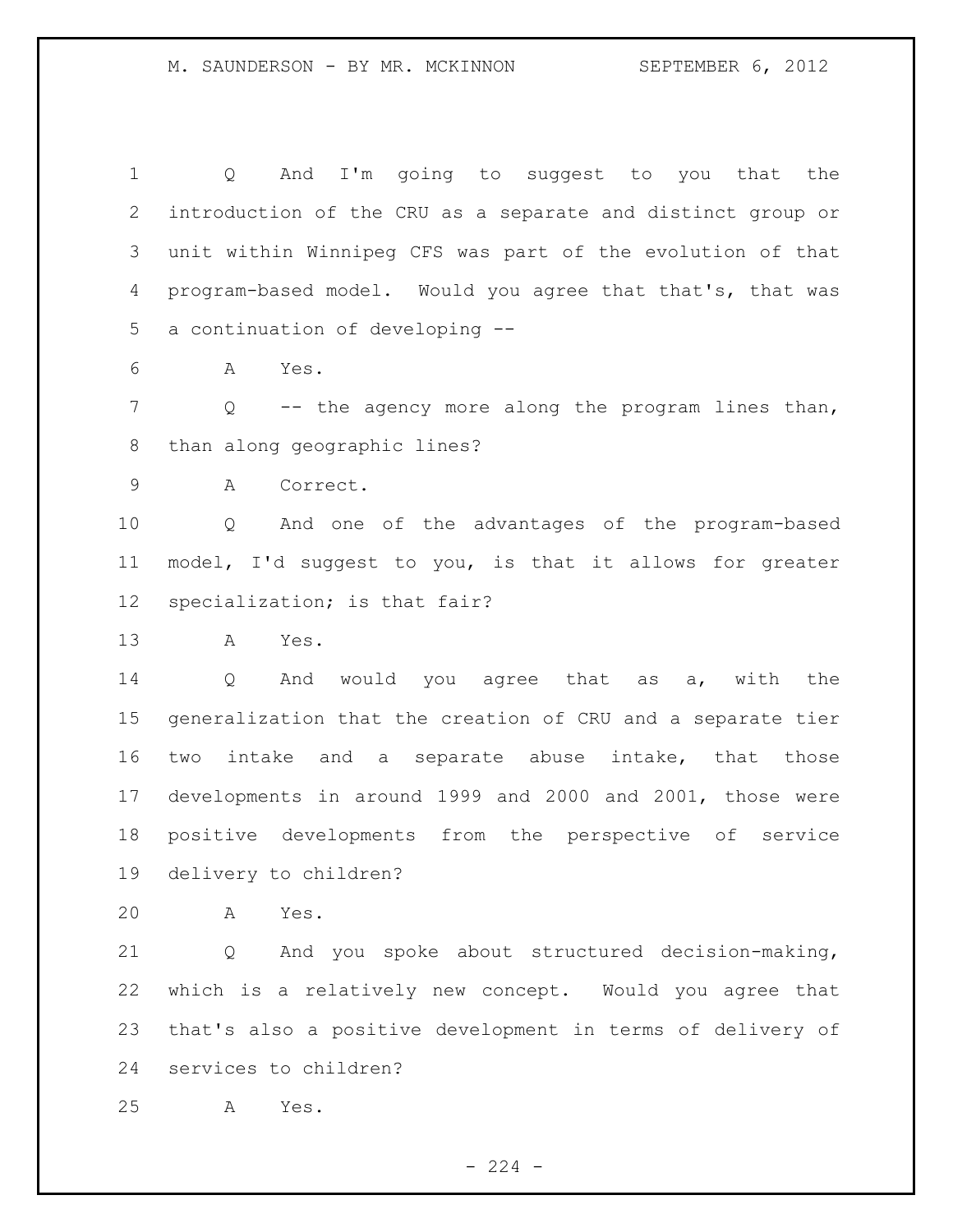Q And I'm going to suggest to you that the introduction of the CRU as a separate and distinct group or unit within Winnipeg CFS was part of the evolution of that program-based model. Would you agree that that's, that was a continuation of developing --

A Yes.

Q -- the agency more along the program lines than, than along geographic lines?

A Correct.

Q And one of the advantages of the program-based model, I'd suggest to you, is that it allows for greater specialization; is that fair?

A Yes.

Q And would you agree that as a, with the generalization that the creation of CRU and a separate tier two intake and a separate abuse intake, that those developments in around 1999 and 2000 and 2001, those were positive developments from the perspective of service delivery to children?

A Yes.

Q And you spoke about structured decision-making, which is a relatively new concept. Would you agree that that's also a positive development in terms of delivery of services to children?

A Yes.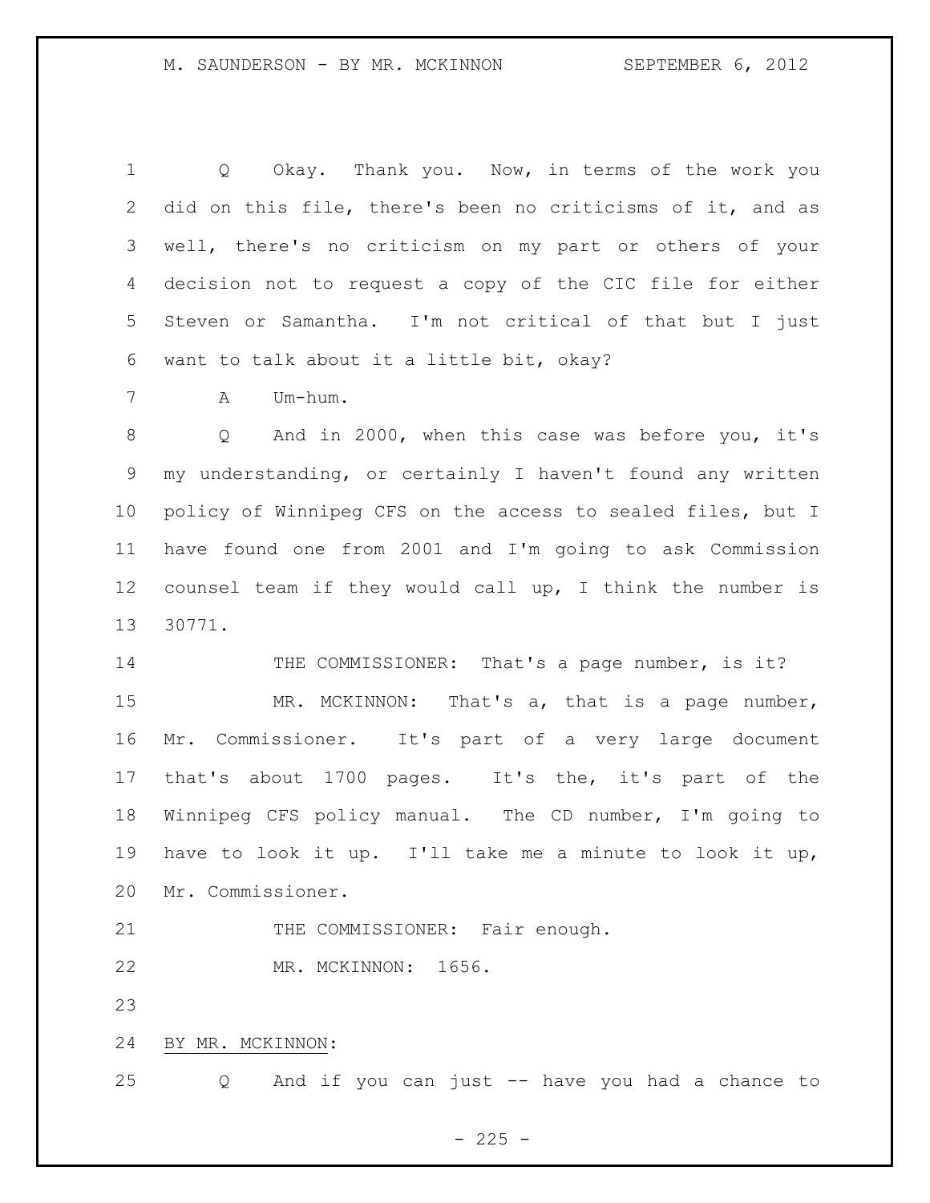Q Okay. Thank you. Now, in terms of the work you did on this file, there's been no criticisms of it, and as well, there's no criticism on my part or others of your decision not to request a copy of the CIC file for either Steven or Samantha. I'm not critical of that but I just want to talk about it a little bit, okay?

A Um-hum.

Q And in 2000, when this case was before you, it's my understanding, or certainly I haven't found any written policy of Winnipeg CFS on the access to sealed files, but I have found one from 2001 and I'm going to ask Commission counsel team if they would call up, I think the number is 30771.

THE COMMISSIONER: That's a page number, is it?

MR. MCKINNON: That's a, that is a page number, Mr. Commissioner. It's part of a very large document that's about 1700 pages. It's the, it's part of the Winnipeg CFS policy manual. The CD number, I'm going to have to look it up. I'll take me a minute to look it up, Mr. Commissioner.

THE COMMISSIONER: Fair enough.

MR. MCKINNON: 1656.

BY MR. MCKINNON:

Q And if you can just -- have you had a chance to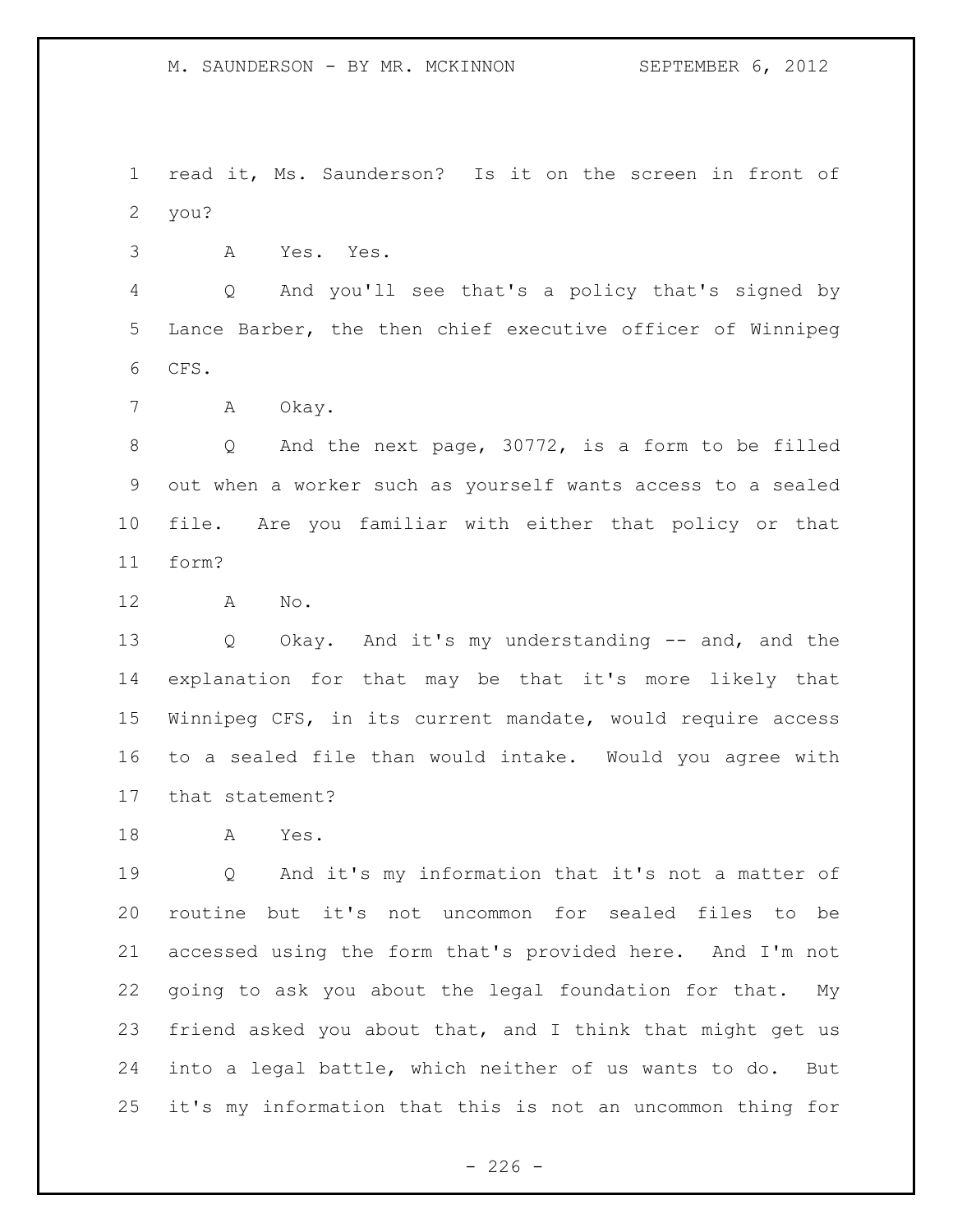read it, Ms. Saunderson? Is it on the screen in front of you?

A Yes. Yes.

Q And you'll see that's a policy that's signed by Lance Barber, the then chief executive officer of Winnipeg CFS.

A Okay.

Q And the next page, 30772, is a form to be filled out when a worker such as yourself wants access to a sealed file. Are you familiar with either that policy or that form?

A No.

Q Okay. And it's my understanding -- and, and the explanation for that may be that it's more likely that Winnipeg CFS, in its current mandate, would require access to a sealed file than would intake. Would you agree with that statement?

A Yes.

Q And it's my information that it's not a matter of routine but it's not uncommon for sealed files to be accessed using the form that's provided here. And I'm not going to ask you about the legal foundation for that. My friend asked you about that, and I think that might get us into a legal battle, which neither of us wants to do. But it's my information that this is not an uncommon thing for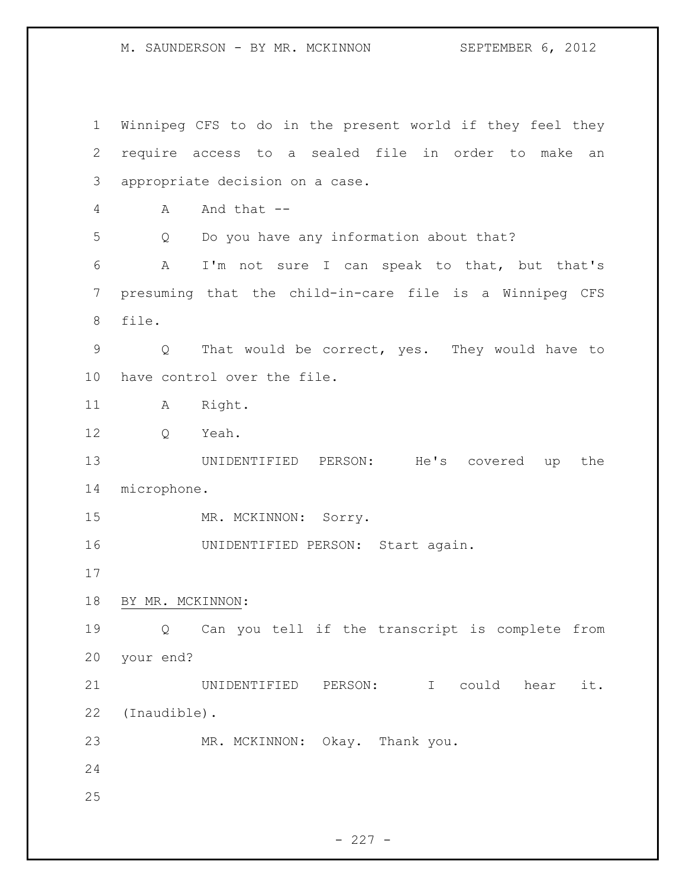Winnipeg CFS to do in the present world if they feel they require access to a sealed file in order to make an appropriate decision on a case.

A And that --

Q Do you have any information about that?

A I'm not sure I can speak to that, but that's presuming that the child-in-care file is a Winnipeg CFS file.

Q That would be correct, yes. They would have to have control over the file.

A Right.

Q Yeah.

UNIDENTIFIED PERSON: He's covered up the microphone.

MR. MCKINNON: Sorry.

UNIDENTIFIED PERSON: Start again.

BY MR. MCKINNON:

Q Can you tell if the transcript is complete from your end?

UNIDENTIFIED PERSON: I could hear it. (Inaudible).

MR. MCKINNON: Okay. Thank you.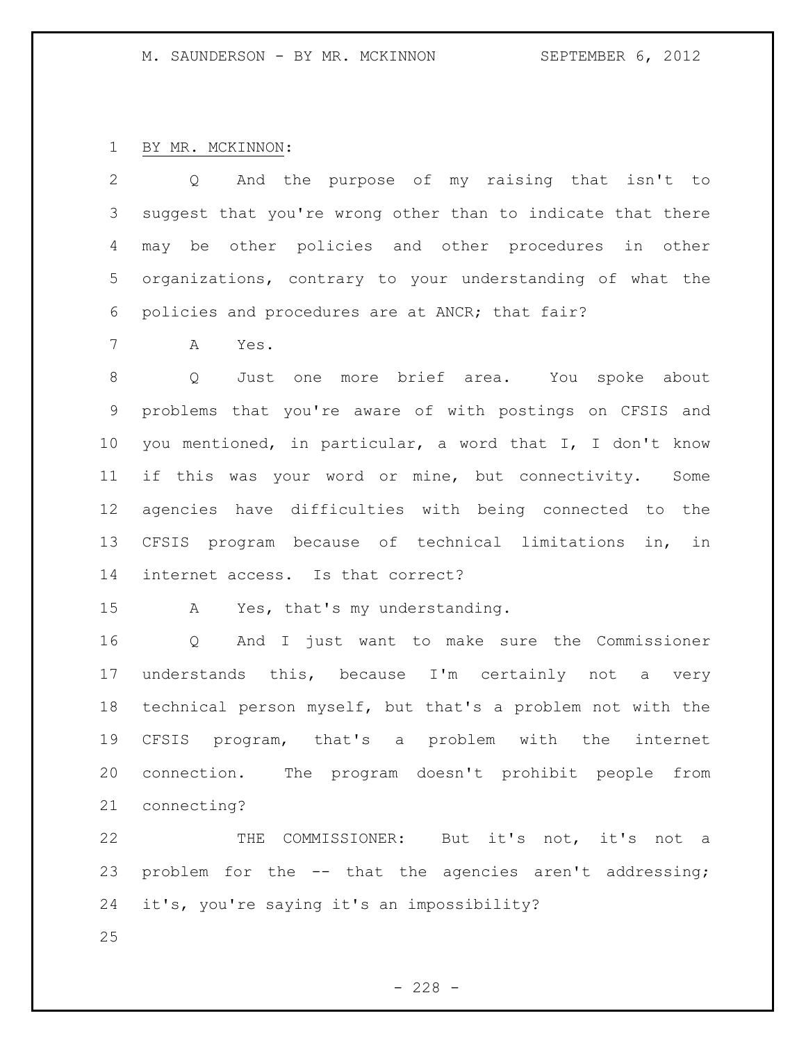BY MR. MCKINNON:

Q And the purpose of my raising that isn't to suggest that you're wrong other than to indicate that there may be other policies and other procedures in other organizations, contrary to your understanding of what the policies and procedures are at ANCR; that fair?

A Yes.

Q Just one more brief area. You spoke about problems that you're aware of with postings on CFSIS and you mentioned, in particular, a word that I, I don't know if this was your word or mine, but connectivity. Some agencies have difficulties with being connected to the CFSIS program because of technical limitations in, in internet access. Is that correct?

A Yes, that's my understanding.

Q And I just want to make sure the Commissioner understands this, because I'm certainly not a very technical person myself, but that's a problem not with the CFSIS program, that's a problem with the internet connection. The program doesn't prohibit people from connecting?

THE COMMISSIONER: But it's not, it's not a problem for the -- that the agencies aren't addressing; it's, you're saying it's an impossibility?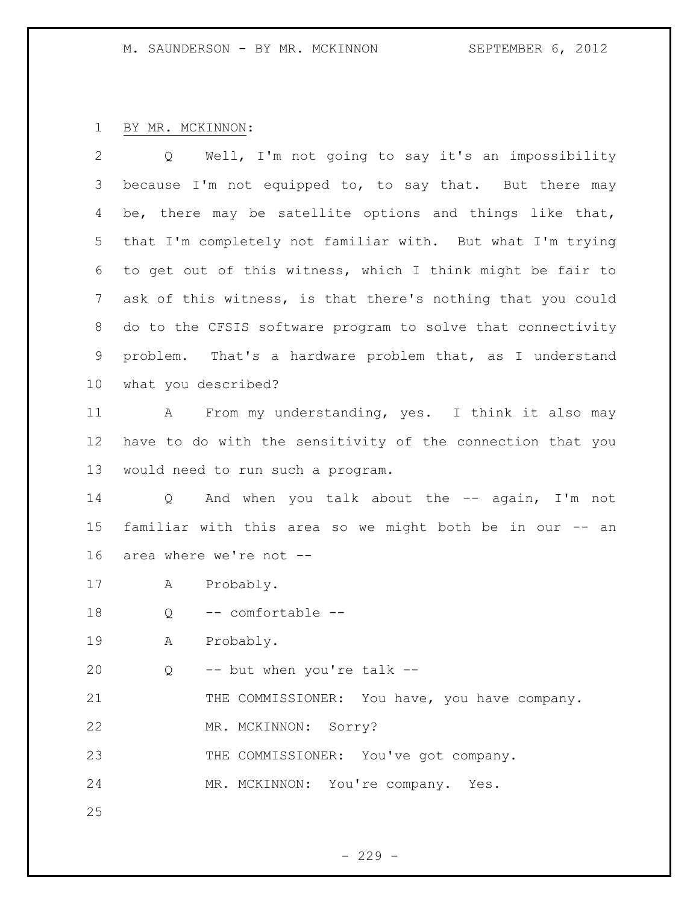BY MR. MCKINNON:

Q Well, I'm not going to say it's an impossibility because I'm not equipped to, to say that. But there may be, there may be satellite options and things like that, that I'm completely not familiar with. But what I'm trying to get out of this witness, which I think might be fair to ask of this witness, is that there's nothing that you could do to the CFSIS software program to solve that connectivity problem. That's a hardware problem that, as I understand what you described?

A From my understanding, yes. I think it also may have to do with the sensitivity of the connection that you would need to run such a program.

Q And when you talk about the -- again, I'm not familiar with this area so we might both be in our -- an area where we're not --

A Probably.

Q -- comfortable --

A Probably.

Q -- but when you're talk --

THE COMMISSIONER: You have, you have company.

MR. MCKINNON: Sorry?

THE COMMISSIONER: You've got company.

MR. MCKINNON: You're company. Yes.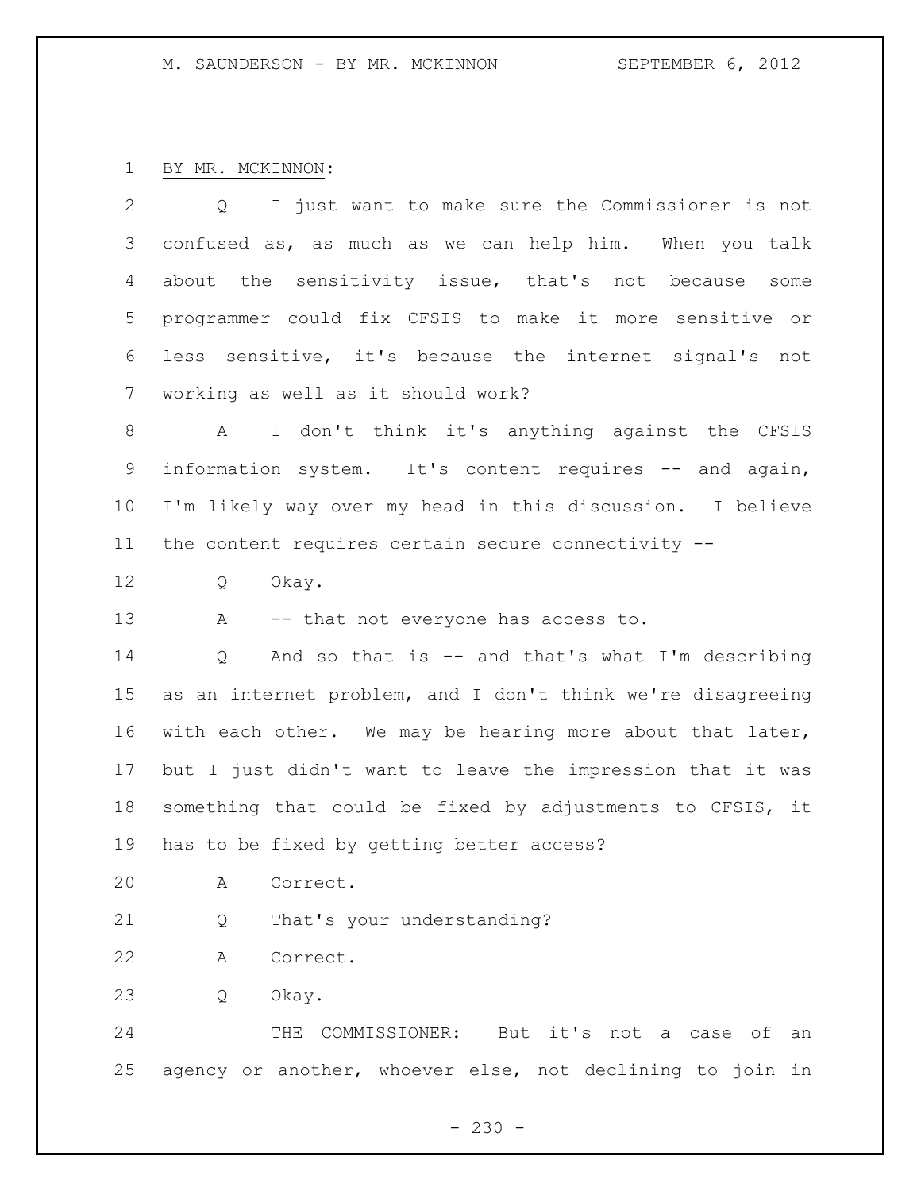BY MR. MCKINNON:

Q I just want to make sure the Commissioner is not confused as, as much as we can help him. When you talk about the sensitivity issue, that's not because some programmer could fix CFSIS to make it more sensitive or less sensitive, it's because the internet signal's not working as well as it should work?

A I don't think it's anything against the CFSIS information system. It's content requires -- and again, I'm likely way over my head in this discussion. I believe the content requires certain secure connectivity --

Q Okay.

A -- that not everyone has access to.

Q And so that is -- and that's what I'm describing as an internet problem, and I don't think we're disagreeing with each other. We may be hearing more about that later, but I just didn't want to leave the impression that it was something that could be fixed by adjustments to CFSIS, it has to be fixed by getting better access?

A Correct.

Q That's your understanding?

A Correct.

Q Okay.

THE COMMISSIONER: But it's not a case of an agency or another, whoever else, not declining to join in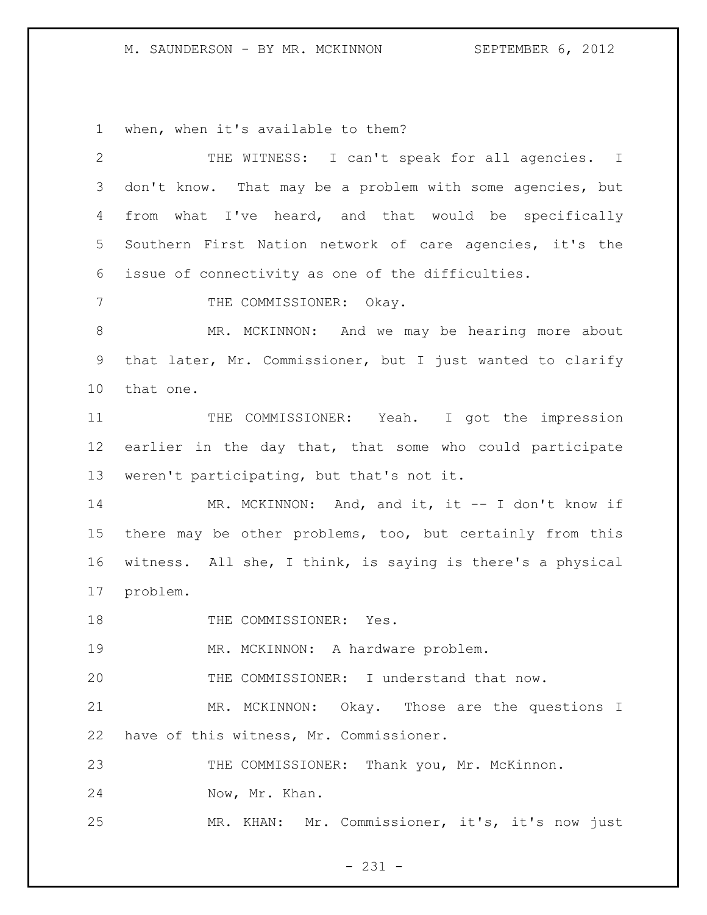when, when it's available to them?

THE WITNESS: I can't speak for all agencies. I don't know. That may be a problem with some agencies, but from what I've heard, and that would be specifically Southern First Nation network of care agencies, it's the issue of connectivity as one of the difficulties.

THE COMMISSIONER: Okay.

MR. MCKINNON: And we may be hearing more about that later, Mr. Commissioner, but I just wanted to clarify that one.

THE COMMISSIONER: Yeah. I got the impression earlier in the day that, that some who could participate weren't participating, but that's not it.

MR. MCKINNON: And, and it, it -- I don't know if there may be other problems, too, but certainly from this witness. All she, I think, is saying is there's a physical problem.

THE COMMISSIONER: Yes.

MR. MCKINNON: A hardware problem.

THE COMMISSIONER: I understand that now.

MR. MCKINNON: Okay. Those are the questions I have of this witness, Mr. Commissioner.

THE COMMISSIONER: Thank you, Mr. McKinnon.

Now, Mr. Khan.

MR. KHAN: Mr. Commissioner, it's, it's now just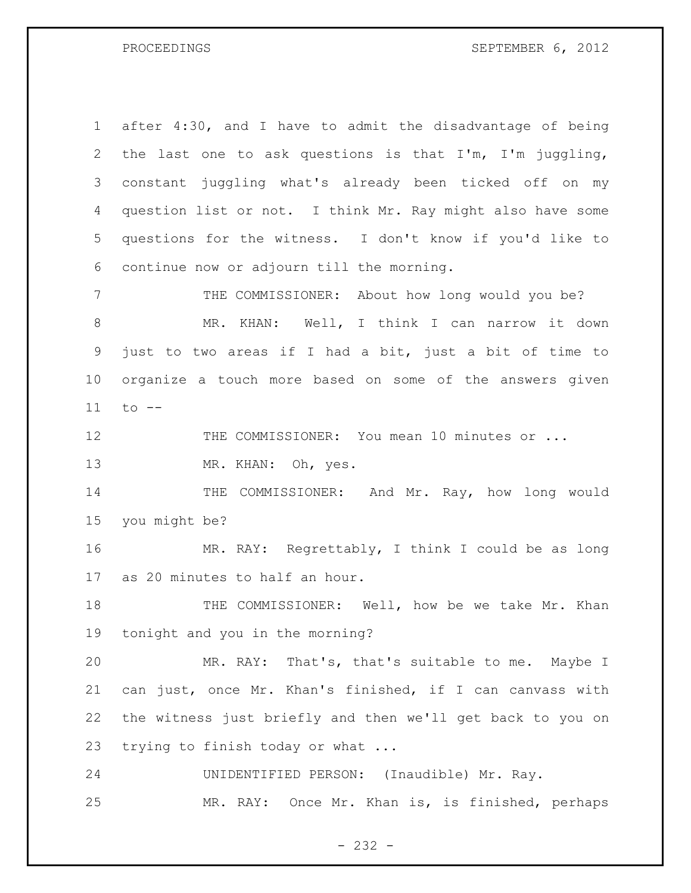after 4:30, and I have to admit the disadvantage of being the last one to ask questions is that I'm, I'm juggling, constant juggling what's already been ticked off on my question list or not. I think Mr. Ray might also have some questions for the witness. I don't know if you'd like to continue now or adjourn till the morning.

THE COMMISSIONER: About how long would you be?

MR. KHAN: Well, I think I can narrow it down just to two areas if I had a bit, just a bit of time to organize a touch more based on some of the answers given to --

THE COMMISSIONER: You mean 10 minutes or ...

MR. KHAN: Oh, yes.

THE COMMISSIONER: And Mr. Ray, how long would you might be?

MR. RAY: Regrettably, I think I could be as long as 20 minutes to half an hour.

THE COMMISSIONER: Well, how be we take Mr. Khan tonight and you in the morning?

MR. RAY: That's, that's suitable to me. Maybe I can just, once Mr. Khan's finished, if I can canvass with the witness just briefly and then we'll get back to you on trying to finish today or what ...

UNIDENTIFIED PERSON: (Inaudible) Mr. Ray.

MR. RAY: Once Mr. Khan is, is finished, perhaps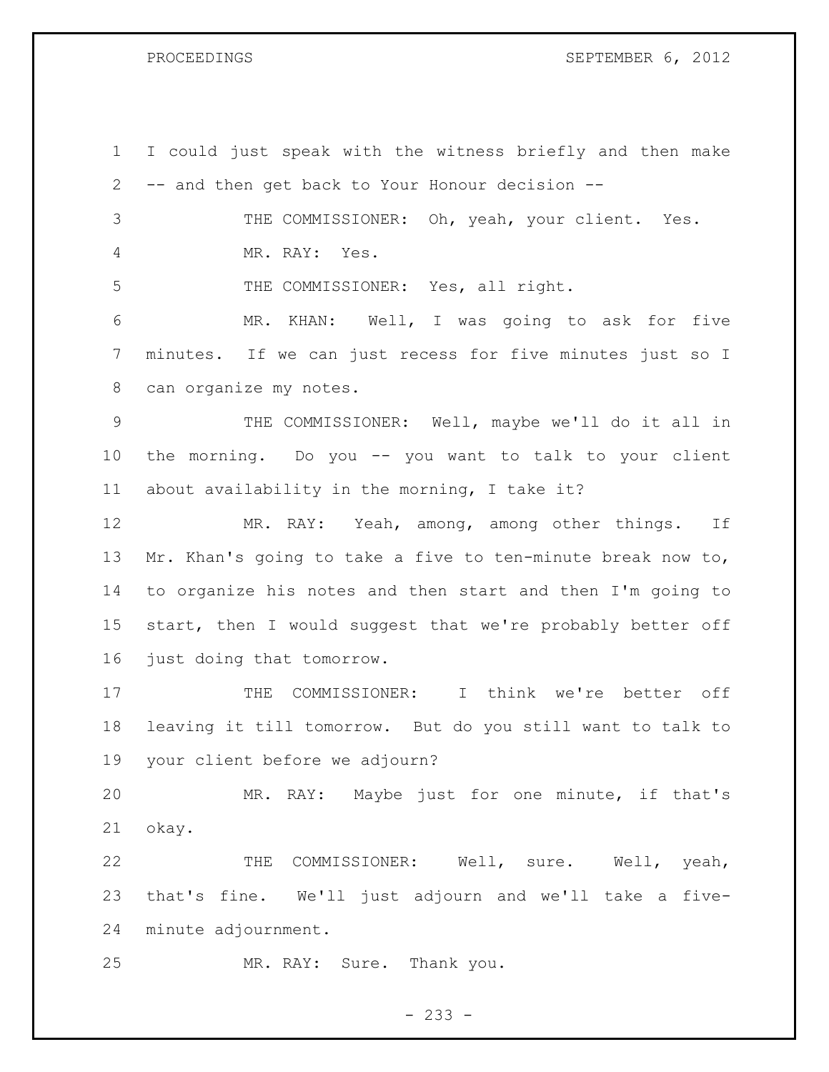I could just speak with the witness briefly and then make -- and then get back to Your Honour decision --

THE COMMISSIONER: Oh, yeah, your client. Yes.

MR. RAY: Yes.

THE COMMISSIONER: Yes, all right.

MR. KHAN: Well, I was going to ask for five minutes. If we can just recess for five minutes just so I can organize my notes.

THE COMMISSIONER: Well, maybe we'll do it all in the morning. Do you -- you want to talk to your client about availability in the morning, I take it?

MR. RAY: Yeah, among, among other things. If Mr. Khan's going to take a five to ten-minute break now to, to organize his notes and then start and then I'm going to start, then I would suggest that we're probably better off just doing that tomorrow.

THE COMMISSIONER: I think we're better off leaving it till tomorrow. But do you still want to talk to your client before we adjourn?

MR. RAY: Maybe just for one minute, if that's okay.

THE COMMISSIONER: Well, sure. Well, yeah, that's fine. We'll just adjourn and we'll take a five-minute adjournment.

MR. RAY: Sure. Thank you.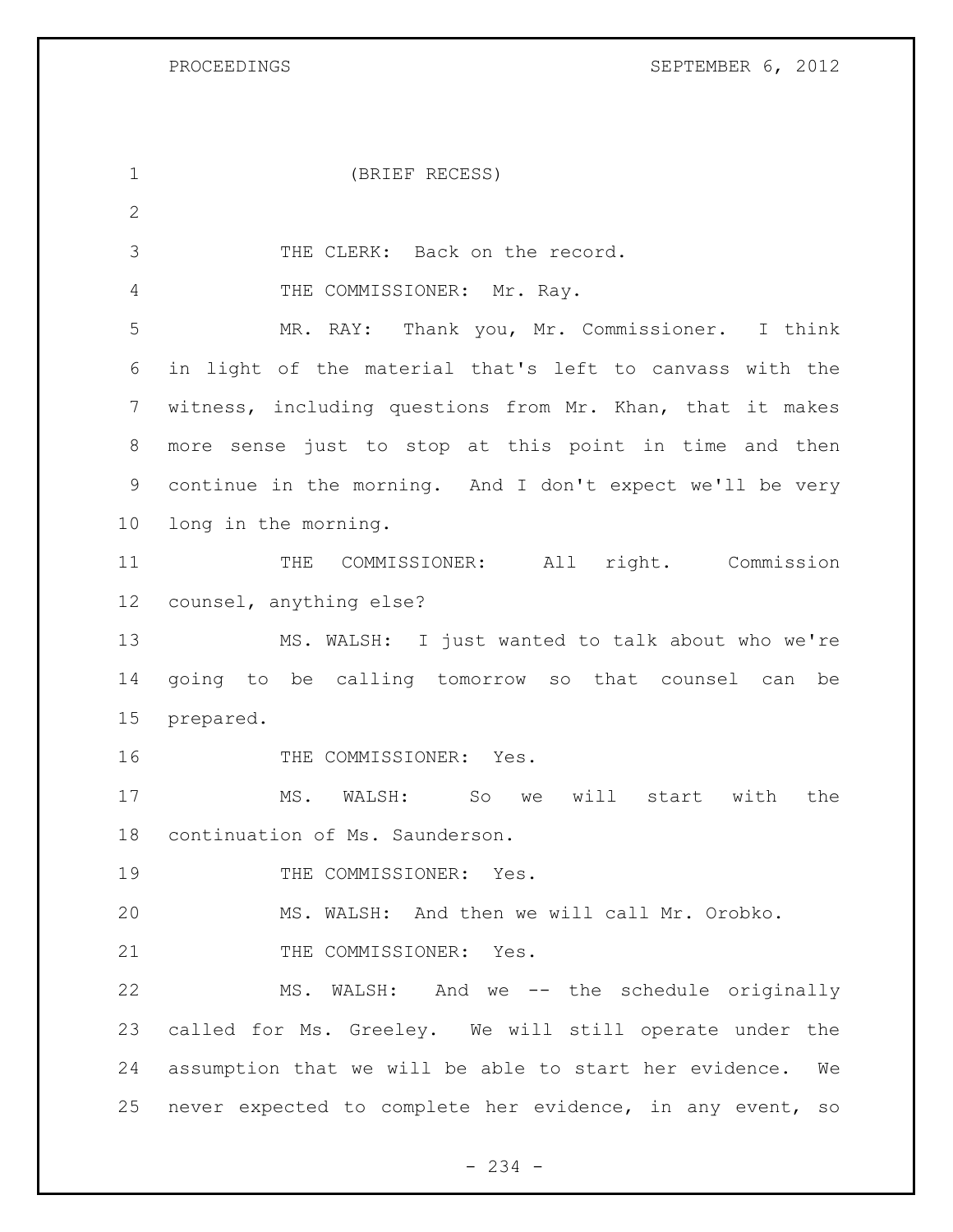(BRIEF RECESS)

THE CLERK: Back on the record.

THE COMMISSIONER: Mr. Ray.

MR. RAY: Thank you, Mr. Commissioner. I think in light of the material that's left to canvass with the witness, including questions from Mr. Khan, that it makes more sense just to stop at this point in time and then continue in the morning. And I don't expect we'll be very long in the morning.

THE COMMISSIONER: All right. Commission counsel, anything else?

MS. WALSH: I just wanted to talk about who we're going to be calling tomorrow so that counsel can be prepared.

THE COMMISSIONER: Yes.

MS. WALSH: So we will start with the continuation of Ms. Saunderson.

THE COMMISSIONER: Yes.

MS. WALSH: And then we will call Mr. Orobko.

THE COMMISSIONER: Yes.

MS. WALSH: And we -- the schedule originally called for Ms. Greeley. We will still operate under the assumption that we will be able to start her evidence. We never expected to complete her evidence, in any event, so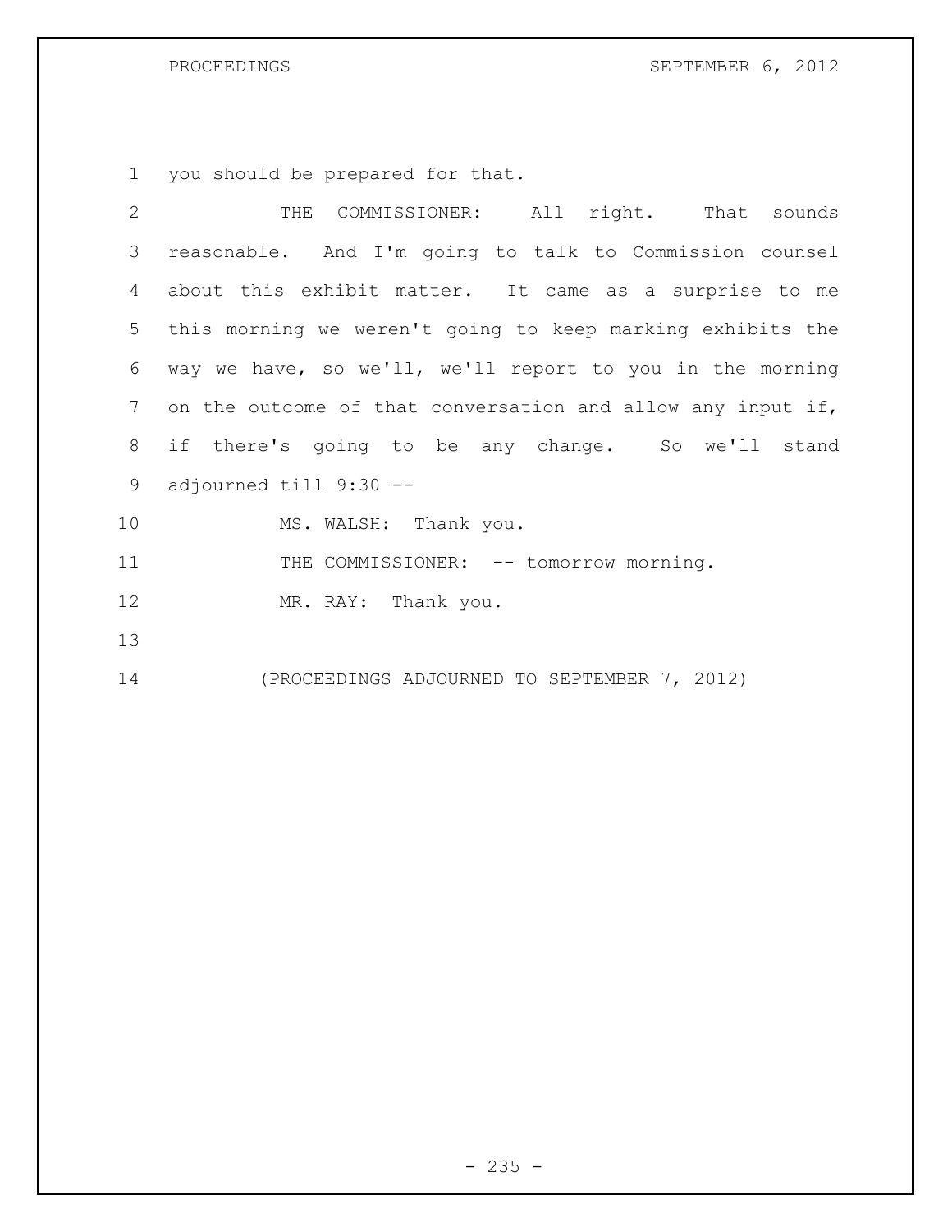you should be prepared for that.

THE COMMISSIONER: All right. That sounds reasonable. And I'm going to talk to Commission counsel about this exhibit matter. It came as a surprise to me this morning we weren't going to keep marking exhibits the way we have, so we'll, we'll report to you in the morning on the outcome of that conversation and allow any input if, if there's going to be any change. So we'll stand adjourned till 9:30 --

MS. WALSH: Thank you.

THE COMMISSIONER: -- tomorrow morning.

MR. RAY: Thank you.

(PROCEEDINGS ADJOURNED TO SEPTEMBER 7, 2012)